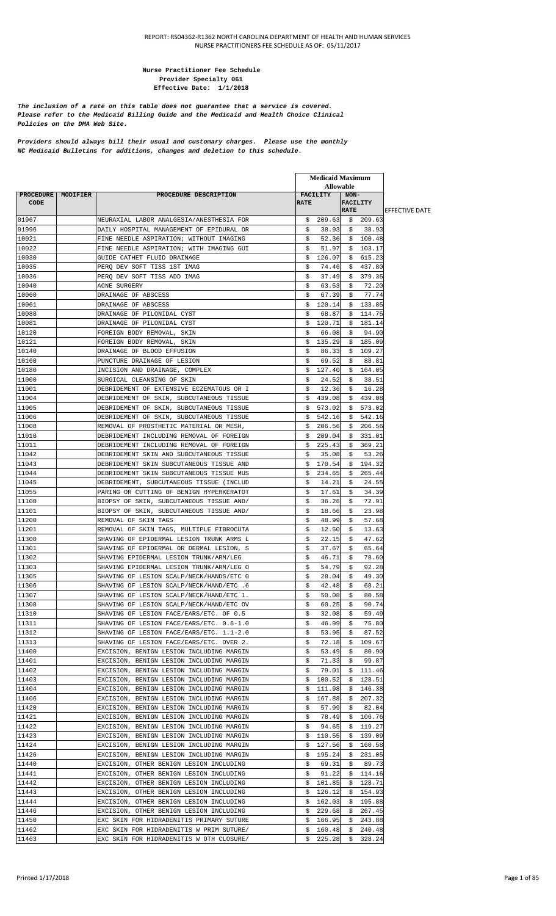REPORT: RS04362-R1362 NORTH CAROLINA DEPARTMENT OF HEALTH AND HUMAN SERVICES
NURSE PRACTITIONERS FEE SCHEDULE AS OF: 05/11/2017

**Nurse Practitioner Fee Schedule**
**Provider Specialty 061**
**Effective Date: 1/1/2018**

***The inclusion of a rate on this table does not guarantee that a service is covered. Please refer to the Medicaid Billing Guide and the Medicaid and Health Choice Clinical Policies on the DMA Web Site.***

***Providers should always bill their usual and customary charges. Please use the monthly NC Medicaid Bulletins for additions, changes and deletion to this schedule.***

| PROCEDURE CODE | MODIFIER | PROCEDURE DESCRIPTION | Medicaid Maximum Allowable FACILITY RATE | Medicaid Maximum Allowable NON-FACILITY RATE | EFFECTIVE DATE |
|---|---|---|---|---|---|
| 01967 | | NEURAXIAL LABOR ANALGESIA/ANESTHESIA FOR | $ 209.63 | $ 209.63 | |
| 01996 | | DAILY HOSPITAL MANAGEMENT OF EPIDURAL OR | $ 38.93 | $ 38.93 | |
| 10021 | | FINE NEEDLE ASPIRATION; WITHOUT IMAGING | $ 52.36 | $ 100.48 | |
| 10022 | | FINE NEEDLE ASPIRATION; WITH IMAGING GUI | $ 51.97 | $ 103.17 | |
| 10030 | | GUIDE CATHET FLUID DRAINAGE | $ 126.07 | $ 615.23 | |
| 10035 | | PERQ DEV SOFT TISS 1ST IMAG | $ 74.46 | $ 437.80 | |
| 10036 | | PERQ DEV SOFT TISS ADD IMAG | $ 37.49 | $ 379.35 | |
| 10040 | | ACNE SURGERY | $ 63.53 | $ 72.20 | |
| 10060 | | DRAINAGE OF ABSCESS | $ 67.39 | $ 77.74 | |
| 10061 | | DRAINAGE OF ABSCESS | $ 120.14 | $ 133.85 | |
| 10080 | | DRAINAGE OF PILONIDAL CYST | $ 68.87 | $ 114.75 | |
| 10081 | | DRAINAGE OF PILONIDAL CYST | $ 120.71 | $ 181.14 | |
| 10120 | | FOREIGN BODY REMOVAL, SKIN | $ 66.08 | $ 94.90 | |
| 10121 | | FOREIGN BODY REMOVAL, SKIN | $ 135.29 | $ 185.09 | |
| 10140 | | DRAINAGE OF BLOOD EFFUSION | $ 86.33 | $ 109.27 | |
| 10160 | | PUNCTURE DRAINAGE OF LESION | $ 69.52 | $ 88.81 | |
| 10180 | | INCISION AND DRAINAGE, COMPLEX | $ 127.40 | $ 164.05 | |
| 11000 | | SURGICAL CLEANSING OF SKIN | $ 24.52 | $ 38.51 | |
| 11001 | | DEBRIDEMENT OF EXTENSIVE ECZEMATOUS OR I | $ 12.36 | $ 16.28 | |
| 11004 | | DEBRIDEMENT OF SKIN, SUBCUTANEOUS TISSUE | $ 439.08 | $ 439.08 | |
| 11005 | | DEBRIDEMENT OF SKIN, SUBCUTANEOUS TISSUE | $ 573.02 | $ 573.02 | |
| 11006 | | DEBRIDEMENT OF SKIN, SUBCUTANEOUS TISSUE | $ 542.16 | $ 542.16 | |
| 11008 | | REMOVAL OF PROSTHETIC MATERIAL OR MESH, | $ 206.56 | $ 206.56 | |
| 11010 | | DEBRIDEMENT INCLUDING REMOVAL OF FOREIGN | $ 209.04 | $ 331.01 | |
| 11011 | | DEBRIDEMENT INCLUDING REMOVAL OF FOREIGN | $ 225.43 | $ 369.21 | |
| 11042 | | DEBRIDEMENT SKIN AND SUBCUTANEOUS TISSUE | $ 35.08 | $ 53.26 | |
| 11043 | | DEBRIDEMENT SKIN SUBCUTANEOUS TISSUE AND | $ 170.54 | $ 194.32 | |
| 11044 | | DEBRIDEMENT SKIN SUBCUTANEOUS TISSUE MUS | $ 234.65 | $ 265.44 | |
| 11045 | | DEBRIDEMENT, SUBCUTANEOUS TISSUE (INCLUD | $ 14.21 | $ 24.55 | |
| 11055 | | PARING OR CUTTING OF BENIGN HYPERKERATOT | $ 17.61 | $ 34.39 | |
| 11100 | | BIOPSY OF SKIN, SUBCUTANEOUS TISSUE AND/ | $ 36.26 | $ 72.91 | |
| 11101 | | BIOPSY OF SKIN, SUBCUTANEOUS TISSUE AND/ | $ 18.66 | $ 23.98 | |
| 11200 | | REMOVAL OF SKIN TAGS | $ 48.99 | $ 57.68 | |
| 11201 | | REMOVAL OF SKIN TAGS, MULTIPLE FIBROCUTA | $ 12.50 | $ 13.63 | |
| 11300 | | SHAVING OF EPIDERMAL LESION TRUNK ARMS L | $ 22.15 | $ 47.62 | |
| 11301 | | SHAVING OF EPIDERMAL OR DERMAL LESION, S | $ 37.67 | $ 65.64 | |
| 11302 | | SHAVING EPIDERMAL LESION TRUNK/ARM/LEG | $ 46.71 | $ 78.60 | |
| 11303 | | SHAVING EPIDERMAL LESION TRUNK/ARM/LEG O | $ 54.79 | $ 92.28 | |
| 11305 | | SHAVING OF LESION SCALP/NECK/HANDS/ETC 0 | $ 28.04 | $ 49.30 | |
| 11306 | | SHAVING OF LESION SCALP/NECK/HAND/ETC .6 | $ 42.48 | $ 68.21 | |
| 11307 | | SHAVING OF LESION SCALP/NECK/HAND/ETC 1. | $ 50.08 | $ 80.58 | |
| 11308 | | SHAVING OF LESION SCALP/NECK/HAND/ETC OV | $ 60.25 | $ 90.74 | |
| 11310 | | SHAVING OF LESION FACE/EARS/ETC. OF 0.5 | $ 32.08 | $ 59.49 | |
| 11311 | | SHAVING OF LESION FACE/EARS/ETC. 0.6-1.0 | $ 46.99 | $ 75.80 | |
| 11312 | | SHAVING OF LESION FACE/EARS/ETC. 1.1-2.0 | $ 53.95 | $ 87.52 | |
| 11313 | | SHAVING OF LESION FACE/EARS/ETC. OVER 2. | $ 72.18 | $ 109.67 | |
| 11400 | | EXCISION, BENIGN LESION INCLUDING MARGIN | $ 53.49 | $ 80.90 | |
| 11401 | | EXCISION, BENIGN LESION INCLUDING MARGIN | $ 71.33 | $ 99.87 | |
| 11402 | | EXCISION, BENIGN LESION INCLUDING MARGIN | $ 79.01 | $ 111.46 | |
| 11403 | | EXCISION, BENIGN LESION INCLUDING MARGIN | $ 100.52 | $ 128.51 | |
| 11404 | | EXCISION, BENIGN LESION INCLUDING MARGIN | $ 111.98 | $ 146.38 | |
| 11406 | | EXCISION, BENIGN LESION INCLUDING MARGIN | $ 167.88 | $ 207.32 | |
| 11420 | | EXCISION, BENIGN LESION INCLUDING MARGIN | $ 57.99 | $ 82.04 | |
| 11421 | | EXCISION, BENIGN LESION INCLUDING MARGIN | $ 78.49 | $ 106.76 | |
| 11422 | | EXCISION, BENIGN LESION INCLUDING MARGIN | $ 94.65 | $ 119.27 | |
| 11423 | | EXCISION, BENIGN LESION INCLUDING MARGIN | $ 110.55 | $ 139.09 | |
| 11424 | | EXCISION, BENIGN LESION INCLUDING MARGIN | $ 127.56 | $ 160.58 | |
| 11426 | | EXCISION, BENIGN LESION INCLUDING MARGIN | $ 195.24 | $ 231.05 | |
| 11440 | | EXCISION, OTHER BENIGN LESION INCLUDING | $ 69.31 | $ 89.73 | |
| 11441 | | EXCISION, OTHER BENIGN LESION INCLUDING | $ 91.22 | $ 114.16 | |
| 11442 | | EXCISION, OTHER BENIGN LESION INCLUDING | $ 101.85 | $ 128.71 | |
| 11443 | | EXCISION, OTHER BENIGN LESION INCLUDING | $ 126.12 | $ 154.93 | |
| 11444 | | EXCISION, OTHER BENIGN LESION INCLUDING | $ 162.03 | $ 195.88 | |
| 11446 | | EXCISION, OTHER BENIGN LESION INCLUDING | $ 229.68 | $ 267.45 | |
| 11450 | | EXC SKIN FOR HIDRADENITIS PRIMARY SUTURE | $ 166.95 | $ 243.88 | |
| 11462 | | EXC SKIN FOR HIDRADENITIS W PRIM SUTURE/ | $ 160.48 | $ 240.48 | |
| 11463 | | EXC SKIN FOR HIDRADENITIS W OTH CLOSURE/ | $ 225.28 | $ 328.24 | |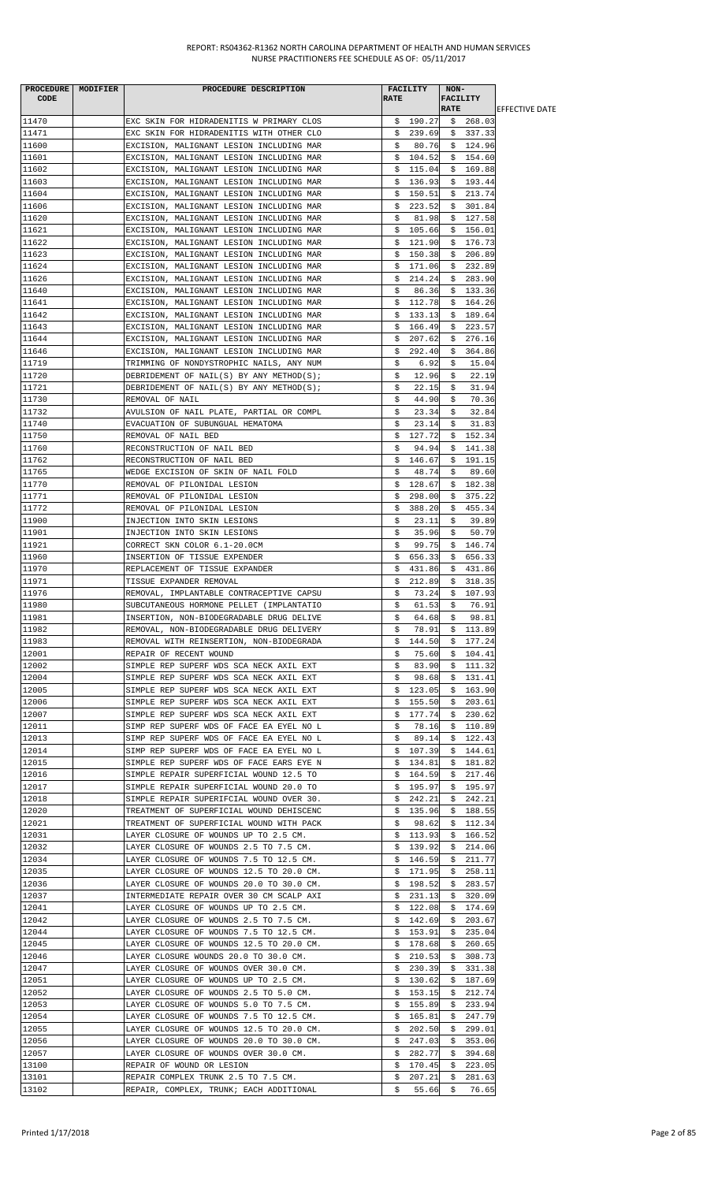| PROCEDURE CODE | MODIFIER | PROCEDURE DESCRIPTION | FACILITY RATE | NON-FACILITY RATE | EFFECTIVE DATE |
|---|---|---|---|---|---|
| 11470 | | EXC SKIN FOR HIDRADENITIS W PRIMARY CLOS | $ 190.27 | $ 268.03 | |
| 11471 | | EXC SKIN FOR HIDRADENITIS WITH OTHER CLO | $ 239.69 | $ 337.33 | |
| 11600 | | EXCISION, MALIGNANT LESION INCLUDING MAR | $ 80.76 | $ 124.96 | |
| 11601 | | EXCISION, MALIGNANT LESION INCLUDING MAR | $ 104.52 | $ 154.60 | |
| 11602 | | EXCISION, MALIGNANT LESION INCLUDING MAR | $ 115.04 | $ 169.88 | |
| 11603 | | EXCISION, MALIGNANT LESION INCLUDING MAR | $ 136.93 | $ 193.44 | |
| 11604 | | EXCISION, MALIGNANT LESION INCLUDING MAR | $ 150.51 | $ 213.74 | |
| 11606 | | EXCISION, MALIGNANT LESION INCLUDING MAR | $ 223.52 | $ 301.84 | |
| 11620 | | EXCISION, MALIGNANT LESION INCLUDING MAR | $ 81.98 | $ 127.58 | |
| 11621 | | EXCISION, MALIGNANT LESION INCLUDING MAR | $ 105.66 | $ 156.01 | |
| 11622 | | EXCISION, MALIGNANT LESION INCLUDING MAR | $ 121.90 | $ 176.73 | |
| 11623 | | EXCISION, MALIGNANT LESION INCLUDING MAR | $ 150.38 | $ 206.89 | |
| 11624 | | EXCISION, MALIGNANT LESION INCLUDING MAR | $ 171.06 | $ 232.89 | |
| 11626 | | EXCISION, MALIGNANT LESION INCLUDING MAR | $ 214.24 | $ 283.90 | |
| 11640 | | EXCISION, MALIGNANT LESION INCLUDING MAR | $ 86.36 | $ 133.36 | |
| 11641 | | EXCISION, MALIGNANT LESION INCLUDING MAR | $ 112.78 | $ 164.26 | |
| 11642 | | EXCISION, MALIGNANT LESION INCLUDING MAR | $ 133.13 | $ 189.64 | |
| 11643 | | EXCISION, MALIGNANT LESION INCLUDING MAR | $ 166.49 | $ 223.57 | |
| 11644 | | EXCISION, MALIGNANT LESION INCLUDING MAR | $ 207.62 | $ 276.16 | |
| 11646 | | EXCISION, MALIGNANT LESION INCLUDING MAR | $ 292.40 | $ 364.86 | |
| 11719 | | TRIMMING OF NONDYSTROPHIC NAILS, ANY NUM | $ 6.92 | $ 15.04 | |
| 11720 | | DEBRIDEMENT OF NAIL(S) BY ANY METHOD(S); | $ 12.96 | $ 22.19 | |
| 11721 | | DEBRIDEMENT OF NAIL(S) BY ANY METHOD(S); | $ 22.15 | $ 31.94 | |
| 11730 | | REMOVAL OF NAIL | $ 44.90 | $ 70.36 | |
| 11732 | | AVULSION OF NAIL PLATE, PARTIAL OR COMPL | $ 23.34 | $ 32.84 | |
| 11740 | | EVACUATION OF SUBUNGUAL HEMATOMA | $ 23.14 | $ 31.83 | |
| 11750 | | REMOVAL OF NAIL BED | $ 127.72 | $ 152.34 | |
| 11760 | | RECONSTRUCTION OF NAIL BED | $ 94.94 | $ 141.38 | |
| 11762 | | RECONSTRUCTION OF NAIL BED | $ 146.67 | $ 191.15 | |
| 11765 | | WEDGE EXCISION OF SKIN OF NAIL FOLD | $ 48.74 | $ 89.60 | |
| 11770 | | REMOVAL OF PILONIDAL LESION | $ 128.67 | $ 182.38 | |
| 11771 | | REMOVAL OF PILONIDAL LESION | $ 298.00 | $ 375.22 | |
| 11772 | | REMOVAL OF PILONIDAL LESION | $ 388.20 | $ 455.34 | |
| 11900 | | INJECTION INTO SKIN LESIONS | $ 23.11 | $ 39.89 | |
| 11901 | | INJECTION INTO SKIN LESIONS | $ 35.96 | $ 50.79 | |
| 11921 | | CORRECT SKN COLOR 6.1-20.0CM | $ 99.75 | $ 146.74 | |
| 11960 | | INSERTION OF TISSUE EXPENDER | $ 656.33 | $ 656.33 | |
| 11970 | | REPLACEMENT OF TISSUE EXPANDER | $ 431.86 | $ 431.86 | |
| 11971 | | TISSUE EXPANDER REMOVAL | $ 212.89 | $ 318.35 | |
| 11976 | | REMOVAL, IMPLANTABLE CONTRACEPTIVE CAPSU | $ 73.24 | $ 107.93 | |
| 11980 | | SUBCUTANEOUS HORMONE PELLET (IMPLANTATIO | $ 61.53 | $ 76.91 | |
| 11981 | | INSERTION, NON-BIODEGRADABLE DRUG DELIVE | $ 64.68 | $ 98.81 | |
| 11982 | | REMOVAL, NON-BIODEGRADABLE DRUG DELIVERY | $ 78.91 | $ 113.89 | |
| 11983 | | REMOVAL WITH REINSERTION, NON-BIODEGRADA | $ 144.50 | $ 177.24 | |
| 12001 | | REPAIR OF RECENT WOUND | $ 75.60 | $ 104.41 | |
| 12002 | | SIMPLE REP SUPERF WDS SCA NECK AXIL EXT | $ 83.90 | $ 111.32 | |
| 12004 | | SIMPLE REP SUPERF WDS SCA NECK AXIL EXT | $ 98.68 | $ 131.41 | |
| 12005 | | SIMPLE REP SUPERF WDS SCA NECK AXIL EXT | $ 123.05 | $ 163.90 | |
| 12006 | | SIMPLE REP SUPERF WDS SCA NECK AXIL EXT | $ 155.50 | $ 203.61 | |
| 12007 | | SIMPLE REP SUPERF WDS SCA NECK AXIL EXT | $ 177.74 | $ 230.62 | |
| 12011 | | SIMP REP SUPERF WDS OF FACE EA EYEL NO L | $ 78.16 | $ 110.89 | |
| 12013 | | SIMP REP SUPERF WDS OF FACE EA EYEL NO L | $ 89.14 | $ 122.43 | |
| 12014 | | SIMP REP SUPERF WDS OF FACE EA EYEL NO L | $ 107.39 | $ 144.61 | |
| 12015 | | SIMPLE REP SUPERF WDS OF FACE EARS EYE N | $ 134.81 | $ 181.82 | |
| 12016 | | SIMPLE REPAIR SUPERFICIAL WOUND 12.5 TO | $ 164.59 | $ 217.46 | |
| 12017 | | SIMPLE REPAIR SUPERFICIAL WOUND 20.0 TO | $ 195.97 | $ 195.97 | |
| 12018 | | SIMPLE REPAIR SUPERIFCIAL WOUND OVER 30. | $ 242.21 | $ 242.21 | |
| 12020 | | TREATMENT OF SUPERFICIAL WOUND DEHISCENC | $ 135.96 | $ 188.55 | |
| 12021 | | TREATMENT OF SUPERFICIAL WOUND WITH PACK | $ 98.62 | $ 112.34 | |
| 12031 | | LAYER CLOSURE OF WOUNDS UP TO 2.5 CM. | $ 113.93 | $ 166.52 | |
| 12032 | | LAYER CLOSURE OF WOUNDS 2.5 TO 7.5 CM. | $ 139.92 | $ 214.06 | |
| 12034 | | LAYER CLOSURE OF WOUNDS 7.5 TO 12.5 CM. | $ 146.59 | $ 211.77 | |
| 12035 | | LAYER CLOSURE OF WOUNDS 12.5 TO 20.0 CM. | $ 171.95 | $ 258.11 | |
| 12036 | | LAYER CLOSURE OF WOUNDS 20.0 TO 30.0 CM. | $ 198.52 | $ 283.57 | |
| 12037 | | INTERMEDIATE REPAIR OVER 30 CM SCALP AXI | $ 231.13 | $ 320.09 | |
| 12041 | | LAYER CLOSURE OF WOUNDS UP TO 2.5 CM. | $ 122.08 | $ 174.69 | |
| 12042 | | LAYER CLOSURE OF WOUNDS 2.5 TO 7.5 CM. | $ 142.69 | $ 203.67 | |
| 12044 | | LAYER CLOSURE OF WOUNDS 7.5 TO 12.5 CM. | $ 153.91 | $ 235.04 | |
| 12045 | | LAYER CLOSURE OF WOUNDS 12.5 TO 20.0 CM. | $ 178.68 | $ 260.65 | |
| 12046 | | LAYER CLOSURE WOUNDS 20.0 TO 30.0 CM. | $ 210.53 | $ 308.73 | |
| 12047 | | LAYER CLOSURE OF WOUNDS OVER 30.0 CM. | $ 230.39 | $ 331.38 | |
| 12051 | | LAYER CLOSURE OF WOUNDS UP TO 2.5 CM. | $ 130.62 | $ 187.69 | |
| 12052 | | LAYER CLOSURE OF WOUNDS 2.5 TO 5.0 CM. | $ 153.15 | $ 212.74 | |
| 12053 | | LAYER CLOSURE OF WOUNDS 5.0 TO 7.5 CM. | $ 155.89 | $ 233.94 | |
| 12054 | | LAYER CLOSURE OF WOUNDS 7.5 TO 12.5 CM. | $ 165.81 | $ 247.79 | |
| 12055 | | LAYER CLOSURE OF WOUNDS 12.5 TO 20.0 CM. | $ 202.50 | $ 299.01 | |
| 12056 | | LAYER CLOSURE OF WOUNDS 20.0 TO 30.0 CM. | $ 247.03 | $ 353.06 | |
| 12057 | | LAYER CLOSURE OF WOUNDS OVER 30.0 CM. | $ 282.77 | $ 394.68 | |
| 13100 | | REPAIR OF WOUND OR LESION | $ 170.45 | $ 223.05 | |
| 13101 | | REPAIR COMPLEX TRUNK 2.5 TO 7.5 CM. | $ 207.21 | $ 281.63 | |
| 13102 | | REPAIR, COMPLEX, TRUNK; EACH ADDITIONAL | $ 55.66 | $ 76.65 | |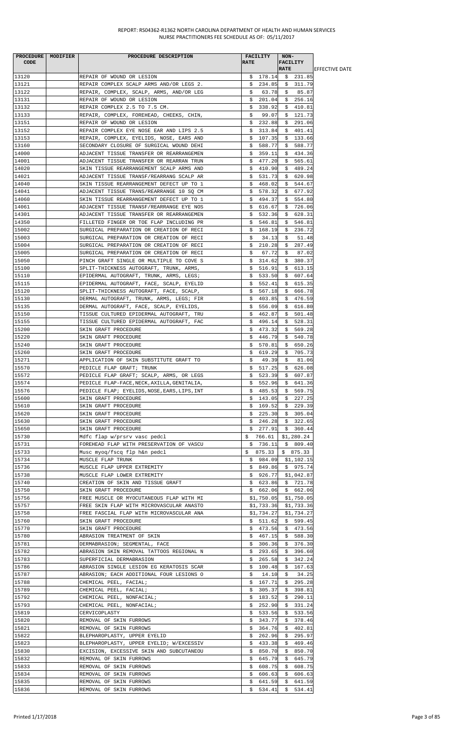REPORT: RS04362-R1362 NORTH CAROLINA DEPARTMENT OF HEALTH AND HUMAN SERVICES
NURSE PRACTITIONERS FEE SCHEDULE AS OF: 05/11/2017

| PROCEDURE CODE | MODIFIER | PROCEDURE DESCRIPTION | FACILITY RATE | NON-FACILITY RATE | EFFECTIVE DATE |
|---|---|---|---|---|---|
| 13120 | | REPAIR OF WOUND OR LESION | $ 178.14 | $ 231.85 | |
| 13121 | | REPAIR COMPLEX SCALP ARMS AND/OR LEGS 2. | $ 234.85 | $ 311.79 | |
| 13122 | | REPAIR, COMPLEX, SCALP, ARMS, AND/OR LEG | $ 63.78 | $ 85.87 | |
| 13131 | | REPAIR OF WOUND OR LESION | $ 201.04 | $ 256.16 | |
| 13132 | | REPAIR COMPLEX 2.5 TO 7.5 CM. | $ 338.92 | $ 410.81 | |
| 13133 | | REPAIR, COMPLEX, FOREHEAD, CHEEKS, CHIN, | $ 99.07 | $ 121.73 | |
| 13151 | | REPAIR OF WOUND OR LESION | $ 232.88 | $ 291.06 | |
| 13152 | | REPAIR COMPLEX EYE NOSE EAR AND LIPS 2.5 | $ 313.84 | $ 401.41 | |
| 13153 | | REPAIR, COMPLEX, EYELIDS, NOSE, EARS AND | $ 107.35 | $ 133.66 | |
| 13160 | | SECONDARY CLOSURE OF SURGICAL WOUND DEHI | $ 588.77 | $ 588.77 | |
| 14000 | | ADJACENT TISSUE TRANSFER OR REARRANGEMEN | $ 359.11 | $ 434.36 | |
| 14001 | | ADJACENT TISSUE TRANSFER OR REARRAN TRUN | $ 477.20 | $ 565.61 | |
| 14020 | | SKIN TISSUE REARRANGEMENT SCALP ARMS AND | $ 410.90 | $ 489.24 | |
| 14021 | | ADJACENT TISSUE TRANSF/REARRANG SCALP AR | $ 531.73 | $ 620.98 | |
| 14040 | | SKIN TISSUE REARRANGEMENT DEFECT UP TO 1 | $ 468.02 | $ 544.67 | |
| 14041 | | ADJACENT TISSUE TRANS/REARRANGE 10 SQ CM | $ 578.32 | $ 677.92 | |
| 14060 | | SKIN TISSUE REARRANGEMENT DEFECT UP TO 1 | $ 494.37 | $ 554.80 | |
| 14061 | | ADJACENT TISSUE TRANSF/REARRANGE EYE NOS | $ 616.67 | $ 726.06 | |
| 14301 | | ADJACENT TISSUE TRANSFER OR REARRANGEMEN | $ 532.36 | $ 628.31 | |
| 14350 | | FILLETED FINGER OR TOE FLAP INCLUDING PR | $ 546.81 | $ 546.81 | |
| 15002 | | SURGICAL PREPARATION OR CREATION OF RECI | $ 168.19 | $ 236.72 | |
| 15003 | | SURGICAL PREPARATION OR CREATION OF RECI | $ 34.13 | $ 51.48 | |
| 15004 | | SURGICAL PREPARATION OR CREATION OF RECI | $ 210.28 | $ 287.49 | |
| 15005 | | SURGICAL PREPARATION OR CREATION OF RECI | $ 67.72 | $ 87.02 | |
| 15050 | | PINCH GRAFT SINGLE OR MULTIPLE TO COVE S | $ 314.62 | $ 380.37 | |
| 15100 | | SPLIT-THICKNESS AUTOGRAFT, TRUNK, ARMS, | $ 516.91 | $ 613.15 | |
| 15110 | | EPIDERMAL AUTOGRAFT, TRUNK, ARMS, LEGS; | $ 533.50 | $ 607.64 | |
| 15115 | | EPIDERMAL AUTOGRAFT, FACE, SCALP, EYELID | $ 552.41 | $ 615.35 | |
| 15120 | | SPLIT-THICKNESS AUTOGRAFT, FACE, SCALP, | $ 567.18 | $ 666.78 | |
| 15130 | | DERMAL AUTOGRAFT, TRUNK, ARMS, LEGS; FIR | $ 403.85 | $ 476.59 | |
| 15135 | | DERMAL AUTOGRAFT, FACE, SCALP, EYELIDS, | $ 556.09 | $ 616.80 | |
| 15150 | | TISSUE CULTURED EPIDERMAL AUTOGRAFT, TRU | $ 462.87 | $ 501.48 | |
| 15155 | | TISSUE CULTURED EPIDERMAL AUTOGRAFT, FAC | $ 496.14 | $ 528.31 | |
| 15200 | | SKIN GRAFT PROCEDURE | $ 473.32 | $ 569.28 | |
| 15220 | | SKIN GRAFT PROCEDURE | $ 446.79 | $ 540.78 | |
| 15240 | | SKIN GRAFT PROCEDURE | $ 570.81 | $ 650.26 | |
| 15260 | | SKIN GRAFT PROCEDURE | $ 619.29 | $ 705.73 | |
| 15271 | | APPLICATION OF SKIN SUBSTITUTE GRAFT TO | $ 49.39 | $ 81.06 | |
| 15570 | | PEDICLE FLAP GRAFT; TRUNK | $ 517.25 | $ 626.08 | |
| 15572 | | PEDICLE FLAP GRAFT; SCALP, ARMS, OR LEGS | $ 523.39 | $ 607.87 | |
| 15574 | | PEDICLE FLAP-FACE,NECK,AXILLA,GENITALIA, | $ 552.96 | $ 641.36 | |
| 15576 | | PEDICLE FLAP; EYELIDS,NOSE,EARS,LIPS,INT | $ 485.53 | $ 569.75 | |
| 15600 | | SKIN GRAFT PROCEDURE | $ 143.05 | $ 227.25 | |
| 15610 | | SKIN GRAFT PROCEDURE | $ 169.52 | $ 229.39 | |
| 15620 | | SKIN GRAFT PROCEDURE | $ 225.30 | $ 305.04 | |
| 15630 | | SKIN GRAFT PROCEDURE | $ 246.28 | $ 322.65 | |
| 15650 | | SKIN GRAFT PROCEDURE | $ 277.91 | $ 360.44 | |
| 15730 | | Mdfc flap w/prsrv vasc pedcl | $ 766.61 | $1,280.24 | |
| 15731 | | FOREHEAD FLAP WITH PRESERVATION OF VASCU | $ 736.11 | $ 809.40 | |
| 15733 | | Musc myoq/fscq flp h&n pedcl | $ 875.33 | $ 875.33 | |
| 15734 | | MUSCLE FLAP TRUNK | $ 984.09 | $1,102.15 | |
| 15736 | | MUSCLE FLAP UPPER EXTREMITY | $ 849.86 | $ 975.74 | |
| 15738 | | MUSCLE FLAP LOWER EXTREMITY | $ 926.77 | $1,042.87 | |
| 15740 | | CREATION OF SKIN AND TISSUE GRAFT | $ 623.86 | $ 721.78 | |
| 15750 | | SKIN GRAFT PROCEDURE | $ 662.06 | $ 662.06 | |
| 15756 | | FREE MUSCLE OR MYOCUTANEOUS FLAP WITH MI | $1,750.05 | $1,750.05 | |
| 15757 | | FREE SKIN FLAP WITH MICROVASCULAR ANASTO | $1,733.36 | $1,733.36 | |
| 15758 | | FREE FASCIAL FLAP WITH MICROVASCULAR ANA | $1,734.27 | $1,734.27 | |
| 15760 | | SKIN GRAFT PROCEDURE | $ 511.62 | $ 599.45 | |
| 15770 | | SKIN GRAFT PROCEDURE | $ 473.56 | $ 473.56 | |
| 15780 | | ABRASION TREATMENT OF SKIN | $ 467.15 | $ 588.30 | |
| 15781 | | DERMABRASION; SEGMENTAL, FACE | $ 306.36 | $ 376.30 | |
| 15782 | | ABRASION SKIN REMOVAL TATTOOS REGIONAL N | $ 293.65 | $ 396.60 | |
| 15783 | | SUPERFICIAL DERMABRASION | $ 265.58 | $ 342.24 | |
| 15786 | | ABRASION SINGLE LESION EG KERATOSIS SCAR | $ 100.48 | $ 167.63 | |
| 15787 | | ABRASION; EACH ADDITIONAL FOUR LESIONS O | $ 14.10 | $ 34.25 | |
| 15788 | | CHEMICAL PEEL, FACIAL; | $ 167.71 | $ 295.28 | |
| 15789 | | CHEMICAL PEEL, FACIAL; | $ 305.37 | $ 398.81 | |
| 15792 | | CHEMICAL PEEL, NONFACIAL; | $ 183.52 | $ 290.11 | |
| 15793 | | CHEMICAL PEEL, NONFACIAL; | $ 252.90 | $ 331.24 | |
| 15819 | | CERVICOPLASTY | $ 533.56 | $ 533.56 | |
| 15820 | | REMOVAL OF SKIN FURROWS | $ 343.77 | $ 378.46 | |
| 15821 | | REMOVAL OF SKIN FURROWS | $ 364.76 | $ 402.81 | |
| 15822 | | BLEPHAROPLASTY, UPPER EYELID | $ 262.96 | $ 295.97 | |
| 15823 | | BLEPHAROPLASTY, UPPER EYELID; W/EXCESSIV | $ 433.38 | $ 469.46 | |
| 15830 | | EXCISION, EXCESSIVE SKIN AND SUBCUTANEOU | $ 850.70 | $ 850.70 | |
| 15832 | | REMOVAL OF SKIN FURROWS | $ 645.79 | $ 645.79 | |
| 15833 | | REMOVAL OF SKIN FURROWS | $ 608.75 | $ 608.75 | |
| 15834 | | REMOVAL OF SKIN FURROWS | $ 606.63 | $ 606.63 | |
| 15835 | | REMOVAL OF SKIN FURROWS | $ 641.59 | $ 641.59 | |
| 15836 | | REMOVAL OF SKIN FURROWS | $ 534.41 | $ 534.41 | |

Printed 1/17/2018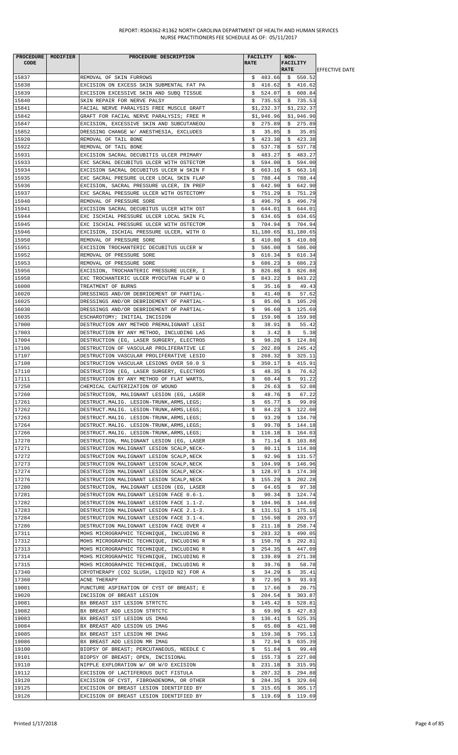REPORT: RS04362-R1362 NORTH CAROLINA DEPARTMENT OF HEALTH AND HUMAN SERVICES
NURSE PRACTITIONERS FEE SCHEDULE AS OF: 05/11/2017

| PROCEDURE CODE | MODIFIER | PROCEDURE DESCRIPTION | FACILITY RATE | NON-FACILITY RATE | EFFECTIVE DATE |
|---|---|---|---|---|---|
| 15837 | | REMOVAL OF SKIN FURROWS | $ 483.66 | $ 550.52 | |
| 15838 | | EXCISION ON EXCESS SKIN SUBMENTAL FAT PA | $ 416.62 | $ 416.62 | |
| 15839 | | EXCISION EXCESSIVE SKIN AND SUBQ TISSUE | $ 524.07 | $ 608.84 | |
| 15840 | | SKIN REPAIR FOR NERVE PALSY | $ 735.53 | $ 735.53 | |
| 15841 | | FACIAL NERVE PARALYSIS FREE MUSCLE GRAFT | $1,232.37 | $1,232.37 | |
| 15842 | | GRAFT FOR FACIAL NERVE PARALYSIS; FREE M | $1,946.96 | $1,946.96 | |
| 15847 | | EXCISION, EXCESSIVE SKIN AND SUBCUTANEOU | $ 275.89 | $ 275.89 | |
| 15852 | | DRESSING CHANGE W/ ANESTHESIA, EXCLUDES | $ 35.85 | $ 35.85 | |
| 15920 | | REMOVAL OF TAIL BONE | $ 423.38 | $ 423.38 | |
| 15922 | | REMOVAL OF TAIL BONE | $ 537.78 | $ 537.78 | |
| 15931 | | EXCISION SACRAL DECUBITIS ULCER PRIMARY | $ 483.27 | $ 483.27 | |
| 15933 | | EXC SACRAL DECUBITUS ULCER WITH OSTECTOM | $ 594.00 | $ 594.00 | |
| 15934 | | EXCISION SACRAL DECUBITUS ULCER W SKIN F | $ 663.16 | $ 663.16 | |
| 15935 | | EXC SACRAL PRESURE ULCER LOCAL SKIN FLAP | $ 788.44 | $ 788.44 | |
| 15936 | | EXCISION, SACRAL PRESSURE ULCER, IN PREP | $ 642.90 | $ 642.90 | |
| 15937 | | EXC SACRAL PRESSURE ULCER WITH OSTECTOMY | $ 751.29 | $ 751.29 | |
| 15940 | | REMOVAL OF PRESSURE SORE | $ 496.79 | $ 496.79 | |
| 15941 | | EXCISION SACRAL DECUBITUS ULCER WITH OST | $ 644.01 | $ 644.01 | |
| 15944 | | EXC ISCHIAL PRESSURE ULCER LOCAL SKIN FL | $ 634.65 | $ 634.65 | |
| 15945 | | EXC ISCHIAL PRESSURE ULCER WITH OSTECTOM | $ 704.94 | $ 704.94 | |
| 15946 | | EXCISION, ISCHIAL PRESSURE ULCER, WITH O | $1,180.65 | $1,180.65 | |
| 15950 | | REMOVAL OF PRESSURE SORE | $ 410.80 | $ 410.80 | |
| 15951 | | EXCISION TROCHANTERIC DECUBITUS ULCER W | $ 586.00 | $ 586.00 | |
| 15952 | | REMOVAL OF PRESSURE SORE | $ 616.34 | $ 616.34 | |
| 15953 | | REMOVAL OF PRESSURE SORE | $ 686.23 | $ 686.23 | |
| 15956 | | EXCISION, TROCHANTERIC PRESSURE ULCER, I | $ 826.88 | $ 826.88 | |
| 15958 | | EXC TROCHANTERIC ULCER MYOCUTAN FLAP W O | $ 843.22 | $ 843.22 | |
| 16000 | | TREATMENT OF BURNS | $ 35.16 | $ 49.43 | |
| 16020 | | DRESSINGS AND/OR DEBRIDEMENT OF PARTIAL- | $ 41.40 | $ 57.62 | |
| 16025 | | DRESSINGS AND/OR DEBRIDEMENT OF PARTIAL- | $ 85.06 | $ 105.20 | |
| 16030 | | DRESSINGS AND/OR DEBRIDEMENT OF PARTIAL- | $ 96.60 | $ 125.69 | |
| 16035 | | ESCHAROTOMY; INITIAL INCISION | $ 159.98 | $ 159.98 | |
| 17000 | | DESTRUCTION ANY METHOD PREMALIGNANT LESI | $ 38.91 | $ 55.42 | |
| 17003 | | DESTRUCTION BY ANY METHOD, INCLUDING LAS | $ 3.42 | $ 5.38 | |
| 17004 | | DESTRUCTION (EG, LASER SURGERY, ELECTROS | $ 98.28 | $ 124.86 | |
| 17106 | | DESTRUCTION OF VASCULAR PROLIFERATIVE LE | $ 202.89 | $ 245.42 | |
| 17107 | | DESTRUCTION VASCULAR PROLIFERATIVE LESIO | $ 268.32 | $ 325.11 | |
| 17108 | | DESTRUCTION VASCULAR LESIONS OVER 50.0 S | $ 350.17 | $ 415.91 | |
| 17110 | | DESTRUCTION (EG, LASER SURGERY, ELECTROS | $ 48.35 | $ 76.62 | |
| 17111 | | DESTRUCTION BY ANY METHOD OF FLAT WARTS, | $ 60.44 | $ 91.22 | |
| 17250 | | CHEMICAL CAUTERIZATION OF WOUND | $ 26.63 | $ 52.08 | |
| 17260 | | DESTRUCTION, MALIGNANT LESION (EG, LASER | $ 48.76 | $ 67.22 | |
| 17261 | | DESTRUCT.MALIG. LESION-TRUNK,ARMS,LEGS; | $ 65.77 | $ 99.89 | |
| 17262 | | DESTRUCT.MALIG. LESION-TRUNK,ARMS,LEGS; | $ 84.23 | $ 122.00 | |
| 17263 | | DESTRUCT.MALIG. LESION-TRUNK,ARMS,LEGS; | $ 93.29 | $ 134.70 | |
| 17264 | | DESTRUCT.MALIG. LESION-TRUNK,ARMS,LEGS; | $ 99.70 | $ 144.18 | |
| 17266 | | DESTRUCT.MALIG. LESION-TRUNK,ARMS,LEGS; | $ 116.18 | $ 164.03 | |
| 17270 | | DESTRUCTION, MALIGNANT LESION (EG, LASER | $ 71.14 | $ 103.88 | |
| 17271 | | DESTRUCTION MALIGNANT LESION SCALP,NECK- | $ 80.11 | $ 114.80 | |
| 17272 | | DESTRUCTION MALIGNANT LESION SCALP,NECK | $ 92.96 | $ 131.57 | |
| 17273 | | DESTRUCTION MALIGNANT LESION SCALP,NECK | $ 104.99 | $ 146.96 | |
| 17274 | | DESTRUCTION MALIGNANT LESION SCALP,NECK- | $ 128.97 | $ 174.30 | |
| 17276 | | DESTRUCTION MALIGNANT LESION SCALP,NECK | $ 155.29 | $ 202.28 | |
| 17280 | | DESTRUCTION, MALIGNANT LESION (EG, LASER | $ 64.65 | $ 97.38 | |
| 17281 | | DESTRUCTION MALIGNANT LESION FACE 0.6-1. | $ 90.34 | $ 124.74 | |
| 17282 | | DESTRUCTION MALIGNANT LESION FACE 1.1-2. | $ 104.96 | $ 144.69 | |
| 17283 | | DESTRUCTION MALIGNANT LESION FACE 2.1-3. | $ 131.51 | $ 175.16 | |
| 17284 | | DESTRUCTION MALIGNANT LESION FACE 3.1-4. | $ 156.98 | $ 203.97 | |
| 17286 | | DESTRUCTION MALIGNANT LESION FACE OVER 4 | $ 211.18 | $ 258.74 | |
| 17311 | | MOHS MICROGRAPHIC TECHNIQUE, INCLUDING R | $ 283.32 | $ 490.05 | |
| 17312 | | MOHS MICROGRAPHIC TECHNIQUE, INCLUDING R | $ 150.70 | $ 292.81 | |
| 17313 | | MOHS MICROGRAPHIC TECHNIQUE, INCLUDING R | $ 254.35 | $ 447.09 | |
| 17314 | | MOHS MICROGRAPHIC TECHNIQUE, INCLUDING R | $ 139.89 | $ 271.38 | |
| 17315 | | MOHS MICROGRAPHIC TECHNIQUE, INCLUDING R | $ 39.76 | $ 58.78 | |
| 17340 | | CRYOTHERAPY (CO2 SLUSH, LIQUID N2) FOR A | $ 34.29 | $ 35.41 | |
| 17360 | | ACNE THERAPY | $ 72.95 | $ 93.93 | |
| 19001 | | PUNCTURE ASPIRATION OF CYST OF BREAST; E | $ 17.66 | $ 20.75 | |
| 19020 | | INCISION OF BREAST LESION | $ 204.54 | $ 303.87 | |
| 19081 | | BX BREAST 1ST LESION STRTCTC | $ 145.42 | $ 528.81 | |
| 19082 | | BX BREAST ADD LESION STRTCTC | $ 69.99 | $ 427.83 | |
| 19083 | | BX BREAST 1ST LESION US IMAG | $ 136.41 | $ 525.35 | |
| 19084 | | BX BREAST ADD LESION US IMAG | $ 65.80 | $ 421.98 | |
| 19085 | | BX BREAST 1ST LESION MR IMAG | $ 159.38 | $ 795.13 | |
| 19086 | | BX BREAST ADD LESION MR IMAG | $ 72.94 | $ 635.39 | |
| 19100 | | BIOPSY OF BREAST; PERCUTANEOUS, NEEDLE C | $ 51.84 | $ 99.40 | |
| 19101 | | BIOPSY OF BREAST; OPEN, INCISIONAL | $ 155.73 | $ 227.08 | |
| 19110 | | NIPPLE EXPLORATION W/ OR W/O EXCISION | $ 231.18 | $ 315.95 | |
| 19112 | | EXCISION OF LACTIFEROUS DUCT FISTULA | $ 207.32 | $ 294.88 | |
| 19120 | | EXCISION OF CYST, FIBROADENOMA, OR OTHER | $ 284.35 | $ 329.66 | |
| 19125 | | EXCISION OF BREAST LESION IDENTIFIED BY | $ 315.65 | $ 365.17 | |
| 19126 | | EXCISION OF BREAST LESION IDENTIFIED BY | $ 119.69 | $ 119.69 | |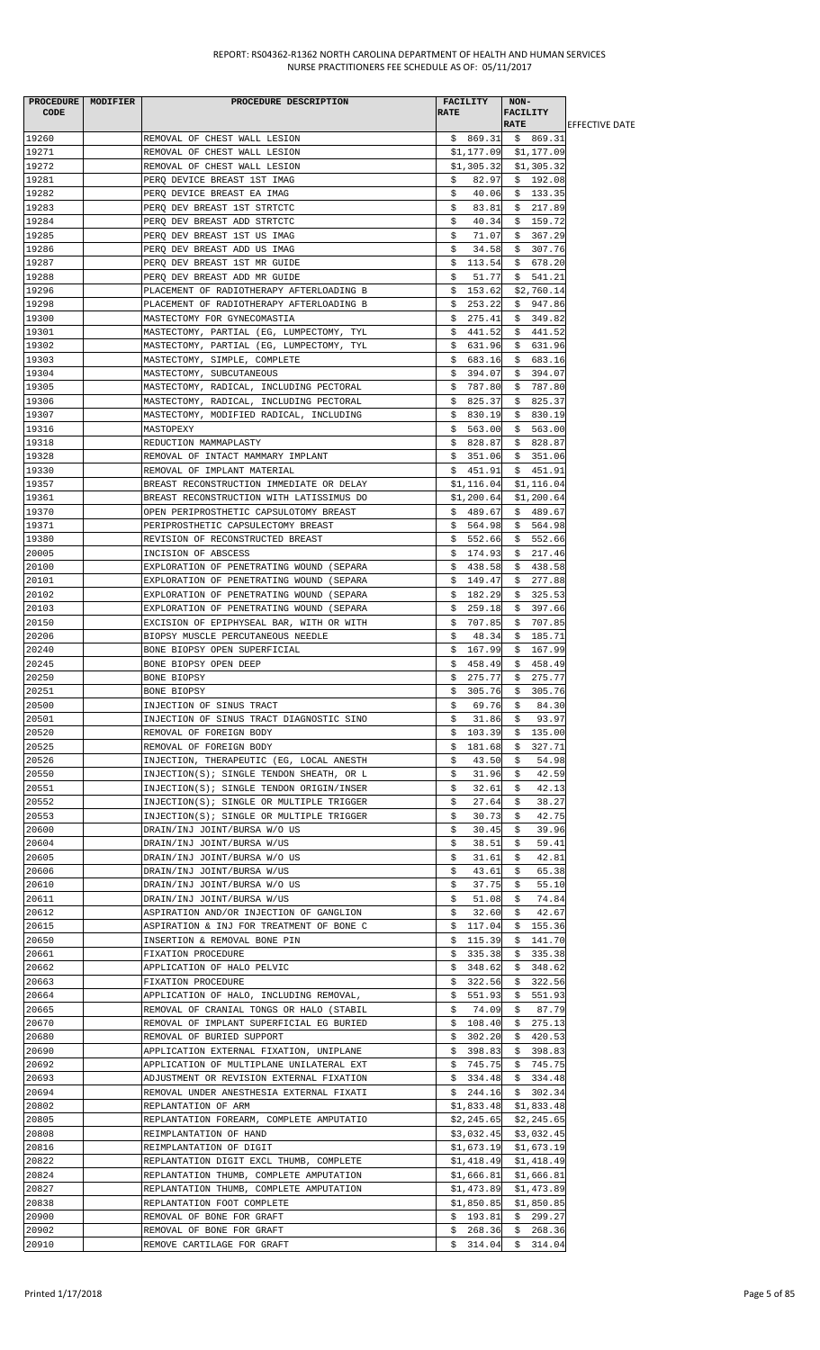| PROCEDURE CODE | MODIFIER | PROCEDURE DESCRIPTION | FACILITY RATE | NON-FACILITY RATE | EFFECTIVE DATE |
|---|---|---|---|---|---|
| 19260 | | REMOVAL OF CHEST WALL LESION | $ 869.31 | $ 869.31 | |
| 19271 | | REMOVAL OF CHEST WALL LESION | $1,177.09 | $1,177.09 | |
| 19272 | | REMOVAL OF CHEST WALL LESION | $1,305.32 | $1,305.32 | |
| 19281 | | PERQ DEVICE BREAST 1ST IMAG | $ 82.97 | $ 192.08 | |
| 19282 | | PERQ DEVICE BREAST EA IMAG | $ 40.06 | $ 133.35 | |
| 19283 | | PERQ DEV BREAST 1ST STRTCTC | $ 83.81 | $ 217.89 | |
| 19284 | | PERQ DEV BREAST ADD STRTCTC | $ 40.34 | $ 159.72 | |
| 19285 | | PERQ DEV BREAST 1ST US IMAG | $ 71.07 | $ 367.29 | |
| 19286 | | PERQ DEV BREAST ADD US IMAG | $ 34.58 | $ 307.76 | |
| 19287 | | PERQ DEV BREAST 1ST MR GUIDE | $ 113.54 | $ 678.20 | |
| 19288 | | PERQ DEV BREAST ADD MR GUIDE | $ 51.77 | $ 541.21 | |
| 19296 | | PLACEMENT OF RADIOTHERAPY AFTERLOADING B | $ 153.62 | $2,760.14 | |
| 19298 | | PLACEMENT OF RADIOTHERAPY AFTERLOADING B | $ 253.22 | $ 947.86 | |
| 19300 | | MASTECTOMY FOR GYNECOMASTIA | $ 275.41 | $ 349.82 | |
| 19301 | | MASTECTOMY, PARTIAL (EG, LUMPECTOMY, TYL | $ 441.52 | $ 441.52 | |
| 19302 | | MASTECTOMY, PARTIAL (EG, LUMPECTOMY, TYL | $ 631.96 | $ 631.96 | |
| 19303 | | MASTECTOMY, SIMPLE, COMPLETE | $ 683.16 | $ 683.16 | |
| 19304 | | MASTECTOMY, SUBCUTANEOUS | $ 394.07 | $ 394.07 | |
| 19305 | | MASTECTOMY, RADICAL, INCLUDING PECTORAL | $ 787.80 | $ 787.80 | |
| 19306 | | MASTECTOMY, RADICAL, INCLUDING PECTORAL | $ 825.37 | $ 825.37 | |
| 19307 | | MASTECTOMY, MODIFIED RADICAL, INCLUDING | $ 830.19 | $ 830.19 | |
| 19316 | | MASTOPEXY | $ 563.00 | $ 563.00 | |
| 19318 | | REDUCTION MAMMAPLASTY | $ 828.87 | $ 828.87 | |
| 19328 | | REMOVAL OF INTACT MAMMARY IMPLANT | $ 351.06 | $ 351.06 | |
| 19330 | | REMOVAL OF IMPLANT MATERIAL | $ 451.91 | $ 451.91 | |
| 19357 | | BREAST RECONSTRUCTION IMMEDIATE OR DELAY | $1,116.04 | $1,116.04 | |
| 19361 | | BREAST RECONSTRUCTION WITH LATISSIMUS DO | $1,200.64 | $1,200.64 | |
| 19370 | | OPEN PERIPROSTHETIC CAPSULOTOMY BREAST | $ 489.67 | $ 489.67 | |
| 19371 | | PERIPROSTHETIC CAPSULECTOMY BREAST | $ 564.98 | $ 564.98 | |
| 19380 | | REVISION OF RECONSTRUCTED BREAST | $ 552.66 | $ 552.66 | |
| 20005 | | INCISION OF ABSCESS | $ 174.93 | $ 217.46 | |
| 20100 | | EXPLORATION OF PENETRATING WOUND (SEPARA | $ 438.58 | $ 438.58 | |
| 20101 | | EXPLORATION OF PENETRATING WOUND (SEPARA | $ 149.47 | $ 277.88 | |
| 20102 | | EXPLORATION OF PENETRATING WOUND (SEPARA | $ 182.29 | $ 325.53 | |
| 20103 | | EXPLORATION OF PENETRATING WOUND (SEPARA | $ 259.18 | $ 397.66 | |
| 20150 | | EXCISION OF EPIPHYSEAL BAR, WITH OR WITH | $ 707.85 | $ 707.85 | |
| 20206 | | BIOPSY MUSCLE PERCUTANEOUS NEEDLE | $ 48.34 | $ 185.71 | |
| 20240 | | BONE BIOPSY OPEN SUPERFICIAL | $ 167.99 | $ 167.99 | |
| 20245 | | BONE BIOPSY OPEN DEEP | $ 458.49 | $ 458.49 | |
| 20250 | | BONE BIOPSY | $ 275.77 | $ 275.77 | |
| 20251 | | BONE BIOPSY | $ 305.76 | $ 305.76 | |
| 20500 | | INJECTION OF SINUS TRACT | $ 69.76 | $ 84.30 | |
| 20501 | | INJECTION OF SINUS TRACT DIAGNOSTIC SINO | $ 31.86 | $ 93.97 | |
| 20520 | | REMOVAL OF FOREIGN BODY | $ 103.39 | $ 135.00 | |
| 20525 | | REMOVAL OF FOREIGN BODY | $ 181.68 | $ 327.71 | |
| 20526 | | INJECTION, THERAPEUTIC (EG, LOCAL ANESTH | $ 43.50 | $ 54.98 | |
| 20550 | | INJECTION(S); SINGLE TENDON SHEATH, OR L | $ 31.96 | $ 42.59 | |
| 20551 | | INJECTION(S); SINGLE TENDON ORIGIN/INSER | $ 32.61 | $ 42.13 | |
| 20552 | | INJECTION(S); SINGLE OR MULTIPLE TRIGGER | $ 27.64 | $ 38.27 | |
| 20553 | | INJECTION(S); SINGLE OR MULTIPLE TRIGGER | $ 30.73 | $ 42.75 | |
| 20600 | | DRAIN/INJ JOINT/BURSA W/O US | $ 30.45 | $ 39.96 | |
| 20604 | | DRAIN/INJ JOINT/BURSA W/US | $ 38.51 | $ 59.41 | |
| 20605 | | DRAIN/INJ JOINT/BURSA W/O US | $ 31.61 | $ 42.81 | |
| 20606 | | DRAIN/INJ JOINT/BURSA W/US | $ 43.61 | $ 65.38 | |
| 20610 | | DRAIN/INJ JOINT/BURSA W/O US | $ 37.75 | $ 55.10 | |
| 20611 | | DRAIN/INJ JOINT/BURSA W/US | $ 51.08 | $ 74.84 | |
| 20612 | | ASPIRATION AND/OR INJECTION OF GANGLION | $ 32.60 | $ 42.67 | |
| 20615 | | ASPIRATION & INJ FOR TREATMENT OF BONE C | $ 117.04 | $ 155.36 | |
| 20650 | | INSERTION & REMOVAL BONE PIN | $ 115.39 | $ 141.70 | |
| 20661 | | FIXATION PROCEDURE | $ 335.38 | $ 335.38 | |
| 20662 | | APPLICATION OF HALO PELVIC | $ 348.62 | $ 348.62 | |
| 20663 | | FIXATION PROCEDURE | $ 322.56 | $ 322.56 | |
| 20664 | | APPLICATION OF HALO, INCLUDING REMOVAL, | $ 551.93 | $ 551.93 | |
| 20665 | | REMOVAL OF CRANIAL TONGS OR HALO (STABIL | $ 74.09 | $ 87.79 | |
| 20670 | | REMOVAL OF IMPLANT SUPERFICIAL EG BURIED | $ 108.40 | $ 275.13 | |
| 20680 | | REMOVAL OF BURIED SUPPORT | $ 302.20 | $ 420.53 | |
| 20690 | | APPLICATION EXTERNAL FIXATION, UNIPLANE | $ 398.83 | $ 398.83 | |
| 20692 | | APPLICATION OF MULTIPLANE UNILATERAL EXT | $ 745.75 | $ 745.75 | |
| 20693 | | ADJUSTMENT OR REVISION EXTERNAL FIXATION | $ 334.48 | $ 334.48 | |
| 20694 | | REMOVAL UNDER ANESTHESIA EXTERNAL FIXATI | $ 244.16 | $ 302.34 | |
| 20802 | | REPLANTATION OF ARM | $1,833.48 | $1,833.48 | |
| 20805 | | REPLANTATION FOREARM, COMPLETE AMPUTATIO | $2,245.65 | $2,245.65 | |
| 20808 | | REIMPLANTATION OF HAND | $3,032.45 | $3,032.45 | |
| 20816 | | REIMPLANTATION OF DIGIT | $1,673.19 | $1,673.19 | |
| 20822 | | REPLANTATION DIGIT EXCL THUMB, COMPLETE | $1,418.49 | $1,418.49 | |
| 20824 | | REPLANTATION THUMB, COMPLETE AMPUTATION | $1,666.81 | $1,666.81 | |
| 20827 | | REPLANTATION THUMB, COMPLETE AMPUTATION | $1,473.89 | $1,473.89 | |
| 20838 | | REPLANTATION FOOT COMPLETE | $1,850.85 | $1,850.85 | |
| 20900 | | REMOVAL OF BONE FOR GRAFT | $ 193.81 | $ 299.27 | |
| 20902 | | REMOVAL OF BONE FOR GRAFT | $ 268.36 | $ 268.36 | |
| 20910 | | REMOVE CARTILAGE FOR GRAFT | $ 314.04 | $ 314.04 | |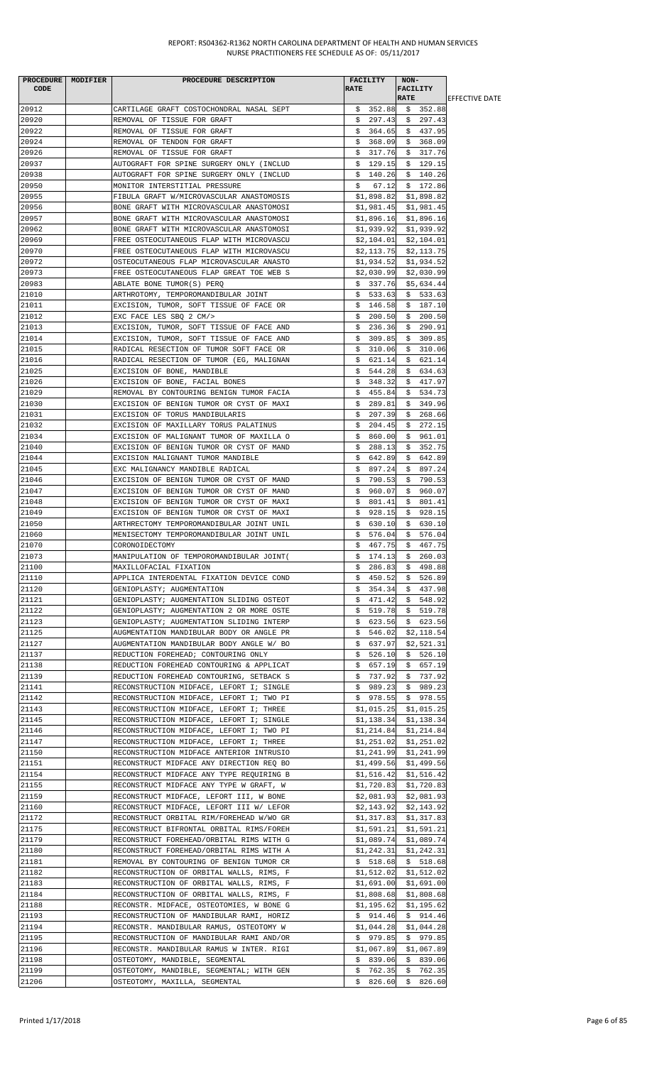| PROCEDURE CODE | MODIFIER | PROCEDURE DESCRIPTION | FACILITY RATE | NON-FACILITY RATE | EFFECTIVE DATE |
|---|---|---|---|---|---|
| 20912 | | CARTILAGE GRAFT COSTOCHONDRAL NASAL SEPT | $ 352.88 | $ 352.88 | |
| 20920 | | REMOVAL OF TISSUE FOR GRAFT | $ 297.43 | $ 297.43 | |
| 20922 | | REMOVAL OF TISSUE FOR GRAFT | $ 364.65 | $ 437.95 | |
| 20924 | | REMOVAL OF TENDON FOR GRAFT | $ 368.09 | $ 368.09 | |
| 20926 | | REMOVAL OF TISSUE FOR GRAFT | $ 317.76 | $ 317.76 | |
| 20937 | | AUTOGRAFT FOR SPINE SURGERY ONLY (INCLUD | $ 129.15 | $ 129.15 | |
| 20938 | | AUTOGRAFT FOR SPINE SURGERY ONLY (INCLUD | $ 140.26 | $ 140.26 | |
| 20950 | | MONITOR INTERSTITIAL PRESSURE | $ 67.12 | $ 172.86 | |
| 20955 | | FIBULA GRAFT W/MICROVASCULAR ANASTOMOSIS | $1,898.82 | $1,898.82 | |
| 20956 | | BONE GRAFT WITH MICROVASCULAR ANASTOMOSI | $1,981.45 | $1,981.45 | |
| 20957 | | BONE GRAFT WITH MICROVASCULAR ANASTOMOSI | $1,896.16 | $1,896.16 | |
| 20962 | | BONE GRAFT WITH MICROVASCULAR ANASTOMOSI | $1,939.92 | $1,939.92 | |
| 20969 | | FREE OSTEOCUTANEOUS FLAP WITH MICROVASCU | $2,104.01 | $2,104.01 | |
| 20970 | | FREE OSTEOCUTANEOUS FLAP WITH MICROVASCU | $2,113.75 | $2,113.75 | |
| 20972 | | OSTEOCUTANEOUS FLAP MICROVASCULAR ANASTO | $1,934.52 | $1,934.52 | |
| 20973 | | FREE OSTEOCUTANEOUS FLAP GREAT TOE WEB S | $2,030.99 | $2,030.99 | |
| 20983 | | ABLATE BONE TUMOR(S) PERQ | $ 337.76 | $5,634.44 | |
| 21010 | | ARTHROTOMY, TEMPOROMANDIBULAR JOINT | $ 533.63 | $ 533.63 | |
| 21011 | | EXCISION, TUMOR, SOFT TISSUE OF FACE OR | $ 146.58 | $ 187.10 | |
| 21012 | | EXC FACE LES SBQ 2 CM/> | $ 200.50 | $ 200.50 | |
| 21013 | | EXCISION, TUMOR, SOFT TISSUE OF FACE AND | $ 236.36 | $ 290.91 | |
| 21014 | | EXCISION, TUMOR, SOFT TISSUE OF FACE AND | $ 309.85 | $ 309.85 | |
| 21015 | | RADICAL RESECTION OF TUMOR SOFT FACE OR | $ 310.06 | $ 310.06 | |
| 21016 | | RADICAL RESECTION OF TUMOR (EG, MALIGNAN | $ 621.14 | $ 621.14 | |
| 21025 | | EXCISION OF BONE, MANDIBLE | $ 544.28 | $ 634.63 | |
| 21026 | | EXCISION OF BONE, FACIAL BONES | $ 348.32 | $ 417.97 | |
| 21029 | | REMOVAL BY CONTOURING BENIGN TUMOR FACIA | $ 455.84 | $ 534.73 | |
| 21030 | | EXCISION OF BENIGN TUMOR OR CYST OF MAXI | $ 289.81 | $ 349.96 | |
| 21031 | | EXCISION OF TORUS MANDIBULARIS | $ 207.39 | $ 268.66 | |
| 21032 | | EXCISION OF MAXILLARY TORUS PALATINUS | $ 204.45 | $ 272.15 | |
| 21034 | | EXCISION OF MALIGNANT TUMOR OF MAXILLA O | $ 860.00 | $ 961.01 | |
| 21040 | | EXCISION OF BENIGN TUMOR OR CYST OF MAND | $ 288.13 | $ 352.75 | |
| 21044 | | EXCISION MALIGNANT TUMOR MANDIBLE | $ 642.89 | $ 642.89 | |
| 21045 | | EXC MALIGNANCY MANDIBLE RADICAL | $ 897.24 | $ 897.24 | |
| 21046 | | EXCISION OF BENIGN TUMOR OR CYST OF MAND | $ 790.53 | $ 790.53 | |
| 21047 | | EXCISION OF BENIGN TUMOR OR CYST OF MAND | $ 960.07 | $ 960.07 | |
| 21048 | | EXCISION OF BENIGN TUMOR OR CYST OF MAXI | $ 801.41 | $ 801.41 | |
| 21049 | | EXCISION OF BENIGN TUMOR OR CYST OF MAXI | $ 928.15 | $ 928.15 | |
| 21050 | | ARTHRECTOMY TEMPOROMANDIBULAR JOINT UNIL | $ 630.10 | $ 630.10 | |
| 21060 | | MENISECTOMY TEMPOROMANDIBULAR JOINT UNIL | $ 576.04 | $ 576.04 | |
| 21070 | | CORONOIDECTOMY | $ 467.75 | $ 467.75 | |
| 21073 | | MANIPULATION OF TEMPOROMANDIBULAR JOINT( | $ 174.13 | $ 260.03 | |
| 21100 | | MAXILLOFACIAL FIXATION | $ 286.83 | $ 498.88 | |
| 21110 | | APPLICA INTERDENTAL FIXATION DEVICE COND | $ 450.52 | $ 526.89 | |
| 21120 | | GENIOPLASTY; AUGMENTATION | $ 354.34 | $ 437.98 | |
| 21121 | | GENIOPLASTY; AUGMENTATION SLIDING OSTEOT | $ 471.42 | $ 548.92 | |
| 21122 | | GENIOPLASTY; AUGMENTATION 2 OR MORE OSTE | $ 519.78 | $ 519.78 | |
| 21123 | | GENIOPLASTY; AUGMENTATION SLIDING INTERP | $ 623.56 | $ 623.56 | |
| 21125 | | AUGMENTATION MANDIBULAR BODY OR ANGLE PR | $ 546.02 | $2,118.54 | |
| 21127 | | AUGMENTATION MANDIBULAR BODY ANGLE W/ BO | $ 637.97 | $2,521.31 | |
| 21137 | | REDUCTION FOREHEAD; CONTOURING ONLY | $ 526.10 | $ 526.10 | |
| 21138 | | REDUCTION FOREHEAD CONTOURING & APPLICAT | $ 657.19 | $ 657.19 | |
| 21139 | | REDUCTION FOREHEAD CONTOURING, SETBACK S | $ 737.92 | $ 737.92 | |
| 21141 | | RECONSTRUCTION MIDFACE, LEFORT I; SINGLE | $ 989.23 | $ 989.23 | |
| 21142 | | RECONSTRUCTION MIDFACE, LEFORT I; TWO PI | $ 978.55 | $ 978.55 | |
| 21143 | | RECONSTRUCTION MIDFACE, LEFORT I; THREE | $1,015.25 | $1,015.25 | |
| 21145 | | RECONSTRUCTION MIDFACE, LEFORT I; SINGLE | $1,138.34 | $1,138.34 | |
| 21146 | | RECONSTRUCTION MIDFACE, LEFORT I; TWO PI | $1,214.84 | $1,214.84 | |
| 21147 | | RECONSTRUCTION MIDFACE, LEFORT I; THREE | $1,251.02 | $1,251.02 | |
| 21150 | | RECONSTRUCTION MIDFACE ANTERIOR INTRUSIO | $1,241.99 | $1,241.99 | |
| 21151 | | RECONSTRUCT MIDFACE ANY DIRECTION REQ BO | $1,499.56 | $1,499.56 | |
| 21154 | | RECONSTRUCT MIDFACE ANY TYPE REQUIRING B | $1,516.42 | $1,516.42 | |
| 21155 | | RECONSTRUCT MIDFACE ANY TYPE W GRAFT, W | $1,720.83 | $1,720.83 | |
| 21159 | | RECONSTRUCT MIDFACE, LEFORT III, W BONE | $2,081.93 | $2,081.93 | |
| 21160 | | RECONSTRUCT MIDFACE, LEFORT III W/ LEFOR | $2,143.92 | $2,143.92 | |
| 21172 | | RECONSTRUCT ORBITAL RIM/FOREHEAD W/WO GR | $1,317.83 | $1,317.83 | |
| 21175 | | RECONSTRUCT BIFRONTAL ORBITAL RIMS/FOREH | $1,591.21 | $1,591.21 | |
| 21179 | | RECONSTRUCT FOREHEAD/ORBITAL RIMS WITH G | $1,089.74 | $1,089.74 | |
| 21180 | | RECONSTRUCT FOREHEAD/ORBITAL RIMS WITH A | $1,242.31 | $1,242.31 | |
| 21181 | | REMOVAL BY CONTOURING OF BENIGN TUMOR CR | $ 518.68 | $ 518.68 | |
| 21182 | | RECONSTRUCTION OF ORBITAL WALLS, RIMS, F | $1,512.02 | $1,512.02 | |
| 21183 | | RECONSTRUCTION OF ORBITAL WALLS, RIMS, F | $1,691.00 | $1,691.00 | |
| 21184 | | RECONSTRUCTION OF ORBITAL WALLS, RIMS, F | $1,808.68 | $1,808.68 | |
| 21188 | | RECONSTR. MIDFACE, OSTEOTOMIES, W BONE G | $1,195.62 | $1,195.62 | |
| 21193 | | RECONSTRUCTION OF MANDIBULAR RAMI, HORIZ | $ 914.46 | $ 914.46 | |
| 21194 | | RECONSTR. MANDIBULAR RAMUS, OSTEOTOMY W | $1,044.28 | $1,044.28 | |
| 21195 | | RECONSTRUCTION OF MANDIBULAR RAMI AND/OR | $ 979.85 | $ 979.85 | |
| 21196 | | RECONSTR. MANDIBULAR RAMUS W INTER. RIGI | $1,067.89 | $1,067.89 | |
| 21198 | | OSTEOTOMY, MANDIBLE, SEGMENTAL | $ 839.06 | $ 839.06 | |
| 21199 | | OSTEOTOMY, MANDIBLE, SEGMENTAL; WITH GEN | $ 762.35 | $ 762.35 | |
| 21206 | | OSTEOTOMY, MAXILLA, SEGMENTAL | $ 826.60 | $ 826.60 | |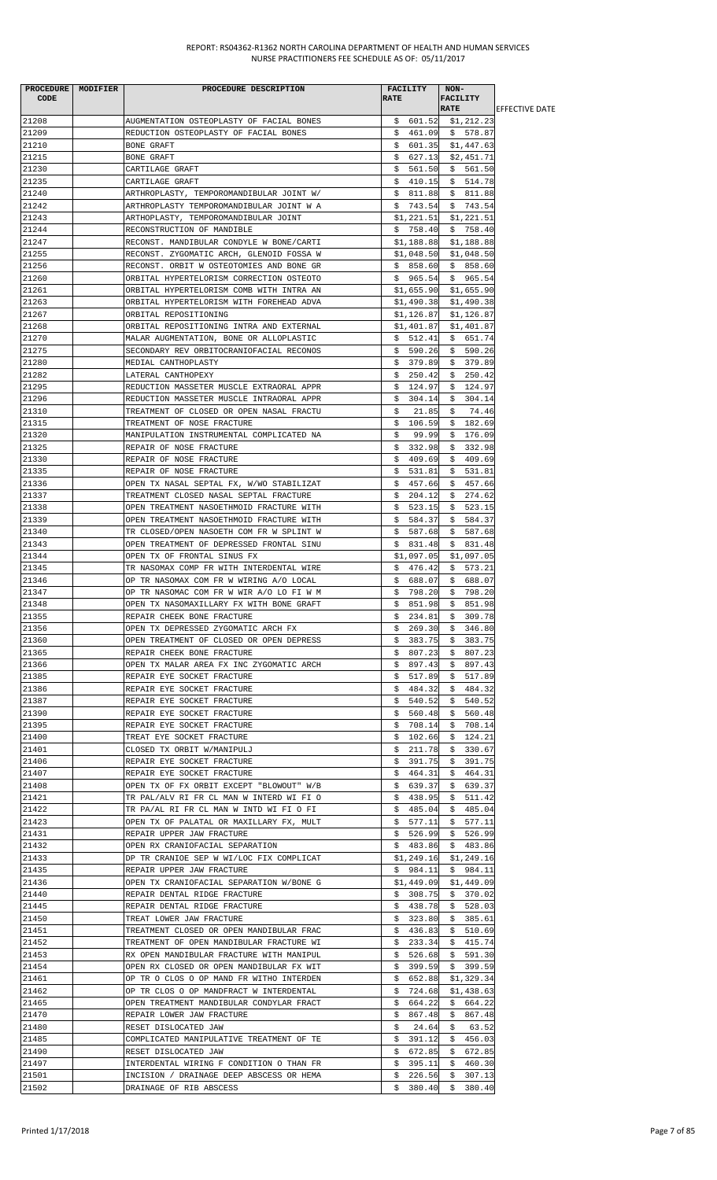REPORT: RS04362-R1362 NORTH CAROLINA DEPARTMENT OF HEALTH AND HUMAN SERVICES
NURSE PRACTITIONERS FEE SCHEDULE AS OF: 05/11/2017

| PROCEDURE CODE | MODIFIER | PROCEDURE DESCRIPTION | FACILITY RATE | NON-FACILITY RATE | EFFECTIVE DATE |
|---|---|---|---|---|---|
| 21208 | | AUGMENTATION OSTEOPLASTY OF FACIAL BONES | $ 601.52 | $1,212.23 | |
| 21209 | | REDUCTION OSTEOPLASTY OF FACIAL BONES | $ 461.09 | $ 578.87 | |
| 21210 | | BONE GRAFT | $ 601.35 | $1,447.63 | |
| 21215 | | BONE GRAFT | $ 627.13 | $2,451.71 | |
| 21230 | | CARTILAGE GRAFT | $ 561.50 | $ 561.50 | |
| 21235 | | CARTILAGE GRAFT | $ 410.15 | $ 514.78 | |
| 21240 | | ARTHROPLASTY, TEMPOROMANDIBULAR JOINT W/ | $ 811.88 | $ 811.88 | |
| 21242 | | ARTHROPLASTY TEMPOROMANDIBULAR JOINT W A | $ 743.54 | $ 743.54 | |
| 21243 | | ARTHOPLASTY, TEMPOROMANDIBULAR JOINT | $1,221.51 | $1,221.51 | |
| 21244 | | RECONSTRUCTION OF MANDIBLE | $ 758.40 | $ 758.40 | |
| 21247 | | RECONST. MANDIBULAR CONDYLE W BONE/CARTI | $1,188.88 | $1,188.88 | |
| 21255 | | RECONST. ZYGOMATIC ARCH, GLENOID FOSSA W | $1,048.50 | $1,048.50 | |
| 21256 | | RECONST. ORBIT W OSTEOTOMIES AND BONE GR | $ 858.60 | $ 858.60 | |
| 21260 | | ORBITAL HYPERTELORISM CORRECTION OSTEOTO | $ 965.54 | $ 965.54 | |
| 21261 | | ORBITAL HYPERTELORISM COMB WITH INTRA AN | $1,655.90 | $1,655.90 | |
| 21263 | | ORBITAL HYPERTELORISM WITH FOREHEAD ADVA | $1,490.38 | $1,490.38 | |
| 21267 | | ORBITAL REPOSITIONING | $1,126.87 | $1,126.87 | |
| 21268 | | ORBITAL REPOSITIONING INTRA AND EXTERNAL | $1,401.87 | $1,401.87 | |
| 21270 | | MALAR AUGMENTATION, BONE OR ALLOPLASTIC | $ 512.41 | $ 651.74 | |
| 21275 | | SECONDARY REV ORBITOCRANIOFACIAL RECONOS | $ 590.26 | $ 590.26 | |
| 21280 | | MEDIAL CANTHOPLASTY | $ 379.89 | $ 379.89 | |
| 21282 | | LATERAL CANTHOPEXY | $ 250.42 | $ 250.42 | |
| 21295 | | REDUCTION MASSETER MUSCLE EXTRAORAL APPR | $ 124.97 | $ 124.97 | |
| 21296 | | REDUCTION MASSETER MUSCLE INTRAORAL APPR | $ 304.14 | $ 304.14 | |
| 21310 | | TREATMENT OF CLOSED OR OPEN NASAL FRACTU | $ 21.85 | $ 74.46 | |
| 21315 | | TREATMENT OF NOSE FRACTURE | $ 106.59 | $ 182.69 | |
| 21320 | | MANIPULATION INSTRUMENTAL COMPLICATED NA | $ 99.99 | $ 176.09 | |
| 21325 | | REPAIR OF NOSE FRACTURE | $ 332.98 | $ 332.98 | |
| 21330 | | REPAIR OF NOSE FRACTURE | $ 409.69 | $ 409.69 | |
| 21335 | | REPAIR OF NOSE FRACTURE | $ 531.81 | $ 531.81 | |
| 21336 | | OPEN TX NASAL SEPTAL FX, W/WO STABILIZAT | $ 457.66 | $ 457.66 | |
| 21337 | | TREATMENT CLOSED NASAL SEPTAL FRACTURE | $ 204.12 | $ 274.62 | |
| 21338 | | OPEN TREATMENT NASOETHMOID FRACTURE WITH | $ 523.15 | $ 523.15 | |
| 21339 | | OPEN TREATMENT NASOETHMOID FRACTURE WITH | $ 584.37 | $ 584.37 | |
| 21340 | | TR CLOSED/OPEN NASOETH COM FR W SPLINT W | $ 587.68 | $ 587.68 | |
| 21343 | | OPEN TREATMENT OF DEPRESSED FRONTAL SINU | $ 831.48 | $ 831.48 | |
| 21344 | | OPEN TX OF FRONTAL SINUS FX | $1,097.05 | $1,097.05 | |
| 21345 | | TR NASOMAX COMP FR WITH INTERDENTAL WIRE | $ 476.42 | $ 573.21 | |
| 21346 | | OP TR NASOMAX COM FR W WIRING A/O LOCAL | $ 688.07 | $ 688.07 | |
| 21347 | | OP TR NASOMAC COM FR W WIR A/O LO FI W M | $ 798.20 | $ 798.20 | |
| 21348 | | OPEN TX NASOMAXILLARY FX WITH BONE GRAFT | $ 851.98 | $ 851.98 | |
| 21355 | | REPAIR CHEEK BONE FRACTURE | $ 234.81 | $ 309.78 | |
| 21356 | | OPEN TX DEPRESSED ZYGOMATIC ARCH FX | $ 269.30 | $ 346.80 | |
| 21360 | | OPEN TREATMENT OF CLOSED OR OPEN DEPRESS | $ 383.75 | $ 383.75 | |
| 21365 | | REPAIR CHEEK BONE FRACTURE | $ 807.23 | $ 807.23 | |
| 21366 | | OPEN TX MALAR AREA FX INC ZYGOMATIC ARCH | $ 897.43 | $ 897.43 | |
| 21385 | | REPAIR EYE SOCKET FRACTURE | $ 517.89 | $ 517.89 | |
| 21386 | | REPAIR EYE SOCKET FRACTURE | $ 484.32 | $ 484.32 | |
| 21387 | | REPAIR EYE SOCKET FRACTURE | $ 540.52 | $ 540.52 | |
| 21390 | | REPAIR EYE SOCKET FRACTURE | $ 560.48 | $ 560.48 | |
| 21395 | | REPAIR EYE SOCKET FRACTURE | $ 708.14 | $ 708.14 | |
| 21400 | | TREAT EYE SOCKET FRACTURE | $ 102.66 | $ 124.21 | |
| 21401 | | CLOSED TX ORBIT W/MANIPULJ | $ 211.78 | $ 330.67 | |
| 21406 | | REPAIR EYE SOCKET FRACTURE | $ 391.75 | $ 391.75 | |
| 21407 | | REPAIR EYE SOCKET FRACTURE | $ 464.31 | $ 464.31 | |
| 21408 | | OPEN TX OF FX ORBIT EXCEPT "BLOWOUT" W/B | $ 639.37 | $ 639.37 | |
| 21421 | | TR PAL/ALV RI FR CL MAN W INTERD WI FI O | $ 438.95 | $ 511.42 | |
| 21422 | | TR PA/AL RI FR CL MAN W INTD WI FI O FI | $ 485.04 | $ 485.04 | |
| 21423 | | OPEN TX OF PALATAL OR MAXILLARY FX, MULT | $ 577.11 | $ 577.11 | |
| 21431 | | REPAIR UPPER JAW FRACTURE | $ 526.99 | $ 526.99 | |
| 21432 | | OPEN RX CRANIOFACIAL SEPARATION | $ 483.86 | $ 483.86 | |
| 21433 | | OP TR CRANIOE SEP W WI/LOC FIX COMPLICAT | $1,249.16 | $1,249.16 | |
| 21435 | | REPAIR UPPER JAW FRACTURE | $ 984.11 | $ 984.11 | |
| 21436 | | OPEN TX CRANIOFACIAL SEPARATION W/BONE G | $1,449.09 | $1,449.09 | |
| 21440 | | REPAIR DENTAL RIDGE FRACTURE | $ 308.75 | $ 370.02 | |
| 21445 | | REPAIR DENTAL RIDGE FRACTURE | $ 438.78 | $ 528.03 | |
| 21450 | | TREAT LOWER JAW FRACTURE | $ 323.80 | $ 385.61 | |
| 21451 | | TREATMENT CLOSED OR OPEN MANDIBULAR FRAC | $ 436.83 | $ 510.69 | |
| 21452 | | TREATMENT OF OPEN MANDIBULAR FRACTURE WI | $ 233.34 | $ 415.74 | |
| 21453 | | RX OPEN MANDIBULAR FRACTURE WITH MANIPUL | $ 526.68 | $ 591.30 | |
| 21454 | | OPEN RX CLOSED OR OPEN MANDIBULAR FX WIT | $ 399.59 | $ 399.59 | |
| 21461 | | OP TR O CLOS O OP MAND FR WITHO INTERDEN | $ 652.88 | $1,329.34 | |
| 21462 | | OP TR CLOS O OP MANDFRACT W INTERDENTAL | $ 724.68 | $1,438.63 | |
| 21465 | | OPEN TREATMENT MANDIBULAR CONDYLAR FRACT | $ 664.22 | $ 664.22 | |
| 21470 | | REPAIR LOWER JAW FRACTURE | $ 867.48 | $ 867.48 | |
| 21480 | | RESET DISLOCATED JAW | $ 24.64 | $ 63.52 | |
| 21485 | | COMPLICATED MANIPULATIVE TREATMENT OF TE | $ 391.12 | $ 456.03 | |
| 21490 | | RESET DISLOCATED JAW | $ 672.85 | $ 672.85 | |
| 21497 | | INTERDENTAL WIRING F CONDITION O THAN FR | $ 395.11 | $ 460.30 | |
| 21501 | | INCISION / DRAINAGE DEEP ABSCESS OR HEMA | $ 226.56 | $ 307.13 | |
| 21502 | | DRAINAGE OF RIB ABSCESS | $ 380.40 | $ 380.40 | |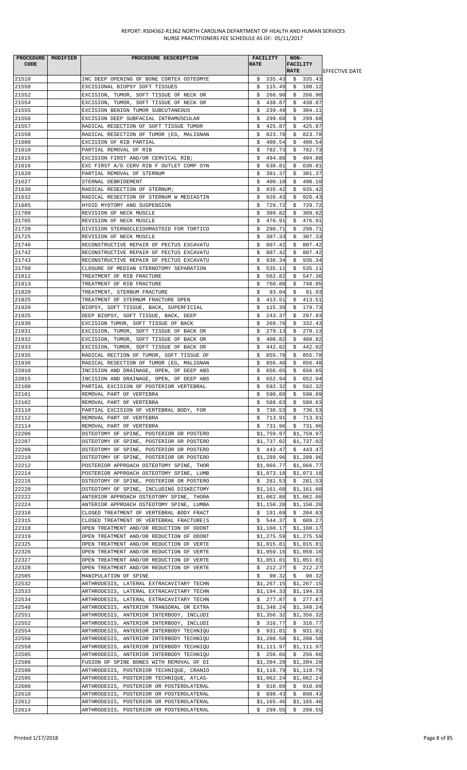| PROCEDURE CODE | MODIFIER | PROCEDURE DESCRIPTION | FACILITY RATE | NON-FACILITY RATE | EFFECTIVE DATE |
|---|---|---|---|---|---|
| 21510 | | INC DEEP OPENING OF BONE CORTEX OSTEOMYE | $ 335.43 | $ 335.43 | |
| 21550 | | EXCISIONAL BIOPSY SOFT TISSUES | $ 115.49 | $ 180.12 | |
| 21552 | | EXCISION, TUMOR, SOFT TISSUE OF NECK OR | $ 266.90 | $ 266.90 | |
| 21554 | | EXCISION, TUMOR, SOFT TISSUE OF NECK OR | $ 438.87 | $ 438.87 | |
| 21555 | | EXCISION BENIGN TUMOR SUBCUTANEOUS | $ 239.49 | $ 304.11 | |
| 21556 | | EXCISION DEEP SUBFACIAL INTRAMUSCULAR | $ 299.68 | $ 299.68 | |
| 21557 | | RADICAL RESECTION OF SOFT TISSUE TUMOR | $ 425.87 | $ 425.87 | |
| 21558 | | RADICAL RESECTION OF TUMOR (EG, MALIGNAN | $ 823.78 | $ 823.78 | |
| 21600 | | EXCISION OF RIB PARTIAL | $ 400.54 | $ 400.54 | |
| 21610 | | PARTIAL REMOVAL OF RIB | $ 782.73 | $ 782.73 | |
| 21615 | | EXCISION FIRST AND/OR CERVICAL RIB; | $ 494.88 | $ 494.88 | |
| 21616 | | EXC FIRST A/O CERV RIB F OUTLET COMP SYN | $ 630.81 | $ 630.81 | |
| 21620 | | PARTIAL REMOVAL OF STERNUM | $ 381.37 | $ 381.37 | |
| 21627 | | STERNAL DEBRIDEMENT | $ 400.10 | $ 400.10 | |
| 21630 | | RADICAL RESECTION OF STERNUM; | $ 935.42 | $ 935.42 | |
| 21632 | | RADICAL RESECTION OF STERNUM W MEDIASTIN | $ 926.43 | $ 926.43 | |
| 21685 | | HYOID MYOTOMY AND SUSPENSION | $ 729.72 | $ 729.72 | |
| 21700 | | REVISION OF NECK MUSCLE | $ 309.82 | $ 309.82 | |
| 21705 | | REVISION OF NECK MUSCLE | $ 476.91 | $ 476.91 | |
| 21720 | | DIVISION STERNOCLEIDOMASTOID FOR TORTICO | $ 298.71 | $ 298.71 | |
| 21725 | | REVISION OF NECK MUSCLE | $ 387.33 | $ 387.33 | |
| 21740 | | RECONSTRUCTIVE REPAIR OF PECTUS EXCAVATU | $ 807.42 | $ 807.42 | |
| 21742 | | RECONSTRUCTIVE REPAIR OF PECTUS EXCAVATU | $ 807.42 | $ 807.42 | |
| 21743 | | RECONSTRUCTIVE REPAIR OF PECTUS EXCAVATU | $ 936.34 | $ 936.34 | |
| 21750 | | CLOSURE OF MEDIAN STERNOTOMY SEPARATION | $ 535.11 | $ 535.11 | |
| 21812 | | TREATMENT OF RIB FRACTURE | $ 562.82 | $ 547.36 | |
| 21813 | | TREATMENT OF RIB FRACTURE | $ 760.88 | $ 748.85 | |
| 21820 | | TREATMENT, STERNUM FRACTURE | $ 93.04 | $ 91.93 | |
| 21825 | | TREATMENT OF STERNUM FRACTURE OPEN | $ 413.51 | $ 413.51 | |
| 21920 | | BIOPSY, SOFT TISSUE, BACK, SUPERFICIAL | $ 115.39 | $ 179.73 | |
| 21925 | | DEEP BIOPSY, SOFT TISSUE, BACK, DEEP | $ 243.37 | $ 297.93 | |
| 21930 | | EXCISION TUMOR, SOFT TISSUE OF BACK | $ 269.76 | $ 332.43 | |
| 21931 | | EXCISION, TUMOR, SOFT TISSUE OF BACK OR | $ 279.13 | $ 279.13 | |
| 21932 | | EXCISION, TUMOR, SOFT TISSUE OF BACK OR | $ 400.82 | $ 400.82 | |
| 21933 | | EXCISION, TUMOR, SOFT TISSUE OF BACK OR | $ 442.02 | $ 442.02 | |
| 21935 | | RADICAL RECTION OF TUMOR, SOFT TISSUE OF | $ 855.78 | $ 855.78 | |
| 21936 | | RADICAL RESECTION OF TUMOR (EG, MALIGNAN | $ 856.48 | $ 856.48 | |
| 22010 | | INCISION AND DRAINAGE, OPEN, OF DEEP ABS | $ 656.65 | $ 656.65 | |
| 22015 | | INCISION AND DRAINAGE, OPEN, OF DEEP ABS | $ 652.94 | $ 652.94 | |
| 22100 | | PARTIAL EXCISION OF POSTERIOR VERTEBRAL | $ 592.32 | $ 592.32 | |
| 22101 | | REMOVAL PART OF VERTEBRA | $ 590.89 | $ 590.89 | |
| 22102 | | REMOVAL PART OF VERTEBRA | $ 588.63 | $ 588.63 | |
| 22110 | | PARTIAL EXCISION OF VERTEBRAL BODY, FOR | $ 736.53 | $ 736.53 | |
| 22112 | | REMOVAL PART OF VERTEBRA | $ 713.91 | $ 713.91 | |
| 22114 | | REMOVAL PART OF VERTEBRA | $ 731.96 | $ 731.96 | |
| 22206 | | OSTEOTOMY OF SPINE, POSTERIOR OR POSTERO | $1,759.97 | $1,759.97 | |
| 22207 | | OSTEOTOMY OF SPINE, POSTERIOR OR POSTERO | $1,737.02 | $1,737.02 | |
| 22208 | | OSTEOTOMY OF SPINE, POSTERIOR OR POSTERO | $ 443.47 | $ 443.47 | |
| 22210 | | OSTEOTOMY OF SPINE, POSTERIOR OR POSTERO | $1,289.96 | $1,289.96 | |
| 22212 | | POSTERIOR APPROACH OSTEOTOMY SPINE, THOR | $1,066.77 | $1,066.77 | |
| 22214 | | POSTERIOR APPROACH OSTEOTOMY SPINE, LUMB | $1,073.18 | $1,073.18 | |
| 22216 | | OSTEOTOMY OF SPINE, POSTERIOR OR POSTERO | $ 281.53 | $ 281.53 | |
| 22220 | | OSTEOTOMY OF SPINE, INCLUDING DISKECTOMY | $1,161.60 | $1,161.60 | |
| 22222 | | ANTERIOR APPROACH OSTEOTOMY SPINE, THORA | $1,062.88 | $1,062.88 | |
| 22224 | | ANTERIOR APPROACH OSTEOTOMY SPINE, LUMBA | $1,150.20 | $1,150.20 | |
| 22310 | | CLOSED TREATMENT OF VERTEBRAL BODY FRACT | $ 191.69 | $ 204.83 | |
| 22315 | | CLOSED TREATMENT OF VERTEBRAL FRACTURE(S | $ 544.37 | $ 609.27 | |
| 22318 | | OPEN TREATMENT AND/OR REDUCTION OF ODONT | $1,160.17 | $1,160.17 | |
| 22319 | | OPEN TREATMENT AND/OR REDUCTION OF ODONT | $1,275.59 | $1,275.59 | |
| 22325 | | OPEN TREATMENT AND/OR REDUCTION OF VERTE | $1,015.81 | $1,015.81 | |
| 22326 | | OPEN TREATMENT AND/OR REDUCTION OF VERTE | $1,059.16 | $1,059.16 | |
| 22327 | | OPEN TREATMENT AND/OR REDUCTION OF VERTE | $1,051.01 | $1,051.01 | |
| 22328 | | OPEN TREATMENT AND/OR REDUCTION OF VERTE | $ 212.27 | $ 212.27 | |
| 22505 | | MANIPULATION OF SPINE | $ 90.32 | $ 90.32 | |
| 22532 | | ARTHRODESIS, LATERAL EXTRACAVITARY TECHN | $1,267.15 | $1,267.15 | |
| 22533 | | ARTHRODESIS, LATERAL EXTRACAVITARY TECHN | $1,194.33 | $1,194.33 | |
| 22534 | | ARTHRODESIS, LATERAL EXTRACAVITARY TECHN | $ 277.87 | $ 277.87 | |
| 22548 | | ARTHRODESIS, ANTERIOR TRANSORAL OR EXTRA | $1,348.24 | $1,348.24 | |
| 22551 | | ARTHRODESIS, ANTERIOR INTERBODY, INCLUDI | $1,356.32 | $1,356.32 | |
| 22552 | | ARTHRODESIS, ANTERIOR INTERBODY, INCLUDI | $ 316.77 | $ 316.77 | |
| 22554 | | ARTHRODESIS, ANTERIOR INTERBODY TECHNIQU | $ 931.01 | $ 931.01 | |
| 22556 | | ARTHRODESIS, ANTERIOR INTERBODY TECHNIQU | $1,208.50 | $1,208.50 | |
| 22558 | | ARTHRODESIS, ANTERIOR INTERBODY TECHNIQU | $1,111.97 | $1,111.97 | |
| 22585 | | ARTHRODESIS, ANTERIOR INTERBODY TECHNIQU | $ 256.66 | $ 256.66 | |
| 22586 | | FUSION OF SPINE BONES WITH REMOVAL OF DI | $1,204.28 | $1,204.28 | |
| 22590 | | ARTHRODESIS, POSTERIOR TECHNIQUE, CRANIO | $1,118.79 | $1,118.79 | |
| 22595 | | ARTHRODESIS, POSTERIOR TECHNIQUE, ATLAS- | $1,062.24 | $1,062.24 | |
| 22600 | | ARTHRODESIS, POSTERIOR OR POSTEROLATERAL | $ 910.09 | $ 910.09 | |
| 22610 | | ARTHRODESIS, POSTERIOR OR POSTEROLATERAL | $ 898.43 | $ 898.43 | |
| 22612 | | ARTHRODESIS, POSTERIOR OR POSTEROLATERAL | $1,165.46 | $1,165.46 | |
| 22614 | | ARTHRODESIS, POSTERIOR OR POSTEROLATERAL | $ 299.55 | $ 299.55 | |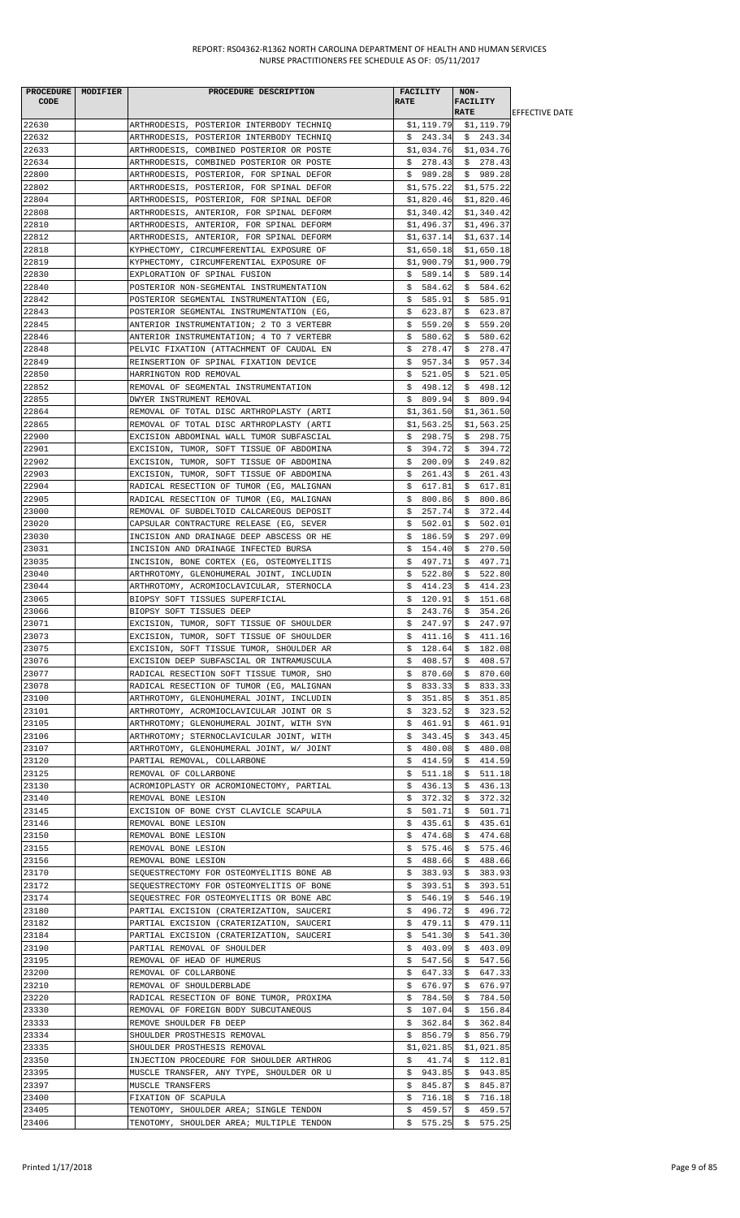| PROCEDURE CODE | MODIFIER | PROCEDURE DESCRIPTION | FACILITY RATE | NON-FACILITY RATE | EFFECTIVE DATE |
|---|---|---|---|---|---|
| 22630 | | ARTHRODESIS, POSTERIOR INTERBODY TECHNIQ | $1,119.79 | $1,119.79 | |
| 22632 | | ARTHRODESIS, POSTERIOR INTERBODY TECHNIQ | $ 243.34 | $ 243.34 | |
| 22633 | | ARTHRODESIS, COMBINED POSTERIOR OR POSTE | $1,034.76 | $1,034.76 | |
| 22634 | | ARTHRODESIS, COMBINED POSTERIOR OR POSTE | $ 278.43 | $ 278.43 | |
| 22800 | | ARTHRODESIS, POSTERIOR, FOR SPINAL DEFOR | $ 989.28 | $ 989.28 | |
| 22802 | | ARTHRODESIS, POSTERIOR, FOR SPINAL DEFOR | $1,575.22 | $1,575.22 | |
| 22804 | | ARTHRODESIS, POSTERIOR, FOR SPINAL DEFOR | $1,820.46 | $1,820.46 | |
| 22808 | | ARTHRODESIS, ANTERIOR, FOR SPINAL DEFORM | $1,340.42 | $1,340.42 | |
| 22810 | | ARTHRODESIS, ANTERIOR, FOR SPINAL DEFORM | $1,496.37 | $1,496.37 | |
| 22812 | | ARTHRODESIS, ANTERIOR, FOR SPINAL DEFORM | $1,637.14 | $1,637.14 | |
| 22818 | | KYPHECTOMY, CIRCUMFERENTIAL EXPOSURE OF | $1,650.18 | $1,650.18 | |
| 22819 | | KYPHECTOMY, CIRCUMFERENTIAL EXPOSURE OF | $1,900.79 | $1,900.79 | |
| 22830 | | EXPLORATION OF SPINAL FUSION | $ 589.14 | $ 589.14 | |
| 22840 | | POSTERIOR NON-SEGMENTAL INSTRUMENTATION | $ 584.62 | $ 584.62 | |
| 22842 | | POSTERIOR SEGMENTAL INSTRUMENTATION (EG, | $ 585.91 | $ 585.91 | |
| 22843 | | POSTERIOR SEGMENTAL INSTRUMENTATION (EG, | $ 623.87 | $ 623.87 | |
| 22845 | | ANTERIOR INSTRUMENTATION; 2 TO 3 VERTEBR | $ 559.20 | $ 559.20 | |
| 22846 | | ANTERIOR INSTRUMENTATION; 4 TO 7 VERTEBR | $ 580.62 | $ 580.62 | |
| 22848 | | PELVIC FIXATION (ATTACHMENT OF CAUDAL EN | $ 278.47 | $ 278.47 | |
| 22849 | | REINSERTION OF SPINAL FIXATION DEVICE | $ 957.34 | $ 957.34 | |
| 22850 | | HARRINGTON ROD REMOVAL | $ 521.05 | $ 521.05 | |
| 22852 | | REMOVAL OF SEGMENTAL INSTRUMENTATION | $ 498.12 | $ 498.12 | |
| 22855 | | DWYER INSTRUMENT REMOVAL | $ 809.94 | $ 809.94 | |
| 22864 | | REMOVAL OF TOTAL DISC ARTHROPLASTY (ARTI | $1,361.50 | $1,361.50 | |
| 22865 | | REMOVAL OF TOTAL DISC ARTHROPLASTY (ARTI | $1,563.25 | $1,563.25 | |
| 22900 | | EXCISION ABDOMINAL WALL TUMOR SUBFASCIAL | $ 298.75 | $ 298.75 | |
| 22901 | | EXCISION, TUMOR, SOFT TISSUE OF ABDOMINA | $ 394.72 | $ 394.72 | |
| 22902 | | EXCISION, TUMOR, SOFT TISSUE OF ABDOMINA | $ 200.09 | $ 249.82 | |
| 22903 | | EXCISION, TUMOR, SOFT TISSUE OF ABDOMINA | $ 261.43 | $ 261.43 | |
| 22904 | | RADICAL RESECTION OF TUMOR (EG, MALIGNAN | $ 617.81 | $ 617.81 | |
| 22905 | | RADICAL RESECTION OF TUMOR (EG, MALIGNAN | $ 800.86 | $ 800.86 | |
| 23000 | | REMOVAL OF SUBDELTOID CALCAREOUS DEPOSIT | $ 257.74 | $ 372.44 | |
| 23020 | | CAPSULAR CONTRACTURE RELEASE (EG, SEVER | $ 502.01 | $ 502.01 | |
| 23030 | | INCISION AND DRAINAGE DEEP ABSCESS OR HE | $ 186.59 | $ 297.09 | |
| 23031 | | INCISION AND DRAINAGE INFECTED BURSA | $ 154.40 | $ 270.50 | |
| 23035 | | INCISION, BONE CORTEX (EG, OSTEOMYELITIS | $ 497.71 | $ 497.71 | |
| 23040 | | ARTHROTOMY, GLENOHUMERAL JOINT, INCLUDIN | $ 522.80 | $ 522.80 | |
| 23044 | | ARTHROTOMY, ACROMIOCLAVICULAR, STERNOCLA | $ 414.23 | $ 414.23 | |
| 23065 | | BIOPSY SOFT TISSUES SUPERFICIAL | $ 120.91 | $ 151.68 | |
| 23066 | | BIOPSY SOFT TISSUES DEEP | $ 243.76 | $ 354.26 | |
| 23071 | | EXCISION, TUMOR, SOFT TISSUE OF SHOULDER | $ 247.97 | $ 247.97 | |
| 23073 | | EXCISION, TUMOR, SOFT TISSUE OF SHOULDER | $ 411.16 | $ 411.16 | |
| 23075 | | EXCISION, SOFT TISSUE TUMOR, SHOULDER AR | $ 128.64 | $ 182.08 | |
| 23076 | | EXCISION DEEP SUBFASCIAL OR INTRAMUSCULA | $ 408.57 | $ 408.57 | |
| 23077 | | RADICAL RESECTION SOFT TISSUE TUMOR, SHO | $ 870.60 | $ 870.60 | |
| 23078 | | RADICAL RESECTION OF TUMOR (EG, MALIGNAN | $ 833.33 | $ 833.33 | |
| 23100 | | ARTHROTOMY, GLENOHUMERAL JOINT, INCLUDIN | $ 351.85 | $ 351.85 | |
| 23101 | | ARTHROTOMY, ACROMIOCLAVICULAR JOINT OR S | $ 323.52 | $ 323.52 | |
| 23105 | | ARTHROTOMY; GLENOHUMERAL JOINT, WITH SYN | $ 461.91 | $ 461.91 | |
| 23106 | | ARTHROTOMY; STERNOCLAVICULAR JOINT, WITH | $ 343.45 | $ 343.45 | |
| 23107 | | ARTHROTOMY, GLENOHUMERAL JOINT, W/ JOINT | $ 480.08 | $ 480.08 | |
| 23120 | | PARTIAL REMOVAL, COLLARBONE | $ 414.59 | $ 414.59 | |
| 23125 | | REMOVAL OF COLLARBONE | $ 511.18 | $ 511.18 | |
| 23130 | | ACROMIOPLASTY OR ACROMIONECTOMY, PARTIAL | $ 436.13 | $ 436.13 | |
| 23140 | | REMOVAL BONE LESION | $ 372.32 | $ 372.32 | |
| 23145 | | EXCISION OF BONE CYST CLAVICLE SCAPULA | $ 501.71 | $ 501.71 | |
| 23146 | | REMOVAL BONE LESION | $ 435.61 | $ 435.61 | |
| 23150 | | REMOVAL BONE LESION | $ 474.68 | $ 474.68 | |
| 23155 | | REMOVAL BONE LESION | $ 575.46 | $ 575.46 | |
| 23156 | | REMOVAL BONE LESION | $ 488.66 | $ 488.66 | |
| 23170 | | SEQUESTRECTOMY FOR OSTEOMYELITIS BONE AB | $ 383.93 | $ 383.93 | |
| 23172 | | SEQUESTRECTOMY FOR OSTEOMYELITIS OF BONE | $ 393.51 | $ 393.51 | |
| 23174 | | SEQUESTREC FOR OSTEOMYELITIS OR BONE ABC | $ 546.19 | $ 546.19 | |
| 23180 | | PARTIAL EXCISION (CRATERIZATION, SAUCERI | $ 496.72 | $ 496.72 | |
| 23182 | | PARTIAL EXCISION (CRATERIZATION, SAUCERI | $ 479.11 | $ 479.11 | |
| 23184 | | PARTIAL EXCISION (CRATERIZATION, SAUCERI | $ 541.30 | $ 541.30 | |
| 23190 | | PARTIAL REMOVAL OF SHOULDER | $ 403.09 | $ 403.09 | |
| 23195 | | REMOVAL OF HEAD OF HUMERUS | $ 547.56 | $ 547.56 | |
| 23200 | | REMOVAL OF COLLARBONE | $ 647.33 | $ 647.33 | |
| 23210 | | REMOVAL OF SHOULDERBLADE | $ 676.97 | $ 676.97 | |
| 23220 | | RADICAL RESECTION OF BONE TUMOR, PROXIMA | $ 784.50 | $ 784.50 | |
| 23330 | | REMOVAL OF FOREIGN BODY SUBCUTANEOUS | $ 107.04 | $ 156.84 | |
| 23333 | | REMOVE SHOULDER FB DEEP | $ 362.84 | $ 362.84 | |
| 23334 | | SHOULDER PROSTHESIS REMOVAL | $ 856.79 | $ 856.79 | |
| 23335 | | SHOULDER PROSTHESIS REMOVAL | $1,021.85 | $1,021.85 | |
| 23350 | | INJECTION PROCEDURE FOR SHOULDER ARTHROG | $ 41.74 | $ 112.81 | |
| 23395 | | MUSCLE TRANSFER, ANY TYPE, SHOULDER OR U | $ 943.85 | $ 943.85 | |
| 23397 | | MUSCLE TRANSFERS | $ 845.87 | $ 845.87 | |
| 23400 | | FIXATION OF SCAPULA | $ 716.18 | $ 716.18 | |
| 23405 | | TENOTOMY, SHOULDER AREA; SINGLE TENDON | $ 459.57 | $ 459.57 | |
| 23406 | | TENOTOMY, SHOULDER AREA; MULTIPLE TENDON | $ 575.25 | $ 575.25 | |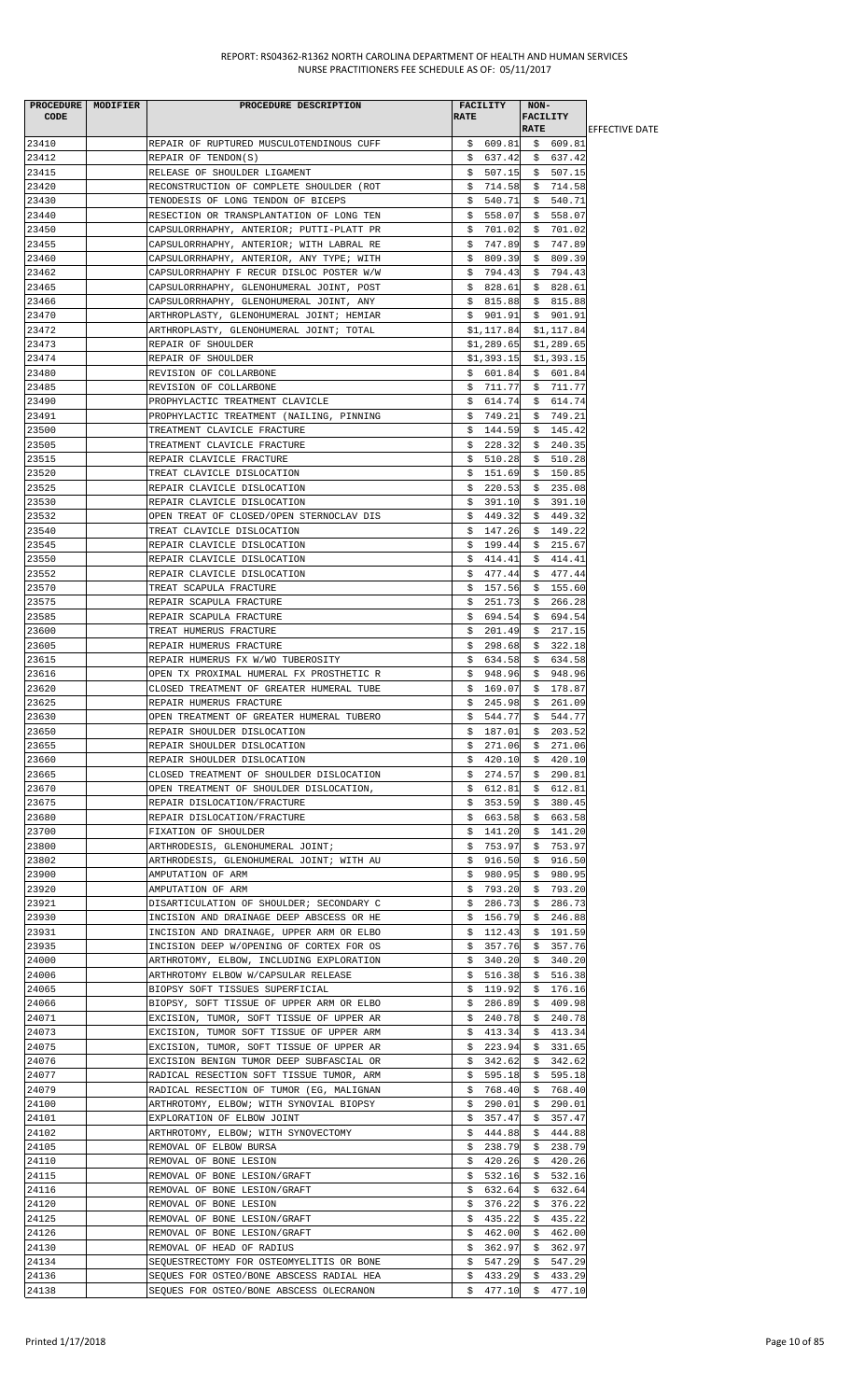| PROCEDURE CODE | MODIFIER | PROCEDURE DESCRIPTION | FACILITY RATE | NON-FACILITY RATE | EFFECTIVE DATE |
|---|---|---|---|---|---|
| 23410 | | REPAIR OF RUPTURED MUSCULOTENDINOUS CUFF | $ 609.81 | $ 609.81 | |
| 23412 | | REPAIR OF TENDON(S) | $ 637.42 | $ 637.42 | |
| 23415 | | RELEASE OF SHOULDER LIGAMENT | $ 507.15 | $ 507.15 | |
| 23420 | | RECONSTRUCTION OF COMPLETE SHOULDER (ROT | $ 714.58 | $ 714.58 | |
| 23430 | | TENODESIS OF LONG TENDON OF BICEPS | $ 540.71 | $ 540.71 | |
| 23440 | | RESECTION OR TRANSPLANTATION OF LONG TEN | $ 558.07 | $ 558.07 | |
| 23450 | | CAPSULORRHAPHY, ANTERIOR; PUTTI-PLATT PR | $ 701.02 | $ 701.02 | |
| 23455 | | CAPSULORRHAPHY, ANTERIOR; WITH LABRAL RE | $ 747.89 | $ 747.89 | |
| 23460 | | CAPSULORRHAPHY, ANTERIOR, ANY TYPE; WITH | $ 809.39 | $ 809.39 | |
| 23462 | | CAPSULORRHAPHY F RECUR DISLOC POSTER W/W | $ 794.43 | $ 794.43 | |
| 23465 | | CAPSULORRHAPHY, GLENOHUMERAL JOINT, POST | $ 828.61 | $ 828.61 | |
| 23466 | | CAPSULORRHAPHY, GLENOHUMERAL JOINT, ANY | $ 815.88 | $ 815.88 | |
| 23470 | | ARTHROPLASTY, GLENOHUMERAL JOINT; HEMIAR | $ 901.91 | $ 901.91 | |
| 23472 | | ARTHROPLASTY, GLENOHUMERAL JOINT; TOTAL | $1,117.84 | $1,117.84 | |
| 23473 | | REPAIR OF SHOULDER | $1,289.65 | $1,289.65 | |
| 23474 | | REPAIR OF SHOULDER | $1,393.15 | $1,393.15 | |
| 23480 | | REVISION OF COLLARBONE | $ 601.84 | $ 601.84 | |
| 23485 | | REVISION OF COLLARBONE | $ 711.77 | $ 711.77 | |
| 23490 | | PROPHYLACTIC TREATMENT CLAVICLE | $ 614.74 | $ 614.74 | |
| 23491 | | PROPHYLACTIC TREATMENT (NAILING, PINNING | $ 749.21 | $ 749.21 | |
| 23500 | | TREATMENT CLAVICLE FRACTURE | $ 144.59 | $ 145.42 | |
| 23505 | | TREATMENT CLAVICLE FRACTURE | $ 228.32 | $ 240.35 | |
| 23515 | | REPAIR CLAVICLE FRACTURE | $ 510.28 | $ 510.28 | |
| 23520 | | TREAT CLAVICLE DISLOCATION | $ 151.69 | $ 150.85 | |
| 23525 | | REPAIR CLAVICLE DISLOCATION | $ 220.53 | $ 235.08 | |
| 23530 | | REPAIR CLAVICLE DISLOCATION | $ 391.10 | $ 391.10 | |
| 23532 | | OPEN TREAT OF CLOSED/OPEN STERNOCLAV DIS | $ 449.32 | $ 449.32 | |
| 23540 | | TREAT CLAVICLE DISLOCATION | $ 147.26 | $ 149.22 | |
| 23545 | | REPAIR CLAVICLE DISLOCATION | $ 199.44 | $ 215.67 | |
| 23550 | | REPAIR CLAVICLE DISLOCATION | $ 414.41 | $ 414.41 | |
| 23552 | | REPAIR CLAVICLE DISLOCATION | $ 477.44 | $ 477.44 | |
| 23570 | | TREAT SCAPULA FRACTURE | $ 157.56 | $ 155.60 | |
| 23575 | | REPAIR SCAPULA FRACTURE | $ 251.73 | $ 266.28 | |
| 23585 | | REPAIR SCAPULA FRACTURE | $ 694.54 | $ 694.54 | |
| 23600 | | TREAT HUMERUS FRACTURE | $ 201.49 | $ 217.15 | |
| 23605 | | REPAIR HUMERUS FRACTURE | $ 298.68 | $ 322.18 | |
| 23615 | | REPAIR HUMERUS FX W/WO TUBEROSITY | $ 634.58 | $ 634.58 | |
| 23616 | | OPEN TX PROXIMAL HUMERAL FX PROSTHETIC R | $ 948.96 | $ 948.96 | |
| 23620 | | CLOSED TREATMENT OF GREATER HUMERAL TUBE | $ 169.07 | $ 178.87 | |
| 23625 | | REPAIR HUMERUS FRACTURE | $ 245.98 | $ 261.09 | |
| 23630 | | OPEN TREATMENT OF GREATER HUMERAL TUBERO | $ 544.77 | $ 544.77 | |
| 23650 | | REPAIR SHOULDER DISLOCATION | $ 187.01 | $ 203.52 | |
| 23655 | | REPAIR SHOULDER DISLOCATION | $ 271.06 | $ 271.06 | |
| 23660 | | REPAIR SHOULDER DISLOCATION | $ 420.10 | $ 420.10 | |
| 23665 | | CLOSED TREATMENT OF SHOULDER DISLOCATION | $ 274.57 | $ 290.81 | |
| 23670 | | OPEN TREATMENT OF SHOULDER DISLOCATION, | $ 612.81 | $ 612.81 | |
| 23675 | | REPAIR DISLOCATION/FRACTURE | $ 353.59 | $ 380.45 | |
| 23680 | | REPAIR DISLOCATION/FRACTURE | $ 663.58 | $ 663.58 | |
| 23700 | | FIXATION OF SHOULDER | $ 141.20 | $ 141.20 | |
| 23800 | | ARTHRODESIS, GLENOHUMERAL JOINT; | $ 753.97 | $ 753.97 | |
| 23802 | | ARTHRODESIS, GLENOHUMERAL JOINT; WITH AU | $ 916.50 | $ 916.50 | |
| 23900 | | AMPUTATION OF ARM | $ 980.95 | $ 980.95 | |
| 23920 | | AMPUTATION OF ARM | $ 793.20 | $ 793.20 | |
| 23921 | | DISARTICULATION OF SHOULDER; SECONDARY C | $ 286.73 | $ 286.73 | |
| 23930 | | INCISION AND DRAINAGE DEEP ABSCESS OR HE | $ 156.79 | $ 246.88 | |
| 23931 | | INCISION AND DRAINAGE, UPPER ARM OR ELBO | $ 112.43 | $ 191.59 | |
| 23935 | | INCISION DEEP W/OPENING OF CORTEX FOR OS | $ 357.76 | $ 357.76 | |
| 24000 | | ARTHROTOMY, ELBOW, INCLUDING EXPLORATION | $ 340.20 | $ 340.20 | |
| 24006 | | ARTHROTOMY ELBOW W/CAPSULAR RELEASE | $ 516.38 | $ 516.38 | |
| 24065 | | BIOPSY SOFT TISSUES SUPERFICIAL | $ 119.92 | $ 176.16 | |
| 24066 | | BIOPSY, SOFT TISSUE OF UPPER ARM OR ELBO | $ 286.89 | $ 409.98 | |
| 24071 | | EXCISION, TUMOR, SOFT TISSUE OF UPPER AR | $ 240.78 | $ 240.78 | |
| 24073 | | EXCISION, TUMOR SOFT TISSUE OF UPPER ARM | $ 413.34 | $ 413.34 | |
| 24075 | | EXCISION, TUMOR, SOFT TISSUE OF UPPER AR | $ 223.94 | $ 331.65 | |
| 24076 | | EXCISION BENIGN TUMOR DEEP SUBFASCIAL OR | $ 342.62 | $ 342.62 | |
| 24077 | | RADICAL RESECTION SOFT TISSUE TUMOR, ARM | $ 595.18 | $ 595.18 | |
| 24079 | | RADICAL RESECTION OF TUMOR (EG, MALIGNAN | $ 768.40 | $ 768.40 | |
| 24100 | | ARTHROTOMY, ELBOW; WITH SYNOVIAL BIOPSY | $ 290.01 | $ 290.01 | |
| 24101 | | EXPLORATION OF ELBOW JOINT | $ 357.47 | $ 357.47 | |
| 24102 | | ARTHROTOMY, ELBOW; WITH SYNOVECTOMY | $ 444.88 | $ 444.88 | |
| 24105 | | REMOVAL OF ELBOW BURSA | $ 238.79 | $ 238.79 | |
| 24110 | | REMOVAL OF BONE LESION | $ 420.26 | $ 420.26 | |
| 24115 | | REMOVAL OF BONE LESION/GRAFT | $ 532.16 | $ 532.16 | |
| 24116 | | REMOVAL OF BONE LESION/GRAFT | $ 632.64 | $ 632.64 | |
| 24120 | | REMOVAL OF BONE LESION | $ 376.22 | $ 376.22 | |
| 24125 | | REMOVAL OF BONE LESION/GRAFT | $ 435.22 | $ 435.22 | |
| 24126 | | REMOVAL OF BONE LESION/GRAFT | $ 462.00 | $ 462.00 | |
| 24130 | | REMOVAL OF HEAD OF RADIUS | $ 362.97 | $ 362.97 | |
| 24134 | | SEQUESTRECTOMY FOR OSTEOMYELITIS OR BONE | $ 547.29 | $ 547.29 | |
| 24136 | | SEQUES FOR OSTEO/BONE ABSCESS RADIAL HEA | $ 433.29 | $ 433.29 | |
| 24138 | | SEQUES FOR OSTEO/BONE ABSCESS OLECRANON | $ 477.10 | $ 477.10 | |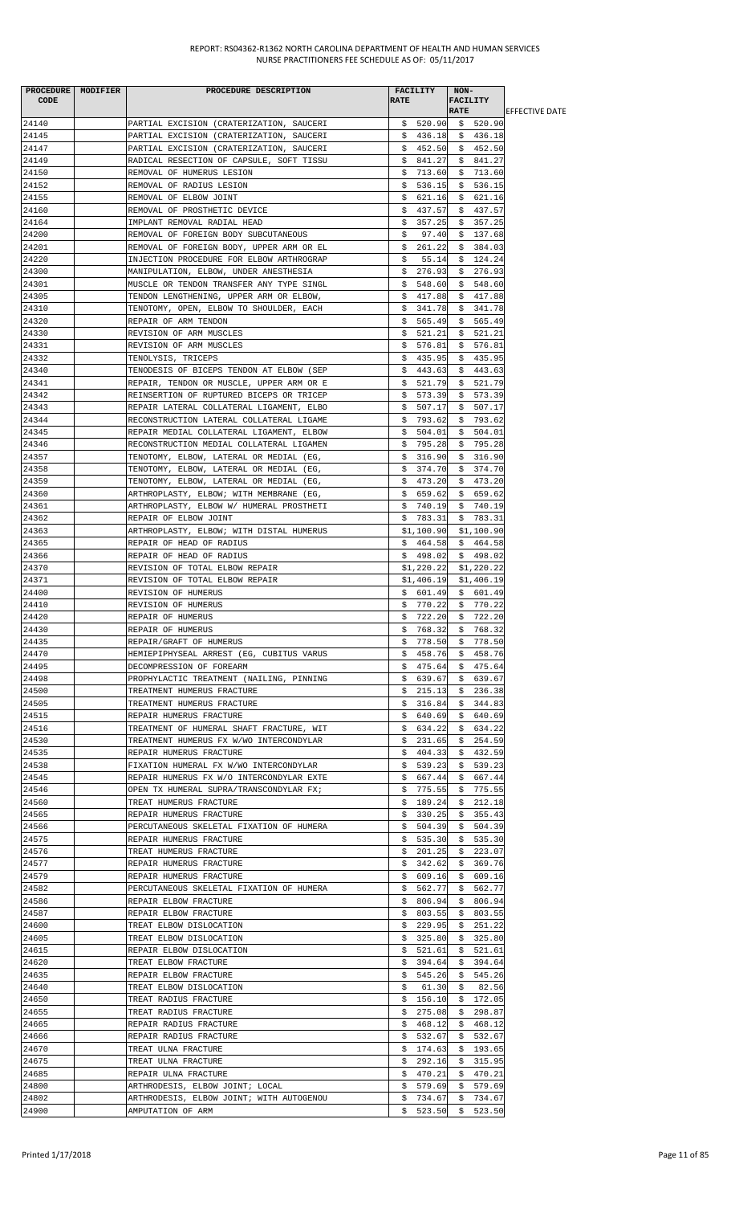REPORT: RS04362-R1362 NORTH CAROLINA DEPARTMENT OF HEALTH AND HUMAN SERVICES
NURSE PRACTITIONERS FEE SCHEDULE AS OF: 05/11/2017

| PROCEDURE CODE | MODIFIER | PROCEDURE DESCRIPTION | FACILITY RATE | NON-FACILITY RATE | EFFECTIVE DATE |
|---|---|---|---|---|---|
| 24140 | | PARTIAL EXCISION (CRATERIZATION, SAUCERI | $ 520.90 | $ 520.90 | |
| 24145 | | PARTIAL EXCISION (CRATERIZATION, SAUCERI | $ 436.18 | $ 436.18 | |
| 24147 | | PARTIAL EXCISION (CRATERIZATION, SAUCERI | $ 452.50 | $ 452.50 | |
| 24149 | | RADICAL RESECTION OF CAPSULE, SOFT TISSU | $ 841.27 | $ 841.27 | |
| 24150 | | REMOVAL OF HUMERUS LESION | $ 713.60 | $ 713.60 | |
| 24152 | | REMOVAL OF RADIUS LESION | $ 536.15 | $ 536.15 | |
| 24155 | | REMOVAL OF ELBOW JOINT | $ 621.16 | $ 621.16 | |
| 24160 | | REMOVAL OF PROSTHETIC DEVICE | $ 437.57 | $ 437.57 | |
| 24164 | | IMPLANT REMOVAL RADIAL HEAD | $ 357.25 | $ 357.25 | |
| 24200 | | REMOVAL OF FOREIGN BODY SUBCUTANEOUS | $ 97.40 | $ 137.68 | |
| 24201 | | REMOVAL OF FOREIGN BODY, UPPER ARM OR EL | $ 261.22 | $ 384.03 | |
| 24220 | | INJECTION PROCEDURE FOR ELBOW ARTHROGRAP | $ 55.14 | $ 124.24 | |
| 24300 | | MANIPULATION, ELBOW, UNDER ANESTHESIA | $ 276.93 | $ 276.93 | |
| 24301 | | MUSCLE OR TENDON TRANSFER ANY TYPE SINGL | $ 548.60 | $ 548.60 | |
| 24305 | | TENDON LENGTHENING, UPPER ARM OR ELBOW, | $ 417.88 | $ 417.88 | |
| 24310 | | TENOTOMY, OPEN, ELBOW TO SHOULDER, EACH | $ 341.78 | $ 341.78 | |
| 24320 | | REPAIR OF ARM TENDON | $ 565.49 | $ 565.49 | |
| 24330 | | REVISION OF ARM MUSCLES | $ 521.21 | $ 521.21 | |
| 24331 | | REVISION OF ARM MUSCLES | $ 576.81 | $ 576.81 | |
| 24332 | | TENOLYSIS, TRICEPS | $ 435.95 | $ 435.95 | |
| 24340 | | TENODESIS OF BICEPS TENDON AT ELBOW (SEP | $ 443.63 | $ 443.63 | |
| 24341 | | REPAIR, TENDON OR MUSCLE, UPPER ARM OR E | $ 521.79 | $ 521.79 | |
| 24342 | | REINSERTION OF RUPTURED BICEPS OR TRICEP | $ 573.39 | $ 573.39 | |
| 24343 | | REPAIR LATERAL COLLATERAL LIGAMENT, ELBO | $ 507.17 | $ 507.17 | |
| 24344 | | RECONSTRUCTION LATERAL COLLATERAL LIGAME | $ 793.62 | $ 793.62 | |
| 24345 | | REPAIR MEDIAL COLLATERAL LIGAMENT, ELBOW | $ 504.01 | $ 504.01 | |
| 24346 | | RECONSTRUCTION MEDIAL COLLATERAL LIGAMEN | $ 795.28 | $ 795.28 | |
| 24357 | | TENOTOMY, ELBOW, LATERAL OR MEDIAL (EG, | $ 316.90 | $ 316.90 | |
| 24358 | | TENOTOMY, ELBOW, LATERAL OR MEDIAL (EG, | $ 374.70 | $ 374.70 | |
| 24359 | | TENOTOMY, ELBOW, LATERAL OR MEDIAL (EG, | $ 473.20 | $ 473.20 | |
| 24360 | | ARTHROPLASTY, ELBOW; WITH MEMBRANE (EG, | $ 659.62 | $ 659.62 | |
| 24361 | | ARTHROPLASTY, ELBOW W/ HUMERAL PROSTHETI | $ 740.19 | $ 740.19 | |
| 24362 | | REPAIR OF ELBOW JOINT | $ 783.31 | $ 783.31 | |
| 24363 | | ARTHROPLASTY, ELBOW; WITH DISTAL HUMERUS | $1,100.90 | $1,100.90 | |
| 24365 | | REPAIR OF HEAD OF RADIUS | $ 464.58 | $ 464.58 | |
| 24366 | | REPAIR OF HEAD OF RADIUS | $ 498.02 | $ 498.02 | |
| 24370 | | REVISION OF TOTAL ELBOW REPAIR | $1,220.22 | $1,220.22 | |
| 24371 | | REVISION OF TOTAL ELBOW REPAIR | $1,406.19 | $1,406.19 | |
| 24400 | | REVISION OF HUMERUS | $ 601.49 | $ 601.49 | |
| 24410 | | REVISION OF HUMERUS | $ 770.22 | $ 770.22 | |
| 24420 | | REPAIR OF HUMERUS | $ 722.20 | $ 722.20 | |
| 24430 | | REPAIR OF HUMERUS | $ 768.32 | $ 768.32 | |
| 24435 | | REPAIR/GRAFT OF HUMERUS | $ 778.50 | $ 778.50 | |
| 24470 | | HEMIEPIPHYSEAL ARREST (EG, CUBITUS VARUS | $ 458.76 | $ 458.76 | |
| 24495 | | DECOMPRESSION OF FOREARM | $ 475.64 | $ 475.64 | |
| 24498 | | PROPHYLACTIC TREATMENT (NAILING, PINNING | $ 639.67 | $ 639.67 | |
| 24500 | | TREATMENT HUMERUS FRACTURE | $ 215.13 | $ 236.38 | |
| 24505 | | TREATMENT HUMERUS FRACTURE | $ 316.84 | $ 344.83 | |
| 24515 | | REPAIR HUMERUS FRACTURE | $ 640.69 | $ 640.69 | |
| 24516 | | TREATMENT OF HUMERAL SHAFT FRACTURE, WIT | $ 634.22 | $ 634.22 | |
| 24530 | | TREATMENT HUMERUS FX W/WO INTERCONDYLAR | $ 231.65 | $ 254.59 | |
| 24535 | | REPAIR HUMERUS FRACTURE | $ 404.33 | $ 432.59 | |
| 24538 | | FIXATION HUMERAL FX W/WO INTERCONDYLAR | $ 539.23 | $ 539.23 | |
| 24545 | | REPAIR HUMERUS FX W/O INTERCONDYLAR EXTE | $ 667.44 | $ 667.44 | |
| 24546 | | OPEN TX HUMERAL SUPRA/TRANSCONDYLAR FX; | $ 775.55 | $ 775.55 | |
| 24560 | | TREAT HUMERUS FRACTURE | $ 189.24 | $ 212.18 | |
| 24565 | | REPAIR HUMERUS FRACTURE | $ 330.25 | $ 355.43 | |
| 24566 | | PERCUTANEOUS SKELETAL FIXATION OF HUMERA | $ 504.39 | $ 504.39 | |
| 24575 | | REPAIR HUMERUS FRACTURE | $ 535.30 | $ 535.30 | |
| 24576 | | TREAT HUMERUS FRACTURE | $ 201.25 | $ 223.07 | |
| 24577 | | REPAIR HUMERUS FRACTURE | $ 342.62 | $ 369.76 | |
| 24579 | | REPAIR HUMERUS FRACTURE | $ 609.16 | $ 609.16 | |
| 24582 | | PERCUTANEOUS SKELETAL FIXATION OF HUMERA | $ 562.77 | $ 562.77 | |
| 24586 | | REPAIR ELBOW FRACTURE | $ 806.94 | $ 806.94 | |
| 24587 | | REPAIR ELBOW FRACTURE | $ 803.55 | $ 803.55 | |
| 24600 | | TREAT ELBOW DISLOCATION | $ 229.95 | $ 251.22 | |
| 24605 | | TREAT ELBOW DISLOCATION | $ 325.80 | $ 325.80 | |
| 24615 | | REPAIR ELBOW DISLOCATION | $ 521.61 | $ 521.61 | |
| 24620 | | TREAT ELBOW FRACTURE | $ 394.64 | $ 394.64 | |
| 24635 | | REPAIR ELBOW FRACTURE | $ 545.26 | $ 545.26 | |
| 24640 | | TREAT ELBOW DISLOCATION | $ 61.30 | $ 82.56 | |
| 24650 | | TREAT RADIUS FRACTURE | $ 156.10 | $ 172.05 | |
| 24655 | | TREAT RADIUS FRACTURE | $ 275.08 | $ 298.87 | |
| 24665 | | REPAIR RADIUS FRACTURE | $ 468.12 | $ 468.12 | |
| 24666 | | REPAIR RADIUS FRACTURE | $ 532.67 | $ 532.67 | |
| 24670 | | TREAT ULNA FRACTURE | $ 174.63 | $ 193.65 | |
| 24675 | | TREAT ULNA FRACTURE | $ 292.16 | $ 315.95 | |
| 24685 | | REPAIR ULNA FRACTURE | $ 470.21 | $ 470.21 | |
| 24800 | | ARTHRODESIS, ELBOW JOINT; LOCAL | $ 579.69 | $ 579.69 | |
| 24802 | | ARTHRODESIS, ELBOW JOINT; WITH AUTOGENOU | $ 734.67 | $ 734.67 | |
| 24900 | | AMPUTATION OF ARM | $ 523.50 | $ 523.50 | |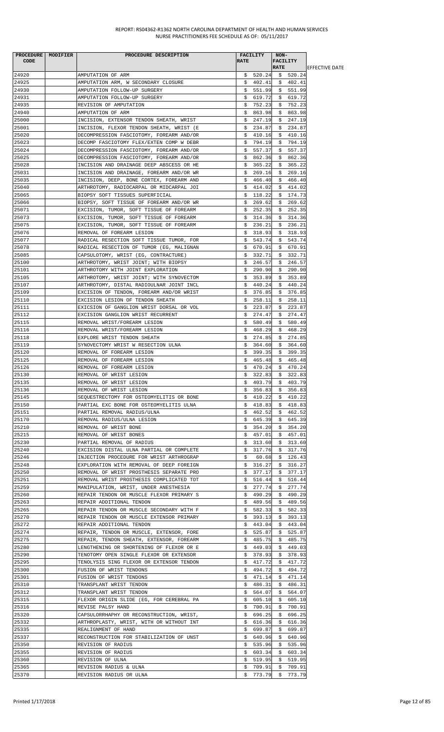| PROCEDURE CODE | MODIFIER | PROCEDURE DESCRIPTION | FACILITY RATE | NON-FACILITY RATE | EFFECTIVE DATE |
|---|---|---|---|---|---|
| 24920 | | AMPUTATION OF ARM | $ 520.24 | $ 520.24 | |
| 24925 | | AMPUTATION ARM, W SECONDARY CLOSURE | $ 402.41 | $ 402.41 | |
| 24930 | | AMPUTATION FOLLOW-UP SURGERY | $ 551.99 | $ 551.99 | |
| 24931 | | AMPUTATION FOLLOW-UP SURGERY | $ 619.72 | $ 619.72 | |
| 24935 | | REVISION OF AMPUTATION | $ 752.23 | $ 752.23 | |
| 24940 | | AMPUTATION OF ARM | $ 863.98 | $ 863.98 | |
| 25000 | | INCISION, EXTENSOR TENDON SHEATH, WRIST | $ 247.19 | $ 247.19 | |
| 25001 | | INCISION, FLEXOR TENDON SHEATH, WRIST (E | $ 234.87 | $ 234.87 | |
| 25020 | | DECOMPRESSION FASCIOTOMY, FOREARM AND/OR | $ 410.16 | $ 410.16 | |
| 25023 | | DECOMP FASCIOTOMY FLEX/EXTEN COMP W DEBR | $ 794.19 | $ 794.19 | |
| 25024 | | DECOMPRESSION FASCIOTOMY, FOREARM AND/OR | $ 557.37 | $ 557.37 | |
| 25025 | | DECOMPRESSION FASCIOTOMY, FOREARM AND/OR | $ 862.36 | $ 862.36 | |
| 25028 | | INCISION AND DRAINAGE DEEP ABSCESS OR HE | $ 365.22 | $ 365.22 | |
| 25031 | | INCISION AND DRAINAGE, FOREARM AND/OR WR | $ 269.16 | $ 269.16 | |
| 25035 | | INCISION, DEEP, BONE CORTEX, FOREARM AND | $ 466.40 | $ 466.40 | |
| 25040 | | ARTHROTOMY, RADIOCARPAL OR MIDCARPAL JOI | $ 414.02 | $ 414.02 | |
| 25065 | | BIOPSY SOFT TISSUES SUPERFICIAL | $ 118.22 | $ 174.73 | |
| 25066 | | BIOPSY, SOFT TISSUE OF FOREARM AND/OR WR | $ 269.62 | $ 269.62 | |
| 25071 | | EXCISION, TUMOR, SOFT TISSUE OF FOREARM | $ 252.35 | $ 252.35 | |
| 25073 | | EXCISION, TUMOR, SOFT TISSUE OF FOREARM | $ 314.36 | $ 314.36 | |
| 25075 | | EXCISION, TUMOR, SOFT TISSUE OF FOREARM | $ 236.21 | $ 236.21 | |
| 25076 | | REMOVAL OF FOREARM LESION | $ 318.93 | $ 318.93 | |
| 25077 | | RADICAL RESECTION SOFT TISSUE TUMOR, FOR | $ 543.74 | $ 543.74 | |
| 25078 | | RADICAL RESECTION OF TUMOR (EG, MALIGNAN | $ 670.91 | $ 670.91 | |
| 25085 | | CAPSULOTOMY, WRIST (EG, CONTRACTURE) | $ 332.71 | $ 332.71 | |
| 25100 | | ARTHROTOMY, WRIST JOINT; WITH BIOPSY | $ 246.57 | $ 246.57 | |
| 25101 | | ARTHROTOMY WITH JOINT EXPLORATION | $ 290.90 | $ 290.90 | |
| 25105 | | ARTHROTOMY, WRIST JOINT; WITH SYNOVECTOM | $ 353.89 | $ 353.89 | |
| 25107 | | ARTHROTOMY, DISTAL RADIOULNAR JOINT INCL | $ 440.24 | $ 440.24 | |
| 25109 | | EXCISION OF TENDON, FOREARM AND/OR WRIST | $ 376.85 | $ 376.85 | |
| 25110 | | EXCISION LESION OF TENDON SHEATH | $ 258.11 | $ 258.11 | |
| 25111 | | EXICSION OF GANGLION WRIST DORSAL OR VOL | $ 223.87 | $ 223.87 | |
| 25112 | | EXCISION GANGLION WRIST RECURRENT | $ 274.47 | $ 274.47 | |
| 25115 | | REMOVAL WRIST/FOREARM LESION | $ 580.49 | $ 580.49 | |
| 25116 | | REMOVAL WRIST/FOREARM LESION | $ 468.29 | $ 468.29 | |
| 25118 | | EXPLORE WRIST TENDON SHEATH | $ 274.85 | $ 274.85 | |
| 25119 | | SYNOVECTOMY WRIST W RESECTION ULNA | $ 364.60 | $ 364.60 | |
| 25120 | | REMOVAL OF FOREARM LESION | $ 399.35 | $ 399.35 | |
| 25125 | | REMOVAL OF FOREARM LESION | $ 465.48 | $ 465.48 | |
| 25126 | | REMOVAL OF FOREARM LESION | $ 470.24 | $ 470.24 | |
| 25130 | | REMOVAL OF WRIST LESION | $ 322.83 | $ 322.83 | |
| 25135 | | REMOVAL OF WRIST LESION | $ 403.79 | $ 403.79 | |
| 25136 | | REMOVAL OF WRIST LESION | $ 356.83 | $ 356.83 | |
| 25145 | | SEQUESTRECTOMY FOR OSTEOMYELITIS OR BONE | $ 410.22 | $ 410.22 | |
| 25150 | | PARTIAL EXC BONE FOR OSTEOMYELITIS ULNA | $ 418.83 | $ 418.83 | |
| 25151 | | PARTIAL REMOVAL RADIUS/ULNA | $ 462.52 | $ 462.52 | |
| 25170 | | REMOVAL RADIUS/ULNA LESION | $ 645.39 | $ 645.39 | |
| 25210 | | REMOVAL OF WRIST BONE | $ 354.20 | $ 354.20 | |
| 25215 | | REMOVAL OF WRIST BONES | $ 457.01 | $ 457.01 | |
| 25230 | | PARTIAL REMOVAL OF RADIUS | $ 313.60 | $ 313.60 | |
| 25240 | | EXCISION DISTAL ULNA PARTIAL OR COMPLETE | $ 317.76 | $ 317.76 | |
| 25246 | | INJECTION PROCEDURE FOR WRIST ARTHROGRAP | $ 60.68 | $ 126.43 | |
| 25248 | | EXPLORATION WITH REMOVAL OF DEEP FOREIGN | $ 316.27 | $ 316.27 | |
| 25250 | | REMOVAL OF WRIST PROSTHESIS SEPARATE PRO | $ 377.17 | $ 377.17 | |
| 25251 | | REMOVAL WRIST PROSTHESIS COMPLICATED TOT | $ 516.44 | $ 516.44 | |
| 25259 | | MANIPULATION, WRIST, UNDER ANESTHESIA | $ 277.74 | $ 277.74 | |
| 25260 | | REPAIR TENDON OR MUSCLE FLEXOR PRIMARY S | $ 490.29 | $ 490.29 | |
| 25263 | | REPAIR ADDITIONAL TENDON | $ 489.56 | $ 489.56 | |
| 25265 | | REPAIR TENDON OR MUSCLE SECONDARY WITH F | $ 582.33 | $ 582.33 | |
| 25270 | | REPAIR TENDON OR MUSCLE EXTENSOR PRIMARY | $ 393.13 | $ 393.13 | |
| 25272 | | REPAIR ADDITIONAL TENDON | $ 443.04 | $ 443.04 | |
| 25274 | | REPAIR, TENDON OR MUSCLE, EXTENSOR, FORE | $ 525.87 | $ 525.87 | |
| 25275 | | REPAIR, TENDON SHEATH, EXTENSOR, FOREARM | $ 485.75 | $ 485.75 | |
| 25280 | | LENGTHENING OR SHORTENING OF FLEXOR OR E | $ 449.03 | $ 449.03 | |
| 25290 | | TENOTOMY OPEN SINGLE FLEXOR OR EXTENSOR | $ 378.93 | $ 378.93 | |
| 25295 | | TENOLYSIS SING FLEXOR OR EXTENSOR TENDON | $ 417.72 | $ 417.72 | |
| 25300 | | FUSION OF WRIST TENDONS | $ 494.72 | $ 494.72 | |
| 25301 | | FUSION OF WRIST TENDONS | $ 471.14 | $ 471.14 | |
| 25310 | | TRANSPLANT WRIST TENDON | $ 486.31 | $ 486.31 | |
| 25312 | | TRANSPLANT WRIST TENDON | $ 564.07 | $ 564.07 | |
| 25315 | | FLEXOR ORIGIN SLIDE (EG, FOR CEREBRAL PA | $ 605.10 | $ 605.10 | |
| 25316 | | REVISE PALSY HAND | $ 700.91 | $ 700.91 | |
| 25320 | | CAPSULORRHAPHY OR RECONSTRUCTION, WRIST, | $ 696.25 | $ 696.25 | |
| 25332 | | ARTHROPLASTY, WRIST, WITH OR WITHOUT INT | $ 616.36 | $ 616.36 | |
| 25335 | | REALIGNMENT OF HAND | $ 699.87 | $ 699.87 | |
| 25337 | | RECONSTRUCTION FOR STABILIZATION OF UNST | $ 640.96 | $ 640.96 | |
| 25350 | | REVISION OF RADIUS | $ 535.96 | $ 535.96 | |
| 25355 | | REVISION OF RADIUS | $ 603.34 | $ 603.34 | |
| 25360 | | REVISION OF ULNA | $ 519.95 | $ 519.95 | |
| 25365 | | REVISION RADIUS & ULNA | $ 709.91 | $ 709.91 | |
| 25370 | | REVISION RADIUS OR ULNA | $ 773.79 | $ 773.79 | |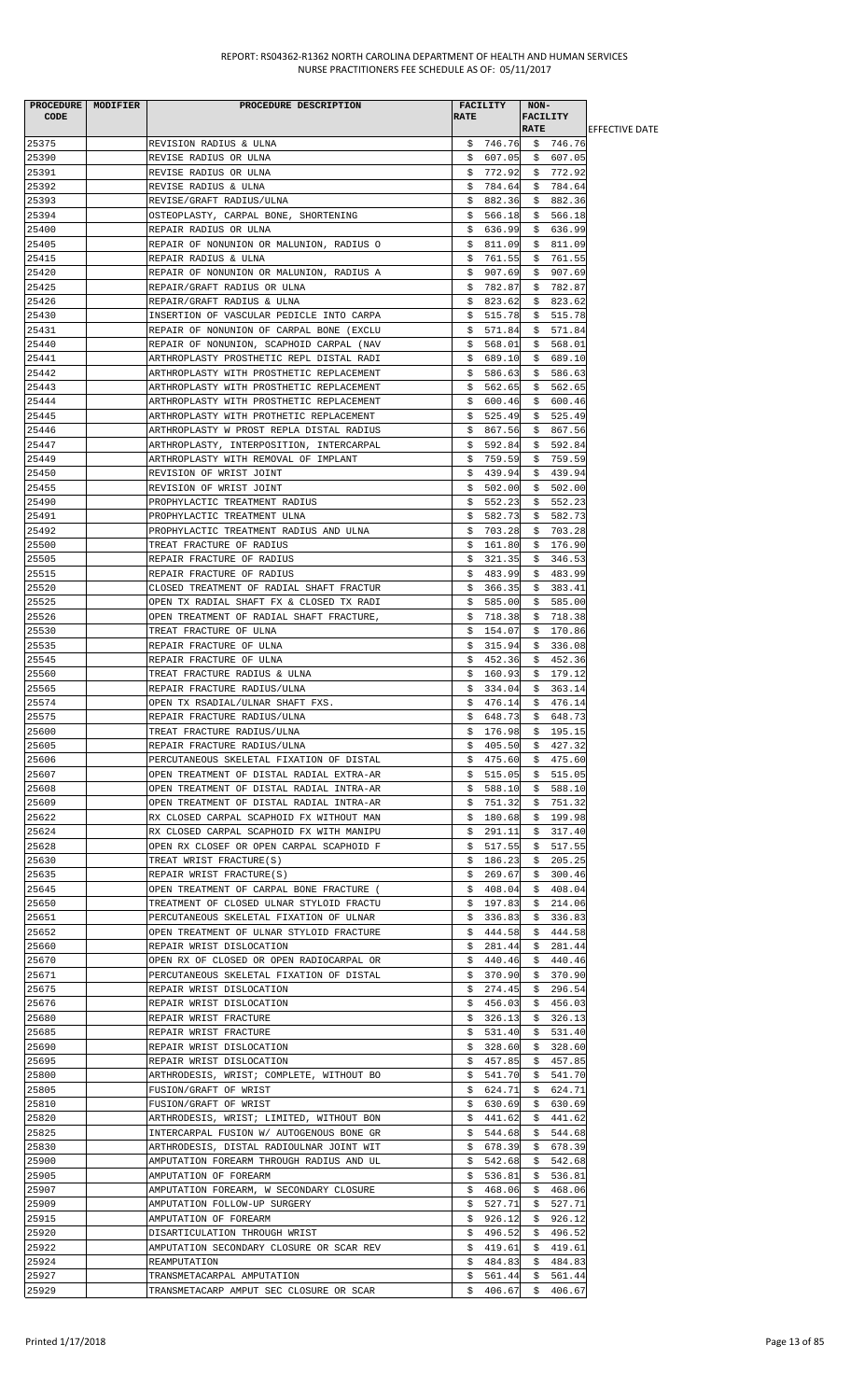REPORT: RS04362-R1362 NORTH CAROLINA DEPARTMENT OF HEALTH AND HUMAN SERVICES
NURSE PRACTITIONERS FEE SCHEDULE AS OF: 05/11/2017

| PROCEDURE CODE | MODIFIER | PROCEDURE DESCRIPTION | FACILITY RATE | NON-FACILITY RATE | EFFECTIVE DATE |
|---|---|---|---|---|---|
| 25375 | | REVISION RADIUS & ULNA | $ 746.76 | $ 746.76 | |
| 25390 | | REVISE RADIUS OR ULNA | $ 607.05 | $ 607.05 | |
| 25391 | | REVISE RADIUS OR ULNA | $ 772.92 | $ 772.92 | |
| 25392 | | REVISE RADIUS & ULNA | $ 784.64 | $ 784.64 | |
| 25393 | | REVISE/GRAFT RADIUS/ULNA | $ 882.36 | $ 882.36 | |
| 25394 | | OSTEOPLASTY, CARPAL BONE, SHORTENING | $ 566.18 | $ 566.18 | |
| 25400 | | REPAIR RADIUS OR ULNA | $ 636.99 | $ 636.99 | |
| 25405 | | REPAIR OF NONUNION OR MALUNION, RADIUS O | $ 811.09 | $ 811.09 | |
| 25415 | | REPAIR RADIUS & ULNA | $ 761.55 | $ 761.55 | |
| 25420 | | REPAIR OF NONUNION OR MALUNION, RADIUS A | $ 907.69 | $ 907.69 | |
| 25425 | | REPAIR/GRAFT RADIUS OR ULNA | $ 782.87 | $ 782.87 | |
| 25426 | | REPAIR/GRAFT RADIUS & ULNA | $ 823.62 | $ 823.62 | |
| 25430 | | INSERTION OF VASCULAR PEDICLE INTO CARPA | $ 515.78 | $ 515.78 | |
| 25431 | | REPAIR OF NONUNION OF CARPAL BONE (EXCLU | $ 571.84 | $ 571.84 | |
| 25440 | | REPAIR OF NONUNION, SCAPHOID CARPAL (NAV | $ 568.01 | $ 568.01 | |
| 25441 | | ARTHROPLASTY PROSTHETIC REPL DISTAL RADI | $ 689.10 | $ 689.10 | |
| 25442 | | ARTHROPLASTY WITH PROSTHETIC REPLACEMENT | $ 586.63 | $ 586.63 | |
| 25443 | | ARTHROPLASTY WITH PROSTHETIC REPLACEMENT | $ 562.65 | $ 562.65 | |
| 25444 | | ARTHROPLASTY WITH PROSTHETIC REPLACEMENT | $ 600.46 | $ 600.46 | |
| 25445 | | ARTHROPLASTY WITH PROTHETIC REPLACEMENT | $ 525.49 | $ 525.49 | |
| 25446 | | ARTHROPLASTY W PROST REPLA DISTAL RADIUS | $ 867.56 | $ 867.56 | |
| 25447 | | ARTHROPLASTY, INTERPOSITION, INTERCARPAL | $ 592.84 | $ 592.84 | |
| 25449 | | ARTHROPLASTY WITH REMOVAL OF IMPLANT | $ 759.59 | $ 759.59 | |
| 25450 | | REVISION OF WRIST JOINT | $ 439.94 | $ 439.94 | |
| 25455 | | REVISION OF WRIST JOINT | $ 502.00 | $ 502.00 | |
| 25490 | | PROPHYLACTIC TREATMENT RADIUS | $ 552.23 | $ 552.23 | |
| 25491 | | PROPHYLACTIC TREATMENT ULNA | $ 582.73 | $ 582.73 | |
| 25492 | | PROPHYLACTIC TREATMENT RADIUS AND ULNA | $ 703.28 | $ 703.28 | |
| 25500 | | TREAT FRACTURE OF RADIUS | $ 161.80 | $ 176.90 | |
| 25505 | | REPAIR FRACTURE OF RADIUS | $ 321.35 | $ 346.53 | |
| 25515 | | REPAIR FRACTURE OF RADIUS | $ 483.99 | $ 483.99 | |
| 25520 | | CLOSED TREATMENT OF RADIAL SHAFT FRACTUR | $ 366.35 | $ 383.41 | |
| 25525 | | OPEN TX RADIAL SHAFT FX & CLOSED TX RADI | $ 585.00 | $ 585.00 | |
| 25526 | | OPEN TREATMENT OF RADIAL SHAFT FRACTURE, | $ 718.38 | $ 718.38 | |
| 25530 | | TREAT FRACTURE OF ULNA | $ 154.07 | $ 170.86 | |
| 25535 | | REPAIR FRACTURE OF ULNA | $ 315.94 | $ 336.08 | |
| 25545 | | REPAIR FRACTURE OF ULNA | $ 452.36 | $ 452.36 | |
| 25560 | | TREAT FRACTURE RADIUS & ULNA | $ 160.93 | $ 179.12 | |
| 25565 | | REPAIR FRACTURE RADIUS/ULNA | $ 334.04 | $ 363.14 | |
| 25574 | | OPEN TX RSADIAL/ULNAR SHAFT FXS. | $ 476.14 | $ 476.14 | |
| 25575 | | REPAIR FRACTURE RADIUS/ULNA | $ 648.73 | $ 648.73 | |
| 25600 | | TREAT FRACTURE RADIUS/ULNA | $ 176.98 | $ 195.15 | |
| 25605 | | REPAIR FRACTURE RADIUS/ULNA | $ 405.50 | $ 427.32 | |
| 25606 | | PERCUTANEOUS SKELETAL FIXATION OF DISTAL | $ 475.60 | $ 475.60 | |
| 25607 | | OPEN TREATMENT OF DISTAL RADIAL EXTRA-AR | $ 515.05 | $ 515.05 | |
| 25608 | | OPEN TREATMENT OF DISTAL RADIAL INTRA-AR | $ 588.10 | $ 588.10 | |
| 25609 | | OPEN TREATMENT OF DISTAL RADIAL INTRA-AR | $ 751.32 | $ 751.32 | |
| 25622 | | RX CLOSED CARPAL SCAPHOID FX WITHOUT MAN | $ 180.68 | $ 199.98 | |
| 25624 | | RX CLOSED CARPAL SCAPHOID FX WITH MANIPU | $ 291.11 | $ 317.40 | |
| 25628 | | OPEN RX CLOSEF OR OPEN CARPAL SCAPHOID F | $ 517.55 | $ 517.55 | |
| 25630 | | TREAT WRIST FRACTURE(S) | $ 186.23 | $ 205.25 | |
| 25635 | | REPAIR WRIST FRACTURE(S) | $ 269.67 | $ 300.46 | |
| 25645 | | OPEN TREATMENT OF CARPAL BONE FRACTURE ( | $ 408.04 | $ 408.04 | |
| 25650 | | TREATMENT OF CLOSED ULNAR STYLOID FRACTU | $ 197.83 | $ 214.06 | |
| 25651 | | PERCUTANEOUS SKELETAL FIXATION OF ULNAR | $ 336.83 | $ 336.83 | |
| 25652 | | OPEN TREATMENT OF ULNAR STYLOID FRACTURE | $ 444.58 | $ 444.58 | |
| 25660 | | REPAIR WRIST DISLOCATION | $ 281.44 | $ 281.44 | |
| 25670 | | OPEN RX OF CLOSED OR OPEN RADIOCARPAL OR | $ 440.46 | $ 440.46 | |
| 25671 | | PERCUTANEOUS SKELETAL FIXATION OF DISTAL | $ 370.90 | $ 370.90 | |
| 25675 | | REPAIR WRIST DISLOCATION | $ 274.45 | $ 296.54 | |
| 25676 | | REPAIR WRIST DISLOCATION | $ 456.03 | $ 456.03 | |
| 25680 | | REPAIR WRIST FRACTURE | $ 326.13 | $ 326.13 | |
| 25685 | | REPAIR WRIST FRACTURE | $ 531.40 | $ 531.40 | |
| 25690 | | REPAIR WRIST DISLOCATION | $ 328.60 | $ 328.60 | |
| 25695 | | REPAIR WRIST DISLOCATION | $ 457.85 | $ 457.85 | |
| 25800 | | ARTHRODESIS, WRIST; COMPLETE, WITHOUT BO | $ 541.70 | $ 541.70 | |
| 25805 | | FUSION/GRAFT OF WRIST | $ 624.71 | $ 624.71 | |
| 25810 | | FUSION/GRAFT OF WRIST | $ 630.69 | $ 630.69 | |
| 25820 | | ARTHRODESIS, WRIST; LIMITED, WITHOUT BON | $ 441.62 | $ 441.62 | |
| 25825 | | INTERCARPAL FUSION W/ AUTOGENOUS BONE GR | $ 544.68 | $ 544.68 | |
| 25830 | | ARTHRODESIS, DISTAL RADIOULNAR JOINT WIT | $ 678.39 | $ 678.39 | |
| 25900 | | AMPUTATION FOREARM THROUGH RADIUS AND UL | $ 542.68 | $ 542.68 | |
| 25905 | | AMPUTATION OF FOREARM | $ 536.81 | $ 536.81 | |
| 25907 | | AMPUTATION FOREARM, W SECONDARY CLOSURE | $ 468.06 | $ 468.06 | |
| 25909 | | AMPUTATION FOLLOW-UP SURGERY | $ 527.71 | $ 527.71 | |
| 25915 | | AMPUTATION OF FOREARM | $ 926.12 | $ 926.12 | |
| 25920 | | DISARTICULATION THROUGH WRIST | $ 496.52 | $ 496.52 | |
| 25922 | | AMPUTATION SECONDARY CLOSURE OR SCAR REV | $ 419.61 | $ 419.61 | |
| 25924 | | REAMPUTATION | $ 484.83 | $ 484.83 | |
| 25927 | | TRANSMETACARPAL AMPUTATION | $ 561.44 | $ 561.44 | |
| 25929 | | TRANSMETACARP AMPUT SEC CLOSURE OR SCAR | $ 406.67 | $ 406.67 | |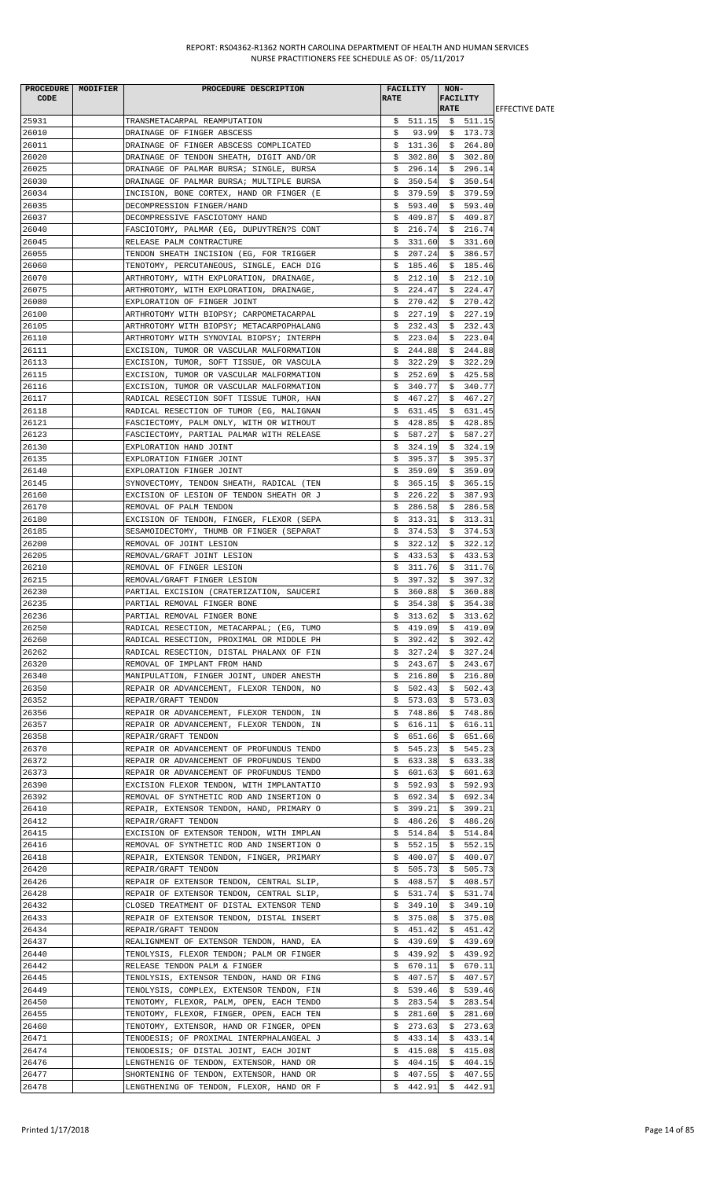| PROCEDURE CODE | MODIFIER | PROCEDURE DESCRIPTION | FACILITY RATE | NON-FACILITY RATE | EFFECTIVE DATE |
|---|---|---|---|---|---|
| 25931 | | TRANSMETACARPAL REAMPUTATION | $ 511.15 | $ 511.15 | |
| 26010 | | DRAINAGE OF FINGER ABSCESS | $ 93.99 | $ 173.73 | |
| 26011 | | DRAINAGE OF FINGER ABSCESS COMPLICATED | $ 131.36 | $ 264.80 | |
| 26020 | | DRAINAGE OF TENDON SHEATH, DIGIT AND/OR | $ 302.80 | $ 302.80 | |
| 26025 | | DRAINAGE OF PALMAR BURSA; SINGLE, BURSA | $ 296.14 | $ 296.14 | |
| 26030 | | DRAINAGE OF PALMAR BURSA; MULTIPLE BURSA | $ 350.54 | $ 350.54 | |
| 26034 | | INCISION, BONE CORTEX, HAND OR FINGER (E | $ 379.59 | $ 379.59 | |
| 26035 | | DECOMPRESSION FINGER/HAND | $ 593.40 | $ 593.40 | |
| 26037 | | DECOMPRESSIVE FASCIOTOMY HAND | $ 409.87 | $ 409.87 | |
| 26040 | | FASCIOTOMY, PALMAR (EG, DUPUYTREN?S CONT | $ 216.74 | $ 216.74 | |
| 26045 | | RELEASE PALM CONTRACTURE | $ 331.60 | $ 331.60 | |
| 26055 | | TENDON SHEATH INCISION (EG, FOR TRIGGER | $ 207.24 | $ 386.57 | |
| 26060 | | TENOTOMY, PERCUTANEOUS, SINGLE, EACH DIG | $ 185.46 | $ 185.46 | |
| 26070 | | ARTHROTOMY, WITH EXPLORATION, DRAINAGE, | $ 212.10 | $ 212.10 | |
| 26075 | | ARTHROTOMY, WITH EXPLORATION, DRAINAGE, | $ 224.47 | $ 224.47 | |
| 26080 | | EXPLORATION OF FINGER JOINT | $ 270.42 | $ 270.42 | |
| 26100 | | ARTHROTOMY WITH BIOPSY; CARPOMETACARPAL | $ 227.19 | $ 227.19 | |
| 26105 | | ARTHROTOMY WITH BIOPSY; METACARPOPHALANG | $ 232.43 | $ 232.43 | |
| 26110 | | ARTHROTOMY WITH SYNOVIAL BIOPSY; INTERPH | $ 223.04 | $ 223.04 | |
| 26111 | | EXCISION, TUMOR OR VASCULAR MALFORMATION | $ 244.88 | $ 244.88 | |
| 26113 | | EXCISION, TUMOR, SOFT TISSUE, OR VASCULA | $ 322.29 | $ 322.29 | |
| 26115 | | EXCISION, TUMOR OR VASCULAR MALFORMATION | $ 252.69 | $ 425.58 | |
| 26116 | | EXCISION, TUMOR OR VASCULAR MALFORMATION | $ 340.77 | $ 340.77 | |
| 26117 | | RADICAL RESECTION SOFT TISSUE TUMOR, HAN | $ 467.27 | $ 467.27 | |
| 26118 | | RADICAL RESECTION OF TUMOR (EG, MALIGNAN | $ 631.45 | $ 631.45 | |
| 26121 | | FASCIECTOMY, PALM ONLY, WITH OR WITHOUT | $ 428.85 | $ 428.85 | |
| 26123 | | FASCIECTOMY, PARTIAL PALMAR WITH RELEASE | $ 587.27 | $ 587.27 | |
| 26130 | | EXPLORATION HAND JOINT | $ 324.19 | $ 324.19 | |
| 26135 | | EXPLORATION FINGER JOINT | $ 395.37 | $ 395.37 | |
| 26140 | | EXPLORATION FINGER JOINT | $ 359.09 | $ 359.09 | |
| 26145 | | SYNOVECTOMY, TENDON SHEATH, RADICAL (TEN | $ 365.15 | $ 365.15 | |
| 26160 | | EXCISION OF LESION OF TENDON SHEATH OR J | $ 226.22 | $ 387.93 | |
| 26170 | | REMOVAL OF PALM TENDON | $ 286.58 | $ 286.58 | |
| 26180 | | EXCISION OF TENDON, FINGER, FLEXOR (SEPA | $ 313.31 | $ 313.31 | |
| 26185 | | SESAMOIDECTOMY, THUMB OR FINGER (SEPARAT | $ 374.53 | $ 374.53 | |
| 26200 | | REMOVAL OF JOINT LESION | $ 322.12 | $ 322.12 | |
| 26205 | | REMOVAL/GRAFT JOINT LESION | $ 433.53 | $ 433.53 | |
| 26210 | | REMOVAL OF FINGER LESION | $ 311.76 | $ 311.76 | |
| 26215 | | REMOVAL/GRAFT FINGER LESION | $ 397.32 | $ 397.32 | |
| 26230 | | PARTIAL EXCISION (CRATERIZATION, SAUCERI | $ 360.88 | $ 360.88 | |
| 26235 | | PARTIAL REMOVAL FINGER BONE | $ 354.38 | $ 354.38 | |
| 26236 | | PARTIAL REMOVAL FINGER BONE | $ 313.62 | $ 313.62 | |
| 26250 | | RADICAL RESECTION, METACARPAL; (EG, TUMO | $ 419.09 | $ 419.09 | |
| 26260 | | RADICAL RESECTION, PROXIMAL OR MIDDLE PH | $ 392.42 | $ 392.42 | |
| 26262 | | RADICAL RESECTION, DISTAL PHALANX OF FIN | $ 327.24 | $ 327.24 | |
| 26320 | | REMOVAL OF IMPLANT FROM HAND | $ 243.67 | $ 243.67 | |
| 26340 | | MANIPULATION, FINGER JOINT, UNDER ANESTH | $ 216.80 | $ 216.80 | |
| 26350 | | REPAIR OR ADVANCEMENT, FLEXOR TENDON, NO | $ 502.43 | $ 502.43 | |
| 26352 | | REPAIR/GRAFT TENDON | $ 573.03 | $ 573.03 | |
| 26356 | | REPAIR OR ADVANCEMENT, FLEXOR TENDON, IN | $ 748.86 | $ 748.86 | |
| 26357 | | REPAIR OR ADVANCEMENT, FLEXOR TENDON, IN | $ 616.11 | $ 616.11 | |
| 26358 | | REPAIR/GRAFT TENDON | $ 651.66 | $ 651.66 | |
| 26370 | | REPAIR OR ADVANCEMENT OF PROFUNDUS TENDO | $ 545.23 | $ 545.23 | |
| 26372 | | REPAIR OR ADVANCEMENT OF PROFUNDUS TENDO | $ 633.38 | $ 633.38 | |
| 26373 | | REPAIR OR ADVANCEMENT OF PROFUNDUS TENDO | $ 601.63 | $ 601.63 | |
| 26390 | | EXCISION FLEXOR TENDON, WITH IMPLANTATIO | $ 592.93 | $ 592.93 | |
| 26392 | | REMOVAL OF SYNTHETIC ROD AND INSERTION O | $ 692.34 | $ 692.34 | |
| 26410 | | REPAIR, EXTENSOR TENDON, HAND, PRIMARY O | $ 399.21 | $ 399.21 | |
| 26412 | | REPAIR/GRAFT TENDON | $ 486.26 | $ 486.26 | |
| 26415 | | EXCISION OF EXTENSOR TENDON, WITH IMPLAN | $ 514.84 | $ 514.84 | |
| 26416 | | REMOVAL OF SYNTHETIC ROD AND INSERTION O | $ 552.15 | $ 552.15 | |
| 26418 | | REPAIR, EXTENSOR TENDON, FINGER, PRIMARY | $ 400.07 | $ 400.07 | |
| 26420 | | REPAIR/GRAFT TENDON | $ 505.73 | $ 505.73 | |
| 26426 | | REPAIR OF EXTENSOR TENDON, CENTRAL SLIP, | $ 408.57 | $ 408.57 | |
| 26428 | | REPAIR OF EXTENSOR TENDON, CENTRAL SLIP, | $ 531.74 | $ 531.74 | |
| 26432 | | CLOSED TREATMENT OF DISTAL EXTENSOR TEND | $ 349.10 | $ 349.10 | |
| 26433 | | REPAIR OF EXTENSOR TENDON, DISTAL INSERT | $ 375.08 | $ 375.08 | |
| 26434 | | REPAIR/GRAFT TENDON | $ 451.42 | $ 451.42 | |
| 26437 | | REALIGNMENT OF EXTENSOR TENDON, HAND, EA | $ 439.69 | $ 439.69 | |
| 26440 | | TENOLYSIS, FLEXOR TENDON; PALM OR FINGER | $ 439.92 | $ 439.92 | |
| 26442 | | RELEASE TENDON PALM & FINGER | $ 670.11 | $ 670.11 | |
| 26445 | | TENOLYSIS, EXTENSOR TENDON, HAND OR FING | $ 407.57 | $ 407.57 | |
| 26449 | | TENOLYSIS, COMPLEX, EXTENSOR TENDON, FIN | $ 539.46 | $ 539.46 | |
| 26450 | | TENOTOMY, FLEXOR, PALM, OPEN, EACH TENDO | $ 283.54 | $ 283.54 | |
| 26455 | | TENOTOMY, FLEXOR, FINGER, OPEN, EACH TEN | $ 281.60 | $ 281.60 | |
| 26460 | | TENOTOMY, EXTENSOR, HAND OR FINGER, OPEN | $ 273.63 | $ 273.63 | |
| 26471 | | TENODESIS; OF PROXIMAL INTERPHALANGEAL J | $ 433.14 | $ 433.14 | |
| 26474 | | TENODESIS; OF DISTAL JOINT, EACH JOINT | $ 415.08 | $ 415.08 | |
| 26476 | | LENGTHENIG OF TENDON, EXTENSOR, HAND OR | $ 404.15 | $ 404.15 | |
| 26477 | | SHORTENING OF TENDON, EXTENSOR, HAND OR | $ 407.55 | $ 407.55 | |
| 26478 | | LENGTHENING OF TENDON, FLEXOR, HAND OR F | $ 442.91 | $ 442.91 | |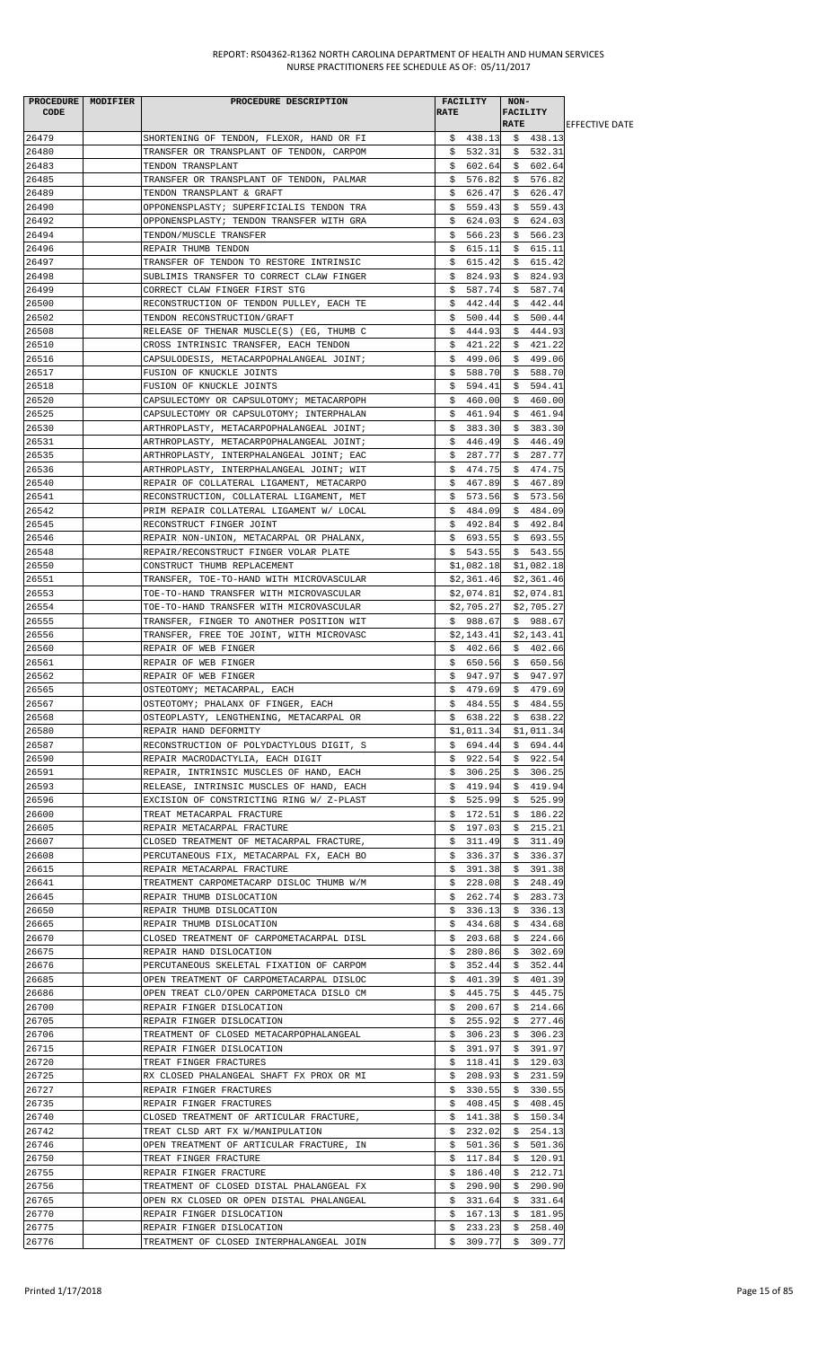| PROCEDURE CODE | MODIFIER | PROCEDURE DESCRIPTION | FACILITY RATE | NON-FACILITY RATE | EFFECTIVE DATE |
|---|---|---|---|---|---|
| 26479 | | SHORTENING OF TENDON, FLEXOR, HAND OR FI | $ 438.13 | $ 438.13 | |
| 26480 | | TRANSFER OR TRANSPLANT OF TENDON, CARPOM | $ 532.31 | $ 532.31 | |
| 26483 | | TENDON TRANSPLANT | $ 602.64 | $ 602.64 | |
| 26485 | | TRANSFER OR TRANSPLANT OF TENDON, PALMAR | $ 576.82 | $ 576.82 | |
| 26489 | | TENDON TRANSPLANT & GRAFT | $ 626.47 | $ 626.47 | |
| 26490 | | OPPONENSPLASTY; SUPERFICIALIS TENDON TRA | $ 559.43 | $ 559.43 | |
| 26492 | | OPPONENSPLASTY; TENDON TRANSFER WITH GRA | $ 624.03 | $ 624.03 | |
| 26494 | | TENDON/MUSCLE TRANSFER | $ 566.23 | $ 566.23 | |
| 26496 | | REPAIR THUMB TENDON | $ 615.11 | $ 615.11 | |
| 26497 | | TRANSFER OF TENDON TO RESTORE INTRINSIC | $ 615.42 | $ 615.42 | |
| 26498 | | SUBLIMIS TRANSFER TO CORRECT CLAW FINGER | $ 824.93 | $ 824.93 | |
| 26499 | | CORRECT CLAW FINGER FIRST STG | $ 587.74 | $ 587.74 | |
| 26500 | | RECONSTRUCTION OF TENDON PULLEY, EACH TE | $ 442.44 | $ 442.44 | |
| 26502 | | TENDON RECONSTRUCTION/GRAFT | $ 500.44 | $ 500.44 | |
| 26508 | | RELEASE OF THENAR MUSCLE(S) (EG, THUMB C | $ 444.93 | $ 444.93 | |
| 26510 | | CROSS INTRINSIC TRANSFER, EACH TENDON | $ 421.22 | $ 421.22 | |
| 26516 | | CAPSULODESIS, METACARPOPHALANGEAL JOINT; | $ 499.06 | $ 499.06 | |
| 26517 | | FUSION OF KNUCKLE JOINTS | $ 588.70 | $ 588.70 | |
| 26518 | | FUSION OF KNUCKLE JOINTS | $ 594.41 | $ 594.41 | |
| 26520 | | CAPSULECTOMY OR CAPSULOTOMY; METACARPOPH | $ 460.00 | $ 460.00 | |
| 26525 | | CAPSULECTOMY OR CAPSULOTOMY; INTERPHALAN | $ 461.94 | $ 461.94 | |
| 26530 | | ARTHROPLASTY, METACARPOPHALANGEAL JOINT; | $ 383.30 | $ 383.30 | |
| 26531 | | ARTHROPLASTY, METACARPOPHALANGEAL JOINT; | $ 446.49 | $ 446.49 | |
| 26535 | | ARTHROPLASTY, INTERPHALANGEAL JOINT; EAC | $ 287.77 | $ 287.77 | |
| 26536 | | ARTHROPLASTY, INTERPHALANGEAL JOINT; WIT | $ 474.75 | $ 474.75 | |
| 26540 | | REPAIR OF COLLATERAL LIGAMENT, METACARPO | $ 467.89 | $ 467.89 | |
| 26541 | | RECONSTRUCTION, COLLATERAL LIGAMENT, MET | $ 573.56 | $ 573.56 | |
| 26542 | | PRIM REPAIR COLLATERAL LIGAMENT W/ LOCAL | $ 484.09 | $ 484.09 | |
| 26545 | | RECONSTRUCT FINGER JOINT | $ 492.84 | $ 492.84 | |
| 26546 | | REPAIR NON-UNION, METACARPAL OR PHALANX, | $ 693.55 | $ 693.55 | |
| 26548 | | REPAIR/RECONSTRUCT FINGER VOLAR PLATE | $ 543.55 | $ 543.55 | |
| 26550 | | CONSTRUCT THUMB REPLACEMENT | $1,082.18 | $1,082.18 | |
| 26551 | | TRANSFER, TOE-TO-HAND WITH MICROVASCULAR | $2,361.46 | $2,361.46 | |
| 26553 | | TOE-TO-HAND TRANSFER WITH MICROVASCULAR | $2,074.81 | $2,074.81 | |
| 26554 | | TOE-TO-HAND TRANSFER WITH MICROVASCULAR | $2,705.27 | $2,705.27 | |
| 26555 | | TRANSFER, FINGER TO ANOTHER POSITION WIT | $ 988.67 | $ 988.67 | |
| 26556 | | TRANSFER, FREE TOE JOINT, WITH MICROVASC | $2,143.41 | $2,143.41 | |
| 26560 | | REPAIR OF WEB FINGER | $ 402.66 | $ 402.66 | |
| 26561 | | REPAIR OF WEB FINGER | $ 650.56 | $ 650.56 | |
| 26562 | | REPAIR OF WEB FINGER | $ 947.97 | $ 947.97 | |
| 26565 | | OSTEOTOMY; METACARPAL, EACH | $ 479.69 | $ 479.69 | |
| 26567 | | OSTEOTOMY; PHALANX OF FINGER, EACH | $ 484.55 | $ 484.55 | |
| 26568 | | OSTEOPLASTY, LENGTHENING, METACARPAL OR | $ 638.22 | $ 638.22 | |
| 26580 | | REPAIR HAND DEFORMITY | $1,011.34 | $1,011.34 | |
| 26587 | | RECONSTRUCTION OF POLYDACTYLOUS DIGIT, S | $ 694.44 | $ 694.44 | |
| 26590 | | REPAIR MACRODACTYLIA, EACH DIGIT | $ 922.54 | $ 922.54 | |
| 26591 | | REPAIR, INTRINSIC MUSCLES OF HAND, EACH | $ 306.25 | $ 306.25 | |
| 26593 | | RELEASE, INTRINSIC MUSCLES OF HAND, EACH | $ 419.94 | $ 419.94 | |
| 26596 | | EXCISION OF CONSTRICTING RING W/ Z-PLAST | $ 525.99 | $ 525.99 | |
| 26600 | | TREAT METACARPAL FRACTURE | $ 172.51 | $ 186.22 | |
| 26605 | | REPAIR METACARPAL FRACTURE | $ 197.03 | $ 215.21 | |
| 26607 | | CLOSED TREATMENT OF METACARPAL FRACTURE, | $ 311.49 | $ 311.49 | |
| 26608 | | PERCUTANEOUS FIX, METACARPAL FX, EACH BO | $ 336.37 | $ 336.37 | |
| 26615 | | REPAIR METACARPAL FRACTURE | $ 391.38 | $ 391.38 | |
| 26641 | | TREATMENT CARPOMETACARP DISLOC THUMB W/M | $ 228.08 | $ 248.49 | |
| 26645 | | REPAIR THUMB DISLOCATION | $ 262.74 | $ 283.73 | |
| 26650 | | REPAIR THUMB DISLOCATION | $ 336.13 | $ 336.13 | |
| 26665 | | REPAIR THUMB DISLOCATION | $ 434.68 | $ 434.68 | |
| 26670 | | CLOSED TREATMENT OF CARPOMETACARPAL DISL | $ 203.68 | $ 224.66 | |
| 26675 | | REPAIR HAND DISLOCATION | $ 280.86 | $ 302.69 | |
| 26676 | | PERCUTANEOUS SKELETAL FIXATION OF CARPOM | $ 352.44 | $ 352.44 | |
| 26685 | | OPEN TREATMENT OF CARPOMETACARPAL DISLOC | $ 401.39 | $ 401.39 | |
| 26686 | | OPEN TREAT CLO/OPEN CARPOMETACA DISLO CM | $ 445.75 | $ 445.75 | |
| 26700 | | REPAIR FINGER DISLOCATION | $ 200.67 | $ 214.66 | |
| 26705 | | REPAIR FINGER DISLOCATION | $ 255.92 | $ 277.46 | |
| 26706 | | TREATMENT OF CLOSED METACARPOPHALANGEAL | $ 306.23 | $ 306.23 | |
| 26715 | | REPAIR FINGER DISLOCATION | $ 391.97 | $ 391.97 | |
| 26720 | | TREAT FINGER FRACTURES | $ 118.41 | $ 129.03 | |
| 26725 | | RX CLOSED PHALANGEAL SHAFT FX PROX OR MI | $ 208.93 | $ 231.59 | |
| 26727 | | REPAIR FINGER FRACTURES | $ 330.55 | $ 330.55 | |
| 26735 | | REPAIR FINGER FRACTURES | $ 408.45 | $ 408.45 | |
| 26740 | | CLOSED TREATMENT OF ARTICULAR FRACTURE, | $ 141.38 | $ 150.34 | |
| 26742 | | TREAT CLSD ART FX W/MANIPULATION | $ 232.02 | $ 254.13 | |
| 26746 | | OPEN TREATMENT OF ARTICULAR FRACTURE, IN | $ 501.36 | $ 501.36 | |
| 26750 | | TREAT FINGER FRACTURE | $ 117.84 | $ 120.91 | |
| 26755 | | REPAIR FINGER FRACTURE | $ 186.40 | $ 212.71 | |
| 26756 | | TREATMENT OF CLOSED DISTAL PHALANGEAL FX | $ 290.90 | $ 290.90 | |
| 26765 | | OPEN RX CLOSED OR OPEN DISTAL PHALANGEAL | $ 331.64 | $ 331.64 | |
| 26770 | | REPAIR FINGER DISLOCATION | $ 167.13 | $ 181.95 | |
| 26775 | | REPAIR FINGER DISLOCATION | $ 233.23 | $ 258.40 | |
| 26776 | | TREATMENT OF CLOSED INTERPHALANGEAL JOIN | $ 309.77 | $ 309.77 | |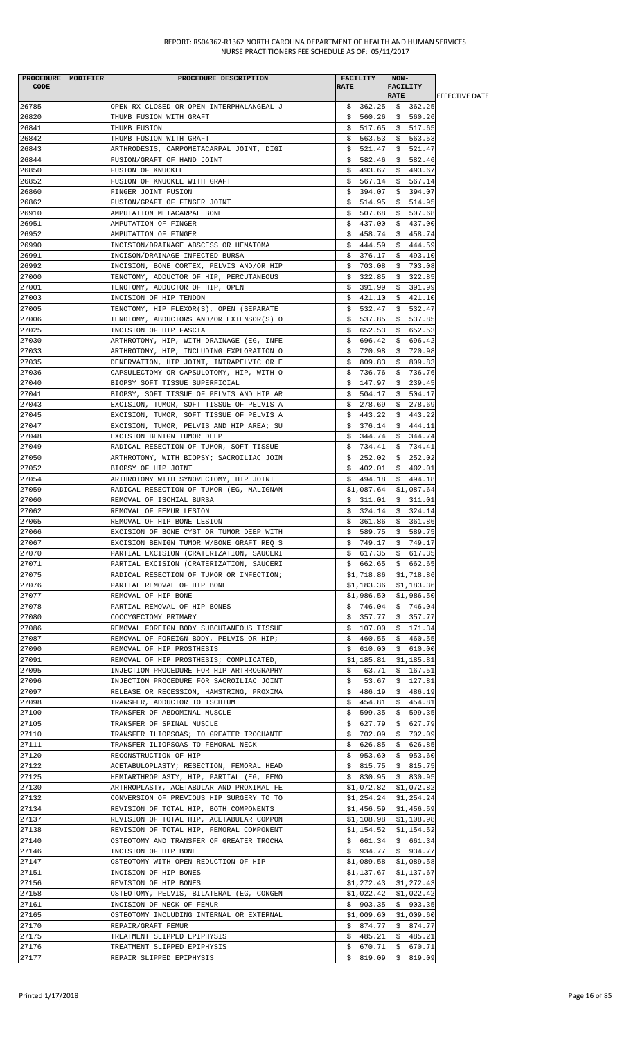| PROCEDURE CODE | MODIFIER | PROCEDURE DESCRIPTION | FACILITY RATE | NON-FACILITY RATE | EFFECTIVE DATE |
|---|---|---|---|---|---|
| 26785 | | OPEN RX CLOSED OR OPEN INTERPHALANGEAL J | $ 362.25 | $ 362.25 | |
| 26820 | | THUMB FUSION WITH GRAFT | $ 560.26 | $ 560.26 | |
| 26841 | | THUMB FUSION | $ 517.65 | $ 517.65 | |
| 26842 | | THUMB FUSION WITH GRAFT | $ 563.53 | $ 563.53 | |
| 26843 | | ARTHRODESIS, CARPOMETACARPAL JOINT, DIGI | $ 521.47 | $ 521.47 | |
| 26844 | | FUSION/GRAFT OF HAND JOINT | $ 582.46 | $ 582.46 | |
| 26850 | | FUSION OF KNUCKLE | $ 493.67 | $ 493.67 | |
| 26852 | | FUSION OF KNUCKLE WITH GRAFT | $ 567.14 | $ 567.14 | |
| 26860 | | FINGER JOINT FUSION | $ 394.07 | $ 394.07 | |
| 26862 | | FUSION/GRAFT OF FINGER JOINT | $ 514.95 | $ 514.95 | |
| 26910 | | AMPUTATION METACARPAL BONE | $ 507.68 | $ 507.68 | |
| 26951 | | AMPUTATION OF FINGER | $ 437.00 | $ 437.00 | |
| 26952 | | AMPUTATION OF FINGER | $ 458.74 | $ 458.74 | |
| 26990 | | INCISION/DRAINAGE ABSCESS OR HEMATOMA | $ 444.59 | $ 444.59 | |
| 26991 | | INCISON/DRAINAGE INFECTED BURSA | $ 376.17 | $ 493.10 | |
| 26992 | | INCISION, BONE CORTEX, PELVIS AND/OR HIP | $ 703.08 | $ 703.08 | |
| 27000 | | TENOTOMY, ADDUCTOR OF HIP, PERCUTANEOUS | $ 322.85 | $ 322.85 | |
| 27001 | | TENOTOMY, ADDUCTOR OF HIP, OPEN | $ 391.99 | $ 391.99 | |
| 27003 | | INCISION OF HIP TENDON | $ 421.10 | $ 421.10 | |
| 27005 | | TENOTOMY, HIP FLEXOR(S), OPEN (SEPARATE | $ 532.47 | $ 532.47 | |
| 27006 | | TENOTOMY, ABDUCTORS AND/OR EXTENSOR(S) O | $ 537.85 | $ 537.85 | |
| 27025 | | INCISION OF HIP FASCIA | $ 652.53 | $ 652.53 | |
| 27030 | | ARTHROTOMY, HIP, WITH DRAINAGE (EG, INFE | $ 696.42 | $ 696.42 | |
| 27033 | | ARTHROTOMY, HIP, INCLUDING EXPLORATION O | $ 720.98 | $ 720.98 | |
| 27035 | | DENERVATION, HIP JOINT, INTRAPELVIC OR E | $ 809.83 | $ 809.83 | |
| 27036 | | CAPSULECTOMY OR CAPSULOTOMY, HIP, WITH O | $ 736.76 | $ 736.76 | |
| 27040 | | BIOPSY SOFT TISSUE SUPERFICIAL | $ 147.97 | $ 239.45 | |
| 27041 | | BIOPSY, SOFT TISSUE OF PELVIS AND HIP AR | $ 504.17 | $ 504.17 | |
| 27043 | | EXCISION, TUMOR, SOFT TISSUE OF PELVIS A | $ 278.69 | $ 278.69 | |
| 27045 | | EXCISION, TUMOR, SOFT TISSUE OF PELVIS A | $ 443.22 | $ 443.22 | |
| 27047 | | EXCISION, TUMOR, PELVIS AND HIP AREA; SU | $ 376.14 | $ 444.11 | |
| 27048 | | EXCISION BENIGN TUMOR DEEP | $ 344.74 | $ 344.74 | |
| 27049 | | RADICAL RESECTION OF TUMOR, SOFT TISSUE | $ 734.41 | $ 734.41 | |
| 27050 | | ARTHROTOMY, WITH BIOPSY; SACROILIAC JOIN | $ 252.02 | $ 252.02 | |
| 27052 | | BIOPSY OF HIP JOINT | $ 402.01 | $ 402.01 | |
| 27054 | | ARTHROTOMY WITH SYNOVECTOMY, HIP JOINT | $ 494.18 | $ 494.18 | |
| 27059 | | RADICAL RESECTION OF TUMOR (EG, MALIGNAN | $1,087.64 | $1,087.64 | |
| 27060 | | REMOVAL OF ISCHIAL BURSA | $ 311.01 | $ 311.01 | |
| 27062 | | REMOVAL OF FEMUR LESION | $ 324.14 | $ 324.14 | |
| 27065 | | REMOVAL OF HIP BONE LESION | $ 361.86 | $ 361.86 | |
| 27066 | | EXCISION OF BONE CYST OR TUMOR DEEP WITH | $ 589.75 | $ 589.75 | |
| 27067 | | EXCISION BENIGN TUMOR W/BONE GRAFT REQ S | $ 749.17 | $ 749.17 | |
| 27070 | | PARTIAL EXCISION (CRATERIZATION, SAUCERI | $ 617.35 | $ 617.35 | |
| 27071 | | PARTIAL EXCISION (CRATERIZATION, SAUCERI | $ 662.65 | $ 662.65 | |
| 27075 | | RADICAL RESECTION OF TUMOR OR INFECTION; | $1,718.86 | $1,718.86 | |
| 27076 | | PARTIAL REMOVAL OF HIP BONE | $1,183.36 | $1,183.36 | |
| 27077 | | REMOVAL OF HIP BONE | $1,986.50 | $1,986.50 | |
| 27078 | | PARTIAL REMOVAL OF HIP BONES | $ 746.04 | $ 746.04 | |
| 27080 | | COCCYGECTOMY PRIMARY | $ 357.77 | $ 357.77 | |
| 27086 | | REMOVAL FOREIGN BODY SUBCUTANEOUS TISSUE | $ 107.00 | $ 171.34 | |
| 27087 | | REMOVAL OF FOREIGN BODY, PELVIS OR HIP; | $ 460.55 | $ 460.55 | |
| 27090 | | REMOVAL OF HIP PROSTHESIS | $ 610.00 | $ 610.00 | |
| 27091 | | REMOVAL OF HIP PROSTHESIS; COMPLICATED, | $1,185.81 | $1,185.81 | |
| 27095 | | INJECTION PROCEDURE FOR HIP ARTHROGRAPHY | $ 63.71 | $ 167.51 | |
| 27096 | | INJECTION PROCEDURE FOR SACROILIAC JOINT | $ 53.67 | $ 127.81 | |
| 27097 | | RELEASE OR RECESSION, HAMSTRING, PROXIMA | $ 486.19 | $ 486.19 | |
| 27098 | | TRANSFER, ADDUCTOR TO ISCHIUM | $ 454.81 | $ 454.81 | |
| 27100 | | TRANSFER OF ABDOMINAL MUSCLE | $ 599.35 | $ 599.35 | |
| 27105 | | TRANSFER OF SPINAL MUSCLE | $ 627.79 | $ 627.79 | |
| 27110 | | TRANSFER ILIOPSOAS; TO GREATER TROCHANTE | $ 702.09 | $ 702.09 | |
| 27111 | | TRANSFER ILIOPSOAS TO FEMORAL NECK | $ 626.85 | $ 626.85 | |
| 27120 | | RECONSTRUCTION OF HIP | $ 953.60 | $ 953.60 | |
| 27122 | | ACETABULOPLASTY; RESECTION, FEMORAL HEAD | $ 815.75 | $ 815.75 | |
| 27125 | | HEMIARTHROPLASTY, HIP, PARTIAL (EG, FEMO | $ 830.95 | $ 830.95 | |
| 27130 | | ARTHROPLASTY, ACETABULAR AND PROXIMAL FE | $1,072.82 | $1,072.82 | |
| 27132 | | CONVERSION OF PREVIOUS HIP SURGERY TO TO | $1,254.24 | $1,254.24 | |
| 27134 | | REVISION OF TOTAL HIP, BOTH COMPONENTS | $1,456.59 | $1,456.59 | |
| 27137 | | REVISION OF TOTAL HIP, ACETABULAR COMPON | $1,108.98 | $1,108.98 | |
| 27138 | | REVISION OF TOTAL HIP, FEMORAL COMPONENT | $1,154.52 | $1,154.52 | |
| 27140 | | OSTEOTOMY AND TRANSFER OF GREATER TROCHA | $ 661.34 | $ 661.34 | |
| 27146 | | INCISION OF HIP BONE | $ 934.77 | $ 934.77 | |
| 27147 | | OSTEOTOMY WITH OPEN REDUCTION OF HIP | $1,089.58 | $1,089.58 | |
| 27151 | | INCISION OF HIP BONES | $1,137.67 | $1,137.67 | |
| 27156 | | REVISION OF HIP BONES | $1,272.43 | $1,272.43 | |
| 27158 | | OSTEOTOMY, PELVIS, BILATERAL (EG, CONGEN | $1,022.42 | $1,022.42 | |
| 27161 | | INCISION OF NECK OF FEMUR | $ 903.35 | $ 903.35 | |
| 27165 | | OSTEOTOMY INCLUDING INTERNAL OR EXTERNAL | $1,009.60 | $1,009.60 | |
| 27170 | | REPAIR/GRAFT FEMUR | $ 874.77 | $ 874.77 | |
| 27175 | | TREATMENT SLIPPED EPIPHYSIS | $ 485.21 | $ 485.21 | |
| 27176 | | TREATMENT SLIPPED EPIPHYSIS | $ 670.71 | $ 670.71 | |
| 27177 | | REPAIR SLIPPED EPIPHYSIS | $ 819.09 | $ 819.09 | |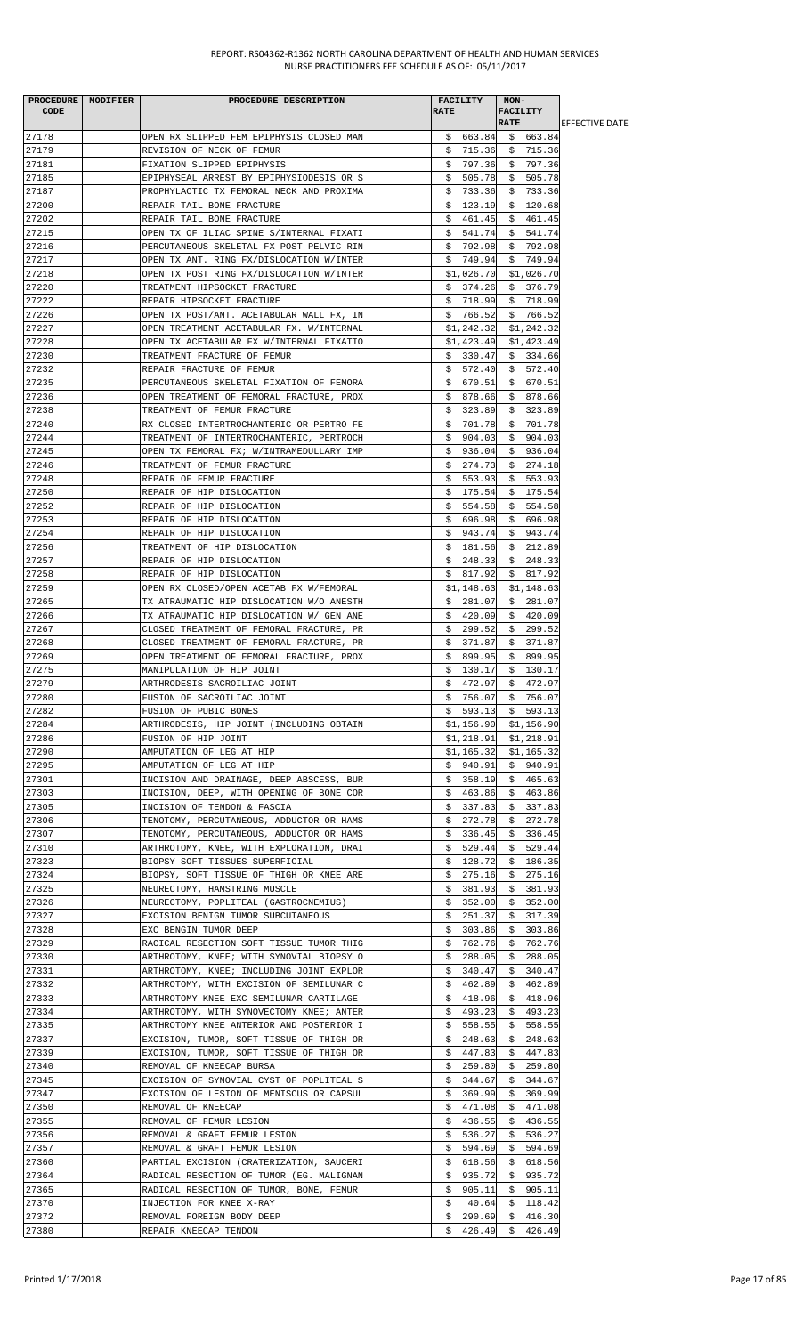REPORT: RS04362-R1362 NORTH CAROLINA DEPARTMENT OF HEALTH AND HUMAN SERVICES
NURSE PRACTITIONERS FEE SCHEDULE AS OF: 05/11/2017

| PROCEDURE CODE | MODIFIER | PROCEDURE DESCRIPTION | FACILITY RATE | NON-FACILITY RATE | EFFECTIVE DATE |
|---|---|---|---|---|---|
| 27178 | | OPEN RX SLIPPED FEM EPIPHYSIS CLOSED MAN | $ 663.84 | $ 663.84 | |
| 27179 | | REVISION OF NECK OF FEMUR | $ 715.36 | $ 715.36 | |
| 27181 | | FIXATION SLIPPED EPIPHYSIS | $ 797.36 | $ 797.36 | |
| 27185 | | EPIPHYSEAL ARREST BY EPIPHYSIODESIS OR S | $ 505.78 | $ 505.78 | |
| 27187 | | PROPHYLACTIC TX FEMORAL NECK AND PROXIMA | $ 733.36 | $ 733.36 | |
| 27200 | | REPAIR TAIL BONE FRACTURE | $ 123.19 | $ 120.68 | |
| 27202 | | REPAIR TAIL BONE FRACTURE | $ 461.45 | $ 461.45 | |
| 27215 | | OPEN TX OF ILIAC SPINE S/INTERNAL FIXATI | $ 541.74 | $ 541.74 | |
| 27216 | | PERCUTANEOUS SKELETAL FX POST PELVIC RIN | $ 792.98 | $ 792.98 | |
| 27217 | | OPEN TX ANT. RING FX/DISLOCATION W/INTER | $ 749.94 | $ 749.94 | |
| 27218 | | OPEN TX POST RING FX/DISLOCATION W/INTER | $1,026.70 | $1,026.70 | |
| 27220 | | TREATMENT HIPSOCKET FRACTURE | $ 374.26 | $ 376.79 | |
| 27222 | | REPAIR HIPSOCKET FRACTURE | $ 718.99 | $ 718.99 | |
| 27226 | | OPEN TX POST/ANT. ACETABULAR WALL FX, IN | $ 766.52 | $ 766.52 | |
| 27227 | | OPEN TREATMENT ACETABULAR FX. W/INTERNAL | $1,242.32 | $1,242.32 | |
| 27228 | | OPEN TX ACETABULAR FX W/INTERNAL FIXATIO | $1,423.49 | $1,423.49 | |
| 27230 | | TREATMENT FRACTURE OF FEMUR | $ 330.47 | $ 334.66 | |
| 27232 | | REPAIR FRACTURE OF FEMUR | $ 572.40 | $ 572.40 | |
| 27235 | | PERCUTANEOUS SKELETAL FIXATION OF FEMORA | $ 670.51 | $ 670.51 | |
| 27236 | | OPEN TREATMENT OF FEMORAL FRACTURE, PROX | $ 878.66 | $ 878.66 | |
| 27238 | | TREATMENT OF FEMUR FRACTURE | $ 323.89 | $ 323.89 | |
| 27240 | | RX CLOSED INTERTROCHANTERIC OR PERTRO FE | $ 701.78 | $ 701.78 | |
| 27244 | | TREATMENT OF INTERTROCHANTERIC, PERTROCH | $ 904.03 | $ 904.03 | |
| 27245 | | OPEN TX FEMORAL FX; W/INTRAMEDULLARY IMP | $ 936.04 | $ 936.04 | |
| 27246 | | TREATMENT OF FEMUR FRACTURE | $ 274.73 | $ 274.18 | |
| 27248 | | REPAIR OF FEMUR FRACTURE | $ 553.93 | $ 553.93 | |
| 27250 | | REPAIR OF HIP DISLOCATION | $ 175.54 | $ 175.54 | |
| 27252 | | REPAIR OF HIP DISLOCATION | $ 554.58 | $ 554.58 | |
| 27253 | | REPAIR OF HIP DISLOCATION | $ 696.98 | $ 696.98 | |
| 27254 | | REPAIR OF HIP DISLOCATION | $ 943.74 | $ 943.74 | |
| 27256 | | TREATMENT OF HIP DISLOCATION | $ 181.56 | $ 212.89 | |
| 27257 | | REPAIR OF HIP DISLOCATION | $ 248.33 | $ 248.33 | |
| 27258 | | REPAIR OF HIP DISLOCATION | $ 817.92 | $ 817.92 | |
| 27259 | | OPEN RX CLOSED/OPEN ACETAB FX W/FEMORAL | $1,148.63 | $1,148.63 | |
| 27265 | | TX ATRAUMATIC HIP DISLOCATION W/O ANESTH | $ 281.07 | $ 281.07 | |
| 27266 | | TX ATRAUMATIC HIP DISLOCATION W/ GEN ANE | $ 420.09 | $ 420.09 | |
| 27267 | | CLOSED TREATMENT OF FEMORAL FRACTURE, PR | $ 299.52 | $ 299.52 | |
| 27268 | | CLOSED TREATMENT OF FEMORAL FRACTURE, PR | $ 371.87 | $ 371.87 | |
| 27269 | | OPEN TREATMENT OF FEMORAL FRACTURE, PROX | $ 899.95 | $ 899.95 | |
| 27275 | | MANIPULATION OF HIP JOINT | $ 130.17 | $ 130.17 | |
| 27279 | | ARTHRODESIS SACROILIAC JOINT | $ 472.97 | $ 472.97 | |
| 27280 | | FUSION OF SACROILIAC JOINT | $ 756.07 | $ 756.07 | |
| 27282 | | FUSION OF PUBIC BONES | $ 593.13 | $ 593.13 | |
| 27284 | | ARTHRODESIS, HIP JOINT (INCLUDING OBTAIN | $1,156.90 | $1,156.90 | |
| 27286 | | FUSION OF HIP JOINT | $1,218.91 | $1,218.91 | |
| 27290 | | AMPUTATION OF LEG AT HIP | $1,165.32 | $1,165.32 | |
| 27295 | | AMPUTATION OF LEG AT HIP | $ 940.91 | $ 940.91 | |
| 27301 | | INCISION AND DRAINAGE, DEEP ABSCESS, BUR | $ 358.19 | $ 465.63 | |
| 27303 | | INCISION, DEEP, WITH OPENING OF BONE COR | $ 463.86 | $ 463.86 | |
| 27305 | | INCISION OF TENDON & FASCIA | $ 337.83 | $ 337.83 | |
| 27306 | | TENOTOMY, PERCUTANEOUS, ADDUCTOR OR HAMS | $ 272.78 | $ 272.78 | |
| 27307 | | TENOTOMY, PERCUTANEOUS, ADDUCTOR OR HAMS | $ 336.45 | $ 336.45 | |
| 27310 | | ARTHROTOMY, KNEE, WITH EXPLORATION, DRAI | $ 529.44 | $ 529.44 | |
| 27323 | | BIOPSY SOFT TISSUES SUPERFICIAL | $ 128.72 | $ 186.35 | |
| 27324 | | BIOPSY, SOFT TISSUE OF THIGH OR KNEE ARE | $ 275.16 | $ 275.16 | |
| 27325 | | NEURECTOMY, HAMSTRING MUSCLE | $ 381.93 | $ 381.93 | |
| 27326 | | NEURECTOMY, POPLITEAL (GASTROCNEMIUS) | $ 352.00 | $ 352.00 | |
| 27327 | | EXCISION BENIGN TUMOR SUBCUTANEOUS | $ 251.37 | $ 317.39 | |
| 27328 | | EXC BENGIN TUMOR DEEP | $ 303.86 | $ 303.86 | |
| 27329 | | RACICAL RESECTION SOFT TISSUE TUMOR THIG | $ 762.76 | $ 762.76 | |
| 27330 | | ARTHROTOMY, KNEE; WITH SYNOVIAL BIOPSY O | $ 288.05 | $ 288.05 | |
| 27331 | | ARTHROTOMY, KNEE; INCLUDING JOINT EXPLOR | $ 340.47 | $ 340.47 | |
| 27332 | | ARTHROTOMY, WITH EXCISION OF SEMILUNAR C | $ 462.89 | $ 462.89 | |
| 27333 | | ARTHROTOMY KNEE EXC SEMILUNAR CARTILAGE | $ 418.96 | $ 418.96 | |
| 27334 | | ARTHROTOMY, WITH SYNOVECTOMY KNEE; ANTER | $ 493.23 | $ 493.23 | |
| 27335 | | ARTHROTOMY KNEE ANTERIOR AND POSTERIOR I | $ 558.55 | $ 558.55 | |
| 27337 | | EXCISION, TUMOR, SOFT TISSUE OF THIGH OR | $ 248.63 | $ 248.63 | |
| 27339 | | EXCISION, TUMOR, SOFT TISSUE OF THIGH OR | $ 447.83 | $ 447.83 | |
| 27340 | | REMOVAL OF KNEECAP BURSA | $ 259.80 | $ 259.80 | |
| 27345 | | EXCISION OF SYNOVIAL CYST OF POPLITEAL S | $ 344.67 | $ 344.67 | |
| 27347 | | EXCISION OF LESION OF MENISCUS OR CAPSUL | $ 369.99 | $ 369.99 | |
| 27350 | | REMOVAL OF KNEECAP | $ 471.08 | $ 471.08 | |
| 27355 | | REMOVAL OF FEMUR LESION | $ 436.55 | $ 436.55 | |
| 27356 | | REMOVAL & GRAFT FEMUR LESION | $ 536.27 | $ 536.27 | |
| 27357 | | REMOVAL & GRAFT FEMUR LESION | $ 594.69 | $ 594.69 | |
| 27360 | | PARTIAL EXCISION (CRATERIZATION, SAUCERI | $ 618.56 | $ 618.56 | |
| 27364 | | RADICAL RESECTION OF TUMOR (EG. MALIGNAN | $ 935.72 | $ 935.72 | |
| 27365 | | RADICAL RESECTION OF TUMOR, BONE, FEMUR | $ 905.11 | $ 905.11 | |
| 27370 | | INJECTION FOR KNEE X-RAY | $ 40.64 | $ 118.42 | |
| 27372 | | REMOVAL FOREIGN BODY DEEP | $ 290.69 | $ 416.30 | |
| 27380 | | REPAIR KNEECAP TENDON | $ 426.49 | $ 426.49 | |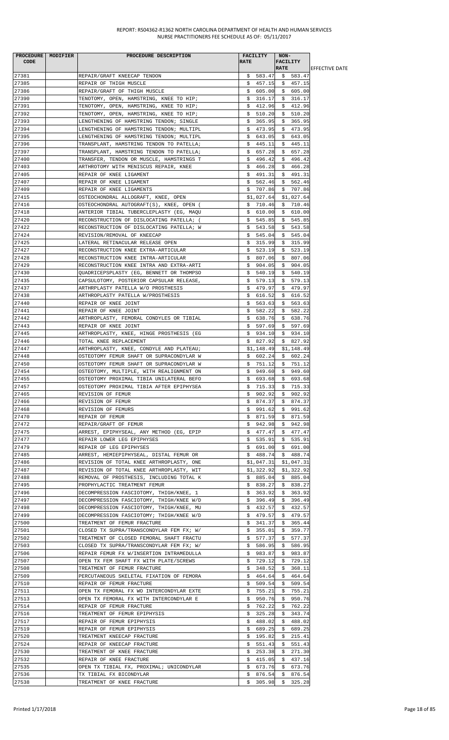REPORT: RS04362-R1362 NORTH CAROLINA DEPARTMENT OF HEALTH AND HUMAN SERVICES
NURSE PRACTITIONERS FEE SCHEDULE AS OF: 05/11/2017

| PROCEDURE CODE | MODIFIER | PROCEDURE DESCRIPTION | FACILITY RATE | NON-FACILITY RATE | EFFECTIVE DATE |
|---|---|---|---|---|---|
| 27381 | | REPAIR/GRAFT KNEECAP TENDON | $ 583.47 | $ 583.47 | |
| 27385 | | REPAIR OF THIGH MUSCLE | $ 457.15 | $ 457.15 | |
| 27386 | | REPAIR/GRAFT OF THIGH MUSCLE | $ 605.00 | $ 605.00 | |
| 27390 | | TENOTOMY, OPEN, HAMSTRING, KNEE TO HIP; | $ 316.17 | $ 316.17 | |
| 27391 | | TENOTOMY, OPEN, HAMSTRING, KNEE TO HIP; | $ 412.96 | $ 412.96 | |
| 27392 | | TENOTOMY, OPEN, HAMSTRING, KNEE TO HIP; | $ 510.20 | $ 510.20 | |
| 27393 | | LENGTHENING OF HAMSTRING TENDON; SINGLE | $ 365.95 | $ 365.95 | |
| 27394 | | LENGTHENING OF HAMSTRING TENDON; MULTIPL | $ 473.95 | $ 473.95 | |
| 27395 | | LENGTHENING OF HAMSTRING TENDON; MULTIPL | $ 643.05 | $ 643.05 | |
| 27396 | | TRANSPLANT, HAMSTRING TENDON TO PATELLA; | $ 445.11 | $ 445.11 | |
| 27397 | | TRANSPLANT, HAMSTRING TENDON TO PATELLA; | $ 657.28 | $ 657.28 | |
| 27400 | | TRANSFER, TENDON OR MUSCLE, HAMSTRINGS T | $ 496.42 | $ 496.42 | |
| 27403 | | ARTHROTOMY WITH MENISCUS REPAIR, KNEE | $ 466.28 | $ 466.28 | |
| 27405 | | REPAIR OF KNEE LIGAMENT | $ 491.31 | $ 491.31 | |
| 27407 | | REPAIR OF KNEE LIGAMENT | $ 562.46 | $ 562.46 | |
| 27409 | | REPAIR OF KNEE LIGAMENTS | $ 707.86 | $ 707.86 | |
| 27415 | | OSTEOCHONDRAL ALLOGRAFT, KNEE, OPEN | $1,027.64 | $1,027.64 | |
| 27416 | | OSTEOCHONDRAL AUTOGRAFT(S), KNEE, OPEN ( | $ 710.46 | $ 710.46 | |
| 27418 | | ANTERIOR TIBIAL TUBERCLEPLASTY (EG, MAQU | $ 610.00 | $ 610.00 | |
| 27420 | | RECONSTRUCTION OF DISLOCATING PATELLA; ( | $ 545.85 | $ 545.85 | |
| 27422 | | RECONSTRUCTION OF DISLOCATING PATELLA; W | $ 543.58 | $ 543.58 | |
| 27424 | | REVISION/REMOVAL OF KNEECAP | $ 545.04 | $ 545.04 | |
| 27425 | | LATERAL RETINACULAR RELEASE OPEN | $ 315.99 | $ 315.99 | |
| 27427 | | RECONSTRUCTION KNEE EXTRA-ARTICULAR | $ 523.19 | $ 523.19 | |
| 27428 | | RECONSTRUCTION KNEE INTRA-ARTICULAR | $ 807.06 | $ 807.06 | |
| 27429 | | RECONSTRUCTION KNEE INTRA AND EXTRA-ARTI | $ 904.05 | $ 904.05 | |
| 27430 | | QUADRICEPSPLASTY (EG, BENNETT OR THOMPSO | $ 540.19 | $ 540.19 | |
| 27435 | | CAPSULOTOMY, POSTERIOR CAPSULAR RELEASE, | $ 579.13 | $ 579.13 | |
| 27437 | | ARTHRPLASTY PATELLA W/O PROSTHESIS | $ 479.97 | $ 479.97 | |
| 27438 | | ARTHROPLASTY PATELLA W/PROSTHESIS | $ 616.52 | $ 616.52 | |
| 27440 | | REPAIR OF KNEE JOINT | $ 563.63 | $ 563.63 | |
| 27441 | | REPAIR OF KNEE JOINT | $ 582.22 | $ 582.22 | |
| 27442 | | ARTHROPLASTY, FEMORAL CONDYLES OR TIBIAL | $ 638.76 | $ 638.76 | |
| 27443 | | REPAIR OF KNEE JOINT | $ 597.69 | $ 597.69 | |
| 27445 | | ARTHROPLASTY, KNEE, HINGE PROSTHESIS (EG | $ 934.10 | $ 934.10 | |
| 27446 | | TOTAL KNEE REPLACEMENT | $ 827.92 | $ 827.92 | |
| 27447 | | ARTHROPLASTY, KNEE, CONDYLE AND PLATEAU; | $1,148.49 | $1,148.49 | |
| 27448 | | OSTEOTOMY FEMUR SHAFT OR SUPRACONDYLAR W | $ 602.24 | $ 602.24 | |
| 27450 | | OSTEOTOMY FEMUR SHAFT OR SUPRACONDYLAR W | $ 751.12 | $ 751.12 | |
| 27454 | | OSTEOTOMY, MULTIPLE, WITH REALIGNMENT ON | $ 949.60 | $ 949.60 | |
| 27455 | | OSTEOTOMY PROXIMAL TIBIA UNILATERAL BEFO | $ 693.68 | $ 693.68 | |
| 27457 | | OSTEOTOMY PROXIMAL TIBIA AFTER EPIPHYSEA | $ 715.33 | $ 715.33 | |
| 27465 | | REVISION OF FEMUR | $ 902.92 | $ 902.92 | |
| 27466 | | REVISION OF FEMUR | $ 874.37 | $ 874.37 | |
| 27468 | | REVISION OF FEMURS | $ 991.62 | $ 991.62 | |
| 27470 | | REPAIR OF FEMUR | $ 871.59 | $ 871.59 | |
| 27472 | | REPAIR/GRAFT OF FEMUR | $ 942.98 | $ 942.98 | |
| 27475 | | ARREST, EPIPHYSEAL, ANY METHOD (EG, EPIP | $ 477.47 | $ 477.47 | |
| 27477 | | REPAIR LOWER LEG EPIPHYSES | $ 535.91 | $ 535.91 | |
| 27479 | | REPAIR OF LEG EPIPHYSES | $ 691.00 | $ 691.00 | |
| 27485 | | ARREST, HEMIEPIPHYSEAL, DISTAL FEMUR OR | $ 488.74 | $ 488.74 | |
| 27486 | | REVISION OF TOTAL KNEE ARTHROPLASTY, ONE | $1,047.31 | $1,047.31 | |
| 27487 | | REVISION OF TOTAL KNEE ARTHROPLASTY, WIT | $1,322.92 | $1,322.92 | |
| 27488 | | REMOVAL OF PROSTHESIS, INCLUDING TOTAL K | $ 885.04 | $ 885.04 | |
| 27495 | | PROPHYLACTIC TREATMENT FEMUR | $ 838.27 | $ 838.27 | |
| 27496 | | DECOMPRESSION FASCIOTOMY, THIGH/KNEE, 1 | $ 363.92 | $ 363.92 | |
| 27497 | | DECOMPRESSION FASCIOTOMY, THIGH/KNEE W/D | $ 396.49 | $ 396.49 | |
| 27498 | | DECOMPRESSION FASCIOTOMY, THIGH/KNEE, MU | $ 432.57 | $ 432.57 | |
| 27499 | | DECOMPRESSION FASCIOTOMY; THIGH/KNEE W/D | $ 479.57 | $ 479.57 | |
| 27500 | | TREATMENT OF FEMUR FRACTURE | $ 341.37 | $ 365.44 | |
| 27501 | | CLOSED TX SUPRA/TRANSCONDYLAR FEM FX; W/ | $ 355.01 | $ 359.77 | |
| 27502 | | TREATMENT OF CLOSED FEMORAL SHAFT FRACTU | $ 577.37 | $ 577.37 | |
| 27503 | | CLOSED TX SUPRA/TRANSCONDYLAR FEM FX; W/ | $ 586.95 | $ 586.95 | |
| 27506 | | REPAIR FEMUR FX W/INSERTION INTRAMEDULLA | $ 983.87 | $ 983.87 | |
| 27507 | | OPEN TX FEM SHAFT FX WITH PLATE/SCREWS | $ 729.12 | $ 729.12 | |
| 27508 | | TREATMENT OF FEMUR FRACTURE | $ 348.52 | $ 368.11 | |
| 27509 | | PERCUTANEOUS SKELETAL FIXATION OF FEMORA | $ 464.64 | $ 464.64 | |
| 27510 | | REPAIR OF FEMUR FRACTURE | $ 509.54 | $ 509.54 | |
| 27511 | | OPEN TX FEMORAL FX WO INTERCONDYLAR EXTE | $ 755.21 | $ 755.21 | |
| 27513 | | OPEN TX FEMORAL FX WITH INTERCONDYLAR E | $ 950.76 | $ 950.76 | |
| 27514 | | REPAIR OF FEMUR FRACTURE | $ 762.22 | $ 762.22 | |
| 27516 | | TREATMENT OF FEMUR EPIPHYSIS | $ 325.28 | $ 343.74 | |
| 27517 | | REPAIR OF FEMUR EPIPHYSIS | $ 488.02 | $ 488.02 | |
| 27519 | | REPAIR OF FEMUR EPIPHYSIS | $ 689.25 | $ 689.25 | |
| 27520 | | TREATMENT KNEECAP FRACTURE | $ 195.82 | $ 215.41 | |
| 27524 | | REPAIR OF KNEECAP FRACTURE | $ 551.43 | $ 551.43 | |
| 27530 | | TREATMENT OF KNEE FRACTURE | $ 253.38 | $ 271.30 | |
| 27532 | | REPAIR OF KNEE FRACTURE | $ 415.05 | $ 437.16 | |
| 27535 | | OPEN TX TIBIAL FX, PROXIMAL; UNICONDYLAR | $ 673.76 | $ 673.76 | |
| 27536 | | TX TIBIAL FX BICONDYLAR | $ 876.54 | $ 876.54 | |
| 27538 | | TREATMENT OF KNEE FRACTURE | $ 305.98 | $ 325.28 | |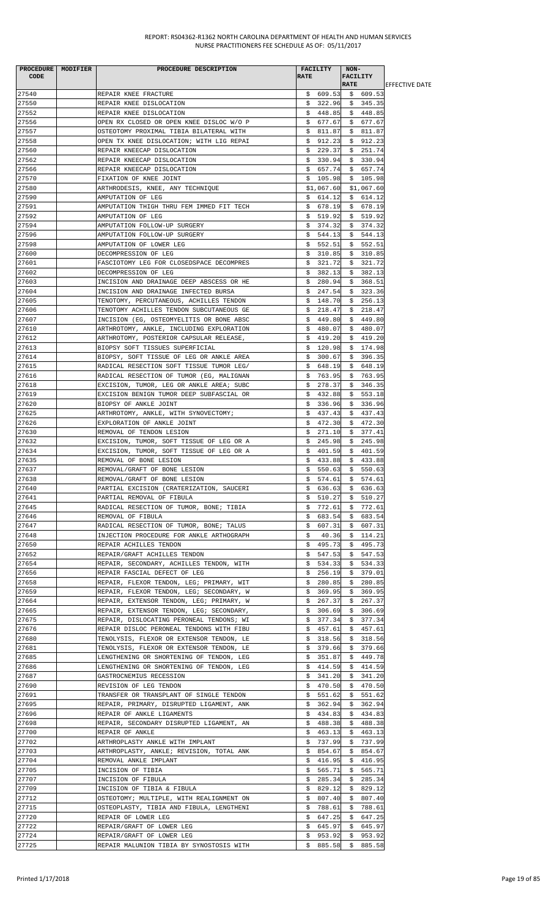| PROCEDURE CODE | MODIFIER | PROCEDURE DESCRIPTION | FACILITY RATE | NON-FACILITY RATE | EFFECTIVE DATE |
|---|---|---|---|---|---|
| 27540 | | REPAIR KNEE FRACTURE | $ 609.53 | $ 609.53 | |
| 27550 | | REPAIR KNEE DISLOCATION | $ 322.96 | $ 345.35 | |
| 27552 | | REPAIR KNEE DISLOCATION | $ 448.85 | $ 448.85 | |
| 27556 | | OPEN RX CLOSED OR OPEN KNEE DISLOC W/O P | $ 677.67 | $ 677.67 | |
| 27557 | | OSTEOTOMY PROXIMAL TIBIA BILATERAL WITH | $ 811.87 | $ 811.87 | |
| 27558 | | OPEN TX KNEE DISLOCATION; WITH LIG REPAI | $ 912.23 | $ 912.23 | |
| 27560 | | REPAIR KNEECAP DISLOCATION | $ 229.37 | $ 251.74 | |
| 27562 | | REPAIR KNEECAP DISLOCATION | $ 330.94 | $ 330.94 | |
| 27566 | | REPAIR KNEECAP DISLOCATION | $ 657.74 | $ 657.74 | |
| 27570 | | FIXATION OF KNEE JOINT | $ 105.98 | $ 105.98 | |
| 27580 | | ARTHRODESIS, KNEE, ANY TECHNIQUE | $1,067.60 | $1,067.60 | |
| 27590 | | AMPUTATION OF LEG | $ 614.12 | $ 614.12 | |
| 27591 | | AMPUTATION THIGH THRU FEM IMMED FIT TECH | $ 678.19 | $ 678.19 | |
| 27592 | | AMPUTATION OF LEG | $ 519.92 | $ 519.92 | |
| 27594 | | AMPUTATION FOLLOW-UP SURGERY | $ 374.32 | $ 374.32 | |
| 27596 | | AMPUTATION FOLLOW-UP SURGERY | $ 544.13 | $ 544.13 | |
| 27598 | | AMPUTATION OF LOWER LEG | $ 552.51 | $ 552.51 | |
| 27600 | | DECOMPRESSION OF LEG | $ 310.85 | $ 310.85 | |
| 27601 | | FASCIOTOMY LEG FOR CLOSEDSPACE DECOMPRES | $ 321.72 | $ 321.72 | |
| 27602 | | DECOMPRESSION OF LEG | $ 382.13 | $ 382.13 | |
| 27603 | | INCISION AND DRAINAGE DEEP ABSCESS OR HE | $ 280.94 | $ 368.51 | |
| 27604 | | INCISION AND DRAINAGE INFECTED BURSA | $ 247.54 | $ 323.36 | |
| 27605 | | TENOTOMY, PERCUTANEOUS, ACHILLES TENDON | $ 148.70 | $ 256.13 | |
| 27606 | | TENOTOMY ACHILLES TENDON SUBCUTANEOUS GE | $ 218.47 | $ 218.47 | |
| 27607 | | INCISION (EG, OSTEOMYELITIS OR BONE ABSC | $ 449.80 | $ 449.80 | |
| 27610 | | ARTHROTOMY, ANKLE, INCLUDING EXPLORATION | $ 480.07 | $ 480.07 | |
| 27612 | | ARTHROTOMY, POSTERIOR CAPSULAR RELEASE, | $ 419.20 | $ 419.20 | |
| 27613 | | BIOPSY SOFT TISSUES SUPERFICIAL | $ 120.98 | $ 174.98 | |
| 27614 | | BIOPSY, SOFT TISSUE OF LEG OR ANKLE AREA | $ 300.67 | $ 396.35 | |
| 27615 | | RADICAL RESECTION SOFT TISSUE TUMOR LEG/ | $ 648.19 | $ 648.19 | |
| 27616 | | RADICAL RESECTION OF TUMOR (EG, MALIGNAN | $ 763.95 | $ 763.95 | |
| 27618 | | EXCISION, TUMOR, LEG OR ANKLE AREA; SUBC | $ 278.37 | $ 346.35 | |
| 27619 | | EXCISION BENIGN TUMOR DEEP SUBFASCIAL OR | $ 432.88 | $ 553.18 | |
| 27620 | | BIOPSY OF ANKLE JOINT | $ 336.96 | $ 336.96 | |
| 27625 | | ARTHROTOMY, ANKLE, WITH SYNOVECTOMY; | $ 437.43 | $ 437.43 | |
| 27626 | | EXPLORATION OF ANKLE JOINT | $ 472.30 | $ 472.30 | |
| 27630 | | REMOVAL OF TENDON LESION | $ 271.10 | $ 377.41 | |
| 27632 | | EXCISION, TUMOR, SOFT TISSUE OF LEG OR A | $ 245.98 | $ 245.98 | |
| 27634 | | EXCISION, TUMOR, SOFT TISSUE OF LEG OR A | $ 401.59 | $ 401.59 | |
| 27635 | | REMOVAL OF BONE LESION | $ 433.88 | $ 433.88 | |
| 27637 | | REMOVAL/GRAFT OF BONE LESION | $ 550.63 | $ 550.63 | |
| 27638 | | REMOVAL/GRAFT OF BONE LESION | $ 574.61 | $ 574.61 | |
| 27640 | | PARTIAL EXCISION (CRATERIZATION, SAUCERI | $ 636.63 | $ 636.63 | |
| 27641 | | PARTIAL REMOVAL OF FIBULA | $ 510.27 | $ 510.27 | |
| 27645 | | RADICAL RESECTION OF TUMOR, BONE; TIBIA | $ 772.61 | $ 772.61 | |
| 27646 | | REMOVAL OF FIBULA | $ 683.54 | $ 683.54 | |
| 27647 | | RADICAL RESECTION OF TUMOR, BONE; TALUS | $ 607.31 | $ 607.31 | |
| 27648 | | INJECTION PROCEDURE FOR ANKLE ARTHOGRAPH | $ 40.36 | $ 114.21 | |
| 27650 | | REPAIR ACHILLES TENDON | $ 495.73 | $ 495.73 | |
| 27652 | | REPAIR/GRAFT ACHILLES TENDON | $ 547.53 | $ 547.53 | |
| 27654 | | REPAIR, SECONDARY, ACHILLES TENDON, WITH | $ 534.33 | $ 534.33 | |
| 27656 | | REPAIR FASCIAL DEFECT OF LEG | $ 256.19 | $ 379.01 | |
| 27658 | | REPAIR, FLEXOR TENDON, LEG; PRIMARY, WIT | $ 280.85 | $ 280.85 | |
| 27659 | | REPAIR, FLEXOR TENDON, LEG; SECONDARY, W | $ 369.95 | $ 369.95 | |
| 27664 | | REPAIR, EXTENSOR TENDON, LEG; PRIMARY, W | $ 267.37 | $ 267.37 | |
| 27665 | | REPAIR, EXTENSOR TENDON, LEG; SECONDARY, | $ 306.69 | $ 306.69 | |
| 27675 | | REPAIR, DISLOCATING PERONEAL TENDONS; WI | $ 377.34 | $ 377.34 | |
| 27676 | | REPAIR DISLOC PERONEAL TENDONS WITH FIBU | $ 457.61 | $ 457.61 | |
| 27680 | | TENOLYSIS, FLEXOR OR EXTENSOR TENDON, LE | $ 318.56 | $ 318.56 | |
| 27681 | | TENOLYSIS, FLEXOR OR EXTENSOR TENDON, LE | $ 379.66 | $ 379.66 | |
| 27685 | | LENGTHENING OR SHORTENING OF TENDON, LEG | $ 351.87 | $ 449.78 | |
| 27686 | | LENGTHENING OR SHORTENING OF TENDON, LEG | $ 414.59 | $ 414.59 | |
| 27687 | | GASTROCNEMIUS RECESSION | $ 341.20 | $ 341.20 | |
| 27690 | | REVISION OF LEG TENDON | $ 470.50 | $ 470.50 | |
| 27691 | | TRANSFER OR TRANSPLANT OF SINGLE TENDON | $ 551.62 | $ 551.62 | |
| 27695 | | REPAIR, PRIMARY, DISRUPTED LIGAMENT, ANK | $ 362.94 | $ 362.94 | |
| 27696 | | REPAIR OF ANKLE LIGAMENTS | $ 434.83 | $ 434.83 | |
| 27698 | | REPAIR, SECONDARY DISRUPTED LIGAMENT, AN | $ 488.38 | $ 488.38 | |
| 27700 | | REPAIR OF ANKLE | $ 463.13 | $ 463.13 | |
| 27702 | | ARTHROPLASTY ANKLE WITH IMPLANT | $ 737.99 | $ 737.99 | |
| 27703 | | ARTHROPLASTY, ANKLE; REVISION, TOTAL ANK | $ 854.67 | $ 854.67 | |
| 27704 | | REMOVAL ANKLE IMPLANT | $ 416.95 | $ 416.95 | |
| 27705 | | INCISION OF TIBIA | $ 565.71 | $ 565.71 | |
| 27707 | | INCISION OF FIBULA | $ 285.34 | $ 285.34 | |
| 27709 | | INCISION OF TIBIA & FIBULA | $ 829.12 | $ 829.12 | |
| 27712 | | OSTEOTOMY; MULTIPLE, WITH REALIGNMENT ON | $ 807.40 | $ 807.40 | |
| 27715 | | OSTEOPLASTY, TIBIA AND FIBULA, LENGTHENI | $ 788.61 | $ 788.61 | |
| 27720 | | REPAIR OF LOWER LEG | $ 647.25 | $ 647.25 | |
| 27722 | | REPAIR/GRAFT OF LOWER LEG | $ 645.97 | $ 645.97 | |
| 27724 | | REPAIR/GRAFT OF LOWER LEG | $ 953.92 | $ 953.92 | |
| 27725 | | REPAIR MALUNION TIBIA BY SYNOSTOSIS WITH | $ 885.58 | $ 885.58 | |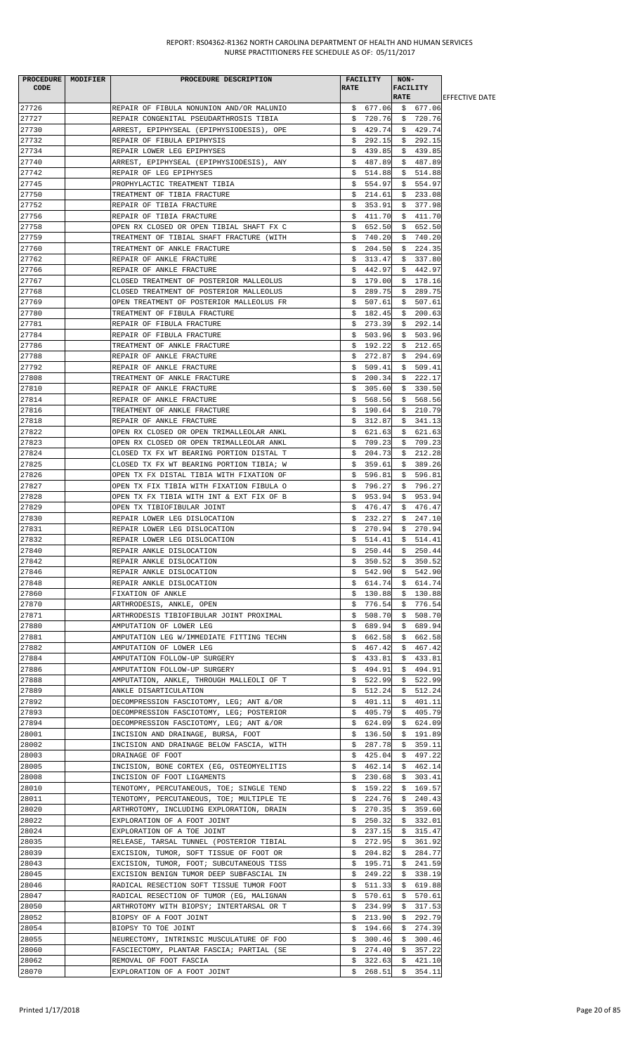| PROCEDURE CODE | MODIFIER | PROCEDURE DESCRIPTION | FACILITY RATE | NON-FACILITY RATE | EFFECTIVE DATE |
|---|---|---|---|---|---|
| 27726 | | REPAIR OF FIBULA NONUNION AND/OR MALUNIO | $ 677.06 | $ 677.06 | |
| 27727 | | REPAIR CONGENITAL PSEUDARTHROSIS TIBIA | $ 720.76 | $ 720.76 | |
| 27730 | | ARREST, EPIPHYSEAL (EPIPHYSIODESIS), OPE | $ 429.74 | $ 429.74 | |
| 27732 | | REPAIR OF FIBULA EPIPHYSIS | $ 292.15 | $ 292.15 | |
| 27734 | | REPAIR LOWER LEG EPIPHYSES | $ 439.85 | $ 439.85 | |
| 27740 | | ARREST, EPIPHYSEAL (EPIPHYSIODESIS), ANY | $ 487.89 | $ 487.89 | |
| 27742 | | REPAIR OF LEG EPIPHYSES | $ 514.88 | $ 514.88 | |
| 27745 | | PROPHYLACTIC TREATMENT TIBIA | $ 554.97 | $ 554.97 | |
| 27750 | | TREATMENT OF TIBIA FRACTURE | $ 214.61 | $ 233.08 | |
| 27752 | | REPAIR OF TIBIA FRACTURE | $ 353.91 | $ 377.98 | |
| 27756 | | REPAIR OF TIBIA FRACTURE | $ 411.70 | $ 411.70 | |
| 27758 | | OPEN RX CLOSED OR OPEN TIBIAL SHAFT FX C | $ 652.50 | $ 652.50 | |
| 27759 | | TREATMENT OF TIBIAL SHAFT FRACTURE (WITH | $ 740.20 | $ 740.20 | |
| 27760 | | TREATMENT OF ANKLE FRACTURE | $ 204.50 | $ 224.35 | |
| 27762 | | REPAIR OF ANKLE FRACTURE | $ 313.47 | $ 337.80 | |
| 27766 | | REPAIR OF ANKLE FRACTURE | $ 442.97 | $ 442.97 | |
| 27767 | | CLOSED TREATMENT OF POSTERIOR MALLEOLUS | $ 179.00 | $ 178.16 | |
| 27768 | | CLOSED TREATMENT OF POSTERIOR MALLEOLUS | $ 289.75 | $ 289.75 | |
| 27769 | | OPEN TREATMENT OF POSTERIOR MALLEOLUS FR | $ 507.61 | $ 507.61 | |
| 27780 | | TREATMENT OF FIBULA FRACTURE | $ 182.45 | $ 200.63 | |
| 27781 | | REPAIR OF FIBULA FRACTURE | $ 273.39 | $ 292.14 | |
| 27784 | | REPAIR OF FIBULA FRACTURE | $ 503.96 | $ 503.96 | |
| 27786 | | TREATMENT OF ANKLE FRACTURE | $ 192.22 | $ 212.65 | |
| 27788 | | REPAIR OF ANKLE FRACTURE | $ 272.87 | $ 294.69 | |
| 27792 | | REPAIR OF ANKLE FRACTURE | $ 509.41 | $ 509.41 | |
| 27808 | | TREATMENT OF ANKLE FRACTURE | $ 200.34 | $ 222.17 | |
| 27810 | | REPAIR OF ANKLE FRACTURE | $ 305.60 | $ 330.50 | |
| 27814 | | REPAIR OF ANKLE FRACTURE | $ 568.56 | $ 568.56 | |
| 27816 | | TREATMENT OF ANKLE FRACTURE | $ 190.64 | $ 210.79 | |
| 27818 | | REPAIR OF ANKLE FRACTURE | $ 312.87 | $ 341.13 | |
| 27822 | | OPEN RX CLOSED OR OPEN TRIMALLEOLAR ANKL | $ 621.63 | $ 621.63 | |
| 27823 | | OPEN RX CLOSED OR OPEN TRIMALLEOLAR ANKL | $ 709.23 | $ 709.23 | |
| 27824 | | CLOSED TX FX WT BEARING PORTION DISTAL T | $ 204.73 | $ 212.28 | |
| 27825 | | CLOSED TX FX WT BEARING PORTION TIBIA; W | $ 359.61 | $ 389.26 | |
| 27826 | | OPEN TX FX DISTAL TIBIA WITH FIXATION OF | $ 596.81 | $ 596.81 | |
| 27827 | | OPEN TX FIX TIBIA WITH FIXATION FIBULA O | $ 796.27 | $ 796.27 | |
| 27828 | | OPEN TX FX TIBIA WITH INT & EXT FIX OF B | $ 953.94 | $ 953.94 | |
| 27829 | | OPEN TX TIBIOFIBULAR JOINT | $ 476.47 | $ 476.47 | |
| 27830 | | REPAIR LOWER LEG DISLOCATION | $ 232.27 | $ 247.10 | |
| 27831 | | REPAIR LOWER LEG DISLOCATION | $ 270.94 | $ 270.94 | |
| 27832 | | REPAIR LOWER LEG DISLOCATION | $ 514.41 | $ 514.41 | |
| 27840 | | REPAIR ANKLE DISLOCATION | $ 250.44 | $ 250.44 | |
| 27842 | | REPAIR ANKLE DISLOCATION | $ 350.52 | $ 350.52 | |
| 27846 | | REPAIR ANKLE DISLOCATION | $ 542.90 | $ 542.90 | |
| 27848 | | REPAIR ANKLE DISLOCATION | $ 614.74 | $ 614.74 | |
| 27860 | | FIXATION OF ANKLE | $ 130.88 | $ 130.88 | |
| 27870 | | ARTHRODESIS, ANKLE, OPEN | $ 776.54 | $ 776.54 | |
| 27871 | | ARTHRODESIS TIBIOFIBULAR JOINT PROXIMAL | $ 508.70 | $ 508.70 | |
| 27880 | | AMPUTATION OF LOWER LEG | $ 689.94 | $ 689.94 | |
| 27881 | | AMPUTATION LEG W/IMMEDIATE FITTING TECHN | $ 662.58 | $ 662.58 | |
| 27882 | | AMPUTATION OF LOWER LEG | $ 467.42 | $ 467.42 | |
| 27884 | | AMPUTATION FOLLOW-UP SURGERY | $ 433.81 | $ 433.81 | |
| 27886 | | AMPUTATION FOLLOW-UP SURGERY | $ 494.91 | $ 494.91 | |
| 27888 | | AMPUTATION, ANKLE, THROUGH MALLEOLI OF T | $ 522.99 | $ 522.99 | |
| 27889 | | ANKLE DISARTICULATION | $ 512.24 | $ 512.24 | |
| 27892 | | DECOMPRESSION FASCIOTOMY, LEG; ANT &/OR | $ 401.11 | $ 401.11 | |
| 27893 | | DECOMPRESSION FASCIOTOMY, LEG; POSTERIOR | $ 405.79 | $ 405.79 | |
| 27894 | | DECOMPRESSION FASCIOTOMY, LEG; ANT &/OR | $ 624.09 | $ 624.09 | |
| 28001 | | INCISION AND DRAINAGE, BURSA, FOOT | $ 136.50 | $ 191.89 | |
| 28002 | | INCISION AND DRAINAGE BELOW FASCIA, WITH | $ 287.78 | $ 359.11 | |
| 28003 | | DRAINAGE OF FOOT | $ 425.04 | $ 497.22 | |
| 28005 | | INCISION, BONE CORTEX (EG, OSTEOMYELITIS | $ 462.14 | $ 462.14 | |
| 28008 | | INCISION OF FOOT LIGAMENTS | $ 230.68 | $ 303.41 | |
| 28010 | | TENOTOMY, PERCUTANEOUS, TOE; SINGLE TEND | $ 159.22 | $ 169.57 | |
| 28011 | | TENOTOMY, PERCUTANEOUS, TOE; MULTIPLE TE | $ 224.76 | $ 240.43 | |
| 28020 | | ARTHROTOMY, INCLUDING EXPLORATION, DRAIN | $ 270.35 | $ 359.60 | |
| 28022 | | EXPLORATION OF A FOOT JOINT | $ 250.32 | $ 332.01 | |
| 28024 | | EXPLORATION OF A TOE JOINT | $ 237.15 | $ 315.47 | |
| 28035 | | RELEASE, TARSAL TUNNEL (POSTERIOR TIBIAL | $ 272.95 | $ 361.92 | |
| 28039 | | EXCISION, TUMOR, SOFT TISSUE OF FOOT OR | $ 204.82 | $ 284.77 | |
| 28043 | | EXCISION, TUMOR, FOOT; SUBCUTANEOUS TISS | $ 195.71 | $ 241.59 | |
| 28045 | | EXCISION BENIGN TUMOR DEEP SUBFASCIAL IN | $ 249.22 | $ 338.19 | |
| 28046 | | RADICAL RESECTION SOFT TISSUE TUMOR FOOT | $ 511.33 | $ 619.88 | |
| 28047 | | RADICAL RESECTION OF TUMOR (EG, MALIGNAN | $ 570.61 | $ 570.61 | |
| 28050 | | ARTHROTOMY WITH BIOPSY; INTERTARSAL OR T | $ 234.99 | $ 317.53 | |
| 28052 | | BIOPSY OF A FOOT JOINT | $ 213.90 | $ 292.79 | |
| 28054 | | BIOPSY TO TOE JOINT | $ 194.66 | $ 274.39 | |
| 28055 | | NEURECTOMY, INTRINSIC MUSCULATURE OF FOO | $ 300.46 | $ 300.46 | |
| 28060 | | FASCIECTOMY, PLANTAR FASCIA; PARTIAL (SE | $ 274.40 | $ 357.22 | |
| 28062 | | REMOVAL OF FOOT FASCIA | $ 322.63 | $ 421.10 | |
| 28070 | | EXPLORATION OF A FOOT JOINT | $ 268.51 | $ 354.11 | |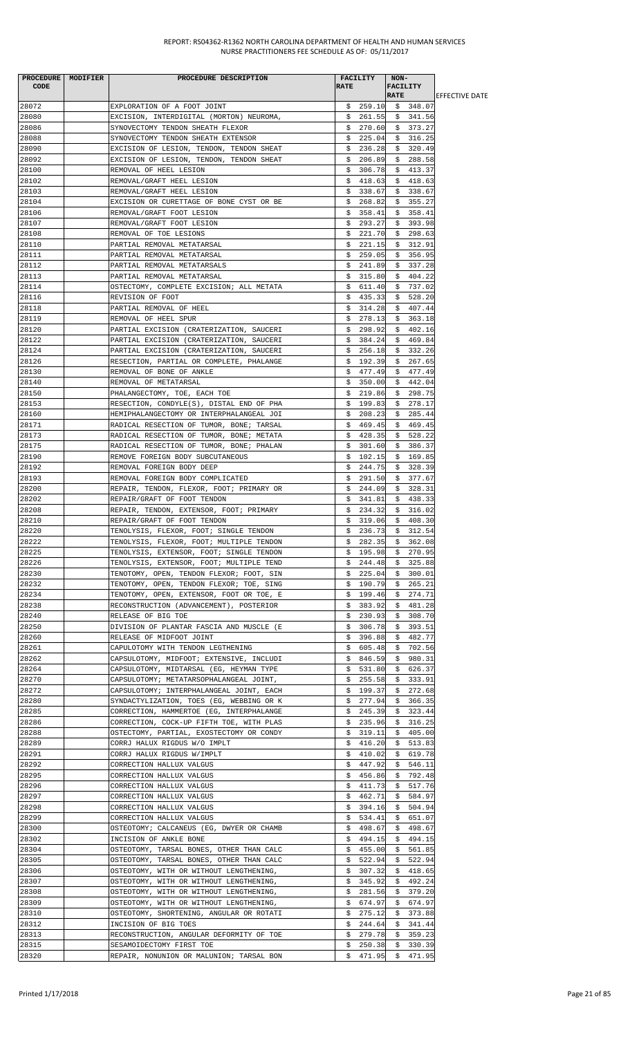| PROCEDURE CODE | MODIFIER | PROCEDURE DESCRIPTION | FACILITY RATE | NON-FACILITY RATE | EFFECTIVE DATE |
|---|---|---|---|---|---|
| 28072 | | EXPLORATION OF A FOOT JOINT | $ 259.10 | $ 348.07 | |
| 28080 | | EXCISION, INTERDIGITAL (MORTON) NEUROMA, | $ 261.55 | $ 341.56 | |
| 28086 | | SYNOVECTOMY TENDON SHEATH FLEXOR | $ 270.60 | $ 373.27 | |
| 28088 | | SYNOVECTOMY TENDON SHEATH EXTENSOR | $ 225.04 | $ 316.25 | |
| 28090 | | EXCISION OF LESION, TENDON, TENDON SHEAT | $ 236.28 | $ 320.49 | |
| 28092 | | EXCISION OF LESION, TENDON, TENDON SHEAT | $ 206.89 | $ 288.58 | |
| 28100 | | REMOVAL OF HEEL LESION | $ 306.78 | $ 413.37 | |
| 28102 | | REMOVAL/GRAFT HEEL LESION | $ 418.63 | $ 418.63 | |
| 28103 | | REMOVAL/GRAFT HEEL LESION | $ 338.67 | $ 338.67 | |
| 28104 | | EXCISION OR CURETTAGE OF BONE CYST OR BE | $ 268.82 | $ 355.27 | |
| 28106 | | REMOVAL/GRAFT FOOT LESION | $ 358.41 | $ 358.41 | |
| 28107 | | REMOVAL/GRAFT FOOT LESION | $ 293.27 | $ 393.98 | |
| 28108 | | REMOVAL OF TOE LESIONS | $ 221.70 | $ 298.63 | |
| 28110 | | PARTIAL REMOVAL METATARSAL | $ 221.15 | $ 312.91 | |
| 28111 | | PARTIAL REMOVAL METATARSAL | $ 259.05 | $ 356.95 | |
| 28112 | | PARTIAL REMOVAL METATARSALS | $ 241.89 | $ 337.28 | |
| 28113 | | PARTIAL REMOVAL METATARSAL | $ 315.80 | $ 404.22 | |
| 28114 | | OSTECTOMY, COMPLETE EXCISION; ALL METATA | $ 611.40 | $ 737.02 | |
| 28116 | | REVISION OF FOOT | $ 435.33 | $ 528.20 | |
| 28118 | | PARTIAL REMOVAL OF HEEL | $ 314.28 | $ 407.44 | |
| 28119 | | REMOVAL OF HEEL SPUR | $ 278.13 | $ 363.18 | |
| 28120 | | PARTIAL EXCISION (CRATERIZATION, SAUCERI | $ 298.92 | $ 402.16 | |
| 28122 | | PARTIAL EXCISION (CRATERIZATION, SAUCERI | $ 384.24 | $ 469.84 | |
| 28124 | | PARTIAL EXCISION (CRATERIZATION, SAUCERI | $ 256.18 | $ 332.26 | |
| 28126 | | RESECTION, PARTIAL OR COMPLETE, PHALANGE | $ 192.39 | $ 267.65 | |
| 28130 | | REMOVAL OF BONE OF ANKLE | $ 477.49 | $ 477.49 | |
| 28140 | | REMOVAL OF METATARSAL | $ 350.00 | $ 442.04 | |
| 28150 | | PHALANGECTOMY, TOE, EACH TOE | $ 219.86 | $ 298.75 | |
| 28153 | | RESECTION, CONDYLE(S), DISTAL END OF PHA | $ 199.83 | $ 278.17 | |
| 28160 | | HEMIPHALANGECTOMY OR INTERPHALANGEAL JOI | $ 208.23 | $ 285.44 | |
| 28171 | | RADICAL RESECTION OF TUMOR, BONE; TARSAL | $ 469.45 | $ 469.45 | |
| 28173 | | RADICAL RESECTION OF TUMOR, BONE; METATA | $ 428.35 | $ 528.22 | |
| 28175 | | RADICAL RESECTION OF TUMOR, BONE; PHALAN | $ 301.60 | $ 386.37 | |
| 28190 | | REMOVE FOREIGN BODY SUBCUTANEOUS | $ 102.15 | $ 169.85 | |
| 28192 | | REMOVAL FOREIGN BODY DEEP | $ 244.75 | $ 328.39 | |
| 28193 | | REMOVAL FOREIGN BODY COMPLICATED | $ 291.50 | $ 377.67 | |
| 28200 | | REPAIR, TENDON, FLEXOR, FOOT; PRIMARY OR | $ 244.09 | $ 328.31 | |
| 28202 | | REPAIR/GRAFT OF FOOT TENDON | $ 341.81 | $ 438.33 | |
| 28208 | | REPAIR, TENDON, EXTENSOR, FOOT; PRIMARY | $ 234.32 | $ 316.02 | |
| 28210 | | REPAIR/GRAFT OF FOOT TENDON | $ 319.06 | $ 408.30 | |
| 28220 | | TENOLYSIS, FLEXOR, FOOT; SINGLE TENDON | $ 236.73 | $ 312.54 | |
| 28222 | | TENOLYSIS, FLEXOR, FOOT; MULTIPLE TENDON | $ 282.35 | $ 362.08 | |
| 28225 | | TENOLYSIS, EXTENSOR, FOOT; SINGLE TENDON | $ 195.98 | $ 270.95 | |
| 28226 | | TENOLYSIS, EXTENSOR, FOOT; MULTIPLE TEND | $ 244.48 | $ 325.88 | |
| 28230 | | TENOTOMY, OPEN, TENDON FLEXOR; FOOT, SIN | $ 225.04 | $ 300.01 | |
| 28232 | | TENOTOMY, OPEN, TENDON FLEXOR; TOE, SING | $ 190.79 | $ 265.21 | |
| 28234 | | TENOTOMY, OPEN, EXTENSOR, FOOT OR TOE, E | $ 199.46 | $ 274.71 | |
| 28238 | | RECONSTRUCTION (ADVANCEMENT), POSTERIOR | $ 383.92 | $ 481.28 | |
| 28240 | | RELEASE OF BIG TOE | $ 230.93 | $ 308.70 | |
| 28250 | | DIVISION OF PLANTAR FASCIA AND MUSCLE (E | $ 306.78 | $ 393.51 | |
| 28260 | | RELEASE OF MIDFOOT JOINT | $ 396.88 | $ 482.77 | |
| 28261 | | CAPULOTOMY WITH TENDON LEGTHENING | $ 605.48 | $ 702.56 | |
| 28262 | | CAPSULOTOMY, MIDFOOT; EXTENSIVE, INCLUDI | $ 846.59 | $ 980.31 | |
| 28264 | | CAPSULOTOMY, MIDTARSAL (EG, HEYMAN TYPE | $ 531.80 | $ 626.37 | |
| 28270 | | CAPSULOTOMY; METATARSOPHALANGEAL JOINT, | $ 255.58 | $ 333.91 | |
| 28272 | | CAPSULOTOMY; INTERPHALANGEAL JOINT, EACH | $ 199.37 | $ 272.68 | |
| 28280 | | SYNDACTYLIZATION, TOES (EG, WEBBING OR K | $ 277.94 | $ 366.35 | |
| 28285 | | CORRECTION, HAMMERTOE (EG, INTERPHALANGE | $ 245.39 | $ 323.44 | |
| 28286 | | CORRECTION, COCK-UP FIFTH TOE, WITH PLAS | $ 235.96 | $ 316.25 | |
| 28288 | | OSTECTOMY, PARTIAL, EXOSTECTOMY OR CONDY | $ 319.11 | $ 405.00 | |
| 28289 | | CORRJ HALUX RIGDUS W/O IMPLT | $ 416.20 | $ 513.83 | |
| 28291 | | CORRJ HALUX RIGDUS W/IMPLT | $ 410.02 | $ 619.78 | |
| 28292 | | CORRECTION HALLUX VALGUS | $ 447.92 | $ 546.11 | |
| 28295 | | CORRECTION HALLUX VALGUS | $ 456.86 | $ 792.48 | |
| 28296 | | CORRECTION HALLUX VALGUS | $ 411.73 | $ 517.76 | |
| 28297 | | CORRECTION HALLUX VALGUS | $ 462.71 | $ 584.97 | |
| 28298 | | CORRECTION HALLUX VALGUS | $ 394.16 | $ 504.94 | |
| 28299 | | CORRECTION HALLUX VALGUS | $ 534.41 | $ 651.07 | |
| 28300 | | OSTEOTOMY; CALCANEUS (EG, DWYER OR CHAMB | $ 498.67 | $ 498.67 | |
| 28302 | | INCISION OF ANKLE BONE | $ 494.15 | $ 494.15 | |
| 28304 | | OSTEOTOMY, TARSAL BONES, OTHER THAN CALC | $ 455.00 | $ 561.85 | |
| 28305 | | OSTEOTOMY, TARSAL BONES, OTHER THAN CALC | $ 522.94 | $ 522.94 | |
| 28306 | | OSTEOTOMY, WITH OR WITHOUT LENGTHENING, | $ 307.32 | $ 418.65 | |
| 28307 | | OSTEOTOMY, WITH OR WITHOUT LENGTHENING, | $ 345.92 | $ 492.24 | |
| 28308 | | OSTEOTOMY, WITH OR WITHOUT LENGTHENING, | $ 281.56 | $ 379.20 | |
| 28309 | | OSTEOTOMY, WITH OR WITHOUT LENGTHENING, | $ 674.97 | $ 674.97 | |
| 28310 | | OSTEOTOMY, SHORTENING, ANGULAR OR ROTATI | $ 275.12 | $ 373.88 | |
| 28312 | | INCISION OF BIG TOES | $ 244.64 | $ 341.44 | |
| 28313 | | RECONSTRUCTION, ANGULAR DEFORMITY OF TOE | $ 279.78 | $ 359.23 | |
| 28315 | | SESAMOIDECTOMY FIRST TOE | $ 250.38 | $ 330.39 | |
| 28320 | | REPAIR, NONUNION OR MALUNION; TARSAL BON | $ 471.95 | $ 471.95 | |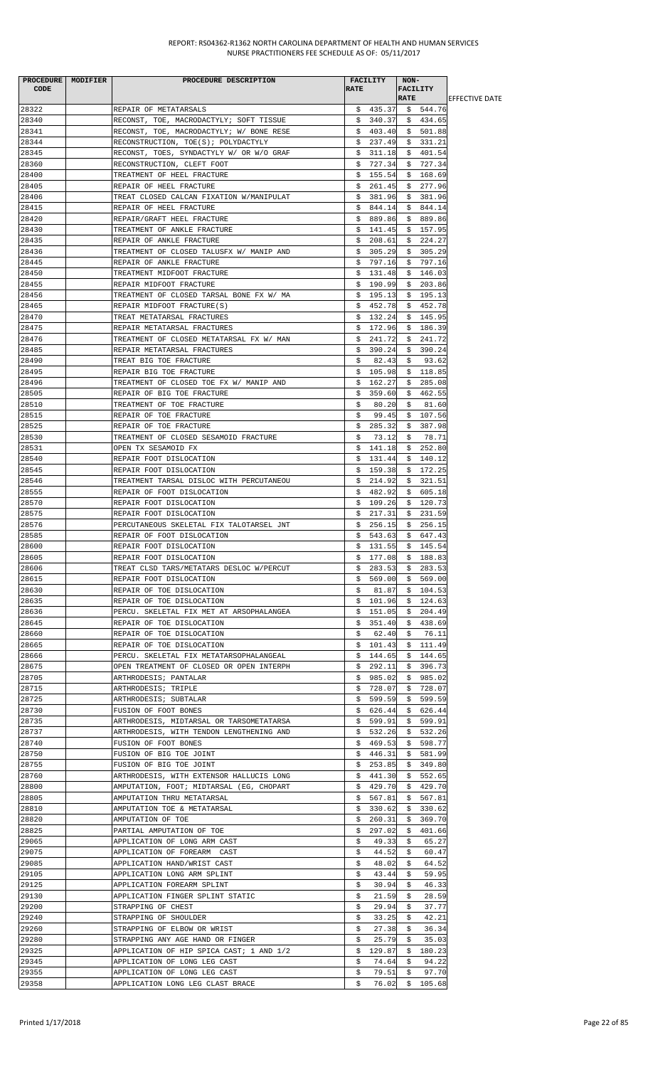REPORT: RS04362-R1362 NORTH CAROLINA DEPARTMENT OF HEALTH AND HUMAN SERVICES
NURSE PRACTITIONERS FEE SCHEDULE AS OF: 05/11/2017

| PROCEDURE CODE | MODIFIER | PROCEDURE DESCRIPTION | FACILITY RATE | NON-FACILITY RATE | EFFECTIVE DATE |
|---|---|---|---|---|---|
| 28322 | | REPAIR OF METATARSALS | $ 435.37 | $ 544.76 | |
| 28340 | | RECONST, TOE, MACRODACTYLY; SOFT TISSUE | $ 340.37 | $ 434.65 | |
| 28341 | | RECONST, TOE, MACRODACTYLY; W/ BONE RESE | $ 403.40 | $ 501.88 | |
| 28344 | | RECONSTRUCTION, TOE(S); POLYDACTYLY | $ 237.49 | $ 331.21 | |
| 28345 | | RECONST, TOES, SYNDACTYLY W/ OR W/O GRAF | $ 311.18 | $ 401.54 | |
| 28360 | | RECONSTRUCTION, CLEFT FOOT | $ 727.34 | $ 727.34 | |
| 28400 | | TREATMENT OF HEEL FRACTURE | $ 155.54 | $ 168.69 | |
| 28405 | | REPAIR OF HEEL FRACTURE | $ 261.45 | $ 277.96 | |
| 28406 | | TREAT CLOSED CALCAN FIXATION W/MANIPULAT | $ 381.96 | $ 381.96 | |
| 28415 | | REPAIR OF HEEL FRACTURE | $ 844.14 | $ 844.14 | |
| 28420 | | REPAIR/GRAFT HEEL FRACTURE | $ 889.86 | $ 889.86 | |
| 28430 | | TREATMENT OF ANKLE FRACTURE | $ 141.45 | $ 157.95 | |
| 28435 | | REPAIR OF ANKLE FRACTURE | $ 208.61 | $ 224.27 | |
| 28436 | | TREATMENT OF CLOSED TALUSFX W/ MANIP AND | $ 305.29 | $ 305.29 | |
| 28445 | | REPAIR OF ANKLE FRACTURE | $ 797.16 | $ 797.16 | |
| 28450 | | TREATMENT MIDFOOT FRACTURE | $ 131.48 | $ 146.03 | |
| 28455 | | REPAIR MIDFOOT FRACTURE | $ 190.99 | $ 203.86 | |
| 28456 | | TREATMENT OF CLOSED TARSAL BONE FX W/ MA | $ 195.13 | $ 195.13 | |
| 28465 | | REPAIR MIDFOOT FRACTURE(S) | $ 452.78 | $ 452.78 | |
| 28470 | | TREAT METATARSAL FRACTURES | $ 132.24 | $ 145.95 | |
| 28475 | | REPAIR METATARSAL FRACTURES | $ 172.96 | $ 186.39 | |
| 28476 | | TREATMENT OF CLOSED METATARSAL FX W/ MAN | $ 241.72 | $ 241.72 | |
| 28485 | | REPAIR METATARSAL FRACTURES | $ 390.24 | $ 390.24 | |
| 28490 | | TREAT BIG TOE FRACTURE | $ 82.43 | $ 93.62 | |
| 28495 | | REPAIR BIG TOE FRACTURE | $ 105.98 | $ 118.85 | |
| 28496 | | TREATMENT OF CLOSED TOE FX W/ MANIP AND | $ 162.27 | $ 285.08 | |
| 28505 | | REPAIR OF BIG TOE FRACTURE | $ 359.60 | $ 462.55 | |
| 28510 | | TREATMENT OF TOE FRACTURE | $ 80.20 | $ 81.60 | |
| 28515 | | REPAIR OF TOE FRACTURE | $ 99.45 | $ 107.56 | |
| 28525 | | REPAIR OF TOE FRACTURE | $ 285.32 | $ 387.98 | |
| 28530 | | TREATMENT OF CLOSED SESAMOID FRACTURE | $ 73.12 | $ 78.71 | |
| 28531 | | OPEN TX SESAMOID FX | $ 141.18 | $ 252.80 | |
| 28540 | | REPAIR FOOT DISLOCATION | $ 131.44 | $ 140.12 | |
| 28545 | | REPAIR FOOT DISLOCATION | $ 159.38 | $ 172.25 | |
| 28546 | | TREATMENT TARSAL DISLOC WITH PERCUTANEOU | $ 214.92 | $ 321.51 | |
| 28555 | | REPAIR OF FOOT DISLOCATION | $ 482.92 | $ 605.18 | |
| 28570 | | REPAIR FOOT DISLOCATION | $ 109.26 | $ 120.73 | |
| 28575 | | REPAIR FOOT DISLOCATION | $ 217.31 | $ 231.59 | |
| 28576 | | PERCUTANEOUS SKELETAL FIX TALOTARSEL JNT | $ 256.15 | $ 256.15 | |
| 28585 | | REPAIR OF FOOT DISLOCATION | $ 543.63 | $ 647.43 | |
| 28600 | | REPAIR FOOT DISLOCATION | $ 131.55 | $ 145.54 | |
| 28605 | | REPAIR FOOT DISLOCATION | $ 177.08 | $ 188.83 | |
| 28606 | | TREAT CLSD TARS/METATARS DESLOC W/PERCUT | $ 283.53 | $ 283.53 | |
| 28615 | | REPAIR FOOT DISLOCATION | $ 569.00 | $ 569.00 | |
| 28630 | | REPAIR OF TOE DISLOCATION | $ 81.87 | $ 104.53 | |
| 28635 | | REPAIR OF TOE DISLOCATION | $ 101.96 | $ 124.63 | |
| 28636 | | PERCU. SKELETAL FIX MET AT ARSOPHALANGEA | $ 151.05 | $ 204.49 | |
| 28645 | | REPAIR OF TOE DISLOCATION | $ 351.40 | $ 438.69 | |
| 28660 | | REPAIR OF TOE DISLOCATION | $ 62.40 | $ 76.11 | |
| 28665 | | REPAIR OF TOE DISLOCATION | $ 101.43 | $ 111.49 | |
| 28666 | | PERCU. SKELETAL FIX METATARSOPHALANGEAL | $ 144.65 | $ 144.65 | |
| 28675 | | OPEN TREATMENT OF CLOSED OR OPEN INTERPH | $ 292.11 | $ 396.73 | |
| 28705 | | ARTHRODESIS; PANTALAR | $ 985.02 | $ 985.02 | |
| 28715 | | ARTHRODESIS; TRIPLE | $ 728.07 | $ 728.07 | |
| 28725 | | ARTHRODESIS; SUBTALAR | $ 599.59 | $ 599.59 | |
| 28730 | | FUSION OF FOOT BONES | $ 626.44 | $ 626.44 | |
| 28735 | | ARTHRODESIS, MIDTARSAL OR TARSOMETATARSA | $ 599.91 | $ 599.91 | |
| 28737 | | ARTHRODESIS, WITH TENDON LENGTHENING AND | $ 532.26 | $ 532.26 | |
| 28740 | | FUSION OF FOOT BONES | $ 469.53 | $ 598.77 | |
| 28750 | | FUSION OF BIG TOE JOINT | $ 446.31 | $ 581.99 | |
| 28755 | | FUSION OF BIG TOE JOINT | $ 253.85 | $ 349.80 | |
| 28760 | | ARTHRODESIS, WITH EXTENSOR HALLUCIS LONG | $ 441.30 | $ 552.65 | |
| 28800 | | AMPUTATION, FOOT; MIDTARSAL (EG, CHOPART | $ 429.70 | $ 429.70 | |
| 28805 | | AMPUTATION THRU METATARSAL | $ 567.81 | $ 567.81 | |
| 28810 | | AMPUTATION TOE & METATARSAL | $ 330.62 | $ 330.62 | |
| 28820 | | AMPUTATION OF TOE | $ 260.31 | $ 369.70 | |
| 28825 | | PARTIAL AMPUTATION OF TOE | $ 297.02 | $ 401.66 | |
| 29065 | | APPLICATION OF LONG ARM CAST | $ 49.33 | $ 65.27 | |
| 29075 | | APPLICATION OF FOREARM CAST | $ 44.52 | $ 60.47 | |
| 29085 | | APPLICATION HAND/WRIST CAST | $ 48.02 | $ 64.52 | |
| 29105 | | APPLICATION LONG ARM SPLINT | $ 43.44 | $ 59.95 | |
| 29125 | | APPLICATION FOREARM SPLINT | $ 30.94 | $ 46.33 | |
| 29130 | | APPLICATION FINGER SPLINT STATIC | $ 21.59 | $ 28.59 | |
| 29200 | | STRAPPING OF CHEST | $ 29.94 | $ 37.77 | |
| 29240 | | STRAPPING OF SHOULDER | $ 33.25 | $ 42.21 | |
| 29260 | | STRAPPING OF ELBOW OR WRIST | $ 27.38 | $ 36.34 | |
| 29280 | | STRAPPING ANY AGE HAND OR FINGER | $ 25.79 | $ 35.03 | |
| 29325 | | APPLICATION OF HIP SPICA CAST; 1 AND 1/2 | $ 129.87 | $ 180.23 | |
| 29345 | | APPLICATION OF LONG LEG CAST | $ 74.64 | $ 94.22 | |
| 29355 | | APPLICATION OF LONG LEG CAST | $ 79.51 | $ 97.70 | |
| 29358 | | APPLICATION LONG LEG CLAST BRACE | $ 76.02 | $ 105.68 | |

Printed 1/17/2018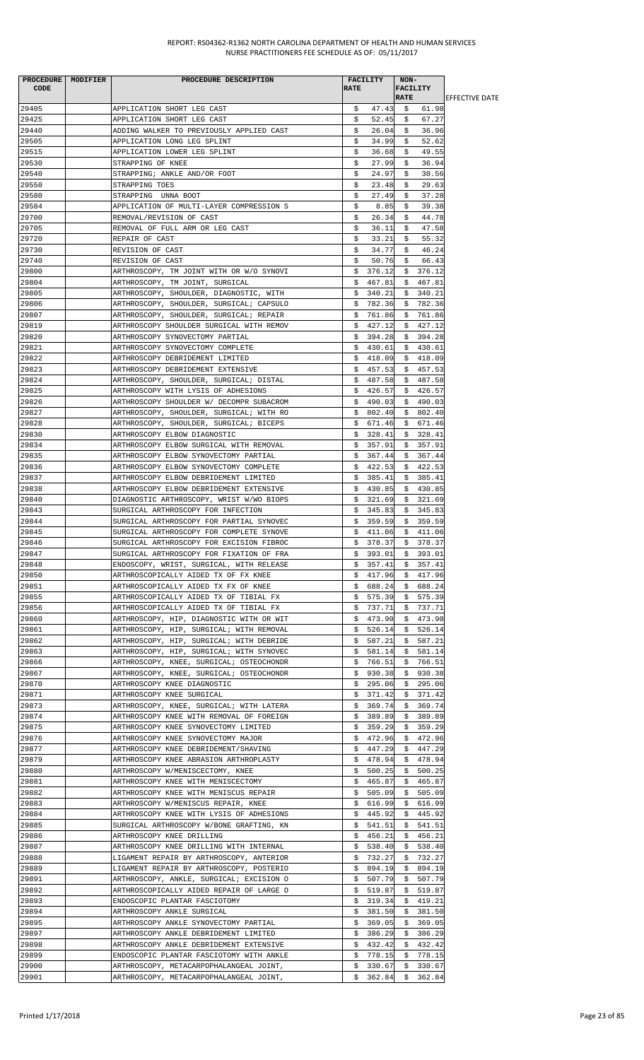REPORT: RS04362-R1362 NORTH CAROLINA DEPARTMENT OF HEALTH AND HUMAN SERVICES
NURSE PRACTITIONERS FEE SCHEDULE AS OF: 05/11/2017

| PROCEDURE CODE | MODIFIER | PROCEDURE DESCRIPTION | FACILITY RATE | NON-FACILITY RATE | EFFECTIVE DATE |
|---|---|---|---|---|---|
| 29405 | | APPLICATION SHORT LEG CAST | $ 47.43 | $ 61.98 | |
| 29425 | | APPLICATION SHORT LEG CAST | $ 52.45 | $ 67.27 | |
| 29440 | | ADDING WALKER TO PREVIOUSLY APPLIED CAST | $ 26.04 | $ 36.96 | |
| 29505 | | APPLICATION LONG LEG SPLINT | $ 34.99 | $ 52.62 | |
| 29515 | | APPLICATION LOWER LEG SPLINT | $ 36.68 | $ 49.55 | |
| 29530 | | STRAPPING OF KNEE | $ 27.99 | $ 36.94 | |
| 29540 | | STRAPPING; ANKLE AND/OR FOOT | $ 24.97 | $ 30.56 | |
| 29550 | | STRAPPING TOES | $ 23.48 | $ 29.63 | |
| 29580 | | STRAPPING UNNA BOOT | $ 27.49 | $ 37.28 | |
| 29584 | | APPLICATION OF MULTI-LAYER COMPRESSION S | $ 8.85 | $ 39.38 | |
| 29700 | | REMOVAL/REVISION OF CAST | $ 26.34 | $ 44.78 | |
| 29705 | | REMOVAL OF FULL ARM OR LEG CAST | $ 36.11 | $ 47.58 | |
| 29720 | | REPAIR OF CAST | $ 33.21 | $ 55.32 | |
| 29730 | | REVISION OF CAST | $ 34.77 | $ 46.24 | |
| 29740 | | REVISION OF CAST | $ 50.76 | $ 66.43 | |
| 29800 | | ARTHROSCOPY, TM JOINT WITH OR W/O SYNOVI | $ 376.12 | $ 376.12 | |
| 29804 | | ARTHROSCOPY, TM JOINT, SURGICAL | $ 467.81 | $ 467.81 | |
| 29805 | | ARTHROSCOPY, SHOULDER, DIAGNOSTIC, WITH | $ 340.21 | $ 340.21 | |
| 29806 | | ARTHROSCOPY, SHOULDER, SURGICAL; CAPSULO | $ 782.36 | $ 782.36 | |
| 29807 | | ARTHROSCOPY, SHOULDER, SURGICAL; REPAIR | $ 761.86 | $ 761.86 | |
| 29819 | | ARTHROSCOPY SHOULDER SURGICAL WITH REMOV | $ 427.12 | $ 427.12 | |
| 29820 | | ARTHROSCOPY SYNOVECTOMY PARTIAL | $ 394.28 | $ 394.28 | |
| 29821 | | ARTHROSCOPY SYNOVECTOMY COMPLETE | $ 430.61 | $ 430.61 | |
| 29822 | | ARTHROSCOPY DEBRIDEMENT LIMITED | $ 418.09 | $ 418.09 | |
| 29823 | | ARTHROSCOPY DEBRIDEMENT EXTENSIVE | $ 457.53 | $ 457.53 | |
| 29824 | | ARTHROSCOPY, SHOULDER, SURGICAL; DISTAL | $ 487.58 | $ 487.58 | |
| 29825 | | ARTHROSCOPY WITH LYSIS OF ADHESIONS | $ 426.57 | $ 426.57 | |
| 29826 | | ARTHROSCOPY SHOULDER W/ DECOMPR SUBACROM | $ 490.03 | $ 490.03 | |
| 29827 | | ARTHROSCOPY, SHOULDER, SURGICAL; WITH RO | $ 802.40 | $ 802.40 | |
| 29828 | | ARTHROSCOPY, SHOULDER, SURGICAL; BICEPS | $ 671.46 | $ 671.46 | |
| 29830 | | ARTHROSCOPY ELBOW DIAGNOSTIC | $ 328.41 | $ 328.41 | |
| 29834 | | ARTHROSCOPY ELBOW SURGICAL WITH REMOVAL | $ 357.91 | $ 357.91 | |
| 29835 | | ARTHROSCOPY ELBOW SYNOVECTOMY PARTIAL | $ 367.44 | $ 367.44 | |
| 29836 | | ARTHROSCOPY ELBOW SYNOVECTOMY COMPLETE | $ 422.53 | $ 422.53 | |
| 29837 | | ARTHROSCOPY ELBOW DEBRIDEMENT LIMITED | $ 385.41 | $ 385.41 | |
| 29838 | | ARTHROSCOPY ELBOW DEBRIDEMENT EXTENSIVE | $ 430.85 | $ 430.85 | |
| 29840 | | DIAGNOSTIC ARTHROSCOPY, WRIST W/WO BIOPS | $ 321.69 | $ 321.69 | |
| 29843 | | SURGICAL ARTHROSCOPY FOR INFECTION | $ 345.83 | $ 345.83 | |
| 29844 | | SURGICAL ARTHROSCOPY FOR PARTIAL SYNOVEC | $ 359.59 | $ 359.59 | |
| 29845 | | SURGICAL ARTHROSCOPY FOR COMPLETE SYNOVE | $ 411.06 | $ 411.06 | |
| 29846 | | SURGICAL ARTHROSCOPY FOR EXCISION FIBROC | $ 378.37 | $ 378.37 | |
| 29847 | | SURGICAL ARTHROSCOPY FOR FIXATION OF FRA | $ 393.01 | $ 393.01 | |
| 29848 | | ENDOSCOPY, WRIST, SURGICAL, WITH RELEASE | $ 357.41 | $ 357.41 | |
| 29850 | | ARTHROSCOPICALLY AIDED TX OF FX KNEE | $ 417.96 | $ 417.96 | |
| 29851 | | ARTHROSCOPICALLY AIDED TX FX OF KNEE | $ 688.24 | $ 688.24 | |
| 29855 | | ARTHROSCOPICALLY AIDED TX OF TIBIAL FX | $ 575.39 | $ 575.39 | |
| 29856 | | ARTHROSCOPICALLY AIDED TX OF TIBIAL FX | $ 737.71 | $ 737.71 | |
| 29860 | | ARTHROSCOPY, HIP, DIAGNOSTIC WITH OR WIT | $ 473.90 | $ 473.90 | |
| 29861 | | ARTHROSCOPY, HIP, SURGICAL; WITH REMOVAL | $ 526.14 | $ 526.14 | |
| 29862 | | ARTHROSCOPY, HIP, SURGICAL; WITH DEBRIDE | $ 587.21 | $ 587.21 | |
| 29863 | | ARTHROSCOPY, HIP, SURGICAL; WITH SYNOVEC | $ 581.14 | $ 581.14 | |
| 29866 | | ARTHROSCOPY, KNEE, SURGICAL; OSTEOCHONDR | $ 766.51 | $ 766.51 | |
| 29867 | | ARTHROSCOPY, KNEE, SURGICAL; OSTEOCHONDR | $ 930.38 | $ 930.38 | |
| 29870 | | ARTHROSCOPY KNEE DIAGNOSTIC | $ 295.06 | $ 295.06 | |
| 29871 | | ARTHROSCOPY KNEE SURGICAL | $ 371.42 | $ 371.42 | |
| 29873 | | ARTHROSCOPY, KNEE, SURGICAL; WITH LATERA | $ 369.74 | $ 369.74 | |
| 29874 | | ARTHROSCOPY KNEE WITH REMOVAL OF FOREIGN | $ 389.89 | $ 389.89 | |
| 29875 | | ARTHROSCOPY KNEE SYNOVECTOMY LIMITED | $ 359.29 | $ 359.29 | |
| 29876 | | ARTHROSCOPY KNEE SYNOVECTOMY MAJOR | $ 472.96 | $ 472.96 | |
| 29877 | | ARTHROSCOPY KNEE DEBRIDEMENT/SHAVING | $ 447.29 | $ 447.29 | |
| 29879 | | ARTHROSCOPY KNEE ABRASION ARTHROPLASTY | $ 478.94 | $ 478.94 | |
| 29880 | | ARTHROSCOPY W/MENISCECTOMY, KNEE | $ 500.25 | $ 500.25 | |
| 29881 | | ARTHROSCOPY KNEE WITH MENISCECTOMY | $ 465.87 | $ 465.87 | |
| 29882 | | ARTHROSCOPY KNEE WITH MENISCUS REPAIR | $ 505.09 | $ 505.09 | |
| 29883 | | ARTHROSCOPY W/MENISCUS REPAIR, KNEE | $ 616.99 | $ 616.99 | |
| 29884 | | ARTHROSCOPY KNEE WITH LYSIS OF ADHESIONS | $ 445.92 | $ 445.92 | |
| 29885 | | SURGICAL ARTHROSCOPY W/BONE GRAFTING, KN | $ 541.51 | $ 541.51 | |
| 29886 | | ARTHROSCOPY KNEE DRILLING | $ 456.21 | $ 456.21 | |
| 29887 | | ARTHROSCOPY KNEE DRILLING WITH INTERNAL | $ 538.40 | $ 538.40 | |
| 29888 | | LIGAMENT REPAIR BY ARTHROSCOPY, ANTERIOR | $ 732.27 | $ 732.27 | |
| 29889 | | LIGAMENT REPAIR BY ARTHROSCOPY, POSTERIO | $ 894.19 | $ 894.19 | |
| 29891 | | ARTHROSCOPY, ANKLE, SURGICAL; EXCISION O | $ 507.79 | $ 507.79 | |
| 29892 | | ARTHROSCOPICALLY AIDED REPAIR OF LARGE O | $ 519.87 | $ 519.87 | |
| 29893 | | ENDOSCOPIC PLANTAR FASCIOTOMY | $ 319.34 | $ 419.21 | |
| 29894 | | ARTHROSCOPY ANKLE SURGICAL | $ 381.50 | $ 381.50 | |
| 29895 | | ARTHROSCOPY ANKLE SYNOVECTOMY PARTIAL | $ 369.05 | $ 369.05 | |
| 29897 | | ARTHROSCOPY ANKLE DEBRIDEMENT LIMITED | $ 386.29 | $ 386.29 | |
| 29898 | | ARTHROSCOPY ANKLE DEBRIDEMENT EXTENSIVE | $ 432.42 | $ 432.42 | |
| 29899 | | ENDOSCOPIC PLANTAR FASCIOTOMY WITH ANKLE | $ 778.15 | $ 778.15 | |
| 29900 | | ARTHROSCOPY, METACARPOPHALANGEAL JOINT, | $ 330.67 | $ 330.67 | |
| 29901 | | ARTHROSCOPY, METACARPOPHALANGEAL JOINT, | $ 362.84 | $ 362.84 | |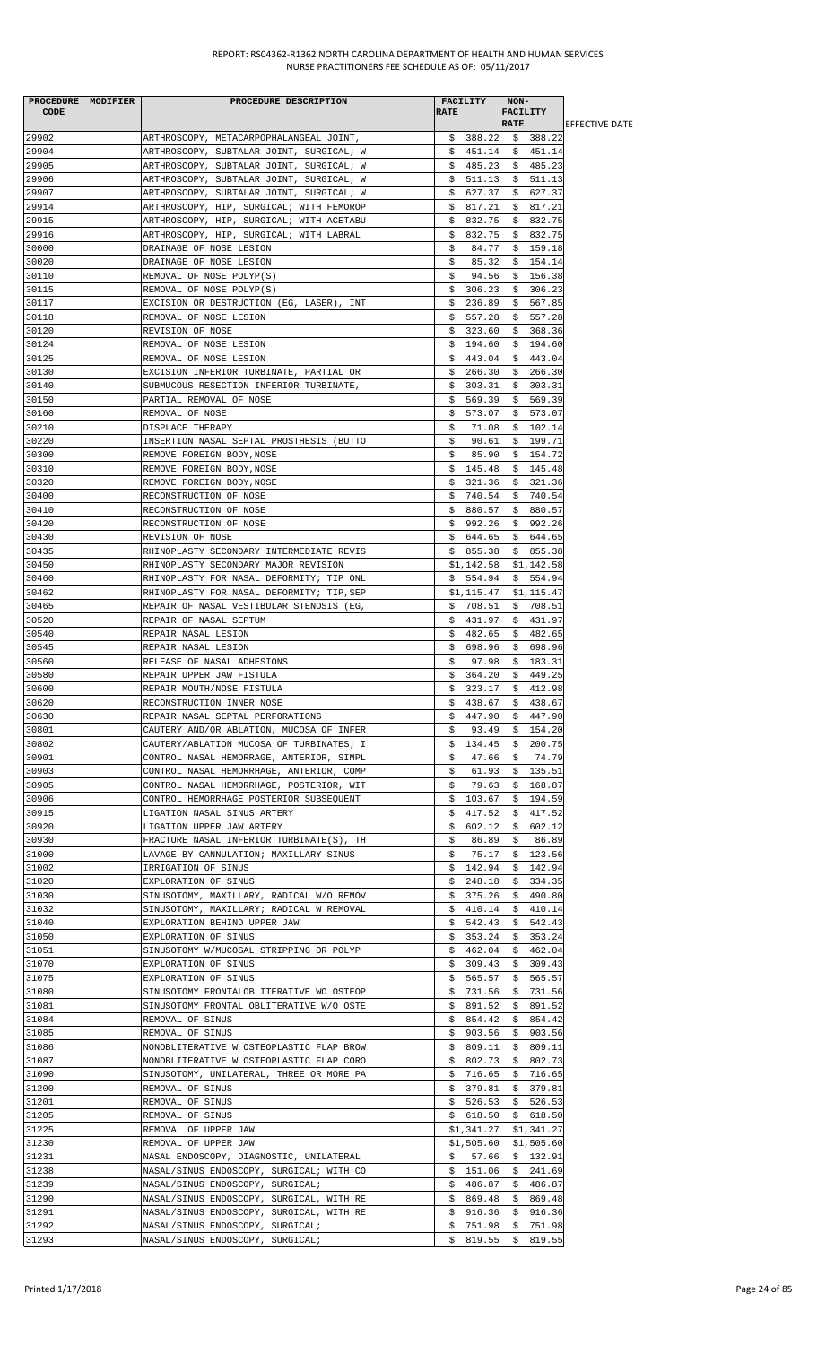REPORT: RS04362-R1362 NORTH CAROLINA DEPARTMENT OF HEALTH AND HUMAN SERVICES
NURSE PRACTITIONERS FEE SCHEDULE AS OF: 05/11/2017

| PROCEDURE CODE | MODIFIER | PROCEDURE DESCRIPTION | FACILITY RATE | NON-FACILITY RATE | EFFECTIVE DATE |
|---|---|---|---|---|---|
| 29902 | | ARTHROSCOPY, METACARPOPHALANGEAL JOINT, | $ 388.22 | $ 388.22 | |
| 29904 | | ARTHROSCOPY, SUBTALAR JOINT, SURGICAL; W | $ 451.14 | $ 451.14 | |
| 29905 | | ARTHROSCOPY, SUBTALAR JOINT, SURGICAL; W | $ 485.23 | $ 485.23 | |
| 29906 | | ARTHROSCOPY, SUBTALAR JOINT, SURGICAL; W | $ 511.13 | $ 511.13 | |
| 29907 | | ARTHROSCOPY, SUBTALAR JOINT, SURGICAL; W | $ 627.37 | $ 627.37 | |
| 29914 | | ARTHROSCOPY, HIP, SURGICAL; WITH FEMOROP | $ 817.21 | $ 817.21 | |
| 29915 | | ARTHROSCOPY, HIP, SURGICAL; WITH ACETABU | $ 832.75 | $ 832.75 | |
| 29916 | | ARTHROSCOPY, HIP, SURGICAL; WITH LABRAL | $ 832.75 | $ 832.75 | |
| 30000 | | DRAINAGE OF NOSE LESION | $ 84.77 | $ 159.18 | |
| 30020 | | DRAINAGE OF NOSE LESION | $ 85.32 | $ 154.14 | |
| 30110 | | REMOVAL OF NOSE POLYP(S) | $ 94.56 | $ 156.38 | |
| 30115 | | REMOVAL OF NOSE POLYP(S) | $ 306.23 | $ 306.23 | |
| 30117 | | EXCISION OR DESTRUCTION (EG, LASER), INT | $ 236.89 | $ 567.85 | |
| 30118 | | REMOVAL OF NOSE LESION | $ 557.28 | $ 557.28 | |
| 30120 | | REVISION OF NOSE | $ 323.60 | $ 368.36 | |
| 30124 | | REMOVAL OF NOSE LESION | $ 194.60 | $ 194.60 | |
| 30125 | | REMOVAL OF NOSE LESION | $ 443.04 | $ 443.04 | |
| 30130 | | EXCISION INFERIOR TURBINATE, PARTIAL OR | $ 266.30 | $ 266.30 | |
| 30140 | | SUBMUCOUS RESECTION INFERIOR TURBINATE, | $ 303.31 | $ 303.31 | |
| 30150 | | PARTIAL REMOVAL OF NOSE | $ 569.39 | $ 569.39 | |
| 30160 | | REMOVAL OF NOSE | $ 573.07 | $ 573.07 | |
| 30210 | | DISPLACE THERAPY | $ 71.08 | $ 102.14 | |
| 30220 | | INSERTION NASAL SEPTAL PROSTHESIS (BUTTO | $ 90.61 | $ 199.71 | |
| 30300 | | REMOVE FOREIGN BODY,NOSE | $ 85.90 | $ 154.72 | |
| 30310 | | REMOVE FOREIGN BODY,NOSE | $ 145.48 | $ 145.48 | |
| 30320 | | REMOVE FOREIGN BODY,NOSE | $ 321.36 | $ 321.36 | |
| 30400 | | RECONSTRUCTION OF NOSE | $ 740.54 | $ 740.54 | |
| 30410 | | RECONSTRUCTION OF NOSE | $ 880.57 | $ 880.57 | |
| 30420 | | RECONSTRUCTION OF NOSE | $ 992.26 | $ 992.26 | |
| 30430 | | REVISION OF NOSE | $ 644.65 | $ 644.65 | |
| 30435 | | RHINOPLASTY SECONDARY INTERMEDIATE REVIS | $ 855.38 | $ 855.38 | |
| 30450 | | RHINOPLASTY SECONDARY MAJOR REVISION | $1,142.58 | $1,142.58 | |
| 30460 | | RHINOPLASTY FOR NASAL DEFORMITY; TIP ONL | $ 554.94 | $ 554.94 | |
| 30462 | | RHINOPLASTY FOR NASAL DEFORMITY; TIP,SEP | $1,115.47 | $1,115.47 | |
| 30465 | | REPAIR OF NASAL VESTIBULAR STENOSIS (EG, | $ 708.51 | $ 708.51 | |
| 30520 | | REPAIR OF NASAL SEPTUM | $ 431.97 | $ 431.97 | |
| 30540 | | REPAIR NASAL LESION | $ 482.65 | $ 482.65 | |
| 30545 | | REPAIR NASAL LESION | $ 698.96 | $ 698.96 | |
| 30560 | | RELEASE OF NASAL ADHESIONS | $ 97.98 | $ 183.31 | |
| 30580 | | REPAIR UPPER JAW FISTULA | $ 364.20 | $ 449.25 | |
| 30600 | | REPAIR MOUTH/NOSE FISTULA | $ 323.17 | $ 412.98 | |
| 30620 | | RECONSTRUCTION INNER NOSE | $ 438.67 | $ 438.67 | |
| 30630 | | REPAIR NASAL SEPTAL PERFORATIONS | $ 447.90 | $ 447.90 | |
| 30801 | | CAUTERY AND/OR ABLATION, MUCOSA OF INFER | $ 93.49 | $ 154.20 | |
| 30802 | | CAUTERY/ABLATION MUCOSA OF TURBINATES; I | $ 134.45 | $ 200.75 | |
| 30901 | | CONTROL NASAL HEMORRAGE, ANTERIOR, SIMPL | $ 47.66 | $ 74.79 | |
| 30903 | | CONTROL NASAL HEMORRHAGE, ANTERIOR, COMP | $ 61.93 | $ 135.51 | |
| 30905 | | CONTROL NASAL HEMORRHAGE, POSTERIOR, WIT | $ 79.63 | $ 168.87 | |
| 30906 | | CONTROL HEMORRHAGE POSTERIOR SUBSEQUENT | $ 103.67 | $ 194.59 | |
| 30915 | | LIGATION NASAL SINUS ARTERY | $ 417.52 | $ 417.52 | |
| 30920 | | LIGATION UPPER JAW ARTERY | $ 602.12 | $ 602.12 | |
| 30930 | | FRACTURE NASAL INFERIOR TURBINATE(S), TH | $ 86.89 | $ 86.89 | |
| 31000 | | LAVAGE BY CANNULATION; MAXILLARY SINUS | $ 75.17 | $ 123.56 | |
| 31002 | | IRRIGATION OF SINUS | $ 142.94 | $ 142.94 | |
| 31020 | | EXPLORATION OF SINUS | $ 248.18 | $ 334.35 | |
| 31030 | | SINUSOTOMY, MAXILLARY, RADICAL W/O REMOV | $ 375.26 | $ 490.80 | |
| 31032 | | SINUSOTOMY, MAXILLARY; RADICAL W REMOVAL | $ 410.14 | $ 410.14 | |
| 31040 | | EXPLORATION BEHIND UPPER JAW | $ 542.43 | $ 542.43 | |
| 31050 | | EXPLORATION OF SINUS | $ 353.24 | $ 353.24 | |
| 31051 | | SINUSOTOMY W/MUCOSAL STRIPPING OR POLYP | $ 462.04 | $ 462.04 | |
| 31070 | | EXPLORATION OF SINUS | $ 309.43 | $ 309.43 | |
| 31075 | | EXPLORATION OF SINUS | $ 565.57 | $ 565.57 | |
| 31080 | | SINUSOTOMY FRONTALOBLITERATIVE WO OSTEOP | $ 731.56 | $ 731.56 | |
| 31081 | | SINUSOTOMY FRONTAL OBLITERATIVE W/O OSTE | $ 891.52 | $ 891.52 | |
| 31084 | | REMOVAL OF SINUS | $ 854.42 | $ 854.42 | |
| 31085 | | REMOVAL OF SINUS | $ 903.56 | $ 903.56 | |
| 31086 | | NONOBLITERATIVE W OSTEOPLASTIC FLAP BROW | $ 809.11 | $ 809.11 | |
| 31087 | | NONOBLITERATIVE W OSTEOPLASTIC FLAP CORO | $ 802.73 | $ 802.73 | |
| 31090 | | SINUSOTOMY, UNILATERAL, THREE OR MORE PA | $ 716.65 | $ 716.65 | |
| 31200 | | REMOVAL OF SINUS | $ 379.81 | $ 379.81 | |
| 31201 | | REMOVAL OF SINUS | $ 526.53 | $ 526.53 | |
| 31205 | | REMOVAL OF SINUS | $ 618.50 | $ 618.50 | |
| 31225 | | REMOVAL OF UPPER JAW | $1,341.27 | $1,341.27 | |
| 31230 | | REMOVAL OF UPPER JAW | $1,505.60 | $1,505.60 | |
| 31231 | | NASAL ENDOSCOPY, DIAGNOSTIC, UNILATERAL | $ 57.66 | $ 132.91 | |
| 31238 | | NASAL/SINUS ENDOSCOPY, SURGICAL; WITH CO | $ 151.06 | $ 241.69 | |
| 31239 | | NASAL/SINUS ENDOSCOPY, SURGICAL; | $ 486.87 | $ 486.87 | |
| 31290 | | NASAL/SINUS ENDOSCOPY, SURGICAL, WITH RE | $ 869.48 | $ 869.48 | |
| 31291 | | NASAL/SINUS ENDOSCOPY, SURGICAL, WITH RE | $ 916.36 | $ 916.36 | |
| 31292 | | NASAL/SINUS ENDOSCOPY, SURGICAL; | $ 751.98 | $ 751.98 | |
| 31293 | | NASAL/SINUS ENDOSCOPY, SURGICAL; | $ 819.55 | $ 819.55 | |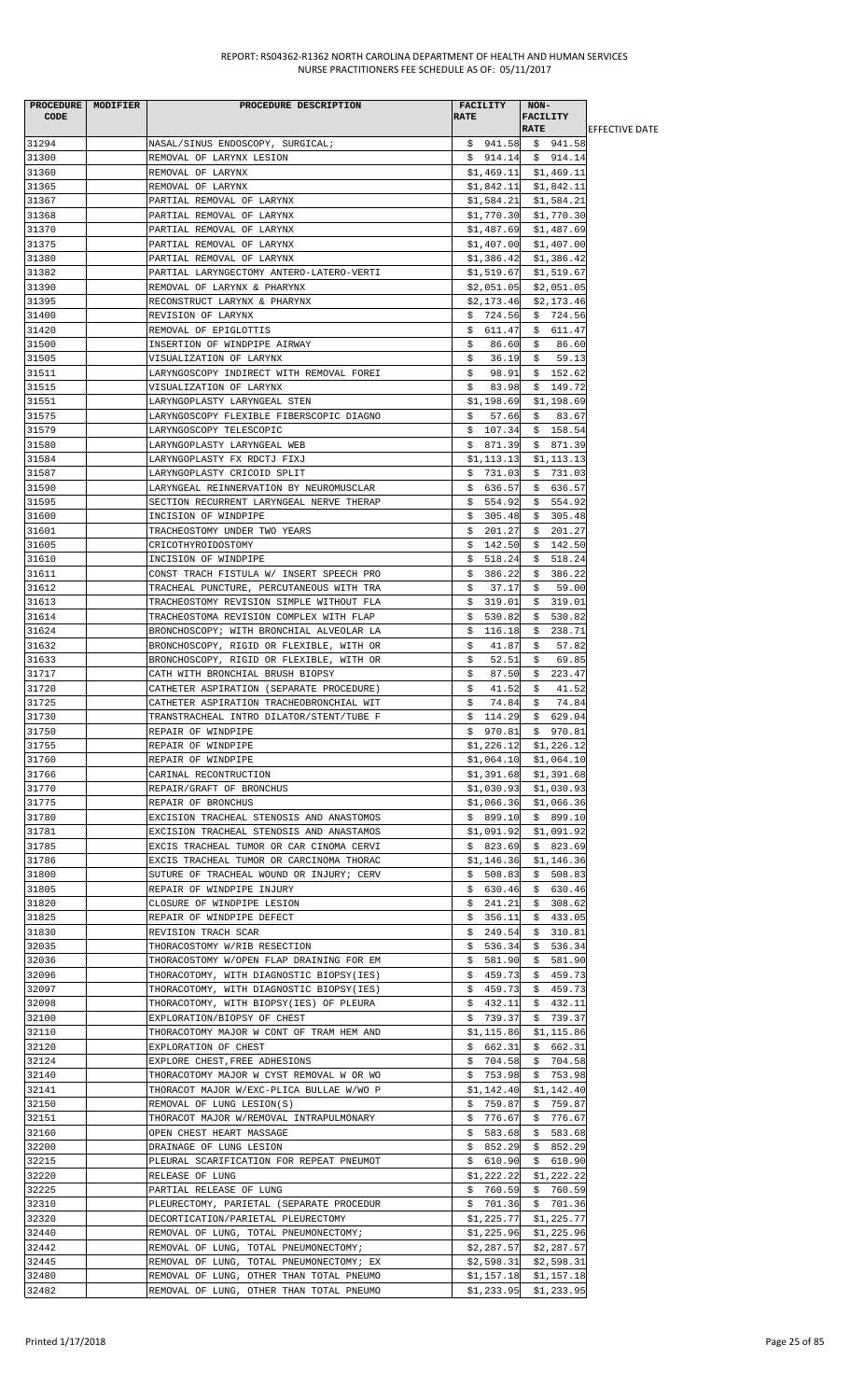REPORT: RS04362-R1362 NORTH CAROLINA DEPARTMENT OF HEALTH AND HUMAN SERVICES
NURSE PRACTITIONERS FEE SCHEDULE AS OF: 05/11/2017

| PROCEDURE CODE | MODIFIER | PROCEDURE DESCRIPTION | FACILITY RATE | NON-FACILITY RATE | EFFECTIVE DATE |
|---|---|---|---|---|---|
| 31294 | | NASAL/SINUS ENDOSCOPY, SURGICAL; | $ 941.58 | $ 941.58 | |
| 31300 | | REMOVAL OF LARYNX LESION | $ 914.14 | $ 914.14 | |
| 31360 | | REMOVAL OF LARYNX | $1,469.11 | $1,469.11 | |
| 31365 | | REMOVAL OF LARYNX | $1,842.11 | $1,842.11 | |
| 31367 | | PARTIAL REMOVAL OF LARYNX | $1,584.21 | $1,584.21 | |
| 31368 | | PARTIAL REMOVAL OF LARYNX | $1,770.30 | $1,770.30 | |
| 31370 | | PARTIAL REMOVAL OF LARYNX | $1,487.69 | $1,487.69 | |
| 31375 | | PARTIAL REMOVAL OF LARYNX | $1,407.00 | $1,407.00 | |
| 31380 | | PARTIAL REMOVAL OF LARYNX | $1,386.42 | $1,386.42 | |
| 31382 | | PARTIAL LARYNGECTOMY ANTERO-LATERO-VERTI | $1,519.67 | $1,519.67 | |
| 31390 | | REMOVAL OF LARYNX & PHARYNX | $2,051.05 | $2,051.05 | |
| 31395 | | RECONSTRUCT LARYNX & PHARYNX | $2,173.46 | $2,173.46 | |
| 31400 | | REVISION OF LARYNX | $ 724.56 | $ 724.56 | |
| 31420 | | REMOVAL OF EPIGLOTTIS | $ 611.47 | $ 611.47 | |
| 31500 | | INSERTION OF WINDPIPE AIRWAY | $ 86.60 | $ 86.60 | |
| 31505 | | VISUALIZATION OF LARYNX | $ 36.19 | $ 59.13 | |
| 31511 | | LARYNGOSCOPY INDIRECT WITH REMOVAL FOREI | $ 98.91 | $ 152.62 | |
| 31515 | | VISUALIZATION OF LARYNX | $ 83.98 | $ 149.72 | |
| 31551 | | LARYNGOPLASTY LARYNGEAL STEN | $1,198.69 | $1,198.69 | |
| 31575 | | LARYNGOSCOPY FLEXIBLE FIBERSCOPIC DIAGNO | $ 57.66 | $ 83.67 | |
| 31579 | | LARYNGOSCOPY TELESCOPIC | $ 107.34 | $ 158.54 | |
| 31580 | | LARYNGOPLASTY LARYNGEAL WEB | $ 871.39 | $ 871.39 | |
| 31584 | | LARYNGOPLASTY FX RDCTJ FIXJ | $1,113.13 | $1,113.13 | |
| 31587 | | LARYNGOPLASTY CRICOID SPLIT | $ 731.03 | $ 731.03 | |
| 31590 | | LARYNGEAL REINNERVATION BY NEUROMUSCLAR | $ 636.57 | $ 636.57 | |
| 31595 | | SECTION RECURRENT LARYNGEAL NERVE THERAP | $ 554.92 | $ 554.92 | |
| 31600 | | INCISION OF WINDPIPE | $ 305.48 | $ 305.48 | |
| 31601 | | TRACHEOSTOMY UNDER TWO YEARS | $ 201.27 | $ 201.27 | |
| 31605 | | CRICOTHYROIDOSTOMY | $ 142.50 | $ 142.50 | |
| 31610 | | INCISION OF WINDPIPE | $ 518.24 | $ 518.24 | |
| 31611 | | CONST TRACH FISTULA W/ INSERT SPEECH PRO | $ 386.22 | $ 386.22 | |
| 31612 | | TRACHEAL PUNCTURE, PERCUTANEOUS WITH TRA | $ 37.17 | $ 59.00 | |
| 31613 | | TRACHEOSTOMY REVISION SIMPLE WITHOUT FLA | $ 319.01 | $ 319.01 | |
| 31614 | | TRACHEOSTOMA REVISION COMPLEX WITH FLAP | $ 530.82 | $ 530.82 | |
| 31624 | | BRONCHOSCOPY; WITH BRONCHIAL ALVEOLAR LA | $ 116.18 | $ 238.71 | |
| 31632 | | BRONCHOSCOPY, RIGID OR FLEXIBLE, WITH OR | $ 41.87 | $ 57.82 | |
| 31633 | | BRONCHOSCOPY, RIGID OR FLEXIBLE, WITH OR | $ 52.51 | $ 69.85 | |
| 31717 | | CATH WITH BRONCHIAL BRUSH BIOPSY | $ 87.50 | $ 223.47 | |
| 31720 | | CATHETER ASPIRATION (SEPARATE PROCEDURE) | $ 41.52 | $ 41.52 | |
| 31725 | | CATHETER ASPIRATION TRACHEOBRONCHIAL WIT | $ 74.84 | $ 74.84 | |
| 31730 | | TRANSTRACHEAL INTRO DILATOR/STENT/TUBE F | $ 114.29 | $ 629.04 | |
| 31750 | | REPAIR OF WINDPIPE | $ 970.81 | $ 970.81 | |
| 31755 | | REPAIR OF WINDPIPE | $1,226.12 | $1,226.12 | |
| 31760 | | REPAIR OF WINDPIPE | $1,064.10 | $1,064.10 | |
| 31766 | | CARINAL RECONTRUCTION | $1,391.68 | $1,391.68 | |
| 31770 | | REPAIR/GRAFT OF BRONCHUS | $1,030.93 | $1,030.93 | |
| 31775 | | REPAIR OF BRONCHUS | $1,066.36 | $1,066.36 | |
| 31780 | | EXCISION TRACHEAL STENOSIS AND ANASTOMOS | $ 899.10 | $ 899.10 | |
| 31781 | | EXCISION TRACHEAL STENOSIS AND ANASTAMOS | $1,091.92 | $1,091.92 | |
| 31785 | | EXCIS TRACHEAL TUMOR OR CAR CINOMA CERVI | $ 823.69 | $ 823.69 | |
| 31786 | | EXCIS TRACHEAL TUMOR OR CARCINOMA THORAC | $1,146.36 | $1,146.36 | |
| 31800 | | SUTURE OF TRACHEAL WOUND OR INJURY; CERV | $ 508.83 | $ 508.83 | |
| 31805 | | REPAIR OF WINDPIPE INJURY | $ 630.46 | $ 630.46 | |
| 31820 | | CLOSURE OF WINDPIPE LESION | $ 241.21 | $ 308.62 | |
| 31825 | | REPAIR OF WINDPIPE DEFECT | $ 356.11 | $ 433.05 | |
| 31830 | | REVISION TRACH SCAR | $ 249.54 | $ 310.81 | |
| 32035 | | THORACOSTOMY W/RIB RESECTION | $ 536.34 | $ 536.34 | |
| 32036 | | THORACOSTOMY W/OPEN FLAP DRAINING FOR EM | $ 581.90 | $ 581.90 | |
| 32096 | | THORACOTOMY, WITH DIAGNOSTIC BIOPSY(IES) | $ 459.73 | $ 459.73 | |
| 32097 | | THORACOTOMY, WITH DIAGNOSTIC BIOPSY(IES) | $ 459.73 | $ 459.73 | |
| 32098 | | THORACOTOMY, WITH BIOPSY(IES) OF PLEURA | $ 432.11 | $ 432.11 | |
| 32100 | | EXPLORATION/BIOPSY OF CHEST | $ 739.37 | $ 739.37 | |
| 32110 | | THORACOTOMY MAJOR W CONT OF TRAM HEM AND | $1,115.86 | $1,115.86 | |
| 32120 | | EXPLORATION OF CHEST | $ 662.31 | $ 662.31 | |
| 32124 | | EXPLORE CHEST,FREE ADHESIONS | $ 704.58 | $ 704.58 | |
| 32140 | | THORACOTOMY MAJOR W CYST REMOVAL W OR WO | $ 753.98 | $ 753.98 | |
| 32141 | | THORACOT MAJOR W/EXC-PLICA BULLAE W/WO P | $1,142.40 | $1,142.40 | |
| 32150 | | REMOVAL OF LUNG LESION(S) | $ 759.87 | $ 759.87 | |
| 32151 | | THORACOT MAJOR W/REMOVAL INTRAPULMONARY | $ 776.67 | $ 776.67 | |
| 32160 | | OPEN CHEST HEART MASSAGE | $ 583.68 | $ 583.68 | |
| 32200 | | DRAINAGE OF LUNG LESION | $ 852.29 | $ 852.29 | |
| 32215 | | PLEURAL SCARIFICATION FOR REPEAT PNEUMOT | $ 610.90 | $ 610.90 | |
| 32220 | | RELEASE OF LUNG | $1,222.22 | $1,222.22 | |
| 32225 | | PARTIAL RELEASE OF LUNG | $ 760.59 | $ 760.59 | |
| 32310 | | PLEURECTOMY, PARIETAL (SEPARATE PROCEDUR | $ 701.36 | $ 701.36 | |
| 32320 | | DECORTICATION/PARIETAL PLEURECTOMY | $1,225.77 | $1,225.77 | |
| 32440 | | REMOVAL OF LUNG, TOTAL PNEUMONECTOMY; | $1,225.96 | $1,225.96 | |
| 32442 | | REMOVAL OF LUNG, TOTAL PNEUMONECTOMY; | $2,287.57 | $2,287.57 | |
| 32445 | | REMOVAL OF LUNG, TOTAL PNEUMONECTOMY; EX | $2,598.31 | $2,598.31 | |
| 32480 | | REMOVAL OF LUNG, OTHER THAN TOTAL PNEUMO | $1,157.18 | $1,157.18 | |
| 32482 | | REMOVAL OF LUNG, OTHER THAN TOTAL PNEUMO | $1,233.95 | $1,233.95 | |

Printed 1/17/2018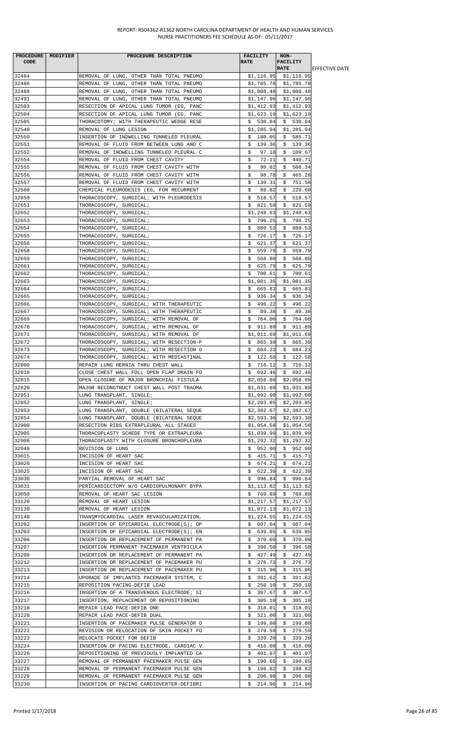REPORT: RS04362-R1362 NORTH CAROLINA DEPARTMENT OF HEALTH AND HUMAN SERVICES
NURSE PRACTITIONERS FEE SCHEDULE AS OF: 05/11/2017

| PROCEDURE CODE | MODIFIER | PROCEDURE DESCRIPTION | FACILITY RATE | NON-FACILITY RATE | EFFECTIVE DATE |
|---|---|---|---|---|---|
| 32484 | | REMOVAL OF LUNG, OTHER THAN TOTAL PNEUMO | $1,116.95 | $1,116.95 | |
| 32486 | | REMOVAL OF LUNG, OTHER THAN TOTAL PNEUMO | $1,785.78 | $1,785.78 | |
| 32488 | | REMOVAL OF LUNG, OTHER THAN TOTAL PNEUMO | $1,808.48 | $1,808.48 | |
| 32491 | | REMOVAL OF LUNG, OTHER THAN TOTAL PNEUMO | $1,147.96 | $1,147.96 | |
| 32503 | | RESECTION OF APICAL LUNG TUMOR (EG, PANC | $1,412.93 | $1,412.93 | |
| 32504 | | RESECTION OF APICAL LUNG TUMOR (EG, PANC | $1,623.19 | $1,623.19 | |
| 32505 | | THORACOTOMY; WITH THERAPEUTIC WEDGE RESE | $ 530.84 | $ 530.84 | |
| 32540 | | REMOVAL OF LUNG LESION | $1,285.94 | $1,285.94 | |
| 32550 | | INSERTION OF INDWELLING TUNNELED PLEURAL | $ 180.05 | $ 585.71 | |
| 32551 | | REMOVAL OF FLUID FROM BETWEEN LUNG AND C | $ 139.36 | $ 139.36 | |
| 32552 | | REMOVAL OF INDWELLING TUNNELED PLEURAL C | $ 97.18 | $ 109.67 | |
| 32554 | | REMOVAL OF FLUID FROM CHEST CAVITY | $ 72.11 | $ 440.71 | |
| 32555 | | REMOVAL OF FLUID FROM CHEST CAVITY WITH | $ 90.02 | $ 508.34 | |
| 32556 | | REMOVAL OF FLUID FROM CHEST CAVITY WITH | $ 98.78 | $ 465.28 | |
| 32557 | | REMOVAL OF FLUID FROM CHEST CAVITY WITH | $ 130.31 | $ 751.50 | |
| 32560 | | CHEMICAL PLEURODESIS (EG, FOR RECURRENT | $ 88.82 | $ 220.60 | |
| 32650 | | THORACOSCOPY, SURGICAL; WITH PLEURODESIS | $ 518.57 | $ 518.57 | |
| 32651 | | THORACOSCOPY, SURGICAL; | $ 821.59 | $ 821.59 | |
| 32652 | | THORACOSCOPY, SURGICAL; | $1,248.63 | $1,248.63 | |
| 32653 | | THORACOSCOPY, SURGICAL; | $ 796.25 | $ 796.25 | |
| 32654 | | THORACOSCOPY, SURGICAL; | $ 880.53 | $ 880.53 | |
| 32655 | | THORACOSCOPY, SURGICAL; | $ 726.17 | $ 726.17 | |
| 32656 | | THORACOSCOPY, SURGICAL; | $ 621.37 | $ 621.37 | |
| 32658 | | THORACOSCOPY, SURGICAL; | $ 559.79 | $ 559.79 | |
| 32659 | | THORACOSCOPY, SURGICAL; | $ 568.80 | $ 568.80 | |
| 32661 | | THORACOSCOPY, SURGICAL; | $ 625.79 | $ 625.79 | |
| 32662 | | THORACOSCOPY, SURGICAL; | $ 700.61 | $ 700.61 | |
| 32663 | | THORACOSCOPY, SURGICAL; | $1,081.35 | $1,081.35 | |
| 32664 | | THORACOSCOPY, SURGICAL; | $ 665.83 | $ 665.83 | |
| 32665 | | THORACOSCOPY, SURGICAL; | $ 936.34 | $ 936.34 | |
| 32666 | | THORACOSCOPY, SURGICAL; WITH THERAPEUTIC | $ 496.22 | $ 496.22 | |
| 32667 | | THORACOSCOPY, SURGICAL; WITH THERAPEUTIC | $ 89.38 | $ 89.38 | |
| 32669 | | THORACOSCOPY, SURGICAL; WITH REMOVAL OF | $ 764.00 | $ 764.00 | |
| 32670 | | THORACOSCOPY, SURGICAL; WITH REMOVAL OF | $ 911.89 | $ 911.89 | |
| 32671 | | THORACOSCOPY, SURGICAL; WITH REMOVAL OF | $1,011.69 | $1,011.69 | |
| 32672 | | THORACOSCOPY, SURGICAL; WITH RESECTION-P | $ 865.39 | $ 865.39 | |
| 32673 | | THORACOSCOPY, SURGICAL; WITH RESECTION O | $ 684.23 | $ 684.23 | |
| 32674 | | THORACOSCOPY, SURGICAL; WITH MEDIASTINAL | $ 122.58 | $ 122.58 | |
| 32800 | | REPAIR LUNG HERNIA THRU CHEST WALL | $ 716.12 | $ 716.12 | |
| 32810 | | CLOSE CHEST WALL FOLL OPEN FLAP DRAIN FO | $ 692.46 | $ 692.46 | |
| 32815 | | OPEN CLOSURE OF MAJOR BRONCHIAL FISTULA | $2,058.89 | $2,058.89 | |
| 32820 | | MAJOR RECONSTRUCT CHEST WALL POST TRAUMA | $1,031.89 | $1,031.89 | |
| 32851 | | LUNG TRANSPLANT, SINGLE; | $1,992.00 | $1,992.00 | |
| 32852 | | LUNG TRANSPLANT, SINGLE; | $2,203.85 | $2,203.85 | |
| 32853 | | LUNG TRANSPLANT, DOUBLE (BILATERAL SEQUE | $2,382.67 | $2,382.67 | |
| 32854 | | LUNG TRANSPLANT, DOUBLE (BILATERAL SEQUE | $2,593.30 | $2,593.30 | |
| 32900 | | RESECTION RIBS EXTRAPLEURAL ALL STAGES | $1,054.58 | $1,054.58 | |
| 32905 | | THORACOPLASTY SCHEDE TYPE OR EXTRAPLEURA | $1,039.99 | $1,039.99 | |
| 32906 | | THORACOPLASTY WITH CLOSURE BRONCHOPLEURA | $1,292.32 | $1,292.32 | |
| 32940 | | REVISION OF LUNG | $ 952.90 | $ 952.90 | |
| 33015 | | INCISION OF HEART SAC | $ 415.71 | $ 415.71 | |
| 33020 | | INCISION OF HEART SAC | $ 674.21 | $ 674.21 | |
| 33025 | | INCISION OF HEART SAC | $ 622.39 | $ 622.39 | |
| 33030 | | PARTIAL REMOVAL OF HEART SAC | $ 996.84 | $ 996.84 | |
| 33031 | | PERICARDIECTOMY W/O CARDIOPULMONARY BYPA | $1,113.82 | $1,113.82 | |
| 33050 | | REMOVAL OF HEART SAC LESION | $ 769.89 | $ 769.89 | |
| 33120 | | REMOVAL OF HEART LESION | $1,217.57 | $1,217.57 | |
| 33130 | | REMOVAL OF HEART LESION | $1,072.13 | $1,072.13 | |
| 33140 | | TRANSMYOCARDIAL LASER REVASCULARIZATION, | $1,224.55 | $1,224.55 | |
| 33202 | | INSERTION OF EPICARDIAL ELECTRODE(S); OP | $ 607.04 | $ 607.04 | |
| 33203 | | INSERTION OF EPICARDIAL ELECTRODE(S); EN | $ 639.85 | $ 639.85 | |
| 33206 | | INSERTION OR REPLACEMENT OF PERMANENT PA | $ 370.09 | $ 370.09 | |
| 33207 | | INSERTION PERMANENT PACEMAKER VENTRICULA | $ 396.50 | $ 396.50 | |
| 33208 | | INSERTION OR REPLACEMENT OF PERMANENT PA | $ 427.49 | $ 427.49 | |
| 33212 | | INSERTION OR REPLACEMENT OF PACEMAKER PU | $ 276.73 | $ 276.73 | |
| 33213 | | INSERTION OR REPLACEMENT OF PACEMAKER PU | $ 315.96 | $ 315.96 | |
| 33214 | | UPGRADE OF IMPLANTED PACEMAKER SYSTEM, C | $ 391.62 | $ 391.62 | |
| 33215 | | REPOSITION PACING-DEFIB LEAD | $ 250.10 | $ 250.10 | |
| 33216 | | INSERTION OF A TRANSVENOUS ELECTRODE; SI | $ 307.67 | $ 307.67 | |
| 33217 | | INSERTION, REPLACEMENT OR REPOSITIONING | $ 305.10 | $ 305.10 | |
| 33218 | | REPAIR LEAD PACE-DEFIB ONE | $ 318.01 | $ 318.01 | |
| 33220 | | REPAIR LEAD PACE-DEFIB DUAL | $ 321.00 | $ 321.00 | |
| 33221 | | INSERTION OF PACEMAKER PULSE GENERATOR O | $ 199.80 | $ 199.80 | |
| 33222 | | REVISION OR RELOCATION OF SKIN POCKET FO | $ 279.59 | $ 279.59 | |
| 33223 | | RELOCATE POCKET FOR DEFIB | $ 339.20 | $ 339.20 | |
| 33224 | | INSERTION OF PACING ELECTRODE, CARDIAC V | $ 416.09 | $ 416.09 | |
| 33226 | | REPOSITIONING OF PREVIOUSLY IMPLANTED CA | $ 401.97 | $ 401.97 | |
| 33227 | | REMOVAL OF PERMANENT PACEMAKER PULSE GEN | $ 190.65 | $ 190.65 | |
| 33228 | | REMOVAL OF PERMANENT PACEMAKER PULSE GEN | $ 198.82 | $ 198.82 | |
| 33229 | | REMOVAL OF PERMANENT PACEMAKER PULSE GEN | $ 206.98 | $ 206.98 | |
| 33230 | | INSERTION OF PACING CARDIOVERTER-DEFIBRI | $ 214.96 | $ 214.96 | |

Printed 1/17/2018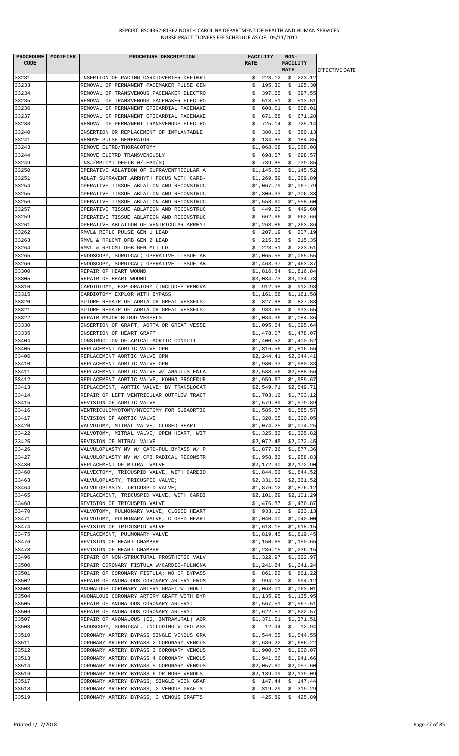REPORT: RS04362-R1362 NORTH CAROLINA DEPARTMENT OF HEALTH AND HUMAN SERVICES
NURSE PRACTITIONERS FEE SCHEDULE AS OF: 05/11/2017

| PROCEDURE CODE | MODIFIER | PROCEDURE DESCRIPTION | FACILITY RATE | NON-FACILITY RATE | EFFECTIVE DATE |
|---|---|---|---|---|---|
| 33231 | | INSERTION OF PACING CARDIOVERTER-DEFIBRI | $ 223.12 | $ 223.12 | |
| 33233 | | REMOVAL OF PERMANENT PACEMAKER PULSE GEN | $ 195.30 | $ 195.30 | |
| 33234 | | REMOVAL OF TRANSVENOUS PACEMAKER ELECTRO | $ 397.55 | $ 397.55 | |
| 33235 | | REMOVAL OF TRANSVENOUS PACEMAKER ELECTRO | $ 513.51 | $ 513.51 | |
| 33236 | | REMOVAL OF PERMANENT EPICARDIAL PACEMAKE | $ 608.01 | $ 608.01 | |
| 33237 | | REMOVAL OF PERMANENT EPICARDIAL PACEMAKE | $ 671.28 | $ 671.28 | |
| 33238 | | REMOVAL OF PERMANENT TRANSVENOUS ELECTRO | $ 725.14 | $ 725.14 | |
| 33240 | | INSERTION OR REPLACEMENT OF IMPLANTABLE | $ 380.13 | $ 380.13 | |
| 33241 | | REMOVE PULSE GENERATOR | $ 184.85 | $ 184.85 | |
| 33243 | | REMOVE ELTRD/THORACOTOMY | $1,068.08 | $1,068.08 | |
| 33244 | | REMOVE ELCTRD TRANSVENOUSLY | $ 698.57 | $ 698.57 | |
| 33249 | | INSJ/RPLCMT DEFIB W/LEAD(S) | $ 739.85 | $ 739.85 | |
| 33250 | | OPERATIVE ABLATION OF SUPRAVENTRICULAR A | $1,145.52 | $1,145.52 | |
| 33251 | | ABLAT SUPRAVENT ARRHYTH FOCUS WITH CARD- | $1,269.89 | $1,269.89 | |
| 33254 | | OPERATIVE TISSUE ABLATION AND RECONSTRUC | $1,067.79 | $1,067.79 | |
| 33255 | | OPERATIVE TISSUE ABLATION AND RECONSTRUC | $1,306.33 | $1,306.33 | |
| 33256 | | OPERATIVE TISSUE ABLATION AND RECONSTRUC | $1,558.60 | $1,558.60 | |
| 33257 | | OPERATIVE TISSUE ABLATION AND RECONSTRUC | $ 449.60 | $ 449.60 | |
| 33259 | | OPERATIVE TISSUE ABLATION AND RECONSTRUC | $ 662.66 | $ 662.66 | |
| 33261 | | OPERATIVE ABLATION OF VENTRICULAR ARRHYT | $1,263.86 | $1,263.86 | |
| 33262 | | RMVL& REPLC PULSE GEN 1 LEAD | $ 207.19 | $ 207.19 | |
| 33263 | | RMVL & RPLCMT DFB GEN 2 LEAD | $ 215.35 | $ 215.35 | |
| 33264 | | RMVL & RPLCMT DFB GEN MLT LD | $ 223.51 | $ 223.51 | |
| 33265 | | ENDOSCOPY, SURGICAL; OPERATIVE TISSUE AB | $1,065.55 | $1,065.55 | |
| 33266 | | ENDOSCOPY, SURGICAL; OPERATIVE TISSUE AB | $1,463.37 | $1,463.37 | |
| 33300 | | REPAIR OF HEART WOUND | $1,816.84 | $1,816.84 | |
| 33305 | | REPAIR OF HEART WOUND | $3,034.73 | $3,034.73 | |
| 33310 | | CARDIOTOMY, EXPLORATORY (INCLUDES REMOVA | $ 912.98 | $ 912.98 | |
| 33315 | | CARDIOTOMY EXPLOR WITH BYPASS | $1,161.58 | $1,161.58 | |
| 33320 | | SUTURE REPAIR OF AORTA OR GREAT VESSELS; | $ 827.88 | $ 827.88 | |
| 33321 | | SUTURE REPAIR OF AORTA OR GREAT VESSELS; | $ 933.65 | $ 933.65 | |
| 33322 | | REPAIR MAJOR BLOOD VESSELS | $1,084.36 | $1,084.36 | |
| 33330 | | INSERTION OF GRAFT, AORTA OR GREAT VESSE | $1,095.64 | $1,095.64 | |
| 33335 | | INSERTION OF HEART GRAFT | $1,478.07 | $1,478.07 | |
| 33404 | | CONSTRUCTION OF APICAL-AORTIC CONDUIT | $1,400.52 | $1,400.52 | |
| 33405 | | REPLACEMENT AORTIC VALVE OPN | $1,816.56 | $1,816.56 | |
| 33406 | | REPLACEMENT AORTIC VALVE OPN | $2,244.41 | $2,244.41 | |
| 33410 | | REPLACEMENT AORTIC VALVE OPN | $1,980.33 | $1,980.33 | |
| 33411 | | REPLACEMENT AORTIC VALVE W/ ANNULUS ENLA | $2,588.56 | $2,588.56 | |
| 33412 | | REPLACEMENT AORTIC VALVE, KONNO PROCEDUR | $1,959.67 | $1,959.67 | |
| 33413 | | REPLACEMENT, AORTIC VALVE; BY TRANSLOCAT | $2,549.71 | $2,549.71 | |
| 33414 | | REPAIR OF LEFT VENTRICULAR OUTFLOW TRACT | $1,703.12 | $1,703.12 | |
| 33415 | | REVISION OF AORTIC VALVE | $1,579.89 | $1,579.89 | |
| 33416 | | VENTRICULOMYOTOMY/MYECTOMY FOR SUBAORTIC | $1,585.57 | $1,585.57 | |
| 33417 | | REVISION OF AORTIC VALVE | $1,320.05 | $1,320.05 | |
| 33420 | | VALVOTOMY, MITRAL VALVE; CLOSED HEART | $1,074.25 | $1,074.25 | |
| 33422 | | VALVOTOMY, MITRAL VALVE; OPEN HEART, WIT | $1,325.82 | $1,325.82 | |
| 33425 | | REVISION OF MITRAL VALVE | $2,072.45 | $2,072.45 | |
| 33426 | | VALVULOPLASTY MV W/ CARD-PUL BYPASS W/ P | $1,877.36 | $1,877.36 | |
| 33427 | | VALVULOPLASTY MV W/ CPB RADICAL RECONSTR | $1,958.83 | $1,958.83 | |
| 33430 | | REPLACEMENT OF MITRAL VALVE | $2,172.90 | $2,172.90 | |
| 33460 | | VALVECTOMY, TRICUSPID VALVE, WITH CARDIO | $1,844.52 | $1,844.52 | |
| 33463 | | VALVULOPLASTY, TRICUSPID VALVE; | $2,331.52 | $2,331.52 | |
| 33464 | | VALVULOPLASTY, TRICUSPID VALVE; | $1,876.12 | $1,876.12 | |
| 33465 | | REPLACEMENT, TRICUSPID VALVE, WITH CARDI | $2,101.29 | $2,101.29 | |
| 33468 | | REVISION OF TRICUSPID VALVE | $1,476.87 | $1,476.87 | |
| 33470 | | VALVOTOMY, PULMONARY VALVE, CLOSED HEART | $ 933.13 | $ 933.13 | |
| 33471 | | VALVOTOMY, PULMONARY VALVE, CLOSED HEART | $1,040.00 | $1,040.00 | |
| 33474 | | REVISION OF TRICUSPID VALVE | $1,618.15 | $1,618.15 | |
| 33475 | | REPLACEMENT, PULMONARY VALVE | $1,819.45 | $1,819.45 | |
| 33476 | | REVISION OF HEART CHAMBER | $1,150.65 | $1,150.65 | |
| 33478 | | REVISION OF HEART CHAMBER | $1,236.15 | $1,236.15 | |
| 33496 | | REPAIR OF NON-STRUCTURAL PROSTHETIC VALV | $1,322.97 | $1,322.97 | |
| 33500 | | REPAIR CORONARY FISTULA W/CARDIO-PULMONA | $1,241.24 | $1,241.24 | |
| 33501 | | REPAIR OF CORONARY FISTULA; WO CP BYPASS | $ 861.22 | $ 861.22 | |
| 33502 | | REPAIR OF ANOMALOUS CORONARY ARTERY FROM | $ 994.12 | $ 994.12 | |
| 33503 | | ANOMALOUS CORONARY ARTERY GRAFT WITHOUT | $1,063.01 | $1,063.01 | |
| 33504 | | ANOMALOUS CORONARY ARTERY GRAFT WITH BYP | $1,135.95 | $1,135.95 | |
| 33505 | | REPAIR OF ANOMALOUS CORONARY ARTERY; | $1,567.51 | $1,567.51 | |
| 33506 | | REPAIR OF ANOMALOUS CORONARY ARTERY; | $1,622.57 | $1,622.57 | |
| 33507 | | REPAIR OF ANOMALOUS (EG, INTRAMURAL) AOR | $1,371.51 | $1,371.51 | |
| 33508 | | ENDOSCOPY, SURGICAL, INCLUDING VIDEO-ASS | $ 12.94 | $ 12.94 | |
| 33510 | | CORONARY ARTERY BYPASS SINGLE VENOUS GRA | $1,544.55 | $1,544.55 | |
| 33511 | | CORONARY ARTERY BYPASS 2 CORONARY VENOUS | $1,686.22 | $1,686.22 | |
| 33512 | | CORONARY ARTERY BYPASS 3 CORONARY VENOUS | $1,900.07 | $1,900.07 | |
| 33513 | | CORONARY ARTERY BYPASS 4 CORONARY VENOUS | $1,941.66 | $1,941.66 | |
| 33514 | | CORONARY ARTERY BYPASS 5 CORONARY VENOUS | $2,057.60 | $2,057.60 | |
| 33516 | | CORONARY ARTERY BYPASS 6 OR MORE VENOUS | $2,139.09 | $2,139.09 | |
| 33517 | | CORONARY ARTERY BYPASS; SINGLE VEIN GRAF | $ 147.44 | $ 147.44 | |
| 33518 | | CORONARY ARTERY BYPASS; 2 VENOUS GRAFTS | $ 319.29 | $ 319.29 | |
| 33519 | | CORONARY ARTERY BYPASS; 3 VENOUS GRAFTS | $ 425.89 | $ 425.89 | |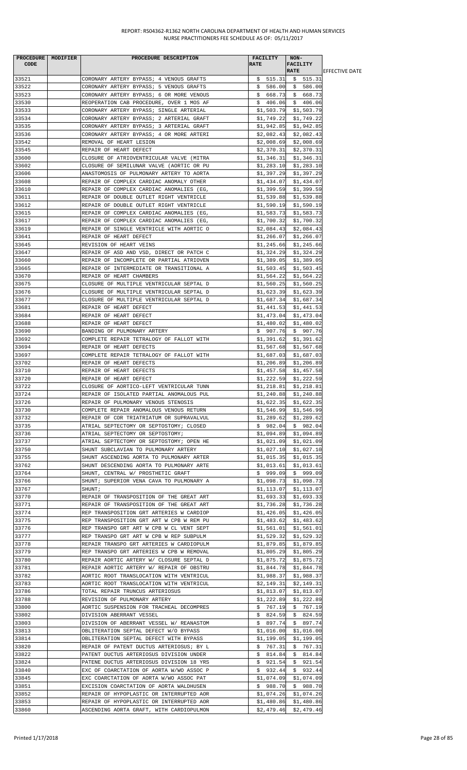| PROCEDURE CODE | MODIFIER | PROCEDURE DESCRIPTION | FACILITY RATE | NON-FACILITY RATE | EFFECTIVE DATE |
|---|---|---|---|---|---|
| 33521 | | CORONARY ARTERY BYPASS; 4 VENOUS GRAFTS | $ 515.31 | $ 515.31 | |
| 33522 | | CORONARY ARTERY BYPASS; 5 VENOUS GRAFTS | $ 586.00 | $ 586.00 | |
| 33523 | | CORONARY ARTERY BYPASS; 6 OR MORE VENOUS | $ 668.73 | $ 668.73 | |
| 33530 | | REOPERATION CAB PROCEDURE, OVER 1 MOS AF | $ 406.06 | $ 406.06 | |
| 33533 | | CORONARY ARTERY BYPASS; SINGLE ARTERIAL | $1,503.79 | $1,503.79 | |
| 33534 | | CORONARY ARTERY BYPASS; 2 ARTERIAL GRAFT | $1,749.22 | $1,749.22 | |
| 33535 | | CORONARY ARTERY BYPASS; 3 ARTERIAL GRAFT | $1,942.85 | $1,942.85 | |
| 33536 | | CORONARY ARTERY BYPASS; 4 OR MORE ARTERI | $2,082.43 | $2,082.43 | |
| 33542 | | REMOVAL OF HEART LESION | $2,008.69 | $2,008.69 | |
| 33545 | | REPAIR OF HEART DEFECT | $2,370.31 | $2,370.31 | |
| 33600 | | CLOSURE OF ATRIOVENTRICULAR VALVE (MITRA | $1,346.31 | $1,346.31 | |
| 33602 | | CLOSURE OF SEMILUNAR VALVE (AORTIC OR PU | $1,283.10 | $1,283.10 | |
| 33606 | | ANASTOMOSIS OF PULMONARY ARTERY TO AORTA | $1,397.29 | $1,397.29 | |
| 33608 | | REPAIR OF COMPLEX CARDIAC ANOMALY OTHER | $1,434.07 | $1,434.07 | |
| 33610 | | REPAIR OF COMPLEX CARDIAC ANOMALIES (EG, | $1,399.59 | $1,399.59 | |
| 33611 | | REPAIR OF DOUBLE OUTLET RIGHT VENTRICLE | $1,539.88 | $1,539.88 | |
| 33612 | | REPAIR OF DOUBLE OUTLET RIGHT VENTRICLE | $1,590.19 | $1,590.19 | |
| 33615 | | REPAIR OF COMPLEX CARDIAC ANOMALIES (EG, | $1,583.73 | $1,583.73 | |
| 33617 | | REPAIR OF COMPLEX CARDIAC ANOMALIES (EG, | $1,700.32 | $1,700.32 | |
| 33619 | | REPAIR OF SINGLE VENTRICLE WITH AORTIC O | $2,084.43 | $2,084.43 | |
| 33641 | | REPAIR OF HEART DEFECT | $1,266.07 | $1,266.07 | |
| 33645 | | REVISION OF HEART VEINS | $1,245.66 | $1,245.66 | |
| 33647 | | REPAIR OF ASD AND VSD, DIRECT OR PATCH C | $1,324.29 | $1,324.29 | |
| 33660 | | REPAIR OF INCOMPLETE OR PARTIAL ATRIOVEN | $1,389.05 | $1,389.05 | |
| 33665 | | REPAIR OF INTERMEDIATE OR TRANSITIONAL A | $1,503.45 | $1,503.45 | |
| 33670 | | REPAIR OF HEART CHAMBERS | $1,564.22 | $1,564.22 | |
| 33675 | | CLOSURE OF MULTIPLE VENTRICULAR SEPTAL D | $1,560.25 | $1,560.25 | |
| 33676 | | CLOSURE OF MULTIPLE VENTRICULAR SEPTAL D | $1,623.39 | $1,623.39 | |
| 33677 | | CLOSURE OF MULTIPLE VENTRICULAR SEPTAL D | $1,687.34 | $1,687.34 | |
| 33681 | | REPAIR OF HEART DEFECT | $1,441.53 | $1,441.53 | |
| 33684 | | REPAIR OF HEART DEFECT | $1,473.04 | $1,473.04 | |
| 33688 | | REPAIR OF HEART DEFECT | $1,480.02 | $1,480.02 | |
| 33690 | | BANDING OF PULMONARY ARTERY | $ 907.76 | $ 907.76 | |
| 33692 | | COMPLETE REPAIR TETRALOGY OF FALLOT WITH | $1,391.62 | $1,391.62 | |
| 33694 | | REPAIR OF HEART DEFECTS | $1,567.68 | $1,567.68 | |
| 33697 | | COMPLETE REPAIR TETRALOGY OF FALLOT WITH | $1,687.03 | $1,687.03 | |
| 33702 | | REPAIR OF HEART DEFECTS | $1,206.89 | $1,206.89 | |
| 33710 | | REPAIR OF HEART DEFECTS | $1,457.58 | $1,457.58 | |
| 33720 | | REPAIR OF HEART DEFECT | $1,222.59 | $1,222.59 | |
| 33722 | | CLOSURE OF AORTICO-LEFT VENTRICULAR TUNN | $1,218.81 | $1,218.81 | |
| 33724 | | REPAIR OF ISOLATED PARTIAL ANOMALOUS PUL | $1,240.88 | $1,240.88 | |
| 33726 | | REPAIR OF PULMONARY VENOUS STENOSIS | $1,622.35 | $1,622.35 | |
| 33730 | | COMPLETE REPAIR ANOMALOUS VENOUS RETURN | $1,546.99 | $1,546.99 | |
| 33732 | | REPAIR OF COR TRIATRIATUM OR SUPRAVALVUL | $1,289.62 | $1,289.62 | |
| 33735 | | ATRIAL SEPTECTOMY OR SEPTOSTOMY; CLOSED | $ 982.04 | $ 982.04 | |
| 33736 | | ATRIAL SEPTECTOMY OR SEPTOSTOMY; | $1,094.89 | $1,094.89 | |
| 33737 | | ATRIAL SEPTECTOMY OR SEPTOSTOMY; OPEN HE | $1,021.09 | $1,021.09 | |
| 33750 | | SHUNT SUBCLAVIAN TO PULMONARY ARTERY | $1,027.10 | $1,027.10 | |
| 33755 | | SHUNT ASCENDING AORTA TO PULMONARY ARTER | $1,015.35 | $1,015.35 | |
| 33762 | | SHUNT DESCENDING AORTA TO PULMONARY ARTE | $1,013.61 | $1,013.61 | |
| 33764 | | SHUNT, CENTRAL W/ PROSTHETIC GRAFT | $ 999.09 | $ 999.09 | |
| 33766 | | SHUNT; SUPERIOR VENA CAVA TO PULMONARY A | $1,098.73 | $1,098.73 | |
| 33767 | | SHUNT; | $1,113.07 | $1,113.07 | |
| 33770 | | REPAIR OF TRANSPOSITION OF THE GREAT ART | $1,693.33 | $1,693.33 | |
| 33771 | | REPAIR OF TRANSPOSITION OF THE GREAT ART | $1,736.28 | $1,736.28 | |
| 33774 | | REP TRANSPOSITION GRT ARTERIES W CARDIOP | $1,426.05 | $1,426.05 | |
| 33775 | | REP TRANSPOSITION GRT ART W CPB W REM PU | $1,483.62 | $1,483.62 | |
| 33776 | | REP TRANSPO GRT ART W CPB W CL VENT SEPT | $1,561.01 | $1,561.01 | |
| 33777 | | REP TRANSPO GRT ART W CPB W REP SUBPULM | $1,529.32 | $1,529.32 | |
| 33778 | | REPAIR TRANSPO GRT ARTERIES W CARDIOPULM | $1,879.85 | $1,879.85 | |
| 33779 | | REP TRANSPO GRT ARTERIES W CPB W REMOVAL | $1,805.29 | $1,805.29 | |
| 33780 | | REPAIR AORTIC ARTERY W/ CLOSURE SEPTAL D | $1,875.72 | $1,875.72 | |
| 33781 | | REPAIR AORTIC ARTERY W/ REPAIR OF OBSTRU | $1,844.78 | $1,844.78 | |
| 33782 | | AORTIC ROOT TRANSLOCATION WITH VENTRICUL | $1,988.37 | $1,988.37 | |
| 33783 | | AORTIC ROOT TRANSLOCATION WITH VENTRICUL | $2,149.31 | $2,149.31 | |
| 33786 | | TOTAL REPAIR TRUNCUS ARTERIOSUS | $1,813.07 | $1,813.07 | |
| 33788 | | REVISION OF PULMONARY ARTERY | $1,222.89 | $1,222.89 | |
| 33800 | | AORTIC SUSPENSION FOR TRACHEAL DECOMPRES | $ 767.19 | $ 767.19 | |
| 33802 | | DIVISION ABERRANT VESSEL | $ 824.59 | $ 824.59 | |
| 33803 | | DIVISION OF ABERRANT VESSEL W/ REANASTOM | $ 897.74 | $ 897.74 | |
| 33813 | | OBLITERATION SEPTAL DEFECT W/O BYPASS | $1,016.00 | $1,016.00 | |
| 33814 | | OBLITERATION SEPTAL DEFECT WITH BYPASS | $1,199.05 | $1,199.05 | |
| 33820 | | REPAIR OF PATENT DUCTUS ARTERIOSUS; BY L | $ 767.31 | $ 767.31 | |
| 33822 | | PATENT DUCTUS ARTERIOSUS DIVISION UNDER | $ 814.84 | $ 814.84 | |
| 33824 | | PATENE DUCTUS ARTERIOSUS DIVISION 18 YRS | $ 921.54 | $ 921.54 | |
| 33840 | | EXC OF COARCTATION OF AORTA W/WO ASSOC P | $ 932.44 | $ 932.44 | |
| 33845 | | EXC COARCTATION OF AORTA W/WO ASSOC PAT | $1,074.09 | $1,074.09 | |
| 33851 | | EXCISION COARCTATION OF AORTA WALDHUSEN | $ 988.70 | $ 988.70 | |
| 33852 | | REPAIR OF HYPOPLASTIC OR INTERRUPTED AOR | $1,074.26 | $1,074.26 | |
| 33853 | | REPAIR OF HYPOPLASTIC OR INTERRUPTED AOR | $1,480.86 | $1,480.86 | |
| 33860 | | ASCENDING AORTA GRAFT, WITH CARDIOPULMON | $2,479.46 | $2,479.46 | |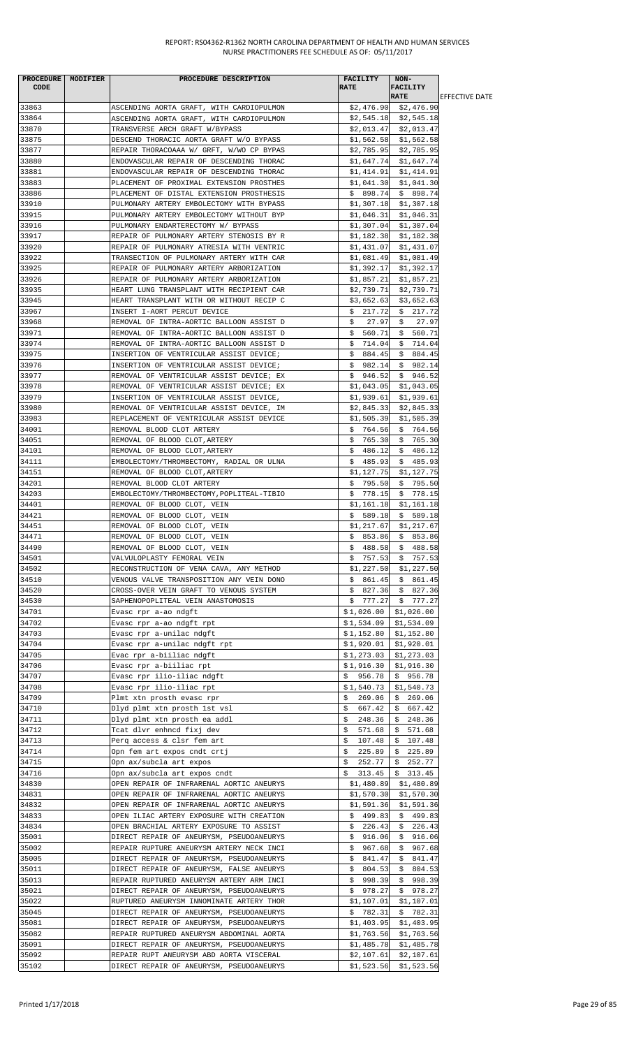REPORT: RS04362-R1362 NORTH CAROLINA DEPARTMENT OF HEALTH AND HUMAN SERVICES
NURSE PRACTITIONERS FEE SCHEDULE AS OF: 05/11/2017

| PROCEDURE CODE | MODIFIER | PROCEDURE DESCRIPTION | FACILITY RATE | NON-FACILITY RATE | EFFECTIVE DATE |
|---|---|---|---|---|---|
| 33863 | | ASCENDING AORTA GRAFT, WITH CARDIOPULMON | $2,476.90 | $2,476.90 | |
| 33864 | | ASCENDING AORTA GRAFT, WITH CARDIOPULMON | $2,545.18 | $2,545.18 | |
| 33870 | | TRANSVERSE ARCH GRAFT W/BYPASS | $2,013.47 | $2,013.47 | |
| 33875 | | DESCEND THORACIC AORTA GRAFT W/O BYPASS | $1,562.58 | $1,562.58 | |
| 33877 | | REPAIR THORACOAAA W/ GRFT, W/WO CP BYPAS | $2,785.95 | $2,785.95 | |
| 33880 | | ENDOVASCULAR REPAIR OF DESCENDING THORAC | $1,647.74 | $1,647.74 | |
| 33881 | | ENDOVASCULAR REPAIR OF DESCENDING THORAC | $1,414.91 | $1,414.91 | |
| 33883 | | PLACEMENT OF PROXIMAL EXTENSION PROSTHES | $1,041.30 | $1,041.30 | |
| 33886 | | PLACEMENT OF DISTAL EXTENSION PROSTHESIS | $ 898.74 | $ 898.74 | |
| 33910 | | PULMONARY ARTERY EMBOLECTOMY WITH BYPASS | $1,307.18 | $1,307.18 | |
| 33915 | | PULMONARY ARTERY EMBOLECTOMY WITHOUT BYP | $1,046.31 | $1,046.31 | |
| 33916 | | PULMONARY ENDARTERECTOMY W/ BYPASS | $1,307.04 | $1,307.04 | |
| 33917 | | REPAIR OF PULMONARY ARTERY STENOSIS BY R | $1,182.38 | $1,182.38 | |
| 33920 | | REPAIR OF PULMONARY ATRESIA WITH VENTRIC | $1,431.07 | $1,431.07 | |
| 33922 | | TRANSECTION OF PULMONARY ARTERY WITH CAR | $1,081.49 | $1,081.49 | |
| 33925 | | REPAIR OF PULMONARY ARTERY ARBORIZATION | $1,392.17 | $1,392.17 | |
| 33926 | | REPAIR OF PULMONARY ARTERY ARBORIZATION | $1,857.21 | $1,857.21 | |
| 33935 | | HEART LUNG TRANSPLANT WITH RECIPIENT CAR | $2,739.71 | $2,739.71 | |
| 33945 | | HEART TRANSPLANT WITH OR WITHOUT RECIP C | $3,652.63 | $3,652.63 | |
| 33967 | | INSERT I-AORT PERCUT DEVICE | $ 217.72 | $ 217.72 | |
| 33968 | | REMOVAL OF INTRA-AORTIC BALLOON ASSIST D | $ 27.97 | $ 27.97 | |
| 33971 | | REMOVAL OF INTRA-AORTIC BALLOON ASSIST D | $ 560.71 | $ 560.71 | |
| 33974 | | REMOVAL OF INTRA-AORTIC BALLOON ASSIST D | $ 714.04 | $ 714.04 | |
| 33975 | | INSERTION OF VENTRICULAR ASSIST DEVICE; | $ 884.45 | $ 884.45 | |
| 33976 | | INSERTION OF VENTRICULAR ASSIST DEVICE; | $ 982.14 | $ 982.14 | |
| 33977 | | REMOVAL OF VENTRICULAR ASSIST DEVICE; EX | $ 946.52 | $ 946.52 | |
| 33978 | | REMOVAL OF VENTRICULAR ASSIST DEVICE; EX | $1,043.05 | $1,043.05 | |
| 33979 | | INSERTION OF VENTRICULAR ASSIST DEVICE, | $1,939.61 | $1,939.61 | |
| 33980 | | REMOVAL OF VENTRICULAR ASSIST DEVICE, IM | $2,845.33 | $2,845.33 | |
| 33983 | | REPLACEMENT OF VENTRICULAR ASSIST DEVICE | $1,505.39 | $1,505.39 | |
| 34001 | | REMOVAL BLOOD CLOT ARTERY | $ 764.56 | $ 764.56 | |
| 34051 | | REMOVAL OF BLOOD CLOT,ARTERY | $ 765.30 | $ 765.30 | |
| 34101 | | REMOVAL OF BLOOD CLOT,ARTERY | $ 486.12 | $ 486.12 | |
| 34111 | | EMBOLECTOMY/THROMBECTOMY, RADIAL OR ULNA | $ 485.93 | $ 485.93 | |
| 34151 | | REMOVAL OF BLOOD CLOT,ARTERY | $1,127.75 | $1,127.75 | |
| 34201 | | REMOVAL BLOOD CLOT ARTERY | $ 795.50 | $ 795.50 | |
| 34203 | | EMBOLECTOMY/THROMBECTOMY,POPLITEAL-TIBIO | $ 778.15 | $ 778.15 | |
| 34401 | | REMOVAL OF BLOOD CLOT, VEIN | $1,161.18 | $1,161.18 | |
| 34421 | | REMOVAL OF BLOOD CLOT, VEIN | $ 589.18 | $ 589.18 | |
| 34451 | | REMOVAL OF BLOOD CLOT, VEIN | $1,217.67 | $1,217.67 | |
| 34471 | | REMOVAL OF BLOOD CLOT, VEIN | $ 853.86 | $ 853.86 | |
| 34490 | | REMOVAL OF BLOOD CLOT, VEIN | $ 488.58 | $ 488.58 | |
| 34501 | | VALVULOPLASTY FEMORAL VEIN | $ 757.53 | $ 757.53 | |
| 34502 | | RECONSTRUCTION OF VENA CAVA, ANY METHOD | $1,227.50 | $1,227.50 | |
| 34510 | | VENOUS VALVE TRANSPOSITION ANY VEIN DONO | $ 861.45 | $ 861.45 | |
| 34520 | | CROSS-OVER VEIN GRAFT TO VENOUS SYSTEM | $ 827.36 | $ 827.36 | |
| 34530 | | SAPHENOPOPLITEAL VEIN ANASTOMOSIS | $ 777.27 | $ 777.27 | |
| 34701 | | Evasc rpr a-ao ndgft | $1,026.00 | $1,026.00 | |
| 34702 | | Evasc rpr a-ao ndgft rpt | $1,534.09 | $1,534.09 | |
| 34703 | | Evasc rpr a-unilac ndgft | $1,152.80 | $1,152.80 | |
| 34704 | | Evasc rpr a-unilac ndgft rpt | $1,920.01 | $1,920.01 | |
| 34705 | | Evac rpr a-biiliac ndgft | $1,273.03 | $1,273.03 | |
| 34706 | | Evasc rpr a-biiliac rpt | $1,916.30 | $1,916.30 | |
| 34707 | | Evasc rpr ilio-iliac ndgft | $ 956.78 | $ 956.78 | |
| 34708 | | Evasc rpr ilio-iliac rpt | $1,540.73 | $1,540.73 | |
| 34709 | | Plmt xtn prosth evasc rpr | $ 269.06 | $ 269.06 | |
| 34710 | | Dlyd plmt xtn prosth 1st vsl | $ 667.42 | $ 667.42 | |
| 34711 | | Dlyd plmt xtn prosth ea addl | $ 248.36 | $ 248.36 | |
| 34712 | | Tcat dlvr enhncd fixj dev | $ 571.68 | $ 571.68 | |
| 34713 | | Perq access & clsr fem art | $ 107.48 | $ 107.48 | |
| 34714 | | Opn fem art expos cndt crtj | $ 225.89 | $ 225.89 | |
| 34715 | | Opn ax/subcla art expos | $ 252.77 | $ 252.77 | |
| 34716 | | Opn ax/subcla art expos cndt | $ 313.45 | $ 313.45 | |
| 34830 | | OPEN REPAIR OF INFRARENAL AORTIC ANEURYS | $1,480.89 | $1,480.89 | |
| 34831 | | OPEN REPAIR OF INFRARENAL AORTIC ANEURYS | $1,570.30 | $1,570.30 | |
| 34832 | | OPEN REPAIR OF INFRARENAL AORTIC ANEURYS | $1,591.36 | $1,591.36 | |
| 34833 | | OPEN ILIAC ARTERY EXPOSURE WITH CREATION | $ 499.83 | $ 499.83 | |
| 34834 | | OPEN BRACHIAL ARTERY EXPOSURE TO ASSIST | $ 226.43 | $ 226.43 | |
| 35001 | | DIRECT REPAIR OF ANEURYSM, PSEUDOANEURYS | $ 916.06 | $ 916.06 | |
| 35002 | | REPAIR RUPTURE ANEURYSM ARTERY NECK INCI | $ 967.68 | $ 967.68 | |
| 35005 | | DIRECT REPAIR OF ANEURYSM, PSEUDOANEURYS | $ 841.47 | $ 841.47 | |
| 35011 | | DIRECT REPAIR OF ANEURYSM, FALSE ANEURYS | $ 804.53 | $ 804.53 | |
| 35013 | | REPAIR RUPTURED ANEURYSM ARTERY ARM INCI | $ 998.39 | $ 998.39 | |
| 35021 | | DIRECT REPAIR OF ANEURYSM, PSEUDOANEURYS | $ 978.27 | $ 978.27 | |
| 35022 | | RUPTURED ANEURYSM INNOMINATE ARTERY THOR | $1,107.01 | $1,107.01 | |
| 35045 | | DIRECT REPAIR OF ANEURYSM, PSEUDOANEURYS | $ 782.31 | $ 782.31 | |
| 35081 | | DIRECT REPAIR OF ANEURYSM, PSEUDOANEURYS | $1,403.95 | $1,403.95 | |
| 35082 | | REPAIR RUPTURED ANEURYSM ABDOMINAL AORTA | $1,763.56 | $1,763.56 | |
| 35091 | | DIRECT REPAIR OF ANEURYSM, PSEUDOANEURYS | $1,485.78 | $1,485.78 | |
| 35092 | | REPAIR RUPT ANEURYSM ABD AORTA VISCERAL | $2,107.61 | $2,107.61 | |
| 35102 | | DIRECT REPAIR OF ANEURYSM, PSEUDOANEURYS | $1,523.56 | $1,523.56 | |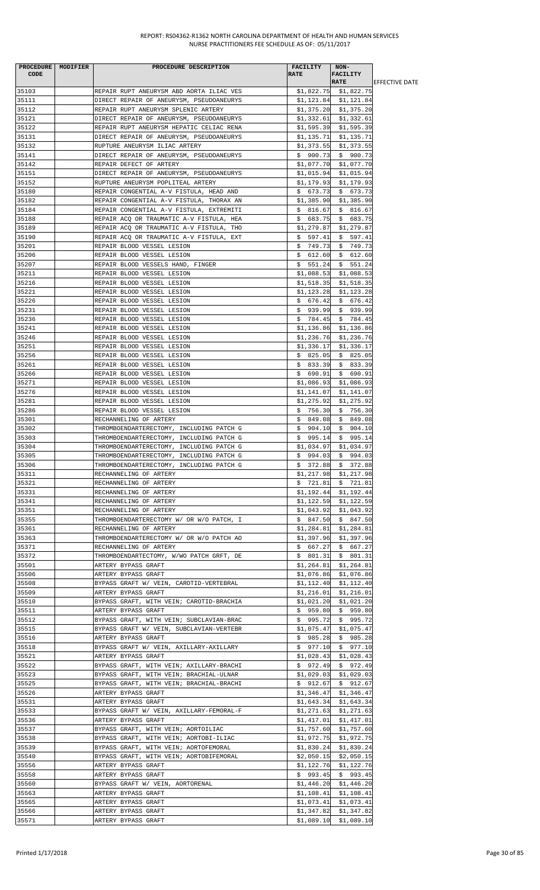| PROCEDURE CODE | MODIFIER | PROCEDURE DESCRIPTION | FACILITY RATE | NON-FACILITY RATE | EFFECTIVE DATE |
|---|---|---|---|---|---|
| 35103 | | REPAIR RUPT ANEURYSM ABD AORTA ILIAC VES | $1,822.75 | $1,822.75 | |
| 35111 | | DIRECT REPAIR OF ANEURYSM, PSEUDOANEURYS | $1,121.84 | $1,121.84 | |
| 35112 | | REPAIR RUPT ANEURYSM SPLENIC ARTERY | $1,375.20 | $1,375.20 | |
| 35121 | | DIRECT REPAIR OF ANEURYSM, PSEUDOANEURYS | $1,332.61 | $1,332.61 | |
| 35122 | | REPAIR RUPT ANEURYSM HEPATIC CELIAC RENA | $1,595.39 | $1,595.39 | |
| 35131 | | DIRECT REPAIR OF ANEURYSM, PSEUDOANEURYS | $1,135.71 | $1,135.71 | |
| 35132 | | RUPTURE ANEURYSM ILIAC ARTERY | $1,373.55 | $1,373.55 | |
| 35141 | | DIRECT REPAIR OF ANEURYSM, PSEUDOANEURYS | $ 900.73 | $ 900.73 | |
| 35142 | | REPAIR DEFECT OF ARTERY | $1,077.70 | $1,077.70 | |
| 35151 | | DIRECT REPAIR OF ANEURYSM, PSEUDOANEURYS | $1,015.94 | $1,015.94 | |
| 35152 | | RUPTURE ANEURYSM POPLITEAL ARTERY | $1,179.93 | $1,179.93 | |
| 35180 | | REPAIR CONGENTIAL A-V FISTULA, HEAD AND | $ 673.73 | $ 673.73 | |
| 35182 | | REPAIR CONGENTIAL A-V FISTULA, THORAX AN | $1,385.90 | $1,385.90 | |
| 35184 | | REPAIR CONGENTIAL A-V FISTULA, EXTREMITI | $ 816.67 | $ 816.67 | |
| 35188 | | REPAIR ACQ OR TRAUMATIC A-V FISTULA, HEA | $ 683.75 | $ 683.75 | |
| 35189 | | REPAIR ACQ OR TRAUMATIC A-V FISTULA, THO | $1,279.87 | $1,279.87 | |
| 35190 | | REPAIR ACQ OR TRAUMATIC A-V FISTULA, EXT | $ 597.41 | $ 597.41 | |
| 35201 | | REPAIR BLOOD VESSEL LESION | $ 749.73 | $ 749.73 | |
| 35206 | | REPAIR BLOOD VESSEL LESION | $ 612.60 | $ 612.60 | |
| 35207 | | REPAIR BLOOD VESSELS HAND, FINGER | $ 551.24 | $ 551.24 | |
| 35211 | | REPAIR BLOOD VESSEL LESION | $1,088.53 | $1,088.53 | |
| 35216 | | REPAIR BLOOD VESSEL LESION | $1,518.35 | $1,518.35 | |
| 35221 | | REPAIR BLOOD VESSEL LESION | $1,123.28 | $1,123.28 | |
| 35226 | | REPAIR BLOOD VESSEL LESION | $ 676.42 | $ 676.42 | |
| 35231 | | REPAIR BLOOD VESSEL LESION | $ 939.99 | $ 939.99 | |
| 35236 | | REPAIR BLOOD VESSEL LESION | $ 784.45 | $ 784.45 | |
| 35241 | | REPAIR BLOOD VESSEL LESION | $1,136.86 | $1,136.86 | |
| 35246 | | REPAIR BLOOD VESSEL LESION | $1,236.76 | $1,236.76 | |
| 35251 | | REPAIR BLOOD VESSEL LESION | $1,336.17 | $1,336.17 | |
| 35256 | | REPAIR BLOOD VESSEL LESION | $ 825.05 | $ 825.05 | |
| 35261 | | REPAIR BLOOD VESSEL LESION | $ 833.39 | $ 833.39 | |
| 35266 | | REPAIR BLOOD VESSEL LESION | $ 690.91 | $ 690.91 | |
| 35271 | | REPAIR BLOOD VESSEL LESION | $1,086.93 | $1,086.93 | |
| 35276 | | REPAIR BLOOD VESSEL LESION | $1,141.07 | $1,141.07 | |
| 35281 | | REPAIR BLOOD VESSEL LESION | $1,275.92 | $1,275.92 | |
| 35286 | | REPAIR BLOOD VESSEL LESION | $ 756.30 | $ 756.30 | |
| 35301 | | RECHANNELING OF ARTERY | $ 849.08 | $ 849.08 | |
| 35302 | | THROMBOENDARTERECTOMY, INCLUDING PATCH G | $ 904.10 | $ 904.10 | |
| 35303 | | THROMBOENDARTERECTOMY, INCLUDING PATCH G | $ 995.14 | $ 995.14 | |
| 35304 | | THROMBOENDARTERECTOMY, INCLUDING PATCH G | $1,034.97 | $1,034.97 | |
| 35305 | | THROMBOENDARTERECTOMY, INCLUDING PATCH G | $ 994.03 | $ 994.03 | |
| 35306 | | THROMBOENDARTERECTOMY, INCLUDING PATCH G | $ 372.88 | $ 372.88 | |
| 35311 | | RECHANNELING OF ARTERY | $1,217.98 | $1,217.98 | |
| 35321 | | RECHANNELING OF ARTERY | $ 721.81 | $ 721.81 | |
| 35331 | | RECHANNELING OF ARTERY | $1,192.44 | $1,192.44 | |
| 35341 | | RECHANNELING OF ARTERY | $1,122.59 | $1,122.59 | |
| 35351 | | RECHANNELING OF ARTERY | $1,043.92 | $1,043.92 | |
| 35355 | | THROMBOENDARTERECTOMY W/ OR W/O PATCH, I | $ 847.50 | $ 847.50 | |
| 35361 | | RECHANNELING OF ARTERY | $1,284.81 | $1,284.81 | |
| 35363 | | THROMBOENDARTERECTOMY W/ OR W/O PATCH AO | $1,397.96 | $1,397.96 | |
| 35371 | | RECHANNELING OF ARTERY | $ 667.27 | $ 667.27 | |
| 35372 | | THROMBOENDARTECTOMY, W/WO PATCH GRFT, DE | $ 801.31 | $ 801.31 | |
| 35501 | | ARTERY BYPASS GRAFT | $1,264.81 | $1,264.81 | |
| 35506 | | ARTERY BYPASS GRAFT | $1,076.86 | $1,076.86 | |
| 35508 | | BYPASS GRAFT W/ VEIN, CAROTID-VERTEBRAL | $1,112.40 | $1,112.40 | |
| 35509 | | ARTERY BYPASS GRAFT | $1,216.01 | $1,216.01 | |
| 35510 | | BYPASS GRAFT, WITH VEIN; CAROTID-BRACHIA | $1,021.20 | $1,021.20 | |
| 35511 | | ARTERY BYPASS GRAFT | $ 959.80 | $ 959.80 | |
| 35512 | | BYPASS GRAFT, WITH VEIN; SUBCLAVIAN-BRAC | $ 995.72 | $ 995.72 | |
| 35515 | | BYPASS GRAFT W/ VEIN, SUBCLAVIAN-VERTEBR | $1,075.47 | $1,075.47 | |
| 35516 | | ARTERY BYPASS GRAFT | $ 985.28 | $ 985.28 | |
| 35518 | | BYPASS GRAFT W/ VEIN, AXILLARY-AXILLARY | $ 977.10 | $ 977.10 | |
| 35521 | | ARTERY BYPASS GRAFT | $1,028.43 | $1,028.43 | |
| 35522 | | BYPASS GRAFT, WITH VEIN; AXILLARY-BRACHI | $ 972.49 | $ 972.49 | |
| 35523 | | BYPASS GRAFT, WITH VEIN; BRACHIAL-ULNAR | $1,029.03 | $1,029.03 | |
| 35525 | | BYPASS GRAFT, WITH VEIN; BRACHIAL-BRACHI | $ 912.67 | $ 912.67 | |
| 35526 | | ARTERY BYPASS GRAFT | $1,346.47 | $1,346.47 | |
| 35531 | | ARTERY BYPASS GRAFT | $1,643.34 | $1,643.34 | |
| 35533 | | BYPASS GRAFT W/ VEIN, AXILLARY-FEMORAL-F | $1,271.63 | $1,271.63 | |
| 35536 | | ARTERY BYPASS GRAFT | $1,417.01 | $1,417.01 | |
| 35537 | | BYPASS GRAFT, WITH VEIN; AORTOILIAC | $1,757.60 | $1,757.60 | |
| 35538 | | BYPASS GRAFT, WITH VEIN; AORTOBI-ILIAC | $1,972.75 | $1,972.75 | |
| 35539 | | BYPASS GRAFT, WITH VEIN; AORTOFEMORAL | $1,830.24 | $1,830.24 | |
| 35540 | | BYPASS GRAFT, WITH VEIN; AORTOBIFEMORAL | $2,050.15 | $2,050.15 | |
| 35556 | | ARTERY BYPASS GRAFT | $1,122.76 | $1,122.76 | |
| 35558 | | ARTERY BYPASS GRAFT | $ 993.45 | $ 993.45 | |
| 35560 | | BYPASS GRAFT W/ VEIN, AORTORENAL | $1,446.20 | $1,446.20 | |
| 35563 | | ARTERY BYPASS GRAFT | $1,108.41 | $1,108.41 | |
| 35565 | | ARTERY BYPASS GRAFT | $1,073.41 | $1,073.41 | |
| 35566 | | ARTERY BYPASS GRAFT | $1,347.82 | $1,347.82 | |
| 35571 | | ARTERY BYPASS GRAFT | $1,089.10 | $1,089.10 | |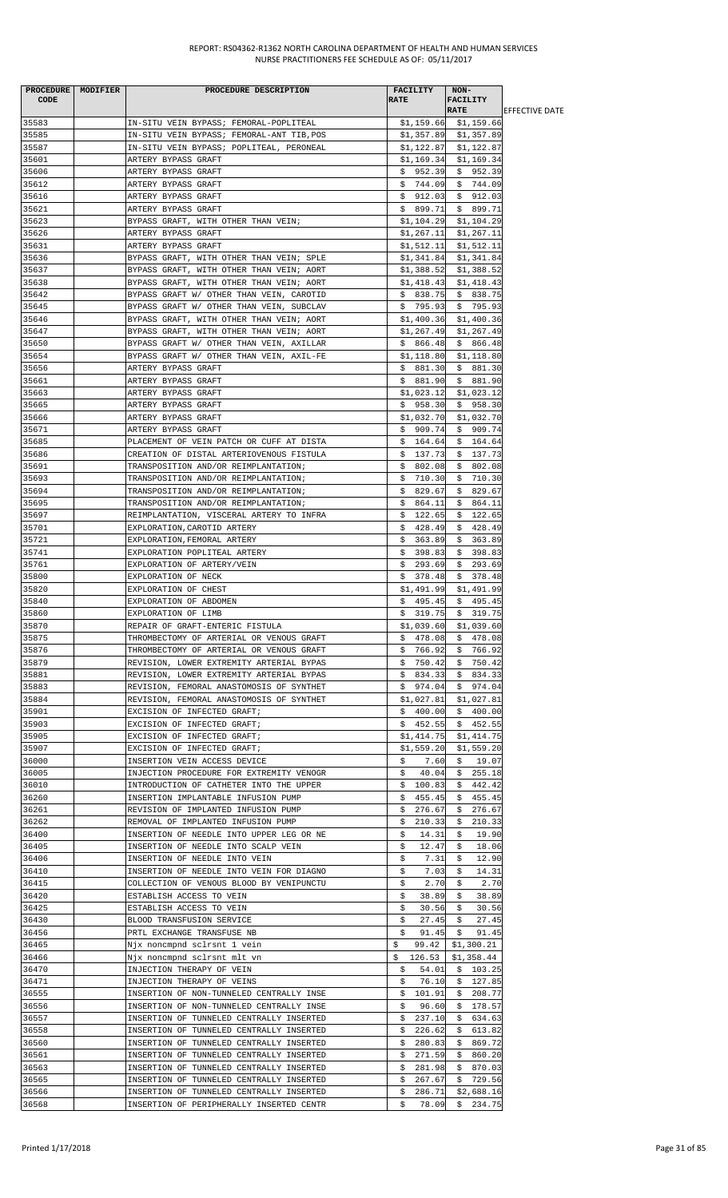REPORT: RS04362-R1362 NORTH CAROLINA DEPARTMENT OF HEALTH AND HUMAN SERVICES
NURSE PRACTITIONERS FEE SCHEDULE AS OF: 05/11/2017

| PROCEDURE CODE | MODIFIER | PROCEDURE DESCRIPTION | FACILITY RATE | NON-FACILITY RATE | EFFECTIVE DATE |
|---|---|---|---|---|---|
| 35583 | | IN-SITU VEIN BYPASS; FEMORAL-POPLITEAL | $1,159.66 | $1,159.66 | |
| 35585 | | IN-SITU VEIN BYPASS; FEMORAL-ANT TIB,POS | $1,357.89 | $1,357.89 | |
| 35587 | | IN-SITU VEIN BYPASS; POPLITEAL, PERONEAL | $1,122.87 | $1,122.87 | |
| 35601 | | ARTERY BYPASS GRAFT | $1,169.34 | $1,169.34 | |
| 35606 | | ARTERY BYPASS GRAFT | $ 952.39 | $ 952.39 | |
| 35612 | | ARTERY BYPASS GRAFT | $ 744.09 | $ 744.09 | |
| 35616 | | ARTERY BYPASS GRAFT | $ 912.03 | $ 912.03 | |
| 35621 | | ARTERY BYPASS GRAFT | $ 899.71 | $ 899.71 | |
| 35623 | | BYPASS GRAFT, WITH OTHER THAN VEIN; | $1,104.29 | $1,104.29 | |
| 35626 | | ARTERY BYPASS GRAFT | $1,267.11 | $1,267.11 | |
| 35631 | | ARTERY BYPASS GRAFT | $1,512.11 | $1,512.11 | |
| 35636 | | BYPASS GRAFT, WITH OTHER THAN VEIN; SPLE | $1,341.84 | $1,341.84 | |
| 35637 | | BYPASS GRAFT, WITH OTHER THAN VEIN; AORT | $1,388.52 | $1,388.52 | |
| 35638 | | BYPASS GRAFT, WITH OTHER THAN VEIN; AORT | $1,418.43 | $1,418.43 | |
| 35642 | | BYPASS GRAFT W/ OTHER THAN VEIN, CAROTID | $ 838.75 | $ 838.75 | |
| 35645 | | BYPASS GRAFT W/ OTHER THAN VEIN, SUBCLAV | $ 795.93 | $ 795.93 | |
| 35646 | | BYPASS GRAFT, WITH OTHER THAN VEIN; AORT | $1,400.36 | $1,400.36 | |
| 35647 | | BYPASS GRAFT, WITH OTHER THAN VEIN; AORT | $1,267.49 | $1,267.49 | |
| 35650 | | BYPASS GRAFT W/ OTHER THAN VEIN, AXILLAR | $ 866.48 | $ 866.48 | |
| 35654 | | BYPASS GRAFT W/ OTHER THAN VEIN, AXIL-FE | $1,118.80 | $1,118.80 | |
| 35656 | | ARTERY BYPASS GRAFT | $ 881.30 | $ 881.30 | |
| 35661 | | ARTERY BYPASS GRAFT | $ 881.90 | $ 881.90 | |
| 35663 | | ARTERY BYPASS GRAFT | $1,023.12 | $1,023.12 | |
| 35665 | | ARTERY BYPASS GRAFT | $ 958.30 | $ 958.30 | |
| 35666 | | ARTERY BYPASS GRAFT | $1,032.70 | $1,032.70 | |
| 35671 | | ARTERY BYPASS GRAFT | $ 909.74 | $ 909.74 | |
| 35685 | | PLACEMENT OF VEIN PATCH OR CUFF AT DISTA | $ 164.64 | $ 164.64 | |
| 35686 | | CREATION OF DISTAL ARTERIOVENOUS FISTULA | $ 137.73 | $ 137.73 | |
| 35691 | | TRANSPOSITION AND/OR REIMPLANTATION; | $ 802.08 | $ 802.08 | |
| 35693 | | TRANSPOSITION AND/OR REIMPLANTATION; | $ 710.30 | $ 710.30 | |
| 35694 | | TRANSPOSITION AND/OR REIMPLANTATION; | $ 829.67 | $ 829.67 | |
| 35695 | | TRANSPOSITION AND/OR REIMPLANTATION; | $ 864.11 | $ 864.11 | |
| 35697 | | REIMPLANTATION, VISCERAL ARTERY TO INFRA | $ 122.65 | $ 122.65 | |
| 35701 | | EXPLORATION,CAROTID ARTERY | $ 428.49 | $ 428.49 | |
| 35721 | | EXPLORATION,FEMORAL ARTERY | $ 363.89 | $ 363.89 | |
| 35741 | | EXPLORATION POPLITEAL ARTERY | $ 398.83 | $ 398.83 | |
| 35761 | | EXPLORATION OF ARTERY/VEIN | $ 293.69 | $ 293.69 | |
| 35800 | | EXPLORATION OF NECK | $ 378.48 | $ 378.48 | |
| 35820 | | EXPLORATION OF CHEST | $1,491.99 | $1,491.99 | |
| 35840 | | EXPLORATION OF ABDOMEN | $ 495.45 | $ 495.45 | |
| 35860 | | EXPLORATION OF LIMB | $ 319.75 | $ 319.75 | |
| 35870 | | REPAIR OF GRAFT-ENTERIC FISTULA | $1,039.60 | $1,039.60 | |
| 35875 | | THROMBECTOMY OF ARTERIAL OR VENOUS GRAFT | $ 478.08 | $ 478.08 | |
| 35876 | | THROMBECTOMY OF ARTERIAL OR VENOUS GRAFT | $ 766.92 | $ 766.92 | |
| 35879 | | REVISION, LOWER EXTREMITY ARTERIAL BYPAS | $ 750.42 | $ 750.42 | |
| 35881 | | REVISION, LOWER EXTREMITY ARTERIAL BYPAS | $ 834.33 | $ 834.33 | |
| 35883 | | REVISION, FEMORAL ANASTOMOSIS OF SYNTHET | $ 974.04 | $ 974.04 | |
| 35884 | | REVISION, FEMORAL ANASTOMOSIS OF SYNTHET | $1,027.81 | $1,027.81 | |
| 35901 | | EXCISION OF INFECTED GRAFT; | $ 400.00 | $ 400.00 | |
| 35903 | | EXCISION OF INFECTED GRAFT; | $ 452.55 | $ 452.55 | |
| 35905 | | EXCISION OF INFECTED GRAFT; | $1,414.75 | $1,414.75 | |
| 35907 | | EXCISION OF INFECTED GRAFT; | $1,559.20 | $1,559.20 | |
| 36000 | | INSERTION VEIN ACCESS DEVICE | $ 7.60 | $ 19.07 | |
| 36005 | | INJECTION PROCEDURE FOR EXTREMITY VENOGR | $ 40.04 | $ 255.18 | |
| 36010 | | INTRODUCTION OF CATHETER INTO THE UPPER | $ 100.83 | $ 442.42 | |
| 36260 | | INSERTION IMPLANTABLE INFUSION PUMP | $ 455.45 | $ 455.45 | |
| 36261 | | REVISION OF IMPLANTED INFUSION PUMP | $ 276.67 | $ 276.67 | |
| 36262 | | REMOVAL OF IMPLANTED INFUSION PUMP | $ 210.33 | $ 210.33 | |
| 36400 | | INSERTION OF NEEDLE INTO UPPER LEG OR NE | $ 14.31 | $ 19.90 | |
| 36405 | | INSERTION OF NEEDLE INTO SCALP VEIN | $ 12.47 | $ 18.06 | |
| 36406 | | INSERTION OF NEEDLE INTO VEIN | $ 7.31 | $ 12.90 | |
| 36410 | | INSERTION OF NEEDLE INTO VEIN FOR DIAGNO | $ 7.03 | $ 14.31 | |
| 36415 | | COLLECTION OF VENOUS BLOOD BY VENIPUNCTU | $ 2.70 | $ 2.70 | |
| 36420 | | ESTABLISH ACCESS TO VEIN | $ 38.89 | $ 38.89 | |
| 36425 | | ESTABLISH ACCESS TO VEIN | $ 30.56 | $ 30.56 | |
| 36430 | | BLOOD TRANSFUSION SERVICE | $ 27.45 | $ 27.45 | |
| 36456 | | PRTL EXCHANGE TRANSFUSE NB | $ 91.45 | $ 91.45 | |
| 36465 | | Njx noncmpnd sclrsnt 1 vein | $ 99.42 | $1,300.21 | |
| 36466 | | Njx noncmpnd sclrsnt mlt vn | $ 126.53 | $1,358.44 | |
| 36470 | | INJECTION THERAPY OF VEIN | $ 54.01 | $ 103.25 | |
| 36471 | | INJECTION THERAPY OF VEINS | $ 76.10 | $ 127.85 | |
| 36555 | | INSERTION OF NON-TUNNELED CENTRALLY INSE | $ 101.91 | $ 208.77 | |
| 36556 | | INSERTION OF NON-TUNNELED CENTRALLY INSE | $ 96.60 | $ 178.57 | |
| 36557 | | INSERTION OF TUNNELED CENTRALLY INSERTED | $ 237.10 | $ 634.63 | |
| 36558 | | INSERTION OF TUNNELED CENTRALLY INSERTED | $ 226.62 | $ 613.82 | |
| 36560 | | INSERTION OF TUNNELED CENTRALLY INSERTED | $ 280.83 | $ 869.72 | |
| 36561 | | INSERTION OF TUNNELED CENTRALLY INSERTED | $ 271.59 | $ 860.20 | |
| 36563 | | INSERTION OF TUNNELED CENTRALLY INSERTED | $ 281.98 | $ 870.03 | |
| 36565 | | INSERTION OF TUNNELED CENTRALLY INSERTED | $ 267.67 | $ 729.56 | |
| 36566 | | INSERTION OF TUNNELED CENTRALLY INSERTED | $ 286.71 | $2,688.16 | |
| 36568 | | INSERTION OF PERIPHERALLY INSERTED CENTR | $ 78.09 | $ 234.75 | |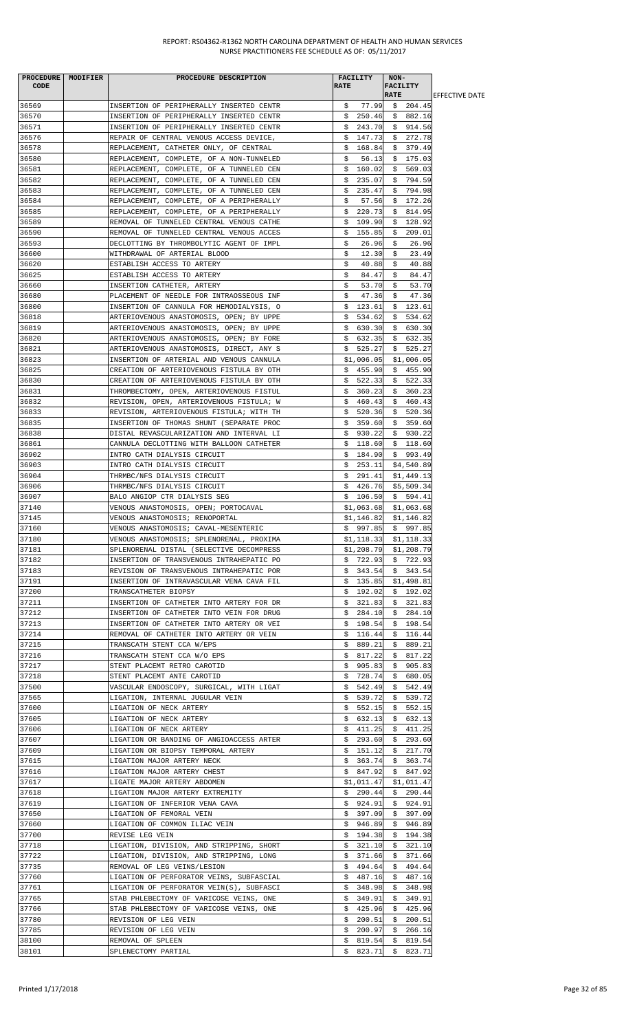REPORT: RS04362-R1362 NORTH CAROLINA DEPARTMENT OF HEALTH AND HUMAN SERVICES
NURSE PRACTITIONERS FEE SCHEDULE AS OF: 05/11/2017

| PROCEDURE CODE | MODIFIER | PROCEDURE DESCRIPTION | FACILITY RATE | NON-FACILITY RATE | EFFECTIVE DATE |
|---|---|---|---|---|---|
| 36569 | | INSERTION OF PERIPHERALLY INSERTED CENTR | $ 77.99 | $ 204.45 | |
| 36570 | | INSERTION OF PERIPHERALLY INSERTED CENTR | $ 250.46 | $ 882.16 | |
| 36571 | | INSERTION OF PERIPHERALLY INSERTED CENTR | $ 243.70 | $ 914.56 | |
| 36576 | | REPAIR OF CENTRAL VENOUS ACCESS DEVICE, | $ 147.73 | $ 272.78 | |
| 36578 | | REPLACEMENT, CATHETER ONLY, OF CENTRAL | $ 168.84 | $ 379.49 | |
| 36580 | | REPLACEMENT, COMPLETE, OF A NON-TUNNELED | $ 56.13 | $ 175.03 | |
| 36581 | | REPLACEMENT, COMPLETE, OF A TUNNELED CEN | $ 160.02 | $ 569.03 | |
| 36582 | | REPLACEMENT, COMPLETE, OF A TUNNELED CEN | $ 235.07 | $ 794.59 | |
| 36583 | | REPLACEMENT, COMPLETE, OF A TUNNELED CEN | $ 235.47 | $ 794.98 | |
| 36584 | | REPLACEMENT, COMPLETE, OF A PERIPHERALLY | $ 57.56 | $ 172.26 | |
| 36585 | | REPLACEMENT, COMPLETE, OF A PERIPHERALLY | $ 220.73 | $ 814.95 | |
| 36589 | | REMOVAL OF TUNNELED CENTRAL VENOUS CATHE | $ 109.90 | $ 128.92 | |
| 36590 | | REMOVAL OF TUNNELED CENTRAL VENOUS ACCES | $ 155.85 | $ 209.01 | |
| 36593 | | DECLOTTING BY THROMBOLYTIC AGENT OF IMPL | $ 26.96 | $ 26.96 | |
| 36600 | | WITHDRAWAL OF ARTERIAL BLOOD | $ 12.30 | $ 23.49 | |
| 36620 | | ESTABLISH ACCESS TO ARTERY | $ 40.88 | $ 40.88 | |
| 36625 | | ESTABLISH ACCESS TO ARTERY | $ 84.47 | $ 84.47 | |
| 36660 | | INSERTION CATHETER, ARTERY | $ 53.70 | $ 53.70 | |
| 36680 | | PLACEMENT OF NEEDLE FOR INTRAOSSEOUS INF | $ 47.36 | $ 47.36 | |
| 36800 | | INSERTION OF CANNULA FOR HEMODIALYSIS, O | $ 123.61 | $ 123.61 | |
| 36818 | | ARTERIOVENOUS ANASTOMOSIS, OPEN; BY UPPE | $ 534.62 | $ 534.62 | |
| 36819 | | ARTERIOVENOUS ANASTOMOSIS, OPEN; BY UPPE | $ 630.30 | $ 630.30 | |
| 36820 | | ARTERIOVENOUS ANASTOMOSIS, OPEN; BY FORE | $ 632.35 | $ 632.35 | |
| 36821 | | ARTERIOVENOUS ANASTOMOSIS, DIRECT, ANY S | $ 525.27 | $ 525.27 | |
| 36823 | | INSERTION OF ARTERIAL AND VENOUS CANNULA | $1,006.05 | $1,006.05 | |
| 36825 | | CREATION OF ARTERIOVENOUS FISTULA BY OTH | $ 455.90 | $ 455.90 | |
| 36830 | | CREATION OF ARTERIOVENOUS FISTULA BY OTH | $ 522.33 | $ 522.33 | |
| 36831 | | THROMBECTOMY, OPEN, ARTERIOVENOUS FISTUL | $ 360.23 | $ 360.23 | |
| 36832 | | REVISION, OPEN, ARTERIOVENOUS FISTULA; W | $ 460.43 | $ 460.43 | |
| 36833 | | REVISION, ARTERIOVENOUS FISTULA; WITH TH | $ 520.36 | $ 520.36 | |
| 36835 | | INSERTION OF THOMAS SHUNT (SEPARATE PROC | $ 359.60 | $ 359.60 | |
| 36838 | | DISTAL REVASCULARIZATION AND INTERVAL LI | $ 930.22 | $ 930.22 | |
| 36861 | | CANNULA DECLOTTING WITH BALLOON CATHETER | $ 118.60 | $ 118.60 | |
| 36902 | | INTRO CATH DIALYSIS CIRCUIT | $ 184.90 | $ 993.49 | |
| 36903 | | INTRO CATH DIALYSIS CIRCUIT | $ 253.11 | $4,540.89 | |
| 36904 | | THRMBC/NFS DIALYSIS CIRCUIT | $ 291.41 | $1,449.13 | |
| 36906 | | THRMBC/NFS DIALYSIS CIRCUIT | $ 426.76 | $5,509.34 | |
| 36907 | | BALO ANGIOP CTR DIALYSIS SEG | $ 106.50 | $ 594.41 | |
| 37140 | | VENOUS ANASTOMOSIS, OPEN; PORTOCAVAL | $1,063.68 | $1,063.68 | |
| 37145 | | VENOUS ANASTOMOSIS; RENOPORTAL | $1,146.82 | $1,146.82 | |
| 37160 | | VENOUS ANASTOMOSIS; CAVAL-MESENTERIC | $ 997.85 | $ 997.85 | |
| 37180 | | VENOUS ANASTOMOSIS; SPLENORENAL, PROXIMA | $1,118.33 | $1,118.33 | |
| 37181 | | SPLENORENAL DISTAL (SELECTIVE DECOMPRESS | $1,208.79 | $1,208.79 | |
| 37182 | | INSERTION OF TRANSVENOUS INTRAHEPATIC PO | $ 722.93 | $ 722.93 | |
| 37183 | | REVISION OF TRANSVENOUS INTRAHEPATIC POR | $ 343.54 | $ 343.54 | |
| 37191 | | INSERTION OF INTRAVASCULAR VENA CAVA FIL | $ 135.85 | $1,498.81 | |
| 37200 | | TRANSCATHETER BIOPSY | $ 192.02 | $ 192.02 | |
| 37211 | | INSERTION OF CATHETER INTO ARTERY FOR DR | $ 321.83 | $ 321.83 | |
| 37212 | | INSERTION OF CATHETER INTO VEIN FOR DRUG | $ 284.10 | $ 284.10 | |
| 37213 | | INSERTION OF CATHETER INTO ARTERY OR VEI | $ 198.54 | $ 198.54 | |
| 37214 | | REMOVAL OF CATHETER INTO ARTERY OR VEIN | $ 116.44 | $ 116.44 | |
| 37215 | | TRANSCATH STENT CCA W/EPS | $ 889.21 | $ 889.21 | |
| 37216 | | TRANSCATH STENT CCA W/O EPS | $ 817.22 | $ 817.22 | |
| 37217 | | STENT PLACEMT RETRO CAROTID | $ 905.83 | $ 905.83 | |
| 37218 | | STENT PLACEMT ANTE CAROTID | $ 728.74 | $ 680.05 | |
| 37500 | | VASCULAR ENDOSCOPY, SURGICAL, WITH LIGAT | $ 542.49 | $ 542.49 | |
| 37565 | | LIGATION, INTERNAL JUGULAR VEIN | $ 539.72 | $ 539.72 | |
| 37600 | | LIGATION OF NECK ARTERY | $ 552.15 | $ 552.15 | |
| 37605 | | LIGATION OF NECK ARTERY | $ 632.13 | $ 632.13 | |
| 37606 | | LIGATION OF NECK ARTERY | $ 411.25 | $ 411.25 | |
| 37607 | | LIGATION OR BANDING OF ANGIOACCESS ARTER | $ 293.60 | $ 293.60 | |
| 37609 | | LIGATION OR BIOPSY TEMPORAL ARTERY | $ 151.12 | $ 217.70 | |
| 37615 | | LIGATION MAJOR ARTERY NECK | $ 363.74 | $ 363.74 | |
| 37616 | | LIGATION MAJOR ARTERY CHEST | $ 847.92 | $ 847.92 | |
| 37617 | | LIGATE MAJOR ARTERY ABDOMEN | $1,011.47 | $1,011.47 | |
| 37618 | | LIGATION MAJOR ARTERY EXTREMITY | $ 290.44 | $ 290.44 | |
| 37619 | | LIGATION OF INFERIOR VENA CAVA | $ 924.91 | $ 924.91 | |
| 37650 | | LIGATION OF FEMORAL VEIN | $ 397.09 | $ 397.09 | |
| 37660 | | LIGATION OF COMMON ILIAC VEIN | $ 946.89 | $ 946.89 | |
| 37700 | | REVISE LEG VEIN | $ 194.38 | $ 194.38 | |
| 37718 | | LIGATION, DIVISION, AND STRIPPING, SHORT | $ 321.10 | $ 321.10 | |
| 37722 | | LIGATION, DIVISION, AND STRIPPING, LONG | $ 371.66 | $ 371.66 | |
| 37735 | | REMOVAL OF LEG VEINS/LESION | $ 494.64 | $ 494.64 | |
| 37760 | | LIGATION OF PERFORATOR VEINS, SUBFASCIAL | $ 487.16 | $ 487.16 | |
| 37761 | | LIGATION OF PERFORATOR VEIN(S), SUBFASCI | $ 348.98 | $ 348.98 | |
| 37765 | | STAB PHLEBECTOMY OF VARICOSE VEINS, ONE | $ 349.91 | $ 349.91 | |
| 37766 | | STAB PHLEBECTOMY OF VARICOSE VEINS, ONE | $ 425.96 | $ 425.96 | |
| 37780 | | REVISION OF LEG VEIN | $ 200.51 | $ 200.51 | |
| 37785 | | REVISION OF LEG VEIN | $ 200.97 | $ 266.16 | |
| 38100 | | REMOVAL OF SPLEEN | $ 819.54 | $ 819.54 | |
| 38101 | | SPLENECTOMY PARTIAL | $ 823.71 | $ 823.71 | |

Printed 1/17/2018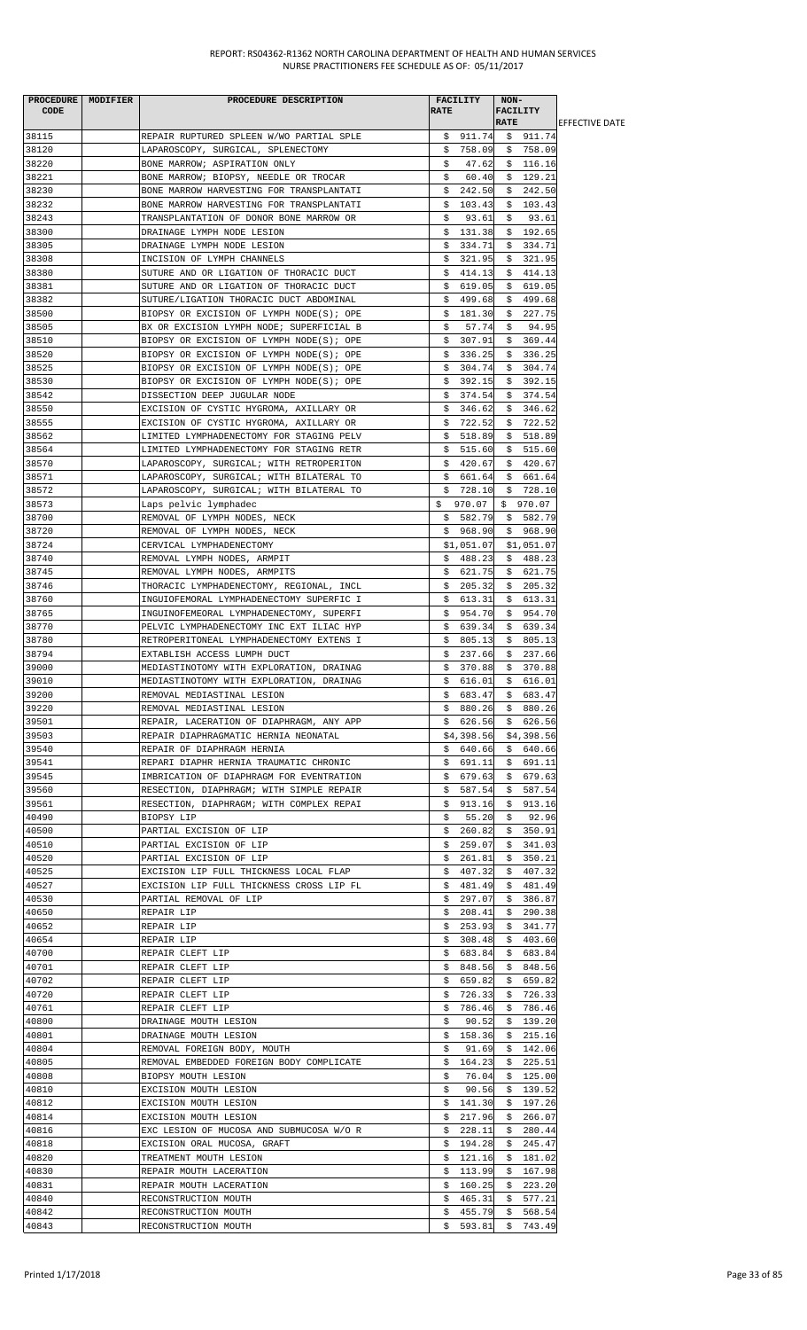REPORT: RS04362-R1362 NORTH CAROLINA DEPARTMENT OF HEALTH AND HUMAN SERVICES
NURSE PRACTITIONERS FEE SCHEDULE AS OF: 05/11/2017

| PROCEDURE CODE | MODIFIER | PROCEDURE DESCRIPTION | FACILITY RATE | NON-FACILITY RATE | EFFECTIVE DATE |
|---|---|---|---|---|---|
| 38115 | | REPAIR RUPTURED SPLEEN W/WO PARTIAL SPLE | $ 911.74 | $ 911.74 | |
| 38120 | | LAPAROSCOPY, SURGICAL, SPLENECTOMY | $ 758.09 | $ 758.09 | |
| 38220 | | BONE MARROW; ASPIRATION ONLY | $ 47.62 | $ 116.16 | |
| 38221 | | BONE MARROW; BIOPSY, NEEDLE OR TROCAR | $ 60.40 | $ 129.21 | |
| 38230 | | BONE MARROW HARVESTING FOR TRANSPLANTATI | $ 242.50 | $ 242.50 | |
| 38232 | | BONE MARROW HARVESTING FOR TRANSPLANTATI | $ 103.43 | $ 103.43 | |
| 38243 | | TRANSPLANTATION OF DONOR BONE MARROW OR | $ 93.61 | $ 93.61 | |
| 38300 | | DRAINAGE LYMPH NODE LESION | $ 131.38 | $ 192.65 | |
| 38305 | | DRAINAGE LYMPH NODE LESION | $ 334.71 | $ 334.71 | |
| 38308 | | INCISION OF LYMPH CHANNELS | $ 321.95 | $ 321.95 | |
| 38380 | | SUTURE AND OR LIGATION OF THORACIC DUCT | $ 414.13 | $ 414.13 | |
| 38381 | | SUTURE AND OR LIGATION OF THORACIC DUCT | $ 619.05 | $ 619.05 | |
| 38382 | | SUTURE/LIGATION THORACIC DUCT ABDOMINAL | $ 499.68 | $ 499.68 | |
| 38500 | | BIOPSY OR EXCISION OF LYMPH NODE(S); OPE | $ 181.30 | $ 227.75 | |
| 38505 | | BX OR EXCISION LYMPH NODE; SUPERFICIAL B | $ 57.74 | $ 94.95 | |
| 38510 | | BIOPSY OR EXCISION OF LYMPH NODE(S); OPE | $ 307.91 | $ 369.44 | |
| 38520 | | BIOPSY OR EXCISION OF LYMPH NODE(S); OPE | $ 336.25 | $ 336.25 | |
| 38525 | | BIOPSY OR EXCISION OF LYMPH NODE(S); OPE | $ 304.74 | $ 304.74 | |
| 38530 | | BIOPSY OR EXCISION OF LYMPH NODE(S); OPE | $ 392.15 | $ 392.15 | |
| 38542 | | DISSECTION DEEP JUGULAR NODE | $ 374.54 | $ 374.54 | |
| 38550 | | EXCISION OF CYSTIC HYGROMA, AXILLARY OR | $ 346.62 | $ 346.62 | |
| 38555 | | EXCISION OF CYSTIC HYGROMA, AXILLARY OR | $ 722.52 | $ 722.52 | |
| 38562 | | LIMITED LYMPHADENECTOMY FOR STAGING PELV | $ 518.89 | $ 518.89 | |
| 38564 | | LIMITED LYMPHADENECTOMY FOR STAGING RETR | $ 515.60 | $ 515.60 | |
| 38570 | | LAPAROSCOPY, SURGICAL; WITH RETROPERITON | $ 420.67 | $ 420.67 | |
| 38571 | | LAPAROSCOPY, SURGICAL; WITH BILATERAL TO | $ 661.64 | $ 661.64 | |
| 38572 | | LAPAROSCOPY, SURGICAL; WITH BILATERAL TO | $ 728.10 | $ 728.10 | |
| 38573 | | Laps pelvic lymphadec | $ 970.07 | $ 970.07 | |
| 38700 | | REMOVAL OF LYMPH NODES, NECK | $ 582.79 | $ 582.79 | |
| 38720 | | REMOVAL OF LYMPH NODES, NECK | $ 968.90 | $ 968.90 | |
| 38724 | | CERVICAL LYMPHADENECTOMY | $1,051.07 | $1,051.07 | |
| 38740 | | REMOVAL LYMPH NODES, ARMPIT | $ 488.23 | $ 488.23 | |
| 38745 | | REMOVAL LYMPH NODES, ARMPITS | $ 621.75 | $ 621.75 | |
| 38746 | | THORACIC LYMPHADENECTOMY, REGIONAL, INCL | $ 205.32 | $ 205.32 | |
| 38760 | | INGUIOFEMORAL LYMPHADENECTOMY SUPERFIC I | $ 613.31 | $ 613.31 | |
| 38765 | | INGUINOFEMEORAL LYMPHADENECTOMY, SUPERFI | $ 954.70 | $ 954.70 | |
| 38770 | | PELVIC LYMPHADENECTOMY INC EXT ILIAC HYP | $ 639.34 | $ 639.34 | |
| 38780 | | RETROPERITONEAL LYMPHADENECTOMY EXTENS I | $ 805.13 | $ 805.13 | |
| 38794 | | EXTABLISH ACCESS LUMPH DUCT | $ 237.66 | $ 237.66 | |
| 39000 | | MEDIASTINOTOMY WITH EXPLORATION, DRAINAG | $ 370.88 | $ 370.88 | |
| 39010 | | MEDIASTINOTOMY WITH EXPLORATION, DRAINAG | $ 616.01 | $ 616.01 | |
| 39200 | | REMOVAL MEDIASTINAL LESION | $ 683.47 | $ 683.47 | |
| 39220 | | REMOVAL MEDIASTINAL LESION | $ 880.26 | $ 880.26 | |
| 39501 | | REPAIR, LACERATION OF DIAPHRAGM, ANY APP | $ 626.56 | $ 626.56 | |
| 39503 | | REPAIR DIAPHRAGMATIC HERNIA NEONATAL | $4,398.56 | $4,398.56 | |
| 39540 | | REPAIR OF DIAPHRAGM HERNIA | $ 640.66 | $ 640.66 | |
| 39541 | | REPARI DIAPHR HERNIA TRAUMATIC CHRONIC | $ 691.11 | $ 691.11 | |
| 39545 | | IMBRICATION OF DIAPHRAGM FOR EVENTRATION | $ 679.63 | $ 679.63 | |
| 39560 | | RESECTION, DIAPHRAGM; WITH SIMPLE REPAIR | $ 587.54 | $ 587.54 | |
| 39561 | | RESECTION, DIAPHRAGM; WITH COMPLEX REPAI | $ 913.16 | $ 913.16 | |
| 40490 | | BIOPSY LIP | $ 55.20 | $ 92.96 | |
| 40500 | | PARTIAL EXCISION OF LIP | $ 260.82 | $ 350.91 | |
| 40510 | | PARTIAL EXCISION OF LIP | $ 259.07 | $ 341.03 | |
| 40520 | | PARTIAL EXCISION OF LIP | $ 261.81 | $ 350.21 | |
| 40525 | | EXCISION LIP FULL THICKNESS LOCAL FLAP | $ 407.32 | $ 407.32 | |
| 40527 | | EXCISION LIP FULL THICKNESS CROSS LIP FL | $ 481.49 | $ 481.49 | |
| 40530 | | PARTIAL REMOVAL OF LIP | $ 297.07 | $ 386.87 | |
| 40650 | | REPAIR LIP | $ 208.41 | $ 290.38 | |
| 40652 | | REPAIR LIP | $ 253.93 | $ 341.77 | |
| 40654 | | REPAIR LIP | $ 308.48 | $ 403.60 | |
| 40700 | | REPAIR CLEFT LIP | $ 683.84 | $ 683.84 | |
| 40701 | | REPAIR CLEFT LIP | $ 848.56 | $ 848.56 | |
| 40702 | | REPAIR CLEFT LIP | $ 659.82 | $ 659.82 | |
| 40720 | | REPAIR CLEFT LIP | $ 726.33 | $ 726.33 | |
| 40761 | | REPAIR CLEFT LIP | $ 786.46 | $ 786.46 | |
| 40800 | | DRAINAGE MOUTH LESION | $ 90.52 | $ 139.20 | |
| 40801 | | DRAINAGE MOUTH LESION | $ 158.36 | $ 215.16 | |
| 40804 | | REMOVAL FOREIGN BODY, MOUTH | $ 91.69 | $ 142.06 | |
| 40805 | | REMOVAL EMBEDDED FOREIGN BODY COMPLICATE | $ 164.23 | $ 225.51 | |
| 40808 | | BIOPSY MOUTH LESION | $ 76.04 | $ 125.00 | |
| 40810 | | EXCISION MOUTH LESION | $ 90.56 | $ 139.52 | |
| 40812 | | EXCISION MOUTH LESION | $ 141.30 | $ 197.26 | |
| 40814 | | EXCISION MOUTH LESION | $ 217.96 | $ 266.07 | |
| 40816 | | EXC LESION OF MUCOSA AND SUBMUCOSA W/O R | $ 228.11 | $ 280.44 | |
| 40818 | | EXCISION ORAL MUCOSA, GRAFT | $ 194.28 | $ 245.47 | |
| 40820 | | TREATMENT MOUTH LESION | $ 121.16 | $ 181.02 | |
| 40830 | | REPAIR MOUTH LACERATION | $ 113.99 | $ 167.98 | |
| 40831 | | REPAIR MOUTH LACERATION | $ 160.25 | $ 223.20 | |
| 40840 | | RECONSTRUCTION MOUTH | $ 465.31 | $ 577.21 | |
| 40842 | | RECONSTRUCTION MOUTH | $ 455.79 | $ 568.54 | |
| 40843 | | RECONSTRUCTION MOUTH | $ 593.81 | $ 743.49 | |

Printed 1/17/2018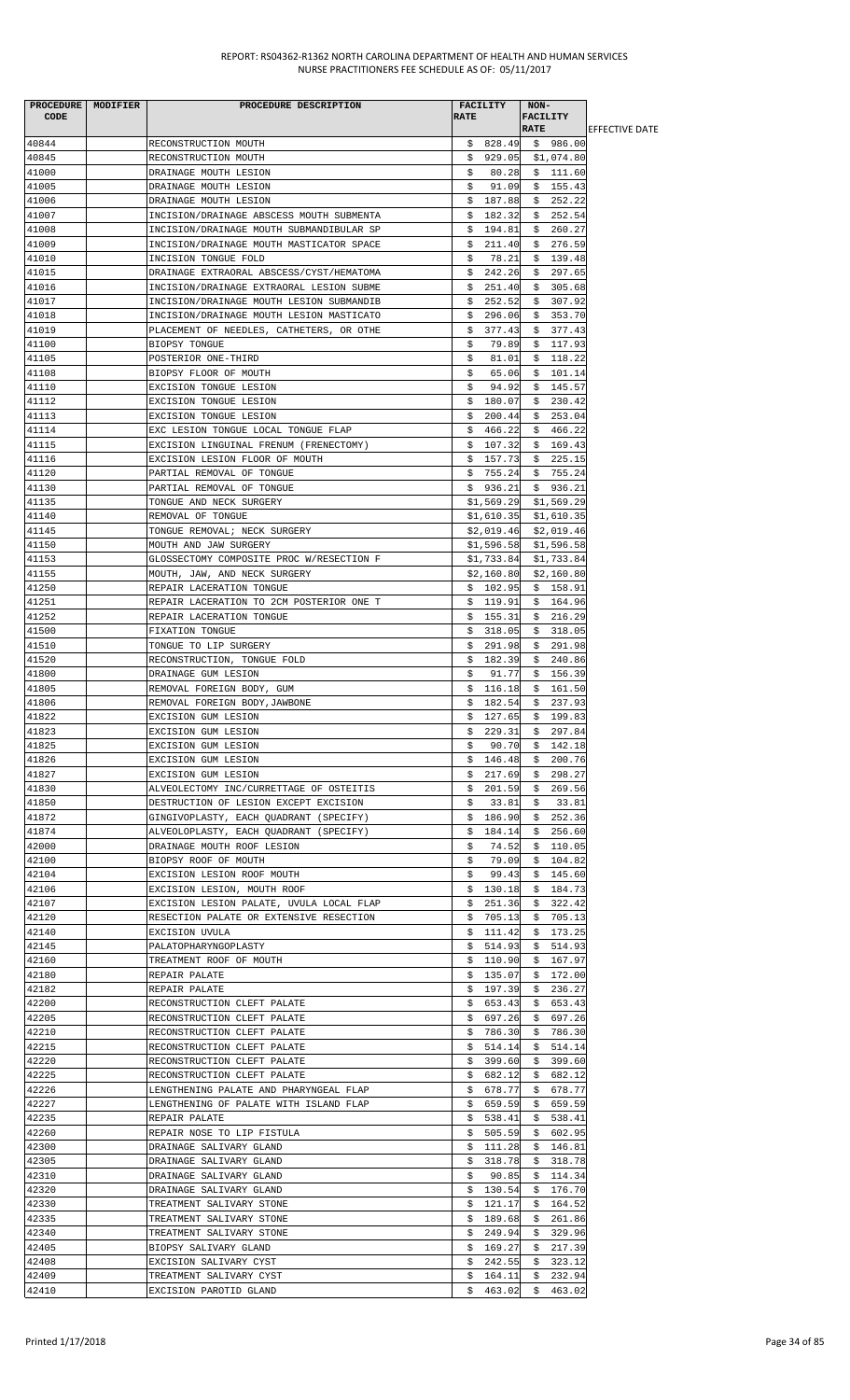REPORT: RS04362-R1362 NORTH CAROLINA DEPARTMENT OF HEALTH AND HUMAN SERVICES
NURSE PRACTITIONERS FEE SCHEDULE AS OF: 05/11/2017

| PROCEDURE CODE | MODIFIER | PROCEDURE DESCRIPTION | FACILITY RATE | NON-FACILITY RATE | EFFECTIVE DATE |
|---|---|---|---|---|---|
| 40844 | | RECONSTRUCTION MOUTH | $ 828.49 | $ 986.00 | |
| 40845 | | RECONSTRUCTION MOUTH | $ 929.05 | $1,074.80 | |
| 41000 | | DRAINAGE MOUTH LESION | $ 80.28 | $ 111.60 | |
| 41005 | | DRAINAGE MOUTH LESION | $ 91.09 | $ 155.43 | |
| 41006 | | DRAINAGE MOUTH LESION | $ 187.88 | $ 252.22 | |
| 41007 | | INCISION/DRAINAGE ABSCESS MOUTH SUBMENTA | $ 182.32 | $ 252.54 | |
| 41008 | | INCISION/DRAINAGE MOUTH SUBMANDIBULAR SP | $ 194.81 | $ 260.27 | |
| 41009 | | INCISION/DRAINAGE MOUTH MASTICATOR SPACE | $ 211.40 | $ 276.59 | |
| 41010 | | INCISION TONGUE FOLD | $ 78.21 | $ 139.48 | |
| 41015 | | DRAINAGE EXTRAORAL ABSCESS/CYST/HEMATOMA | $ 242.26 | $ 297.65 | |
| 41016 | | INCISION/DRAINAGE EXTRAORAL LESION SUBME | $ 251.40 | $ 305.68 | |
| 41017 | | INCISION/DRAINAGE MOUTH LESION SUBMANDIB | $ 252.52 | $ 307.92 | |
| 41018 | | INCISION/DRAINAGE MOUTH LESION MASTICATO | $ 296.06 | $ 353.70 | |
| 41019 | | PLACEMENT OF NEEDLES, CATHETERS, OR OTHE | $ 377.43 | $ 377.43 | |
| 41100 | | BIOPSY TONGUE | $ 79.89 | $ 117.93 | |
| 41105 | | POSTERIOR ONE-THIRD | $ 81.01 | $ 118.22 | |
| 41108 | | BIOPSY FLOOR OF MOUTH | $ 65.06 | $ 101.14 | |
| 41110 | | EXCISION TONGUE LESION | $ 94.92 | $ 145.57 | |
| 41112 | | EXCISION TONGUE LESION | $ 180.07 | $ 230.42 | |
| 41113 | | EXCISION TONGUE LESION | $ 200.44 | $ 253.04 | |
| 41114 | | EXC LESION TONGUE LOCAL TONGUE FLAP | $ 466.22 | $ 466.22 | |
| 41115 | | EXCISION LINGUINAL FRENUM (FRENECTOMY) | $ 107.32 | $ 169.43 | |
| 41116 | | EXCISION LESION FLOOR OF MOUTH | $ 157.73 | $ 225.15 | |
| 41120 | | PARTIAL REMOVAL OF TONGUE | $ 755.24 | $ 755.24 | |
| 41130 | | PARTIAL REMOVAL OF TONGUE | $ 936.21 | $ 936.21 | |
| 41135 | | TONGUE AND NECK SURGERY | $1,569.29 | $1,569.29 | |
| 41140 | | REMOVAL OF TONGUE | $1,610.35 | $1,610.35 | |
| 41145 | | TONGUE REMOVAL; NECK SURGERY | $2,019.46 | $2,019.46 | |
| 41150 | | MOUTH AND JAW SURGERY | $1,596.58 | $1,596.58 | |
| 41153 | | GLOSSECTOMY COMPOSITE PROC W/RESECTION F | $1,733.84 | $1,733.84 | |
| 41155 | | MOUTH, JAW, AND NECK SURGERY | $2,160.80 | $2,160.80 | |
| 41250 | | REPAIR LACERATION TONGUE | $ 102.95 | $ 158.91 | |
| 41251 | | REPAIR LACERATION TO 2CM POSTERIOR ONE T | $ 119.91 | $ 164.96 | |
| 41252 | | REPAIR LACERATION TONGUE | $ 155.31 | $ 216.29 | |
| 41500 | | FIXATION TONGUE | $ 318.05 | $ 318.05 | |
| 41510 | | TONGUE TO LIP SURGERY | $ 291.98 | $ 291.98 | |
| 41520 | | RECONSTRUCTION, TONGUE FOLD | $ 182.39 | $ 240.86 | |
| 41800 | | DRAINAGE GUM LESION | $ 91.77 | $ 156.39 | |
| 41805 | | REMOVAL FOREIGN BODY, GUM | $ 116.18 | $ 161.50 | |
| 41806 | | REMOVAL FOREIGN BODY,JAWBONE | $ 182.54 | $ 237.93 | |
| 41822 | | EXCISION GUM LESION | $ 127.65 | $ 199.83 | |
| 41823 | | EXCISION GUM LESION | $ 229.31 | $ 297.84 | |
| 41825 | | EXCISION GUM LESION | $ 90.70 | $ 142.18 | |
| 41826 | | EXCISION GUM LESION | $ 146.48 | $ 200.76 | |
| 41827 | | EXCISION GUM LESION | $ 217.69 | $ 298.27 | |
| 41830 | | ALVEOLECTOMY INC/CURRETTAGE OF OSTEITIS | $ 201.59 | $ 269.56 | |
| 41850 | | DESTRUCTION OF LESION EXCEPT EXCISION | $ 33.81 | $ 33.81 | |
| 41872 | | GINGIVOPLASTY, EACH QUADRANT (SPECIFY) | $ 186.90 | $ 252.36 | |
| 41874 | | ALVEOLOPLASTY, EACH QUADRANT (SPECIFY) | $ 184.14 | $ 256.60 | |
| 42000 | | DRAINAGE MOUTH ROOF LESION | $ 74.52 | $ 110.05 | |
| 42100 | | BIOPSY ROOF OF MOUTH | $ 79.09 | $ 104.82 | |
| 42104 | | EXCISION LESION ROOF MOUTH | $ 99.43 | $ 145.60 | |
| 42106 | | EXCISION LESION, MOUTH ROOF | $ 130.18 | $ 184.73 | |
| 42107 | | EXCISION LESION PALATE, UVULA LOCAL FLAP | $ 251.36 | $ 322.42 | |
| 42120 | | RESECTION PALATE OR EXTENSIVE RESECTION | $ 705.13 | $ 705.13 | |
| 42140 | | EXCISION UVULA | $ 111.42 | $ 173.25 | |
| 42145 | | PALATOPHARYNGOPLASTY | $ 514.93 | $ 514.93 | |
| 42160 | | TREATMENT ROOF OF MOUTH | $ 110.90 | $ 167.97 | |
| 42180 | | REPAIR PALATE | $ 135.07 | $ 172.00 | |
| 42182 | | REPAIR PALATE | $ 197.39 | $ 236.27 | |
| 42200 | | RECONSTRUCTION CLEFT PALATE | $ 653.43 | $ 653.43 | |
| 42205 | | RECONSTRUCTION CLEFT PALATE | $ 697.26 | $ 697.26 | |
| 42210 | | RECONSTRUCTION CLEFT PALATE | $ 786.30 | $ 786.30 | |
| 42215 | | RECONSTRUCTION CLEFT PALATE | $ 514.14 | $ 514.14 | |
| 42220 | | RECONSTRUCTION CLEFT PALATE | $ 399.60 | $ 399.60 | |
| 42225 | | RECONSTRUCTION CLEFT PALATE | $ 682.12 | $ 682.12 | |
| 42226 | | LENGTHENING PALATE AND PHARYNGEAL FLAP | $ 678.77 | $ 678.77 | |
| 42227 | | LENGTHENING OF PALATE WITH ISLAND FLAP | $ 659.59 | $ 659.59 | |
| 42235 | | REPAIR PALATE | $ 538.41 | $ 538.41 | |
| 42260 | | REPAIR NOSE TO LIP FISTULA | $ 505.59 | $ 602.95 | |
| 42300 | | DRAINAGE SALIVARY GLAND | $ 111.28 | $ 146.81 | |
| 42305 | | DRAINAGE SALIVARY GLAND | $ 318.78 | $ 318.78 | |
| 42310 | | DRAINAGE SALIVARY GLAND | $ 90.85 | $ 114.34 | |
| 42320 | | DRAINAGE SALIVARY GLAND | $ 130.54 | $ 176.70 | |
| 42330 | | TREATMENT SALIVARY STONE | $ 121.17 | $ 164.52 | |
| 42335 | | TREATMENT SALIVARY STONE | $ 189.68 | $ 261.86 | |
| 42340 | | TREATMENT SALIVARY STONE | $ 249.94 | $ 329.96 | |
| 42405 | | BIOPSY SALIVARY GLAND | $ 169.27 | $ 217.39 | |
| 42408 | | EXCISION SALIVARY CYST | $ 242.55 | $ 323.12 | |
| 42409 | | TREATMENT SALIVARY CYST | $ 164.11 | $ 232.94 | |
| 42410 | | EXCISION PAROTID GLAND | $ 463.02 | $ 463.02 | |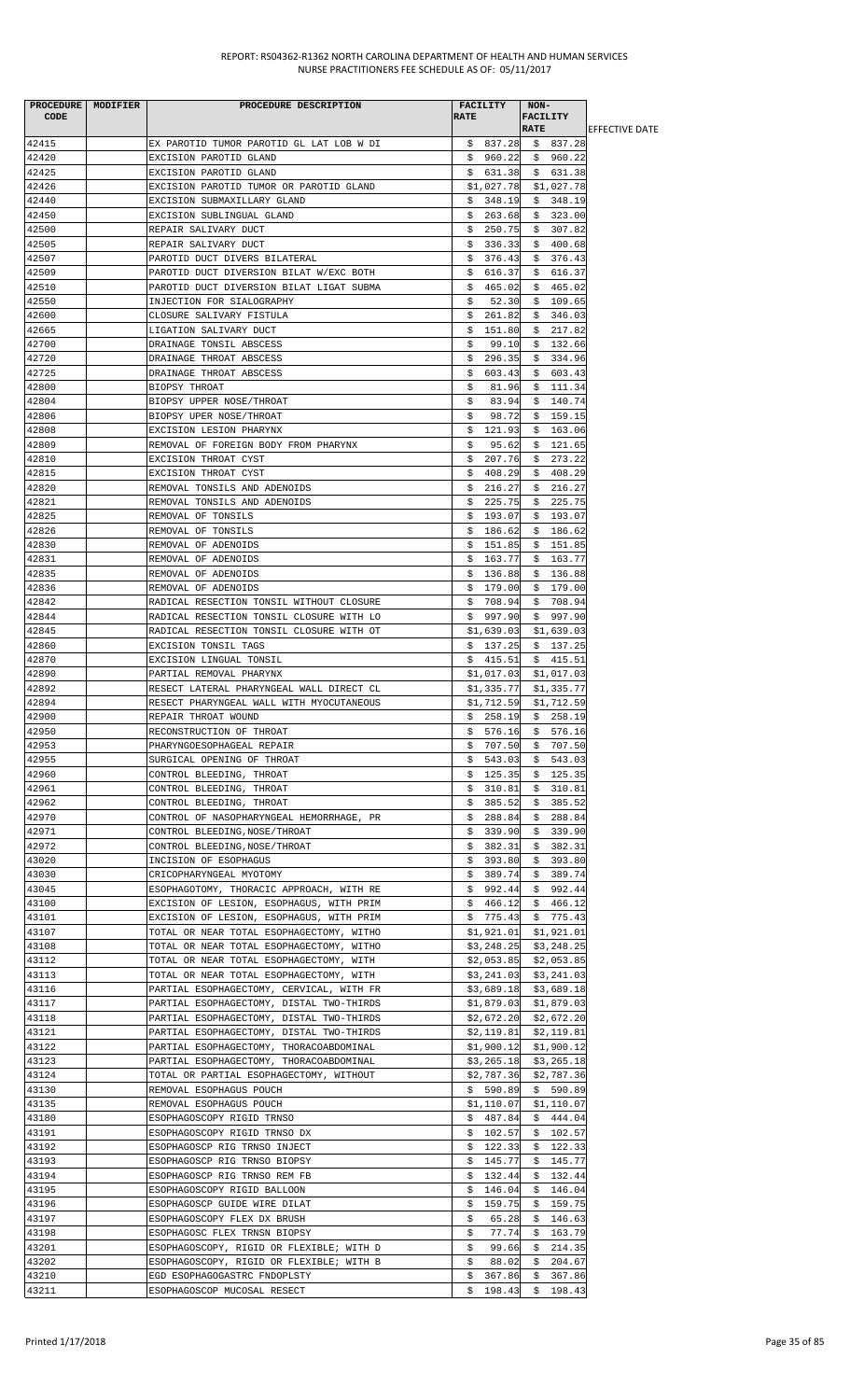| PROCEDURE CODE | MODIFIER | PROCEDURE DESCRIPTION | FACILITY RATE | NON-FACILITY RATE | EFFECTIVE DATE |
|---|---|---|---|---|---|
| 42415 | | EX PAROTID TUMOR PAROTID GL LAT LOB W DI | $ 837.28 | $ 837.28 | |
| 42420 | | EXCISION PAROTID GLAND | $ 960.22 | $ 960.22 | |
| 42425 | | EXCISION PAROTID GLAND | $ 631.38 | $ 631.38 | |
| 42426 | | EXCISION PAROTID TUMOR OR PAROTID GLAND | $1,027.78 | $1,027.78 | |
| 42440 | | EXCISION SUBMAXILLARY GLAND | $ 348.19 | $ 348.19 | |
| 42450 | | EXCISION SUBLINGUAL GLAND | $ 263.68 | $ 323.00 | |
| 42500 | | REPAIR SALIVARY DUCT | $ 250.75 | $ 307.82 | |
| 42505 | | REPAIR SALIVARY DUCT | $ 336.33 | $ 400.68 | |
| 42507 | | PAROTID DUCT DIVERS BILATERAL | $ 376.43 | $ 376.43 | |
| 42509 | | PAROTID DUCT DIVERSION BILAT W/EXC BOTH | $ 616.37 | $ 616.37 | |
| 42510 | | PAROTID DUCT DIVERSION BILAT LIGAT SUBMA | $ 465.02 | $ 465.02 | |
| 42550 | | INJECTION FOR SIALOGRAPHY | $ 52.30 | $ 109.65 | |
| 42600 | | CLOSURE SALIVARY FISTULA | $ 261.82 | $ 346.03 | |
| 42665 | | LIGATION SALIVARY DUCT | $ 151.80 | $ 217.82 | |
| 42700 | | DRAINAGE TONSIL ABSCESS | $ 99.10 | $ 132.66 | |
| 42720 | | DRAINAGE THROAT ABSCESS | $ 296.35 | $ 334.96 | |
| 42725 | | DRAINAGE THROAT ABSCESS | $ 603.43 | $ 603.43 | |
| 42800 | | BIOPSY THROAT | $ 81.96 | $ 111.34 | |
| 42804 | | BIOPSY UPPER NOSE/THROAT | $ 83.94 | $ 140.74 | |
| 42806 | | BIOPSY UPER NOSE/THROAT | $ 98.72 | $ 159.15 | |
| 42808 | | EXCISION LESION PHARYNX | $ 121.93 | $ 163.06 | |
| 42809 | | REMOVAL OF FOREIGN BODY FROM PHARYNX | $ 95.62 | $ 121.65 | |
| 42810 | | EXCISION THROAT CYST | $ 207.76 | $ 273.22 | |
| 42815 | | EXCISION THROAT CYST | $ 408.29 | $ 408.29 | |
| 42820 | | REMOVAL TONSILS AND ADENOIDS | $ 216.27 | $ 216.27 | |
| 42821 | | REMOVAL TONSILS AND ADENOIDS | $ 225.75 | $ 225.75 | |
| 42825 | | REMOVAL OF TONSILS | $ 193.07 | $ 193.07 | |
| 42826 | | REMOVAL OF TONSILS | $ 186.62 | $ 186.62 | |
| 42830 | | REMOVAL OF ADENOIDS | $ 151.85 | $ 151.85 | |
| 42831 | | REMOVAL OF ADENOIDS | $ 163.77 | $ 163.77 | |
| 42835 | | REMOVAL OF ADENOIDS | $ 136.88 | $ 136.88 | |
| 42836 | | REMOVAL OF ADENOIDS | $ 179.00 | $ 179.00 | |
| 42842 | | RADICAL RESECTION TONSIL WITHOUT CLOSURE | $ 708.94 | $ 708.94 | |
| 42844 | | RADICAL RESECTION TONSIL CLOSURE WITH LO | $ 997.90 | $ 997.90 | |
| 42845 | | RADICAL RESECTION TONSIL CLOSURE WITH OT | $1,639.03 | $1,639.03 | |
| 42860 | | EXCISION TONSIL TAGS | $ 137.25 | $ 137.25 | |
| 42870 | | EXCISION LINGUAL TONSIL | $ 415.51 | $ 415.51 | |
| 42890 | | PARTIAL REMOVAL PHARYNX | $1,017.03 | $1,017.03 | |
| 42892 | | RESECT LATERAL PHARYNGEAL WALL DIRECT CL | $1,335.77 | $1,335.77 | |
| 42894 | | RESECT PHARYNGEAL WALL WITH MYOCUTANEOUS | $1,712.59 | $1,712.59 | |
| 42900 | | REPAIR THROAT WOUND | $ 258.19 | $ 258.19 | |
| 42950 | | RECONSTRUCTION OF THROAT | $ 576.16 | $ 576.16 | |
| 42953 | | PHARYNGOESOPHAGEAL REPAIR | $ 707.50 | $ 707.50 | |
| 42955 | | SURGICAL OPENING OF THROAT | $ 543.03 | $ 543.03 | |
| 42960 | | CONTROL BLEEDING, THROAT | $ 125.35 | $ 125.35 | |
| 42961 | | CONTROL BLEEDING, THROAT | $ 310.81 | $ 310.81 | |
| 42962 | | CONTROL BLEEDING, THROAT | $ 385.52 | $ 385.52 | |
| 42970 | | CONTROL OF NASOPHARYNGEAL HEMORRHAGE, PR | $ 288.84 | $ 288.84 | |
| 42971 | | CONTROL BLEEDING,NOSE/THROAT | $ 339.90 | $ 339.90 | |
| 42972 | | CONTROL BLEEDING,NOSE/THROAT | $ 382.31 | $ 382.31 | |
| 43020 | | INCISION OF ESOPHAGUS | $ 393.80 | $ 393.80 | |
| 43030 | | CRICOPHARYNGEAL MYOTOMY | $ 389.74 | $ 389.74 | |
| 43045 | | ESOPHAGOTOMY, THORACIC APPROACH, WITH RE | $ 992.44 | $ 992.44 | |
| 43100 | | EXCISION OF LESION, ESOPHAGUS, WITH PRIM | $ 466.12 | $ 466.12 | |
| 43101 | | EXCISION OF LESION, ESOPHAGUS, WITH PRIM | $ 775.43 | $ 775.43 | |
| 43107 | | TOTAL OR NEAR TOTAL ESOPHAGECTOMY, WITHO | $1,921.01 | $1,921.01 | |
| 43108 | | TOTAL OR NEAR TOTAL ESOPHAGECTOMY, WITHO | $3,248.25 | $3,248.25 | |
| 43112 | | TOTAL OR NEAR TOTAL ESOPHAGECTOMY, WITH | $2,053.85 | $2,053.85 | |
| 43113 | | TOTAL OR NEAR TOTAL ESOPHAGECTOMY, WITH | $3,241.03 | $3,241.03 | |
| 43116 | | PARTIAL ESOPHAGECTOMY, CERVICAL, WITH FR | $3,689.18 | $3,689.18 | |
| 43117 | | PARTIAL ESOPHAGECTOMY, DISTAL TWO-THIRDS | $1,879.03 | $1,879.03 | |
| 43118 | | PARTIAL ESOPHAGECTOMY, DISTAL TWO-THIRDS | $2,672.20 | $2,672.20 | |
| 43121 | | PARTIAL ESOPHAGECTOMY, DISTAL TWO-THIRDS | $2,119.81 | $2,119.81 | |
| 43122 | | PARTIAL ESOPHAGECTOMY, THORACOABDOMINAL | $1,900.12 | $1,900.12 | |
| 43123 | | PARTIAL ESOPHAGECTOMY, THORACOABDOMINAL | $3,265.18 | $3,265.18 | |
| 43124 | | TOTAL OR PARTIAL ESOPHAGECTOMY, WITHOUT | $2,787.36 | $2,787.36 | |
| 43130 | | REMOVAL ESOPHAGUS POUCH | $ 590.89 | $ 590.89 | |
| 43135 | | REMOVAL ESOPHAGUS POUCH | $1,110.07 | $1,110.07 | |
| 43180 | | ESOPHAGOSCOPY RIGID TRNSO | $ 487.84 | $ 444.04 | |
| 43191 | | ESOPHAGOSCOPY RIGID TRNSO DX | $ 102.57 | $ 102.57 | |
| 43192 | | ESOPHAGOSCP RIG TRNSO INJECT | $ 122.33 | $ 122.33 | |
| 43193 | | ESOPHAGOSCP RIG TRNSO BIOPSY | $ 145.77 | $ 145.77 | |
| 43194 | | ESOPHAGOSCP RIG TRNSO REM FB | $ 132.44 | $ 132.44 | |
| 43195 | | ESOPHAGOSCOPY RIGID BALLOON | $ 146.04 | $ 146.04 | |
| 43196 | | ESOPHAGOSCP GUIDE WIRE DILAT | $ 159.75 | $ 159.75 | |
| 43197 | | ESOPHAGOSCOPY FLEX DX BRUSH | $ 65.28 | $ 146.63 | |
| 43198 | | ESOPHAGOSC FLEX TRNSN BIOPSY | $ 77.74 | $ 163.79 | |
| 43201 | | ESOPHAGOSCOPY, RIGID OR FLEXIBLE; WITH D | $ 99.66 | $ 214.35 | |
| 43202 | | ESOPHAGOSCOPY, RIGID OR FLEXIBLE; WITH B | $ 88.02 | $ 204.67 | |
| 43210 | | EGD ESOPHAGOGASTRC FNDOPLSTY | $ 367.86 | $ 367.86 | |
| 43211 | | ESOPHAGOSCOP MUCOSAL RESECT | $ 198.43 | $ 198.43 | |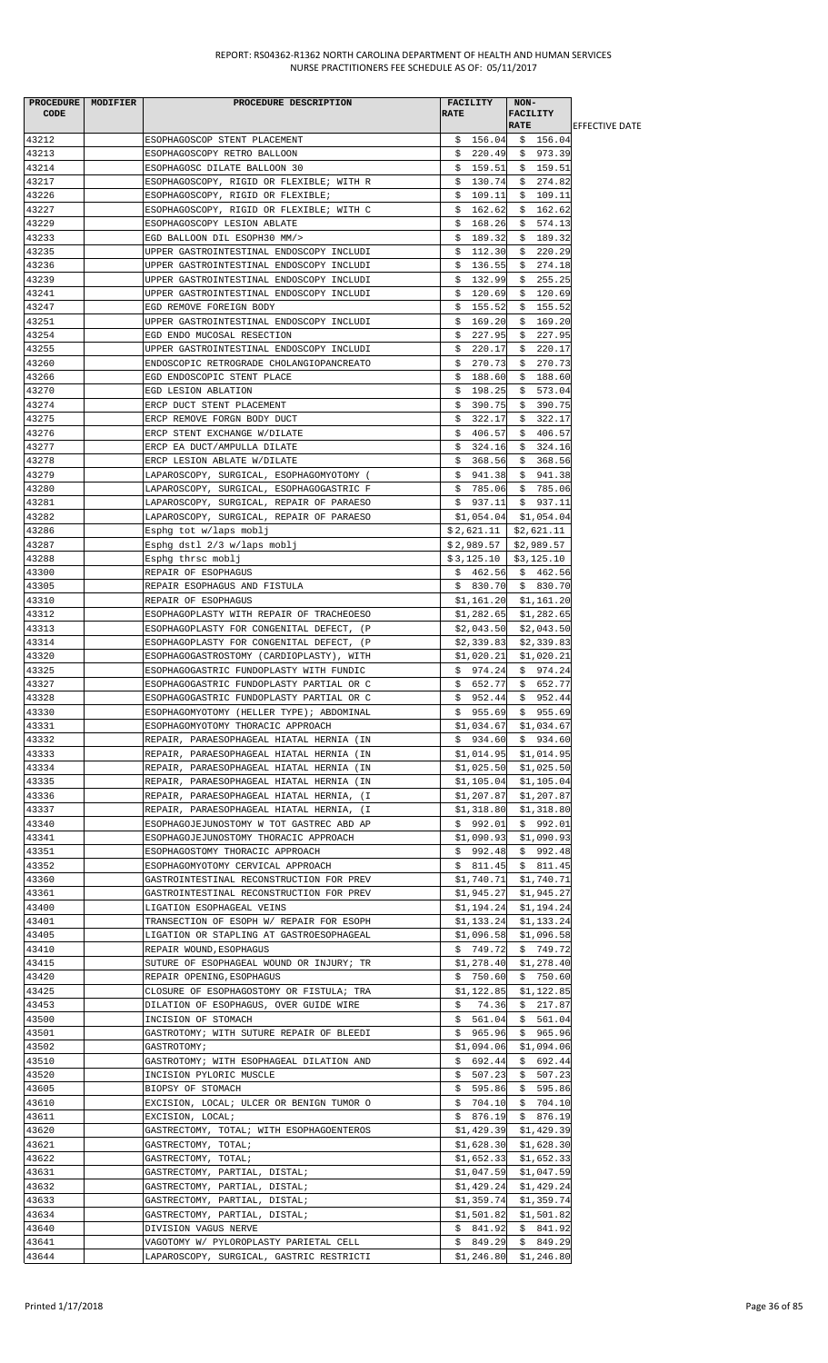| PROCEDURE CODE | MODIFIER | PROCEDURE DESCRIPTION | FACILITY RATE | NON-FACILITY RATE | EFFECTIVE DATE |
|---|---|---|---|---|---|
| 43212 | | ESOPHAGOSCOP STENT PLACEMENT | $ 156.04 | $ 156.04 | |
| 43213 | | ESOPHAGOSCOPY RETRO BALLOON | $ 220.49 | $ 973.39 | |
| 43214 | | ESOPHAGOSC DILATE BALLOON 30 | $ 159.51 | $ 159.51 | |
| 43217 | | ESOPHAGOSCOPY, RIGID OR FLEXIBLE; WITH R | $ 130.74 | $ 274.82 | |
| 43226 | | ESOPHAGOSCOPY, RIGID OR FLEXIBLE; | $ 109.11 | $ 109.11 | |
| 43227 | | ESOPHAGOSCOPY, RIGID OR FLEXIBLE; WITH C | $ 162.62 | $ 162.62 | |
| 43229 | | ESOPHAGOSCOPY LESION ABLATE | $ 168.26 | $ 574.13 | |
| 43233 | | EGD BALLOON DIL ESOPH30 MM/> | $ 189.32 | $ 189.32 | |
| 43235 | | UPPER GASTROINTESTINAL ENDOSCOPY INCLUDI | $ 112.30 | $ 220.29 | |
| 43236 | | UPPER GASTROINTESTINAL ENDOSCOPY INCLUDI | $ 136.55 | $ 274.18 | |
| 43239 | | UPPER GASTROINTESTINAL ENDOSCOPY INCLUDI | $ 132.99 | $ 255.25 | |
| 43241 | | UPPER GASTROINTESTINAL ENDOSCOPY INCLUDI | $ 120.69 | $ 120.69 | |
| 43247 | | EGD REMOVE FOREIGN BODY | $ 155.52 | $ 155.52 | |
| 43251 | | UPPER GASTROINTESTINAL ENDOSCOPY INCLUDI | $ 169.20 | $ 169.20 | |
| 43254 | | EGD ENDO MUCOSAL RESECTION | $ 227.95 | $ 227.95 | |
| 43255 | | UPPER GASTROINTESTINAL ENDOSCOPY INCLUDI | $ 220.17 | $ 220.17 | |
| 43260 | | ENDOSCOPIC RETROGRADE CHOLANGIOPANCREATO | $ 270.73 | $ 270.73 | |
| 43266 | | EGD ENDOSCOPIC STENT PLACE | $ 188.60 | $ 188.60 | |
| 43270 | | EGD LESION ABLATION | $ 198.25 | $ 573.04 | |
| 43274 | | ERCP DUCT STENT PLACEMENT | $ 390.75 | $ 390.75 | |
| 43275 | | ERCP REMOVE FORGN BODY DUCT | $ 322.17 | $ 322.17 | |
| 43276 | | ERCP STENT EXCHANGE W/DILATE | $ 406.57 | $ 406.57 | |
| 43277 | | ERCP EA DUCT/AMPULLA DILATE | $ 324.16 | $ 324.16 | |
| 43278 | | ERCP LESION ABLATE W/DILATE | $ 368.56 | $ 368.56 | |
| 43279 | | LAPAROSCOPY, SURGICAL, ESOPHAGOMYOTOMY ( | $ 941.38 | $ 941.38 | |
| 43280 | | LAPAROSCOPY, SURGICAL, ESOPHAGOGASTRIC F | $ 785.06 | $ 785.06 | |
| 43281 | | LAPAROSCOPY, SURGICAL, REPAIR OF PARAESO | $ 937.11 | $ 937.11 | |
| 43282 | | LAPAROSCOPY, SURGICAL, REPAIR OF PARAESO | $1,054.04 | $1,054.04 | |
| 43286 | | Esphg tot w/laps moblj | $2,621.11 | $2,621.11 | |
| 43287 | | Esphg dstl 2/3 w/laps moblj | $2,989.57 | $2,989.57 | |
| 43288 | | Esphg thrsc moblj | $3,125.10 | $3,125.10 | |
| 43300 | | REPAIR OF ESOPHAGUS | $ 462.56 | $ 462.56 | |
| 43305 | | REPAIR ESOPHAGUS AND FISTULA | $ 830.70 | $ 830.70 | |
| 43310 | | REPAIR OF ESOPHAGUS | $1,161.20 | $1,161.20 | |
| 43312 | | ESOPHAGOPLASTY WITH REPAIR OF TRACHEOESO | $1,282.65 | $1,282.65 | |
| 43313 | | ESOPHAGOPLASTY FOR CONGENITAL DEFECT, (P | $2,043.50 | $2,043.50 | |
| 43314 | | ESOPHAGOPLASTY FOR CONGENITAL DEFECT, (P | $2,339.83 | $2,339.83 | |
| 43320 | | ESOPHAGOGASTROSTOMY (CARDIOPLASTY), WITH | $1,020.21 | $1,020.21 | |
| 43325 | | ESOPHAGOGASTRIC FUNDOPLASTY WITH FUNDIC | $ 974.24 | $ 974.24 | |
| 43327 | | ESOPHAGOGASTRIC FUNDOPLASTY PARTIAL OR C | $ 652.77 | $ 652.77 | |
| 43328 | | ESOPHAGOGASTRIC FUNDOPLASTY PARTIAL OR C | $ 952.44 | $ 952.44 | |
| 43330 | | ESOPHAGOMYOTOMY (HELLER TYPE); ABDOMINAL | $ 955.69 | $ 955.69 | |
| 43331 | | ESOPHAGOMYOTOMY THORACIC APPROACH | $1,034.67 | $1,034.67 | |
| 43332 | | REPAIR, PARAESOPHAGEAL HIATAL HERNIA (IN | $ 934.60 | $ 934.60 | |
| 43333 | | REPAIR, PARAESOPHAGEAL HIATAL HERNIA (IN | $1,014.95 | $1,014.95 | |
| 43334 | | REPAIR, PARAESOPHAGEAL HIATAL HERNIA (IN | $1,025.50 | $1,025.50 | |
| 43335 | | REPAIR, PARAESOPHAGEAL HIATAL HERNIA (IN | $1,105.04 | $1,105.04 | |
| 43336 | | REPAIR, PARAESOPHAGEAL HIATAL HERNIA, (I | $1,207.87 | $1,207.87 | |
| 43337 | | REPAIR, PARAESOPHAGEAL HIATAL HERNIA, (I | $1,318.80 | $1,318.80 | |
| 43340 | | ESOPHAGOJEJUNOSTOMY W TOT GASTREC ABD AP | $ 992.01 | $ 992.01 | |
| 43341 | | ESOPHAGOJEJUNOSTOMY THORACIC APPROACH | $1,090.93 | $1,090.93 | |
| 43351 | | ESOPHAGOSTOMY THORACIC APPROACH | $ 992.48 | $ 992.48 | |
| 43352 | | ESOPHAGOMYOTOMY CERVICAL APPROACH | $ 811.45 | $ 811.45 | |
| 43360 | | GASTROINTESTINAL RECONSTRUCTION FOR PREV | $1,740.71 | $1,740.71 | |
| 43361 | | GASTROINTESTINAL RECONSTRUCTION FOR PREV | $1,945.27 | $1,945.27 | |
| 43400 | | LIGATION ESOPHAGEAL VEINS | $1,194.24 | $1,194.24 | |
| 43401 | | TRANSECTION OF ESOPH W/ REPAIR FOR ESOPH | $1,133.24 | $1,133.24 | |
| 43405 | | LIGATION OR STAPLING AT GASTROESOPHAGEAL | $1,096.58 | $1,096.58 | |
| 43410 | | REPAIR WOUND,ESOPHAGUS | $ 749.72 | $ 749.72 | |
| 43415 | | SUTURE OF ESOPHAGEAL WOUND OR INJURY; TR | $1,278.40 | $1,278.40 | |
| 43420 | | REPAIR OPENING,ESOPHAGUS | $ 750.60 | $ 750.60 | |
| 43425 | | CLOSURE OF ESOPHAGOSTOMY OR FISTULA; TRA | $1,122.85 | $1,122.85 | |
| 43453 | | DILATION OF ESOPHAGUS, OVER GUIDE WIRE | $ 74.36 | $ 217.87 | |
| 43500 | | INCISION OF STOMACH | $ 561.04 | $ 561.04 | |
| 43501 | | GASTROTOMY; WITH SUTURE REPAIR OF BLEEDI | $ 965.96 | $ 965.96 | |
| 43502 | | GASTROTOMY; | $1,094.06 | $1,094.06 | |
| 43510 | | GASTROTOMY; WITH ESOPHAGEAL DILATION AND | $ 692.44 | $ 692.44 | |
| 43520 | | INCISION PYLORIC MUSCLE | $ 507.23 | $ 507.23 | |
| 43605 | | BIOPSY OF STOMACH | $ 595.86 | $ 595.86 | |
| 43610 | | EXCISION, LOCAL; ULCER OR BENIGN TUMOR O | $ 704.10 | $ 704.10 | |
| 43611 | | EXCISION, LOCAL; | $ 876.19 | $ 876.19 | |
| 43620 | | GASTRECTOMY, TOTAL; WITH ESOPHAGOENTEROS | $1,429.39 | $1,429.39 | |
| 43621 | | GASTRECTOMY, TOTAL; | $1,628.30 | $1,628.30 | |
| 43622 | | GASTRECTOMY, TOTAL; | $1,652.33 | $1,652.33 | |
| 43631 | | GASTRECTOMY, PARTIAL, DISTAL; | $1,047.59 | $1,047.59 | |
| 43632 | | GASTRECTOMY, PARTIAL, DISTAL; | $1,429.24 | $1,429.24 | |
| 43633 | | GASTRECTOMY, PARTIAL, DISTAL; | $1,359.74 | $1,359.74 | |
| 43634 | | GASTRECTOMY, PARTIAL, DISTAL; | $1,501.82 | $1,501.82 | |
| 43640 | | DIVISION VAGUS NERVE | $ 841.92 | $ 841.92 | |
| 43641 | | VAGOTOMY W/ PYLOROPLASTY PARIETAL CELL | $ 849.29 | $ 849.29 | |
| 43644 | | LAPAROSCOPY, SURGICAL, GASTRIC RESTRICTI | $1,246.80 | $1,246.80 | |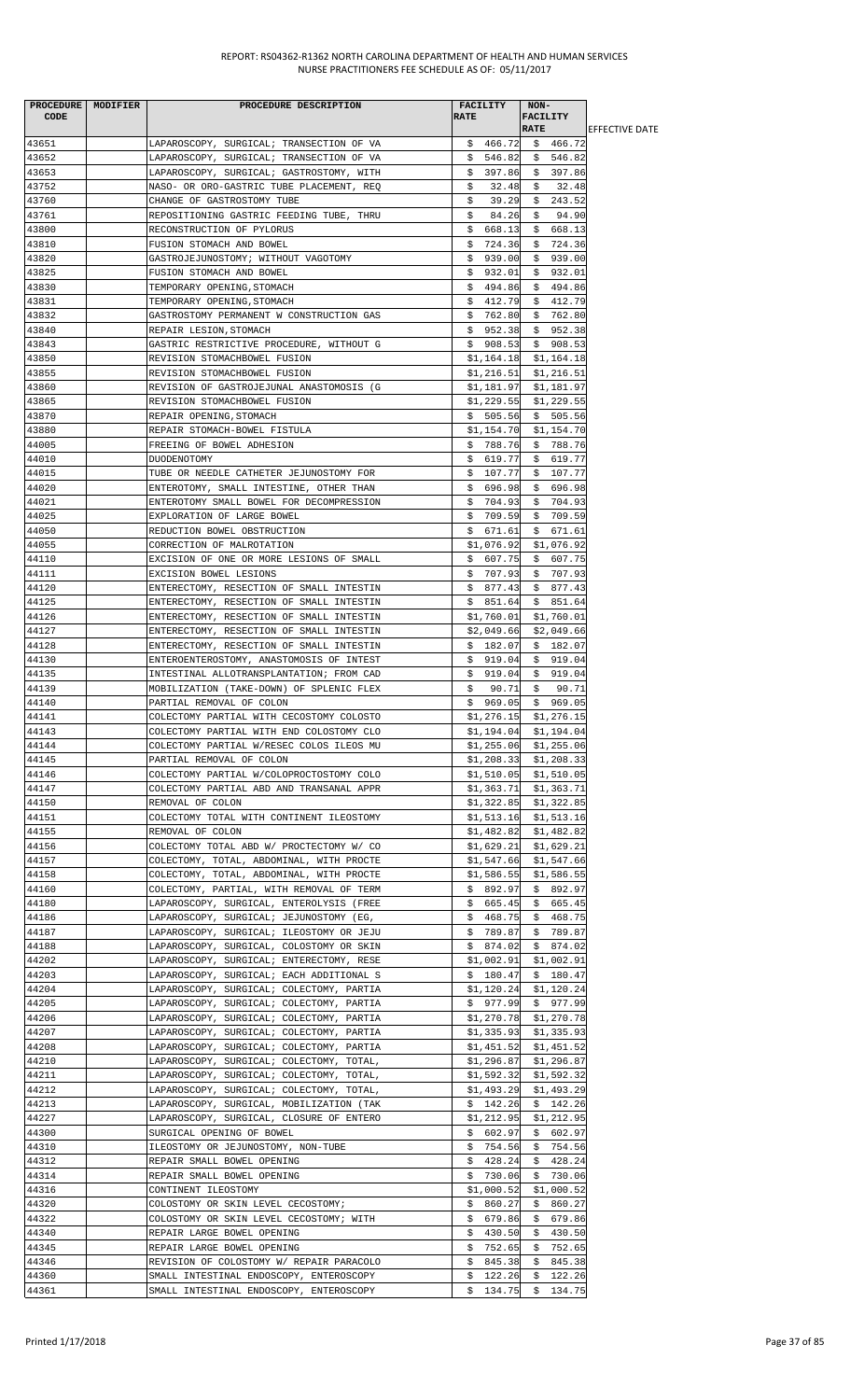| PROCEDURE CODE | MODIFIER | PROCEDURE DESCRIPTION | FACILITY RATE | NON-FACILITY RATE | EFFECTIVE DATE |
|---|---|---|---|---|---|
| 43651 | | LAPAROSCOPY, SURGICAL; TRANSECTION OF VA | $ 466.72 | $ 466.72 | |
| 43652 | | LAPAROSCOPY, SURGICAL; TRANSECTION OF VA | $ 546.82 | $ 546.82 | |
| 43653 | | LAPAROSCOPY, SURGICAL; GASTROSTOMY, WITH | $ 397.86 | $ 397.86 | |
| 43752 | | NASO- OR ORO-GASTRIC TUBE PLACEMENT, REQ | $ 32.48 | $ 32.48 | |
| 43760 | | CHANGE OF GASTROSTOMY TUBE | $ 39.29 | $ 243.52 | |
| 43761 | | REPOSITIONING GASTRIC FEEDING TUBE, THRU | $ 84.26 | $ 94.90 | |
| 43800 | | RECONSTRUCTION OF PYLORUS | $ 668.13 | $ 668.13 | |
| 43810 | | FUSION STOMACH AND BOWEL | $ 724.36 | $ 724.36 | |
| 43820 | | GASTROJEJUNOSTOMY; WITHOUT VAGOTOMY | $ 939.00 | $ 939.00 | |
| 43825 | | FUSION STOMACH AND BOWEL | $ 932.01 | $ 932.01 | |
| 43830 | | TEMPORARY OPENING,STOMACH | $ 494.86 | $ 494.86 | |
| 43831 | | TEMPORARY OPENING,STOMACH | $ 412.79 | $ 412.79 | |
| 43832 | | GASTROSTOMY PERMANENT W CONSTRUCTION GAS | $ 762.80 | $ 762.80 | |
| 43840 | | REPAIR LESION,STOMACH | $ 952.38 | $ 952.38 | |
| 43843 | | GASTRIC RESTRICTIVE PROCEDURE, WITHOUT G | $ 908.53 | $ 908.53 | |
| 43850 | | REVISION STOMACHBOWEL FUSION | $1,164.18 | $1,164.18 | |
| 43855 | | REVISION STOMACHBOWEL FUSION | $1,216.51 | $1,216.51 | |
| 43860 | | REVISION OF GASTROJEJUNAL ANASTOMOSIS (G | $1,181.97 | $1,181.97 | |
| 43865 | | REVISION STOMACHBOWEL FUSION | $1,229.55 | $1,229.55 | |
| 43870 | | REPAIR OPENING,STOMACH | $ 505.56 | $ 505.56 | |
| 43880 | | REPAIR STOMACH-BOWEL FISTULA | $1,154.70 | $1,154.70 | |
| 44005 | | FREEING OF BOWEL ADHESION | $ 788.76 | $ 788.76 | |
| 44010 | | DUODENOTOMY | $ 619.77 | $ 619.77 | |
| 44015 | | TUBE OR NEEDLE CATHETER JEJUNOSTOMY FOR | $ 107.77 | $ 107.77 | |
| 44020 | | ENTEROTOMY, SMALL INTESTINE, OTHER THAN | $ 696.98 | $ 696.98 | |
| 44021 | | ENTEROTOMY SMALL BOWEL FOR DECOMPRESSION | $ 704.93 | $ 704.93 | |
| 44025 | | EXPLORATION OF LARGE BOWEL | $ 709.59 | $ 709.59 | |
| 44050 | | REDUCTION BOWEL OBSTRUCTION | $ 671.61 | $ 671.61 | |
| 44055 | | CORRECTION OF MALROTATION | $1,076.92 | $1,076.92 | |
| 44110 | | EXCISION OF ONE OR MORE LESIONS OF SMALL | $ 607.75 | $ 607.75 | |
| 44111 | | EXCISION BOWEL LESIONS | $ 707.93 | $ 707.93 | |
| 44120 | | ENTERECTOMY, RESECTION OF SMALL INTESTIN | $ 877.43 | $ 877.43 | |
| 44125 | | ENTERECTOMY, RESECTION OF SMALL INTESTIN | $ 851.64 | $ 851.64 | |
| 44126 | | ENTERECTOMY, RESECTION OF SMALL INTESTIN | $1,760.01 | $1,760.01 | |
| 44127 | | ENTERECTOMY, RESECTION OF SMALL INTESTIN | $2,049.66 | $2,049.66 | |
| 44128 | | ENTERECTOMY, RESECTION OF SMALL INTESTIN | $ 182.07 | $ 182.07 | |
| 44130 | | ENTEROENTEROSTOMY, ANASTOMOSIS OF INTEST | $ 919.04 | $ 919.04 | |
| 44135 | | INTESTINAL ALLOTRANSPLANTATION; FROM CAD | $ 919.04 | $ 919.04 | |
| 44139 | | MOBILIZATION (TAKE-DOWN) OF SPLENIC FLEX | $ 90.71 | $ 90.71 | |
| 44140 | | PARTIAL REMOVAL OF COLON | $ 969.05 | $ 969.05 | |
| 44141 | | COLECTOMY PARTIAL WITH CECOSTOMY COLOSTO | $1,276.15 | $1,276.15 | |
| 44143 | | COLECTOMY PARTIAL WITH END COLOSTOMY CLO | $1,194.04 | $1,194.04 | |
| 44144 | | COLECTOMY PARTIAL W/RESEC COLOS ILEOS MU | $1,255.06 | $1,255.06 | |
| 44145 | | PARTIAL REMOVAL OF COLON | $1,208.33 | $1,208.33 | |
| 44146 | | COLECTOMY PARTIAL W/COLOPROCTOSTOMY COLO | $1,510.05 | $1,510.05 | |
| 44147 | | COLECTOMY PARTIAL ABD AND TRANSANAL APPR | $1,363.71 | $1,363.71 | |
| 44150 | | REMOVAL OF COLON | $1,322.85 | $1,322.85 | |
| 44151 | | COLECTOMY TOTAL WITH CONTINENT ILEOSTOMY | $1,513.16 | $1,513.16 | |
| 44155 | | REMOVAL OF COLON | $1,482.82 | $1,482.82 | |
| 44156 | | COLECTOMY TOTAL ABD W/ PROCTECTOMY W/ CO | $1,629.21 | $1,629.21 | |
| 44157 | | COLECTOMY, TOTAL, ABDOMINAL, WITH PROCTE | $1,547.66 | $1,547.66 | |
| 44158 | | COLECTOMY, TOTAL, ABDOMINAL, WITH PROCTE | $1,586.55 | $1,586.55 | |
| 44160 | | COLECTOMY, PARTIAL, WITH REMOVAL OF TERM | $ 892.97 | $ 892.97 | |
| 44180 | | LAPAROSCOPY, SURGICAL, ENTEROLYSIS (FREE | $ 665.45 | $ 665.45 | |
| 44186 | | LAPAROSCOPY, SURGICAL; JEJUNOSTOMY (EG, | $ 468.75 | $ 468.75 | |
| 44187 | | LAPAROSCOPY, SURGICAL; ILEOSTOMY OR JEJU | $ 789.87 | $ 789.87 | |
| 44188 | | LAPAROSCOPY, SURGICAL, COLOSTOMY OR SKIN | $ 874.02 | $ 874.02 | |
| 44202 | | LAPAROSCOPY, SURGICAL; ENTERECTOMY, RESE | $1,002.91 | $1,002.91 | |
| 44203 | | LAPAROSCOPY, SURGICAL; EACH ADDITIONAL S | $ 180.47 | $ 180.47 | |
| 44204 | | LAPAROSCOPY, SURGICAL; COLECTOMY, PARTIA | $1,120.24 | $1,120.24 | |
| 44205 | | LAPAROSCOPY, SURGICAL; COLECTOMY, PARTIA | $ 977.99 | $ 977.99 | |
| 44206 | | LAPAROSCOPY, SURGICAL; COLECTOMY, PARTIA | $1,270.78 | $1,270.78 | |
| 44207 | | LAPAROSCOPY, SURGICAL; COLECTOMY, PARTIA | $1,335.93 | $1,335.93 | |
| 44208 | | LAPAROSCOPY, SURGICAL; COLECTOMY, PARTIA | $1,451.52 | $1,451.52 | |
| 44210 | | LAPAROSCOPY, SURGICAL; COLECTOMY, TOTAL, | $1,296.87 | $1,296.87 | |
| 44211 | | LAPAROSCOPY, SURGICAL; COLECTOMY, TOTAL, | $1,592.32 | $1,592.32 | |
| 44212 | | LAPAROSCOPY, SURGICAL; COLECTOMY, TOTAL, | $1,493.29 | $1,493.29 | |
| 44213 | | LAPAROSCOPY, SURGICAL, MOBILIZATION (TAK | $ 142.26 | $ 142.26 | |
| 44227 | | LAPAROSCOPY, SURGICAL, CLOSURE OF ENTERO | $1,212.95 | $1,212.95 | |
| 44300 | | SURGICAL OPENING OF BOWEL | $ 602.97 | $ 602.97 | |
| 44310 | | ILEOSTOMY OR JEJUNOSTOMY, NON-TUBE | $ 754.56 | $ 754.56 | |
| 44312 | | REPAIR SMALL BOWEL OPENING | $ 428.24 | $ 428.24 | |
| 44314 | | REPAIR SMALL BOWEL OPENING | $ 730.06 | $ 730.06 | |
| 44316 | | CONTINENT ILEOSTOMY | $1,000.52 | $1,000.52 | |
| 44320 | | COLOSTOMY OR SKIN LEVEL CECOSTOMY; | $ 860.27 | $ 860.27 | |
| 44322 | | COLOSTOMY OR SKIN LEVEL CECOSTOMY; WITH | $ 679.86 | $ 679.86 | |
| 44340 | | REPAIR LARGE BOWEL OPENING | $ 430.50 | $ 430.50 | |
| 44345 | | REPAIR LARGE BOWEL OPENING | $ 752.65 | $ 752.65 | |
| 44346 | | REVISION OF COLOSTOMY W/ REPAIR PARACOLO | $ 845.38 | $ 845.38 | |
| 44360 | | SMALL INTESTINAL ENDOSCOPY, ENTEROSCOPY | $ 122.26 | $ 122.26 | |
| 44361 | | SMALL INTESTINAL ENDOSCOPY, ENTEROSCOPY | $ 134.75 | $ 134.75 | |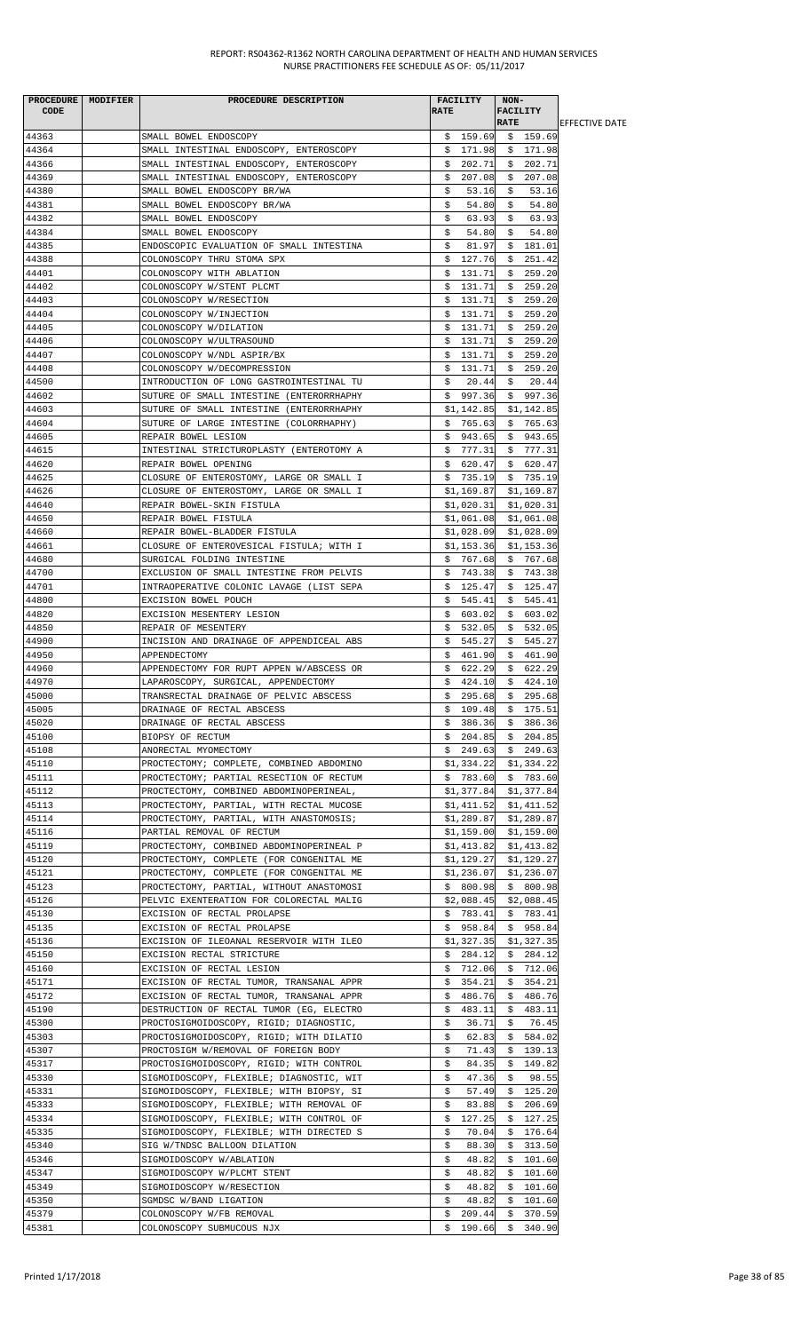REPORT: RS04362-R1362 NORTH CAROLINA DEPARTMENT OF HEALTH AND HUMAN SERVICES
NURSE PRACTITIONERS FEE SCHEDULE AS OF: 05/11/2017

| PROCEDURE CODE | MODIFIER | PROCEDURE DESCRIPTION | FACILITY RATE | NON-FACILITY RATE | EFFECTIVE DATE |
|---|---|---|---|---|---|
| 44363 | | SMALL BOWEL ENDOSCOPY | $ 159.69 | $ 159.69 | |
| 44364 | | SMALL INTESTINAL ENDOSCOPY, ENTEROSCOPY | $ 171.98 | $ 171.98 | |
| 44366 | | SMALL INTESTINAL ENDOSCOPY, ENTEROSCOPY | $ 202.71 | $ 202.71 | |
| 44369 | | SMALL INTESTINAL ENDOSCOPY, ENTEROSCOPY | $ 207.08 | $ 207.08 | |
| 44380 | | SMALL BOWEL ENDOSCOPY BR/WA | $ 53.16 | $ 53.16 | |
| 44381 | | SMALL BOWEL ENDOSCOPY BR/WA | $ 54.80 | $ 54.80 | |
| 44382 | | SMALL BOWEL ENDOSCOPY | $ 63.93 | $ 63.93 | |
| 44384 | | SMALL BOWEL ENDOSCOPY | $ 54.80 | $ 54.80 | |
| 44385 | | ENDOSCOPIC EVALUATION OF SMALL INTESTINA | $ 81.97 | $ 181.01 | |
| 44388 | | COLONOSCOPY THRU STOMA SPX | $ 127.76 | $ 251.42 | |
| 44401 | | COLONOSCOPY WITH ABLATION | $ 131.71 | $ 259.20 | |
| 44402 | | COLONOSCOPY W/STENT PLCMT | $ 131.71 | $ 259.20 | |
| 44403 | | COLONOSCOPY W/RESECTION | $ 131.71 | $ 259.20 | |
| 44404 | | COLONOSCOPY W/INJECTION | $ 131.71 | $ 259.20 | |
| 44405 | | COLONOSCOPY W/DILATION | $ 131.71 | $ 259.20 | |
| 44406 | | COLONOSCOPY W/ULTRASOUND | $ 131.71 | $ 259.20 | |
| 44407 | | COLONOSCOPY W/NDL ASPIR/BX | $ 131.71 | $ 259.20 | |
| 44408 | | COLONOSCOPY W/DECOMPRESSION | $ 131.71 | $ 259.20 | |
| 44500 | | INTRODUCTION OF LONG GASTROINTESTINAL TU | $ 20.44 | $ 20.44 | |
| 44602 | | SUTURE OF SMALL INTESTINE (ENTERORRHAPHY | $ 997.36 | $ 997.36 | |
| 44603 | | SUTURE OF SMALL INTESTINE (ENTERORRHAPHY | $1,142.85 | $1,142.85 | |
| 44604 | | SUTURE OF LARGE INTESTINE (COLORRHAPHY) | $ 765.63 | $ 765.63 | |
| 44605 | | REPAIR BOWEL LESION | $ 943.65 | $ 943.65 | |
| 44615 | | INTESTINAL STRICTUROPLASTY (ENTEROTOMY A | $ 777.31 | $ 777.31 | |
| 44620 | | REPAIR BOWEL OPENING | $ 620.47 | $ 620.47 | |
| 44625 | | CLOSURE OF ENTEROSTOMY, LARGE OR SMALL I | $ 735.19 | $ 735.19 | |
| 44626 | | CLOSURE OF ENTEROSTOMY, LARGE OR SMALL I | $1,169.87 | $1,169.87 | |
| 44640 | | REPAIR BOWEL-SKIN FISTULA | $1,020.31 | $1,020.31 | |
| 44650 | | REPAIR BOWEL FISTULA | $1,061.08 | $1,061.08 | |
| 44660 | | REPAIR BOWEL-BLADDER FISTULA | $1,028.09 | $1,028.09 | |
| 44661 | | CLOSURE OF ENTEROVESICAL FISTULA; WITH I | $1,153.36 | $1,153.36 | |
| 44680 | | SURGICAL FOLDING INTESTINE | $ 767.68 | $ 767.68 | |
| 44700 | | EXCLUSION OF SMALL INTESTINE FROM PELVIS | $ 743.38 | $ 743.38 | |
| 44701 | | INTRAOPERATIVE COLONIC LAVAGE (LIST SEPA | $ 125.47 | $ 125.47 | |
| 44800 | | EXCISION BOWEL POUCH | $ 545.41 | $ 545.41 | |
| 44820 | | EXCISION MESENTERY LESION | $ 603.02 | $ 603.02 | |
| 44850 | | REPAIR OF MESENTERY | $ 532.05 | $ 532.05 | |
| 44900 | | INCISION AND DRAINAGE OF APPENDICEAL ABS | $ 545.27 | $ 545.27 | |
| 44950 | | APPENDECTOMY | $ 461.90 | $ 461.90 | |
| 44960 | | APPENDECTOMY FOR RUPT APPEN W/ABSCESS OR | $ 622.29 | $ 622.29 | |
| 44970 | | LAPAROSCOPY, SURGICAL, APPENDECTOMY | $ 424.10 | $ 424.10 | |
| 45000 | | TRANSRECTAL DRAINAGE OF PELVIC ABSCESS | $ 295.68 | $ 295.68 | |
| 45005 | | DRAINAGE OF RECTAL ABSCESS | $ 109.48 | $ 175.51 | |
| 45020 | | DRAINAGE OF RECTAL ABSCESS | $ 386.36 | $ 386.36 | |
| 45100 | | BIOPSY OF RECTUM | $ 204.85 | $ 204.85 | |
| 45108 | | ANORECTAL MYOMECTOMY | $ 249.63 | $ 249.63 | |
| 45110 | | PROCTECTOMY; COMPLETE, COMBINED ABDOMINO | $1,334.22 | $1,334.22 | |
| 45111 | | PROCTECTOMY; PARTIAL RESECTION OF RECTUM | $ 783.60 | $ 783.60 | |
| 45112 | | PROCTECTOMY, COMBINED ABDOMINOPERINEAL, | $1,377.84 | $1,377.84 | |
| 45113 | | PROCTECTOMY, PARTIAL, WITH RECTAL MUCOSE | $1,411.52 | $1,411.52 | |
| 45114 | | PROCTECTOMY, PARTIAL, WITH ANASTOMOSIS; | $1,289.87 | $1,289.87 | |
| 45116 | | PARTIAL REMOVAL OF RECTUM | $1,159.00 | $1,159.00 | |
| 45119 | | PROCTECTOMY, COMBINED ABDOMINOPERINEAL P | $1,413.82 | $1,413.82 | |
| 45120 | | PROCTECTOMY, COMPLETE (FOR CONGENITAL ME | $1,129.27 | $1,129.27 | |
| 45121 | | PROCTECTOMY, COMPLETE (FOR CONGENITAL ME | $1,236.07 | $1,236.07 | |
| 45123 | | PROCTECTOMY, PARTIAL, WITHOUT ANASTOMOSI | $ 800.98 | $ 800.98 | |
| 45126 | | PELVIC EXENTERATION FOR COLORECTAL MALIG | $2,088.45 | $2,088.45 | |
| 45130 | | EXCISION OF RECTAL PROLAPSE | $ 783.41 | $ 783.41 | |
| 45135 | | EXCISION OF RECTAL PROLAPSE | $ 958.84 | $ 958.84 | |
| 45136 | | EXCISION OF ILEOANAL RESERVOIR WITH ILEO | $1,327.35 | $1,327.35 | |
| 45150 | | EXCISION RECTAL STRICTURE | $ 284.12 | $ 284.12 | |
| 45160 | | EXCISION OF RECTAL LESION | $ 712.06 | $ 712.06 | |
| 45171 | | EXCISION OF RECTAL TUMOR, TRANSANAL APPR | $ 354.21 | $ 354.21 | |
| 45172 | | EXCISION OF RECTAL TUMOR, TRANSANAL APPR | $ 486.76 | $ 486.76 | |
| 45190 | | DESTRUCTION OF RECTAL TUMOR (EG, ELECTRO | $ 483.11 | $ 483.11 | |
| 45300 | | PROCTOSIGMOIDOSCOPY, RIGID; DIAGNOSTIC, | $ 36.71 | $ 76.45 | |
| 45303 | | PROCTOSIGMOIDOSCOPY, RIGID; WITH DILATIO | $ 62.83 | $ 584.02 | |
| 45307 | | PROCTOSIGM W/REMOVAL OF FOREIGN BODY | $ 71.43 | $ 139.13 | |
| 45317 | | PROCTOSIGMOIDOSCOPY, RIGID; WITH CONTROL | $ 84.35 | $ 149.82 | |
| 45330 | | SIGMOIDOSCOPY, FLEXIBLE; DIAGNOSTIC, WIT | $ 47.36 | $ 98.55 | |
| 45331 | | SIGMOIDOSCOPY, FLEXIBLE; WITH BIOPSY, SI | $ 57.49 | $ 125.20 | |
| 45333 | | SIGMOIDOSCOPY, FLEXIBLE; WITH REMOVAL OF | $ 83.88 | $ 206.69 | |
| 45334 | | SIGMOIDOSCOPY, FLEXIBLE; WITH CONTROL OF | $ 127.25 | $ 127.25 | |
| 45335 | | SIGMOIDOSCOPY, FLEXIBLE; WITH DIRECTED S | $ 70.04 | $ 176.64 | |
| 45340 | | SIG W/TNDSC BALLOON DILATION | $ 88.30 | $ 313.50 | |
| 45346 | | SIGMOIDOSCOPY W/ABLATION | $ 48.82 | $ 101.60 | |
| 45347 | | SIGMOIDOSCOPY W/PLCMT STENT | $ 48.82 | $ 101.60 | |
| 45349 | | SIGMOIDOSCOPY W/RESECTION | $ 48.82 | $ 101.60 | |
| 45350 | | SGMDSC W/BAND LIGATION | $ 48.82 | $ 101.60 | |
| 45379 | | COLONOSCOPY W/FB REMOVAL | $ 209.44 | $ 370.59 | |
| 45381 | | COLONOSCOPY SUBMUCOUS NJX | $ 190.66 | $ 340.90 | |

Printed 1/17/2018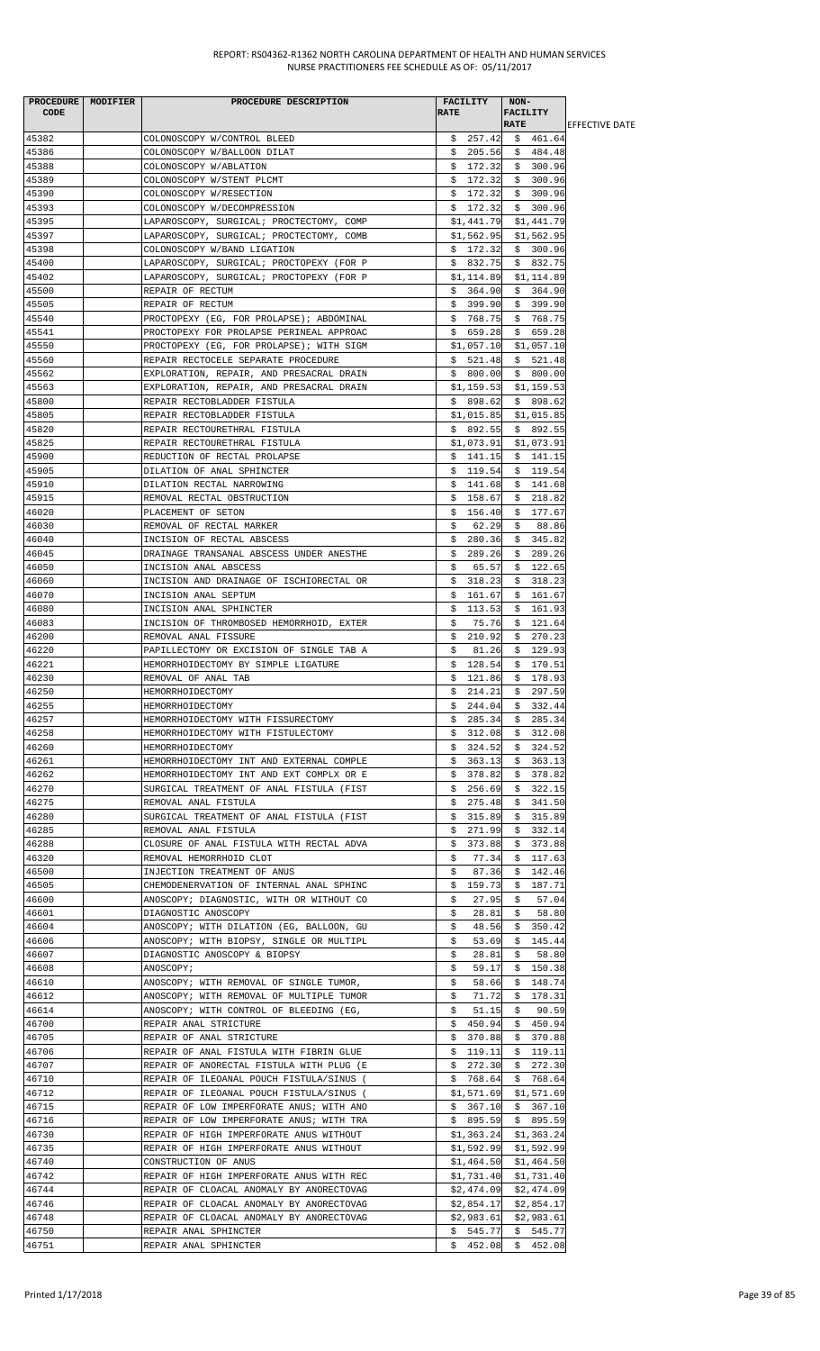REPORT: RS04362-R1362 NORTH CAROLINA DEPARTMENT OF HEALTH AND HUMAN SERVICES
NURSE PRACTITIONERS FEE SCHEDULE AS OF: 05/11/2017

| PROCEDURE CODE | MODIFIER | PROCEDURE DESCRIPTION | FACILITY RATE | NON-FACILITY RATE | EFFECTIVE DATE |
|---|---|---|---|---|---|
| 45382 | | COLONOSCOPY W/CONTROL BLEED | $ 257.42 | $ 461.64 | |
| 45386 | | COLONOSCOPY W/BALLOON DILAT | $ 205.56 | $ 484.48 | |
| 45388 | | COLONOSCOPY W/ABLATION | $ 172.32 | $ 300.96 | |
| 45389 | | COLONOSCOPY W/STENT PLCMT | $ 172.32 | $ 300.96 | |
| 45390 | | COLONOSCOPY W/RESECTION | $ 172.32 | $ 300.96 | |
| 45393 | | COLONOSCOPY W/DECOMPRESSION | $ 172.32 | $ 300.96 | |
| 45395 | | LAPAROSCOPY, SURGICAL; PROCTECTOMY, COMP | $1,441.79 | $1,441.79 | |
| 45397 | | LAPAROSCOPY, SURGICAL; PROCTECTOMY, COMB | $1,562.95 | $1,562.95 | |
| 45398 | | COLONOSCOPY W/BAND LIGATION | $ 172.32 | $ 300.96 | |
| 45400 | | LAPAROSCOPY, SURGICAL; PROCTOPEXY (FOR P | $ 832.75 | $ 832.75 | |
| 45402 | | LAPAROSCOPY, SURGICAL; PROCTOPEXY (FOR P | $1,114.89 | $1,114.89 | |
| 45500 | | REPAIR OF RECTUM | $ 364.90 | $ 364.90 | |
| 45505 | | REPAIR OF RECTUM | $ 399.90 | $ 399.90 | |
| 45540 | | PROCTOPEXY (EG, FOR PROLAPSE); ABDOMINAL | $ 768.75 | $ 768.75 | |
| 45541 | | PROCTOPEXY FOR PROLAPSE PERINEAL APPROAC | $ 659.28 | $ 659.28 | |
| 45550 | | PROCTOPEXY (EG, FOR PROLAPSE); WITH SIGM | $1,057.10 | $1,057.10 | |
| 45560 | | REPAIR RECTOCELE SEPARATE PROCEDURE | $ 521.48 | $ 521.48 | |
| 45562 | | EXPLORATION, REPAIR, AND PRESACRAL DRAIN | $ 800.00 | $ 800.00 | |
| 45563 | | EXPLORATION, REPAIR, AND PRESACRAL DRAIN | $1,159.53 | $1,159.53 | |
| 45800 | | REPAIR RECTOBLADDER FISTULA | $ 898.62 | $ 898.62 | |
| 45805 | | REPAIR RECTOBLADDER FISTULA | $1,015.85 | $1,015.85 | |
| 45820 | | REPAIR RECTOURETHRAL FISTULA | $ 892.55 | $ 892.55 | |
| 45825 | | REPAIR RECTOURETHRAL FISTULA | $1,073.91 | $1,073.91 | |
| 45900 | | REDUCTION OF RECTAL PROLAPSE | $ 141.15 | $ 141.15 | |
| 45905 | | DILATION OF ANAL SPHINCTER | $ 119.54 | $ 119.54 | |
| 45910 | | DILATION RECTAL NARROWING | $ 141.68 | $ 141.68 | |
| 45915 | | REMOVAL RECTAL OBSTRUCTION | $ 158.67 | $ 218.82 | |
| 46020 | | PLACEMENT OF SETON | $ 156.40 | $ 177.67 | |
| 46030 | | REMOVAL OF RECTAL MARKER | $ 62.29 | $ 88.86 | |
| 46040 | | INCISION OF RECTAL ABSCESS | $ 280.36 | $ 345.82 | |
| 46045 | | DRAINAGE TRANSANAL ABSCESS UNDER ANESTHE | $ 289.26 | $ 289.26 | |
| 46050 | | INCISION ANAL ABSCESS | $ 65.57 | $ 122.65 | |
| 46060 | | INCISION AND DRAINAGE OF ISCHIORECTAL OR | $ 318.23 | $ 318.23 | |
| 46070 | | INCISION ANAL SEPTUM | $ 161.67 | $ 161.67 | |
| 46080 | | INCISION ANAL SPHINCTER | $ 113.53 | $ 161.93 | |
| 46083 | | INCISION OF THROMBOSED HEMORRHOID, EXTER | $ 75.76 | $ 121.64 | |
| 46200 | | REMOVAL ANAL FISSURE | $ 210.92 | $ 270.23 | |
| 46220 | | PAPILLECTOMY OR EXCISION OF SINGLE TAB A | $ 81.26 | $ 129.93 | |
| 46221 | | HEMORRHOIDECTOMY BY SIMPLE LIGATURE | $ 128.54 | $ 170.51 | |
| 46230 | | REMOVAL OF ANAL TAB | $ 121.86 | $ 178.93 | |
| 46250 | | HEMORRHOIDECTOMY | $ 214.21 | $ 297.59 | |
| 46255 | | HEMORRHOIDECTOMY | $ 244.04 | $ 332.44 | |
| 46257 | | HEMORRHOIDECTOMY WITH FISSURECTOMY | $ 285.34 | $ 285.34 | |
| 46258 | | HEMORRHOIDECTOMY WITH FISTULECTOMY | $ 312.08 | $ 312.08 | |
| 46260 | | HEMORRHOIDECTOMY | $ 324.52 | $ 324.52 | |
| 46261 | | HEMORRHOIDECTOMY INT AND EXTERNAL COMPLE | $ 363.13 | $ 363.13 | |
| 46262 | | HEMORRHOIDECTOMY INT AND EXT COMPLX OR E | $ 378.82 | $ 378.82 | |
| 46270 | | SURGICAL TREATMENT OF ANAL FISTULA (FIST | $ 256.69 | $ 322.15 | |
| 46275 | | REMOVAL ANAL FISTULA | $ 275.48 | $ 341.50 | |
| 46280 | | SURGICAL TREATMENT OF ANAL FISTULA (FIST | $ 315.89 | $ 315.89 | |
| 46285 | | REMOVAL ANAL FISTULA | $ 271.99 | $ 332.14 | |
| 46288 | | CLOSURE OF ANAL FISTULA WITH RECTAL ADVA | $ 373.88 | $ 373.88 | |
| 46320 | | REMOVAL HEMORRHOID CLOT | $ 77.34 | $ 117.63 | |
| 46500 | | INJECTION TREATMENT OF ANUS | $ 87.36 | $ 142.46 | |
| 46505 | | CHEMODENERVATION OF INTERNAL ANAL SPHINC | $ 159.73 | $ 187.71 | |
| 46600 | | ANOSCOPY; DIAGNOSTIC, WITH OR WITHOUT CO | $ 27.95 | $ 57.04 | |
| 46601 | | DIAGNOSTIC ANOSCOPY | $ 28.81 | $ 58.80 | |
| 46604 | | ANOSCOPY; WITH DILATION (EG, BALLOON, GU | $ 48.56 | $ 350.42 | |
| 46606 | | ANOSCOPY; WITH BIOPSY, SINGLE OR MULTIPL | $ 53.69 | $ 145.44 | |
| 46607 | | DIAGNOSTIC ANOSCOPY & BIOPSY | $ 28.81 | $ 58.80 | |
| 46608 | | ANOSCOPY; | $ 59.17 | $ 150.38 | |
| 46610 | | ANOSCOPY; WITH REMOVAL OF SINGLE TUMOR, | $ 58.66 | $ 148.74 | |
| 46612 | | ANOSCOPY; WITH REMOVAL OF MULTIPLE TUMOR | $ 71.72 | $ 178.31 | |
| 46614 | | ANOSCOPY; WITH CONTROL OF BLEEDING (EG, | $ 51.15 | $ 90.59 | |
| 46700 | | REPAIR ANAL STRICTURE | $ 450.94 | $ 450.94 | |
| 46705 | | REPAIR OF ANAL STRICTURE | $ 370.88 | $ 370.88 | |
| 46706 | | REPAIR OF ANAL FISTULA WITH FIBRIN GLUE | $ 119.11 | $ 119.11 | |
| 46707 | | REPAIR OF ANORECTAL FISTULA WITH PLUG (E | $ 272.30 | $ 272.30 | |
| 46710 | | REPAIR OF ILEOANAL POUCH FISTULA/SINUS ( | $ 768.64 | $ 768.64 | |
| 46712 | | REPAIR OF ILEOANAL POUCH FISTULA/SINUS ( | $1,571.69 | $1,571.69 | |
| 46715 | | REPAIR OF LOW IMPERFORATE ANUS; WITH ANO | $ 367.10 | $ 367.10 | |
| 46716 | | REPAIR OF LOW IMPERFORATE ANUS; WITH TRA | $ 895.59 | $ 895.59 | |
| 46730 | | REPAIR OF HIGH IMPERFORATE ANUS WITHOUT | $1,363.24 | $1,363.24 | |
| 46735 | | REPAIR OF HIGH IMPERFORATE ANUS WITHOUT | $1,592.99 | $1,592.99 | |
| 46740 | | CONSTRUCTION OF ANUS | $1,464.50 | $1,464.50 | |
| 46742 | | REPAIR OF HIGH IMPERFORATE ANUS WITH REC | $1,731.40 | $1,731.40 | |
| 46744 | | REPAIR OF CLOACAL ANOMALY BY ANORECTOVAG | $2,474.09 | $2,474.09 | |
| 46746 | | REPAIR OF CLOACAL ANOMALY BY ANORECTOVAG | $2,854.17 | $2,854.17 | |
| 46748 | | REPAIR OF CLOACAL ANOMALY BY ANORECTOVAG | $2,983.61 | $2,983.61 | |
| 46750 | | REPAIR ANAL SPHINCTER | $ 545.77 | $ 545.77 | |
| 46751 | | REPAIR ANAL SPHINCTER | $ 452.08 | $ 452.08 | |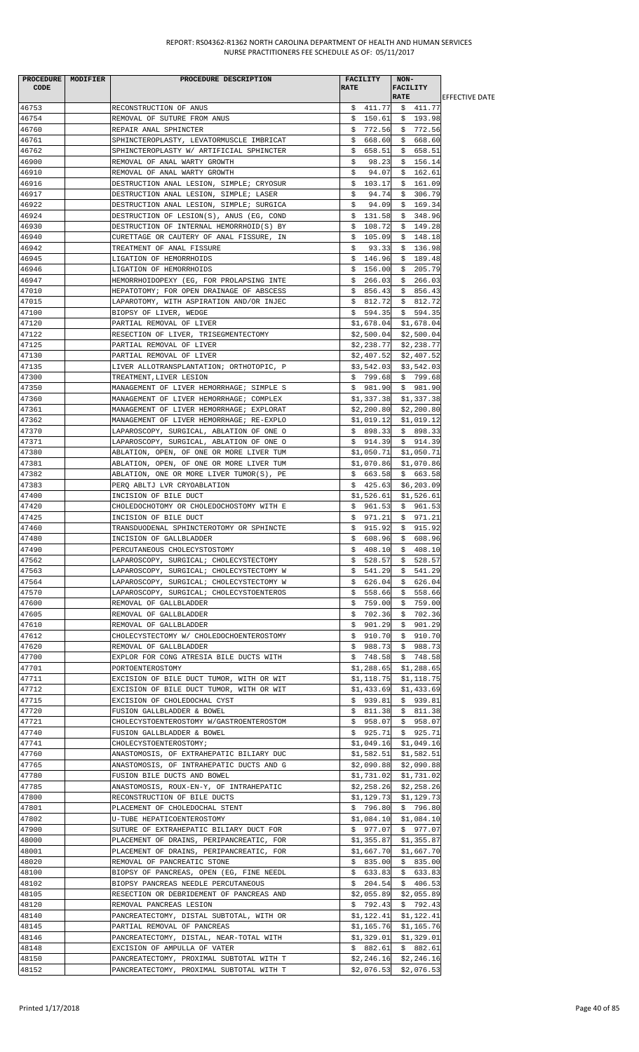REPORT: RS04362-R1362 NORTH CAROLINA DEPARTMENT OF HEALTH AND HUMAN SERVICES
NURSE PRACTITIONERS FEE SCHEDULE AS OF: 05/11/2017

| PROCEDURE CODE | MODIFIER | PROCEDURE DESCRIPTION | FACILITY RATE | NON-FACILITY RATE | EFFECTIVE DATE |
|---|---|---|---|---|---|
| 46753 | | RECONSTRUCTION OF ANUS | $ 411.77 | $ 411.77 | |
| 46754 | | REMOVAL OF SUTURE FROM ANUS | $ 150.61 | $ 193.98 | |
| 46760 | | REPAIR ANAL SPHINCTER | $ 772.56 | $ 772.56 | |
| 46761 | | SPHINCTEROPLASTY, LEVATORMUSCLE IMBRICAT | $ 668.60 | $ 668.60 | |
| 46762 | | SPHINCTEROPLASTY W/ ARTIFICIAL SPHINCTER | $ 658.51 | $ 658.51 | |
| 46900 | | REMOVAL OF ANAL WARTY GROWTH | $ 98.23 | $ 156.14 | |
| 46910 | | REMOVAL OF ANAL WARTY GROWTH | $ 94.07 | $ 162.61 | |
| 46916 | | DESTRUCTION ANAL LESION, SIMPLE; CRYOSUR | $ 103.17 | $ 161.09 | |
| 46917 | | DESTRUCTION ANAL LESION, SIMPLE; LASER | $ 94.74 | $ 306.79 | |
| 46922 | | DESTRUCTION ANAL LESION, SIMPLE; SURGICA | $ 94.09 | $ 169.34 | |
| 46924 | | DESTRUCTION OF LESION(S), ANUS (EG, COND | $ 131.58 | $ 348.96 | |
| 46930 | | DESTRUCTION OF INTERNAL HEMORRHOID(S) BY | $ 108.72 | $ 149.28 | |
| 46940 | | CURETTAGE OR CAUTERY OF ANAL FISSURE, IN | $ 105.09 | $ 148.18 | |
| 46942 | | TREATMENT OF ANAL FISSURE | $ 93.33 | $ 136.98 | |
| 46945 | | LIGATION OF HEMORRHOIDS | $ 146.96 | $ 189.48 | |
| 46946 | | LIGATION OF HEMORRHOIDS | $ 156.00 | $ 205.79 | |
| 46947 | | HEMORRHOIDOPEXY (EG, FOR PROLAPSING INTE | $ 266.03 | $ 266.03 | |
| 47010 | | HEPATOTOMY; FOR OPEN DRAINAGE OF ABSCESS | $ 856.43 | $ 856.43 | |
| 47015 | | LAPAROTOMY, WITH ASPIRATION AND/OR INJEC | $ 812.72 | $ 812.72 | |
| 47100 | | BIOPSY OF LIVER, WEDGE | $ 594.35 | $ 594.35 | |
| 47120 | | PARTIAL REMOVAL OF LIVER | $1,678.04 | $1,678.04 | |
| 47122 | | RESECTION OF LIVER, TRISEGMENTECTOMY | $2,500.04 | $2,500.04 | |
| 47125 | | PARTIAL REMOVAL OF LIVER | $2,238.77 | $2,238.77 | |
| 47130 | | PARTIAL REMOVAL OF LIVER | $2,407.52 | $2,407.52 | |
| 47135 | | LIVER ALLOTRANSPLANTATION; ORTHOTOPIC, P | $3,542.03 | $3,542.03 | |
| 47300 | | TREATMENT,LIVER LESION | $ 799.68 | $ 799.68 | |
| 47350 | | MANAGEMENT OF LIVER HEMORRHAGE; SIMPLE S | $ 981.90 | $ 981.90 | |
| 47360 | | MANAGEMENT OF LIVER HEMORRHAGE; COMPLEX | $1,337.38 | $1,337.38 | |
| 47361 | | MANAGEMENT OF LIVER HEMORRHAGE; EXPLORAT | $2,200.80 | $2,200.80 | |
| 47362 | | MANAGEMENT OF LIVER HEMORRHAGE; RE-EXPLO | $1,019.12 | $1,019.12 | |
| 47370 | | LAPAROSCOPY, SURGICAL, ABLATION OF ONE O | $ 898.33 | $ 898.33 | |
| 47371 | | LAPAROSCOPY, SURGICAL, ABLATION OF ONE O | $ 914.39 | $ 914.39 | |
| 47380 | | ABLATION, OPEN, OF ONE OR MORE LIVER TUM | $1,050.71 | $1,050.71 | |
| 47381 | | ABLATION, OPEN, OF ONE OR MORE LIVER TUM | $1,070.86 | $1,070.86 | |
| 47382 | | ABLATION, ONE OR MORE LIVER TUMOR(S), PE | $ 663.58 | $ 663.58 | |
| 47383 | | PERQ ABLTJ LVR CRYOABLATION | $ 425.63 | $6,203.09 | |
| 47400 | | INCISION OF BILE DUCT | $1,526.61 | $1,526.61 | |
| 47420 | | CHOLEDOCHOTOMY OR CHOLEDOCHOSTOMY WITH E | $ 961.53 | $ 961.53 | |
| 47425 | | INCISION OF BILE DUCT | $ 971.21 | $ 971.21 | |
| 47460 | | TRANSDUODENAL SPHINCTEROTOMY OR SPHINCTE | $ 915.92 | $ 915.92 | |
| 47480 | | INCISION OF GALLBLADDER | $ 608.96 | $ 608.96 | |
| 47490 | | PERCUTANEOUS CHOLECYSTOSTOMY | $ 408.10 | $ 408.10 | |
| 47562 | | LAPAROSCOPY, SURGICAL; CHOLECYSTECTOMY | $ 528.57 | $ 528.57 | |
| 47563 | | LAPAROSCOPY, SURGICAL; CHOLECYSTECTOMY W | $ 541.29 | $ 541.29 | |
| 47564 | | LAPAROSCOPY, SURGICAL; CHOLECYSTECTOMY W | $ 626.04 | $ 626.04 | |
| 47570 | | LAPAROSCOPY, SURGICAL; CHOLECYSTOENTEROS | $ 558.66 | $ 558.66 | |
| 47600 | | REMOVAL OF GALLBLADDER | $ 759.00 | $ 759.00 | |
| 47605 | | REMOVAL OF GALLBLADDER | $ 702.36 | $ 702.36 | |
| 47610 | | REMOVAL OF GALLBLADDER | $ 901.29 | $ 901.29 | |
| 47612 | | CHOLECYSTECTOMY W/ CHOLEDOCHOENTEROSTOMY | $ 910.70 | $ 910.70 | |
| 47620 | | REMOVAL OF GALLBLADDER | $ 988.73 | $ 988.73 | |
| 47700 | | EXPLOR FOR CONG ATRESIA BILE DUCTS WITH | $ 748.58 | $ 748.58 | |
| 47701 | | PORTOENTEROSTOMY | $1,288.65 | $1,288.65 | |
| 47711 | | EXCISION OF BILE DUCT TUMOR, WITH OR WIT | $1,118.75 | $1,118.75 | |
| 47712 | | EXCISION OF BILE DUCT TUMOR, WITH OR WIT | $1,433.69 | $1,433.69 | |
| 47715 | | EXCISION OF CHOLEDOCHAL CYST | $ 939.81 | $ 939.81 | |
| 47720 | | FUSION GALLBLADDER & BOWEL | $ 811.38 | $ 811.38 | |
| 47721 | | CHOLECYSTOENTEROSTOMY W/GASTROENTEROSTOM | $ 958.07 | $ 958.07 | |
| 47740 | | FUSION GALLBLADDER & BOWEL | $ 925.71 | $ 925.71 | |
| 47741 | | CHOLECYSTOENTEROSTOMY; | $1,049.16 | $1,049.16 | |
| 47760 | | ANASTOMOSIS, OF EXTRAHEPATIC BILIARY DUC | $1,582.51 | $1,582.51 | |
| 47765 | | ANASTOMOSIS, OF INTRAHEPATIC DUCTS AND G | $2,090.88 | $2,090.88 | |
| 47780 | | FUSION BILE DUCTS AND BOWEL | $1,731.02 | $1,731.02 | |
| 47785 | | ANASTOMOSIS, ROUX-EN-Y, OF INTRAHEPATIC | $2,258.26 | $2,258.26 | |
| 47800 | | RECONSTRUCTION OF BILE DUCTS | $1,129.73 | $1,129.73 | |
| 47801 | | PLACEMENT OF CHOLEDOCHAL STENT | $ 796.80 | $ 796.80 | |
| 47802 | | U-TUBE HEPATICOENTEROSTOMY | $1,084.10 | $1,084.10 | |
| 47900 | | SUTURE OF EXTRAHEPATIC BILIARY DUCT FOR | $ 977.07 | $ 977.07 | |
| 48000 | | PLACEMENT OF DRAINS, PERIPANCREATIC, FOR | $1,355.87 | $1,355.87 | |
| 48001 | | PLACEMENT OF DRAINS, PERIPANCREATIC, FOR | $1,667.70 | $1,667.70 | |
| 48020 | | REMOVAL OF PANCREATIC STONE | $ 835.00 | $ 835.00 | |
| 48100 | | BIOPSY OF PANCREAS, OPEN (EG, FINE NEEDL | $ 633.83 | $ 633.83 | |
| 48102 | | BIOPSY PANCREAS NEEDLE PERCUTANEOUS | $ 204.54 | $ 406.53 | |
| 48105 | | RESECTION OR DEBRIDEMENT OF PANCREAS AND | $2,055.89 | $2,055.89 | |
| 48120 | | REMOVAL PANCREAS LESION | $ 792.43 | $ 792.43 | |
| 48140 | | PANCREATECTOMY, DISTAL SUBTOTAL, WITH OR | $1,122.41 | $1,122.41 | |
| 48145 | | PARTIAL REMOVAL OF PANCREAS | $1,165.76 | $1,165.76 | |
| 48146 | | PANCREATECTOMY, DISTAL, NEAR-TOTAL WITH | $1,329.01 | $1,329.01 | |
| 48148 | | EXCISION OF AMPULLA OF VATER | $ 882.61 | $ 882.61 | |
| 48150 | | PANCREATECTOMY, PROXIMAL SUBTOTAL WITH T | $2,246.16 | $2,246.16 | |
| 48152 | | PANCREATECTOMY, PROXIMAL SUBTOTAL WITH T | $2,076.53 | $2,076.53 | |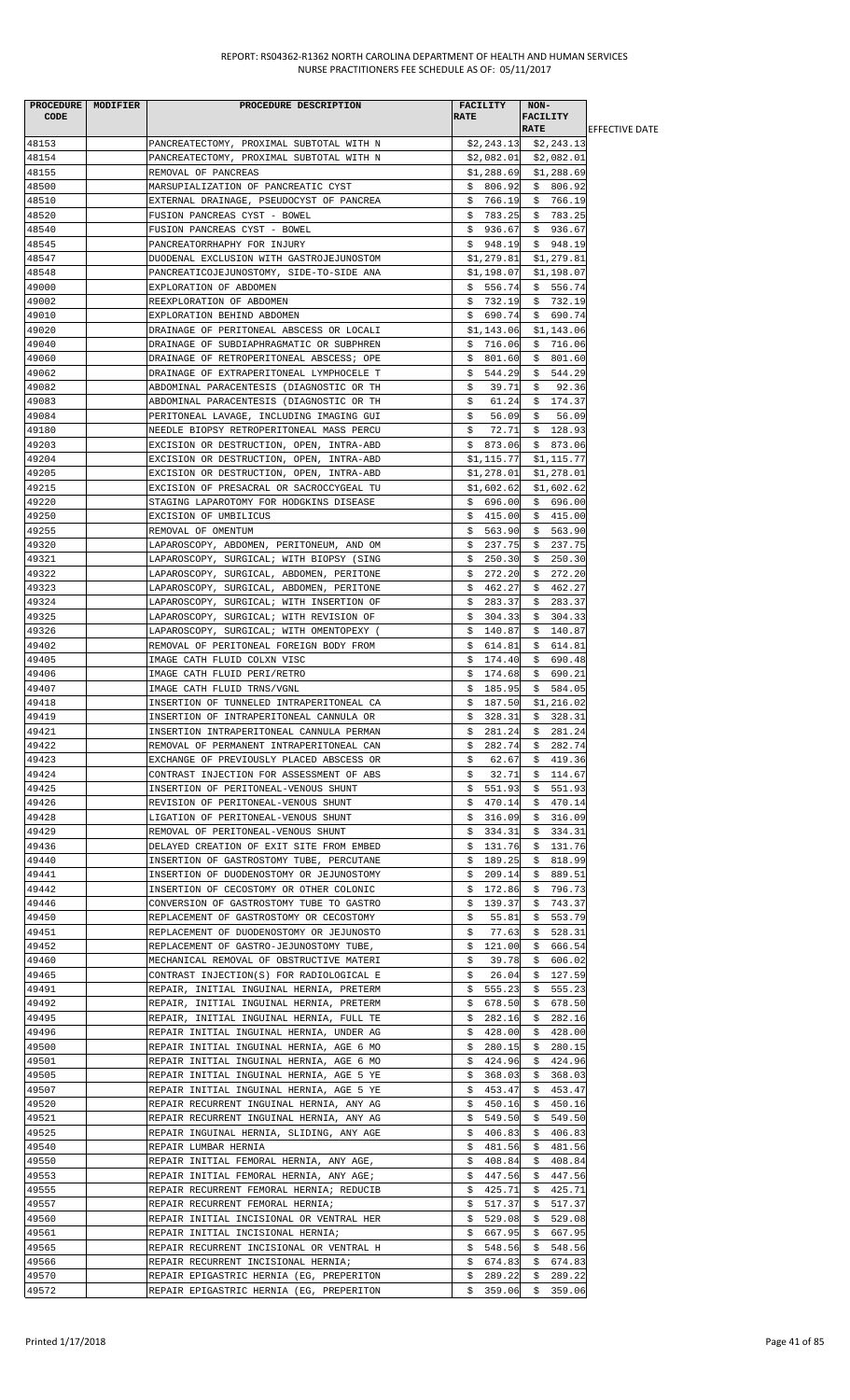| PROCEDURE CODE | MODIFIER | PROCEDURE DESCRIPTION | FACILITY RATE | NON-FACILITY RATE | EFFECTIVE DATE |
|---|---|---|---|---|---|
| 48153 | | PANCREATECTOMY, PROXIMAL SUBTOTAL WITH N | $2,243.13 | $2,243.13 | |
| 48154 | | PANCREATECTOMY, PROXIMAL SUBTOTAL WITH N | $2,082.01 | $2,082.01 | |
| 48155 | | REMOVAL OF PANCREAS | $1,288.69 | $1,288.69 | |
| 48500 | | MARSUPIALIZATION OF PANCREATIC CYST | $ 806.92 | $ 806.92 | |
| 48510 | | EXTERNAL DRAINAGE, PSEUDOCYST OF PANCREA | $ 766.19 | $ 766.19 | |
| 48520 | | FUSION PANCREAS CYST - BOWEL | $ 783.25 | $ 783.25 | |
| 48540 | | FUSION PANCREAS CYST - BOWEL | $ 936.67 | $ 936.67 | |
| 48545 | | PANCREATORRHAPHY FOR INJURY | $ 948.19 | $ 948.19 | |
| 48547 | | DUODENAL EXCLUSION WITH GASTROJEJUNOSTOM | $1,279.81 | $1,279.81 | |
| 48548 | | PANCREATICOJEJUNOSTOMY, SIDE-TO-SIDE ANA | $1,198.07 | $1,198.07 | |
| 49000 | | EXPLORATION OF ABDOMEN | $ 556.74 | $ 556.74 | |
| 49002 | | REEXPLORATION OF ABDOMEN | $ 732.19 | $ 732.19 | |
| 49010 | | EXPLORATION BEHIND ABDOMEN | $ 690.74 | $ 690.74 | |
| 49020 | | DRAINAGE OF PERITONEAL ABSCESS OR LOCALI | $1,143.06 | $1,143.06 | |
| 49040 | | DRAINAGE OF SUBDIAPHRAGMATIC OR SUBPHREN | $ 716.06 | $ 716.06 | |
| 49060 | | DRAINAGE OF RETROPERITONEAL ABSCESS; OPE | $ 801.60 | $ 801.60 | |
| 49062 | | DRAINAGE OF EXTRAPERITONEAL LYMPHOCELE T | $ 544.29 | $ 544.29 | |
| 49082 | | ABDOMINAL PARACENTESIS (DIAGNOSTIC OR TH | $ 39.71 | $ 92.36 | |
| 49083 | | ABDOMINAL PARACENTESIS (DIAGNOSTIC OR TH | $ 61.24 | $ 174.37 | |
| 49084 | | PERITONEAL LAVAGE, INCLUDING IMAGING GUI | $ 56.09 | $ 56.09 | |
| 49180 | | NEEDLE BIOPSY RETROPERITONEAL MASS PERCU | $ 72.71 | $ 128.93 | |
| 49203 | | EXCISION OR DESTRUCTION, OPEN, INTRA-ABD | $ 873.06 | $ 873.06 | |
| 49204 | | EXCISION OR DESTRUCTION, OPEN, INTRA-ABD | $1,115.77 | $1,115.77 | |
| 49205 | | EXCISION OR DESTRUCTION, OPEN, INTRA-ABD | $1,278.01 | $1,278.01 | |
| 49215 | | EXCISION OF PRESACRAL OR SACROCCYGEAL TU | $1,602.62 | $1,602.62 | |
| 49220 | | STAGING LAPAROTOMY FOR HODGKINS DISEASE | $ 696.00 | $ 696.00 | |
| 49250 | | EXCISION OF UMBILICUS | $ 415.00 | $ 415.00 | |
| 49255 | | REMOVAL OF OMENTUM | $ 563.90 | $ 563.90 | |
| 49320 | | LAPAROSCOPY, ABDOMEN, PERITONEUM, AND OM | $ 237.75 | $ 237.75 | |
| 49321 | | LAPAROSCOPY, SURGICAL; WITH BIOPSY (SING | $ 250.30 | $ 250.30 | |
| 49322 | | LAPAROSCOPY, SURGICAL, ABDOMEN, PERITONE | $ 272.20 | $ 272.20 | |
| 49323 | | LAPAROSCOPY, SURGICAL, ABDOMEN, PERITONE | $ 462.27 | $ 462.27 | |
| 49324 | | LAPAROSCOPY, SURGICAL; WITH INSERTION OF | $ 283.37 | $ 283.37 | |
| 49325 | | LAPAROSCOPY, SURGICAL; WITH REVISION OF | $ 304.33 | $ 304.33 | |
| 49326 | | LAPAROSCOPY, SURGICAL; WITH OMENTOPEXY ( | $ 140.87 | $ 140.87 | |
| 49402 | | REMOVAL OF PERITONEAL FOREIGN BODY FROM | $ 614.81 | $ 614.81 | |
| 49405 | | IMAGE CATH FLUID COLXN VISC | $ 174.40 | $ 690.48 | |
| 49406 | | IMAGE CATH FLUID PERI/RETRO | $ 174.68 | $ 690.21 | |
| 49407 | | IMAGE CATH FLUID TRNS/VGNL | $ 185.95 | $ 584.05 | |
| 49418 | | INSERTION OF TUNNELED INTRAPERITONEAL CA | $ 187.50 | $1,216.02 | |
| 49419 | | INSERTION OF INTRAPERITONEAL CANNULA OR | $ 328.31 | $ 328.31 | |
| 49421 | | INSERTION INTRAPERITONEAL CANNULA PERMAN | $ 281.24 | $ 281.24 | |
| 49422 | | REMOVAL OF PERMANENT INTRAPERITONEAL CAN | $ 282.74 | $ 282.74 | |
| 49423 | | EXCHANGE OF PREVIOUSLY PLACED ABSCESS OR | $ 62.67 | $ 419.36 | |
| 49424 | | CONTRAST INJECTION FOR ASSESSMENT OF ABS | $ 32.71 | $ 114.67 | |
| 49425 | | INSERTION OF PERITONEAL-VENOUS SHUNT | $ 551.93 | $ 551.93 | |
| 49426 | | REVISION OF PERITONEAL-VENOUS SHUNT | $ 470.14 | $ 470.14 | |
| 49428 | | LIGATION OF PERITONEAL-VENOUS SHUNT | $ 316.09 | $ 316.09 | |
| 49429 | | REMOVAL OF PERITONEAL-VENOUS SHUNT | $ 334.31 | $ 334.31 | |
| 49436 | | DELAYED CREATION OF EXIT SITE FROM EMBED | $ 131.76 | $ 131.76 | |
| 49440 | | INSERTION OF GASTROSTOMY TUBE, PERCUTANE | $ 189.25 | $ 818.99 | |
| 49441 | | INSERTION OF DUODENOSTOMY OR JEJUNOSTOMY | $ 209.14 | $ 889.51 | |
| 49442 | | INSERTION OF CECOSTOMY OR OTHER COLONIC | $ 172.86 | $ 796.73 | |
| 49446 | | CONVERSION OF GASTROSTOMY TUBE TO GASTRO | $ 139.37 | $ 743.37 | |
| 49450 | | REPLACEMENT OF GASTROSTOMY OR CECOSTOMY | $ 55.81 | $ 553.79 | |
| 49451 | | REPLACEMENT OF DUODENOSTOMY OR JEJUNOSTO | $ 77.63 | $ 528.31 | |
| 49452 | | REPLACEMENT OF GASTRO-JEJUNOSTOMY TUBE, | $ 121.00 | $ 666.54 | |
| 49460 | | MECHANICAL REMOVAL OF OBSTRUCTIVE MATERI | $ 39.78 | $ 606.02 | |
| 49465 | | CONTRAST INJECTION(S) FOR RADIOLOGICAL E | $ 26.04 | $ 127.59 | |
| 49491 | | REPAIR, INITIAL INGUINAL HERNIA, PRETERM | $ 555.23 | $ 555.23 | |
| 49492 | | REPAIR, INITIAL INGUINAL HERNIA, PRETERM | $ 678.50 | $ 678.50 | |
| 49495 | | REPAIR, INITIAL INGUINAL HERNIA, FULL TE | $ 282.16 | $ 282.16 | |
| 49496 | | REPAIR INITIAL INGUINAL HERNIA, UNDER AG | $ 428.00 | $ 428.00 | |
| 49500 | | REPAIR INITIAL INGUINAL HERNIA, AGE 6 MO | $ 280.15 | $ 280.15 | |
| 49501 | | REPAIR INITIAL INGUINAL HERNIA, AGE 6 MO | $ 424.96 | $ 424.96 | |
| 49505 | | REPAIR INITIAL INGUINAL HERNIA, AGE 5 YE | $ 368.03 | $ 368.03 | |
| 49507 | | REPAIR INITIAL INGUINAL HERNIA, AGE 5 YE | $ 453.47 | $ 453.47 | |
| 49520 | | REPAIR RECURRENT INGUINAL HERNIA, ANY AG | $ 450.16 | $ 450.16 | |
| 49521 | | REPAIR RECURRENT INGUINAL HERNIA, ANY AG | $ 549.50 | $ 549.50 | |
| 49525 | | REPAIR INGUINAL HERNIA, SLIDING, ANY AGE | $ 406.83 | $ 406.83 | |
| 49540 | | REPAIR LUMBAR HERNIA | $ 481.56 | $ 481.56 | |
| 49550 | | REPAIR INITIAL FEMORAL HERNIA, ANY AGE, | $ 408.84 | $ 408.84 | |
| 49553 | | REPAIR INITIAL FEMORAL HERNIA, ANY AGE; | $ 447.56 | $ 447.56 | |
| 49555 | | REPAIR RECURRENT FEMORAL HERNIA; REDUCIB | $ 425.71 | $ 425.71 | |
| 49557 | | REPAIR RECURRENT FEMORAL HERNIA; | $ 517.37 | $ 517.37 | |
| 49560 | | REPAIR INITIAL INCISIONAL OR VENTRAL HER | $ 529.08 | $ 529.08 | |
| 49561 | | REPAIR INITIAL INCISIONAL HERNIA; | $ 667.95 | $ 667.95 | |
| 49565 | | REPAIR RECURRENT INCISIONAL OR VENTRAL H | $ 548.56 | $ 548.56 | |
| 49566 | | REPAIR RECURRENT INCISIONAL HERNIA; | $ 674.83 | $ 674.83 | |
| 49570 | | REPAIR EPIGASTRIC HERNIA (EG, PREPERITON | $ 289.22 | $ 289.22 | |
| 49572 | | REPAIR EPIGASTRIC HERNIA (EG, PREPERITON | $ 359.06 | $ 359.06 | |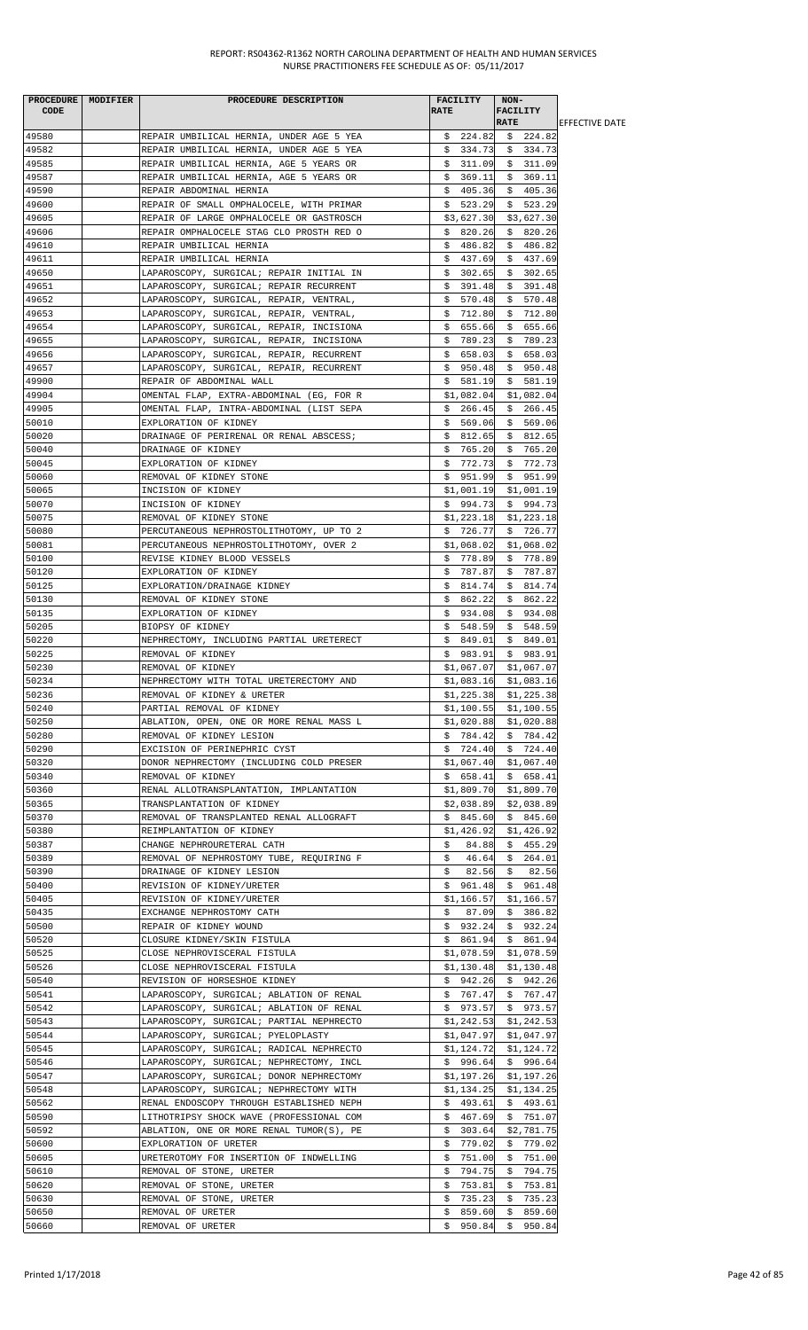| PROCEDURE CODE | MODIFIER | PROCEDURE DESCRIPTION | FACILITY RATE | NON-FACILITY RATE | EFFECTIVE DATE |
|---|---|---|---|---|---|
| 49580 | | REPAIR UMBILICAL HERNIA, UNDER AGE 5 YEA | $ 224.82 | $ 224.82 | |
| 49582 | | REPAIR UMBILICAL HERNIA, UNDER AGE 5 YEA | $ 334.73 | $ 334.73 | |
| 49585 | | REPAIR UMBILICAL HERNIA, AGE 5 YEARS OR | $ 311.09 | $ 311.09 | |
| 49587 | | REPAIR UMBILICAL HERNIA, AGE 5 YEARS OR | $ 369.11 | $ 369.11 | |
| 49590 | | REPAIR ABDOMINAL HERNIA | $ 405.36 | $ 405.36 | |
| 49600 | | REPAIR OF SMALL OMPHALOCELE, WITH PRIMAR | $ 523.29 | $ 523.29 | |
| 49605 | | REPAIR OF LARGE OMPHALOCELE OR GASTROSCH | $3,627.30 | $3,627.30 | |
| 49606 | | REPAIR OMPHALOCELE STAG CLO PROSTH RED O | $ 820.26 | $ 820.26 | |
| 49610 | | REPAIR UMBILICAL HERNIA | $ 486.82 | $ 486.82 | |
| 49611 | | REPAIR UMBILICAL HERNIA | $ 437.69 | $ 437.69 | |
| 49650 | | LAPAROSCOPY, SURGICAL; REPAIR INITIAL IN | $ 302.65 | $ 302.65 | |
| 49651 | | LAPAROSCOPY, SURGICAL; REPAIR RECURRENT | $ 391.48 | $ 391.48 | |
| 49652 | | LAPAROSCOPY, SURGICAL, REPAIR, VENTRAL, | $ 570.48 | $ 570.48 | |
| 49653 | | LAPAROSCOPY, SURGICAL, REPAIR, VENTRAL, | $ 712.80 | $ 712.80 | |
| 49654 | | LAPAROSCOPY, SURGICAL, REPAIR, INCISIONA | $ 655.66 | $ 655.66 | |
| 49655 | | LAPAROSCOPY, SURGICAL, REPAIR, INCISIONA | $ 789.23 | $ 789.23 | |
| 49656 | | LAPAROSCOPY, SURGICAL, REPAIR, RECURRENT | $ 658.03 | $ 658.03 | |
| 49657 | | LAPAROSCOPY, SURGICAL, REPAIR, RECURRENT | $ 950.48 | $ 950.48 | |
| 49900 | | REPAIR OF ABDOMINAL WALL | $ 581.19 | $ 581.19 | |
| 49904 | | OMENTAL FLAP, EXTRA-ABDOMINAL (EG, FOR R | $1,082.04 | $1,082.04 | |
| 49905 | | OMENTAL FLAP, INTRA-ABDOMINAL (LIST SEPA | $ 266.45 | $ 266.45 | |
| 50010 | | EXPLORATION OF KIDNEY | $ 569.06 | $ 569.06 | |
| 50020 | | DRAINAGE OF PERIRENAL OR RENAL ABSCESS; | $ 812.65 | $ 812.65 | |
| 50040 | | DRAINAGE OF KIDNEY | $ 765.20 | $ 765.20 | |
| 50045 | | EXPLORATION OF KIDNEY | $ 772.73 | $ 772.73 | |
| 50060 | | REMOVAL OF KIDNEY STONE | $ 951.99 | $ 951.99 | |
| 50065 | | INCISION OF KIDNEY | $1,001.19 | $1,001.19 | |
| 50070 | | INCISION OF KIDNEY | $ 994.73 | $ 994.73 | |
| 50075 | | REMOVAL OF KIDNEY STONE | $1,223.18 | $1,223.18 | |
| 50080 | | PERCUTANEOUS NEPHROSTOLITHOTOMY, UP TO 2 | $ 726.77 | $ 726.77 | |
| 50081 | | PERCUTANEOUS NEPHROSTOLITHOTOMY, OVER 2 | $1,068.02 | $1,068.02 | |
| 50100 | | REVISE KIDNEY BLOOD VESSELS | $ 778.89 | $ 778.89 | |
| 50120 | | EXPLORATION OF KIDNEY | $ 787.87 | $ 787.87 | |
| 50125 | | EXPLORATION/DRAINAGE KIDNEY | $ 814.74 | $ 814.74 | |
| 50130 | | REMOVAL OF KIDNEY STONE | $ 862.22 | $ 862.22 | |
| 50135 | | EXPLORATION OF KIDNEY | $ 934.08 | $ 934.08 | |
| 50205 | | BIOPSY OF KIDNEY | $ 548.59 | $ 548.59 | |
| 50220 | | NEPHRECTOMY, INCLUDING PARTIAL URETERECT | $ 849.01 | $ 849.01 | |
| 50225 | | REMOVAL OF KIDNEY | $ 983.91 | $ 983.91 | |
| 50230 | | REMOVAL OF KIDNEY | $1,067.07 | $1,067.07 | |
| 50234 | | NEPHRECTOMY WITH TOTAL URETERECTOMY AND | $1,083.16 | $1,083.16 | |
| 50236 | | REMOVAL OF KIDNEY & URETER | $1,225.38 | $1,225.38 | |
| 50240 | | PARTIAL REMOVAL OF KIDNEY | $1,100.55 | $1,100.55 | |
| 50250 | | ABLATION, OPEN, ONE OR MORE RENAL MASS L | $1,020.88 | $1,020.88 | |
| 50280 | | REMOVAL OF KIDNEY LESION | $ 784.42 | $ 784.42 | |
| 50290 | | EXCISION OF PERINEPHRIC CYST | $ 724.40 | $ 724.40 | |
| 50320 | | DONOR NEPHRECTOMY (INCLUDING COLD PRESER | $1,067.40 | $1,067.40 | |
| 50340 | | REMOVAL OF KIDNEY | $ 658.41 | $ 658.41 | |
| 50360 | | RENAL ALLOTRANSPLANTATION, IMPLANTATION | $1,809.70 | $1,809.70 | |
| 50365 | | TRANSPLANTATION OF KIDNEY | $2,038.89 | $2,038.89 | |
| 50370 | | REMOVAL OF TRANSPLANTED RENAL ALLOGRAFT | $ 845.60 | $ 845.60 | |
| 50380 | | REIMPLANTATION OF KIDNEY | $1,426.92 | $1,426.92 | |
| 50387 | | CHANGE NEPHROURETERAL CATH | $ 84.88 | $ 455.29 | |
| 50389 | | REMOVAL OF NEPHROSTOMY TUBE, REQUIRING F | $ 46.64 | $ 264.01 | |
| 50390 | | DRAINAGE OF KIDNEY LESION | $ 82.56 | $ 82.56 | |
| 50400 | | REVISION OF KIDNEY/URETER | $ 961.48 | $ 961.48 | |
| 50405 | | REVISION OF KIDNEY/URETER | $1,166.57 | $1,166.57 | |
| 50435 | | EXCHANGE NEPHROSTOMY CATH | $ 87.09 | $ 386.82 | |
| 50500 | | REPAIR OF KIDNEY WOUND | $ 932.24 | $ 932.24 | |
| 50520 | | CLOSURE KIDNEY/SKIN FISTULA | $ 861.94 | $ 861.94 | |
| 50525 | | CLOSE NEPHROVISCERAL FISTULA | $1,078.59 | $1,078.59 | |
| 50526 | | CLOSE NEPHROVISCERAL FISTULA | $1,130.48 | $1,130.48 | |
| 50540 | | REVISION OF HORSESHOE KIDNEY | $ 942.26 | $ 942.26 | |
| 50541 | | LAPAROSCOPY, SURGICAL; ABLATION OF RENAL | $ 767.47 | $ 767.47 | |
| 50542 | | LAPAROSCOPY, SURGICAL; ABLATION OF RENAL | $ 973.57 | $ 973.57 | |
| 50543 | | LAPAROSCOPY, SURGICAL; PARTIAL NEPHRECTO | $1,242.53 | $1,242.53 | |
| 50544 | | LAPAROSCOPY, SURGICAL; PYELOPLASTY | $1,047.97 | $1,047.97 | |
| 50545 | | LAPAROSCOPY, SURGICAL; RADICAL NEPHRECTO | $1,124.72 | $1,124.72 | |
| 50546 | | LAPAROSCOPY, SURGICAL; NEPHRECTOMY, INCL | $ 996.64 | $ 996.64 | |
| 50547 | | LAPAROSCOPY, SURGICAL; DONOR NEPHRECTOMY | $1,197.26 | $1,197.26 | |
| 50548 | | LAPAROSCOPY, SURGICAL; NEPHRECTOMY WITH | $1,134.25 | $1,134.25 | |
| 50562 | | RENAL ENDOSCOPY THROUGH ESTABLISHED NEPH | $ 493.61 | $ 493.61 | |
| 50590 | | LITHOTRIPSY SHOCK WAVE (PROFESSIONAL COM | $ 467.69 | $ 751.07 | |
| 50592 | | ABLATION, ONE OR MORE RENAL TUMOR(S), PE | $ 303.64 | $2,781.75 | |
| 50600 | | EXPLORATION OF URETER | $ 779.02 | $ 779.02 | |
| 50605 | | URETEROTOMY FOR INSERTION OF INDWELLING | $ 751.00 | $ 751.00 | |
| 50610 | | REMOVAL OF STONE, URETER | $ 794.75 | $ 794.75 | |
| 50620 | | REMOVAL OF STONE, URETER | $ 753.81 | $ 753.81 | |
| 50630 | | REMOVAL OF STONE, URETER | $ 735.23 | $ 735.23 | |
| 50650 | | REMOVAL OF URETER | $ 859.60 | $ 859.60 | |
| 50660 | | REMOVAL OF URETER | $ 950.84 | $ 950.84 | |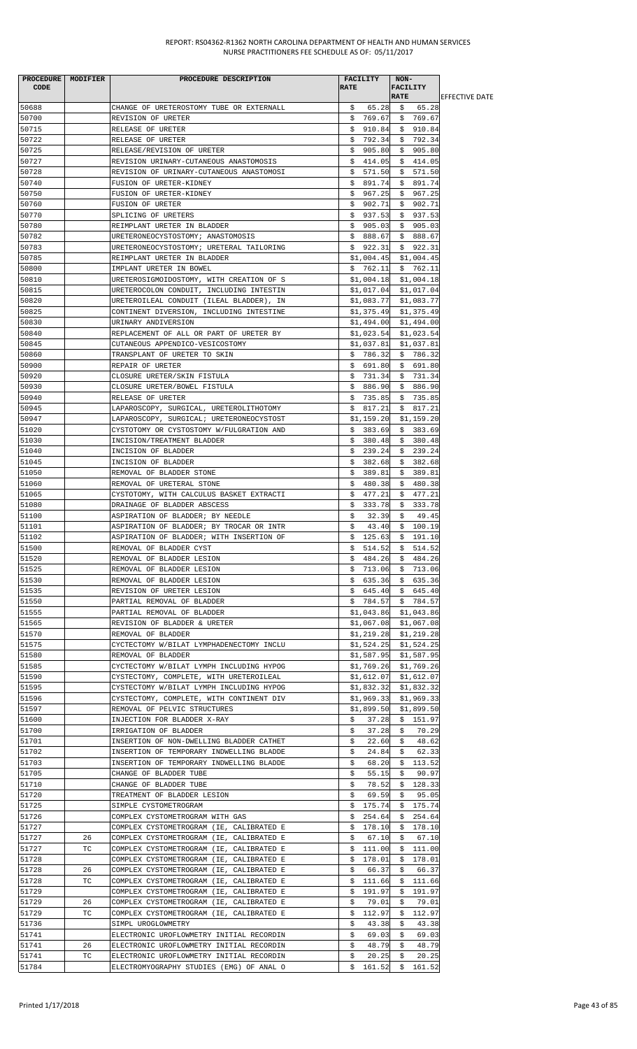REPORT: RS04362-R1362 NORTH CAROLINA DEPARTMENT OF HEALTH AND HUMAN SERVICES
NURSE PRACTITIONERS FEE SCHEDULE AS OF: 05/11/2017

| PROCEDURE CODE | MODIFIER | PROCEDURE DESCRIPTION | FACILITY RATE | NON-FACILITY RATE | EFFECTIVE DATE |
|---|---|---|---|---|---|
| 50688 | | CHANGE OF URETEROSTOMY TUBE OR EXTERNALL | $ 65.28 | $ 65.28 | |
| 50700 | | REVISION OF URETER | $ 769.67 | $ 769.67 | |
| 50715 | | RELEASE OF URETER | $ 910.84 | $ 910.84 | |
| 50722 | | RELEASE OF URETER | $ 792.34 | $ 792.34 | |
| 50725 | | RELEASE/REVISION OF URETER | $ 905.80 | $ 905.80 | |
| 50727 | | REVISION URINARY-CUTANEOUS ANASTOMOSIS | $ 414.05 | $ 414.05 | |
| 50728 | | REVISION OF URINARY-CUTANEOUS ANASTOMOSI | $ 571.50 | $ 571.50 | |
| 50740 | | FUSION OF URETER-KIDNEY | $ 891.74 | $ 891.74 | |
| 50750 | | FUSION OF URETER-KIDNEY | $ 967.25 | $ 967.25 | |
| 50760 | | FUSION OF URETER | $ 902.71 | $ 902.71 | |
| 50770 | | SPLICING OF URETERS | $ 937.53 | $ 937.53 | |
| 50780 | | REIMPLANT URETER IN BLADDER | $ 905.03 | $ 905.03 | |
| 50782 | | URETERONEOCYSTOSTOMY; ANASTOMOSIS | $ 888.67 | $ 888.67 | |
| 50783 | | URETERONEOCYSTOSTOMY; URETERAL TAILORING | $ 922.31 | $ 922.31 | |
| 50785 | | REIMPLANT URETER IN BLADDER | $1,004.45 | $1,004.45 | |
| 50800 | | IMPLANT URETER IN BOWEL | $ 762.11 | $ 762.11 | |
| 50810 | | URETEROSIGMOIDOSTOMY, WITH CREATION OF S | $1,004.18 | $1,004.18 | |
| 50815 | | URETEROCOLON CONDUIT, INCLUDING INTESTIN | $1,017.04 | $1,017.04 | |
| 50820 | | URETEROILEAL CONDUIT (ILEAL BLADDER), IN | $1,083.77 | $1,083.77 | |
| 50825 | | CONTINENT DIVERSION, INCLUDING INTESTINE | $1,375.49 | $1,375.49 | |
| 50830 | | URINARY ANDIVERSION | $1,494.00 | $1,494.00 | |
| 50840 | | REPLACEMENT OF ALL OR PART OF URETER BY | $1,023.54 | $1,023.54 | |
| 50845 | | CUTANEOUS APPENDICO-VESICOSTOMY | $1,037.81 | $1,037.81 | |
| 50860 | | TRANSPLANT OF URETER TO SKIN | $ 786.32 | $ 786.32 | |
| 50900 | | REPAIR OF URETER | $ 691.80 | $ 691.80 | |
| 50920 | | CLOSURE URETER/SKIN FISTULA | $ 731.34 | $ 731.34 | |
| 50930 | | CLOSURE URETER/BOWEL FISTULA | $ 886.90 | $ 886.90 | |
| 50940 | | RELEASE OF URETER | $ 735.85 | $ 735.85 | |
| 50945 | | LAPAROSCOPY, SURGICAL, URETEROLITHOTOMY | $ 817.21 | $ 817.21 | |
| 50947 | | LAPAROSCOPY, SURGICAL; URETERONEOCYSTOST | $1,159.20 | $1,159.20 | |
| 51020 | | CYSTOTOMY OR CYSTOSTOMY W/FULGRATION AND | $ 383.69 | $ 383.69 | |
| 51030 | | INCISION/TREATMENT BLADDER | $ 380.48 | $ 380.48 | |
| 51040 | | INCISION OF BLADDER | $ 239.24 | $ 239.24 | |
| 51045 | | INCISION OF BLADDER | $ 382.68 | $ 382.68 | |
| 51050 | | REMOVAL OF BLADDER STONE | $ 389.81 | $ 389.81 | |
| 51060 | | REMOVAL OF URETERAL STONE | $ 480.38 | $ 480.38 | |
| 51065 | | CYSTOTOMY, WITH CALCULUS BASKET EXTRACTI | $ 477.21 | $ 477.21 | |
| 51080 | | DRAINAGE OF BLADDER ABSCESS | $ 333.78 | $ 333.78 | |
| 51100 | | ASPIRATION OF BLADDER; BY NEEDLE | $ 32.39 | $ 49.45 | |
| 51101 | | ASPIRATION OF BLADDER; BY TROCAR OR INTR | $ 43.40 | $ 100.19 | |
| 51102 | | ASPIRATION OF BLADDER; WITH INSERTION OF | $ 125.63 | $ 191.10 | |
| 51500 | | REMOVAL OF BLADDER CYST | $ 514.52 | $ 514.52 | |
| 51520 | | REMOVAL OF BLADDER LESION | $ 484.26 | $ 484.26 | |
| 51525 | | REMOVAL OF BLADDER LESION | $ 713.06 | $ 713.06 | |
| 51530 | | REMOVAL OF BLADDER LESION | $ 635.36 | $ 635.36 | |
| 51535 | | REVISION OF URETER LESION | $ 645.40 | $ 645.40 | |
| 51550 | | PARTIAL REMOVAL OF BLADDER | $ 784.57 | $ 784.57 | |
| 51555 | | PARTIAL REMOVAL OF BLADDER | $1,043.86 | $1,043.86 | |
| 51565 | | REVISION OF BLADDER & URETER | $1,067.08 | $1,067.08 | |
| 51570 | | REMOVAL OF BLADDER | $1,219.28 | $1,219.28 | |
| 51575 | | CYCTECTOMY W/BILAT LYMPHADENECTOMY INCLU | $1,524.25 | $1,524.25 | |
| 51580 | | REMOVAL OF BLADDER | $1,587.95 | $1,587.95 | |
| 51585 | | CYCTECTOMY W/BILAT LYMPH INCLUDING HYPOG | $1,769.26 | $1,769.26 | |
| 51590 | | CYSTECTOMY, COMPLETE, WITH URETEROILEAL | $1,612.07 | $1,612.07 | |
| 51595 | | CYSTECTOMY W/BILAT LYMPH INCLUDING HYPOG | $1,832.32 | $1,832.32 | |
| 51596 | | CYSTECTOMY, COMPLETE, WITH CONTINENT DIV | $1,969.33 | $1,969.33 | |
| 51597 | | REMOVAL OF PELVIC STRUCTURES | $1,899.50 | $1,899.50 | |
| 51600 | | INJECTION FOR BLADDER X-RAY | $ 37.28 | $ 151.97 | |
| 51700 | | IRRIGATION OF BLADDER | $ 37.28 | $ 70.29 | |
| 51701 | | INSERTION OF NON-DWELLING BLADDER CATHET | $ 22.60 | $ 48.62 | |
| 51702 | | INSERTION OF TEMPORARY INDWELLING BLADDE | $ 24.84 | $ 62.33 | |
| 51703 | | INSERTION OF TEMPORARY INDWELLING BLADDE | $ 68.20 | $ 113.52 | |
| 51705 | | CHANGE OF BLADDER TUBE | $ 55.15 | $ 90.97 | |
| 51710 | | CHANGE OF BLADDER TUBE | $ 78.52 | $ 128.33 | |
| 51720 | | TREATMENT OF BLADDER LESION | $ 69.59 | $ 95.05 | |
| 51725 | | SIMPLE CYSTOMETROGRAM | $ 175.74 | $ 175.74 | |
| 51726 | | COMPLEX CYSTOMETROGRAM WITH GAS | $ 254.64 | $ 254.64 | |
| 51727 | | COMPLEX CYSTOMETROGRAM (IE, CALIBRATED E | $ 178.10 | $ 178.10 | |
| 51727 | 26 | COMPLEX CYSTOMETROGRAM (IE, CALIBRATED E | $ 67.10 | $ 67.10 | |
| 51727 | TC | COMPLEX CYSTOMETROGRAM (IE, CALIBRATED E | $ 111.00 | $ 111.00 | |
| 51728 | | COMPLEX CYSTOMETROGRAM (IE, CALIBRATED E | $ 178.01 | $ 178.01 | |
| 51728 | 26 | COMPLEX CYSTOMETROGRAM (IE, CALIBRATED E | $ 66.37 | $ 66.37 | |
| 51728 | TC | COMPLEX CYSTOMETROGRAM (IE, CALIBRATED E | $ 111.66 | $ 111.66 | |
| 51729 | | COMPLEX CYSTOMETROGRAM (IE, CALIBRATED E | $ 191.97 | $ 191.97 | |
| 51729 | 26 | COMPLEX CYSTOMETROGRAM (IE, CALIBRATED E | $ 79.01 | $ 79.01 | |
| 51729 | TC | COMPLEX CYSTOMETROGRAM (IE, CALIBRATED E | $ 112.97 | $ 112.97 | |
| 51736 | | SIMPL UROGLOWMETRY | $ 43.38 | $ 43.38 | |
| 51741 | | ELECTRONIC UROFLOWMETRY INITIAL RECORDIN | $ 69.03 | $ 69.03 | |
| 51741 | 26 | ELECTRONIC UROFLOWMETRY INITIAL RECORDIN | $ 48.79 | $ 48.79 | |
| 51741 | TC | ELECTRONIC UROFLOWMETRY INITIAL RECORDIN | $ 20.25 | $ 20.25 | |
| 51784 | | ELECTROMYOGRAPHY STUDIES (EMG) OF ANAL O | $ 161.52 | $ 161.52 | |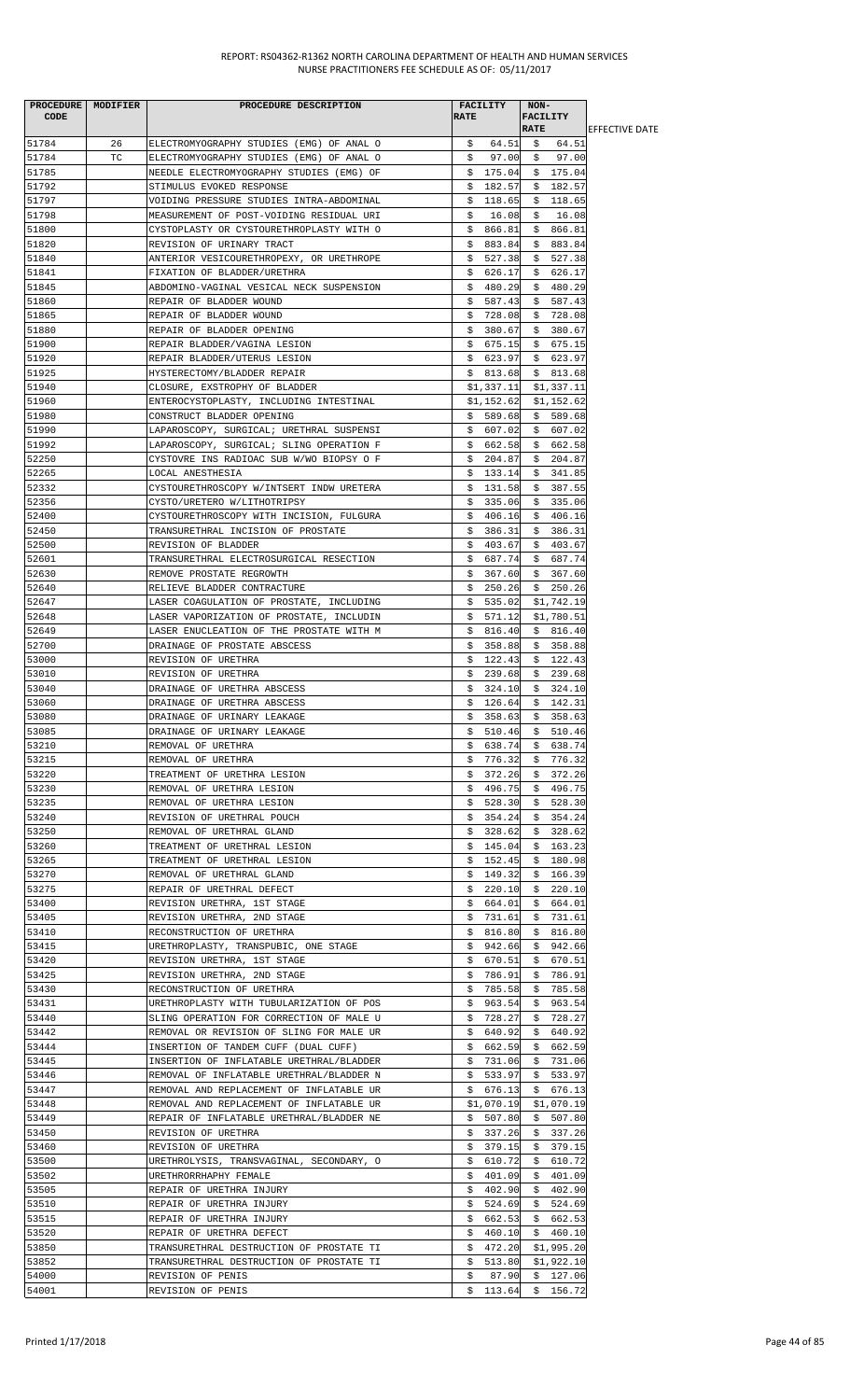REPORT: RS04362-R1362 NORTH CAROLINA DEPARTMENT OF HEALTH AND HUMAN SERVICES
NURSE PRACTITIONERS FEE SCHEDULE AS OF: 05/11/2017

| PROCEDURE CODE | MODIFIER | PROCEDURE DESCRIPTION | FACILITY RATE | NON-FACILITY RATE | EFFECTIVE DATE |
|---|---|---|---|---|---|
| 51784 | 26 | ELECTROMYOGRAPHY STUDIES (EMG) OF ANAL O | $ 64.51 | $ 64.51 | |
| 51784 | TC | ELECTROMYOGRAPHY STUDIES (EMG) OF ANAL O | $ 97.00 | $ 97.00 | |
| 51785 | | NEEDLE ELECTROMYOGRAPHY STUDIES (EMG) OF | $ 175.04 | $ 175.04 | |
| 51792 | | STIMULUS EVOKED RESPONSE | $ 182.57 | $ 182.57 | |
| 51797 | | VOIDING PRESSURE STUDIES INTRA-ABDOMINAL | $ 118.65 | $ 118.65 | |
| 51798 | | MEASUREMENT OF POST-VOIDING RESIDUAL URI | $ 16.08 | $ 16.08 | |
| 51800 | | CYSTOPLASTY OR CYSTOURETHROPLASTY WITH O | $ 866.81 | $ 866.81 | |
| 51820 | | REVISION OF URINARY TRACT | $ 883.84 | $ 883.84 | |
| 51840 | | ANTERIOR VESICOURETHROPEXY, OR URETHROPE | $ 527.38 | $ 527.38 | |
| 51841 | | FIXATION OF BLADDER/URETHRA | $ 626.17 | $ 626.17 | |
| 51845 | | ABDOMINO-VAGINAL VESICAL NECK SUSPENSION | $ 480.29 | $ 480.29 | |
| 51860 | | REPAIR OF BLADDER WOUND | $ 587.43 | $ 587.43 | |
| 51865 | | REPAIR OF BLADDER WOUND | $ 728.08 | $ 728.08 | |
| 51880 | | REPAIR OF BLADDER OPENING | $ 380.67 | $ 380.67 | |
| 51900 | | REPAIR BLADDER/VAGINA LESION | $ 675.15 | $ 675.15 | |
| 51920 | | REPAIR BLADDER/UTERUS LESION | $ 623.97 | $ 623.97 | |
| 51925 | | HYSTERECTOMY/BLADDER REPAIR | $ 813.68 | $ 813.68 | |
| 51940 | | CLOSURE, EXSTROPHY OF BLADDER | $1,337.11 | $1,337.11 | |
| 51960 | | ENTEROCYSTOPLASTY, INCLUDING INTESTINAL | $1,152.62 | $1,152.62 | |
| 51980 | | CONSTRUCT BLADDER OPENING | $ 589.68 | $ 589.68 | |
| 51990 | | LAPAROSCOPY, SURGICAL; URETHRAL SUSPENSI | $ 607.02 | $ 607.02 | |
| 51992 | | LAPAROSCOPY, SURGICAL; SLING OPERATION F | $ 662.58 | $ 662.58 | |
| 52250 | | CYSTOVRE INS RADIOAC SUB W/WO BIOPSY O F | $ 204.87 | $ 204.87 | |
| 52265 | | LOCAL ANESTHESIA | $ 133.14 | $ 341.85 | |
| 52332 | | CYSTOURETHROSCOPY W/INTSERT INDW URETERA | $ 131.58 | $ 387.55 | |
| 52356 | | CYSTO/URETERO W/LITHOTRIPSY | $ 335.06 | $ 335.06 | |
| 52400 | | CYSTOURETHROSCOPY WITH INCISION, FULGURA | $ 406.16 | $ 406.16 | |
| 52450 | | TRANSURETHRAL INCISION OF PROSTATE | $ 386.31 | $ 386.31 | |
| 52500 | | REVISION OF BLADDER | $ 403.67 | $ 403.67 | |
| 52601 | | TRANSURETHRAL ELECTROSURGICAL RESECTION | $ 687.74 | $ 687.74 | |
| 52630 | | REMOVE PROSTATE REGROWTH | $ 367.60 | $ 367.60 | |
| 52640 | | RELIEVE BLADDER CONTRACTURE | $ 250.26 | $ 250.26 | |
| 52647 | | LASER COAGULATION OF PROSTATE, INCLUDING | $ 535.02 | $1,742.19 | |
| 52648 | | LASER VAPORIZATION OF PROSTATE, INCLUDIN | $ 571.12 | $1,780.51 | |
| 52649 | | LASER ENUCLEATION OF THE PROSTATE WITH M | $ 816.40 | $ 816.40 | |
| 52700 | | DRAINAGE OF PROSTATE ABSCESS | $ 358.88 | $ 358.88 | |
| 53000 | | REVISION OF URETHRA | $ 122.43 | $ 122.43 | |
| 53010 | | REVISION OF URETHRA | $ 239.68 | $ 239.68 | |
| 53040 | | DRAINAGE OF URETHRA ABSCESS | $ 324.10 | $ 324.10 | |
| 53060 | | DRAINAGE OF URETHRA ABSCESS | $ 126.64 | $ 142.31 | |
| 53080 | | DRAINAGE OF URINARY LEAKAGE | $ 358.63 | $ 358.63 | |
| 53085 | | DRAINAGE OF URINARY LEAKAGE | $ 510.46 | $ 510.46 | |
| 53210 | | REMOVAL OF URETHRA | $ 638.74 | $ 638.74 | |
| 53215 | | REMOVAL OF URETHRA | $ 776.32 | $ 776.32 | |
| 53220 | | TREATMENT OF URETHRA LESION | $ 372.26 | $ 372.26 | |
| 53230 | | REMOVAL OF URETHRA LESION | $ 496.75 | $ 496.75 | |
| 53235 | | REMOVAL OF URETHRA LESION | $ 528.30 | $ 528.30 | |
| 53240 | | REVISION OF URETHRAL POUCH | $ 354.24 | $ 354.24 | |
| 53250 | | REMOVAL OF URETHRAL GLAND | $ 328.62 | $ 328.62 | |
| 53260 | | TREATMENT OF URETHRAL LESION | $ 145.04 | $ 163.23 | |
| 53265 | | TREATMENT OF URETHRAL LESION | $ 152.45 | $ 180.98 | |
| 53270 | | REMOVAL OF URETHRAL GLAND | $ 149.32 | $ 166.39 | |
| 53275 | | REPAIR OF URETHRAL DEFECT | $ 220.10 | $ 220.10 | |
| 53400 | | REVISION URETHRA, 1ST STAGE | $ 664.01 | $ 664.01 | |
| 53405 | | REVISION URETHRA, 2ND STAGE | $ 731.61 | $ 731.61 | |
| 53410 | | RECONSTRUCTION OF URETHRA | $ 816.80 | $ 816.80 | |
| 53415 | | URETHROPLASTY, TRANSPUBIC, ONE STAGE | $ 942.66 | $ 942.66 | |
| 53420 | | REVISION URETHRA, 1ST STAGE | $ 670.51 | $ 670.51 | |
| 53425 | | REVISION URETHRA, 2ND STAGE | $ 786.91 | $ 786.91 | |
| 53430 | | RECONSTRUCTION OF URETHRA | $ 785.58 | $ 785.58 | |
| 53431 | | URETHROPLASTY WITH TUBULARIZATION OF POS | $ 963.54 | $ 963.54 | |
| 53440 | | SLING OPERATION FOR CORRECTION OF MALE U | $ 728.27 | $ 728.27 | |
| 53442 | | REMOVAL OR REVISION OF SLING FOR MALE UR | $ 640.92 | $ 640.92 | |
| 53444 | | INSERTION OF TANDEM CUFF (DUAL CUFF) | $ 662.59 | $ 662.59 | |
| 53445 | | INSERTION OF INFLATABLE URETHRAL/BLADDER | $ 731.06 | $ 731.06 | |
| 53446 | | REMOVAL OF INFLATABLE URETHRAL/BLADDER N | $ 533.97 | $ 533.97 | |
| 53447 | | REMOVAL AND REPLACEMENT OF INFLATABLE UR | $ 676.13 | $ 676.13 | |
| 53448 | | REMOVAL AND REPLACEMENT OF INFLATABLE UR | $1,070.19 | $1,070.19 | |
| 53449 | | REPAIR OF INFLATABLE URETHRAL/BLADDER NE | $ 507.80 | $ 507.80 | |
| 53450 | | REVISION OF URETHRA | $ 337.26 | $ 337.26 | |
| 53460 | | REVISION OF URETHRA | $ 379.15 | $ 379.15 | |
| 53500 | | URETHROLYSIS, TRANSVAGINAL, SECONDARY, O | $ 610.72 | $ 610.72 | |
| 53502 | | URETHRORRHAPHY FEMALE | $ 401.09 | $ 401.09 | |
| 53505 | | REPAIR OF URETHRA INJURY | $ 402.90 | $ 402.90 | |
| 53510 | | REPAIR OF URETHRA INJURY | $ 524.69 | $ 524.69 | |
| 53515 | | REPAIR OF URETHRA INJURY | $ 662.53 | $ 662.53 | |
| 53520 | | REPAIR OF URETHRA DEFECT | $ 460.10 | $ 460.10 | |
| 53850 | | TRANSURETHRAL DESTRUCTION OF PROSTATE TI | $ 472.20 | $1,995.20 | |
| 53852 | | TRANSURETHRAL DESTRUCTION OF PROSTATE TI | $ 513.80 | $1,922.10 | |
| 54000 | | REVISION OF PENIS | $ 87.90 | $ 127.06 | |
| 54001 | | REVISION OF PENIS | $ 113.64 | $ 156.72 | |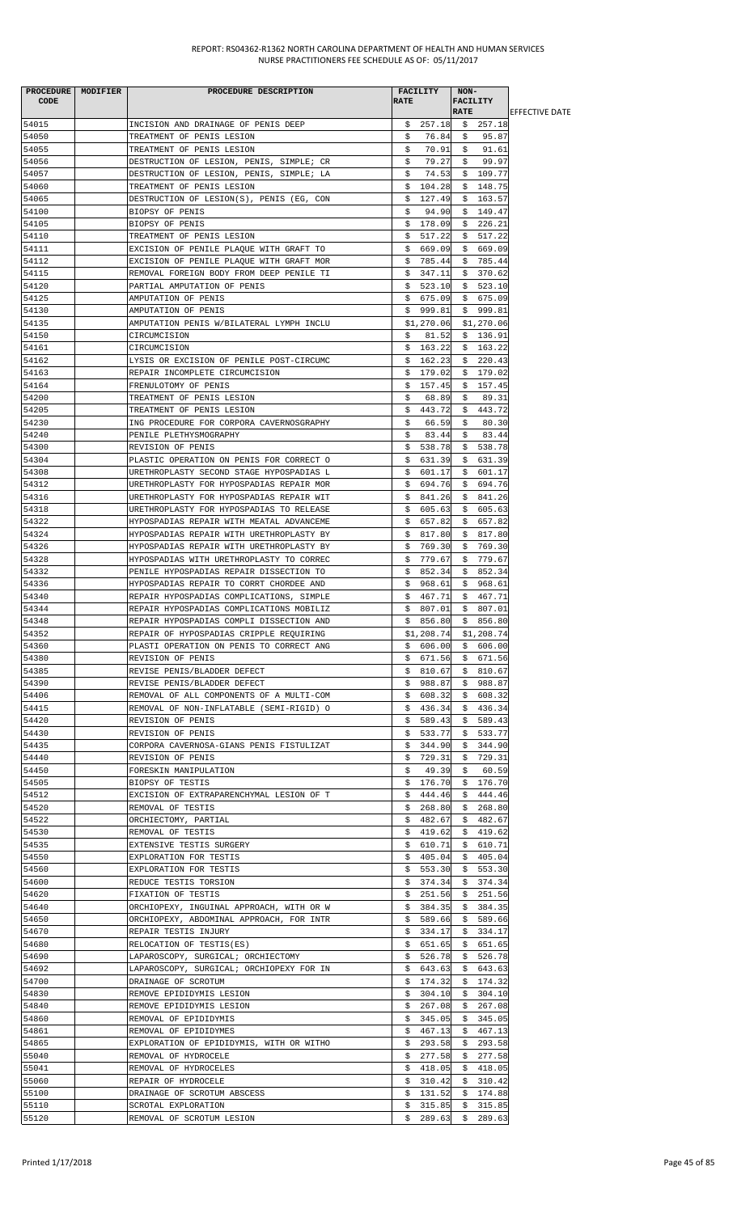REPORT: RS04362-R1362 NORTH CAROLINA DEPARTMENT OF HEALTH AND HUMAN SERVICES
NURSE PRACTITIONERS FEE SCHEDULE AS OF: 05/11/2017

| PROCEDURE CODE | MODIFIER | PROCEDURE DESCRIPTION | FACILITY RATE | NON-FACILITY RATE | EFFECTIVE DATE |
|---|---|---|---|---|---|
| 54015 | | INCISION AND DRAINAGE OF PENIS DEEP | $ 257.18 | $ 257.18 | |
| 54050 | | TREATMENT OF PENIS LESION | $ 76.84 | $ 95.87 | |
| 54055 | | TREATMENT OF PENIS LESION | $ 70.91 | $ 91.61 | |
| 54056 | | DESTRUCTION OF LESION, PENIS, SIMPLE; CR | $ 79.27 | $ 99.97 | |
| 54057 | | DESTRUCTION OF LESION, PENIS, SIMPLE; LA | $ 74.53 | $ 109.77 | |
| 54060 | | TREATMENT OF PENIS LESION | $ 104.28 | $ 148.75 | |
| 54065 | | DESTRUCTION OF LESION(S), PENIS (EG, CON | $ 127.49 | $ 163.57 | |
| 54100 | | BIOPSY OF PENIS | $ 94.90 | $ 149.47 | |
| 54105 | | BIOPSY OF PENIS | $ 178.09 | $ 226.21 | |
| 54110 | | TREATMENT OF PENIS LESION | $ 517.22 | $ 517.22 | |
| 54111 | | EXCISION OF PENILE PLAQUE WITH GRAFT TO | $ 669.09 | $ 669.09 | |
| 54112 | | EXCISION OF PENILE PLAQUE WITH GRAFT MOR | $ 785.44 | $ 785.44 | |
| 54115 | | REMOVAL FOREIGN BODY FROM DEEP PENILE TI | $ 347.11 | $ 370.62 | |
| 54120 | | PARTIAL AMPUTATION OF PENIS | $ 523.10 | $ 523.10 | |
| 54125 | | AMPUTATION OF PENIS | $ 675.09 | $ 675.09 | |
| 54130 | | AMPUTATION OF PENIS | $ 999.81 | $ 999.81 | |
| 54135 | | AMPUTATION PENIS W/BILATERAL LYMPH INCLU | $1,270.06 | $1,270.06 | |
| 54150 | | CIRCUMCISION | $ 81.52 | $ 136.91 | |
| 54161 | | CIRCUMCISION | $ 163.22 | $ 163.22 | |
| 54162 | | LYSIS OR EXCISION OF PENILE POST-CIRCUMC | $ 162.23 | $ 220.43 | |
| 54163 | | REPAIR INCOMPLETE CIRCUMCISION | $ 179.02 | $ 179.02 | |
| 54164 | | FRENULOTOMY OF PENIS | $ 157.45 | $ 157.45 | |
| 54200 | | TREATMENT OF PENIS LESION | $ 68.89 | $ 89.31 | |
| 54205 | | TREATMENT OF PENIS LESION | $ 443.72 | $ 443.72 | |
| 54230 | | ING PROCEDURE FOR CORPORA CAVERNOSGRAPHY | $ 66.59 | $ 80.30 | |
| 54240 | | PENILE PLETHYSMOGRAPHY | $ 83.44 | $ 83.44 | |
| 54300 | | REVISION OF PENIS | $ 538.78 | $ 538.78 | |
| 54304 | | PLASTIC OPERATION ON PENIS FOR CORRECT O | $ 631.39 | $ 631.39 | |
| 54308 | | URETHROPLASTY SECOND STAGE HYPOSPADIAS L | $ 601.17 | $ 601.17 | |
| 54312 | | URETHROPLASTY FOR HYPOSPADIAS REPAIR MOR | $ 694.76 | $ 694.76 | |
| 54316 | | URETHROPLASTY FOR HYPOSPADIAS REPAIR WIT | $ 841.26 | $ 841.26 | |
| 54318 | | URETHROPLASTY FOR HYPOSPADIAS TO RELEASE | $ 605.63 | $ 605.63 | |
| 54322 | | HYPOSPADIAS REPAIR WITH MEATAL ADVANCEME | $ 657.82 | $ 657.82 | |
| 54324 | | HYPOSPADIAS REPAIR WITH URETHROPLASTY BY | $ 817.80 | $ 817.80 | |
| 54326 | | HYPOSPADIAS REPAIR WITH URETHROPLASTY BY | $ 769.30 | $ 769.30 | |
| 54328 | | HYPOSPADIAS WITH URETHROPLASTY TO CORREC | $ 779.67 | $ 779.67 | |
| 54332 | | PENILE HYPOSPADIAS REPAIR DISSECTION TO | $ 852.34 | $ 852.34 | |
| 54336 | | HYPOSPADIAS REPAIR TO CORRT CHORDEE AND | $ 968.61 | $ 968.61 | |
| 54340 | | REPAIR HYPOSPADIAS COMPLICATIONS, SIMPLE | $ 467.71 | $ 467.71 | |
| 54344 | | REPAIR HYPOSPADIAS COMPLICATIONS MOBILIZ | $ 807.01 | $ 807.01 | |
| 54348 | | REPAIR HYPOSPADIAS COMPLI DISSECTION AND | $ 856.80 | $ 856.80 | |
| 54352 | | REPAIR OF HYPOSPADIAS CRIPPLE REQUIRING | $1,208.74 | $1,208.74 | |
| 54360 | | PLASTI OPERATION ON PENIS TO CORRECT ANG | $ 606.00 | $ 606.00 | |
| 54380 | | REVISION OF PENIS | $ 671.56 | $ 671.56 | |
| 54385 | | REVISE PENIS/BLADDER DEFECT | $ 810.67 | $ 810.67 | |
| 54390 | | REVISE PENIS/BLADDER DEFECT | $ 988.87 | $ 988.87 | |
| 54406 | | REMOVAL OF ALL COMPONENTS OF A MULTI-COM | $ 608.32 | $ 608.32 | |
| 54415 | | REMOVAL OF NON-INFLATABLE (SEMI-RIGID) O | $ 436.34 | $ 436.34 | |
| 54420 | | REVISION OF PENIS | $ 589.43 | $ 589.43 | |
| 54430 | | REVISION OF PENIS | $ 533.77 | $ 533.77 | |
| 54435 | | CORPORA CAVERNOSA-GIANS PENIS FISTULIZAT | $ 344.90 | $ 344.90 | |
| 54440 | | REVISION OF PENIS | $ 729.31 | $ 729.31 | |
| 54450 | | FORESKIN MANIPULATION | $ 49.39 | $ 60.59 | |
| 54505 | | BIOPSY OF TESTIS | $ 176.70 | $ 176.70 | |
| 54512 | | EXCISION OF EXTRAPARENCHYMAL LESION OF T | $ 444.46 | $ 444.46 | |
| 54520 | | REMOVAL OF TESTIS | $ 268.80 | $ 268.80 | |
| 54522 | | ORCHIECTOMY, PARTIAL | $ 482.67 | $ 482.67 | |
| 54530 | | REMOVAL OF TESTIS | $ 419.62 | $ 419.62 | |
| 54535 | | EXTENSIVE TESTIS SURGERY | $ 610.71 | $ 610.71 | |
| 54550 | | EXPLORATION FOR TESTIS | $ 405.04 | $ 405.04 | |
| 54560 | | EXPLORATION FOR TESTIS | $ 553.30 | $ 553.30 | |
| 54600 | | REDUCE TESTIS TORSION | $ 374.34 | $ 374.34 | |
| 54620 | | FIXATION OF TESTIS | $ 251.56 | $ 251.56 | |
| 54640 | | ORCHIOPEXY, INGUINAL APPROACH, WITH OR W | $ 384.35 | $ 384.35 | |
| 54650 | | ORCHIOPEXY, ABDOMINAL APPROACH, FOR INTR | $ 589.66 | $ 589.66 | |
| 54670 | | REPAIR TESTIS INJURY | $ 334.17 | $ 334.17 | |
| 54680 | | RELOCATION OF TESTIS(ES) | $ 651.65 | $ 651.65 | |
| 54690 | | LAPAROSCOPY, SURGICAL; ORCHIECTOMY | $ 526.78 | $ 526.78 | |
| 54692 | | LAPAROSCOPY, SURGICAL; ORCHIOPEXY FOR IN | $ 643.63 | $ 643.63 | |
| 54700 | | DRAINAGE OF SCROTUM | $ 174.32 | $ 174.32 | |
| 54830 | | REMOVE EPIDIDYMIS LESION | $ 304.10 | $ 304.10 | |
| 54840 | | REMOVE EPIDIDYMIS LESION | $ 267.08 | $ 267.08 | |
| 54860 | | REMOVAL OF EPIDIDYMIS | $ 345.05 | $ 345.05 | |
| 54861 | | REMOVAL OF EPIDIDYMES | $ 467.13 | $ 467.13 | |
| 54865 | | EXPLORATION OF EPIDIDYMIS, WITH OR WITHO | $ 293.58 | $ 293.58 | |
| 55040 | | REMOVAL OF HYDROCELE | $ 277.58 | $ 277.58 | |
| 55041 | | REMOVAL OF HYDROCELES | $ 418.05 | $ 418.05 | |
| 55060 | | REPAIR OF HYDROCELE | $ 310.42 | $ 310.42 | |
| 55100 | | DRAINAGE OF SCROTUM ABSCESS | $ 131.52 | $ 174.88 | |
| 55110 | | SCROTAL EXPLORATION | $ 315.85 | $ 315.85 | |
| 55120 | | REMOVAL OF SCROTUM LESION | $ 289.63 | $ 289.63 | |

Printed 1/17/2018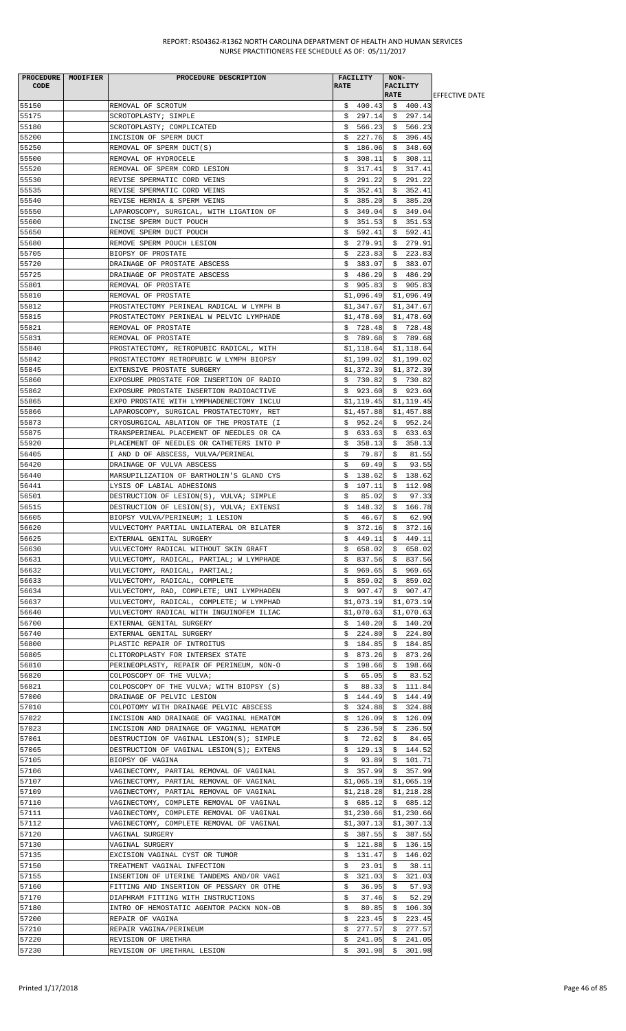| PROCEDURE CODE | MODIFIER | PROCEDURE DESCRIPTION | FACILITY RATE | NON-FACILITY RATE | EFFECTIVE DATE |
|---|---|---|---|---|---|
| 55150 | | REMOVAL OF SCROTUM | $ 400.43 | $ 400.43 | |
| 55175 | | SCROTOPLASTY; SIMPLE | $ 297.14 | $ 297.14 | |
| 55180 | | SCROTOPLASTY; COMPLICATED | $ 566.23 | $ 566.23 | |
| 55200 | | INCISION OF SPERM DUCT | $ 227.76 | $ 396.45 | |
| 55250 | | REMOVAL OF SPERM DUCT(S) | $ 186.06 | $ 348.60 | |
| 55500 | | REMOVAL OF HYDROCELE | $ 308.11 | $ 308.11 | |
| 55520 | | REMOVAL OF SPERM CORD LESION | $ 317.41 | $ 317.41 | |
| 55530 | | REVISE SPERMATIC CORD VEINS | $ 291.22 | $ 291.22 | |
| 55535 | | REVISE SPERMATIC CORD VEINS | $ 352.41 | $ 352.41 | |
| 55540 | | REVISE HERNIA & SPERM VEINS | $ 385.20 | $ 385.20 | |
| 55550 | | LAPAROSCOPY, SURGICAL, WITH LIGATION OF | $ 349.04 | $ 349.04 | |
| 55600 | | INCISE SPERM DUCT POUCH | $ 351.53 | $ 351.53 | |
| 55650 | | REMOVE SPERM DUCT POUCH | $ 592.41 | $ 592.41 | |
| 55680 | | REMOVE SPERM POUCH LESION | $ 279.91 | $ 279.91 | |
| 55705 | | BIOPSY OF PROSTATE | $ 223.83 | $ 223.83 | |
| 55720 | | DRAINAGE OF PROSTATE ABSCESS | $ 383.07 | $ 383.07 | |
| 55725 | | DRAINAGE OF PROSTATE ABSCESS | $ 486.29 | $ 486.29 | |
| 55801 | | REMOVAL OF PROSTATE | $ 905.83 | $ 905.83 | |
| 55810 | | REMOVAL OF PROSTATE | $1,096.49 | $1,096.49 | |
| 55812 | | PROSTATECTOMY PERINEAL RADICAL W LYMPH B | $1,347.67 | $1,347.67 | |
| 55815 | | PROSTATECTOMY PERINEAL W PELVIC LYMPHADE | $1,478.60 | $1,478.60 | |
| 55821 | | REMOVAL OF PROSTATE | $ 728.48 | $ 728.48 | |
| 55831 | | REMOVAL OF PROSTATE | $ 789.68 | $ 789.68 | |
| 55840 | | PROSTATECTOMY, RETROPUBIC RADICAL, WITH | $1,118.64 | $1,118.64 | |
| 55842 | | PROSTATECTOMY RETROPUBIC W LYMPH BIOPSY | $1,199.02 | $1,199.02 | |
| 55845 | | EXTENSIVE PROSTATE SURGERY | $1,372.39 | $1,372.39 | |
| 55860 | | EXPOSURE PROSTATE FOR INSERTION OF RADIO | $ 730.82 | $ 730.82 | |
| 55862 | | EXPOSURE PROSTATE INSERTION RADIOACTIVE | $ 923.60 | $ 923.60 | |
| 55865 | | EXPO PROSTATE WITH LYMPHADENECTOMY INCLU | $1,119.45 | $1,119.45 | |
| 55866 | | LAPAROSCOPY, SURGICAL PROSTATECTOMY, RET | $1,457.88 | $1,457.88 | |
| 55873 | | CRYOSURGICAL ABLATION OF THE PROSTATE (I | $ 952.24 | $ 952.24 | |
| 55875 | | TRANSPERINEAL PLACEMENT OF NEEDLES OR CA | $ 633.63 | $ 633.63 | |
| 55920 | | PLACEMENT OF NEEDLES OR CATHETERS INTO P | $ 358.13 | $ 358.13 | |
| 56405 | | I AND D OF ABSCESS, VULVA/PERINEAL | $ 79.87 | $ 81.55 | |
| 56420 | | DRAINAGE OF VULVA ABSCESS | $ 69.49 | $ 93.55 | |
| 56440 | | MARSUPILIZATION OF BARTHOLIN'S GLAND CYS | $ 138.62 | $ 138.62 | |
| 56441 | | LYSIS OF LABIAL ADHESIONS | $ 107.11 | $ 112.98 | |
| 56501 | | DESTRUCTION OF LESION(S), VULVA; SIMPLE | $ 85.02 | $ 97.33 | |
| 56515 | | DESTRUCTION OF LESION(S), VULVA; EXTENSI | $ 148.32 | $ 166.78 | |
| 56605 | | BIOPSY VULVA/PERINEUM; 1 LESION | $ 46.67 | $ 62.90 | |
| 56620 | | VULVECTOMY PARTIAL UNILATERAL OR BILATER | $ 372.16 | $ 372.16 | |
| 56625 | | EXTERNAL GENITAL SURGERY | $ 449.11 | $ 449.11 | |
| 56630 | | VULVECTOMY RADICAL WITHOUT SKIN GRAFT | $ 658.02 | $ 658.02 | |
| 56631 | | VULVECTOMY, RADICAL, PARTIAL; W LYMPHADE | $ 837.56 | $ 837.56 | |
| 56632 | | VULVECTOMY, RADICAL, PARTIAL; | $ 969.65 | $ 969.65 | |
| 56633 | | VULVECTOMY, RADICAL, COMPLETE | $ 859.02 | $ 859.02 | |
| 56634 | | VULVECTOMY, RAD, COMPLETE; UNI LYMPHADEN | $ 907.47 | $ 907.47 | |
| 56637 | | VULVECTOMY, RADICAL, COMPLETE; W LYMPHAD | $1,073.19 | $1,073.19 | |
| 56640 | | VULVECTOMY RADICAL WITH INGUINOFEM ILIAC | $1,070.63 | $1,070.63 | |
| 56700 | | EXTERNAL GENITAL SURGERY | $ 140.20 | $ 140.20 | |
| 56740 | | EXTERNAL GENITAL SURGERY | $ 224.80 | $ 224.80 | |
| 56800 | | PLASTIC REPAIR OF INTROITUS | $ 184.85 | $ 184.85 | |
| 56805 | | CLITOROPLASTY FOR INTERSEX STATE | $ 873.26 | $ 873.26 | |
| 56810 | | PERINEOPLASTY, REPAIR OF PERINEUM, NON-O | $ 198.66 | $ 198.66 | |
| 56820 | | COLPOSCOPY OF THE VULVA; | $ 65.05 | $ 83.52 | |
| 56821 | | COLPOSCOPY OF THE VULVA; WITH BIOPSY (S) | $ 88.33 | $ 111.84 | |
| 57000 | | DRAINAGE OF PELVIC LESION | $ 144.49 | $ 144.49 | |
| 57010 | | COLPOTOMY WITH DRAINAGE PELVIC ABSCESS | $ 324.88 | $ 324.88 | |
| 57022 | | INCISION AND DRAINAGE OF VAGINAL HEMATOM | $ 126.09 | $ 126.09 | |
| 57023 | | INCISION AND DRAINAGE OF VAGINAL HEMATOM | $ 236.50 | $ 236.50 | |
| 57061 | | DESTRUCTION OF VAGINAL LESION(S); SIMPLE | $ 72.62 | $ 84.65 | |
| 57065 | | DESTRUCTION OF VAGINAL LESION(S); EXTENS | $ 129.13 | $ 144.52 | |
| 57105 | | BIOPSY OF VAGINA | $ 93.89 | $ 101.71 | |
| 57106 | | VAGINECTOMY, PARTIAL REMOVAL OF VAGINAL | $ 357.99 | $ 357.99 | |
| 57107 | | VAGINECTOMY, PARTIAL REMOVAL OF VAGINAL | $1,065.19 | $1,065.19 | |
| 57109 | | VAGINECTOMY, PARTIAL REMOVAL OF VAGINAL | $1,218.28 | $1,218.28 | |
| 57110 | | VAGINECTOMY, COMPLETE REMOVAL OF VAGINAL | $ 685.12 | $ 685.12 | |
| 57111 | | VAGINECTOMY, COMPLETE REMOVAL OF VAGINAL | $1,230.66 | $1,230.66 | |
| 57112 | | VAGINECTOMY, COMPLETE REMOVAL OF VAGINAL | $1,307.13 | $1,307.13 | |
| 57120 | | VAGINAL SURGERY | $ 387.55 | $ 387.55 | |
| 57130 | | VAGINAL SURGERY | $ 121.88 | $ 136.15 | |
| 57135 | | EXCISION VAGINAL CYST OR TUMOR | $ 131.47 | $ 146.02 | |
| 57150 | | TREATMENT VAGINAL INFECTION | $ 23.01 | $ 38.11 | |
| 57155 | | INSERTION OF UTERINE TANDEMS AND/OR VAGI | $ 321.03 | $ 321.03 | |
| 57160 | | FITTING AND INSERTION OF PESSARY OR OTHE | $ 36.95 | $ 57.93 | |
| 57170 | | DIAPHRAM FITTING WITH INSTRUCTIONS | $ 37.46 | $ 52.29 | |
| 57180 | | INTRO OF HEMOSTATIC AGENTOR PACKN NON-OB | $ 80.85 | $ 106.30 | |
| 57200 | | REPAIR OF VAGINA | $ 223.45 | $ 223.45 | |
| 57210 | | REPAIR VAGINA/PERINEUM | $ 277.57 | $ 277.57 | |
| 57220 | | REVISION OF URETHRA | $ 241.05 | $ 241.05 | |
| 57230 | | REVISION OF URETHRAL LESION | $ 301.98 | $ 301.98 | |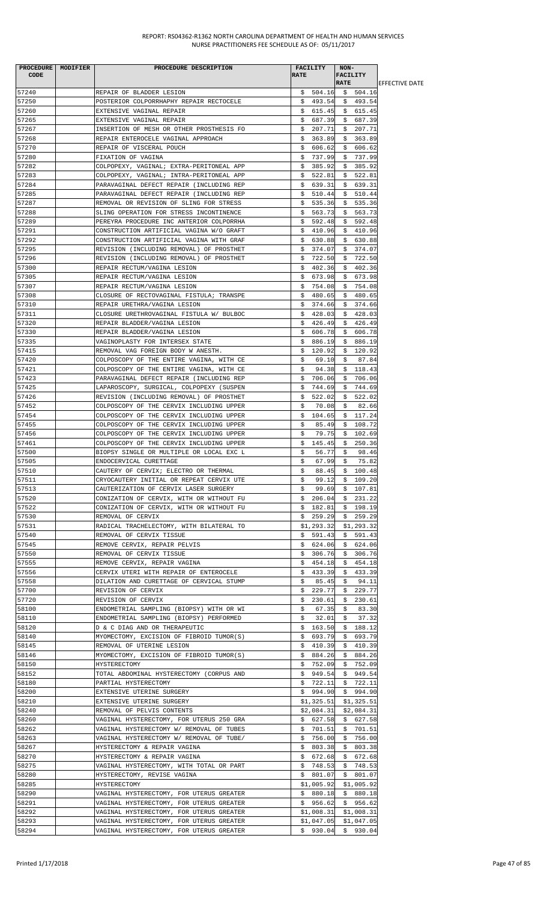| PROCEDURE CODE | MODIFIER | PROCEDURE DESCRIPTION | FACILITY RATE | NON-FACILITY RATE | EFFECTIVE DATE |
|---|---|---|---|---|---|
| 57240 | | REPAIR OF BLADDER LESION | $ 504.16 | $ 504.16 | |
| 57250 | | POSTERIOR COLPORRHAPHY REPAIR RECTOCELE | $ 493.54 | $ 493.54 | |
| 57260 | | EXTENSIVE VAGINAL REPAIR | $ 615.45 | $ 615.45 | |
| 57265 | | EXTENSIVE VAGINAL REPAIR | $ 687.39 | $ 687.39 | |
| 57267 | | INSERTION OF MESH OR OTHER PROSTHESIS FO | $ 207.71 | $ 207.71 | |
| 57268 | | REPAIR ENTEROCELE VAGINAL APPROACH | $ 363.89 | $ 363.89 | |
| 57270 | | REPAIR OF VISCERAL POUCH | $ 606.62 | $ 606.62 | |
| 57280 | | FIXATION OF VAGINA | $ 737.99 | $ 737.99 | |
| 57282 | | COLPOPEXY, VAGINAL; EXTRA-PERITONEAL APP | $ 385.92 | $ 385.92 | |
| 57283 | | COLPOPEXY, VAGINAL; INTRA-PERITONEAL APP | $ 522.81 | $ 522.81 | |
| 57284 | | PARAVAGINAL DEFECT REPAIR (INCLUDING REP | $ 639.31 | $ 639.31 | |
| 57285 | | PARAVAGINAL DEFECT REPAIR (INCLUDING REP | $ 510.44 | $ 510.44 | |
| 57287 | | REMOVAL OR REVISION OF SLING FOR STRESS | $ 535.36 | $ 535.36 | |
| 57288 | | SLING OPERATION FOR STRESS INCONTINENCE | $ 563.73 | $ 563.73 | |
| 57289 | | PEREYRA PROCEDURE INC ANTERIOR COLPORRHA | $ 592.48 | $ 592.48 | |
| 57291 | | CONSTRUCTION ARTIFICIAL VAGINA W/O GRAFT | $ 410.96 | $ 410.96 | |
| 57292 | | CONSTRUCTION ARTIFICIAL VAGINA WITH GRAF | $ 630.88 | $ 630.88 | |
| 57295 | | REVISION (INCLUDING REMOVAL) OF PROSTHET | $ 374.07 | $ 374.07 | |
| 57296 | | REVISION (INCLUDING REMOVAL) OF PROSTHET | $ 722.50 | $ 722.50 | |
| 57300 | | REPAIR RECTUM/VAGINA LESION | $ 402.36 | $ 402.36 | |
| 57305 | | REPAIR RECTUM/VAGINA LESION | $ 673.98 | $ 673.98 | |
| 57307 | | REPAIR RECTUM/VAGINA LESION | $ 754.08 | $ 754.08 | |
| 57308 | | CLOSURE OF RECTOVAGINAL FISTULA; TRANSPE | $ 480.65 | $ 480.65 | |
| 57310 | | REPAIR URETHRA/VAGINA LESION | $ 374.66 | $ 374.66 | |
| 57311 | | CLOSURE URETHROVAGINAL FISTULA W/ BULBOC | $ 428.03 | $ 428.03 | |
| 57320 | | REPAIR BLADDER/VAGINA LESION | $ 426.49 | $ 426.49 | |
| 57330 | | REPAIR BLADDER/VAGINA LESION | $ 606.78 | $ 606.78 | |
| 57335 | | VAGINOPLASTY FOR INTERSEX STATE | $ 886.19 | $ 886.19 | |
| 57415 | | REMOVAL VAG FOREIGN BODY W ANESTH. | $ 120.92 | $ 120.92 | |
| 57420 | | COLPOSCOPY OF THE ENTIRE VAGINA, WITH CE | $ 69.10 | $ 87.84 | |
| 57421 | | COLPOSCOPY OF THE ENTIRE VAGINA, WITH CE | $ 94.38 | $ 118.43 | |
| 57423 | | PARAVAGINAL DEFECT REPAIR (INCLUDING REP | $ 706.06 | $ 706.06 | |
| 57425 | | LAPAROSCOPY, SURGICAL, COLPOPEXY (SUSPEN | $ 744.69 | $ 744.69 | |
| 57426 | | REVISION (INCLUDING REMOVAL) OF PROSTHET | $ 522.02 | $ 522.02 | |
| 57452 | | COLPOSCOPY OF THE CERVIX INCLUDING UPPER | $ 70.08 | $ 82.66 | |
| 57454 | | COLPOSCOPY OF THE CERVIX INCLUDING UPPER | $ 104.65 | $ 117.24 | |
| 57455 | | COLPOSCOPY OF THE CERVIX INCLUDING UPPER | $ 85.49 | $ 108.72 | |
| 57456 | | COLPOSCOPY OF THE CERVIX INCLUDING UPPER | $ 79.75 | $ 102.69 | |
| 57461 | | COLPOSCOPY OF THE CERVIX INCLUDING UPPER | $ 145.45 | $ 250.36 | |
| 57500 | | BIOPSY SINGLE OR MULTIPLE OR LOCAL EXC L | $ 56.77 | $ 98.46 | |
| 57505 | | ENDOCERVICAL CURETTAGE | $ 67.99 | $ 75.82 | |
| 57510 | | CAUTERY OF CERVIX; ELECTRO OR THERMAL | $ 88.45 | $ 100.48 | |
| 57511 | | CRYOCAUTERY INITIAL OR REPEAT CERVIX UTE | $ 99.12 | $ 109.20 | |
| 57513 | | CAUTERIZATION OF CERVIX LASER SURGERY | $ 99.69 | $ 107.81 | |
| 57520 | | CONIZATION OF CERVIX, WITH OR WITHOUT FU | $ 206.04 | $ 231.22 | |
| 57522 | | CONIZATION OF CERVIX, WITH OR WITHOUT FU | $ 182.81 | $ 198.19 | |
| 57530 | | REMOVAL OF CERVIX | $ 259.29 | $ 259.29 | |
| 57531 | | RADICAL TRACHELECTOMY, WITH BILATERAL TO | $1,293.32 | $1,293.32 | |
| 57540 | | REMOVAL OF CERVIX TISSUE | $ 591.43 | $ 591.43 | |
| 57545 | | REMOVE CERVIX, REPAIR PELVIS | $ 624.06 | $ 624.06 | |
| 57550 | | REMOVAL OF CERVIX TISSUE | $ 306.76 | $ 306.76 | |
| 57555 | | REMOVE CERVIX, REPAIR VAGINA | $ 454.18 | $ 454.18 | |
| 57556 | | CERVIX UTERI WITH REPAIR OF ENTEROCELE | $ 433.39 | $ 433.39 | |
| 57558 | | DILATION AND CURETTAGE OF CERVICAL STUMP | $ 85.45 | $ 94.11 | |
| 57700 | | REVISION OF CERVIX | $ 229.77 | $ 229.77 | |
| 57720 | | REVISION OF CERVIX | $ 230.61 | $ 230.61 | |
| 58100 | | ENDOMETRIAL SAMPLING (BIOPSY) WITH OR WI | $ 67.35 | $ 83.30 | |
| 58110 | | ENDOMETRIAL SAMPLING (BIOPSY) PERFORMED | $ 32.01 | $ 37.32 | |
| 58120 | | D & C DIAG AND OR THERAPEUTIC | $ 163.50 | $ 188.12 | |
| 58140 | | MYOMECTOMY, EXCISION OF FIBROID TUMOR(S) | $ 693.79 | $ 693.79 | |
| 58145 | | REMOVAL OF UTERINE LESION | $ 410.39 | $ 410.39 | |
| 58146 | | MYOMECTOMY, EXCISION OF FIBROID TUMOR(S) | $ 884.26 | $ 884.26 | |
| 58150 | | HYSTERECTOMY | $ 752.09 | $ 752.09 | |
| 58152 | | TOTAL ABDOMINAL HYSTERECTOMY (CORPUS AND | $ 949.54 | $ 949.54 | |
| 58180 | | PARTIAL HYSTERECTOMY | $ 722.11 | $ 722.11 | |
| 58200 | | EXTENSIVE UTERINE SURGERY | $ 994.90 | $ 994.90 | |
| 58210 | | EXTENSIVE UTERINE SURGERY | $1,325.51 | $1,325.51 | |
| 58240 | | REMOVAL OF PELVIS CONTENTS | $2,084.31 | $2,084.31 | |
| 58260 | | VAGINAL HYSTERECTOMY, FOR UTERUS 250 GRA | $ 627.58 | $ 627.58 | |
| 58262 | | VAGINAL HYSTERECTOMY W/ REMOVAL OF TUBES | $ 701.51 | $ 701.51 | |
| 58263 | | VAGINAL HYSTERECTOMY W/ REMOVAL OF TUBE/ | $ 756.00 | $ 756.00 | |
| 58267 | | HYSTERECTOMY & REPAIR VAGINA | $ 803.38 | $ 803.38 | |
| 58270 | | HYSTERECTOMY & REPAIR VAGINA | $ 672.68 | $ 672.68 | |
| 58275 | | VAGINAL HYSTERECTOMY, WITH TOTAL OR PART | $ 748.53 | $ 748.53 | |
| 58280 | | HYSTERECTOMY, REVISE VAGINA | $ 801.07 | $ 801.07 | |
| 58285 | | HYSTERECTOMY | $1,005.92 | $1,005.92 | |
| 58290 | | VAGINAL HYSTERECTOMY, FOR UTERUS GREATER | $ 880.18 | $ 880.18 | |
| 58291 | | VAGINAL HYSTERECTOMY, FOR UTERUS GREATER | $ 956.62 | $ 956.62 | |
| 58292 | | VAGINAL HYSTERECTOMY, FOR UTERUS GREATER | $1,008.31 | $1,008.31 | |
| 58293 | | VAGINAL HYSTERECTOMY, FOR UTERUS GREATER | $1,047.05 | $1,047.05 | |
| 58294 | | VAGINAL HYSTERECTOMY, FOR UTERUS GREATER | $ 930.04 | $ 930.04 | |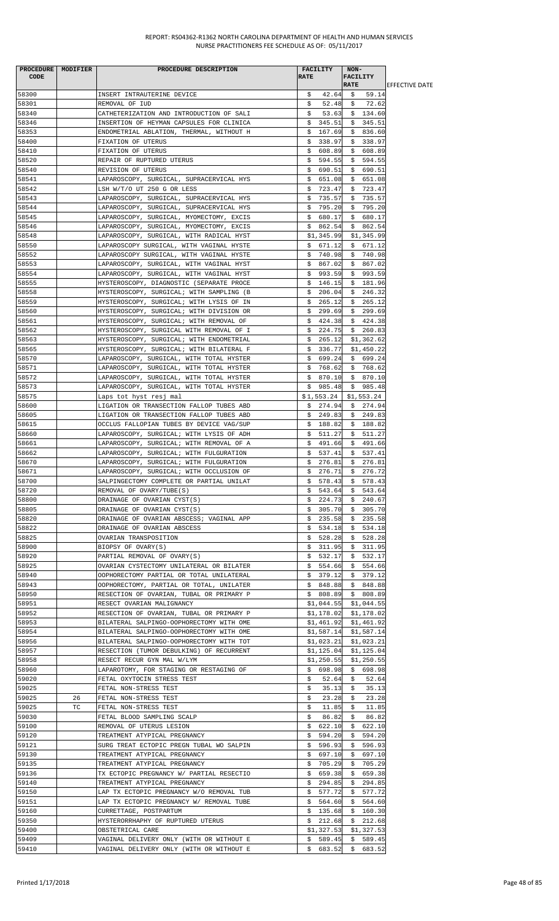REPORT: RS04362-R1362 NORTH CAROLINA DEPARTMENT OF HEALTH AND HUMAN SERVICES
NURSE PRACTITIONERS FEE SCHEDULE AS OF: 05/11/2017

| PROCEDURE CODE | MODIFIER | PROCEDURE DESCRIPTION | FACILITY RATE | NON-FACILITY RATE | EFFECTIVE DATE |
|---|---|---|---|---|---|
| 58300 | | INSERT INTRAUTERINE DEVICE | $ 42.64 | $ 59.14 | |
| 58301 | | REMOVAL OF IUD | $ 52.48 | $ 72.62 | |
| 58340 | | CATHETERIZATION AND INTRODUCTION OF SALI | $ 53.63 | $ 134.60 | |
| 58346 | | INSERTION OF HEYMAN CAPSULES FOR CLINICA | $ 345.51 | $ 345.51 | |
| 58353 | | ENDOMETRIAL ABLATION, THERMAL, WITHOUT H | $ 167.69 | $ 836.60 | |
| 58400 | | FIXATION OF UTERUS | $ 338.97 | $ 338.97 | |
| 58410 | | FIXATION OF UTERUS | $ 608.89 | $ 608.89 | |
| 58520 | | REPAIR OF RUPTURED UTERUS | $ 594.55 | $ 594.55 | |
| 58540 | | REVISION OF UTERUS | $ 690.51 | $ 690.51 | |
| 58541 | | LAPAROSCOPY, SURGICAL, SUPRACERVICAL HYS | $ 651.08 | $ 651.08 | |
| 58542 | | LSH W/T/O UT 250 G OR LESS | $ 723.47 | $ 723.47 | |
| 58543 | | LAPAROSCOPY, SURGICAL, SUPRACERVICAL HYS | $ 735.57 | $ 735.57 | |
| 58544 | | LAPAROSCOPY, SURGICAL, SUPRACERVICAL HYS | $ 795.20 | $ 795.20 | |
| 58545 | | LAPAROSCOPY, SURGICAL, MYOMECTOMY, EXCIS | $ 680.17 | $ 680.17 | |
| 58546 | | LAPAROSCOPY, SURGICAL, MYOMECTOMY, EXCIS | $ 862.54 | $ 862.54 | |
| 58548 | | LAPAROSCOPY, SURGICAL, WITH RADICAL HYST | $1,345.99 | $1,345.99 | |
| 58550 | | LAPAROSCOPY SURGICAL, WITH VAGINAL HYSTE | $ 671.12 | $ 671.12 | |
| 58552 | | LAPAROSCOPY SURGICAL, WITH VAGINAL HYSTE | $ 740.98 | $ 740.98 | |
| 58553 | | LAPAROSCOPY, SURGICAL, WITH VAGINAL HYST | $ 867.02 | $ 867.02 | |
| 58554 | | LAPAROSCOPY, SURGICAL, WITH VAGINAL HYST | $ 993.59 | $ 993.59 | |
| 58555 | | HYSTEROSCOPY, DIAGNOSTIC (SEPARATE PROCE | $ 146.15 | $ 181.96 | |
| 58558 | | HYSTEROSCOPY, SURGICAL; WITH SAMPLING (B | $ 206.04 | $ 246.32 | |
| 58559 | | HYSTEROSCOPY, SURGICAL; WITH LYSIS OF IN | $ 265.12 | $ 265.12 | |
| 58560 | | HYSTEROSCOPY, SURGICAL; WITH DIVISION OR | $ 299.69 | $ 299.69 | |
| 58561 | | HYSTEROSCOPY, SURGICAL; WITH REMOVAL OF | $ 424.38 | $ 424.38 | |
| 58562 | | HYSTEROSCOPY, SURGICAL WITH REMOVAL OF I | $ 224.75 | $ 260.83 | |
| 58563 | | HYSTEROSCOPY, SURGICAL; WITH ENDOMETRIAL | $ 265.12 | $1,362.62 | |
| 58565 | | HYSTEROSCOPY, SURGICAL; WITH BILATERAL F | $ 336.77 | $1,450.22 | |
| 58570 | | LAPAROSCOPY, SURGICAL, WITH TOTAL HYSTER | $ 699.24 | $ 699.24 | |
| 58571 | | LAPAROSCOPY, SURGICAL, WITH TOTAL HYSTER | $ 768.62 | $ 768.62 | |
| 58572 | | LAPAROSCOPY, SURGICAL, WITH TOTAL HYSTER | $ 870.10 | $ 870.10 | |
| 58573 | | LAPAROSCOPY, SURGICAL, WITH TOTAL HYSTER | $ 985.48 | $ 985.48 | |
| 58575 | | Laps tot hyst resj mal | $1,553.24 | $1,553.24 | |
| 58600 | | LIGATION OR TRANSECTION FALLOP TUBES ABD | $ 274.94 | $ 274.94 | |
| 58605 | | LIGATION OR TRANSECTION FALLOP TUBES ABD | $ 249.83 | $ 249.83 | |
| 58615 | | OCCLUS FALLOPIAN TUBES BY DEVICE VAG/SUP | $ 188.82 | $ 188.82 | |
| 58660 | | LAPAROSCOPY, SURGICAL; WITH LYSIS OF ADH | $ 511.27 | $ 511.27 | |
| 58661 | | LAPAROSCOPY, SURGICAL; WITH REMOVAL OF A | $ 491.66 | $ 491.66 | |
| 58662 | | LAPAROSCOPY, SURGICAL; WITH FULGURATION | $ 537.41 | $ 537.41 | |
| 58670 | | LAPAROSCOPY, SURGICAL; WITH FULGURATION | $ 276.81 | $ 276.81 | |
| 58671 | | LAPAROSCOPY, SURGICAL; WITH OCCLUSION OF | $ 276.71 | $ 276.72 | |
| 58700 | | SALPINGECTOMY COMPLETE OR PARTIAL UNILAT | $ 578.43 | $ 578.43 | |
| 58720 | | REMOVAL OF OVARY/TUBE(S) | $ 543.64 | $ 543.64 | |
| 58800 | | DRAINAGE OF OVARIAN CYST(S) | $ 224.73 | $ 240.67 | |
| 58805 | | DRAINAGE OF OVARIAN CYST(S) | $ 305.70 | $ 305.70 | |
| 58820 | | DRAINAGE OF OVARIAN ABSCESS; VAGINAL APP | $ 235.58 | $ 235.58 | |
| 58822 | | DRAINAGE OF OVARIAN ABSCESS | $ 534.18 | $ 534.18 | |
| 58825 | | OVARIAN TRANSPOSITION | $ 528.28 | $ 528.28 | |
| 58900 | | BIOPSY OF OVARY(S) | $ 311.95 | $ 311.95 | |
| 58920 | | PARTIAL REMOVAL OF OVARY(S) | $ 532.17 | $ 532.17 | |
| 58925 | | OVARIAN CYSTECTOMY UNILATERAL OR BILATER | $ 554.66 | $ 554.66 | |
| 58940 | | OOPHORECTOMY PARTIAL OR TOTAL UNILATERAL | $ 379.12 | $ 379.12 | |
| 58943 | | OOPHORECTOMY, PARTIAL OR TOTAL, UNILATER | $ 848.88 | $ 848.88 | |
| 58950 | | RESECTION OF OVARIAN, TUBAL OR PRIMARY P | $ 808.89 | $ 808.89 | |
| 58951 | | RESECT OVARIAN MALIGNANCY | $1,044.55 | $1,044.55 | |
| 58952 | | RESECTION OF OVARIAN, TUBAL OR PRIMARY P | $1,178.02 | $1,178.02 | |
| 58953 | | BILATERAL SALPINGO-OOPHORECTOMY WITH OME | $1,461.92 | $1,461.92 | |
| 58954 | | BILATERAL SALPINGO-OOPHORECTOMY WITH OME | $1,587.14 | $1,587.14 | |
| 58956 | | BILATERAL SALPINGO-OOPHORECTOMY WITH TOT | $1,023.21 | $1,023.21 | |
| 58957 | | RESECTION (TUMOR DEBULKING) OF RECURRENT | $1,125.04 | $1,125.04 | |
| 58958 | | RESECT RECUR GYN MAL W/LYM | $1,250.55 | $1,250.55 | |
| 58960 | | LAPAROTOMY, FOR STAGING OR RESTAGING OF | $ 698.98 | $ 698.98 | |
| 59020 | | FETAL OXYTOCIN STRESS TEST | $ 52.64 | $ 52.64 | |
| 59025 | | FETAL NON-STRESS TEST | $ 35.13 | $ 35.13 | |
| 59025 | 26 | FETAL NON-STRESS TEST | $ 23.28 | $ 23.28 | |
| 59025 | TC | FETAL NON-STRESS TEST | $ 11.85 | $ 11.85 | |
| 59030 | | FETAL BLOOD SAMPLING SCALP | $ 86.82 | $ 86.82 | |
| 59100 | | REMOVAL OF UTERUS LESION | $ 622.10 | $ 622.10 | |
| 59120 | | TREATMENT ATYPICAL PREGNANCY | $ 594.20 | $ 594.20 | |
| 59121 | | SURG TREAT ECTOPIC PREGN TUBAL WO SALPIN | $ 596.93 | $ 596.93 | |
| 59130 | | TREATMENT ATYPICAL PREGNANCY | $ 697.10 | $ 697.10 | |
| 59135 | | TREATMENT ATYPICAL PREGNANCY | $ 705.29 | $ 705.29 | |
| 59136 | | TX ECTOPIC PREGNANCY W/ PARTIAL RESECTIO | $ 659.38 | $ 659.38 | |
| 59140 | | TREATMENT ATYPICAL PREGNANCY | $ 294.85 | $ 294.85 | |
| 59150 | | LAP TX ECTOPIC PREGNANCY W/O REMOVAL TUB | $ 577.72 | $ 577.72 | |
| 59151 | | LAP TX ECTOPIC PREGNANCY W/ REMOVAL TUBE | $ 564.60 | $ 564.60 | |
| 59160 | | CURRETTAGE, POSTPARTUM | $ 135.68 | $ 160.30 | |
| 59350 | | HYSTERORRHAPHY OF RUPTURED UTERUS | $ 212.68 | $ 212.68 | |
| 59400 | | OBSTETRICAL CARE | $1,327.53 | $1,327.53 | |
| 59409 | | VAGINAL DELIVERY ONLY (WITH OR WITHOUT E | $ 589.45 | $ 589.45 | |
| 59410 | | VAGINAL DELIVERY ONLY (WITH OR WITHOUT E | $ 683.52 | $ 683.52 | |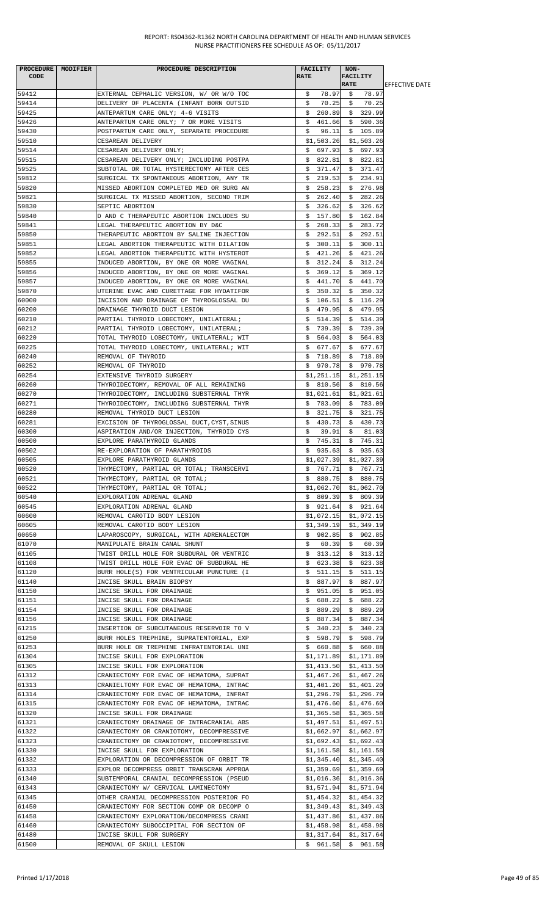REPORT: RS04362-R1362 NORTH CAROLINA DEPARTMENT OF HEALTH AND HUMAN SERVICES
NURSE PRACTITIONERS FEE SCHEDULE AS OF: 05/11/2017

| PROCEDURE CODE | MODIFIER | PROCEDURE DESCRIPTION | FACILITY RATE | NON-FACILITY RATE | EFFECTIVE DATE |
|---|---|---|---|---|---|
| 59412 | | EXTERNAL CEPHALIC VERSION, W/ OR W/O TOC | $ 78.97 | $ 78.97 | |
| 59414 | | DELIVERY OF PLACENTA (INFANT BORN OUTSID | $ 70.25 | $ 70.25 | |
| 59425 | | ANTEPARTUM CARE ONLY; 4-6 VISITS | $ 260.89 | $ 329.99 | |
| 59426 | | ANTEPARTUM CARE ONLY; 7 OR MORE VISITS | $ 461.66 | $ 590.36 | |
| 59430 | | POSTPARTUM CARE ONLY, SEPARATE PROCEDURE | $ 96.11 | $ 105.89 | |
| 59510 | | CESAREAN DELIVERY | $1,503.26 | $1,503.26 | |
| 59514 | | CESAREAN DELIVERY ONLY; | $ 697.93 | $ 697.93 | |
| 59515 | | CESAREAN DELIVERY ONLY; INCLUDING POSTPA | $ 822.81 | $ 822.81 | |
| 59525 | | SUBTOTAL OR TOTAL HYSTERECTOMY AFTER CES | $ 371.47 | $ 371.47 | |
| 59812 | | SURGICAL TX SPONTANEOUS ABORTION, ANY TR | $ 219.53 | $ 234.91 | |
| 59820 | | MISSED ABORTION COMPLETED MED OR SURG AN | $ 258.23 | $ 276.98 | |
| 59821 | | SURGICAL TX MISSED ABORTION, SECOND TRIM | $ 262.40 | $ 282.26 | |
| 59830 | | SEPTIC ABORTION | $ 326.62 | $ 326.62 | |
| 59840 | | D AND C THERAPEUTIC ABORTION INCLUDES SU | $ 157.80 | $ 162.84 | |
| 59841 | | LEGAL THERAPEUTIC ABORTION BY D&C | $ 268.33 | $ 283.72 | |
| 59850 | | THERAPEUTIC ABORTION BY SALINE INJECTION | $ 292.51 | $ 292.51 | |
| 59851 | | LEGAL ABORTION THERAPEUTIC WITH DILATION | $ 300.11 | $ 300.11 | |
| 59852 | | LEGAL ABORTION THERAPEUTIC WITH HYSTEROT | $ 421.26 | $ 421.26 | |
| 59855 | | INDUCED ABORTION, BY ONE OR MORE VAGINAL | $ 312.24 | $ 312.24 | |
| 59856 | | INDUCED ABORTION, BY ONE OR MORE VAGINAL | $ 369.12 | $ 369.12 | |
| 59857 | | INDUCED ABORTION, BY ONE OR MORE VAGINAL | $ 441.70 | $ 441.70 | |
| 59870 | | UTERINE EVAC AND CURETTAGE FOR HYDATIFOR | $ 350.32 | $ 350.32 | |
| 60000 | | INCISION AND DRAINAGE OF THYROGLOSSAL DU | $ 106.51 | $ 116.29 | |
| 60200 | | DRAINAGE THYROID DUCT LESION | $ 479.95 | $ 479.95 | |
| 60210 | | PARTIAL THYROID LOBECTOMY, UNILATERAL; | $ 514.39 | $ 514.39 | |
| 60212 | | PARTIAL THYROID LOBECTOMY, UNILATERAL; | $ 739.39 | $ 739.39 | |
| 60220 | | TOTAL THYROID LOBECTOMY, UNILATERAL; WIT | $ 564.03 | $ 564.03 | |
| 60225 | | TOTAL THYROID LOBECTOMY, UNILATERAL; WIT | $ 677.67 | $ 677.67 | |
| 60240 | | REMOVAL OF THYROID | $ 718.89 | $ 718.89 | |
| 60252 | | REMOVAL OF THYROID | $ 970.78 | $ 970.78 | |
| 60254 | | EXTENSIVE THYROID SURGERY | $1,251.15 | $1,251.15 | |
| 60260 | | THYROIDECTOMY, REMOVAL OF ALL REMAINING | $ 810.56 | $ 810.56 | |
| 60270 | | THYROIDECTOMY, INCLUDING SUBSTERNAL THYR | $1,021.61 | $1,021.61 | |
| 60271 | | THYROIDECTOMY, INCLUDING SUBSTERNAL THYR | $ 783.09 | $ 783.09 | |
| 60280 | | REMOVAL THYROID DUCT LESION | $ 321.75 | $ 321.75 | |
| 60281 | | EXCISION OF THYROGLOSSAL DUCT,CYST,SINUS | $ 430.73 | $ 430.73 | |
| 60300 | | ASPIRATION AND/OR INJECTION, THYROID CYS | $ 39.91 | $ 81.03 | |
| 60500 | | EXPLORE PARATHYROID GLANDS | $ 745.31 | $ 745.31 | |
| 60502 | | RE-EXPLORATION OF PARATHYROIDS | $ 935.63 | $ 935.63 | |
| 60505 | | EXPLORE PARATHYROID GLANDS | $1,027.39 | $1,027.39 | |
| 60520 | | THYMECTOMY, PARTIAL OR TOTAL; TRANSCERVI | $ 767.71 | $ 767.71 | |
| 60521 | | THYMECTOMY, PARTIAL OR TOTAL; | $ 880.75 | $ 880.75 | |
| 60522 | | THYMECTOMY, PARTIAL OR TOTAL; | $1,062.70 | $1,062.70 | |
| 60540 | | EXPLORATION ADRENAL GLAND | $ 809.39 | $ 809.39 | |
| 60545 | | EXPLORATION ADRENAL GLAND | $ 921.64 | $ 921.64 | |
| 60600 | | REMOVAL CAROTID BODY LESION | $1,072.15 | $1,072.15 | |
| 60605 | | REMOVAL CAROTID BODY LESION | $1,349.19 | $1,349.19 | |
| 60650 | | LAPAROSCOPY, SURGICAL, WITH ADRENALECTOM | $ 902.85 | $ 902.85 | |
| 61070 | | MANIPULATE BRAIN CANAL SHUNT | $ 60.39 | $ 60.39 | |
| 61105 | | TWIST DRILL HOLE FOR SUBDURAL OR VENTRIC | $ 313.12 | $ 313.12 | |
| 61108 | | TWIST DRILL HOLE FOR EVAC OF SUBDURAL HE | $ 623.38 | $ 623.38 | |
| 61120 | | BURR HOLE(S) FOR VENTRICULAR PUNCTURE (I | $ 511.15 | $ 511.15 | |
| 61140 | | INCISE SKULL BRAIN BIOPSY | $ 887.97 | $ 887.97 | |
| 61150 | | INCISE SKULL FOR DRAINAGE | $ 951.05 | $ 951.05 | |
| 61151 | | INCISE SKULL FOR DRAINAGE | $ 688.22 | $ 688.22 | |
| 61154 | | INCISE SKULL FOR DRAINAGE | $ 889.29 | $ 889.29 | |
| 61156 | | INCISE SKULL FOR DRAINAGE | $ 887.34 | $ 887.34 | |
| 61215 | | INSERTION OF SUBCUTANEOUS RESERVOIR TO V | $ 340.23 | $ 340.23 | |
| 61250 | | BURR HOLES TREPHINE, SUPRATENTORIAL, EXP | $ 598.79 | $ 598.79 | |
| 61253 | | BURR HOLE OR TREPHINE INFRATENTORIAL UNI | $ 660.88 | $ 660.88 | |
| 61304 | | INCISE SKULL FOR EXPLORATION | $1,171.89 | $1,171.89 | |
| 61305 | | INCISE SKULL FOR EXPLORATION | $1,413.50 | $1,413.50 | |
| 61312 | | CRANIECTOMY FOR EVAC OF HEMATOMA, SUPRAT | $1,467.26 | $1,467.26 | |
| 61313 | | CRANIELTOMY FOR EVAC OF HEMATOMA, INTRAC | $1,401.20 | $1,401.20 | |
| 61314 | | CRANIECTOMY FOR EVAC OF HEMATOMA, INFRAT | $1,296.79 | $1,296.79 | |
| 61315 | | CRANIECTOMY FOR EVAC OF HEMATOMA, INTRAC | $1,476.60 | $1,476.60 | |
| 61320 | | INCISE SKULL FOR DRAINAGE | $1,365.58 | $1,365.58 | |
| 61321 | | CRANIECTOMY DRAINAGE OF INTRACRANIAL ABS | $1,497.51 | $1,497.51 | |
| 61322 | | CRANIECTOMY OR CRANIOTOMY, DECOMPRESSIVE | $1,662.97 | $1,662.97 | |
| 61323 | | CRANIECTOMY OR CRANIOTOMY, DECOMPRESSIVE | $1,692.43 | $1,692.43 | |
| 61330 | | INCISE SKULL FOR EXPLORATION | $1,161.58 | $1,161.58 | |
| 61332 | | EXPLORATION OR DECOMPRESSION OF ORBIT TR | $1,345.40 | $1,345.40 | |
| 61333 | | EXPLOR DECOMPRESS ORBIT TRANSCRAN APPROA | $1,359.69 | $1,359.69 | |
| 61340 | | SUBTEMPORAL CRANIAL DECOMPRESSION (PSEUD | $1,016.36 | $1,016.36 | |
| 61343 | | CRANIECTOMY W/ CERVICAL LAMINECTOMY | $1,571.94 | $1,571.94 | |
| 61345 | | OTHER CRANIAL DECOMPRESSION POSTERIOR FO | $1,454.32 | $1,454.32 | |
| 61450 | | CRANIECTOMY FOR SECTION COMP OR DECOMP O | $1,349.43 | $1,349.43 | |
| 61458 | | CRANIECTOMY EXPLORATION/DECOMPRESS CRANI | $1,437.86 | $1,437.86 | |
| 61460 | | CRANIECTOMY SUBOCCIPITAL FOR SECTION OF | $1,458.98 | $1,458.98 | |
| 61480 | | INCISE SKULL FOR SURGERY | $1,317.64 | $1,317.64 | |
| 61500 | | REMOVAL OF SKULL LESION | $ 961.58 | $ 961.58 | |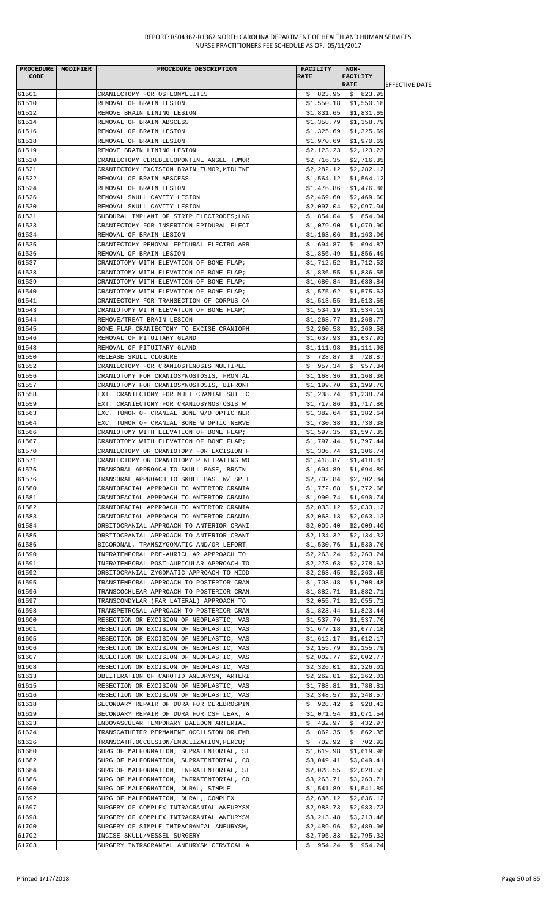| PROCEDURE CODE | MODIFIER | PROCEDURE DESCRIPTION | FACILITY RATE | NON-FACILITY RATE | EFFECTIVE DATE |
|---|---|---|---|---|---|
| 61501 | | CRANIECTOMY FOR OSTEOMYELITIS | $ 823.95 | $ 823.95 | |
| 61510 | | REMOVAL OF BRAIN LESION | $1,550.18 | $1,550.18 | |
| 61512 | | REMOVE BRAIN LINING LESION | $1,831.65 | $1,831.65 | |
| 61514 | | REMOVAL OF BRAIN ABSCESS | $1,358.79 | $1,358.79 | |
| 61516 | | REMOVAL OF BRAIN LESION | $1,325.69 | $1,325.69 | |
| 61518 | | REMOVAL OF BRAIN LESION | $1,970.69 | $1,970.69 | |
| 61519 | | REMOVE BRAIN LINING LESION | $2,123.23 | $2,123.23 | |
| 61520 | | CRANIECTOMY CEREBELLOPONTINE ANGLE TUMOR | $2,716.35 | $2,716.35 | |
| 61521 | | CRANIECTOMY EXCISION BRAIN TUMOR,MIDLINE | $2,282.12 | $2,282.12 | |
| 61522 | | REMOVAL OF BRAIN ABSCESS | $1,564.12 | $1,564.12 | |
| 61524 | | REMOVAL OF BRAIN LESION | $1,476.86 | $1,476.86 | |
| 61526 | | REMOVAL SKULL CAVITY LESION | $2,469.60 | $2,469.60 | |
| 61530 | | REMOVAL SKULL CAVITY LESION | $2,097.04 | $2,097.04 | |
| 61531 | | SUBDURAL IMPLANT OF STRIP ELECTRODES;LNG | $ 854.04 | $ 854.04 | |
| 61533 | | CRANIECTOMY FOR INSERTION EPIDURAL ELECT | $1,079.90 | $1,079.90 | |
| 61534 | | REMOVAL OF BRAIN LESION | $1,163.06 | $1,163.06 | |
| 61535 | | CRANIECTOMY REMOVAL EPIDURAL ELECTRO ARR | $ 694.87 | $ 694.87 | |
| 61536 | | REMOVAL OF BRAIN LESION | $1,856.49 | $1,856.49 | |
| 61537 | | CRANIOTOMY WITH ELEVATION OF BONE FLAP; | $1,712.52 | $1,712.52 | |
| 61538 | | CRANIOTOMY WITH ELEVATION OF BONE FLAP; | $1,836.55 | $1,836.55 | |
| 61539 | | CRANIOTOMY WITH ELEVATION OF BONE FLAP; | $1,680.84 | $1,680.84 | |
| 61540 | | CRANIOTOMY WITH ELEVATION OF BONE FLAP; | $1,575.62 | $1,575.62 | |
| 61541 | | CRANIECTOMY FOR TRANSECTION OF CORPUS CA | $1,513.55 | $1,513.55 | |
| 61543 | | CRANIOTOMY WITH ELEVATION OF BONE FLAP; | $1,534.19 | $1,534.19 | |
| 61544 | | REMOVE/TREAT BRAIN LESION | $1,268.77 | $1,268.77 | |
| 61545 | | BONE FLAP CRANIECTOMY TO EXCISE CRANIOPH | $2,260.58 | $2,260.58 | |
| 61546 | | REMOVAL OF PITUITARY GLAND | $1,637.93 | $1,637.93 | |
| 61548 | | REMOVAL OF PITUITARY GLAND | $1,111.98 | $1,111.98 | |
| 61550 | | RELEASE SKULL CLOSURE | $ 728.87 | $ 728.87 | |
| 61552 | | CRANIECTOMY FOR CRANIOSTENOSIS MULTIPLE | $ 957.34 | $ 957.34 | |
| 61556 | | CRANIOTOMY FOR CRANIOSYNOSTOSIS, FRONTAL | $1,168.36 | $1,168.36 | |
| 61557 | | CRANIOTOMY FOR CRANIOSYNOSTOSIS, BIFRONT | $1,199.70 | $1,199.70 | |
| 61558 | | EXT. CRANIECTOMY FOR MULT CRANIAL SUT. C | $1,238.74 | $1,238.74 | |
| 61559 | | EXT. CRANIECTOMY FOR CRANIOSYNOSTOSIS W | $1,717.86 | $1,717.86 | |
| 61563 | | EXC. TUMOR OF CRANIAL BONE W/O OPTIC NER | $1,382.64 | $1,382.64 | |
| 61564 | | EXC. TUMOR OF CRANIAL BONE W OPTIC NERVE | $1,730.38 | $1,730.38 | |
| 61566 | | CRANIOTOMY WITH ELEVATION OF BONE FLAP; | $1,597.35 | $1,597.35 | |
| 61567 | | CRANIOTOMY WITH ELEVATION OF BONE FLAP; | $1,797.44 | $1,797.44 | |
| 61570 | | CRANIECTOMY OR CRANIOTOMY FOR EXCISION F | $1,306.74 | $1,306.74 | |
| 61571 | | CRANIECTOMY OR CRANIOTOMY PENETRATING WO | $1,418.87 | $1,418.87 | |
| 61575 | | TRANSORAL APPROACH TO SKULL BASE, BRAIN | $1,694.89 | $1,694.89 | |
| 61576 | | TRANSORAL APPROACH TO SKULL BASE W/ SPLI | $2,702.84 | $2,702.84 | |
| 61580 | | CRANIOFACIAL APPROACH TO ANTERIOR CRANIA | $1,772.68 | $1,772.68 | |
| 61581 | | CRANIOFACIAL APPROACH TO ANTERIOR CRANIA | $1,990.74 | $1,990.74 | |
| 61582 | | CRANIOFACIAL APPROACH TO ANTERIOR CRANIA | $2,033.12 | $2,033.12 | |
| 61583 | | CRANIOFACIAL APPROACH TO ANTERIOR CRANIA | $2,063.13 | $2,063.13 | |
| 61584 | | ORBITOCRANIAL APPROACH TO ANTERIOR CRANI | $2,009.40 | $2,009.40 | |
| 61585 | | ORBITOCRANIAL APPROACH TO ANTERIOR CRANI | $2,134.32 | $2,134.32 | |
| 61586 | | BICORONAL, TRANSZYGOMATIC AND/OR LEFORT | $1,530.76 | $1,530.76 | |
| 61590 | | INFRATEMPORAL PRE-AURICULAR APPROACH TO | $2,263.24 | $2,263.24 | |
| 61591 | | INFRATEMPORAL POST-AURICULAR APPROACH TO | $2,278.63 | $2,278.63 | |
| 61592 | | ORBITOCRANIAL ZYGOMATIC APPROACH TO MIDD | $2,263.45 | $2,263.45 | |
| 61595 | | TRANSTEMPORAL APPROACH TO POSTERIOR CRAN | $1,708.48 | $1,708.48 | |
| 61596 | | TRANSCOCHLEAR APPROACH TO POSTERIOR CRAN | $1,882.71 | $1,882.71 | |
| 61597 | | TRANSCONDYLAR (FAR LATERAL) APPROACH TO | $2,055.71 | $2,055.71 | |
| 61598 | | TRANSPETROSAL APPROACH TO POSTERIOR CRAN | $1,823.44 | $1,823.44 | |
| 61600 | | RESECTION OR EXCISION OF NEOPLASTIC, VAS | $1,537.76 | $1,537.76 | |
| 61601 | | RESECTION OR EXCISION OF NEOPLASTIC, VAS | $1,677.18 | $1,677.18 | |
| 61605 | | RESECTION OR EXCISION OF NEOPLASTIC, VAS | $1,612.17 | $1,612.17 | |
| 61606 | | RESECTION OR EXCISION OF NEOPLASTIC, VAS | $2,155.79 | $2,155.79 | |
| 61607 | | RESECTION OR EXCISION OF NEOPLASTIC, VAS | $2,002.77 | $2,002.77 | |
| 61608 | | RESECTION OR EXCISION OF NEOPLASTIC, VAS | $2,326.01 | $2,326.01 | |
| 61613 | | OBLITERATION OF CAROTID ANEURYSM, ARTERI | $2,262.01 | $2,262.01 | |
| 61615 | | RESECTION OR EXCISION OF NEOPLASTIC, VAS | $1,788.81 | $1,788.81 | |
| 61616 | | RESECTION OR EXCISION OF NEOPLASTIC, VAS | $2,348.57 | $2,348.57 | |
| 61618 | | SECONDARY REPAIR OF DURA FOR CEREBROSPIN | $ 928.42 | $ 928.42 | |
| 61619 | | SECONDARY REPAIR OF DURA FOR CSF LEAK, A | $1,071.54 | $1,071.54 | |
| 61623 | | ENDOVASCULAR TEMPORARY BALLOON ARTERIAL | $ 432.97 | $ 432.97 | |
| 61624 | | TRANSCATHETER PERMANENT OCCLUSION OR EMB | $ 862.35 | $ 862.35 | |
| 61626 | | TRANSCATH.OCCULSION/EMBOLIZATION,PERCU; | $ 702.92 | $ 702.92 | |
| 61680 | | SURG OF MALFORMATION, SUPRATENTORIAL, SI | $1,619.98 | $1,619.98 | |
| 61682 | | SURG OF MALFORMATION, SUPRATENTORIAL, CO | $3,049.41 | $3,049.41 | |
| 61684 | | SURG OF MALFORMATION, INFRATENTORIAL, SI | $2,028.55 | $2,028.55 | |
| 61686 | | SURG OF MALFORMATION, INFRATENTORIAL, CO | $3,263.71 | $3,263.71 | |
| 61690 | | SURG OF MALFORMATION, DURAL, SIMPLE | $1,541.89 | $1,541.89 | |
| 61692 | | SURG OF MALFORMATION, DURAL, COMPLEX | $2,636.12 | $2,636.12 | |
| 61697 | | SURGERY OF COMPLEX INTRACRANIAL ANEURYSM | $2,983.73 | $2,983.73 | |
| 61698 | | SURGERY OF COMPLEX INTRACRANIAL ANEURYSM | $3,213.48 | $3,213.48 | |
| 61700 | | SURGERY OF SIMPLE INTRACRANIAL ANEURYSM, | $2,489.96 | $2,489.96 | |
| 61702 | | INCISE SKULL/VESSEL SURGERY | $2,795.33 | $2,795.33 | |
| 61703 | | SURGERY INTRACRANIAL ANEURYSM CERVICAL A | $ 954.24 | $ 954.24 | |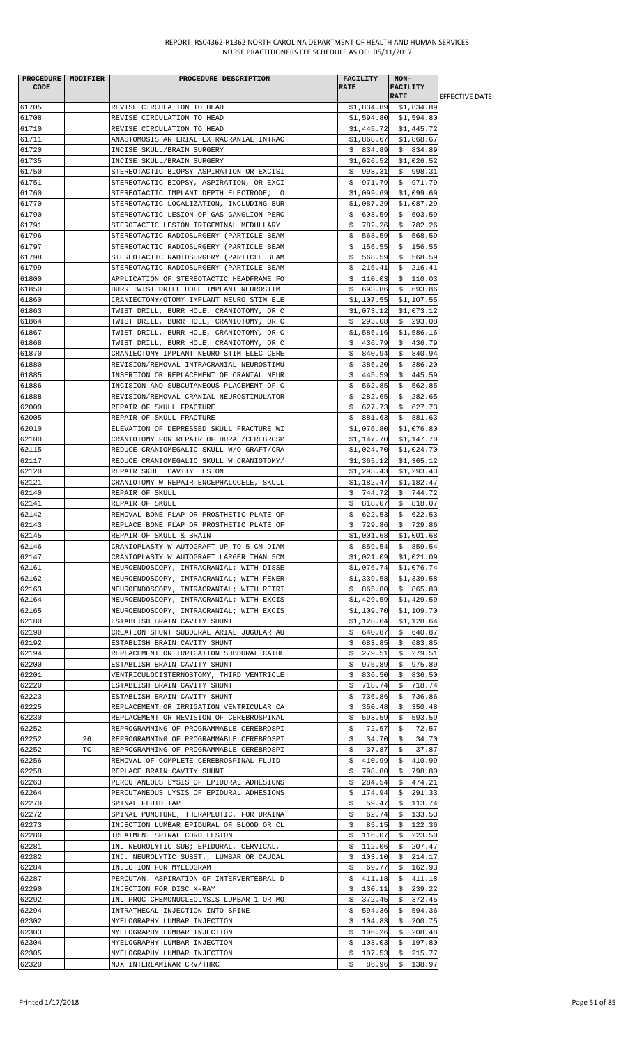REPORT: RS04362-R1362 NORTH CAROLINA DEPARTMENT OF HEALTH AND HUMAN SERVICES
NURSE PRACTITIONERS FEE SCHEDULE AS OF: 05/11/2017

| PROCEDURE CODE | MODIFIER | PROCEDURE DESCRIPTION | FACILITY RATE | NON-FACILITY RATE | EFFECTIVE DATE |
|---|---|---|---|---|---|
| 61705 | | REVISE CIRCULATION TO HEAD | $1,834.89 | $1,834.89 | |
| 61708 | | REVISE CIRCULATION TO HEAD | $1,594.80 | $1,594.80 | |
| 61710 | | REVISE CIRCULATION TO HEAD | $1,445.72 | $1,445.72 | |
| 61711 | | ANASTOMOSIS ARTERIAL EXTRACRANIAL INTRAC | $1,868.67 | $1,868.67 | |
| 61720 | | INCISE SKULL/BRAIN SURGERY | $ 834.89 | $ 834.89 | |
| 61735 | | INCISE SKULL/BRAIN SURGERY | $1,026.52 | $1,026.52 | |
| 61750 | | STEREOTACTIC BIOPSY ASPIRATION OR EXCISI | $ 998.31 | $ 998.31 | |
| 61751 | | STEREOTACTIC BIOPSY, ASPIRATION, OR EXCI | $ 971.79 | $ 971.79 | |
| 61760 | | STEREOTACTIC IMPLANT DEPTH ELECTRODE; LO | $1,099.69 | $1,099.69 | |
| 61770 | | STEREOTACTIC LOCALIZATION, INCLUDING BUR | $1,087.29 | $1,087.29 | |
| 61790 | | STEREOTACTIC LESION OF GAS GANGLION PERC | $ 603.59 | $ 603.59 | |
| 61791 | | STEROTACTIC LESION TRIGEMINAL MEDULLARY | $ 782.26 | $ 782.26 | |
| 61796 | | STEREOTACTIC RADIOSURGERY (PARTICLE BEAM | $ 568.59 | $ 568.59 | |
| 61797 | | STEREOTACTIC RADIOSURGERY (PARTICLE BEAM | $ 156.55 | $ 156.55 | |
| 61798 | | STEREOTACTIC RADIOSURGERY (PARTICLE BEAM | $ 568.59 | $ 568.59 | |
| 61799 | | STEREOTACTIC RADIOSURGERY (PARTICLE BEAM | $ 216.41 | $ 216.41 | |
| 61800 | | APPLICATION OF STEREOTACTIC HEADFRAME FO | $ 110.03 | $ 110.03 | |
| 61850 | | BURR TWIST DRILL HOLE IMPLANT NEUROSTIM | $ 693.86 | $ 693.86 | |
| 61860 | | CRANIECTOMY/OTOMY IMPLANT NEURO STIM ELE | $1,107.55 | $1,107.55 | |
| 61863 | | TWIST DRILL, BURR HOLE, CRANIOTOMY, OR C | $1,073.12 | $1,073.12 | |
| 61864 | | TWIST DRILL, BURR HOLE, CRANIOTOMY, OR C | $ 293.08 | $ 293.08 | |
| 61867 | | TWIST DRILL, BURR HOLE, CRANIOTOMY, OR C | $1,586.16 | $1,586.16 | |
| 61868 | | TWIST DRILL, BURR HOLE, CRANIOTOMY, OR C | $ 436.79 | $ 436.79 | |
| 61870 | | CRANIECTOMY IMPLANT NEURO STIM ELEC CERE | $ 840.94 | $ 840.94 | |
| 61880 | | REVISION/REMOVAL INTRACRANIAL NEUROSTIMU | $ 386.20 | $ 386.20 | |
| 61885 | | INSERTION OR REPLACEMENT OF CRANIAL NEUR | $ 445.59 | $ 445.59 | |
| 61886 | | INCISION AND SUBCUTANEOUS PLACEMENT OF C | $ 562.85 | $ 562.85 | |
| 61888 | | REVISION/REMOVAL CRANIAL NEUROSTIMULATOR | $ 282.65 | $ 282.65 | |
| 62000 | | REPAIR OF SKULL FRACTURE | $ 627.73 | $ 627.73 | |
| 62005 | | REPAIR OF SKULL FRACTURE | $ 881.63 | $ 881.63 | |
| 62010 | | ELEVATION OF DEPRESSED SKULL FRACTURE WI | $1,076.80 | $1,076.80 | |
| 62100 | | CRANIOTOMY FOR REPAIR OF DURAL/CEREBROSP | $1,147.70 | $1,147.70 | |
| 62115 | | REDUCE CRANIOMEGALIC SKULL W/O GRAFT/CRA | $1,024.70 | $1,024.70 | |
| 62117 | | REDUCE CRANIOMEGALIC SKULL W CRANIOTOMY/ | $1,365.12 | $1,365.12 | |
| 62120 | | REPAIR SKULL CAVITY LESION | $1,293.43 | $1,293.43 | |
| 62121 | | CRANIOTOMY W REPAIR ENCEPHALOCELE, SKULL | $1,182.47 | $1,182.47 | |
| 62140 | | REPAIR OF SKULL | $ 744.72 | $ 744.72 | |
| 62141 | | REPAIR OF SKULL | $ 818.07 | $ 818.07 | |
| 62142 | | REMOVAL BONE FLAP OR PROSTHETIC PLATE OF | $ 622.53 | $ 622.53 | |
| 62143 | | REPLACE BONE FLAP OR PROSTHETIC PLATE OF | $ 729.86 | $ 729.86 | |
| 62145 | | REPAIR OF SKULL & BRAIN | $1,001.68 | $1,001.68 | |
| 62146 | | CRANIOPLASTY W AUTOGRAFT UP TO 5 CM DIAM | $ 859.54 | $ 859.54 | |
| 62147 | | CRANIOPLASTY W AUTOGRAFT LARGER THAN 5CM | $1,021.09 | $1,021.09 | |
| 62161 | | NEUROENDOSCOPY, INTRACRANIAL; WITH DISSE | $1,076.74 | $1,076.74 | |
| 62162 | | NEUROENDOSCOPY, INTRACRANIAL; WITH FENER | $1,339.58 | $1,339.58 | |
| 62163 | | NEUROENDOSCOPY, INTRACRANIAL; WITH RETRI | $ 865.80 | $ 865.80 | |
| 62164 | | NEUROENDOSCOPY, INTRACRANIAL; WITH EXCIS | $1,429.59 | $1,429.59 | |
| 62165 | | NEUROENDOSCOPY, INTRACRANIAL; WITH EXCIS | $1,109.70 | $1,109.70 | |
| 62180 | | ESTABLISH BRAIN CAVITY SHUNT | $1,128.64 | $1,128.64 | |
| 62190 | | CREATION SHUNT SUBDURAL ARIAL JUGULAR AU | $ 640.87 | $ 640.87 | |
| 62192 | | ESTABLISH BRAIN CAVITY SHUNT | $ 683.85 | $ 683.85 | |
| 62194 | | REPLACEMENT OR IRRIGATION SUBDURAL CATHE | $ 279.51 | $ 279.51 | |
| 62200 | | ESTABLISH BRAIN CAVITY SHUNT | $ 975.89 | $ 975.89 | |
| 62201 | | VENTRICULOCISTERNOSTOMY, THIRD VENTRICLE | $ 836.50 | $ 836.50 | |
| 62220 | | ESTABLISH BRAIN CAVITY SHUNT | $ 718.74 | $ 718.74 | |
| 62223 | | ESTABLISH BRAIN CAVITY SHUNT | $ 736.86 | $ 736.86 | |
| 62225 | | REPLACEMENT OR IRRIGATION VENTRICULAR CA | $ 350.48 | $ 350.48 | |
| 62230 | | REPLACEMENT OR REVISION OF CEREBROSPINAL | $ 593.59 | $ 593.59 | |
| 62252 | | REPROGRAMMING OF PROGRAMMABLE CEREBROSPI | $ 72.57 | $ 72.57 | |
| 62252 | 26 | REPROGRAMMING OF PROGRAMMABLE CEREBROSPI | $ 34.70 | $ 34.70 | |
| 62252 | TC | REPROGRAMMING OF PROGRAMMABLE CEREBROSPI | $ 37.87 | $ 37.87 | |
| 62256 | | REMOVAL OF COMPLETE CEREBROSPINAL FLUID | $ 410.99 | $ 410.99 | |
| 62258 | | REPLACE BRAIN CAVITY SHUNT | $ 798.80 | $ 798.80 | |
| 62263 | | PERCUTANEOUS LYSIS OF EPIDURAL ADHESIONS | $ 284.54 | $ 474.21 | |
| 62264 | | PERCUTANEOUS LYSIS OF EPIDURAL ADHESIONS | $ 174.94 | $ 291.33 | |
| 62270 | | SPINAL FLUID TAP | $ 59.47 | $ 113.74 | |
| 62272 | | SPINAL PUNCTURE, THERAPEUTIC, FOR DRAINA | $ 62.74 | $ 133.53 | |
| 62273 | | INJECTION LUMBAR EPIDURAL OF BLOOD OR CL | $ 85.15 | $ 122.36 | |
| 62280 | | TREATMENT SPINAL CORD LESION | $ 116.07 | $ 223.50 | |
| 62281 | | INJ NEUROLYTIC SUB; EPIDURAL, CERVICAL, | $ 112.06 | $ 207.47 | |
| 62282 | | INJ. NEUROLYTIC SUBST., LUMBAR OR CAUDAL | $ 103.10 | $ 214.17 | |
| 62284 | | INJECTION FOR MYELOGRAM | $ 69.77 | $ 162.93 | |
| 62287 | | PERCUTAN. ASPIRATION OF INTERVERTEBRAL D | $ 411.18 | $ 411.18 | |
| 62290 | | INJECTION FOR DISC X-RAY | $ 130.11 | $ 239.22 | |
| 62292 | | INJ PROC CHEMONUCLEOLYSIS LUMBAR 1 OR MO | $ 372.45 | $ 372.45 | |
| 62294 | | INTRATHECAL INJECTION INTO SPINE | $ 594.36 | $ 594.36 | |
| 62302 | | MYELOGRAPHY LUMBAR INJECTION | $ 104.83 | $ 200.75 | |
| 62303 | | MYELOGRAPHY LUMBAR INJECTION | $ 106.26 | $ 208.48 | |
| 62304 | | MYELOGRAPHY LUMBAR INJECTION | $ 103.03 | $ 197.80 | |
| 62305 | | MYELOGRAPHY LUMBAR INJECTION | $ 107.53 | $ 215.77 | |
| 62320 | | NJX INTERLAMINAR CRV/THRC | $ 86.96 | $ 138.97 | |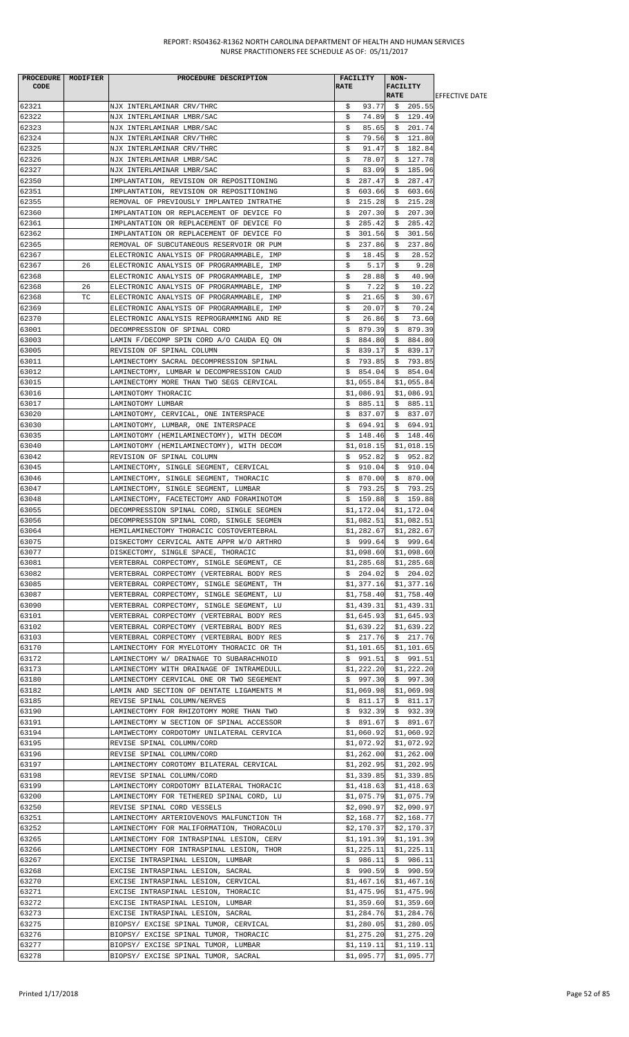| PROCEDURE CODE | MODIFIER | PROCEDURE DESCRIPTION | FACILITY RATE | NON-FACILITY RATE | EFFECTIVE DATE |
|---|---|---|---|---|---|
| 62321 | | NJX INTERLAMINAR CRV/THRC | $ 93.77 | $ 205.55 | |
| 62322 | | NJX INTERLAMINAR LMBR/SAC | $ 74.89 | $ 129.49 | |
| 62323 | | NJX INTERLAMINAR LMBR/SAC | $ 85.65 | $ 201.74 | |
| 62324 | | NJX INTERLAMINAR CRV/THRC | $ 79.56 | $ 121.80 | |
| 62325 | | NJX INTERLAMINAR CRV/THRC | $ 91.47 | $ 182.84 | |
| 62326 | | NJX INTERLAMINAR LMBR/SAC | $ 78.07 | $ 127.78 | |
| 62327 | | NJX INTERLAMINAR LMBR/SAC | $ 83.09 | $ 185.96 | |
| 62350 | | IMPLANTATION, REVISION OR REPOSITIONING | $ 287.47 | $ 287.47 | |
| 62351 | | IMPLANTATION, REVISION OR REPOSITIONING | $ 603.66 | $ 603.66 | |
| 62355 | | REMOVAL OF PREVIOUSLY IMPLANTED INTRATHE | $ 215.28 | $ 215.28 | |
| 62360 | | IMPLANTATION OR REPLACEMENT OF DEVICE FO | $ 207.30 | $ 207.30 | |
| 62361 | | IMPLANTATION OR REPLACEMENT OF DEVICE FO | $ 285.42 | $ 285.42 | |
| 62362 | | IMPLANTATION OR REPLACEMENT OF DEVICE FO | $ 301.56 | $ 301.56 | |
| 62365 | | REMOVAL OF SUBCUTANEOUS RESERVOIR OR PUM | $ 237.86 | $ 237.86 | |
| 62367 | | ELECTRONIC ANALYSIS OF PROGRAMMABLE, IMP | $ 18.45 | $ 28.52 | |
| 62367 | 26 | ELECTRONIC ANALYSIS OF PROGRAMMABLE, IMP | $ 5.17 | $ 9.28 | |
| 62368 | | ELECTRONIC ANALYSIS OF PROGRAMMABLE, IMP | $ 28.88 | $ 40.90 | |
| 62368 | 26 | ELECTRONIC ANALYSIS OF PROGRAMMABLE, IMP | $ 7.22 | $ 10.22 | |
| 62368 | TC | ELECTRONIC ANALYSIS OF PROGRAMMABLE, IMP | $ 21.65 | $ 30.67 | |
| 62369 | | ELECTRONIC ANALYSIS OF PROGRAMMABLE, IMP | $ 20.07 | $ 70.24 | |
| 62370 | | ELECTRONIC ANALYSIS REPROGRAMMING AND RE | $ 26.86 | $ 73.60 | |
| 63001 | | DECOMPRESSION OF SPINAL CORD | $ 879.39 | $ 879.39 | |
| 63003 | | LAMIN F/DECOMP SPIN CORD A/O CAUDA EQ ON | $ 884.80 | $ 884.80 | |
| 63005 | | REVISION OF SPINAL COLUMN | $ 839.17 | $ 839.17 | |
| 63011 | | LAMINECTOMY SACRAL DECOMPRESSION SPINAL | $ 793.85 | $ 793.85 | |
| 63012 | | LAMINECTOMY, LUMBAR W DECOMPRESSION CAUD | $ 854.04 | $ 854.04 | |
| 63015 | | LAMINECTOMY MORE THAN TWO SEGS CERVICAL | $1,055.84 | $1,055.84 | |
| 63016 | | LAMINOTOMY THORACIC | $1,086.91 | $1,086.91 | |
| 63017 | | LAMINOTOMY LUMBAR | $ 885.11 | $ 885.11 | |
| 63020 | | LAMINOTOMY, CERVICAL, ONE INTERSPACE | $ 837.07 | $ 837.07 | |
| 63030 | | LAMINOTOMY, LUMBAR, ONE INTERSPACE | $ 694.91 | $ 694.91 | |
| 63035 | | LAMINOTOMY (HEMILAMINECTOMY), WITH DECOM | $ 148.46 | $ 148.46 | |
| 63040 | | LAMINOTOMY (HEMILAMINECTOMY), WITH DECOM | $1,018.15 | $1,018.15 | |
| 63042 | | REVISION OF SPINAL COLUMN | $ 952.82 | $ 952.82 | |
| 63045 | | LAMINECTOMY, SINGLE SEGMENT, CERVICAL | $ 910.04 | $ 910.04 | |
| 63046 | | LAMINECTOMY, SINGLE SEGMENT, THORACIC | $ 870.00 | $ 870.00 | |
| 63047 | | LAMINECTOMY, SINGLE SEGMENT, LUMBAR | $ 793.25 | $ 793.25 | |
| 63048 | | LAMINECTOMY, FACETECTOMY AND FORAMINOTOM | $ 159.88 | $ 159.88 | |
| 63055 | | DECOMPRESSION SPINAL CORD, SINGLE SEGMEN | $1,172.04 | $1,172.04 | |
| 63056 | | DECOMPRESSION SPINAL CORD, SINGLE SEGMEN | $1,082.51 | $1,082.51 | |
| 63064 | | HEMILAMINECTOMY THORACIC COSTOVERTEBRAL | $1,282.67 | $1,282.67 | |
| 63075 | | DISKECTOMY CERVICAL ANTE APPR W/O ARTHRO | $ 999.64 | $ 999.64 | |
| 63077 | | DISKECTOMY, SINGLE SPACE, THORACIC | $1,098.60 | $1,098.60 | |
| 63081 | | VERTEBRAL CORPECTOMY, SINGLE SEGMENT, CE | $1,285.68 | $1,285.68 | |
| 63082 | | VERTEBRAL CORPECTOMY (VERTEBRAL BODY RES | $ 204.02 | $ 204.02 | |
| 63085 | | VERTEBRAL CORPECTOMY, SINGLE SEGMENT, TH | $1,377.16 | $1,377.16 | |
| 63087 | | VERTEBRAL CORPECTOMY, SINGLE SEGMENT, LU | $1,758.40 | $1,758.40 | |
| 63090 | | VERTEBRAL CORPECTOMY, SINGLE SEGMENT, LU | $1,439.31 | $1,439.31 | |
| 63101 | | VERTEBRAL CORPECTOMY (VERTEBRAL BODY RES | $1,645.93 | $1,645.93 | |
| 63102 | | VERTEBRAL CORPECTOMY (VERTEBRAL BODY RES | $1,639.22 | $1,639.22 | |
| 63103 | | VERTEBRAL CORPECTOMY (VERTEBRAL BODY RES | $ 217.76 | $ 217.76 | |
| 63170 | | LAMINECTOMY FOR MYELOTOMY THORACIC OR TH | $1,101.65 | $1,101.65 | |
| 63172 | | LAMINECTOMY W/ DRAINAGE TO SUBARACHNOID | $ 991.51 | $ 991.51 | |
| 63173 | | LAMINECTOMY WITH DRAINAGE OF INTRAMEDULL | $1,222.20 | $1,222.20 | |
| 63180 | | LAMINECTOMY CERVICAL ONE OR TWO SEGEMENT | $ 997.30 | $ 997.30 | |
| 63182 | | LAMIN AND SECTION OF DENTATE LIGAMENTS M | $1,069.98 | $1,069.98 | |
| 63185 | | REVISE SPINAL COLUMN/NERVES | $ 811.17 | $ 811.17 | |
| 63190 | | LAMINECTOMY FOR RHIZOTOMY MORE THAN TWO | $ 932.39 | $ 932.39 | |
| 63191 | | LAMINECTOMY W SECTION OF SPINAL ACCESSOR | $ 891.67 | $ 891.67 | |
| 63194 | | LAMIWECTOMY CORDOTOMY UNILATERAL CERVICA | $1,060.92 | $1,060.92 | |
| 63195 | | REVISE SPINAL COLUMN/CORD | $1,072.92 | $1,072.92 | |
| 63196 | | REVISE SPINAL COLUMN/CORD | $1,262.00 | $1,262.00 | |
| 63197 | | LAMINECTOMY COROTOMY BILATERAL CERVICAL | $1,202.95 | $1,202.95 | |
| 63198 | | REVISE SPINAL COLUMN/CORD | $1,339.85 | $1,339.85 | |
| 63199 | | LAMINECTOMY CORDOTOMY BILATERAL THORACIC | $1,418.63 | $1,418.63 | |
| 63200 | | LAMINECTOMY FOR TETHERED SPINAL CORD, LU | $1,075.79 | $1,075.79 | |
| 63250 | | REVISE SPINAL CORD VESSELS | $2,090.97 | $2,090.97 | |
| 63251 | | LAMINECTOMY ARTERIOVENOVS MALFUNCTION TH | $2,168.77 | $2,168.77 | |
| 63252 | | LAMINECTOMY FOR MALIFORMATION, THORACOLU | $2,170.37 | $2,170.37 | |
| 63265 | | LAMINECTOMY FOR INTRASPINAL LESION, CERV | $1,191.39 | $1,191.39 | |
| 63266 | | LAMINECTOMY FOR INTRASPINAL LESION, THOR | $1,225.11 | $1,225.11 | |
| 63267 | | EXCISE INTRASPINAL LESION, LUMBAR | $ 986.11 | $ 986.11 | |
| 63268 | | EXCISE INTRASPINAL LESION, SACRAL | $ 990.59 | $ 990.59 | |
| 63270 | | EXCISE INTRASPINAL LESION, CERVICAL | $1,467.16 | $1,467.16 | |
| 63271 | | EXCISE INTRASPINAL LESION, THORACIC | $1,475.96 | $1,475.96 | |
| 63272 | | EXCISE INTRASPINAL LESION, LUMBAR | $1,359.60 | $1,359.60 | |
| 63273 | | EXCISE INTRASPINAL LESION, SACRAL | $1,284.76 | $1,284.76 | |
| 63275 | | BIOPSY/ EXCISE SPINAL TUMOR, CERVICAL | $1,280.05 | $1,280.05 | |
| 63276 | | BIOPSY/ EXCISE SPINAL TUMOR, THORACIC | $1,275.20 | $1,275.20 | |
| 63277 | | BIOPSY/ EXCISE SPINAL TUMOR, LUMBAR | $1,119.11 | $1,119.11 | |
| 63278 | | BIOPSY/ EXCISE SPINAL TUMOR, SACRAL | $1,095.77 | $1,095.77 | |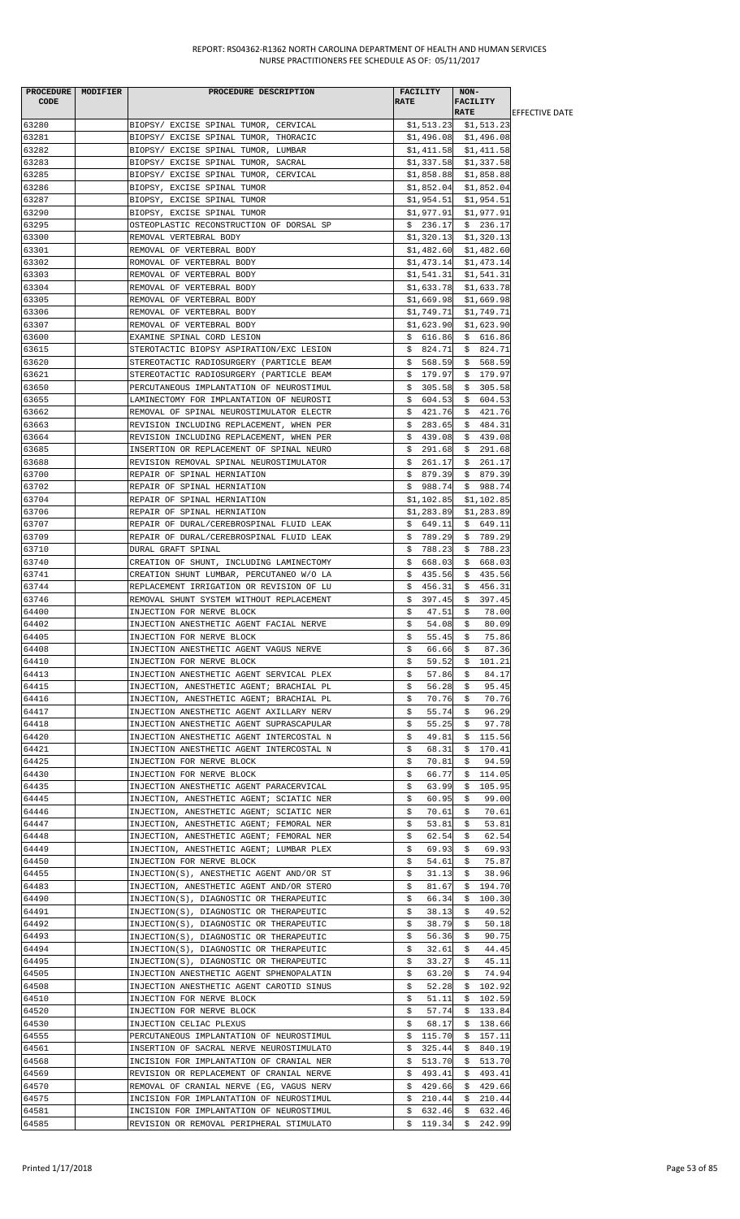REPORT: RS04362-R1362 NORTH CAROLINA DEPARTMENT OF HEALTH AND HUMAN SERVICES
NURSE PRACTITIONERS FEE SCHEDULE AS OF: 05/11/2017

| PROCEDURE CODE | MODIFIER | PROCEDURE DESCRIPTION | FACILITY RATE | NON-FACILITY RATE | EFFECTIVE DATE |
|---|---|---|---|---|---|
| 63280 | | BIOPSY/ EXCISE SPINAL TUMOR, CERVICAL | $1,513.23 | $1,513.23 | |
| 63281 | | BIOPSY/ EXCISE SPINAL TUMOR, THORACIC | $1,496.08 | $1,496.08 | |
| 63282 | | BIOPSY/ EXCISE SPINAL TUMOR, LUMBAR | $1,411.58 | $1,411.58 | |
| 63283 | | BIOPSY/ EXCISE SPINAL TUMOR, SACRAL | $1,337.58 | $1,337.58 | |
| 63285 | | BIOPSY/ EXCISE SPINAL TUMOR, CERVICAL | $1,858.88 | $1,858.88 | |
| 63286 | | BIOPSY, EXCISE SPINAL TUMOR | $1,852.04 | $1,852.04 | |
| 63287 | | BIOPSY, EXCISE SPINAL TUMOR | $1,954.51 | $1,954.51 | |
| 63290 | | BIOPSY, EXCISE SPINAL TUMOR | $1,977.91 | $1,977.91 | |
| 63295 | | OSTEOPLASTIC RECONSTRUCTION OF DORSAL SP | $ 236.17 | $ 236.17 | |
| 63300 | | REMOVAL VERTEBRAL BODY | $1,320.13 | $1,320.13 | |
| 63301 | | REMOVAL OF VERTEBRAL BODY | $1,482.60 | $1,482.60 | |
| 63302 | | ROMOVAL OF VERTEBRAL BODY | $1,473.14 | $1,473.14 | |
| 63303 | | REMOVAL OF VERTEBRAL BODY | $1,541.31 | $1,541.31 | |
| 63304 | | REMOVAL OF VERTEBRAL BODY | $1,633.78 | $1,633.78 | |
| 63305 | | REMOVAL OF VERTEBRAL BODY | $1,669.98 | $1,669.98 | |
| 63306 | | REMOVAL OF VERTEBRAL BODY | $1,749.71 | $1,749.71 | |
| 63307 | | REMOVAL OF VERTEBRAL BODY | $1,623.90 | $1,623.90 | |
| 63600 | | EXAMINE SPINAL CORD LESION | $ 616.86 | $ 616.86 | |
| 63615 | | STEROTACTIC BIOPSY ASPIRATION/EXC LESION | $ 824.71 | $ 824.71 | |
| 63620 | | STEREOTACTIC RADIOSURGERY (PARTICLE BEAM | $ 568.59 | $ 568.59 | |
| 63621 | | STEREOTACTIC RADIOSURGERY (PARTICLE BEAM | $ 179.97 | $ 179.97 | |
| 63650 | | PERCUTANEOUS IMPLANTATION OF NEUROSTIMUL | $ 305.58 | $ 305.58 | |
| 63655 | | LAMINECTOMY FOR IMPLANTATION OF NEUROSTI | $ 604.53 | $ 604.53 | |
| 63662 | | REMOVAL OF SPINAL NEUROSTIMULATOR ELECTR | $ 421.76 | $ 421.76 | |
| 63663 | | REVISION INCLUDING REPLACEMENT, WHEN PER | $ 283.65 | $ 484.31 | |
| 63664 | | REVISION INCLUDING REPLACEMENT, WHEN PER | $ 439.08 | $ 439.08 | |
| 63685 | | INSERTION OR REPLACEMENT OF SPINAL NEURO | $ 291.68 | $ 291.68 | |
| 63688 | | REVISION REMOVAL SPINAL NEUROSTIMULATOR | $ 261.17 | $ 261.17 | |
| 63700 | | REPAIR OF SPINAL HERNIATION | $ 879.39 | $ 879.39 | |
| 63702 | | REPAIR OF SPINAL HERNIATION | $ 988.74 | $ 988.74 | |
| 63704 | | REPAIR OF SPINAL HERNIATION | $1,102.85 | $1,102.85 | |
| 63706 | | REPAIR OF SPINAL HERNIATION | $1,283.89 | $1,283.89 | |
| 63707 | | REPAIR OF DURAL/CEREBROSPINAL FLUID LEAK | $ 649.11 | $ 649.11 | |
| 63709 | | REPAIR OF DURAL/CEREBROSPINAL FLUID LEAK | $ 789.29 | $ 789.29 | |
| 63710 | | DURAL GRAFT SPINAL | $ 788.23 | $ 788.23 | |
| 63740 | | CREATION OF SHUNT, INCLUDING LAMINECTOMY | $ 668.03 | $ 668.03 | |
| 63741 | | CREATION SHUNT LUMBAR, PERCUTANEO W/O LA | $ 435.56 | $ 435.56 | |
| 63744 | | REPLACEMENT IRRIGATION OR REVISION OF LU | $ 456.31 | $ 456.31 | |
| 63746 | | REMOVAL SHUNT SYSTEM WITHOUT REPLACEMENT | $ 397.45 | $ 397.45 | |
| 64400 | | INJECTION FOR NERVE BLOCK | $ 47.51 | $ 78.00 | |
| 64402 | | INJECTION ANESTHETIC AGENT FACIAL NERVE | $ 54.08 | $ 80.09 | |
| 64405 | | INJECTION FOR NERVE BLOCK | $ 55.45 | $ 75.86 | |
| 64408 | | INJECTION ANESTHETIC AGENT VAGUS NERVE | $ 66.66 | $ 87.36 | |
| 64410 | | INJECTION FOR NERVE BLOCK | $ 59.52 | $ 101.21 | |
| 64413 | | INJECTION ANESTHETIC AGENT SERVICAL PLEX | $ 57.86 | $ 84.17 | |
| 64415 | | INJECTION, ANESTHETIC AGENT; BRACHIAL PL | $ 56.28 | $ 95.45 | |
| 64416 | | INJECTION, ANESTHETIC AGENT; BRACHIAL PL | $ 70.76 | $ 70.76 | |
| 64417 | | INJECTION ANESTHETIC AGENT AXILLARY NERV | $ 55.74 | $ 96.29 | |
| 64418 | | INJECTION ANESTHETIC AGENT SUPRASCAPULAR | $ 55.25 | $ 97.78 | |
| 64420 | | INJECTION ANESTHETIC AGENT INTERCOSTAL N | $ 49.81 | $ 115.56 | |
| 64421 | | INJECTION ANESTHETIC AGENT INTERCOSTAL N | $ 68.31 | $ 170.41 | |
| 64425 | | INJECTION FOR NERVE BLOCK | $ 70.81 | $ 94.59 | |
| 64430 | | INJECTION FOR NERVE BLOCK | $ 66.77 | $ 114.05 | |
| 64435 | | INJECTION ANESTHETIC AGENT PARACERVICAL | $ 63.99 | $ 105.95 | |
| 64445 | | INJECTION, ANESTHETIC AGENT; SCIATIC NER | $ 60.95 | $ 99.00 | |
| 64446 | | INJECTION, ANESTHETIC AGENT; SCIATIC NER | $ 70.61 | $ 70.61 | |
| 64447 | | INJECTION, ANESTHETIC AGENT; FEMORAL NER | $ 53.81 | $ 53.81 | |
| 64448 | | INJECTION, ANESTHETIC AGENT; FEMORAL NER | $ 62.54 | $ 62.54 | |
| 64449 | | INJECTION, ANESTHETIC AGENT; LUMBAR PLEX | $ 69.93 | $ 69.93 | |
| 64450 | | INJECTION FOR NERVE BLOCK | $ 54.61 | $ 75.87 | |
| 64455 | | INJECTION(S), ANESTHETIC AGENT AND/OR ST | $ 31.13 | $ 38.96 | |
| 64483 | | INJECTION, ANESTHETIC AGENT AND/OR STERO | $ 81.67 | $ 194.70 | |
| 64490 | | INJECTION(S), DIAGNOSTIC OR THERAPEUTIC | $ 66.34 | $ 100.30 | |
| 64491 | | INJECTION(S), DIAGNOSTIC OR THERAPEUTIC | $ 38.13 | $ 49.52 | |
| 64492 | | INJECTION(S), DIAGNOSTIC OR THERAPEUTIC | $ 38.79 | $ 50.18 | |
| 64493 | | INJECTION(S), DIAGNOSTIC OR THERAPEUTIC | $ 56.36 | $ 90.75 | |
| 64494 | | INJECTION(S), DIAGNOSTIC OR THERAPEUTIC | $ 32.61 | $ 44.45 | |
| 64495 | | INJECTION(S), DIAGNOSTIC OR THERAPEUTIC | $ 33.27 | $ 45.11 | |
| 64505 | | INJECTION ANESTHETIC AGENT SPHENOPALATIN | $ 63.20 | $ 74.94 | |
| 64508 | | INJECTION ANESTHETIC AGENT CAROTID SINUS | $ 52.28 | $ 102.92 | |
| 64510 | | INJECTION FOR NERVE BLOCK | $ 51.11 | $ 102.59 | |
| 64520 | | INJECTION FOR NERVE BLOCK | $ 57.74 | $ 133.84 | |
| 64530 | | INJECTION CELIAC PLEXUS | $ 68.17 | $ 138.66 | |
| 64555 | | PERCUTANEOUS IMPLANTATION OF NEUROSTIMUL | $ 115.70 | $ 157.11 | |
| 64561 | | INSERTION OF SACRAL NERVE NEUROSTIMULATO | $ 325.44 | $ 840.19 | |
| 64568 | | INCISION FOR IMPLANTATION OF CRANIAL NER | $ 513.70 | $ 513.70 | |
| 64569 | | REVISION OR REPLACEMENT OF CRANIAL NERVE | $ 493.41 | $ 493.41 | |
| 64570 | | REMOVAL OF CRANIAL NERVE (EG, VAGUS NERV | $ 429.66 | $ 429.66 | |
| 64575 | | INCISION FOR IMPLANTATION OF NEUROSTIMUL | $ 210.44 | $ 210.44 | |
| 64581 | | INCISION FOR IMPLANTATION OF NEUROSTIMUL | $ 632.46 | $ 632.46 | |
| 64585 | | REVISION OR REMOVAL PERIPHERAL STIMULATO | $ 119.34 | $ 242.99 | |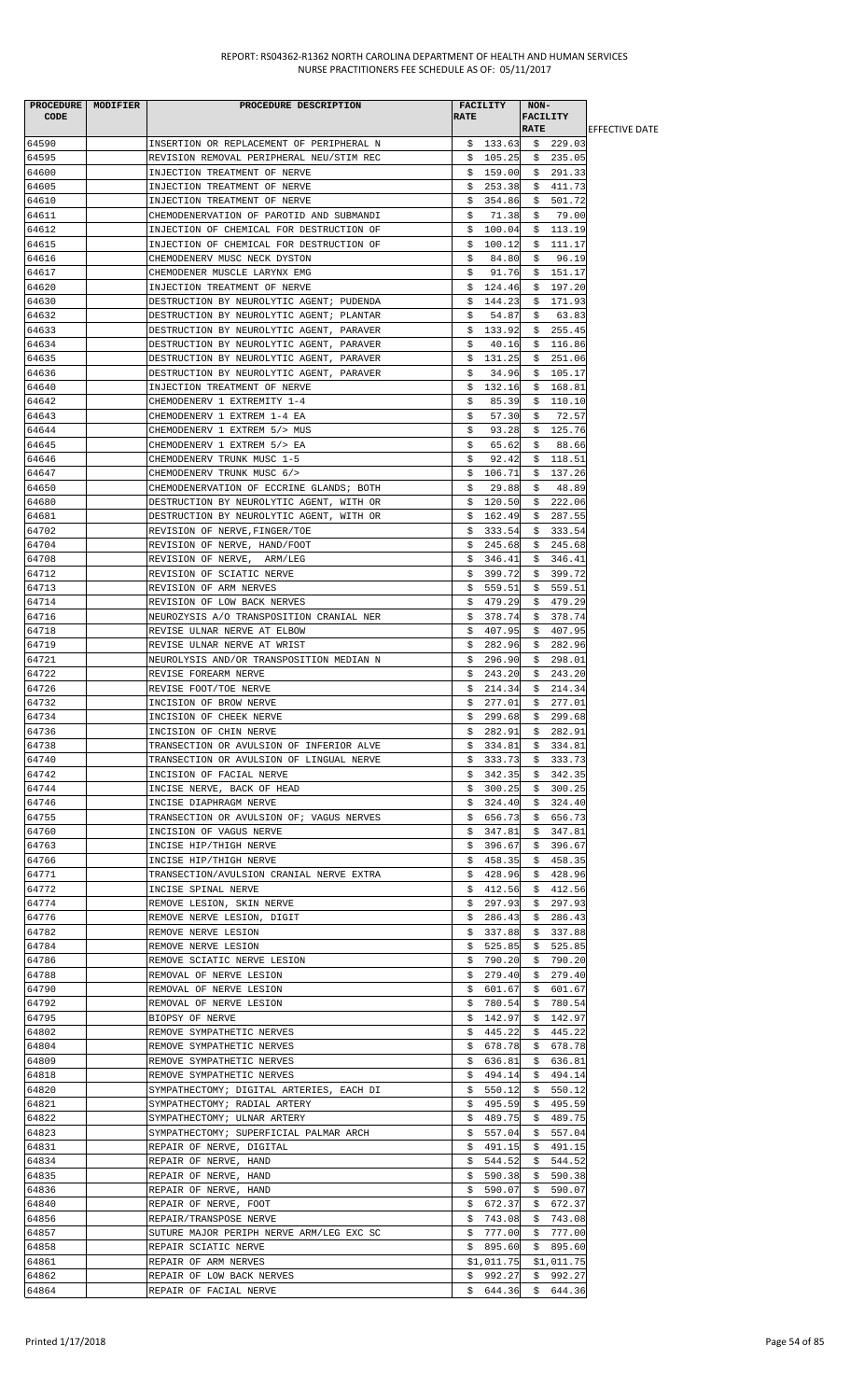| PROCEDURE CODE | MODIFIER | PROCEDURE DESCRIPTION | FACILITY RATE | NON-FACILITY RATE | EFFECTIVE DATE |
|---|---|---|---|---|---|
| 64590 | | INSERTION OR REPLACEMENT OF PERIPHERAL N | $ 133.63 | $ 229.03 | |
| 64595 | | REVISION REMOVAL PERIPHERAL NEU/STIM REC | $ 105.25 | $ 235.05 | |
| 64600 | | INJECTION TREATMENT OF NERVE | $ 159.00 | $ 291.33 | |
| 64605 | | INJECTION TREATMENT OF NERVE | $ 253.38 | $ 411.73 | |
| 64610 | | INJECTION TREATMENT OF NERVE | $ 354.86 | $ 501.72 | |
| 64611 | | CHEMODENERVATION OF PAROTID AND SUBMANDI | $ 71.38 | $ 79.00 | |
| 64612 | | INJECTION OF CHEMICAL FOR DESTRUCTION OF | $ 100.04 | $ 113.19 | |
| 64615 | | INJECTION OF CHEMICAL FOR DESTRUCTION OF | $ 100.12 | $ 111.17 | |
| 64616 | | CHEMODENERV MUSC NECK DYSTON | $ 84.80 | $ 96.19 | |
| 64617 | | CHEMODENER MUSCLE LARYNX EMG | $ 91.76 | $ 151.17 | |
| 64620 | | INJECTION TREATMENT OF NERVE | $ 124.46 | $ 197.20 | |
| 64630 | | DESTRUCTION BY NEUROLYTIC AGENT; PUDENDA | $ 144.23 | $ 171.93 | |
| 64632 | | DESTRUCTION BY NEUROLYTIC AGENT; PLANTAR | $ 54.87 | $ 63.83 | |
| 64633 | | DESTRUCTION BY NEUROLYTIC AGENT, PARAVER | $ 133.92 | $ 255.45 | |
| 64634 | | DESTRUCTION BY NEUROLYTIC AGENT, PARAVER | $ 40.16 | $ 116.86 | |
| 64635 | | DESTRUCTION BY NEUROLYTIC AGENT, PARAVER | $ 131.25 | $ 251.06 | |
| 64636 | | DESTRUCTION BY NEUROLYTIC AGENT, PARAVER | $ 34.96 | $ 105.17 | |
| 64640 | | INJECTION TREATMENT OF NERVE | $ 132.16 | $ 168.81 | |
| 64642 | | CHEMODENERV 1 EXTREMITY 1-4 | $ 85.39 | $ 110.10 | |
| 64643 | | CHEMODENERV 1 EXTREM 1-4 EA | $ 57.30 | $ 72.57 | |
| 64644 | | CHEMODENERV 1 EXTREM 5/> MUS | $ 93.28 | $ 125.76 | |
| 64645 | | CHEMODENERV 1 EXTREM 5/> EA | $ 65.62 | $ 88.66 | |
| 64646 | | CHEMODENERV TRUNK MUSC 1-5 | $ 92.42 | $ 118.51 | |
| 64647 | | CHEMODENERV TRUNK MUSC 6/> | $ 106.71 | $ 137.26 | |
| 64650 | | CHEMODENERVATION OF ECCRINE GLANDS; BOTH | $ 29.88 | $ 48.89 | |
| 64680 | | DESTRUCTION BY NEUROLYTIC AGENT, WITH OR | $ 120.50 | $ 222.06 | |
| 64681 | | DESTRUCTION BY NEUROLYTIC AGENT, WITH OR | $ 162.49 | $ 287.55 | |
| 64702 | | REVISION OF NERVE,FINGER/TOE | $ 333.54 | $ 333.54 | |
| 64704 | | REVISION OF NERVE, HAND/FOOT | $ 245.68 | $ 245.68 | |
| 64708 | | REVISION OF NERVE, ARM/LEG | $ 346.41 | $ 346.41 | |
| 64712 | | REVISION OF SCIATIC NERVE | $ 399.72 | $ 399.72 | |
| 64713 | | REVISION OF ARM NERVES | $ 559.51 | $ 559.51 | |
| 64714 | | REVISION OF LOW BACK NERVES | $ 479.29 | $ 479.29 | |
| 64716 | | NEUROZYSIS A/O TRANSPOSITION CRANIAL NER | $ 378.74 | $ 378.74 | |
| 64718 | | REVISE ULNAR NERVE AT ELBOW | $ 407.95 | $ 407.95 | |
| 64719 | | REVISE ULNAR NERVE AT WRIST | $ 282.96 | $ 282.96 | |
| 64721 | | NEUROLYSIS AND/OR TRANSPOSITION MEDIAN N | $ 296.90 | $ 298.01 | |
| 64722 | | REVISE FOREARM NERVE | $ 243.20 | $ 243.20 | |
| 64726 | | REVISE FOOT/TOE NERVE | $ 214.34 | $ 214.34 | |
| 64732 | | INCISION OF BROW NERVE | $ 277.01 | $ 277.01 | |
| 64734 | | INCISION OF CHEEK NERVE | $ 299.68 | $ 299.68 | |
| 64736 | | INCISION OF CHIN NERVE | $ 282.91 | $ 282.91 | |
| 64738 | | TRANSECTION OR AVULSION OF INFERIOR ALVE | $ 334.81 | $ 334.81 | |
| 64740 | | TRANSECTION OR AVULSION OF LINGUAL NERVE | $ 333.73 | $ 333.73 | |
| 64742 | | INCISION OF FACIAL NERVE | $ 342.35 | $ 342.35 | |
| 64744 | | INCISE NERVE, BACK OF HEAD | $ 300.25 | $ 300.25 | |
| 64746 | | INCISE DIAPHRAGM NERVE | $ 324.40 | $ 324.40 | |
| 64755 | | TRANSECTION OR AVULSION OF; VAGUS NERVES | $ 656.73 | $ 656.73 | |
| 64760 | | INCISION OF VAGUS NERVE | $ 347.81 | $ 347.81 | |
| 64763 | | INCISE HIP/THIGH NERVE | $ 396.67 | $ 396.67 | |
| 64766 | | INCISE HIP/THIGH NERVE | $ 458.35 | $ 458.35 | |
| 64771 | | TRANSECTION/AVULSION CRANIAL NERVE EXTRA | $ 428.96 | $ 428.96 | |
| 64772 | | INCISE SPINAL NERVE | $ 412.56 | $ 412.56 | |
| 64774 | | REMOVE LESION, SKIN NERVE | $ 297.93 | $ 297.93 | |
| 64776 | | REMOVE NERVE LESION, DIGIT | $ 286.43 | $ 286.43 | |
| 64782 | | REMOVE NERVE LESION | $ 337.88 | $ 337.88 | |
| 64784 | | REMOVE NERVE LESION | $ 525.85 | $ 525.85 | |
| 64786 | | REMOVE SCIATIC NERVE LESION | $ 790.20 | $ 790.20 | |
| 64788 | | REMOVAL OF NERVE LESION | $ 279.40 | $ 279.40 | |
| 64790 | | REMOVAL OF NERVE LESION | $ 601.67 | $ 601.67 | |
| 64792 | | REMOVAL OF NERVE LESION | $ 780.54 | $ 780.54 | |
| 64795 | | BIOPSY OF NERVE | $ 142.97 | $ 142.97 | |
| 64802 | | REMOVE SYMPATHETIC NERVES | $ 445.22 | $ 445.22 | |
| 64804 | | REMOVE SYMPATHETIC NERVES | $ 678.78 | $ 678.78 | |
| 64809 | | REMOVE SYMPATHETIC NERVES | $ 636.81 | $ 636.81 | |
| 64818 | | REMOVE SYMPATHETIC NERVES | $ 494.14 | $ 494.14 | |
| 64820 | | SYMPATHECTOMY; DIGITAL ARTERIES, EACH DI | $ 550.12 | $ 550.12 | |
| 64821 | | SYMPATHECTOMY; RADIAL ARTERY | $ 495.59 | $ 495.59 | |
| 64822 | | SYMPATHECTOMY; ULNAR ARTERY | $ 489.75 | $ 489.75 | |
| 64823 | | SYMPATHECTOMY; SUPERFICIAL PALMAR ARCH | $ 557.04 | $ 557.04 | |
| 64831 | | REPAIR OF NERVE, DIGITAL | $ 491.15 | $ 491.15 | |
| 64834 | | REPAIR OF NERVE, HAND | $ 544.52 | $ 544.52 | |
| 64835 | | REPAIR OF NERVE, HAND | $ 590.38 | $ 590.38 | |
| 64836 | | REPAIR OF NERVE, HAND | $ 590.07 | $ 590.07 | |
| 64840 | | REPAIR OF NERVE, FOOT | $ 672.37 | $ 672.37 | |
| 64856 | | REPAIR/TRANSPOSE NERVE | $ 743.08 | $ 743.08 | |
| 64857 | | SUTURE MAJOR PERIPH NERVE ARM/LEG EXC SC | $ 777.00 | $ 777.00 | |
| 64858 | | REPAIR SCIATIC NERVE | $ 895.60 | $ 895.60 | |
| 64861 | | REPAIR OF ARM NERVES | $1,011.75 | $1,011.75 | |
| 64862 | | REPAIR OF LOW BACK NERVES | $ 992.27 | $ 992.27 | |
| 64864 | | REPAIR OF FACIAL NERVE | $ 644.36 | $ 644.36 | |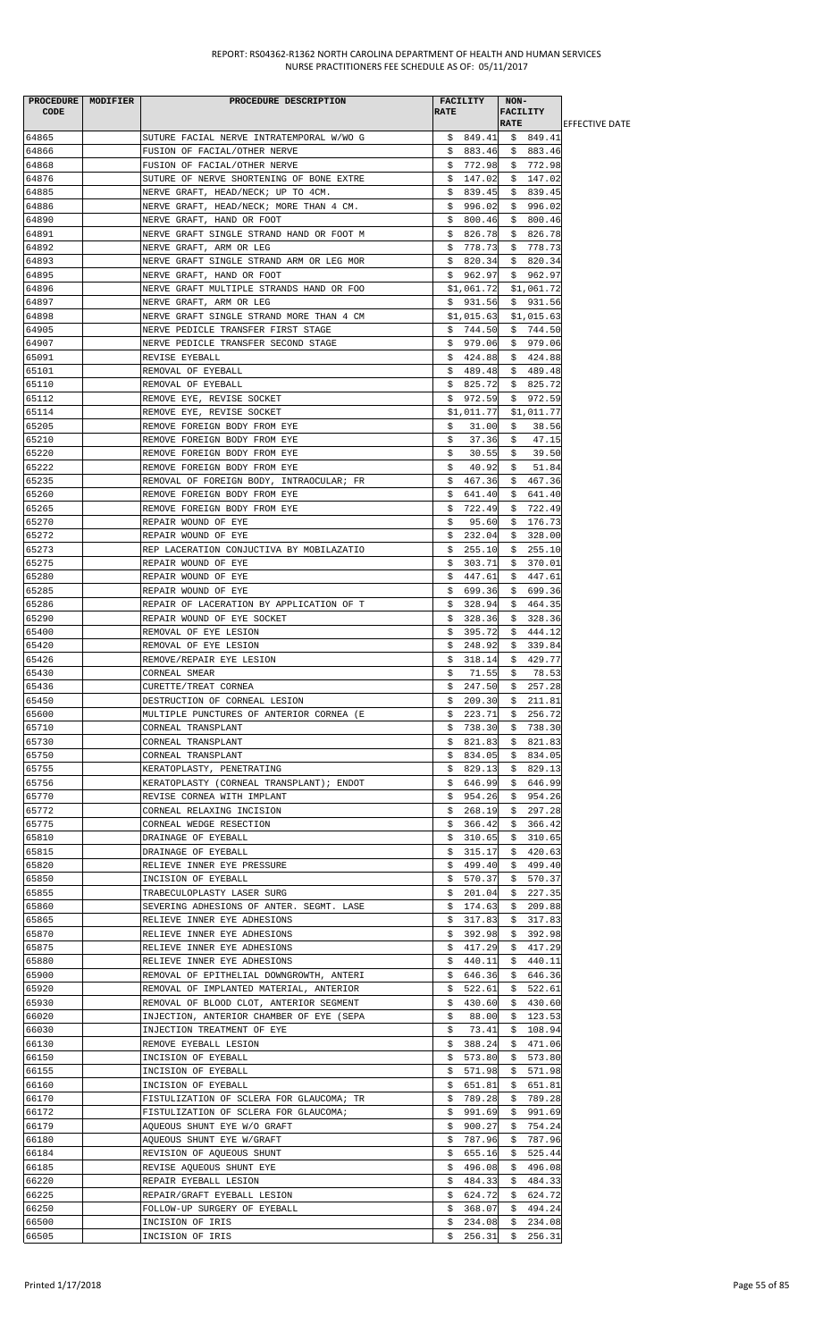| PROCEDURE CODE | MODIFIER | PROCEDURE DESCRIPTION | FACILITY RATE | NON-FACILITY RATE | EFFECTIVE DATE |
|---|---|---|---|---|---|
| 64865 | | SUTURE FACIAL NERVE INTRATEMPORAL W/WO G | $ 849.41 | $ 849.41 | |
| 64866 | | FUSION OF FACIAL/OTHER NERVE | $ 883.46 | $ 883.46 | |
| 64868 | | FUSION OF FACIAL/OTHER NERVE | $ 772.98 | $ 772.98 | |
| 64876 | | SUTURE OF NERVE SHORTENING OF BONE EXTRE | $ 147.02 | $ 147.02 | |
| 64885 | | NERVE GRAFT, HEAD/NECK; UP TO 4CM. | $ 839.45 | $ 839.45 | |
| 64886 | | NERVE GRAFT, HEAD/NECK; MORE THAN 4 CM. | $ 996.02 | $ 996.02 | |
| 64890 | | NERVE GRAFT, HAND OR FOOT | $ 800.46 | $ 800.46 | |
| 64891 | | NERVE GRAFT SINGLE STRAND HAND OR FOOT M | $ 826.78 | $ 826.78 | |
| 64892 | | NERVE GRAFT, ARM OR LEG | $ 778.73 | $ 778.73 | |
| 64893 | | NERVE GRAFT SINGLE STRAND ARM OR LEG MOR | $ 820.34 | $ 820.34 | |
| 64895 | | NERVE GRAFT, HAND OR FOOT | $ 962.97 | $ 962.97 | |
| 64896 | | NERVE GRAFT MULTIPLE STRANDS HAND OR FOO | $1,061.72 | $1,061.72 | |
| 64897 | | NERVE GRAFT, ARM OR LEG | $ 931.56 | $ 931.56 | |
| 64898 | | NERVE GRAFT SINGLE STRAND MORE THAN 4 CM | $1,015.63 | $1,015.63 | |
| 64905 | | NERVE PEDICLE TRANSFER FIRST STAGE | $ 744.50 | $ 744.50 | |
| 64907 | | NERVE PEDICLE TRANSFER SECOND STAGE | $ 979.06 | $ 979.06 | |
| 65091 | | REVISE EYEBALL | $ 424.88 | $ 424.88 | |
| 65101 | | REMOVAL OF EYEBALL | $ 489.48 | $ 489.48 | |
| 65110 | | REMOVAL OF EYEBALL | $ 825.72 | $ 825.72 | |
| 65112 | | REMOVE EYE, REVISE SOCKET | $ 972.59 | $ 972.59 | |
| 65114 | | REMOVE EYE, REVISE SOCKET | $1,011.77 | $1,011.77 | |
| 65205 | | REMOVE FOREIGN BODY FROM EYE | $ 31.00 | $ 38.56 | |
| 65210 | | REMOVE FOREIGN BODY FROM EYE | $ 37.36 | $ 47.15 | |
| 65220 | | REMOVE FOREIGN BODY FROM EYE | $ 30.55 | $ 39.50 | |
| 65222 | | REMOVE FOREIGN BODY FROM EYE | $ 40.92 | $ 51.84 | |
| 65235 | | REMOVAL OF FOREIGN BODY, INTRAOCULAR; FR | $ 467.36 | $ 467.36 | |
| 65260 | | REMOVE FOREIGN BODY FROM EYE | $ 641.40 | $ 641.40 | |
| 65265 | | REMOVE FOREIGN BODY FROM EYE | $ 722.49 | $ 722.49 | |
| 65270 | | REPAIR WOUND OF EYE | $ 95.60 | $ 176.73 | |
| 65272 | | REPAIR WOUND OF EYE | $ 232.04 | $ 328.00 | |
| 65273 | | REP LACERATION CONJUCTIVA BY MOBILAZATIO | $ 255.10 | $ 255.10 | |
| 65275 | | REPAIR WOUND OF EYE | $ 303.71 | $ 370.01 | |
| 65280 | | REPAIR WOUND OF EYE | $ 447.61 | $ 447.61 | |
| 65285 | | REPAIR WOUND OF EYE | $ 699.36 | $ 699.36 | |
| 65286 | | REPAIR OF LACERATION BY APPLICATION OF T | $ 328.94 | $ 464.35 | |
| 65290 | | REPAIR WOUND OF EYE SOCKET | $ 328.36 | $ 328.36 | |
| 65400 | | REMOVAL OF EYE LESION | $ 395.72 | $ 444.12 | |
| 65420 | | REMOVAL OF EYE LESION | $ 248.92 | $ 339.84 | |
| 65426 | | REMOVE/REPAIR EYE LESION | $ 318.14 | $ 429.77 | |
| 65430 | | CORNEAL SMEAR | $ 71.55 | $ 78.53 | |
| 65436 | | CURETTE/TREAT CORNEA | $ 247.50 | $ 257.28 | |
| 65450 | | DESTRUCTION OF CORNEAL LESION | $ 209.30 | $ 211.81 | |
| 65600 | | MULTIPLE PUNCTURES OF ANTERIOR CORNEA (E | $ 223.71 | $ 256.72 | |
| 65710 | | CORNEAL TRANSPLANT | $ 738.30 | $ 738.30 | |
| 65730 | | CORNEAL TRANSPLANT | $ 821.83 | $ 821.83 | |
| 65750 | | CORNEAL TRANSPLANT | $ 834.05 | $ 834.05 | |
| 65755 | | KERATOPLASTY, PENETRATING | $ 829.13 | $ 829.13 | |
| 65756 | | KERATOPLASTY (CORNEAL TRANSPLANT); ENDOT | $ 646.99 | $ 646.99 | |
| 65770 | | REVISE CORNEA WITH IMPLANT | $ 954.26 | $ 954.26 | |
| 65772 | | CORNEAL RELAXING INCISION | $ 268.19 | $ 297.28 | |
| 65775 | | CORNEAL WEDGE RESECTION | $ 366.42 | $ 366.42 | |
| 65810 | | DRAINAGE OF EYEBALL | $ 310.65 | $ 310.65 | |
| 65815 | | DRAINAGE OF EYEBALL | $ 315.17 | $ 420.63 | |
| 65820 | | RELIEVE INNER EYE PRESSURE | $ 499.40 | $ 499.40 | |
| 65850 | | INCISION OF EYEBALL | $ 570.37 | $ 570.37 | |
| 65855 | | TRABECULOPLASTY LASER SURG | $ 201.04 | $ 227.35 | |
| 65860 | | SEVERING ADHESIONS OF ANTER. SEGMT. LASE | $ 174.63 | $ 209.88 | |
| 65865 | | RELIEVE INNER EYE ADHESIONS | $ 317.83 | $ 317.83 | |
| 65870 | | RELIEVE INNER EYE ADHESIONS | $ 392.98 | $ 392.98 | |
| 65875 | | RELIEVE INNER EYE ADHESIONS | $ 417.29 | $ 417.29 | |
| 65880 | | RELIEVE INNER EYE ADHESIONS | $ 440.11 | $ 440.11 | |
| 65900 | | REMOVAL OF EPITHELIAL DOWNGROWTH, ANTERI | $ 646.36 | $ 646.36 | |
| 65920 | | REMOVAL OF IMPLANTED MATERIAL, ANTERIOR | $ 522.61 | $ 522.61 | |
| 65930 | | REMOVAL OF BLOOD CLOT, ANTERIOR SEGMENT | $ 430.60 | $ 430.60 | |
| 66020 | | INJECTION, ANTERIOR CHAMBER OF EYE (SEPA | $ 88.00 | $ 123.53 | |
| 66030 | | INJECTION TREATMENT OF EYE | $ 73.41 | $ 108.94 | |
| 66130 | | REMOVE EYEBALL LESION | $ 388.24 | $ 471.06 | |
| 66150 | | INCISION OF EYEBALL | $ 573.80 | $ 573.80 | |
| 66155 | | INCISION OF EYEBALL | $ 571.98 | $ 571.98 | |
| 66160 | | INCISION OF EYEBALL | $ 651.81 | $ 651.81 | |
| 66170 | | FISTULIZATION OF SCLERA FOR GLAUCOMA; TR | $ 789.28 | $ 789.28 | |
| 66172 | | FISTULIZATION OF SCLERA FOR GLAUCOMA; | $ 991.69 | $ 991.69 | |
| 66179 | | AQUEOUS SHUNT EYE W/O GRAFT | $ 900.27 | $ 754.24 | |
| 66180 | | AQUEOUS SHUNT EYE W/GRAFT | $ 787.96 | $ 787.96 | |
| 66184 | | REVISION OF AQUEOUS SHUNT | $ 655.16 | $ 525.44 | |
| 66185 | | REVISE AQUEOUS SHUNT EYE | $ 496.08 | $ 496.08 | |
| 66220 | | REPAIR EYEBALL LESION | $ 484.33 | $ 484.33 | |
| 66225 | | REPAIR/GRAFT EYEBALL LESION | $ 624.72 | $ 624.72 | |
| 66250 | | FOLLOW-UP SURGERY OF EYEBALL | $ 368.07 | $ 494.24 | |
| 66500 | | INCISION OF IRIS | $ 234.08 | $ 234.08 | |
| 66505 | | INCISION OF IRIS | $ 256.31 | $ 256.31 | |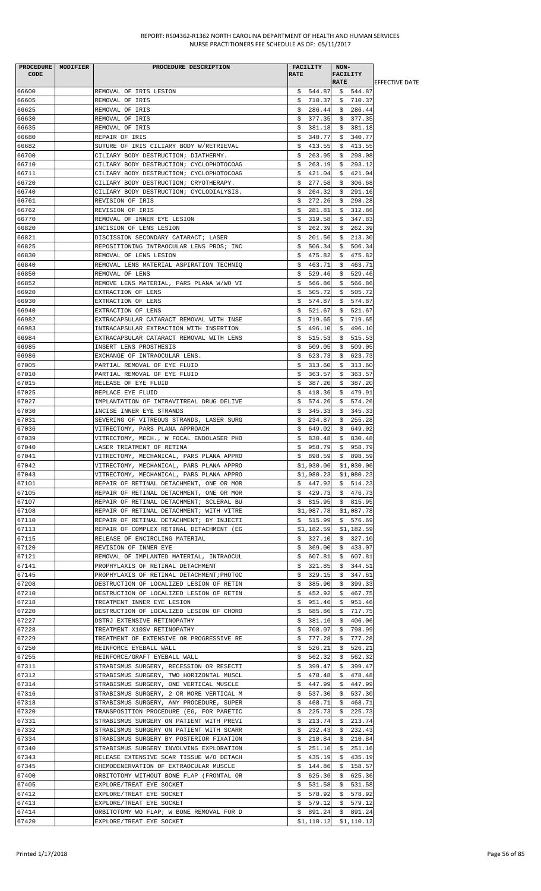| PROCEDURE CODE | MODIFIER | PROCEDURE DESCRIPTION | FACILITY RATE | NON-FACILITY RATE | EFFECTIVE DATE |
|---|---|---|---|---|---|
| 66600 | | REMOVAL OF IRIS LESION | $ 544.87 | $ 544.87 | |
| 66605 | | REMOVAL OF IRIS | $ 710.37 | $ 710.37 | |
| 66625 | | REMOVAL OF IRIS | $ 286.44 | $ 286.44 | |
| 66630 | | REMOVAL OF IRIS | $ 377.35 | $ 377.35 | |
| 66635 | | REMOVAL OF IRIS | $ 381.18 | $ 381.18 | |
| 66680 | | REPAIR OF IRIS | $ 340.77 | $ 340.77 | |
| 66682 | | SUTURE OF IRIS CILIARY BODY W/RETRIEVAL | $ 413.55 | $ 413.55 | |
| 66700 | | CILIARY BODY DESTRUCTION; DIATHERMY. | $ 263.95 | $ 298.08 | |
| 66710 | | CILIARY BODY DESTRUCTION; CYCLOPHOTOCOAG | $ 263.19 | $ 293.12 | |
| 66711 | | CILIARY BODY DESTRUCTION; CYCLOPHOTOCOAG | $ 421.04 | $ 421.04 | |
| 66720 | | CILIARY BODY DESTRUCTION; CRYOTHERAPY. | $ 277.58 | $ 306.68 | |
| 66740 | | CILIARY BODY DESTRUCTION; CYCLODIALYSIS. | $ 264.32 | $ 291.16 | |
| 66761 | | REVISION OF IRIS | $ 272.26 | $ 298.28 | |
| 66762 | | REVISION OF IRIS | $ 281.81 | $ 312.86 | |
| 66770 | | REMOVAL OF INNER EYE LESION | $ 319.58 | $ 347.83 | |
| 66820 | | INCISION OF LENS LESION | $ 262.39 | $ 262.39 | |
| 66821 | | DISCISSION SECONDARY CATARACT; LASER | $ 201.56 | $ 213.30 | |
| 66825 | | REPOSITIONING INTRAOCULAR LENS PROS; INC | $ 506.34 | $ 506.34 | |
| 66830 | | REMOVAL OF LENS LESION | $ 475.82 | $ 475.82 | |
| 66840 | | REMOVAL LENS MATERIAL ASPIRATION TECHNIQ | $ 463.71 | $ 463.71 | |
| 66850 | | REMOVAL OF LENS | $ 529.46 | $ 529.46 | |
| 66852 | | REMOVE LENS MATERIAL, PARS PLANA W/WO VI | $ 566.86 | $ 566.86 | |
| 66920 | | EXTRACTION OF LENS | $ 505.72 | $ 505.72 | |
| 66930 | | EXTRACTION OF LENS | $ 574.87 | $ 574.87 | |
| 66940 | | EXTRACTION OF LENS | $ 521.67 | $ 521.67 | |
| 66982 | | EXTRACAPSULAR CATARACT REMOVAL WITH INSE | $ 719.65 | $ 719.65 | |
| 66983 | | INTRACAPSULAR EXTRACTION WITH INSERTION | $ 496.10 | $ 496.10 | |
| 66984 | | EXTRACAPSULAR CATARACT REMOVAL WITH LENS | $ 515.53 | $ 515.53 | |
| 66985 | | INSERT LENS PROSTHESIS | $ 509.05 | $ 509.05 | |
| 66986 | | EXCHANGE OF INTRAOCULAR LENS. | $ 623.73 | $ 623.73 | |
| 67005 | | PARTIAL REMOVAL OF EYE FLUID | $ 313.60 | $ 313.60 | |
| 67010 | | PARTIAL REMOVAL OF EYE FLUID | $ 363.57 | $ 363.57 | |
| 67015 | | RELEASE OF EYE FLUID | $ 387.20 | $ 387.20 | |
| 67025 | | REPLACE EYE FLUID | $ 418.36 | $ 479.91 | |
| 67027 | | IMPLANTATION OF INTRAVITREAL DRUG DELIVE | $ 574.26 | $ 574.26 | |
| 67030 | | INCISE INNER EYE STRANDS | $ 345.33 | $ 345.33 | |
| 67031 | | SEVERING OF VITREOUS STRANDS, LASER SURG | $ 234.87 | $ 255.28 | |
| 67036 | | VITRECTOMY, PARS PLANA APPROACH | $ 649.02 | $ 649.02 | |
| 67039 | | VITRECTOMY, MECH., W FOCAL ENDOLASER PHO | $ 830.48 | $ 830.48 | |
| 67040 | | LASER TREATMENT OF RETINA | $ 958.79 | $ 958.79 | |
| 67041 | | VITRECTOMY, MECHANICAL, PARS PLANA APPRO | $ 898.59 | $ 898.59 | |
| 67042 | | VITRECTOMY, MECHANICAL, PARS PLANA APPRO | $1,030.06 | $1,030.06 | |
| 67043 | | VITRECTOMY, MECHANICAL, PARS PLANA APPRO | $1,080.23 | $1,080.23 | |
| 67101 | | REPAIR OF RETINAL DETACHMENT, ONE OR MOR | $ 447.92 | $ 514.23 | |
| 67105 | | REPAIR OF RETINAL DETACHMENT, ONE OR MOR | $ 429.73 | $ 476.73 | |
| 67107 | | REPAIR OF RETINAL DETACHMENT; SCLERAL BU | $ 815.95 | $ 815.95 | |
| 67108 | | REPAIR OF RETINAL DETACHMENT; WITH VITRE | $1,087.78 | $1,087.78 | |
| 67110 | | REPAIR OF RETINAL DETACHMENT; BY INJECTI | $ 515.99 | $ 576.69 | |
| 67113 | | REPAIR OF COMPLEX RETINAL DETACHMENT (EG | $1,182.59 | $1,182.59 | |
| 67115 | | RELEASE OF ENCIRCLING MATERIAL | $ 327.10 | $ 327.10 | |
| 67120 | | REVISION OF INNER EYE | $ 369.00 | $ 433.07 | |
| 67121 | | REMOVAL OF IMPLANTED MATERIAL, INTRAOCUL | $ 607.81 | $ 607.81 | |
| 67141 | | PROPHYLAXIS OF RETINAL DETACHMENT | $ 321.85 | $ 344.51 | |
| 67145 | | PROPHYLAXIS OF RETINAL DETACHMENT;PHOTOC | $ 329.15 | $ 347.61 | |
| 67208 | | DESTRUCTION OF LOCALIZED LESION OF RETIN | $ 385.90 | $ 399.33 | |
| 67210 | | DESTRUCTION OF LOCALIZED LESION OF RETIN | $ 452.92 | $ 467.75 | |
| 67218 | | TREATMENT INNER EYE LESION | $ 951.46 | $ 951.46 | |
| 67220 | | DESTRUCTION OF LOCALIZED LESION OF CHORO | $ 685.86 | $ 717.75 | |
| 67227 | | DSTRJ EXTENSIVE RETINOPATHY | $ 381.16 | $ 406.06 | |
| 67228 | | TREATMENT X10SV RETINOPATHY | $ 708.07 | $ 798.99 | |
| 67229 | | TREATMENT OF EXTENSIVE OR PROGRESSIVE RE | $ 777.28 | $ 777.28 | |
| 67250 | | REINFORCE EYEBALL WALL | $ 526.21 | $ 526.21 | |
| 67255 | | REINFORCE/GRAFT EYEBALL WALL | $ 562.32 | $ 562.32 | |
| 67311 | | STRABISMUS SURGERY, RECESSION OR RESECTI | $ 399.47 | $ 399.47 | |
| 67312 | | STRABISMUS SURGERY, TWO HORIZONTAL MUSCL | $ 478.48 | $ 478.48 | |
| 67314 | | STRABISMUS SURGERY, ONE VERTICAL MUSCLE | $ 447.99 | $ 447.99 | |
| 67316 | | STRABISMUS SURGERY, 2 OR MORE VERTICAL M | $ 537.30 | $ 537.30 | |
| 67318 | | STRABISMUS SURGERY, ANY PROCEDURE, SUPER | $ 468.71 | $ 468.71 | |
| 67320 | | TRANSPOSITION PROCEDURE (EG, FOR PARETIC | $ 225.73 | $ 225.73 | |
| 67331 | | STRABISMUS SURGERY ON PATIENT WITH PREVI | $ 213.74 | $ 213.74 | |
| 67332 | | STRABISMUS SURGERY ON PATIENT WITH SCARR | $ 232.43 | $ 232.43 | |
| 67334 | | STRABISMUS SURGERY BY POSTERIOR FIXATION | $ 210.84 | $ 210.84 | |
| 67340 | | STRABISMUS SURGERY INVOLVING EXPLORATION | $ 251.16 | $ 251.16 | |
| 67343 | | RELEASE EXTENSIVE SCAR TISSUE W/O DETACH | $ 435.19 | $ 435.19 | |
| 67345 | | CHEMODENERVATION OF EXTRAOCULAR MUSCLE | $ 144.86 | $ 158.57 | |
| 67400 | | ORBITOTOMY WITHOUT BONE FLAP (FRONTAL OR | $ 625.36 | $ 625.36 | |
| 67405 | | EXPLORE/TREAT EYE SOCKET | $ 531.58 | $ 531.58 | |
| 67412 | | EXPLORE/TREAT EYE SOCKET | $ 578.92 | $ 578.92 | |
| 67413 | | EXPLORE/TREAT EYE SOCKET | $ 579.12 | $ 579.12 | |
| 67414 | | ORBITOTOMY WO FLAP; W BONE REMOVAL FOR D | $ 891.24 | $ 891.24 | |
| 67420 | | EXPLORE/TREAT EYE SOCKET | $1,110.12 | $1,110.12 | |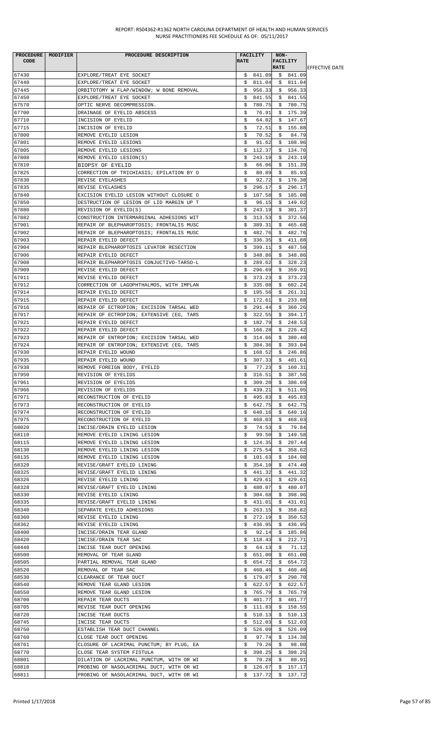| PROCEDURE CODE | MODIFIER | PROCEDURE DESCRIPTION | FACILITY RATE | NON-FACILITY RATE | EFFECTIVE DATE |
|---|---|---|---|---|---|
| 67430 | | EXPLORE/TREAT EYE SOCKET | $ 841.09 | $ 841.09 | |
| 67440 | | EXPLORE/TREAT EYE SOCKET | $ 811.04 | $ 811.04 | |
| 67445 | | ORBITOTOMY W FLAP/WINDOW; W BONE REMOVAL | $ 956.33 | $ 956.33 | |
| 67450 | | EXPLORE/TREAT EYE SOCKET | $ 841.55 | $ 841.55 | |
| 67570 | | OPTIC NERVE DECOMPRESSION. | $ 780.75 | $ 780.75 | |
| 67700 | | DRAINAGE OF EYELID ABSCESS | $ 76.91 | $ 175.39 | |
| 67710 | | INCISION OF EYELID | $ 64.02 | $ 147.67 | |
| 67715 | | INCISION OF EYELID | $ 72.51 | $ 155.88 | |
| 67800 | | REMOVE EYELID LESION | $ 70.52 | $ 84.79 | |
| 67801 | | REMOVE EYELID LESIONS | $ 91.62 | $ 108.96 | |
| 67805 | | REMOVE EYELID LESIONS | $ 112.37 | $ 134.76 | |
| 67808 | | REMOVE EYELID LESION(S) | $ 243.19 | $ 243.19 | |
| 67810 | | BIOPSY OF EYELID | $ 66.06 | $ 151.39 | |
| 67825 | | CORRECTION OF TRICHIASIS; EPILATION BY O | $ 80.89 | $ 85.93 | |
| 67830 | | REVISE EYELASHES | $ 92.72 | $ 176.38 | |
| 67835 | | REVISE EYELASHES | $ 296.17 | $ 296.17 | |
| 67840 | | EXCISION EYELID LESION WITHOUT CLOSURE O | $ 107.58 | $ 185.08 | |
| 67850 | | DESTRUCTION OF LESION OF LID MARGIN UP T | $ 96.15 | $ 149.02 | |
| 67880 | | REVISION OF EYELID(S) | $ 243.19 | $ 301.37 | |
| 67882 | | CONSTRUCTION INTERMARGINAL ADHESIONS WIT | $ 313.53 | $ 372.56 | |
| 67901 | | REPAIR OF BLEPHAROPTOSIS; FRONTALIS MUSC | $ 389.31 | $ 465.68 | |
| 67902 | | REPAIR OF BLEPHAROPTOSIS; FRONTALIS MUSC | $ 482.76 | $ 482.76 | |
| 67903 | | REPAIR EYELID DEFECT | $ 336.35 | $ 411.88 | |
| 67904 | | REPAIR BLEPHAROPTOSIS LEVATOR RESECTION | $ 399.11 | $ 487.50 | |
| 67906 | | REPAIR EYELID DEFECT | $ 348.86 | $ 348.86 | |
| 67908 | | REPAIR BLEPHAROPTOSIS CONJUCTIVO-TARSO-L | $ 289.62 | $ 328.23 | |
| 67909 | | REVISE EYELID DEFECT | $ 296.69 | $ 359.91 | |
| 67911 | | REVISE EYELID DEFECT | $ 373.23 | $ 373.23 | |
| 67912 | | CORRECTION OF LAGOPHTHALMOS, WITH IMPLAN | $ 335.08 | $ 602.24 | |
| 67914 | | REPAIR EYELID DEFECT | $ 195.56 | $ 261.31 | |
| 67915 | | REPAIR EYELID DEFECT | $ 172.61 | $ 233.88 | |
| 67916 | | REPAIR OF ECTROPION; EXCISION TARSAL WED | $ 291.44 | $ 360.26 | |
| 67917 | | REPAIR OF ECTROPION; EXTENSIVE (EG, TARS | $ 322.55 | $ 394.17 | |
| 67921 | | REPAIR EYELID DEFECT | $ 182.79 | $ 248.53 | |
| 67922 | | REPAIR EYELID DEFECT | $ 166.28 | $ 226.42 | |
| 67923 | | REPAIR OF ENTROPION; EXCISION TARSAL WED | $ 314.66 | $ 380.40 | |
| 67924 | | REPAIR OF ENTROPION; EXTENSIVE (EG, TARS | $ 304.36 | $ 393.04 | |
| 67930 | | REPAIR EYELID WOUND | $ 168.52 | $ 246.86 | |
| 67935 | | REPAIR EYELID WOUND | $ 307.33 | $ 401.61 | |
| 67938 | | REMOVE FOREIGN BODY, EYELID | $ 77.23 | $ 160.31 | |
| 67950 | | REVISION OF EYELIDS | $ 316.51 | $ 387.56 | |
| 67961 | | REVISION OF EYELIDS | $ 309.20 | $ 386.69 | |
| 67966 | | REVISION OF EYELIDS | $ 439.21 | $ 511.95 | |
| 67971 | | RECONSTRUCTION OF EYELID | $ 495.83 | $ 495.83 | |
| 67973 | | RECONSTRUCTION OF EYELID | $ 642.75 | $ 642.75 | |
| 67974 | | RECONSTRUCTION OF EYELID | $ 640.16 | $ 640.16 | |
| 67975 | | RECONSTRUCTION OF EYELID | $ 468.03 | $ 468.03 | |
| 68020 | | INCISE/DRAIN EYELID LESION | $ 74.53 | $ 79.84 | |
| 68110 | | REMOVE EYELID LINING LESION | $ 99.50 | $ 149.58 | |
| 68115 | | REMOVE EYELID LINING LESION | $ 124.35 | $ 207.44 | |
| 68130 | | REMOVE EYELID LINING LESION | $ 275.54 | $ 358.62 | |
| 68135 | | REMOVE EYELID LINING LESION | $ 101.63 | $ 104.98 | |
| 68320 | | REVISE/GRAFT EYELID LINING | $ 354.10 | $ 474.40 | |
| 68325 | | REVISE/GRAFT EYELID LINING | $ 441.32 | $ 441.32 | |
| 68326 | | REVISE EYELID LINING | $ 429.61 | $ 429.61 | |
| 68328 | | REVISE/GRAFT EYELID LINING | $ 480.07 | $ 480.07 | |
| 68330 | | REVISE EYELID LINING | $ 304.68 | $ 398.96 | |
| 68335 | | REVISE/GRAFT EYELID LINING | $ 431.01 | $ 431.01 | |
| 68340 | | SEPARATE EYELID ADHESIONS | $ 263.15 | $ 358.82 | |
| 68360 | | REVISE EYELID LINING | $ 272.19 | $ 350.52 | |
| 68362 | | REVISE EYELID LINING | $ 436.95 | $ 436.95 | |
| 68400 | | INCISE/DRAIN TEAR GLAND | $ 92.14 | $ 185.86 | |
| 68420 | | INCISE/DRAIN TEAR SAC | $ 118.43 | $ 212.71 | |
| 68440 | | INCISE TEAR DUCT OPENING | $ 64.13 | $ 71.12 | |
| 68500 | | REMOVAL OF TEAR GLAND | $ 651.00 | $ 651.00 | |
| 68505 | | PARTIAL REMOVAL TEAR GLAND | $ 654.72 | $ 654.72 | |
| 68520 | | REMOVAL OF TEAR SAC | $ 460.46 | $ 460.46 | |
| 68530 | | CLEARANCE OF TEAR DUCT | $ 179.07 | $ 290.70 | |
| 68540 | | REMOVE TEAR GLAND LESION | $ 622.57 | $ 622.57 | |
| 68550 | | REMOVE TEAR GLAND LESION | $ 765.79 | $ 765.79 | |
| 68700 | | REPAIR TEAR DUCTS | $ 401.77 | $ 401.77 | |
| 68705 | | REVISE TEAR DUCT OPENING | $ 111.83 | $ 158.55 | |
| 68720 | | INCISE TEAR DUCTS | $ 510.13 | $ 510.13 | |
| 68745 | | INCISE TEAR DUCTS | $ 512.03 | $ 512.03 | |
| 68750 | | ESTABLISH TEAR DUCT CHANNEL | $ 526.09 | $ 526.09 | |
| 68760 | | CLOSE TEAR DUCT OPENING | $ 97.74 | $ 134.38 | |
| 68761 | | CLOSURE OF LACRIMAL PUNCTUM; BY PLUG, EA | $ 79.26 | $ 98.00 | |
| 68770 | | CLOSE TEAR SYSTEM FISTULA | $ 398.25 | $ 398.25 | |
| 68801 | | DILATION OF LACRIMAL PUNCTUM, WITH OR WI | $ 70.28 | $ 80.91 | |
| 68810 | | PROBING OF NASOLACRIMAL DUCT, WITH OR WI | $ 126.67 | $ 157.17 | |
| 68811 | | PROBING OF NASOLACRIMAL DUCT, WITH OR WI | $ 137.72 | $ 137.72 | |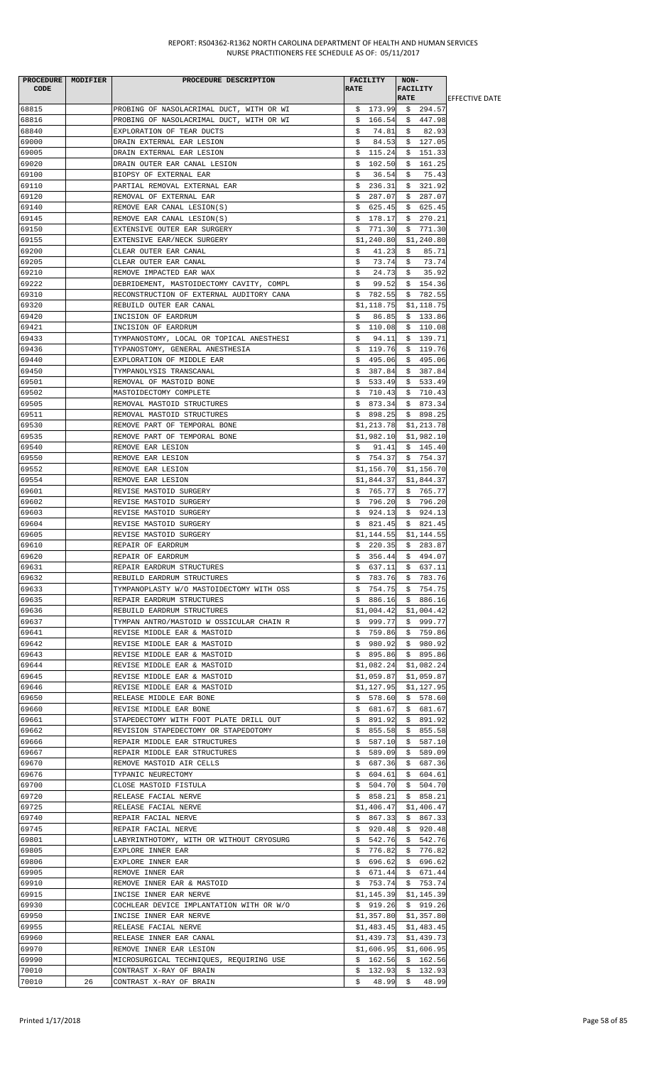| PROCEDURE CODE | MODIFIER | PROCEDURE DESCRIPTION | FACILITY RATE | NON-FACILITY RATE | EFFECTIVE DATE |
|---|---|---|---|---|---|
| 68815 | | PROBING OF NASOLACRIMAL DUCT, WITH OR WI | $ 173.99 | $ 294.57 | |
| 68816 | | PROBING OF NASOLACRIMAL DUCT, WITH OR WI | $ 166.54 | $ 447.98 | |
| 68840 | | EXPLORATION OF TEAR DUCTS | $ 74.81 | $ 82.93 | |
| 69000 | | DRAIN EXTERNAL EAR LESION | $ 84.53 | $ 127.05 | |
| 69005 | | DRAIN EXTERNAL EAR LESION | $ 115.24 | $ 151.33 | |
| 69020 | | DRAIN OUTER EAR CANAL LESION | $ 102.50 | $ 161.25 | |
| 69100 | | BIOPSY OF EXTERNAL EAR | $ 36.54 | $ 75.43 | |
| 69110 | | PARTIAL REMOVAL EXTERNAL EAR | $ 236.31 | $ 321.92 | |
| 69120 | | REMOVAL OF EXTERNAL EAR | $ 287.07 | $ 287.07 | |
| 69140 | | REMOVE EAR CANAL LESION(S) | $ 625.45 | $ 625.45 | |
| 69145 | | REMOVE EAR CANAL LESION(S) | $ 178.17 | $ 270.21 | |
| 69150 | | EXTENSIVE OUTER EAR SURGERY | $ 771.30 | $ 771.30 | |
| 69155 | | EXTENSIVE EAR/NECK SURGERY | $1,240.80 | $1,240.80 | |
| 69200 | | CLEAR OUTER EAR CANAL | $ 41.23 | $ 85.71 | |
| 69205 | | CLEAR OUTER EAR CANAL | $ 73.74 | $ 73.74 | |
| 69210 | | REMOVE IMPACTED EAR WAX | $ 24.73 | $ 35.92 | |
| 69222 | | DEBRIDEMENT, MASTOIDECTOMY CAVITY, COMPL | $ 99.52 | $ 154.36 | |
| 69310 | | RECONSTRUCTION OF EXTERNAL AUDITORY CANA | $ 782.55 | $ 782.55 | |
| 69320 | | REBUILD OUTER EAR CANAL | $1,118.75 | $1,118.75 | |
| 69420 | | INCISION OF EARDRUM | $ 86.85 | $ 133.86 | |
| 69421 | | INCISION OF EARDRUM | $ 110.08 | $ 110.08 | |
| 69433 | | TYMPANOSTOMY, LOCAL OR TOPICAL ANESTHESI | $ 94.11 | $ 139.71 | |
| 69436 | | TYPANOSTOMY, GENERAL ANESTHESIA | $ 119.76 | $ 119.76 | |
| 69440 | | EXPLORATION OF MIDDLE EAR | $ 495.06 | $ 495.06 | |
| 69450 | | TYMPANOLYSIS TRANSCANAL | $ 387.84 | $ 387.84 | |
| 69501 | | REMOVAL OF MASTOID BONE | $ 533.49 | $ 533.49 | |
| 69502 | | MASTOIDECTOMY COMPLETE | $ 710.43 | $ 710.43 | |
| 69505 | | REMOVAL MASTOID STRUCTURES | $ 873.34 | $ 873.34 | |
| 69511 | | REMOVAL MASTOID STRUCTURES | $ 898.25 | $ 898.25 | |
| 69530 | | REMOVE PART OF TEMPORAL BONE | $1,213.78 | $1,213.78 | |
| 69535 | | REMOVE PART OF TEMPORAL BONE | $1,982.10 | $1,982.10 | |
| 69540 | | REMOVE EAR LESION | $ 91.41 | $ 145.40 | |
| 69550 | | REMOVE EAR LESION | $ 754.37 | $ 754.37 | |
| 69552 | | REMOVE EAR LESION | $1,156.70 | $1,156.70 | |
| 69554 | | REMOVE EAR LESION | $1,844.37 | $1,844.37 | |
| 69601 | | REVISE MASTOID SURGERY | $ 765.77 | $ 765.77 | |
| 69602 | | REVISE MASTOID SURGERY | $ 796.20 | $ 796.20 | |
| 69603 | | REVISE MASTOID SURGERY | $ 924.13 | $ 924.13 | |
| 69604 | | REVISE MASTOID SURGERY | $ 821.45 | $ 821.45 | |
| 69605 | | REVISE MASTOID SURGERY | $1,144.55 | $1,144.55 | |
| 69610 | | REPAIR OF EARDRUM | $ 220.35 | $ 283.87 | |
| 69620 | | REPAIR OF EARDRUM | $ 356.44 | $ 494.07 | |
| 69631 | | REPAIR EARDRUM STRUCTURES | $ 637.11 | $ 637.11 | |
| 69632 | | REBUILD EARDRUM STRUCTURES | $ 783.76 | $ 783.76 | |
| 69633 | | TYMPANOPLASTY W/O MASTOIDECTOMY WITH OSS | $ 754.75 | $ 754.75 | |
| 69635 | | REPAIR EARDRUM STRUCTURES | $ 886.16 | $ 886.16 | |
| 69636 | | REBUILD EARDRUM STRUCTURES | $1,004.42 | $1,004.42 | |
| 69637 | | TYMPAN ANTRO/MASTOID W OSSICULAR CHAIN R | $ 999.77 | $ 999.77 | |
| 69641 | | REVISE MIDDLE EAR & MASTOID | $ 759.86 | $ 759.86 | |
| 69642 | | REVISE MIDDLE EAR & MASTOID | $ 980.92 | $ 980.92 | |
| 69643 | | REVISE MIDDLE EAR & MASTOID | $ 895.86 | $ 895.86 | |
| 69644 | | REVISE MIDDLE EAR & MASTOID | $1,082.24 | $1,082.24 | |
| 69645 | | REVISE MIDDLE EAR & MASTOID | $1,059.87 | $1,059.87 | |
| 69646 | | REVISE MIDDLE EAR & MASTOID | $1,127.95 | $1,127.95 | |
| 69650 | | RELEASE MIDDLE EAR BONE | $ 578.60 | $ 578.60 | |
| 69660 | | REVISE MIDDLE EAR BONE | $ 681.67 | $ 681.67 | |
| 69661 | | STAPEDECTOMY WITH FOOT PLATE DRILL OUT | $ 891.92 | $ 891.92 | |
| 69662 | | REVISION STAPEDECTOMY OR STAPEDOTOMY | $ 855.58 | $ 855.58 | |
| 69666 | | REPAIR MIDDLE EAR STRUCTURES | $ 587.10 | $ 587.10 | |
| 69667 | | REPAIR MIDDLE EAR STRUCTURES | $ 589.09 | $ 589.09 | |
| 69670 | | REMOVE MASTOID AIR CELLS | $ 687.36 | $ 687.36 | |
| 69676 | | TYPANIC NEURECTOMY | $ 604.61 | $ 604.61 | |
| 69700 | | CLOSE MASTOID FISTULA | $ 504.70 | $ 504.70 | |
| 69720 | | RELEASE FACIAL NERVE | $ 858.21 | $ 858.21 | |
| 69725 | | RELEASE FACIAL NERVE | $1,406.47 | $1,406.47 | |
| 69740 | | REPAIR FACIAL NERVE | $ 867.33 | $ 867.33 | |
| 69745 | | REPAIR FACIAL NERVE | $ 920.48 | $ 920.48 | |
| 69801 | | LABYRINTHOTOMY, WITH OR WITHOUT CRYOSURG | $ 542.76 | $ 542.76 | |
| 69805 | | EXPLORE INNER EAR | $ 776.82 | $ 776.82 | |
| 69806 | | EXPLORE INNER EAR | $ 696.62 | $ 696.62 | |
| 69905 | | REMOVE INNER EAR | $ 671.44 | $ 671.44 | |
| 69910 | | REMOVE INNER EAR & MASTOID | $ 753.74 | $ 753.74 | |
| 69915 | | INCISE INNER EAR NERVE | $1,145.39 | $1,145.39 | |
| 69930 | | COCHLEAR DEVICE IMPLANTATION WITH OR W/O | $ 919.26 | $ 919.26 | |
| 69950 | | INCISE INNER EAR NERVE | $1,357.80 | $1,357.80 | |
| 69955 | | RELEASE FACIAL NERVE | $1,483.45 | $1,483.45 | |
| 69960 | | RELEASE INNER EAR CANAL | $1,439.73 | $1,439.73 | |
| 69970 | | REMOVE INNER EAR LESION | $1,606.95 | $1,606.95 | |
| 69990 | | MICROSURGICAL TECHNIQUES, REQUIRING USE | $ 162.56 | $ 162.56 | |
| 70010 | | CONTRAST X-RAY OF BRAIN | $ 132.93 | $ 132.93 | |
| 70010 | 26 | CONTRAST X-RAY OF BRAIN | $ 48.99 | $ 48.99 | |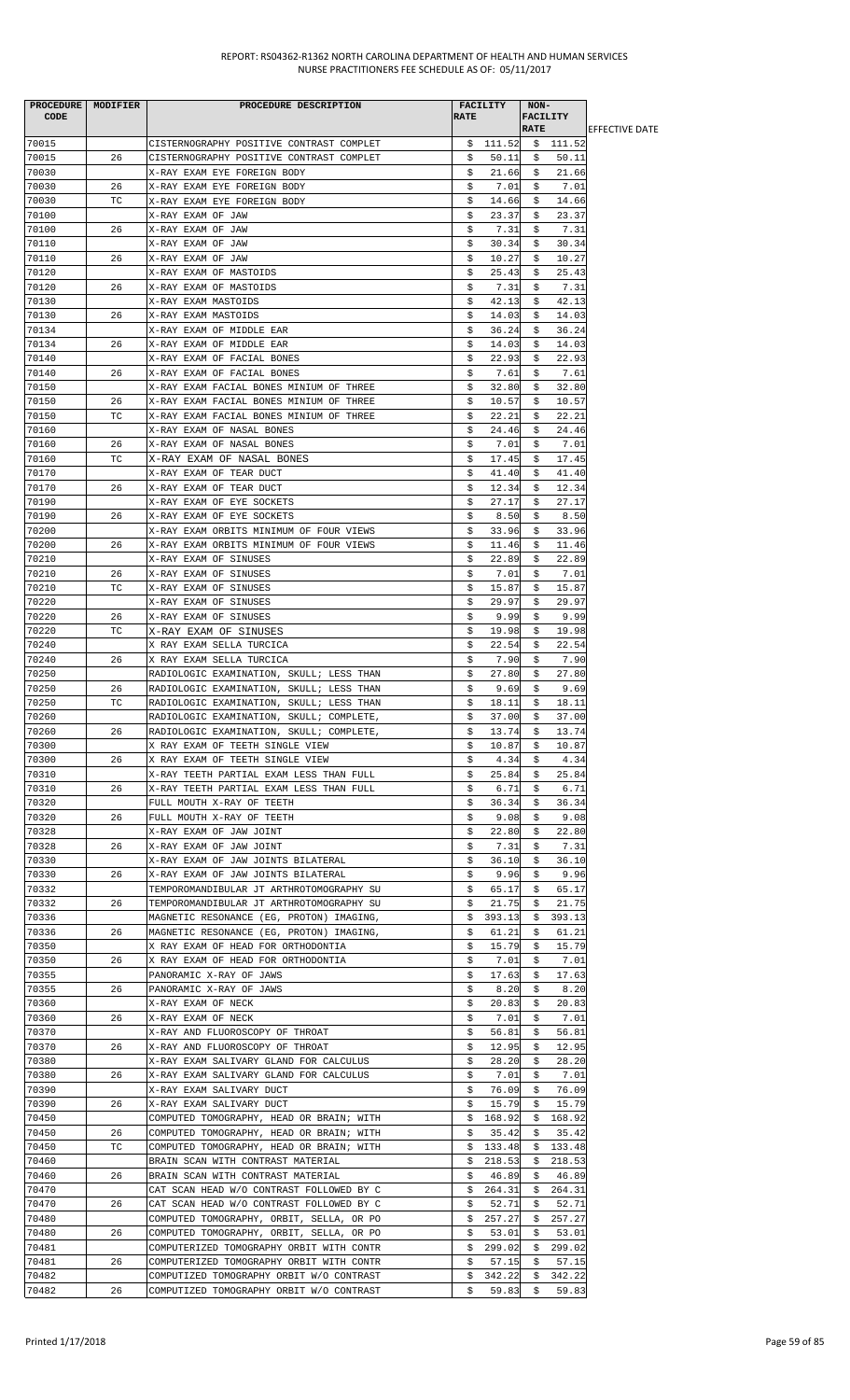| PROCEDURE CODE | MODIFIER | PROCEDURE DESCRIPTION | FACILITY RATE | NON-FACILITY RATE | EFFECTIVE DATE |
|---|---|---|---|---|---|
| 70015 | | CISTERNOGRAPHY POSITIVE CONTRAST COMPLET | $ 111.52 | $ 111.52 | |
| 70015 | 26 | CISTERNOGRAPHY POSITIVE CONTRAST COMPLET | $ 50.11 | $ 50.11 | |
| 70030 | | X-RAY EXAM EYE FOREIGN BODY | $ 21.66 | $ 21.66 | |
| 70030 | 26 | X-RAY EXAM EYE FOREIGN BODY | $ 7.01 | $ 7.01 | |
| 70030 | TC | X-RAY EXAM EYE FOREIGN BODY | $ 14.66 | $ 14.66 | |
| 70100 | | X-RAY EXAM OF JAW | $ 23.37 | $ 23.37 | |
| 70100 | 26 | X-RAY EXAM OF JAW | $ 7.31 | $ 7.31 | |
| 70110 | | X-RAY EXAM OF JAW | $ 30.34 | $ 30.34 | |
| 70110 | 26 | X-RAY EXAM OF JAW | $ 10.27 | $ 10.27 | |
| 70120 | | X-RAY EXAM OF MASTOIDS | $ 25.43 | $ 25.43 | |
| 70120 | 26 | X-RAY EXAM OF MASTOIDS | $ 7.31 | $ 7.31 | |
| 70130 | | X-RAY EXAM MASTOIDS | $ 42.13 | $ 42.13 | |
| 70130 | 26 | X-RAY EXAM MASTOIDS | $ 14.03 | $ 14.03 | |
| 70134 | | X-RAY EXAM OF MIDDLE EAR | $ 36.24 | $ 36.24 | |
| 70134 | 26 | X-RAY EXAM OF MIDDLE EAR | $ 14.03 | $ 14.03 | |
| 70140 | | X-RAY EXAM OF FACIAL BONES | $ 22.93 | $ 22.93 | |
| 70140 | 26 | X-RAY EXAM OF FACIAL BONES | $ 7.61 | $ 7.61 | |
| 70150 | | X-RAY EXAM FACIAL BONES MINIUM OF THREE | $ 32.80 | $ 32.80 | |
| 70150 | 26 | X-RAY EXAM FACIAL BONES MINIUM OF THREE | $ 10.57 | $ 10.57 | |
| 70150 | TC | X-RAY EXAM FACIAL BONES MINIUM OF THREE | $ 22.21 | $ 22.21 | |
| 70160 | | X-RAY EXAM OF NASAL BONES | $ 24.46 | $ 24.46 | |
| 70160 | 26 | X-RAY EXAM OF NASAL BONES | $ 7.01 | $ 7.01 | |
| 70160 | TC | X-RAY EXAM OF NASAL BONES | $ 17.45 | $ 17.45 | |
| 70170 | | X-RAY EXAM OF TEAR DUCT | $ 41.40 | $ 41.40 | |
| 70170 | 26 | X-RAY EXAM OF TEAR DUCT | $ 12.34 | $ 12.34 | |
| 70190 | | X-RAY EXAM OF EYE SOCKETS | $ 27.17 | $ 27.17 | |
| 70190 | 26 | X-RAY EXAM OF EYE SOCKETS | $ 8.50 | $ 8.50 | |
| 70200 | | X-RAY EXAM ORBITS MINIMUM OF FOUR VIEWS | $ 33.96 | $ 33.96 | |
| 70200 | 26 | X-RAY EXAM ORBITS MINIMUM OF FOUR VIEWS | $ 11.46 | $ 11.46 | |
| 70210 | | X-RAY EXAM OF SINUSES | $ 22.89 | $ 22.89 | |
| 70210 | 26 | X-RAY EXAM OF SINUSES | $ 7.01 | $ 7.01 | |
| 70210 | TC | X-RAY EXAM OF SINUSES | $ 15.87 | $ 15.87 | |
| 70220 | | X-RAY EXAM OF SINUSES | $ 29.97 | $ 29.97 | |
| 70220 | 26 | X-RAY EXAM OF SINUSES | $ 9.99 | $ 9.99 | |
| 70220 | TC | X-RAY EXAM OF SINUSES | $ 19.98 | $ 19.98 | |
| 70240 | | X RAY EXAM SELLA TURCICA | $ 22.54 | $ 22.54 | |
| 70240 | 26 | X RAY EXAM SELLA TURCICA | $ 7.90 | $ 7.90 | |
| 70250 | | RADIOLOGIC EXAMINATION, SKULL; LESS THAN | $ 27.80 | $ 27.80 | |
| 70250 | 26 | RADIOLOGIC EXAMINATION, SKULL; LESS THAN | $ 9.69 | $ 9.69 | |
| 70250 | TC | RADIOLOGIC EXAMINATION, SKULL; LESS THAN | $ 18.11 | $ 18.11 | |
| 70260 | | RADIOLOGIC EXAMINATION, SKULL; COMPLETE, | $ 37.00 | $ 37.00 | |
| 70260 | 26 | RADIOLOGIC EXAMINATION, SKULL; COMPLETE, | $ 13.74 | $ 13.74 | |
| 70300 | | X RAY EXAM OF TEETH SINGLE VIEW | $ 10.87 | $ 10.87 | |
| 70300 | 26 | X RAY EXAM OF TEETH SINGLE VIEW | $ 4.34 | $ 4.34 | |
| 70310 | | X-RAY TEETH PARTIAL EXAM LESS THAN FULL | $ 25.84 | $ 25.84 | |
| 70310 | 26 | X-RAY TEETH PARTIAL EXAM LESS THAN FULL | $ 6.71 | $ 6.71 | |
| 70320 | | FULL MOUTH X-RAY OF TEETH | $ 36.34 | $ 36.34 | |
| 70320 | 26 | FULL MOUTH X-RAY OF TEETH | $ 9.08 | $ 9.08 | |
| 70328 | | X-RAY EXAM OF JAW JOINT | $ 22.80 | $ 22.80 | |
| 70328 | 26 | X-RAY EXAM OF JAW JOINT | $ 7.31 | $ 7.31 | |
| 70330 | | X-RAY EXAM OF JAW JOINTS BILATERAL | $ 36.10 | $ 36.10 | |
| 70330 | 26 | X-RAY EXAM OF JAW JOINTS BILATERAL | $ 9.96 | $ 9.96 | |
| 70332 | | TEMPOROMANDIBULAR JT ARTHROTOMOGRAPHY SU | $ 65.17 | $ 65.17 | |
| 70332 | 26 | TEMPOROMANDIBULAR JT ARTHROTOMOGRAPHY SU | $ 21.75 | $ 21.75 | |
| 70336 | | MAGNETIC RESONANCE (EG, PROTON) IMAGING, | $ 393.13 | $ 393.13 | |
| 70336 | 26 | MAGNETIC RESONANCE (EG, PROTON) IMAGING, | $ 61.21 | $ 61.21 | |
| 70350 | | X RAY EXAM OF HEAD FOR ORTHODONTIA | $ 15.79 | $ 15.79 | |
| 70350 | 26 | X RAY EXAM OF HEAD FOR ORTHODONTIA | $ 7.01 | $ 7.01 | |
| 70355 | | PANORAMIC X-RAY OF JAWS | $ 17.63 | $ 17.63 | |
| 70355 | 26 | PANORAMIC X-RAY OF JAWS | $ 8.20 | $ 8.20 | |
| 70360 | | X-RAY EXAM OF NECK | $ 20.83 | $ 20.83 | |
| 70360 | 26 | X-RAY EXAM OF NECK | $ 7.01 | $ 7.01 | |
| 70370 | | X-RAY AND FLUOROSCOPY OF THROAT | $ 56.81 | $ 56.81 | |
| 70370 | 26 | X-RAY AND FLUOROSCOPY OF THROAT | $ 12.95 | $ 12.95 | |
| 70380 | | X-RAY EXAM SALIVARY GLAND FOR CALCULUS | $ 28.20 | $ 28.20 | |
| 70380 | 26 | X-RAY EXAM SALIVARY GLAND FOR CALCULUS | $ 7.01 | $ 7.01 | |
| 70390 | | X-RAY EXAM SALIVARY DUCT | $ 76.09 | $ 76.09 | |
| 70390 | 26 | X-RAY EXAM SALIVARY DUCT | $ 15.79 | $ 15.79 | |
| 70450 | | COMPUTED TOMOGRAPHY, HEAD OR BRAIN; WITH | $ 168.92 | $ 168.92 | |
| 70450 | 26 | COMPUTED TOMOGRAPHY, HEAD OR BRAIN; WITH | $ 35.42 | $ 35.42 | |
| 70450 | TC | COMPUTED TOMOGRAPHY, HEAD OR BRAIN; WITH | $ 133.48 | $ 133.48 | |
| 70460 | | BRAIN SCAN WITH CONTRAST MATERIAL | $ 218.53 | $ 218.53 | |
| 70460 | 26 | BRAIN SCAN WITH CONTRAST MATERIAL | $ 46.89 | $ 46.89 | |
| 70470 | | CAT SCAN HEAD W/O CONTRAST FOLLOWED BY C | $ 264.31 | $ 264.31 | |
| 70470 | 26 | CAT SCAN HEAD W/O CONTRAST FOLLOWED BY C | $ 52.71 | $ 52.71 | |
| 70480 | | COMPUTED TOMOGRAPHY, ORBIT, SELLA, OR PO | $ 257.27 | $ 257.27 | |
| 70480 | 26 | COMPUTED TOMOGRAPHY, ORBIT, SELLA, OR PO | $ 53.01 | $ 53.01 | |
| 70481 | | COMPUTERIZED TOMOGRAPHY ORBIT WITH CONTR | $ 299.02 | $ 299.02 | |
| 70481 | 26 | COMPUTERIZED TOMOGRAPHY ORBIT WITH CONTR | $ 57.15 | $ 57.15 | |
| 70482 | | COMPUTIZED TOMOGRAPHY ORBIT W/O CONTRAST | $ 342.22 | $ 342.22 | |
| 70482 | 26 | COMPUTIZED TOMOGRAPHY ORBIT W/O CONTRAST | $ 59.83 | $ 59.83 | |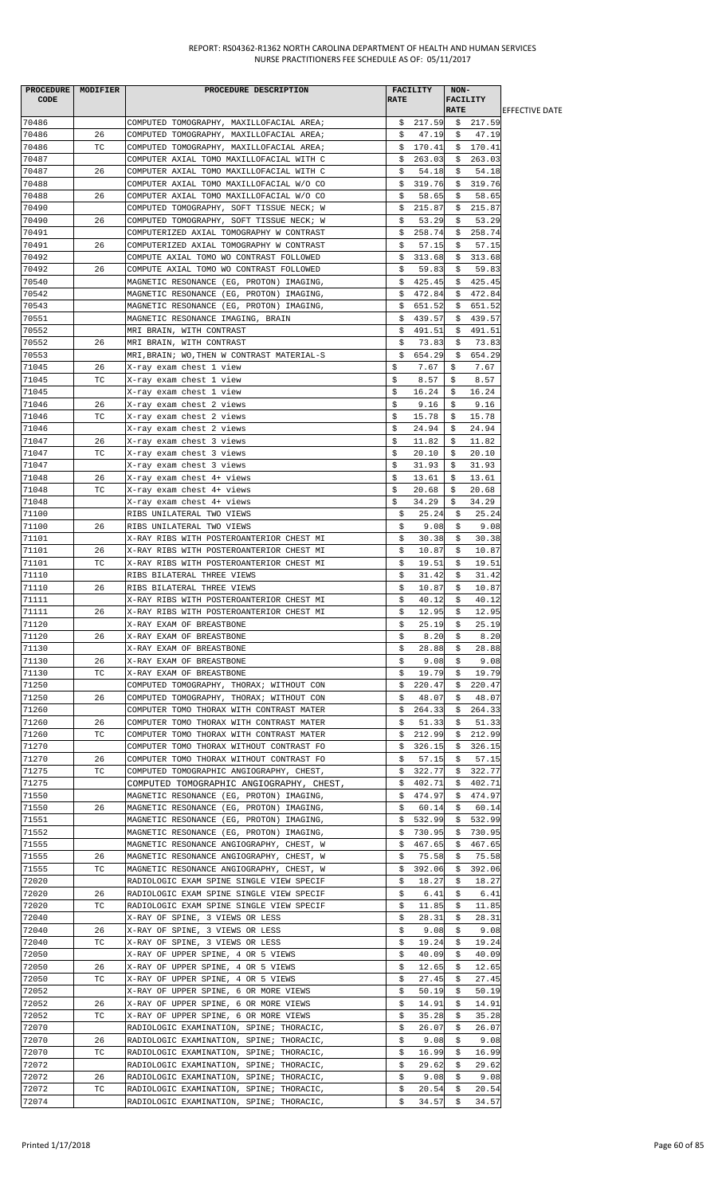REPORT: RS04362-R1362 NORTH CAROLINA DEPARTMENT OF HEALTH AND HUMAN SERVICES
NURSE PRACTITIONERS FEE SCHEDULE AS OF: 05/11/2017

| PROCEDURE CODE | MODIFIER | PROCEDURE DESCRIPTION | FACILITY RATE | NON-FACILITY RATE | EFFECTIVE DATE |
|---|---|---|---|---|---|
| 70486 | | COMPUTED TOMOGRAPHY, MAXILLOFACIAL AREA; | $ 217.59 | $ 217.59 | |
| 70486 | 26 | COMPUTED TOMOGRAPHY, MAXILLOFACIAL AREA; | $ 47.19 | $ 47.19 | |
| 70486 | TC | COMPUTED TOMOGRAPHY, MAXILLOFACIAL AREA; | $ 170.41 | $ 170.41 | |
| 70487 | | COMPUTER AXIAL TOMO MAXILLOFACIAL WITH C | $ 263.03 | $ 263.03 | |
| 70487 | 26 | COMPUTER AXIAL TOMO MAXILLOFACIAL WITH C | $ 54.18 | $ 54.18 | |
| 70488 | | COMPUTER AXIAL TOMO MAXILLOFACIAL W/O CO | $ 319.76 | $ 319.76 | |
| 70488 | 26 | COMPUTER AXIAL TOMO MAXILLOFACIAL W/O CO | $ 58.65 | $ 58.65 | |
| 70490 | | COMPUTED TOMOGRAPHY, SOFT TISSUE NECK; W | $ 215.87 | $ 215.87 | |
| 70490 | 26 | COMPUTED TOMOGRAPHY, SOFT TISSUE NECK; W | $ 53.29 | $ 53.29 | |
| 70491 | | COMPUTERIZED AXIAL TOMOGRAPHY W CONTRAST | $ 258.74 | $ 258.74 | |
| 70491 | 26 | COMPUTERIZED AXIAL TOMOGRAPHY W CONTRAST | $ 57.15 | $ 57.15 | |
| 70492 | | COMPUTE AXIAL TOMO WO CONTRAST FOLLOWED | $ 313.68 | $ 313.68 | |
| 70492 | 26 | COMPUTE AXIAL TOMO WO CONTRAST FOLLOWED | $ 59.83 | $ 59.83 | |
| 70540 | | MAGNETIC RESONANCE (EG, PROTON) IMAGING, | $ 425.45 | $ 425.45 | |
| 70542 | | MAGNETIC RESONANCE (EG, PROTON) IMAGING, | $ 472.84 | $ 472.84 | |
| 70543 | | MAGNETIC RESONANCE (EG, PROTON) IMAGING, | $ 651.52 | $ 651.52 | |
| 70551 | | MAGNETIC RESONANCE IMAGING, BRAIN | $ 439.57 | $ 439.57 | |
| 70552 | | MRI BRAIN, WITH CONTRAST | $ 491.51 | $ 491.51 | |
| 70552 | 26 | MRI BRAIN, WITH CONTRAST | $ 73.83 | $ 73.83 | |
| 70553 | | MRI,BRAIN; WO,THEN W CONTRAST MATERIAL-S | $ 654.29 | $ 654.29 | |
| 71045 | 26 | X-ray exam chest 1 view | $ 7.67 | $ 7.67 | |
| 71045 | TC | X-ray exam chest 1 view | $ 8.57 | $ 8.57 | |
| 71045 | | X-ray exam chest 1 view | $ 16.24 | $ 16.24 | |
| 71046 | 26 | X-ray exam chest 2 views | $ 9.16 | $ 9.16 | |
| 71046 | TC | X-ray exam chest 2 views | $ 15.78 | $ 15.78 | |
| 71046 | | X-ray exam chest 2 views | $ 24.94 | $ 24.94 | |
| 71047 | 26 | X-ray exam chest 3 views | $ 11.82 | $ 11.82 | |
| 71047 | TC | X-ray exam chest 3 views | $ 20.10 | $ 20.10 | |
| 71047 | | X-ray exam chest 3 views | $ 31.93 | $ 31.93 | |
| 71048 | 26 | X-ray exam chest 4+ views | $ 13.61 | $ 13.61 | |
| 71048 | TC | X-ray exam chest 4+ views | $ 20.68 | $ 20.68 | |
| 71048 | | X-ray exam chest 4+ views | $ 34.29 | $ 34.29 | |
| 71100 | | RIBS UNILATERAL TWO VIEWS | $ 25.24 | $ 25.24 | |
| 71100 | 26 | RIBS UNILATERAL TWO VIEWS | $ 9.08 | $ 9.08 | |
| 71101 | | X-RAY RIBS WITH POSTEROANTERIOR CHEST MI | $ 30.38 | $ 30.38 | |
| 71101 | 26 | X-RAY RIBS WITH POSTEROANTERIOR CHEST MI | $ 10.87 | $ 10.87 | |
| 71101 | TC | X-RAY RIBS WITH POSTEROANTERIOR CHEST MI | $ 19.51 | $ 19.51 | |
| 71110 | | RIBS BILATERAL THREE VIEWS | $ 31.42 | $ 31.42 | |
| 71110 | 26 | RIBS BILATERAL THREE VIEWS | $ 10.87 | $ 10.87 | |
| 71111 | | X-RAY RIBS WITH POSTEROANTERIOR CHEST MI | $ 40.12 | $ 40.12 | |
| 71111 | 26 | X-RAY RIBS WITH POSTEROANTERIOR CHEST MI | $ 12.95 | $ 12.95 | |
| 71120 | | X-RAY EXAM OF BREASTBONE | $ 25.19 | $ 25.19 | |
| 71120 | 26 | X-RAY EXAM OF BREASTBONE | $ 8.20 | $ 8.20 | |
| 71130 | | X-RAY EXAM OF BREASTBONE | $ 28.88 | $ 28.88 | |
| 71130 | 26 | X-RAY EXAM OF BREASTBONE | $ 9.08 | $ 9.08 | |
| 71130 | TC | X-RAY EXAM OF BREASTBONE | $ 19.79 | $ 19.79 | |
| 71250 | | COMPUTED TOMOGRAPHY, THORAX; WITHOUT CON | $ 220.47 | $ 220.47 | |
| 71250 | 26 | COMPUTED TOMOGRAPHY, THORAX; WITHOUT CON | $ 48.07 | $ 48.07 | |
| 71260 | | COMPUTER TOMO THORAX WITH CONTRAST MATER | $ 264.33 | $ 264.33 | |
| 71260 | 26 | COMPUTER TOMO THORAX WITH CONTRAST MATER | $ 51.33 | $ 51.33 | |
| 71260 | TC | COMPUTER TOMO THORAX WITH CONTRAST MATER | $ 212.99 | $ 212.99 | |
| 71270 | | COMPUTER TOMO THORAX WITHOUT CONTRAST FO | $ 326.15 | $ 326.15 | |
| 71270 | 26 | COMPUTER TOMO THORAX WITHOUT CONTRAST FO | $ 57.15 | $ 57.15 | |
| 71275 | TC | COMPUTED TOMOGRAPHIC ANGIOGRAPHY, CHEST, | $ 322.77 | $ 322.77 | |
| 71275 | | COMPUTED TOMOGRAPHIC ANGIOGRAPHY, CHEST, | $ 402.71 | $ 402.71 | |
| 71550 | | MAGNETIC RESONANCE (EG, PROTON) IMAGING, | $ 474.97 | $ 474.97 | |
| 71550 | 26 | MAGNETIC RESONANCE (EG, PROTON) IMAGING, | $ 60.14 | $ 60.14 | |
| 71551 | | MAGNETIC RESONANCE (EG, PROTON) IMAGING, | $ 532.99 | $ 532.99 | |
| 71552 | | MAGNETIC RESONANCE (EG, PROTON) IMAGING, | $ 730.95 | $ 730.95 | |
| 71555 | | MAGNETIC RESONANCE ANGIOGRAPHY, CHEST, W | $ 467.65 | $ 467.65 | |
| 71555 | 26 | MAGNETIC RESONANCE ANGIOGRAPHY, CHEST, W | $ 75.58 | $ 75.58 | |
| 71555 | TC | MAGNETIC RESONANCE ANGIOGRAPHY, CHEST, W | $ 392.06 | $ 392.06 | |
| 72020 | | RADIOLOGIC EXAM SPINE SINGLE VIEW SPECIF | $ 18.27 | $ 18.27 | |
| 72020 | 26 | RADIOLOGIC EXAM SPINE SINGLE VIEW SPECIF | $ 6.41 | $ 6.41 | |
| 72020 | TC | RADIOLOGIC EXAM SPINE SINGLE VIEW SPECIF | $ 11.85 | $ 11.85 | |
| 72040 | | X-RAY OF SPINE, 3 VIEWS OR LESS | $ 28.31 | $ 28.31 | |
| 72040 | 26 | X-RAY OF SPINE, 3 VIEWS OR LESS | $ 9.08 | $ 9.08 | |
| 72040 | TC | X-RAY OF SPINE, 3 VIEWS OR LESS | $ 19.24 | $ 19.24 | |
| 72050 | | X-RAY OF UPPER SPINE, 4 OR 5 VIEWS | $ 40.09 | $ 40.09 | |
| 72050 | 26 | X-RAY OF UPPER SPINE, 4 OR 5 VIEWS | $ 12.65 | $ 12.65 | |
| 72050 | TC | X-RAY OF UPPER SPINE, 4 OR 5 VIEWS | $ 27.45 | $ 27.45 | |
| 72052 | | X-RAY OF UPPER SPINE, 6 OR MORE VIEWS | $ 50.19 | $ 50.19 | |
| 72052 | 26 | X-RAY OF UPPER SPINE, 6 OR MORE VIEWS | $ 14.91 | $ 14.91 | |
| 72052 | TC | X-RAY OF UPPER SPINE, 6 OR MORE VIEWS | $ 35.28 | $ 35.28 | |
| 72070 | | RADIOLOGIC EXAMINATION, SPINE; THORACIC, | $ 26.07 | $ 26.07 | |
| 72070 | 26 | RADIOLOGIC EXAMINATION, SPINE; THORACIC, | $ 9.08 | $ 9.08 | |
| 72070 | TC | RADIOLOGIC EXAMINATION, SPINE; THORACIC, | $ 16.99 | $ 16.99 | |
| 72072 | | RADIOLOGIC EXAMINATION, SPINE; THORACIC, | $ 29.62 | $ 29.62 | |
| 72072 | 26 | RADIOLOGIC EXAMINATION, SPINE; THORACIC, | $ 9.08 | $ 9.08 | |
| 72072 | TC | RADIOLOGIC EXAMINATION, SPINE; THORACIC, | $ 20.54 | $ 20.54 | |
| 72074 | | RADIOLOGIC EXAMINATION, SPINE; THORACIC, | $ 34.57 | $ 34.57 | |

Printed 1/17/2018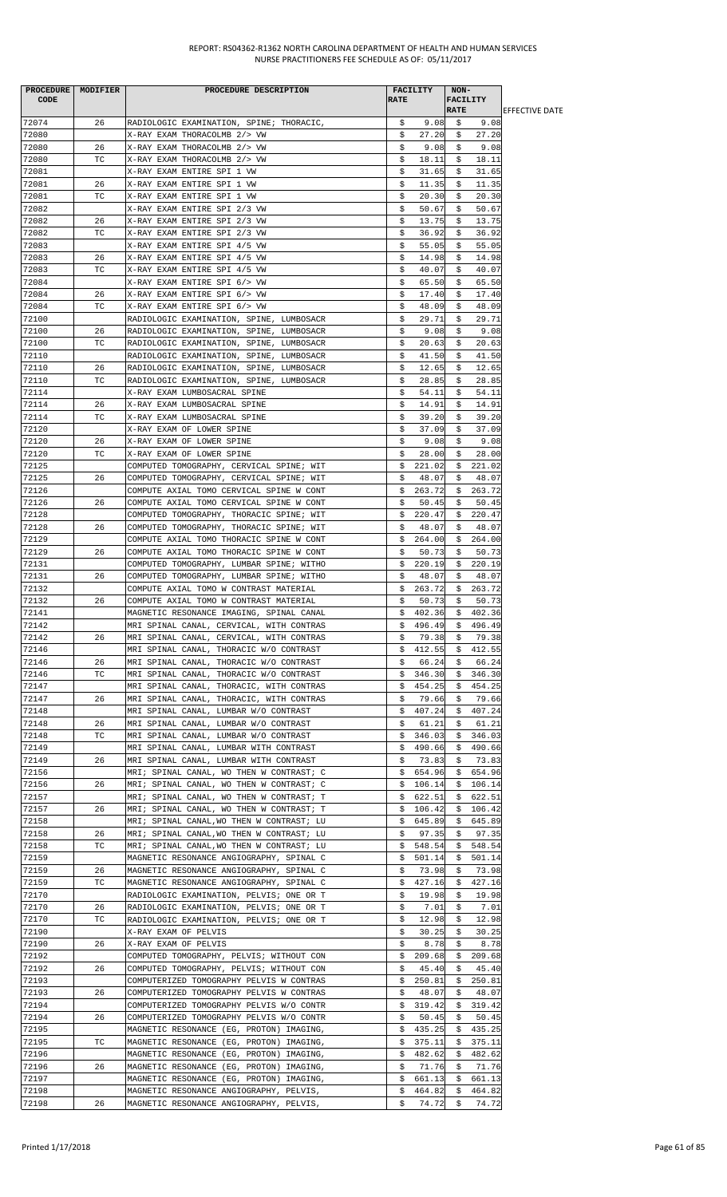REPORT: RS04362-R1362 NORTH CAROLINA DEPARTMENT OF HEALTH AND HUMAN SERVICES
NURSE PRACTITIONERS FEE SCHEDULE AS OF: 05/11/2017

| PROCEDURE CODE | MODIFIER | PROCEDURE DESCRIPTION | FACILITY RATE | NON-FACILITY RATE | EFFECTIVE DATE |
|---|---|---|---|---|---|
| 72074 | 26 | RADIOLOGIC EXAMINATION, SPINE; THORACIC, | $ 9.08 | $ 9.08 | |
| 72080 | | X-RAY EXAM THORACOLMB 2/> VW | $ 27.20 | $ 27.20 | |
| 72080 | 26 | X-RAY EXAM THORACOLMB 2/> VW | $ 9.08 | $ 9.08 | |
| 72080 | TC | X-RAY EXAM THORACOLMB 2/> VW | $ 18.11 | $ 18.11 | |
| 72081 | | X-RAY EXAM ENTIRE SPI 1 VW | $ 31.65 | $ 31.65 | |
| 72081 | 26 | X-RAY EXAM ENTIRE SPI 1 VW | $ 11.35 | $ 11.35 | |
| 72081 | TC | X-RAY EXAM ENTIRE SPI 1 VW | $ 20.30 | $ 20.30 | |
| 72082 | | X-RAY EXAM ENTIRE SPI 2/3 VW | $ 50.67 | $ 50.67 | |
| 72082 | 26 | X-RAY EXAM ENTIRE SPI 2/3 VW | $ 13.75 | $ 13.75 | |
| 72082 | TC | X-RAY EXAM ENTIRE SPI 2/3 VW | $ 36.92 | $ 36.92 | |
| 72083 | | X-RAY EXAM ENTIRE SPI 4/5 VW | $ 55.05 | $ 55.05 | |
| 72083 | 26 | X-RAY EXAM ENTIRE SPI 4/5 VW | $ 14.98 | $ 14.98 | |
| 72083 | TC | X-RAY EXAM ENTIRE SPI 4/5 VW | $ 40.07 | $ 40.07 | |
| 72084 | | X-RAY EXAM ENTIRE SPI 6/> VW | $ 65.50 | $ 65.50 | |
| 72084 | 26 | X-RAY EXAM ENTIRE SPI 6/> VW | $ 17.40 | $ 17.40 | |
| 72084 | TC | X-RAY EXAM ENTIRE SPI 6/> VW | $ 48.09 | $ 48.09 | |
| 72100 | | RADIOLOGIC EXAMINATION, SPINE, LUMBOSACR | $ 29.71 | $ 29.71 | |
| 72100 | 26 | RADIOLOGIC EXAMINATION, SPINE, LUMBOSACR | $ 9.08 | $ 9.08 | |
| 72100 | TC | RADIOLOGIC EXAMINATION, SPINE, LUMBOSACR | $ 20.63 | $ 20.63 | |
| 72110 | | RADIOLOGIC EXAMINATION, SPINE, LUMBOSACR | $ 41.50 | $ 41.50 | |
| 72110 | 26 | RADIOLOGIC EXAMINATION, SPINE, LUMBOSACR | $ 12.65 | $ 12.65 | |
| 72110 | TC | RADIOLOGIC EXAMINATION, SPINE, LUMBOSACR | $ 28.85 | $ 28.85 | |
| 72114 | | X-RAY EXAM LUMBOSACRAL SPINE | $ 54.11 | $ 54.11 | |
| 72114 | 26 | X-RAY EXAM LUMBOSACRAL SPINE | $ 14.91 | $ 14.91 | |
| 72114 | TC | X-RAY EXAM LUMBOSACRAL SPINE | $ 39.20 | $ 39.20 | |
| 72120 | | X-RAY EXAM OF LOWER SPINE | $ 37.09 | $ 37.09 | |
| 72120 | 26 | X-RAY EXAM OF LOWER SPINE | $ 9.08 | $ 9.08 | |
| 72120 | TC | X-RAY EXAM OF LOWER SPINE | $ 28.00 | $ 28.00 | |
| 72125 | | COMPUTED TOMOGRAPHY, CERVICAL SPINE; WIT | $ 221.02 | $ 221.02 | |
| 72125 | 26 | COMPUTED TOMOGRAPHY, CERVICAL SPINE; WIT | $ 48.07 | $ 48.07 | |
| 72126 | | COMPUTE AXIAL TOMO CERVICAL SPINE W CONT | $ 263.72 | $ 263.72 | |
| 72126 | 26 | COMPUTE AXIAL TOMO CERVICAL SPINE W CONT | $ 50.45 | $ 50.45 | |
| 72128 | | COMPUTED TOMOGRAPHY, THORACIC SPINE; WIT | $ 220.47 | $ 220.47 | |
| 72128 | 26 | COMPUTED TOMOGRAPHY, THORACIC SPINE; WIT | $ 48.07 | $ 48.07 | |
| 72129 | | COMPUTE AXIAL TOMO THORACIC SPINE W CONT | $ 264.00 | $ 264.00 | |
| 72129 | 26 | COMPUTE AXIAL TOMO THORACIC SPINE W CONT | $ 50.73 | $ 50.73 | |
| 72131 | | COMPUTED TOMOGRAPHY, LUMBAR SPINE; WITHO | $ 220.19 | $ 220.19 | |
| 72131 | 26 | COMPUTED TOMOGRAPHY, LUMBAR SPINE; WITHO | $ 48.07 | $ 48.07 | |
| 72132 | | COMPUTE AXIAL TOMO W CONTRAST MATERIAL | $ 263.72 | $ 263.72 | |
| 72132 | 26 | COMPUTE AXIAL TOMO W CONTRAST MATERIAL | $ 50.73 | $ 50.73 | |
| 72141 | | MAGNETIC RESONANCE IMAGING, SPINAL CANAL | $ 402.36 | $ 402.36 | |
| 72142 | | MRI SPINAL CANAL, CERVICAL, WITH CONTRAS | $ 496.49 | $ 496.49 | |
| 72142 | 26 | MRI SPINAL CANAL, CERVICAL, WITH CONTRAS | $ 79.38 | $ 79.38 | |
| 72146 | | MRI SPINAL CANAL, THORACIC W/O CONTRAST | $ 412.55 | $ 412.55 | |
| 72146 | 26 | MRI SPINAL CANAL, THORACIC W/O CONTRAST | $ 66.24 | $ 66.24 | |
| 72146 | TC | MRI SPINAL CANAL, THORACIC W/O CONTRAST | $ 346.30 | $ 346.30 | |
| 72147 | | MRI SPINAL CANAL, THORACIC, WITH CONTRAS | $ 454.25 | $ 454.25 | |
| 72147 | 26 | MRI SPINAL CANAL, THORACIC, WITH CONTRAS | $ 79.66 | $ 79.66 | |
| 72148 | | MRI SPINAL CANAL, LUMBAR W/O CONTRAST | $ 407.24 | $ 407.24 | |
| 72148 | 26 | MRI SPINAL CANAL, LUMBAR W/O CONTRAST | $ 61.21 | $ 61.21 | |
| 72148 | TC | MRI SPINAL CANAL, LUMBAR W/O CONTRAST | $ 346.03 | $ 346.03 | |
| 72149 | | MRI SPINAL CANAL, LUMBAR WITH CONTRAST | $ 490.66 | $ 490.66 | |
| 72149 | 26 | MRI SPINAL CANAL, LUMBAR WITH CONTRAST | $ 73.83 | $ 73.83 | |
| 72156 | | MRI; SPINAL CANAL, WO THEN W CONTRAST; C | $ 654.96 | $ 654.96 | |
| 72156 | 26 | MRI; SPINAL CANAL, WO THEN W CONTRAST; C | $ 106.14 | $ 106.14 | |
| 72157 | | MRI; SPINAL CANAL, WO THEN W CONTRAST; T | $ 622.51 | $ 622.51 | |
| 72157 | 26 | MRI; SPINAL CANAL, WO THEN W CONTRAST; T | $ 106.42 | $ 106.42 | |
| 72158 | | MRI; SPINAL CANAL,WO THEN W CONTRAST; LU | $ 645.89 | $ 645.89 | |
| 72158 | 26 | MRI; SPINAL CANAL,WO THEN W CONTRAST; LU | $ 97.35 | $ 97.35 | |
| 72158 | TC | MRI; SPINAL CANAL,WO THEN W CONTRAST; LU | $ 548.54 | $ 548.54 | |
| 72159 | | MAGNETIC RESONANCE ANGIOGRAPHY, SPINAL C | $ 501.14 | $ 501.14 | |
| 72159 | 26 | MAGNETIC RESONANCE ANGIOGRAPHY, SPINAL C | $ 73.98 | $ 73.98 | |
| 72159 | TC | MAGNETIC RESONANCE ANGIOGRAPHY, SPINAL C | $ 427.16 | $ 427.16 | |
| 72170 | | RADIOLOGIC EXAMINATION, PELVIS; ONE OR T | $ 19.98 | $ 19.98 | |
| 72170 | 26 | RADIOLOGIC EXAMINATION, PELVIS; ONE OR T | $ 7.01 | $ 7.01 | |
| 72170 | TC | RADIOLOGIC EXAMINATION, PELVIS; ONE OR T | $ 12.98 | $ 12.98 | |
| 72190 | | X-RAY EXAM OF PELVIS | $ 30.25 | $ 30.25 | |
| 72190 | 26 | X-RAY EXAM OF PELVIS | $ 8.78 | $ 8.78 | |
| 72192 | | COMPUTED TOMOGRAPHY, PELVIS; WITHOUT CON | $ 209.68 | $ 209.68 | |
| 72192 | 26 | COMPUTED TOMOGRAPHY, PELVIS; WITHOUT CON | $ 45.40 | $ 45.40 | |
| 72193 | | COMPUTERIZED TOMOGRAPHY PELVIS W CONTRAS | $ 250.81 | $ 250.81 | |
| 72193 | 26 | COMPUTERIZED TOMOGRAPHY PELVIS W CONTRAS | $ 48.07 | $ 48.07 | |
| 72194 | | COMPUTERIZED TOMOGRAPHY PELVIS W/O CONTR | $ 319.42 | $ 319.42 | |
| 72194 | 26 | COMPUTERIZED TOMOGRAPHY PELVIS W/O CONTR | $ 50.45 | $ 50.45 | |
| 72195 | | MAGNETIC RESONANCE (EG, PROTON) IMAGING, | $ 435.25 | $ 435.25 | |
| 72195 | TC | MAGNETIC RESONANCE (EG, PROTON) IMAGING, | $ 375.11 | $ 375.11 | |
| 72196 | | MAGNETIC RESONANCE (EG, PROTON) IMAGING, | $ 482.62 | $ 482.62 | |
| 72196 | 26 | MAGNETIC RESONANCE (EG, PROTON) IMAGING, | $ 71.76 | $ 71.76 | |
| 72197 | | MAGNETIC RESONANCE (EG, PROTON) IMAGING, | $ 661.13 | $ 661.13 | |
| 72198 | | MAGNETIC RESONANCE ANGIOGRAPHY, PELVIS, | $ 464.82 | $ 464.82 | |
| 72198 | 26 | MAGNETIC RESONANCE ANGIOGRAPHY, PELVIS, | $ 74.72 | $ 74.72 | |

Printed 1/17/2018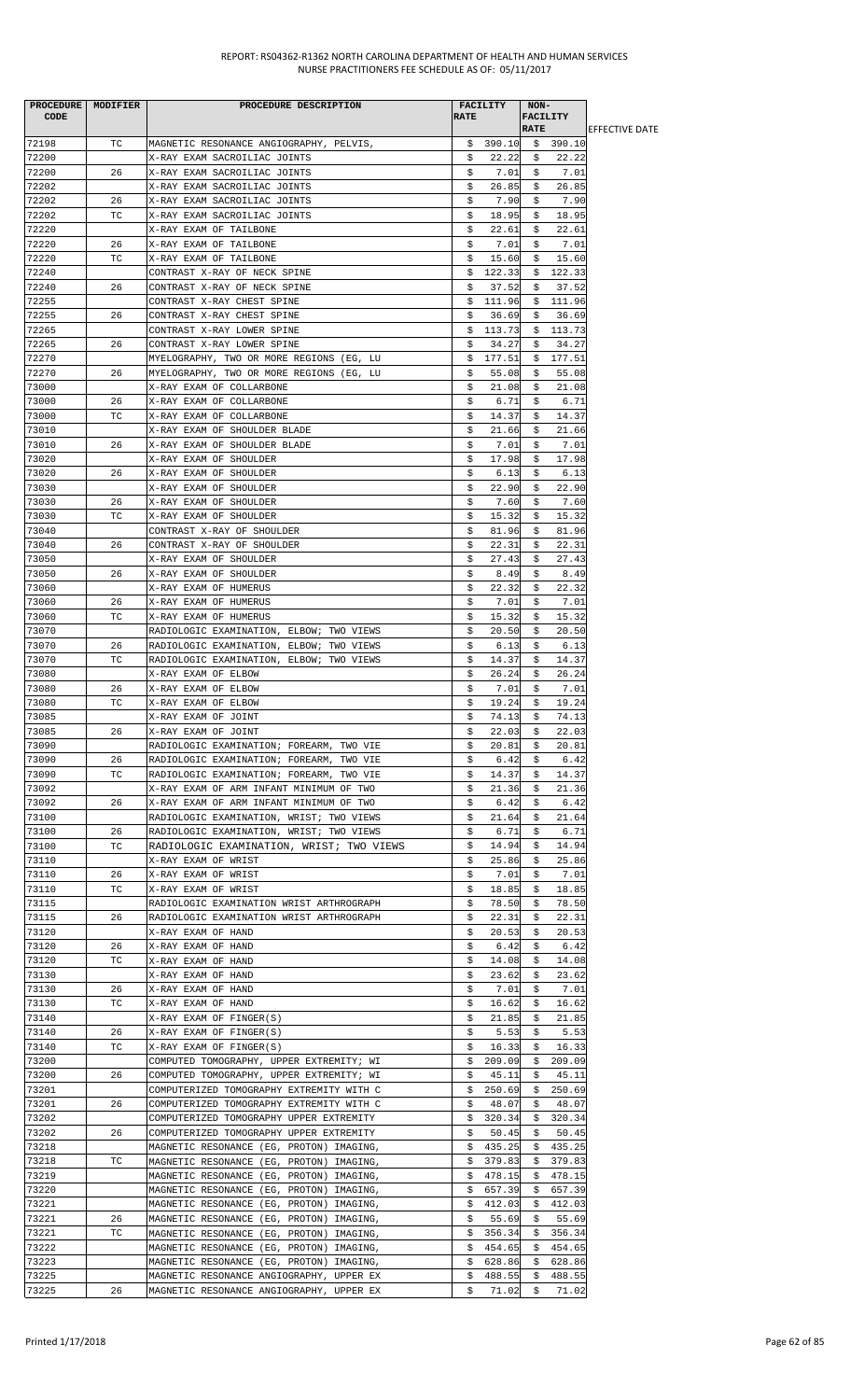| PROCEDURE CODE | MODIFIER | PROCEDURE DESCRIPTION | FACILITY RATE | NON-FACILITY RATE | EFFECTIVE DATE |
|---|---|---|---|---|---|
| 72198 | TC | MAGNETIC RESONANCE ANGIOGRAPHY, PELVIS, | $ 390.10 | $ 390.10 | |
| 72200 | | X-RAY EXAM SACROILIAC JOINTS | $ 22.22 | $ 22.22 | |
| 72200 | 26 | X-RAY EXAM SACROILIAC JOINTS | $ 7.01 | $ 7.01 | |
| 72202 | | X-RAY EXAM SACROILIAC JOINTS | $ 26.85 | $ 26.85 | |
| 72202 | 26 | X-RAY EXAM SACROILIAC JOINTS | $ 7.90 | $ 7.90 | |
| 72202 | TC | X-RAY EXAM SACROILIAC JOINTS | $ 18.95 | $ 18.95 | |
| 72220 | | X-RAY EXAM OF TAILBONE | $ 22.61 | $ 22.61 | |
| 72220 | 26 | X-RAY EXAM OF TAILBONE | $ 7.01 | $ 7.01 | |
| 72220 | TC | X-RAY EXAM OF TAILBONE | $ 15.60 | $ 15.60 | |
| 72240 | | CONTRAST X-RAY OF NECK SPINE | $ 122.33 | $ 122.33 | |
| 72240 | 26 | CONTRAST X-RAY OF NECK SPINE | $ 37.52 | $ 37.52 | |
| 72255 | | CONTRAST X-RAY CHEST SPINE | $ 111.96 | $ 111.96 | |
| 72255 | 26 | CONTRAST X-RAY CHEST SPINE | $ 36.69 | $ 36.69 | |
| 72265 | | CONTRAST X-RAY LOWER SPINE | $ 113.73 | $ 113.73 | |
| 72265 | 26 | CONTRAST X-RAY LOWER SPINE | $ 34.27 | $ 34.27 | |
| 72270 | | MYELOGRAPHY, TWO OR MORE REGIONS (EG, LU | $ 177.51 | $ 177.51 | |
| 72270 | 26 | MYELOGRAPHY, TWO OR MORE REGIONS (EG, LU | $ 55.08 | $ 55.08 | |
| 73000 | | X-RAY EXAM OF COLLARBONE | $ 21.08 | $ 21.08 | |
| 73000 | 26 | X-RAY EXAM OF COLLARBONE | $ 6.71 | $ 6.71 | |
| 73000 | TC | X-RAY EXAM OF COLLARBONE | $ 14.37 | $ 14.37 | |
| 73010 | | X-RAY EXAM OF SHOULDER BLADE | $ 21.66 | $ 21.66 | |
| 73010 | 26 | X-RAY EXAM OF SHOULDER BLADE | $ 7.01 | $ 7.01 | |
| 73020 | | X-RAY EXAM OF SHOULDER | $ 17.98 | $ 17.98 | |
| 73020 | 26 | X-RAY EXAM OF SHOULDER | $ 6.13 | $ 6.13 | |
| 73030 | | X-RAY EXAM OF SHOULDER | $ 22.90 | $ 22.90 | |
| 73030 | 26 | X-RAY EXAM OF SHOULDER | $ 7.60 | $ 7.60 | |
| 73030 | TC | X-RAY EXAM OF SHOULDER | $ 15.32 | $ 15.32 | |
| 73040 | | CONTRAST X-RAY OF SHOULDER | $ 81.96 | $ 81.96 | |
| 73040 | 26 | CONTRAST X-RAY OF SHOULDER | $ 22.31 | $ 22.31 | |
| 73050 | | X-RAY EXAM OF SHOULDER | $ 27.43 | $ 27.43 | |
| 73050 | 26 | X-RAY EXAM OF SHOULDER | $ 8.49 | $ 8.49 | |
| 73060 | | X-RAY EXAM OF HUMERUS | $ 22.32 | $ 22.32 | |
| 73060 | 26 | X-RAY EXAM OF HUMERUS | $ 7.01 | $ 7.01 | |
| 73060 | TC | X-RAY EXAM OF HUMERUS | $ 15.32 | $ 15.32 | |
| 73070 | | RADIOLOGIC EXAMINATION, ELBOW; TWO VIEWS | $ 20.50 | $ 20.50 | |
| 73070 | 26 | RADIOLOGIC EXAMINATION, ELBOW; TWO VIEWS | $ 6.13 | $ 6.13 | |
| 73070 | TC | RADIOLOGIC EXAMINATION, ELBOW; TWO VIEWS | $ 14.37 | $ 14.37 | |
| 73080 | | X-RAY EXAM OF ELBOW | $ 26.24 | $ 26.24 | |
| 73080 | 26 | X-RAY EXAM OF ELBOW | $ 7.01 | $ 7.01 | |
| 73080 | TC | X-RAY EXAM OF ELBOW | $ 19.24 | $ 19.24 | |
| 73085 | | X-RAY EXAM OF JOINT | $ 74.13 | $ 74.13 | |
| 73085 | 26 | X-RAY EXAM OF JOINT | $ 22.03 | $ 22.03 | |
| 73090 | | RADIOLOGIC EXAMINATION; FOREARM, TWO VIE | $ 20.81 | $ 20.81 | |
| 73090 | 26 | RADIOLOGIC EXAMINATION; FOREARM, TWO VIE | $ 6.42 | $ 6.42 | |
| 73090 | TC | RADIOLOGIC EXAMINATION; FOREARM, TWO VIE | $ 14.37 | $ 14.37 | |
| 73092 | | X-RAY EXAM OF ARM INFANT MINIMUM OF TWO | $ 21.36 | $ 21.36 | |
| 73092 | 26 | X-RAY EXAM OF ARM INFANT MINIMUM OF TWO | $ 6.42 | $ 6.42 | |
| 73100 | | RADIOLOGIC EXAMINATION, WRIST; TWO VIEWS | $ 21.64 | $ 21.64 | |
| 73100 | 26 | RADIOLOGIC EXAMINATION, WRIST; TWO VIEWS | $ 6.71 | $ 6.71 | |
| 73100 | TC | RADIOLOGIC EXAMINATION, WRIST; TWO VIEWS | $ 14.94 | $ 14.94 | |
| 73110 | | X-RAY EXAM OF WRIST | $ 25.86 | $ 25.86 | |
| 73110 | 26 | X-RAY EXAM OF WRIST | $ 7.01 | $ 7.01 | |
| 73110 | TC | X-RAY EXAM OF WRIST | $ 18.85 | $ 18.85 | |
| 73115 | | RADIOLOGIC EXAMINATION WRIST ARTHROGRAPH | $ 78.50 | $ 78.50 | |
| 73115 | 26 | RADIOLOGIC EXAMINATION WRIST ARTHROGRAPH | $ 22.31 | $ 22.31 | |
| 73120 | | X-RAY EXAM OF HAND | $ 20.53 | $ 20.53 | |
| 73120 | 26 | X-RAY EXAM OF HAND | $ 6.42 | $ 6.42 | |
| 73120 | TC | X-RAY EXAM OF HAND | $ 14.08 | $ 14.08 | |
| 73130 | | X-RAY EXAM OF HAND | $ 23.62 | $ 23.62 | |
| 73130 | 26 | X-RAY EXAM OF HAND | $ 7.01 | $ 7.01 | |
| 73130 | TC | X-RAY EXAM OF HAND | $ 16.62 | $ 16.62 | |
| 73140 | | X-RAY EXAM OF FINGER(S) | $ 21.85 | $ 21.85 | |
| 73140 | 26 | X-RAY EXAM OF FINGER(S) | $ 5.53 | $ 5.53 | |
| 73140 | TC | X-RAY EXAM OF FINGER(S) | $ 16.33 | $ 16.33 | |
| 73200 | | COMPUTED TOMOGRAPHY, UPPER EXTREMITY; WI | $ 209.09 | $ 209.09 | |
| 73200 | 26 | COMPUTED TOMOGRAPHY, UPPER EXTREMITY; WI | $ 45.11 | $ 45.11 | |
| 73201 | | COMPUTERIZED TOMOGRAPHY EXTREMITY WITH C | $ 250.69 | $ 250.69 | |
| 73201 | 26 | COMPUTERIZED TOMOGRAPHY EXTREMITY WITH C | $ 48.07 | $ 48.07 | |
| 73202 | | COMPUTERIZED TOMOGRAPHY UPPER EXTREMITY | $ 320.34 | $ 320.34 | |
| 73202 | 26 | COMPUTERIZED TOMOGRAPHY UPPER EXTREMITY | $ 50.45 | $ 50.45 | |
| 73218 | | MAGNETIC RESONANCE (EG, PROTON) IMAGING, | $ 435.25 | $ 435.25 | |
| 73218 | TC | MAGNETIC RESONANCE (EG, PROTON) IMAGING, | $ 379.83 | $ 379.83 | |
| 73219 | | MAGNETIC RESONANCE (EG, PROTON) IMAGING, | $ 478.15 | $ 478.15 | |
| 73220 | | MAGNETIC RESONANCE (EG, PROTON) IMAGING, | $ 657.39 | $ 657.39 | |
| 73221 | | MAGNETIC RESONANCE (EG, PROTON) IMAGING, | $ 412.03 | $ 412.03 | |
| 73221 | 26 | MAGNETIC RESONANCE (EG, PROTON) IMAGING, | $ 55.69 | $ 55.69 | |
| 73221 | TC | MAGNETIC RESONANCE (EG, PROTON) IMAGING, | $ 356.34 | $ 356.34 | |
| 73222 | | MAGNETIC RESONANCE (EG, PROTON) IMAGING, | $ 454.65 | $ 454.65 | |
| 73223 | | MAGNETIC RESONANCE (EG, PROTON) IMAGING, | $ 628.86 | $ 628.86 | |
| 73225 | | MAGNETIC RESONANCE ANGIOGRAPHY, UPPER EX | $ 488.55 | $ 488.55 | |
| 73225 | 26 | MAGNETIC RESONANCE ANGIOGRAPHY, UPPER EX | $ 71.02 | $ 71.02 | |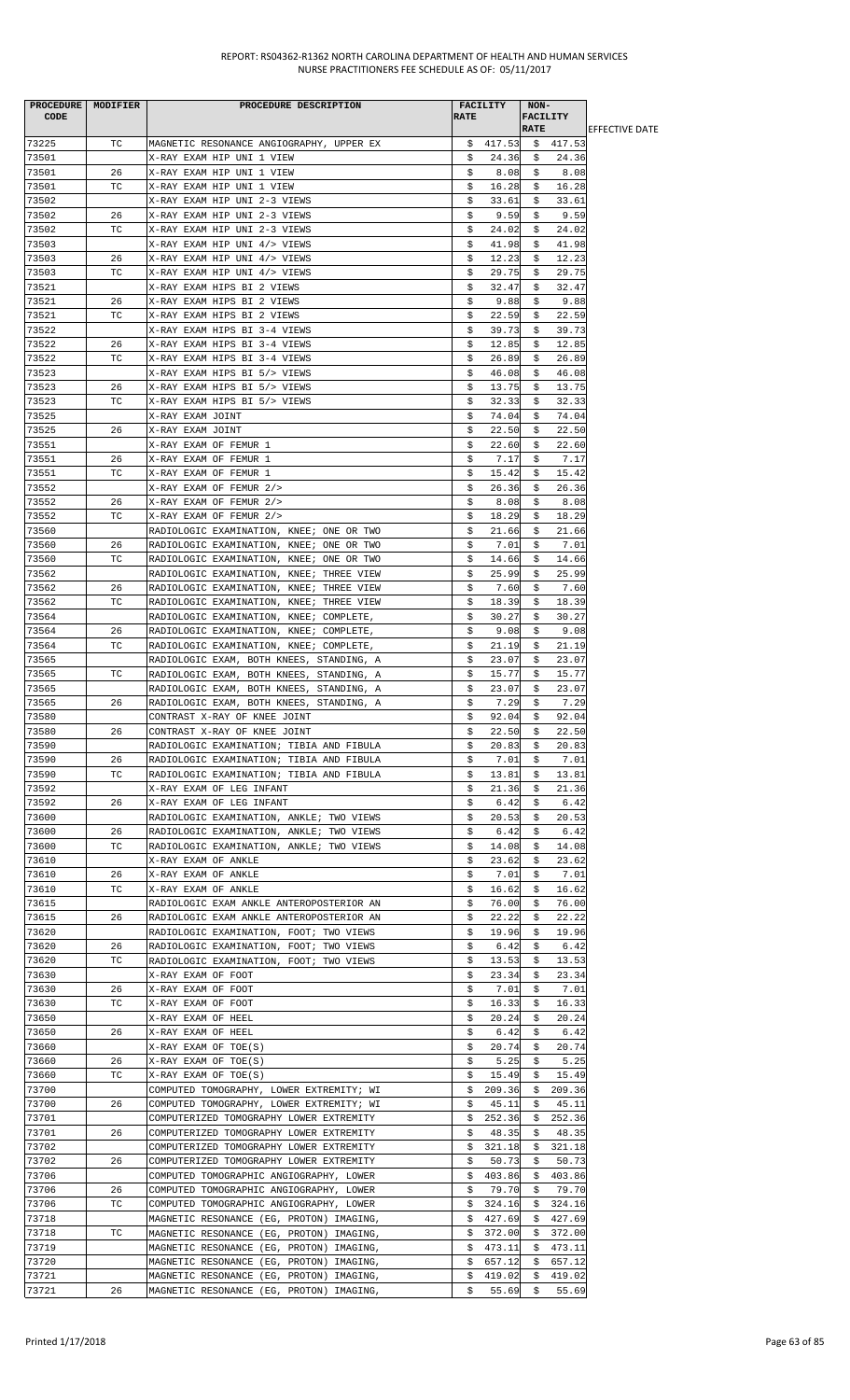REPORT: RS04362-R1362 NORTH CAROLINA DEPARTMENT OF HEALTH AND HUMAN SERVICES
NURSE PRACTITIONERS FEE SCHEDULE AS OF: 05/11/2017

| PROCEDURE CODE | MODIFIER | PROCEDURE DESCRIPTION | FACILITY RATE | NON-FACILITY RATE | EFFECTIVE DATE |
|---|---|---|---|---|---|
| 73225 | TC | MAGNETIC RESONANCE ANGIOGRAPHY, UPPER EX | $ 417.53 | $ 417.53 | |
| 73501 | | X-RAY EXAM HIP UNI 1 VIEW | $ 24.36 | $ 24.36 | |
| 73501 | 26 | X-RAY EXAM HIP UNI 1 VIEW | $ 8.08 | $ 8.08 | |
| 73501 | TC | X-RAY EXAM HIP UNI 1 VIEW | $ 16.28 | $ 16.28 | |
| 73502 | | X-RAY EXAM HIP UNI 2-3 VIEWS | $ 33.61 | $ 33.61 | |
| 73502 | 26 | X-RAY EXAM HIP UNI 2-3 VIEWS | $ 9.59 | $ 9.59 | |
| 73502 | TC | X-RAY EXAM HIP UNI 2-3 VIEWS | $ 24.02 | $ 24.02 | |
| 73503 | | X-RAY EXAM HIP UNI 4/> VIEWS | $ 41.98 | $ 41.98 | |
| 73503 | 26 | X-RAY EXAM HIP UNI 4/> VIEWS | $ 12.23 | $ 12.23 | |
| 73503 | TC | X-RAY EXAM HIP UNI 4/> VIEWS | $ 29.75 | $ 29.75 | |
| 73521 | | X-RAY EXAM HIPS BI 2 VIEWS | $ 32.47 | $ 32.47 | |
| 73521 | 26 | X-RAY EXAM HIPS BI 2 VIEWS | $ 9.88 | $ 9.88 | |
| 73521 | TC | X-RAY EXAM HIPS BI 2 VIEWS | $ 22.59 | $ 22.59 | |
| 73522 | | X-RAY EXAM HIPS BI 3-4 VIEWS | $ 39.73 | $ 39.73 | |
| 73522 | 26 | X-RAY EXAM HIPS BI 3-4 VIEWS | $ 12.85 | $ 12.85 | |
| 73522 | TC | X-RAY EXAM HIPS BI 3-4 VIEWS | $ 26.89 | $ 26.89 | |
| 73523 | | X-RAY EXAM HIPS BI 5/> VIEWS | $ 46.08 | $ 46.08 | |
| 73523 | 26 | X-RAY EXAM HIPS BI 5/> VIEWS | $ 13.75 | $ 13.75 | |
| 73523 | TC | X-RAY EXAM HIPS BI 5/> VIEWS | $ 32.33 | $ 32.33 | |
| 73525 | | X-RAY EXAM JOINT | $ 74.04 | $ 74.04 | |
| 73525 | 26 | X-RAY EXAM JOINT | $ 22.50 | $ 22.50 | |
| 73551 | | X-RAY EXAM OF FEMUR 1 | $ 22.60 | $ 22.60 | |
| 73551 | 26 | X-RAY EXAM OF FEMUR 1 | $ 7.17 | $ 7.17 | |
| 73551 | TC | X-RAY EXAM OF FEMUR 1 | $ 15.42 | $ 15.42 | |
| 73552 | | X-RAY EXAM OF FEMUR 2/> | $ 26.36 | $ 26.36 | |
| 73552 | 26 | X-RAY EXAM OF FEMUR 2/> | $ 8.08 | $ 8.08 | |
| 73552 | TC | X-RAY EXAM OF FEMUR 2/> | $ 18.29 | $ 18.29 | |
| 73560 | | RADIOLOGIC EXAMINATION, KNEE; ONE OR TWO | $ 21.66 | $ 21.66 | |
| 73560 | 26 | RADIOLOGIC EXAMINATION, KNEE; ONE OR TWO | $ 7.01 | $ 7.01 | |
| 73560 | TC | RADIOLOGIC EXAMINATION, KNEE; ONE OR TWO | $ 14.66 | $ 14.66 | |
| 73562 | | RADIOLOGIC EXAMINATION, KNEE; THREE VIEW | $ 25.99 | $ 25.99 | |
| 73562 | 26 | RADIOLOGIC EXAMINATION, KNEE; THREE VIEW | $ 7.60 | $ 7.60 | |
| 73562 | TC | RADIOLOGIC EXAMINATION, KNEE; THREE VIEW | $ 18.39 | $ 18.39 | |
| 73564 | | RADIOLOGIC EXAMINATION, KNEE; COMPLETE, | $ 30.27 | $ 30.27 | |
| 73564 | 26 | RADIOLOGIC EXAMINATION, KNEE; COMPLETE, | $ 9.08 | $ 9.08 | |
| 73564 | TC | RADIOLOGIC EXAMINATION, KNEE; COMPLETE, | $ 21.19 | $ 21.19 | |
| 73565 | | RADIOLOGIC EXAM, BOTH KNEES, STANDING, A | $ 23.07 | $ 23.07 | |
| 73565 | TC | RADIOLOGIC EXAM, BOTH KNEES, STANDING, A | $ 15.77 | $ 15.77 | |
| 73565 | | RADIOLOGIC EXAM, BOTH KNEES, STANDING, A | $ 23.07 | $ 23.07 | |
| 73565 | 26 | RADIOLOGIC EXAM, BOTH KNEES, STANDING, A | $ 7.29 | $ 7.29 | |
| 73580 | | CONTRAST X-RAY OF KNEE JOINT | $ 92.04 | $ 92.04 | |
| 73580 | 26 | CONTRAST X-RAY OF KNEE JOINT | $ 22.50 | $ 22.50 | |
| 73590 | | RADIOLOGIC EXAMINATION; TIBIA AND FIBULA | $ 20.83 | $ 20.83 | |
| 73590 | 26 | RADIOLOGIC EXAMINATION; TIBIA AND FIBULA | $ 7.01 | $ 7.01 | |
| 73590 | TC | RADIOLOGIC EXAMINATION; TIBIA AND FIBULA | $ 13.81 | $ 13.81 | |
| 73592 | | X-RAY EXAM OF LEG INFANT | $ 21.36 | $ 21.36 | |
| 73592 | 26 | X-RAY EXAM OF LEG INFANT | $ 6.42 | $ 6.42 | |
| 73600 | | RADIOLOGIC EXAMINATION, ANKLE; TWO VIEWS | $ 20.53 | $ 20.53 | |
| 73600 | 26 | RADIOLOGIC EXAMINATION, ANKLE; TWO VIEWS | $ 6.42 | $ 6.42 | |
| 73600 | TC | RADIOLOGIC EXAMINATION, ANKLE; TWO VIEWS | $ 14.08 | $ 14.08 | |
| 73610 | | X-RAY EXAM OF ANKLE | $ 23.62 | $ 23.62 | |
| 73610 | 26 | X-RAY EXAM OF ANKLE | $ 7.01 | $ 7.01 | |
| 73610 | TC | X-RAY EXAM OF ANKLE | $ 16.62 | $ 16.62 | |
| 73615 | | RADIOLOGIC EXAM ANKLE ANTEROPOSTERIOR AN | $ 76.00 | $ 76.00 | |
| 73615 | 26 | RADIOLOGIC EXAM ANKLE ANTEROPOSTERIOR AN | $ 22.22 | $ 22.22 | |
| 73620 | | RADIOLOGIC EXAMINATION, FOOT; TWO VIEWS | $ 19.96 | $ 19.96 | |
| 73620 | 26 | RADIOLOGIC EXAMINATION, FOOT; TWO VIEWS | $ 6.42 | $ 6.42 | |
| 73620 | TC | RADIOLOGIC EXAMINATION, FOOT; TWO VIEWS | $ 13.53 | $ 13.53 | |
| 73630 | | X-RAY EXAM OF FOOT | $ 23.34 | $ 23.34 | |
| 73630 | 26 | X-RAY EXAM OF FOOT | $ 7.01 | $ 7.01 | |
| 73630 | TC | X-RAY EXAM OF FOOT | $ 16.33 | $ 16.33 | |
| 73650 | | X-RAY EXAM OF HEEL | $ 20.24 | $ 20.24 | |
| 73650 | 26 | X-RAY EXAM OF HEEL | $ 6.42 | $ 6.42 | |
| 73660 | | X-RAY EXAM OF TOE(S) | $ 20.74 | $ 20.74 | |
| 73660 | 26 | X-RAY EXAM OF TOE(S) | $ 5.25 | $ 5.25 | |
| 73660 | TC | X-RAY EXAM OF TOE(S) | $ 15.49 | $ 15.49 | |
| 73700 | | COMPUTED TOMOGRAPHY, LOWER EXTREMITY; WI | $ 209.36 | $ 209.36 | |
| 73700 | 26 | COMPUTED TOMOGRAPHY, LOWER EXTREMITY; WI | $ 45.11 | $ 45.11 | |
| 73701 | | COMPUTERIZED TOMOGRAPHY LOWER EXTREMITY | $ 252.36 | $ 252.36 | |
| 73701 | 26 | COMPUTERIZED TOMOGRAPHY LOWER EXTREMITY | $ 48.35 | $ 48.35 | |
| 73702 | | COMPUTERIZED TOMOGRAPHY LOWER EXTREMITY | $ 321.18 | $ 321.18 | |
| 73702 | 26 | COMPUTERIZED TOMOGRAPHY LOWER EXTREMITY | $ 50.73 | $ 50.73 | |
| 73706 | | COMPUTED TOMOGRAPHIC ANGIOGRAPHY, LOWER | $ 403.86 | $ 403.86 | |
| 73706 | 26 | COMPUTED TOMOGRAPHIC ANGIOGRAPHY, LOWER | $ 79.70 | $ 79.70 | |
| 73706 | TC | COMPUTED TOMOGRAPHIC ANGIOGRAPHY, LOWER | $ 324.16 | $ 324.16 | |
| 73718 | | MAGNETIC RESONANCE (EG, PROTON) IMAGING, | $ 427.69 | $ 427.69 | |
| 73718 | TC | MAGNETIC RESONANCE (EG, PROTON) IMAGING, | $ 372.00 | $ 372.00 | |
| 73719 | | MAGNETIC RESONANCE (EG, PROTON) IMAGING, | $ 473.11 | $ 473.11 | |
| 73720 | | MAGNETIC RESONANCE (EG, PROTON) IMAGING, | $ 657.12 | $ 657.12 | |
| 73721 | | MAGNETIC RESONANCE (EG, PROTON) IMAGING, | $ 419.02 | $ 419.02 | |
| 73721 | 26 | MAGNETIC RESONANCE (EG, PROTON) IMAGING, | $ 55.69 | $ 55.69 | |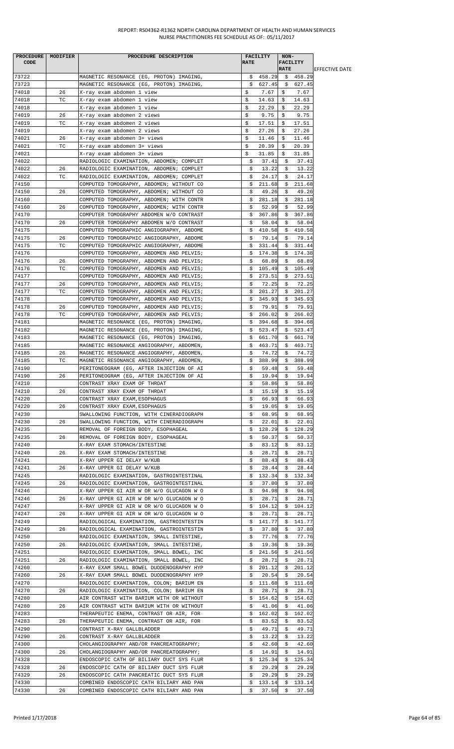REPORT: RS04362-R1362 NORTH CAROLINA DEPARTMENT OF HEALTH AND HUMAN SERVICES
NURSE PRACTITIONERS FEE SCHEDULE AS OF: 05/11/2017

| PROCEDURE CODE | MODIFIER | PROCEDURE DESCRIPTION | FACILITY RATE | NON-FACILITY RATE | EFFECTIVE DATE |
|---|---|---|---|---|---|
| 73722 | | MAGNETIC RESONANCE (EG, PROTON) IMAGING, | $ 458.29 | $ 458.29 | |
| 73723 | | MAGNETIC RESONANCE (EG, PROTON) IMAGING, | $ 627.45 | $ 627.45 | |
| 74018 | 26 | X-ray exam abdomen 1 view | $ 7.67 | $ 7.67 | |
| 74018 | TC | X-ray exam abdomen 1 view | $ 14.63 | $ 14.63 | |
| 74018 | | X-ray exam abdomen 1 view | $ 22.29 | $ 22.29 | |
| 74019 | 26 | X-ray exam abdomen 2 views | $ 9.75 | $ 9.75 | |
| 74019 | TC | X-ray exam abdomen 2 views | $ 17.51 | $ 17.51 | |
| 74019 | | X-ray exam abdomen 2 views | $ 27.26 | $ 27.26 | |
| 74021 | 26 | X-ray exam abdomen 3+ views | $ 11.46 | $ 11.46 | |
| 74021 | TC | X-ray exam abdomen 3+ views | $ 20.39 | $ 20.39 | |
| 74021 | | X-ray exam abdomen 3+ views | $ 31.85 | $ 31.85 | |
| 74022 | | RADIOLOGIC EXAMINATION, ABDOMEN; COMPLET | $ 37.41 | $ 37.41 | |
| 74022 | 26 | RADIOLOGIC EXAMINATION, ABDOMEN; COMPLET | $ 13.22 | $ 13.22 | |
| 74022 | TC | RADIOLOGIC EXAMINATION, ABDOMEN; COMPLET | $ 24.17 | $ 24.17 | |
| 74150 | | COMPUTED TOMOGRAPHY, ABDOMEN; WITHOUT CO | $ 211.68 | $ 211.68 | |
| 74150 | 26 | COMPUTED TOMOGRAPHY, ABDOMEN; WITHOUT CO | $ 49.26 | $ 49.26 | |
| 74160 | | COMPUTED TOMOGRAPHY, ABDOMEN; WITH CONTR | $ 281.18 | $ 281.18 | |
| 74160 | 26 | COMPUTED TOMOGRAPHY, ABDOMEN; WITH CONTR | $ 52.99 | $ 52.99 | |
| 74170 | | COMPUTER TOMOGRAPHY ABDOMEN W/O CONTRAST | $ 367.86 | $ 367.86 | |
| 74170 | 26 | COMPUTER TOMOGRAPHY ABDOMEN W/O CONTRAST | $ 58.04 | $ 58.04 | |
| 74175 | | COMPUTED TOMOGRAPHIC ANGIOGRAPHY, ABDOME | $ 410.58 | $ 410.58 | |
| 74175 | 26 | COMPUTED TOMOGRAPHIC ANGIOGRAPHY, ABDOME | $ 79.14 | $ 79.14 | |
| 74175 | TC | COMPUTED TOMOGRAPHIC ANGIOGRAPHY, ABDOME | $ 331.44 | $ 331.44 | |
| 74176 | | COMPUTED TOMOGRAPHY, ABDOMEN AND PELVIS; | $ 174.38 | $ 174.38 | |
| 74176 | 26 | COMPUTED TOMOGRAPHY, ABDOMEN AND PELVIS; | $ 68.89 | $ 68.89 | |
| 74176 | TC | COMPUTED TOMOGRAPHY, ABDOMEN AND PELVIS; | $ 105.49 | $ 105.49 | |
| 74177 | | COMPUTED TOMOGRAPHY, ABDOMEN AND PELVIS; | $ 273.51 | $ 273.51 | |
| 74177 | 26 | COMPUTED TOMOGRAPHY, ABDOMEN AND PELVIS; | $ 72.25 | $ 72.25 | |
| 74177 | TC | COMPUTED TOMOGRAPHY, ABDOMEN AND PELVIS; | $ 201.27 | $ 201.27 | |
| 74178 | | COMPUTED TOMOGRAPHY, ABDOMEN AND PELVIS; | $ 345.93 | $ 345.93 | |
| 74178 | 26 | COMPUTED TOMOGRAPHY, ABDOMEN AND PELVIS; | $ 79.91 | $ 79.91 | |
| 74178 | TC | COMPUTED TOMOGRAPHY, ABDOMEN AND PELVIS; | $ 266.02 | $ 266.02 | |
| 74181 | | MAGNETIC RESONANCE (EG, PROTON) IMAGING, | $ 394.68 | $ 394.68 | |
| 74182 | | MAGNETIC RESONANCE (EG, PROTON) IMAGING, | $ 523.47 | $ 523.47 | |
| 74183 | | MAGNETIC RESONANCE (EG, PROTON) IMAGING, | $ 661.70 | $ 661.70 | |
| 74185 | | MAGNETIC RESONANCE ANGIOGRAPHY, ABDOMEN, | $ 463.71 | $ 463.71 | |
| 74185 | 26 | MAGNETIC RESONANCE ANGIOGRAPHY, ABDOMEN, | $ 74.72 | $ 74.72 | |
| 74185 | TC | MAGNETIC RESONANCE ANGIOGRAPHY, ABDOMEN, | $ 388.99 | $ 388.99 | |
| 74190 | | PERITONEOGRAM (EG, AFTER INJECTION OF AI | $ 59.48 | $ 59.48 | |
| 74190 | 26 | PERITONEOGRAM (EG, AFTER INJECTION OF AI | $ 19.94 | $ 19.94 | |
| 74210 | | CONTRAST XRAY EXAM OF THROAT | $ 58.86 | $ 58.86 | |
| 74210 | 26 | CONTRAST XRAY EXAM OF THROAT | $ 15.19 | $ 15.19 | |
| 74220 | | CONTRAST XRAY EXAM,ESOPHAGUS | $ 66.93 | $ 66.93 | |
| 74220 | 26 | CONTRAST XRAY EXAM,ESOPHAGUS | $ 19.05 | $ 19.05 | |
| 74230 | | SWALLOWING FUNCTION, WITH CINERADIOGRAPH | $ 68.95 | $ 68.95 | |
| 74230 | 26 | SWALLOWING FUNCTION, WITH CINERADIOGRAPH | $ 22.01 | $ 22.01 | |
| 74235 | | REMOVAL OF FOREIGN BODY, ESOPHAGEAL | $ 128.29 | $ 128.29 | |
| 74235 | 26 | REMOVAL OF FOREIGN BODY, ESOPHAGEAL | $ 50.37 | $ 50.37 | |
| 74240 | | X-RAY EXAM STOMACH/INTESTINE | $ 83.12 | $ 83.12 | |
| 74240 | 26 | X-RAY EXAM STOMACH/INTESTINE | $ 28.71 | $ 28.71 | |
| 74241 | | X-RAY UPPER GI DELAY W/KUB | $ 88.43 | $ 88.43 | |
| 74241 | 26 | X-RAY UPPER GI DELAY W/KUB | $ 28.44 | $ 28.44 | |
| 74245 | | RADIOLOGIC EXAMINATION, GASTROINTESTINAL | $ 132.34 | $ 132.34 | |
| 74245 | 26 | RADIOLOGIC EXAMINATION, GASTROINTESTINAL | $ 37.80 | $ 37.80 | |
| 74246 | | X-RAY UPPER GI AIR W OR W/O GLUCAGON W O | $ 94.98 | $ 94.98 | |
| 74246 | 26 | X-RAY UPPER GI AIR W OR W/O GLUCAGON W O | $ 28.71 | $ 28.71 | |
| 74247 | | X-RAY UPPER GI AIR W OR W/O GLUCAGON W O | $ 104.12 | $ 104.12 | |
| 74247 | 26 | X-RAY UPPER GI AIR W OR W/O GLUCAGON W O | $ 28.71 | $ 28.71 | |
| 74249 | | RADIOLOGICAL EXAMINATION, GASTROINTESTIN | $ 141.77 | $ 141.77 | |
| 74249 | 26 | RADIOLOGICAL EXAMINATION, GASTROINTESTIN | $ 37.80 | $ 37.80 | |
| 74250 | | RADIOLOGIC EXAMINATION, SMALL INTESTINE, | $ 77.76 | $ 77.76 | |
| 74250 | 26 | RADIOLOGIC EXAMINATION, SMALL INTESTINE, | $ 19.36 | $ 19.36 | |
| 74251 | | RADIOLOGIC EXAMINATION, SMALL BOWEL, INC | $ 241.56 | $ 241.56 | |
| 74251 | 26 | RADIOLOGIC EXAMINATION, SMALL BOWEL, INC | $ 28.71 | $ 28.71 | |
| 74260 | | X-RAY EXAM SMALL BOWEL DUODENOGRAPHY HYP | $ 201.12 | $ 201.12 | |
| 74260 | 26 | X-RAY EXAM SMALL BOWEL DUODENOGRAPHY HYP | $ 20.54 | $ 20.54 | |
| 74270 | | RADIOLOGIC EXAMINATION, COLON; BARIUM EN | $ 111.68 | $ 111.68 | |
| 74270 | 26 | RADIOLOGIC EXAMINATION, COLON; BARIUM EN | $ 28.71 | $ 28.71 | |
| 74280 | | AIR CONTRAST WITH BARIUM WITH OR WITHOUT | $ 154.62 | $ 154.62 | |
| 74280 | 26 | AIR CONTRAST WITH BARIUM WITH OR WITHOUT | $ 41.06 | $ 41.06 | |
| 74283 | | THERAPEUTIC ENEMA, CONTRAST OR AIR, FOR | $ 162.02 | $ 162.02 | |
| 74283 | 26 | THERAPEUTIC ENEMA, CONTRAST OR AIR, FOR | $ 83.52 | $ 83.52 | |
| 74290 | | CONTRAST X-RAY GALLBLADDER | $ 49.71 | $ 49.71 | |
| 74290 | 26 | CONTRAST X-RAY GALLBLADDER | $ 13.22 | $ 13.22 | |
| 74300 | | CHOLANGIOGRAPHY AND/OR PANCREATOGRAPHY; | $ 42.60 | $ 42.60 | |
| 74300 | 26 | CHOLANGIOGRAPHY AND/OR PANCREATOGRAPHY; | $ 14.91 | $ 14.91 | |
| 74328 | | ENDOSCOPIC CATH OF BILIARY DUCT SYS FLUR | $ 125.34 | $ 125.34 | |
| 74328 | 26 | ENDOSCOPIC CATH OF BILIARY DUCT SYS FLUR | $ 29.29 | $ 29.29 | |
| 74329 | 26 | ENDOSCOPIC CATH PANCREATIC DUCT SYS FLUR | $ 29.29 | $ 29.29 | |
| 74330 | | COMBINED ENDOSCOPIC CATH BILIARY AND PAN | $ 133.14 | $ 133.14 | |
| 74330 | 26 | COMBINED ENDOSCOPIC CATH BILIARY AND PAN | $ 37.50 | $ 37.50 | |

Printed 1/17/2018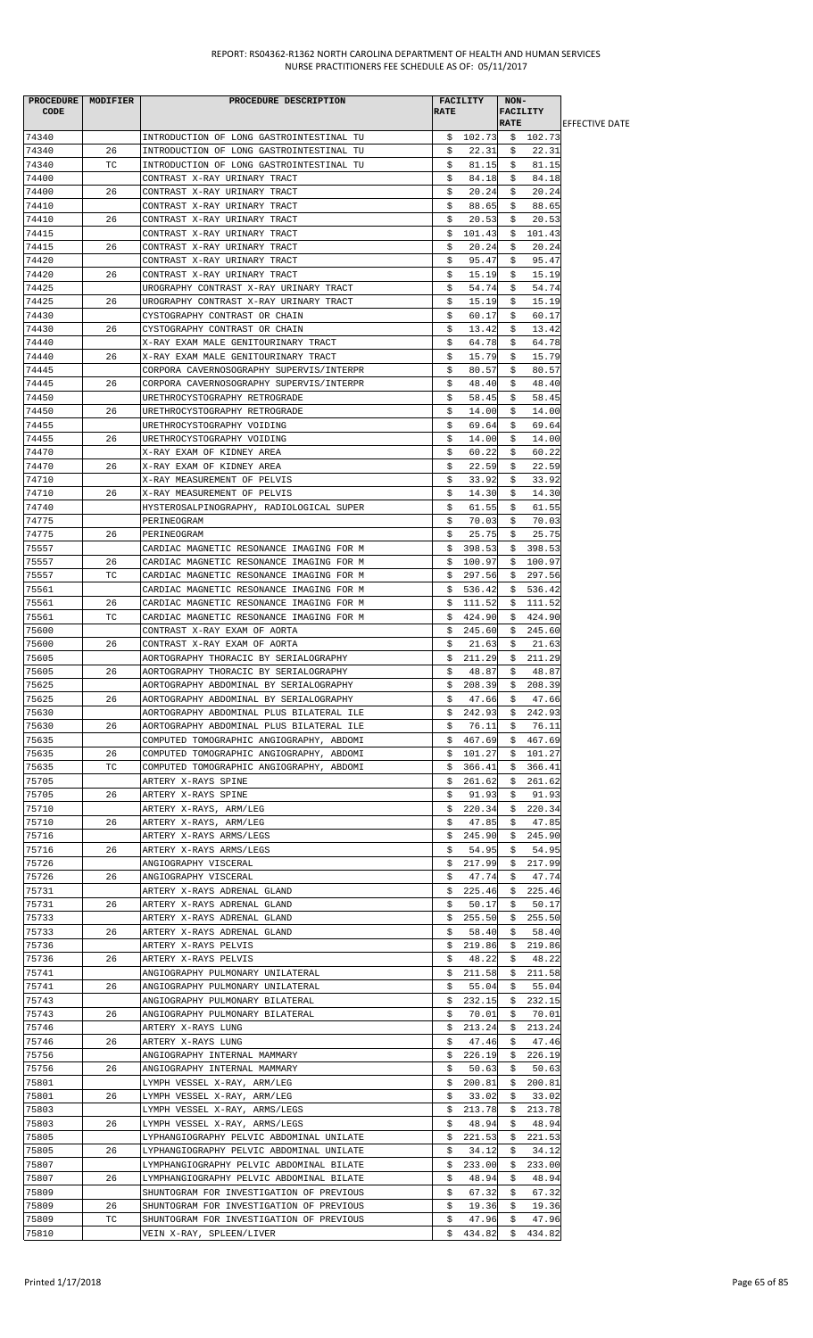REPORT: RS04362-R1362 NORTH CAROLINA DEPARTMENT OF HEALTH AND HUMAN SERVICES
NURSE PRACTITIONERS FEE SCHEDULE AS OF: 05/11/2017

| PROCEDURE CODE | MODIFIER | PROCEDURE DESCRIPTION | FACILITY RATE | NON-FACILITY RATE | EFFECTIVE DATE |
|---|---|---|---|---|---|
| 74340 | | INTRODUCTION OF LONG GASTROINTESTINAL TU | $ 102.73 | $ 102.73 | |
| 74340 | 26 | INTRODUCTION OF LONG GASTROINTESTINAL TU | $ 22.31 | $ 22.31 | |
| 74340 | TC | INTRODUCTION OF LONG GASTROINTESTINAL TU | $ 81.15 | $ 81.15 | |
| 74400 | | CONTRAST X-RAY URINARY TRACT | $ 84.18 | $ 84.18 | |
| 74400 | 26 | CONTRAST X-RAY URINARY TRACT | $ 20.24 | $ 20.24 | |
| 74410 | | CONTRAST X-RAY URINARY TRACT | $ 88.65 | $ 88.65 | |
| 74410 | 26 | CONTRAST X-RAY URINARY TRACT | $ 20.53 | $ 20.53 | |
| 74415 | | CONTRAST X-RAY URINARY TRACT | $ 101.43 | $ 101.43 | |
| 74415 | 26 | CONTRAST X-RAY URINARY TRACT | $ 20.24 | $ 20.24 | |
| 74420 | | CONTRAST X-RAY URINARY TRACT | $ 95.47 | $ 95.47 | |
| 74420 | 26 | CONTRAST X-RAY URINARY TRACT | $ 15.19 | $ 15.19 | |
| 74425 | | UROGRAPHY CONTRAST X-RAY URINARY TRACT | $ 54.74 | $ 54.74 | |
| 74425 | 26 | UROGRAPHY CONTRAST X-RAY URINARY TRACT | $ 15.19 | $ 15.19 | |
| 74430 | | CYSTOGRAPHY CONTRAST OR CHAIN | $ 60.17 | $ 60.17 | |
| 74430 | 26 | CYSTOGRAPHY CONTRAST OR CHAIN | $ 13.42 | $ 13.42 | |
| 74440 | | X-RAY EXAM MALE GENITOURINARY TRACT | $ 64.78 | $ 64.78 | |
| 74440 | 26 | X-RAY EXAM MALE GENITOURINARY TRACT | $ 15.79 | $ 15.79 | |
| 74445 | | CORPORA CAVERNOSOGRAPHY SUPERVIS/INTERPR | $ 80.57 | $ 80.57 | |
| 74445 | 26 | CORPORA CAVERNOSOGRAPHY SUPERVIS/INTERPR | $ 48.40 | $ 48.40 | |
| 74450 | | URETHROCYSTOGRAPHY RETROGRADE | $ 58.45 | $ 58.45 | |
| 74450 | 26 | URETHROCYSTOGRAPHY RETROGRADE | $ 14.00 | $ 14.00 | |
| 74455 | | URETHROCYSTOGRAPHY VOIDING | $ 69.64 | $ 69.64 | |
| 74455 | 26 | URETHROCYSTOGRAPHY VOIDING | $ 14.00 | $ 14.00 | |
| 74470 | | X-RAY EXAM OF KIDNEY AREA | $ 60.22 | $ 60.22 | |
| 74470 | 26 | X-RAY EXAM OF KIDNEY AREA | $ 22.59 | $ 22.59 | |
| 74710 | | X-RAY MEASUREMENT OF PELVIS | $ 33.92 | $ 33.92 | |
| 74710 | 26 | X-RAY MEASUREMENT OF PELVIS | $ 14.30 | $ 14.30 | |
| 74740 | | HYSTEROSALPINOGRAPHY, RADIOLOGICAL SUPER | $ 61.55 | $ 61.55 | |
| 74775 | | PERINEOGRAM | $ 70.03 | $ 70.03 | |
| 74775 | 26 | PERINEOGRAM | $ 25.75 | $ 25.75 | |
| 75557 | | CARDIAC MAGNETIC RESONANCE IMAGING FOR M | $ 398.53 | $ 398.53 | |
| 75557 | 26 | CARDIAC MAGNETIC RESONANCE IMAGING FOR M | $ 100.97 | $ 100.97 | |
| 75557 | TC | CARDIAC MAGNETIC RESONANCE IMAGING FOR M | $ 297.56 | $ 297.56 | |
| 75561 | | CARDIAC MAGNETIC RESONANCE IMAGING FOR M | $ 536.42 | $ 536.42 | |
| 75561 | 26 | CARDIAC MAGNETIC RESONANCE IMAGING FOR M | $ 111.52 | $ 111.52 | |
| 75561 | TC | CARDIAC MAGNETIC RESONANCE IMAGING FOR M | $ 424.90 | $ 424.90 | |
| 75600 | | CONTRAST X-RAY EXAM OF AORTA | $ 245.60 | $ 245.60 | |
| 75600 | 26 | CONTRAST X-RAY EXAM OF AORTA | $ 21.63 | $ 21.63 | |
| 75605 | | AORTOGRAPHY THORACIC BY SERIALOGRAPHY | $ 211.29 | $ 211.29 | |
| 75605 | 26 | AORTOGRAPHY THORACIC BY SERIALOGRAPHY | $ 48.87 | $ 48.87 | |
| 75625 | | AORTOGRAPHY ABDOMINAL BY SERIALOGRAPHY | $ 208.39 | $ 208.39 | |
| 75625 | 26 | AORTOGRAPHY ABDOMINAL BY SERIALOGRAPHY | $ 47.66 | $ 47.66 | |
| 75630 | | AORTOGRAPHY ABDOMINAL PLUS BILATERAL ILE | $ 242.93 | $ 242.93 | |
| 75630 | 26 | AORTOGRAPHY ABDOMINAL PLUS BILATERAL ILE | $ 76.11 | $ 76.11 | |
| 75635 | | COMPUTED TOMOGRAPHIC ANGIOGRAPHY, ABDOMI | $ 467.69 | $ 467.69 | |
| 75635 | 26 | COMPUTED TOMOGRAPHIC ANGIOGRAPHY, ABDOMI | $ 101.27 | $ 101.27 | |
| 75635 | TC | COMPUTED TOMOGRAPHIC ANGIOGRAPHY, ABDOMI | $ 366.41 | $ 366.41 | |
| 75705 | | ARTERY X-RAYS SPINE | $ 261.62 | $ 261.62 | |
| 75705 | 26 | ARTERY X-RAYS SPINE | $ 91.93 | $ 91.93 | |
| 75710 | | ARTERY X-RAYS, ARM/LEG | $ 220.34 | $ 220.34 | |
| 75710 | 26 | ARTERY X-RAYS, ARM/LEG | $ 47.85 | $ 47.85 | |
| 75716 | | ARTERY X-RAYS ARMS/LEGS | $ 245.90 | $ 245.90 | |
| 75716 | 26 | ARTERY X-RAYS ARMS/LEGS | $ 54.95 | $ 54.95 | |
| 75726 | | ANGIOGRAPHY VISCERAL | $ 217.99 | $ 217.99 | |
| 75726 | 26 | ANGIOGRAPHY VISCERAL | $ 47.74 | $ 47.74 | |
| 75731 | | ARTERY X-RAYS ADRENAL GLAND | $ 225.46 | $ 225.46 | |
| 75731 | 26 | ARTERY X-RAYS ADRENAL GLAND | $ 50.17 | $ 50.17 | |
| 75733 | | ARTERY X-RAYS ADRENAL GLAND | $ 255.50 | $ 255.50 | |
| 75733 | 26 | ARTERY X-RAYS ADRENAL GLAND | $ 58.40 | $ 58.40 | |
| 75736 | | ARTERY X-RAYS PELVIS | $ 219.86 | $ 219.86 | |
| 75736 | 26 | ARTERY X-RAYS PELVIS | $ 48.22 | $ 48.22 | |
| 75741 | | ANGIOGRAPHY PULMONARY UNILATERAL | $ 211.58 | $ 211.58 | |
| 75741 | 26 | ANGIOGRAPHY PULMONARY UNILATERAL | $ 55.04 | $ 55.04 | |
| 75743 | | ANGIOGRAPHY PULMONARY BILATERAL | $ 232.15 | $ 232.15 | |
| 75743 | 26 | ANGIOGRAPHY PULMONARY BILATERAL | $ 70.01 | $ 70.01 | |
| 75746 | | ARTERY X-RAYS LUNG | $ 213.24 | $ 213.24 | |
| 75746 | 26 | ARTERY X-RAYS LUNG | $ 47.46 | $ 47.46 | |
| 75756 | | ANGIOGRAPHY INTERNAL MAMMARY | $ 226.19 | $ 226.19 | |
| 75756 | 26 | ANGIOGRAPHY INTERNAL MAMMARY | $ 50.63 | $ 50.63 | |
| 75801 | | LYMPH VESSEL X-RAY, ARM/LEG | $ 200.81 | $ 200.81 | |
| 75801 | 26 | LYMPH VESSEL X-RAY, ARM/LEG | $ 33.02 | $ 33.02 | |
| 75803 | | LYMPH VESSEL X-RAY, ARMS/LEGS | $ 213.78 | $ 213.78 | |
| 75803 | 26 | LYMPH VESSEL X-RAY, ARMS/LEGS | $ 48.94 | $ 48.94 | |
| 75805 | | LYPHANGIOGRAPHY PELVIC ABDOMINAL UNILATE | $ 221.53 | $ 221.53 | |
| 75805 | 26 | LYPHANGIOGRAPHY PELVIC ABDOMINAL UNILATE | $ 34.12 | $ 34.12 | |
| 75807 | | LYMPHANGIOGRAPHY PELVIC ABDOMINAL BILATE | $ 233.00 | $ 233.00 | |
| 75807 | 26 | LYMPHANGIOGRAPHY PELVIC ABDOMINAL BILATE | $ 48.94 | $ 48.94 | |
| 75809 | | SHUNTOGRAM FOR INVESTIGATION OF PREVIOUS | $ 67.32 | $ 67.32 | |
| 75809 | 26 | SHUNTOGRAM FOR INVESTIGATION OF PREVIOUS | $ 19.36 | $ 19.36 | |
| 75809 | TC | SHUNTOGRAM FOR INVESTIGATION OF PREVIOUS | $ 47.96 | $ 47.96 | |
| 75810 | | VEIN X-RAY, SPLEEN/LIVER | $ 434.82 | $ 434.82 | |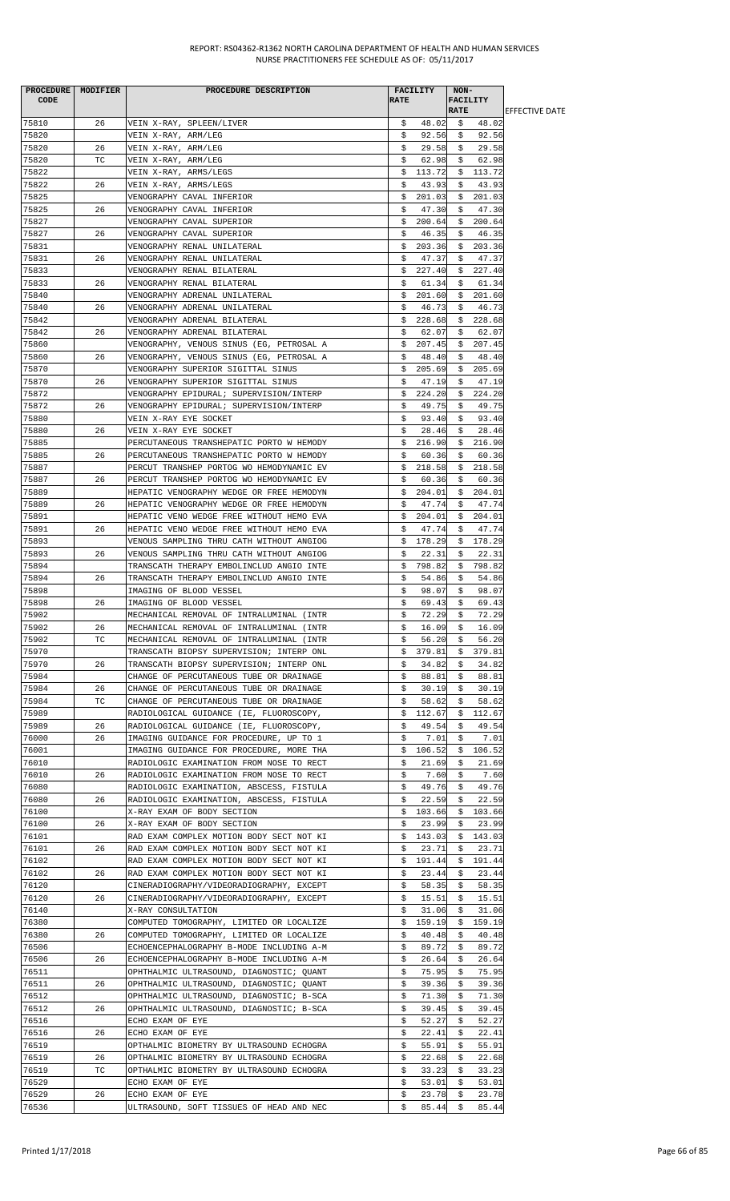REPORT: RS04362-R1362 NORTH CAROLINA DEPARTMENT OF HEALTH AND HUMAN SERVICES
NURSE PRACTITIONERS FEE SCHEDULE AS OF: 05/11/2017

| PROCEDURE CODE | MODIFIER | PROCEDURE DESCRIPTION | FACILITY RATE | NON-FACILITY RATE | EFFECTIVE DATE |
|---|---|---|---|---|---|
| 75810 | 26 | VEIN X-RAY, SPLEEN/LIVER | $ 48.02 | $ 48.02 | |
| 75820 | | VEIN X-RAY, ARM/LEG | $ 92.56 | $ 92.56 | |
| 75820 | 26 | VEIN X-RAY, ARM/LEG | $ 29.58 | $ 29.58 | |
| 75820 | TC | VEIN X-RAY, ARM/LEG | $ 62.98 | $ 62.98 | |
| 75822 | | VEIN X-RAY, ARMS/LEGS | $ 113.72 | $ 113.72 | |
| 75822 | 26 | VEIN X-RAY, ARMS/LEGS | $ 43.93 | $ 43.93 | |
| 75825 | | VENOGRAPHY CAVAL INFERIOR | $ 201.03 | $ 201.03 | |
| 75825 | 26 | VENOGRAPHY CAVAL INFERIOR | $ 47.30 | $ 47.30 | |
| 75827 | | VENOGRAPHY CAVAL SUPERIOR | $ 200.64 | $ 200.64 | |
| 75827 | 26 | VENOGRAPHY CAVAL SUPERIOR | $ 46.35 | $ 46.35 | |
| 75831 | | VENOGRAPHY RENAL UNILATERAL | $ 203.36 | $ 203.36 | |
| 75831 | 26 | VENOGRAPHY RENAL UNILATERAL | $ 47.37 | $ 47.37 | |
| 75833 | | VENOGRAPHY RENAL BILATERAL | $ 227.40 | $ 227.40 | |
| 75833 | 26 | VENOGRAPHY RENAL BILATERAL | $ 61.34 | $ 61.34 | |
| 75840 | | VENOGRAPHY ADRENAL UNILATERAL | $ 201.60 | $ 201.60 | |
| 75840 | 26 | VENOGRAPHY ADRENAL UNILATERAL | $ 46.73 | $ 46.73 | |
| 75842 | | VENOGRAPHY ADRENAL BILATERAL | $ 228.68 | $ 228.68 | |
| 75842 | 26 | VENOGRAPHY ADRENAL BILATERAL | $ 62.07 | $ 62.07 | |
| 75860 | | VENOGRAPHY, VENOUS SINUS (EG, PETROSAL A | $ 207.45 | $ 207.45 | |
| 75860 | 26 | VENOGRAPHY, VENOUS SINUS (EG, PETROSAL A | $ 48.40 | $ 48.40 | |
| 75870 | | VENOGRAPHY SUPERIOR SIGITTAL SINUS | $ 205.69 | $ 205.69 | |
| 75870 | 26 | VENOGRAPHY SUPERIOR SIGITTAL SINUS | $ 47.19 | $ 47.19 | |
| 75872 | | VENOGRAPHY EPIDURAL; SUPERVISION/INTERP | $ 224.20 | $ 224.20 | |
| 75872 | 26 | VENOGRAPHY EPIDURAL; SUPERVISION/INTERP | $ 49.75 | $ 49.75 | |
| 75880 | | VEIN X-RAY EYE SOCKET | $ 93.40 | $ 93.40 | |
| 75880 | 26 | VEIN X-RAY EYE SOCKET | $ 28.46 | $ 28.46 | |
| 75885 | | PERCUTANEOUS TRANSHEPATIC PORTO W HEMODY | $ 216.90 | $ 216.90 | |
| 75885 | 26 | PERCUTANEOUS TRANSHEPATIC PORTO W HEMODY | $ 60.36 | $ 60.36 | |
| 75887 | | PERCUT TRANSHEP PORTOG WO HEMODYNAMIC EV | $ 218.58 | $ 218.58 | |
| 75887 | 26 | PERCUT TRANSHEP PORTOG WO HEMODYNAMIC EV | $ 60.36 | $ 60.36 | |
| 75889 | | HEPATIC VENOGRAPHY WEDGE OR FREE HEMODYN | $ 204.01 | $ 204.01 | |
| 75889 | 26 | HEPATIC VENOGRAPHY WEDGE OR FREE HEMODYN | $ 47.74 | $ 47.74 | |
| 75891 | | HEPATIC VENO WEDGE FREE WITHOUT HEMO EVA | $ 204.01 | $ 204.01 | |
| 75891 | 26 | HEPATIC VENO WEDGE FREE WITHOUT HEMO EVA | $ 47.74 | $ 47.74 | |
| 75893 | | VENOUS SAMPLING THRU CATH WITHOUT ANGIOG | $ 178.29 | $ 178.29 | |
| 75893 | 26 | VENOUS SAMPLING THRU CATH WITHOUT ANGIOG | $ 22.31 | $ 22.31 | |
| 75894 | | TRANSCATH THERAPY EMBOLINCLUD ANGIO INTE | $ 798.82 | $ 798.82 | |
| 75894 | 26 | TRANSCATH THERAPY EMBOLINCLUD ANGIO INTE | $ 54.86 | $ 54.86 | |
| 75898 | | IMAGING OF BLOOD VESSEL | $ 98.07 | $ 98.07 | |
| 75898 | 26 | IMAGING OF BLOOD VESSEL | $ 69.43 | $ 69.43 | |
| 75902 | | MECHANICAL REMOVAL OF INTRALUMINAL (INTR | $ 72.29 | $ 72.29 | |
| 75902 | 26 | MECHANICAL REMOVAL OF INTRALUMINAL (INTR | $ 16.09 | $ 16.09 | |
| 75902 | TC | MECHANICAL REMOVAL OF INTRALUMINAL (INTR | $ 56.20 | $ 56.20 | |
| 75970 | | TRANSCATH BIOPSY SUPERVISION; INTERP ONL | $ 379.81 | $ 379.81 | |
| 75970 | 26 | TRANSCATH BIOPSY SUPERVISION; INTERP ONL | $ 34.82 | $ 34.82 | |
| 75984 | | CHANGE OF PERCUTANEOUS TUBE OR DRAINAGE | $ 88.81 | $ 88.81 | |
| 75984 | 26 | CHANGE OF PERCUTANEOUS TUBE OR DRAINAGE | $ 30.19 | $ 30.19 | |
| 75984 | TC | CHANGE OF PERCUTANEOUS TUBE OR DRAINAGE | $ 58.62 | $ 58.62 | |
| 75989 | | RADIOLOGICAL GUIDANCE (IE, FLUOROSCOPY, | $ 112.67 | $ 112.67 | |
| 75989 | 26 | RADIOLOGICAL GUIDANCE (IE, FLUOROSCOPY, | $ 49.54 | $ 49.54 | |
| 76000 | 26 | IMAGING GUIDANCE FOR PROCEDURE, UP TO 1 | $ 7.01 | $ 7.01 | |
| 76001 | | IMAGING GUIDANCE FOR PROCEDURE, MORE THA | $ 106.52 | $ 106.52 | |
| 76010 | | RADIOLOGIC EXAMINATION FROM NOSE TO RECT | $ 21.69 | $ 21.69 | |
| 76010 | 26 | RADIOLOGIC EXAMINATION FROM NOSE TO RECT | $ 7.60 | $ 7.60 | |
| 76080 | | RADIOLOGIC EXAMINATION, ABSCESS, FISTULA | $ 49.76 | $ 49.76 | |
| 76080 | 26 | RADIOLOGIC EXAMINATION, ABSCESS, FISTULA | $ 22.59 | $ 22.59 | |
| 76100 | | X-RAY EXAM OF BODY SECTION | $ 103.66 | $ 103.66 | |
| 76100 | 26 | X-RAY EXAM OF BODY SECTION | $ 23.99 | $ 23.99 | |
| 76101 | | RAD EXAM COMPLEX MOTION BODY SECT NOT KI | $ 143.03 | $ 143.03 | |
| 76101 | 26 | RAD EXAM COMPLEX MOTION BODY SECT NOT KI | $ 23.71 | $ 23.71 | |
| 76102 | | RAD EXAM COMPLEX MOTION BODY SECT NOT KI | $ 191.44 | $ 191.44 | |
| 76102 | 26 | RAD EXAM COMPLEX MOTION BODY SECT NOT KI | $ 23.44 | $ 23.44 | |
| 76120 | | CINERADIOGRAPHY/VIDEORADIOGRAPHY, EXCEPT | $ 58.35 | $ 58.35 | |
| 76120 | 26 | CINERADIOGRAPHY/VIDEORADIOGRAPHY, EXCEPT | $ 15.51 | $ 15.51 | |
| 76140 | | X-RAY CONSULTATION | $ 31.06 | $ 31.06 | |
| 76380 | | COMPUTED TOMOGRAPHY, LIMITED OR LOCALIZE | $ 159.19 | $ 159.19 | |
| 76380 | 26 | COMPUTED TOMOGRAPHY, LIMITED OR LOCALIZE | $ 40.48 | $ 40.48 | |
| 76506 | | ECHOENCEPHALOGRAPHY B-MODE INCLUDING A-M | $ 89.72 | $ 89.72 | |
| 76506 | 26 | ECHOENCEPHALOGRAPHY B-MODE INCLUDING A-M | $ 26.64 | $ 26.64 | |
| 76511 | | OPHTHALMIC ULTRASOUND, DIAGNOSTIC; QUANT | $ 75.95 | $ 75.95 | |
| 76511 | 26 | OPHTHALMIC ULTRASOUND, DIAGNOSTIC; QUANT | $ 39.36 | $ 39.36 | |
| 76512 | | OPHTHALMIC ULTRASOUND, DIAGNOSTIC; B-SCA | $ 71.30 | $ 71.30 | |
| 76512 | 26 | OPHTHALMIC ULTRASOUND, DIAGNOSTIC; B-SCA | $ 39.45 | $ 39.45 | |
| 76516 | | ECHO EXAM OF EYE | $ 52.27 | $ 52.27 | |
| 76516 | 26 | ECHO EXAM OF EYE | $ 22.41 | $ 22.41 | |
| 76519 | | OPTHALMIC BIOMETRY BY ULTRASOUND ECHOGRA | $ 55.91 | $ 55.91 | |
| 76519 | 26 | OPTHALMIC BIOMETRY BY ULTRASOUND ECHOGRA | $ 22.68 | $ 22.68 | |
| 76519 | TC | OPTHALMIC BIOMETRY BY ULTRASOUND ECHOGRA | $ 33.23 | $ 33.23 | |
| 76529 | | ECHO EXAM OF EYE | $ 53.01 | $ 53.01 | |
| 76529 | 26 | ECHO EXAM OF EYE | $ 23.78 | $ 23.78 | |
| 76536 | | ULTRASOUND, SOFT TISSUES OF HEAD AND NEC | $ 85.44 | $ 85.44 | |

Printed 1/17/2018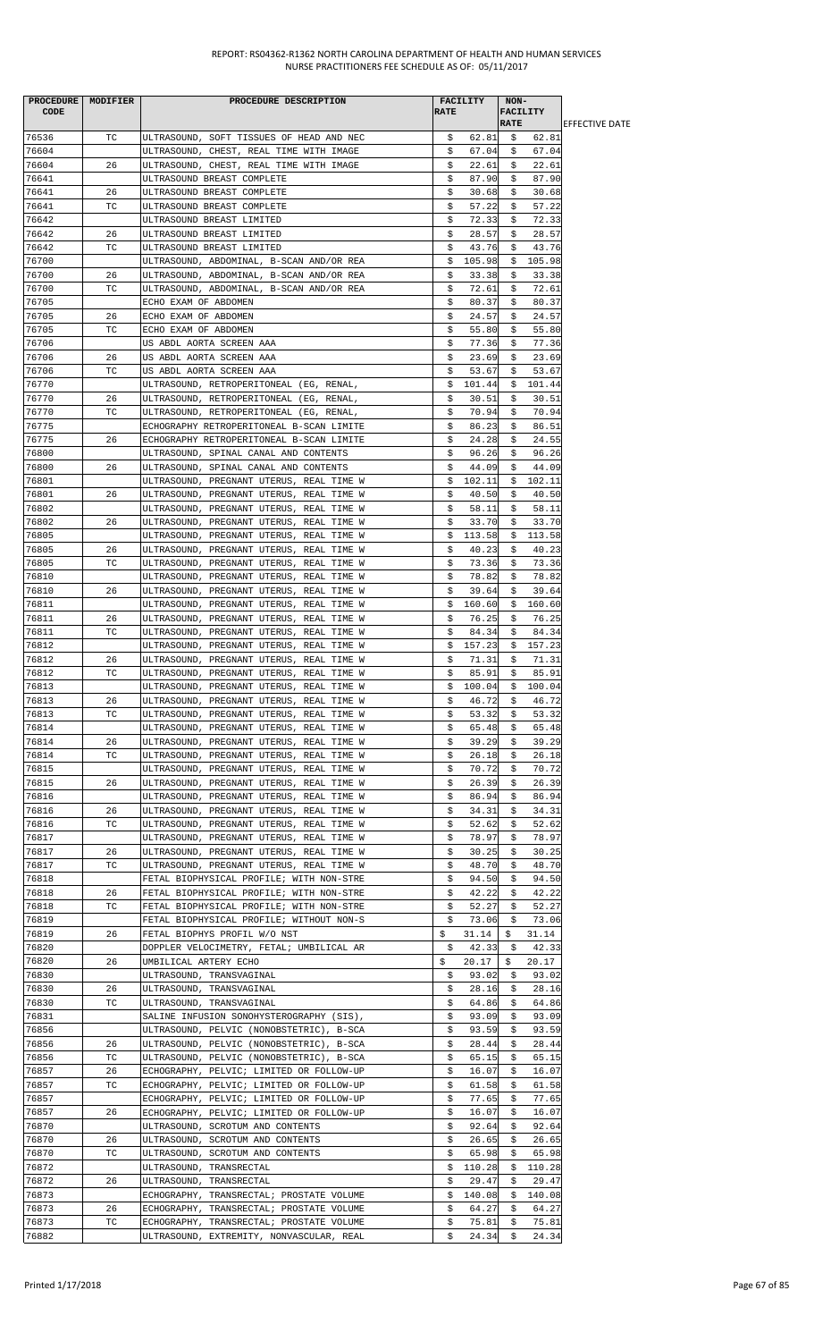| PROCEDURE CODE | MODIFIER | PROCEDURE DESCRIPTION | FACILITY RATE | NON-FACILITY RATE | EFFECTIVE DATE |
|---|---|---|---|---|---|
| 76536 | TC | ULTRASOUND, SOFT TISSUES OF HEAD AND NEC | $ 62.81 | $ 62.81 | |
| 76604 | | ULTRASOUND, CHEST, REAL TIME WITH IMAGE | $ 67.04 | $ 67.04 | |
| 76604 | 26 | ULTRASOUND, CHEST, REAL TIME WITH IMAGE | $ 22.61 | $ 22.61 | |
| 76641 | | ULTRASOUND BREAST COMPLETE | $ 87.90 | $ 87.90 | |
| 76641 | 26 | ULTRASOUND BREAST COMPLETE | $ 30.68 | $ 30.68 | |
| 76641 | TC | ULTRASOUND BREAST COMPLETE | $ 57.22 | $ 57.22 | |
| 76642 | | ULTRASOUND BREAST LIMITED | $ 72.33 | $ 72.33 | |
| 76642 | 26 | ULTRASOUND BREAST LIMITED | $ 28.57 | $ 28.57 | |
| 76642 | TC | ULTRASOUND BREAST LIMITED | $ 43.76 | $ 43.76 | |
| 76700 | | ULTRASOUND, ABDOMINAL, B-SCAN AND/OR REA | $ 105.98 | $ 105.98 | |
| 76700 | 26 | ULTRASOUND, ABDOMINAL, B-SCAN AND/OR REA | $ 33.38 | $ 33.38 | |
| 76700 | TC | ULTRASOUND, ABDOMINAL, B-SCAN AND/OR REA | $ 72.61 | $ 72.61 | |
| 76705 | | ECHO EXAM OF ABDOMEN | $ 80.37 | $ 80.37 | |
| 76705 | 26 | ECHO EXAM OF ABDOMEN | $ 24.57 | $ 24.57 | |
| 76705 | TC | ECHO EXAM OF ABDOMEN | $ 55.80 | $ 55.80 | |
| 76706 | | US ABDL AORTA SCREEN AAA | $ 77.36 | $ 77.36 | |
| 76706 | 26 | US ABDL AORTA SCREEN AAA | $ 23.69 | $ 23.69 | |
| 76706 | TC | US ABDL AORTA SCREEN AAA | $ 53.67 | $ 53.67 | |
| 76770 | | ULTRASOUND, RETROPERITONEAL (EG, RENAL, | $ 101.44 | $ 101.44 | |
| 76770 | 26 | ULTRASOUND, RETROPERITONEAL (EG, RENAL, | $ 30.51 | $ 30.51 | |
| 76770 | TC | ULTRASOUND, RETROPERITONEAL (EG, RENAL, | $ 70.94 | $ 70.94 | |
| 76775 | | ECHOGRAPHY RETROPERITONEAL B-SCAN LIMITE | $ 86.23 | $ 86.51 | |
| 76775 | 26 | ECHOGRAPHY RETROPERITONEAL B-SCAN LIMITE | $ 24.28 | $ 24.55 | |
| 76800 | | ULTRASOUND, SPINAL CANAL AND CONTENTS | $ 96.26 | $ 96.26 | |
| 76800 | 26 | ULTRASOUND, SPINAL CANAL AND CONTENTS | $ 44.09 | $ 44.09 | |
| 76801 | | ULTRASOUND, PREGNANT UTERUS, REAL TIME W | $ 102.11 | $ 102.11 | |
| 76801 | 26 | ULTRASOUND, PREGNANT UTERUS, REAL TIME W | $ 40.50 | $ 40.50 | |
| 76802 | | ULTRASOUND, PREGNANT UTERUS, REAL TIME W | $ 58.11 | $ 58.11 | |
| 76802 | 26 | ULTRASOUND, PREGNANT UTERUS, REAL TIME W | $ 33.70 | $ 33.70 | |
| 76805 | | ULTRASOUND, PREGNANT UTERUS, REAL TIME W | $ 113.58 | $ 113.58 | |
| 76805 | 26 | ULTRASOUND, PREGNANT UTERUS, REAL TIME W | $ 40.23 | $ 40.23 | |
| 76805 | TC | ULTRASOUND, PREGNANT UTERUS, REAL TIME W | $ 73.36 | $ 73.36 | |
| 76810 | | ULTRASOUND, PREGNANT UTERUS, REAL TIME W | $ 78.82 | $ 78.82 | |
| 76810 | 26 | ULTRASOUND, PREGNANT UTERUS, REAL TIME W | $ 39.64 | $ 39.64 | |
| 76811 | | ULTRASOUND, PREGNANT UTERUS, REAL TIME W | $ 160.60 | $ 160.60 | |
| 76811 | 26 | ULTRASOUND, PREGNANT UTERUS, REAL TIME W | $ 76.25 | $ 76.25 | |
| 76811 | TC | ULTRASOUND, PREGNANT UTERUS, REAL TIME W | $ 84.34 | $ 84.34 | |
| 76812 | | ULTRASOUND, PREGNANT UTERUS, REAL TIME W | $ 157.23 | $ 157.23 | |
| 76812 | 26 | ULTRASOUND, PREGNANT UTERUS, REAL TIME W | $ 71.31 | $ 71.31 | |
| 76812 | TC | ULTRASOUND, PREGNANT UTERUS, REAL TIME W | $ 85.91 | $ 85.91 | |
| 76813 | | ULTRASOUND, PREGNANT UTERUS, REAL TIME W | $ 100.04 | $ 100.04 | |
| 76813 | 26 | ULTRASOUND, PREGNANT UTERUS, REAL TIME W | $ 46.72 | $ 46.72 | |
| 76813 | TC | ULTRASOUND, PREGNANT UTERUS, REAL TIME W | $ 53.32 | $ 53.32 | |
| 76814 | | ULTRASOUND, PREGNANT UTERUS, REAL TIME W | $ 65.48 | $ 65.48 | |
| 76814 | 26 | ULTRASOUND, PREGNANT UTERUS, REAL TIME W | $ 39.29 | $ 39.29 | |
| 76814 | TC | ULTRASOUND, PREGNANT UTERUS, REAL TIME W | $ 26.18 | $ 26.18 | |
| 76815 | | ULTRASOUND, PREGNANT UTERUS, REAL TIME W | $ 70.72 | $ 70.72 | |
| 76815 | 26 | ULTRASOUND, PREGNANT UTERUS, REAL TIME W | $ 26.39 | $ 26.39 | |
| 76816 | | ULTRASOUND, PREGNANT UTERUS, REAL TIME W | $ 86.94 | $ 86.94 | |
| 76816 | 26 | ULTRASOUND, PREGNANT UTERUS, REAL TIME W | $ 34.31 | $ 34.31 | |
| 76816 | TC | ULTRASOUND, PREGNANT UTERUS, REAL TIME W | $ 52.62 | $ 52.62 | |
| 76817 | | ULTRASOUND, PREGNANT UTERUS, REAL TIME W | $ 78.97 | $ 78.97 | |
| 76817 | 26 | ULTRASOUND, PREGNANT UTERUS, REAL TIME W | $ 30.25 | $ 30.25 | |
| 76817 | TC | ULTRASOUND, PREGNANT UTERUS, REAL TIME W | $ 48.70 | $ 48.70 | |
| 76818 | | FETAL BIOPHYSICAL PROFILE; WITH NON-STRE | $ 94.50 | $ 94.50 | |
| 76818 | 26 | FETAL BIOPHYSICAL PROFILE; WITH NON-STRE | $ 42.22 | $ 42.22 | |
| 76818 | TC | FETAL BIOPHYSICAL PROFILE; WITH NON-STRE | $ 52.27 | $ 52.27 | |
| 76819 | | FETAL BIOPHYSICAL PROFILE; WITHOUT NON-S | $ 73.06 | $ 73.06 | |
| 76819 | 26 | FETAL BIOPHYS PROFIL W/O NST | $ 31.14 | $ 31.14 | |
| 76820 | | DOPPLER VELOCIMETRY, FETAL; UMBILICAL AR | $ 42.33 | $ 42.33 | |
| 76820 | 26 | UMBILICAL ARTERY ECHO | $ 20.17 | $ 20.17 | |
| 76830 | | ULTRASOUND, TRANSVAGINAL | $ 93.02 | $ 93.02 | |
| 76830 | 26 | ULTRASOUND, TRANSVAGINAL | $ 28.16 | $ 28.16 | |
| 76830 | TC | ULTRASOUND, TRANSVAGINAL | $ 64.86 | $ 64.86 | |
| 76831 | | SALINE INFUSION SONOHYSTEROGRAPHY (SIS), | $ 93.09 | $ 93.09 | |
| 76856 | | ULTRASOUND, PELVIC (NONOBSTETRIC), B-SCA | $ 93.59 | $ 93.59 | |
| 76856 | 26 | ULTRASOUND, PELVIC (NONOBSTETRIC), B-SCA | $ 28.44 | $ 28.44 | |
| 76856 | TC | ULTRASOUND, PELVIC (NONOBSTETRIC), B-SCA | $ 65.15 | $ 65.15 | |
| 76857 | 26 | ECHOGRAPHY, PELVIC; LIMITED OR FOLLOW-UP | $ 16.07 | $ 16.07 | |
| 76857 | TC | ECHOGRAPHY, PELVIC; LIMITED OR FOLLOW-UP | $ 61.58 | $ 61.58 | |
| 76857 | | ECHOGRAPHY, PELVIC; LIMITED OR FOLLOW-UP | $ 77.65 | $ 77.65 | |
| 76857 | 26 | ECHOGRAPHY, PELVIC; LIMITED OR FOLLOW-UP | $ 16.07 | $ 16.07 | |
| 76870 | | ULTRASOUND, SCROTUM AND CONTENTS | $ 92.64 | $ 92.64 | |
| 76870 | 26 | ULTRASOUND, SCROTUM AND CONTENTS | $ 26.65 | $ 26.65 | |
| 76870 | TC | ULTRASOUND, SCROTUM AND CONTENTS | $ 65.98 | $ 65.98 | |
| 76872 | | ULTRASOUND, TRANSRECTAL | $ 110.28 | $ 110.28 | |
| 76872 | 26 | ULTRASOUND, TRANSRECTAL | $ 29.47 | $ 29.47 | |
| 76873 | | ECHOGRAPHY, TRANSRECTAL; PROSTATE VOLUME | $ 140.08 | $ 140.08 | |
| 76873 | 26 | ECHOGRAPHY, TRANSRECTAL; PROSTATE VOLUME | $ 64.27 | $ 64.27 | |
| 76873 | TC | ECHOGRAPHY, TRANSRECTAL; PROSTATE VOLUME | $ 75.81 | $ 75.81 | |
| 76882 | | ULTRASOUND, EXTREMITY, NONVASCULAR, REAL | $ 24.34 | $ 24.34 | |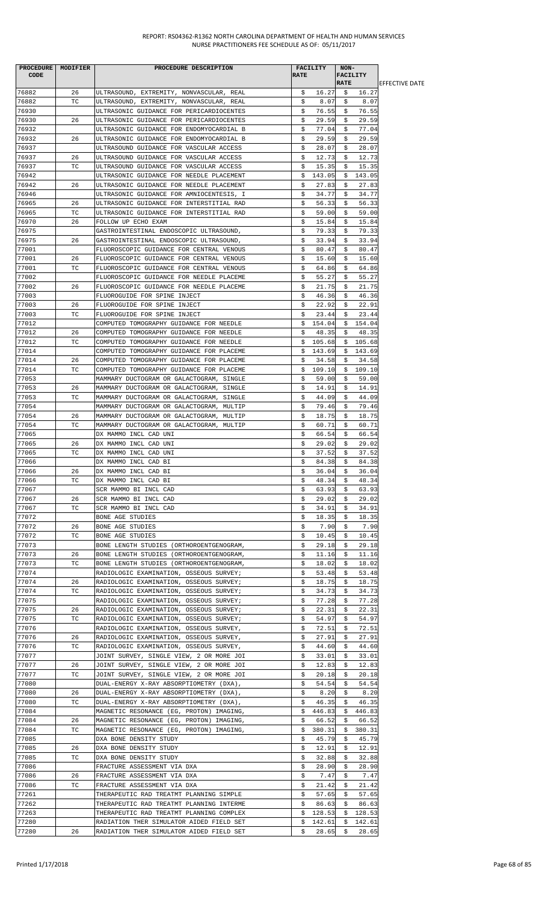REPORT: RS04362-R1362 NORTH CAROLINA DEPARTMENT OF HEALTH AND HUMAN SERVICES
NURSE PRACTITIONERS FEE SCHEDULE AS OF: 05/11/2017

| PROCEDURE CODE | MODIFIER | PROCEDURE DESCRIPTION | FACILITY RATE | NON-FACILITY RATE | EFFECTIVE DATE |
|---|---|---|---|---|---|
| 76882 | 26 | ULTRASOUND, EXTREMITY, NONVASCULAR, REAL | $ 16.27 | $ 16.27 | |
| 76882 | TC | ULTRASOUND, EXTREMITY, NONVASCULAR, REAL | $ 8.07 | $ 8.07 | |
| 76930 | | ULTRASONIC GUIDANCE FOR PERICARDIOCENTES | $ 76.55 | $ 76.55 | |
| 76930 | 26 | ULTRASONIC GUIDANCE FOR PERICARDIOCENTES | $ 29.59 | $ 29.59 | |
| 76932 | | ULTRASONIC GUIDANCE FOR ENDOMYOCARDIAL B | $ 77.04 | $ 77.04 | |
| 76932 | 26 | ULTRASONIC GUIDANCE FOR ENDOMYOCARDIAL B | $ 29.59 | $ 29.59 | |
| 76937 | | ULTRASOUND GUIDANCE FOR VASCULAR ACCESS | $ 28.07 | $ 28.07 | |
| 76937 | 26 | ULTRASOUND GUIDANCE FOR VASCULAR ACCESS | $ 12.73 | $ 12.73 | |
| 76937 | TC | ULTRASOUND GUIDANCE FOR VASCULAR ACCESS | $ 15.35 | $ 15.35 | |
| 76942 | | ULTRASONIC GUIDANCE FOR NEEDLE PLACEMENT | $ 143.05 | $ 143.05 | |
| 76942 | 26 | ULTRASONIC GUIDANCE FOR NEEDLE PLACEMENT | $ 27.83 | $ 27.83 | |
| 76946 | | ULTRASONIC GUIDANCE FOR AMNIOCENTESIS, I | $ 34.77 | $ 34.77 | |
| 76965 | 26 | ULTRASONIC GUIDANCE FOR INTERSTITIAL RAD | $ 56.33 | $ 56.33 | |
| 76965 | TC | ULTRASONIC GUIDANCE FOR INTERSTITIAL RAD | $ 59.00 | $ 59.00 | |
| 76970 | 26 | FOLLOW UP ECHO EXAM | $ 15.84 | $ 15.84 | |
| 76975 | | GASTROINTESTINAL ENDOSCOPIC ULTRASOUND, | $ 79.33 | $ 79.33 | |
| 76975 | 26 | GASTROINTESTINAL ENDOSCOPIC ULTRASOUND, | $ 33.94 | $ 33.94 | |
| 77001 | | FLUOROSCOPIC GUIDANCE FOR CENTRAL VENOUS | $ 80.47 | $ 80.47 | |
| 77001 | 26 | FLUOROSCOPIC GUIDANCE FOR CENTRAL VENOUS | $ 15.60 | $ 15.60 | |
| 77001 | TC | FLUOROSCOPIC GUIDANCE FOR CENTRAL VENOUS | $ 64.86 | $ 64.86 | |
| 77002 | | FLUOROSCOPIC GUIDANCE FOR NEEDLE PLACEME | $ 55.27 | $ 55.27 | |
| 77002 | 26 | FLUOROSCOPIC GUIDANCE FOR NEEDLE PLACEME | $ 21.75 | $ 21.75 | |
| 77003 | | FLUOROGUIDE FOR SPINE INJECT | $ 46.36 | $ 46.36 | |
| 77003 | 26 | FLUOROGUIDE FOR SPINE INJECT | $ 22.92 | $ 22.91 | |
| 77003 | TC | FLUOROGUIDE FOR SPINE INJECT | $ 23.44 | $ 23.44 | |
| 77012 | | COMPUTED TOMOGRAPHY GUIDANCE FOR NEEDLE | $ 154.04 | $ 154.04 | |
| 77012 | 26 | COMPUTED TOMOGRAPHY GUIDANCE FOR NEEDLE | $ 48.35 | $ 48.35 | |
| 77012 | TC | COMPUTED TOMOGRAPHY GUIDANCE FOR NEEDLE | $ 105.68 | $ 105.68 | |
| 77014 | | COMPUTED TOMOGRAPHY GUIDANCE FOR PLACEME | $ 143.69 | $ 143.69 | |
| 77014 | 26 | COMPUTED TOMOGRAPHY GUIDANCE FOR PLACEME | $ 34.58 | $ 34.58 | |
| 77014 | TC | COMPUTED TOMOGRAPHY GUIDANCE FOR PLACEME | $ 109.10 | $ 109.10 | |
| 77053 | | MAMMARY DUCTOGRAM OR GALACTOGRAM, SINGLE | $ 59.00 | $ 59.00 | |
| 77053 | 26 | MAMMARY DUCTOGRAM OR GALACTOGRAM, SINGLE | $ 14.91 | $ 14.91 | |
| 77053 | TC | MAMMARY DUCTOGRAM OR GALACTOGRAM, SINGLE | $ 44.09 | $ 44.09 | |
| 77054 | | MAMMARY DUCTOGRAM OR GALACTOGRAM, MULTIP | $ 79.46 | $ 79.46 | |
| 77054 | 26 | MAMMARY DUCTOGRAM OR GALACTOGRAM, MULTIP | $ 18.75 | $ 18.75 | |
| 77054 | TC | MAMMARY DUCTOGRAM OR GALACTOGRAM, MULTIP | $ 60.71 | $ 60.71 | |
| 77065 | | DX MAMMO INCL CAD UNI | $ 66.54 | $ 66.54 | |
| 77065 | 26 | DX MAMMO INCL CAD UNI | $ 29.02 | $ 29.02 | |
| 77065 | TC | DX MAMMO INCL CAD UNI | $ 37.52 | $ 37.52 | |
| 77066 | | DX MAMMO INCL CAD BI | $ 84.38 | $ 84.38 | |
| 77066 | 26 | DX MAMMO INCL CAD BI | $ 36.04 | $ 36.04 | |
| 77066 | TC | DX MAMMO INCL CAD BI | $ 48.34 | $ 48.34 | |
| 77067 | | SCR MAMMO BI INCL CAD | $ 63.93 | $ 63.93 | |
| 77067 | 26 | SCR MAMMO BI INCL CAD | $ 29.02 | $ 29.02 | |
| 77067 | TC | SCR MAMMO BI INCL CAD | $ 34.91 | $ 34.91 | |
| 77072 | | BONE AGE STUDIES | $ 18.35 | $ 18.35 | |
| 77072 | 26 | BONE AGE STUDIES | $ 7.90 | $ 7.90 | |
| 77072 | TC | BONE AGE STUDIES | $ 10.45 | $ 10.45 | |
| 77073 | | BONE LENGTH STUDIES (ORTHOROENTGENOGRAM, | $ 29.18 | $ 29.18 | |
| 77073 | 26 | BONE LENGTH STUDIES (ORTHOROENTGENOGRAM, | $ 11.16 | $ 11.16 | |
| 77073 | TC | BONE LENGTH STUDIES (ORTHOROENTGENOGRAM, | $ 18.02 | $ 18.02 | |
| 77074 | | RADIOLOGIC EXAMINATION, OSSEOUS SURVEY; | $ 53.48 | $ 53.48 | |
| 77074 | 26 | RADIOLOGIC EXAMINATION, OSSEOUS SURVEY; | $ 18.75 | $ 18.75 | |
| 77074 | TC | RADIOLOGIC EXAMINATION, OSSEOUS SURVEY; | $ 34.73 | $ 34.73 | |
| 77075 | | RADIOLOGIC EXAMINATION, OSSEOUS SURVEY; | $ 77.28 | $ 77.28 | |
| 77075 | 26 | RADIOLOGIC EXAMINATION, OSSEOUS SURVEY; | $ 22.31 | $ 22.31 | |
| 77075 | TC | RADIOLOGIC EXAMINATION, OSSEOUS SURVEY; | $ 54.97 | $ 54.97 | |
| 77076 | | RADIOLOGIC EXAMINATION, OSSEOUS SURVEY, | $ 72.51 | $ 72.51 | |
| 77076 | 26 | RADIOLOGIC EXAMINATION, OSSEOUS SURVEY, | $ 27.91 | $ 27.91 | |
| 77076 | TC | RADIOLOGIC EXAMINATION, OSSEOUS SURVEY, | $ 44.60 | $ 44.60 | |
| 77077 | | JOINT SURVEY, SINGLE VIEW, 2 OR MORE JOI | $ 33.01 | $ 33.01 | |
| 77077 | 26 | JOINT SURVEY, SINGLE VIEW, 2 OR MORE JOI | $ 12.83 | $ 12.83 | |
| 77077 | TC | JOINT SURVEY, SINGLE VIEW, 2 OR MORE JOI | $ 20.18 | $ 20.18 | |
| 77080 | | DUAL-ENERGY X-RAY ABSORPTIOMETRY (DXA), | $ 54.54 | $ 54.54 | |
| 77080 | 26 | DUAL-ENERGY X-RAY ABSORPTIOMETRY (DXA), | $ 8.20 | $ 8.20 | |
| 77080 | TC | DUAL-ENERGY X-RAY ABSORPTIOMETRY (DXA), | $ 46.35 | $ 46.35 | |
| 77084 | | MAGNETIC RESONANCE (EG, PROTON) IMAGING, | $ 446.83 | $ 446.83 | |
| 77084 | 26 | MAGNETIC RESONANCE (EG, PROTON) IMAGING, | $ 66.52 | $ 66.52 | |
| 77084 | TC | MAGNETIC RESONANCE (EG, PROTON) IMAGING, | $ 380.31 | $ 380.31 | |
| 77085 | | DXA BONE DENSITY STUDY | $ 45.79 | $ 45.79 | |
| 77085 | 26 | DXA BONE DENSITY STUDY | $ 12.91 | $ 12.91 | |
| 77085 | TC | DXA BONE DENSITY STUDY | $ 32.88 | $ 32.88 | |
| 77086 | | FRACTURE ASSESSMENT VIA DXA | $ 28.90 | $ 28.90 | |
| 77086 | 26 | FRACTURE ASSESSMENT VIA DXA | $ 7.47 | $ 7.47 | |
| 77086 | TC | FRACTURE ASSESSMENT VIA DXA | $ 21.42 | $ 21.42 | |
| 77261 | | THERAPEUTIC RAD TREATMT PLANNING SIMPLE | $ 57.65 | $ 57.65 | |
| 77262 | | THERAPEUTIC RAD TREATMT PLANNING INTERME | $ 86.63 | $ 86.63 | |
| 77263 | | THERAPEUTIC RAD TREATMT PLANNING COMPLEX | $ 128.53 | $ 128.53 | |
| 77280 | | RADIATION THER SIMULATOR AIDED FIELD SET | $ 142.61 | $ 142.61 | |
| 77280 | 26 | RADIATION THER SIMULATOR AIDED FIELD SET | $ 28.65 | $ 28.65 | |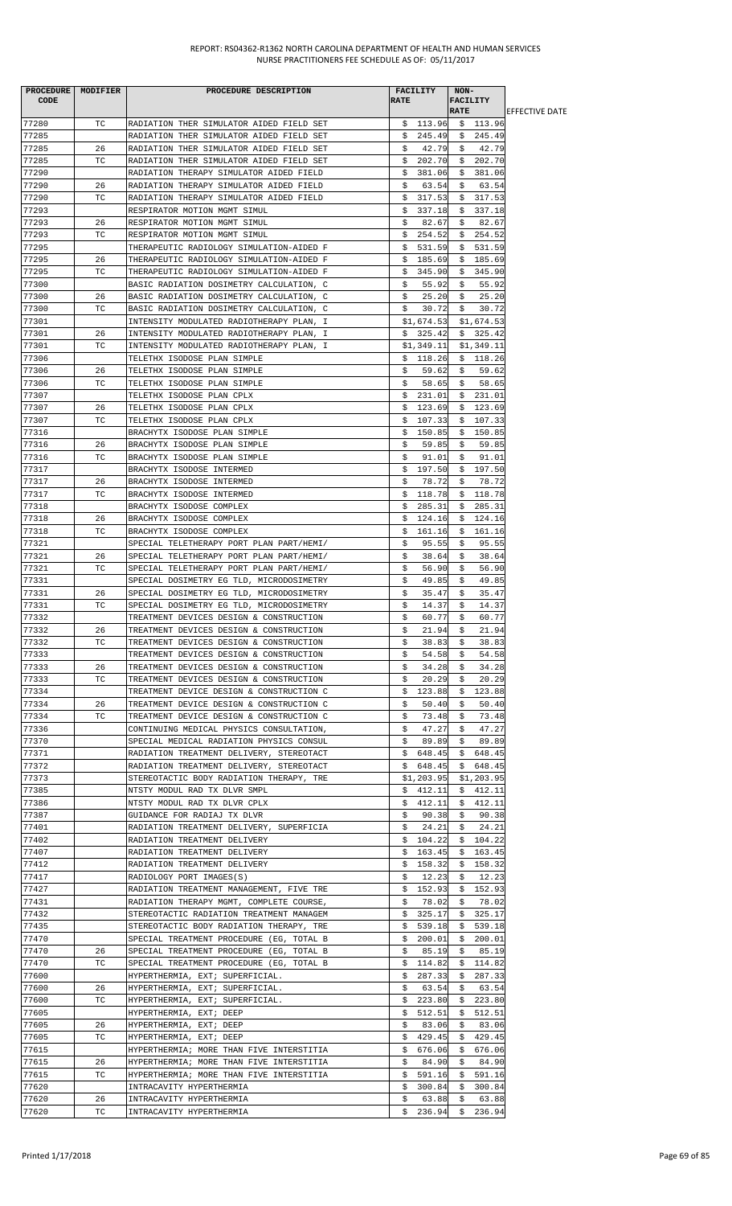REPORT: RS04362-R1362 NORTH CAROLINA DEPARTMENT OF HEALTH AND HUMAN SERVICES
NURSE PRACTITIONERS FEE SCHEDULE AS OF: 05/11/2017

| PROCEDURE CODE | MODIFIER | PROCEDURE DESCRIPTION | FACILITY RATE | NON-FACILITY RATE | EFFECTIVE DATE |
|---|---|---|---|---|---|
| 77280 | TC | RADIATION THER SIMULATOR AIDED FIELD SET | $ 113.96 | $ 113.96 | |
| 77285 | | RADIATION THER SIMULATOR AIDED FIELD SET | $ 245.49 | $ 245.49 | |
| 77285 | 26 | RADIATION THER SIMULATOR AIDED FIELD SET | $ 42.79 | $ 42.79 | |
| 77285 | TC | RADIATION THER SIMULATOR AIDED FIELD SET | $ 202.70 | $ 202.70 | |
| 77290 | | RADIATION THERAPY SIMULATOR AIDED FIELD | $ 381.06 | $ 381.06 | |
| 77290 | 26 | RADIATION THERAPY SIMULATOR AIDED FIELD | $ 63.54 | $ 63.54 | |
| 77290 | TC | RADIATION THERAPY SIMULATOR AIDED FIELD | $ 317.53 | $ 317.53 | |
| 77293 | | RESPIRATOR MOTION MGMT SIMUL | $ 337.18 | $ 337.18 | |
| 77293 | 26 | RESPIRATOR MOTION MGMT SIMUL | $ 82.67 | $ 82.67 | |
| 77293 | TC | RESPIRATOR MOTION MGMT SIMUL | $ 254.52 | $ 254.52 | |
| 77295 | | THERAPEUTIC RADIOLOGY SIMULATION-AIDED F | $ 531.59 | $ 531.59 | |
| 77295 | 26 | THERAPEUTIC RADIOLOGY SIMULATION-AIDED F | $ 185.69 | $ 185.69 | |
| 77295 | TC | THERAPEUTIC RADIOLOGY SIMULATION-AIDED F | $ 345.90 | $ 345.90 | |
| 77300 | | BASIC RADIATION DOSIMETRY CALCULATION, C | $ 55.92 | $ 55.92 | |
| 77300 | 26 | BASIC RADIATION DOSIMETRY CALCULATION, C | $ 25.20 | $ 25.20 | |
| 77300 | TC | BASIC RADIATION DOSIMETRY CALCULATION, C | $ 30.72 | $ 30.72 | |
| 77301 | | INTENSITY MODULATED RADIOTHERAPY PLAN, I | $1,674.53 | $1,674.53 | |
| 77301 | 26 | INTENSITY MODULATED RADIOTHERAPY PLAN, I | $ 325.42 | $ 325.42 | |
| 77301 | TC | INTENSITY MODULATED RADIOTHERAPY PLAN, I | $1,349.11 | $1,349.11 | |
| 77306 | | TELETHX ISODOSE PLAN SIMPLE | $ 118.26 | $ 118.26 | |
| 77306 | 26 | TELETHX ISODOSE PLAN SIMPLE | $ 59.62 | $ 59.62 | |
| 77306 | TC | TELETHX ISODOSE PLAN SIMPLE | $ 58.65 | $ 58.65 | |
| 77307 | | TELETHX ISODOSE PLAN CPLX | $ 231.01 | $ 231.01 | |
| 77307 | 26 | TELETHX ISODOSE PLAN CPLX | $ 123.69 | $ 123.69 | |
| 77307 | TC | TELETHX ISODOSE PLAN CPLX | $ 107.33 | $ 107.33 | |
| 77316 | | BRACHYTX ISODOSE PLAN SIMPLE | $ 150.85 | $ 150.85 | |
| 77316 | 26 | BRACHYTX ISODOSE PLAN SIMPLE | $ 59.85 | $ 59.85 | |
| 77316 | TC | BRACHYTX ISODOSE PLAN SIMPLE | $ 91.01 | $ 91.01 | |
| 77317 | | BRACHYTX ISODOSE INTERMED | $ 197.50 | $ 197.50 | |
| 77317 | 26 | BRACHYTX ISODOSE INTERMED | $ 78.72 | $ 78.72 | |
| 77317 | TC | BRACHYTX ISODOSE INTERMED | $ 118.78 | $ 118.78 | |
| 77318 | | BRACHYTX ISODOSE COMPLEX | $ 285.31 | $ 285.31 | |
| 77318 | 26 | BRACHYTX ISODOSE COMPLEX | $ 124.16 | $ 124.16 | |
| 77318 | TC | BRACHYTX ISODOSE COMPLEX | $ 161.16 | $ 161.16 | |
| 77321 | | SPECIAL TELETHERAPY PORT PLAN PART/HEMI/ | $ 95.55 | $ 95.55 | |
| 77321 | 26 | SPECIAL TELETHERAPY PORT PLAN PART/HEMI/ | $ 38.64 | $ 38.64 | |
| 77321 | TC | SPECIAL TELETHERAPY PORT PLAN PART/HEMI/ | $ 56.90 | $ 56.90 | |
| 77331 | | SPECIAL DOSIMETRY EG TLD, MICRODOSIMETRY | $ 49.85 | $ 49.85 | |
| 77331 | 26 | SPECIAL DOSIMETRY EG TLD, MICRODOSIMETRY | $ 35.47 | $ 35.47 | |
| 77331 | TC | SPECIAL DOSIMETRY EG TLD, MICRODOSIMETRY | $ 14.37 | $ 14.37 | |
| 77332 | | TREATMENT DEVICES DESIGN & CONSTRUCTION | $ 60.77 | $ 60.77 | |
| 77332 | 26 | TREATMENT DEVICES DESIGN & CONSTRUCTION | $ 21.94 | $ 21.94 | |
| 77332 | TC | TREATMENT DEVICES DESIGN & CONSTRUCTION | $ 38.83 | $ 38.83 | |
| 77333 | | TREATMENT DEVICES DESIGN & CONSTRUCTION | $ 54.58 | $ 54.58 | |
| 77333 | 26 | TREATMENT DEVICES DESIGN & CONSTRUCTION | $ 34.28 | $ 34.28 | |
| 77333 | TC | TREATMENT DEVICES DESIGN & CONSTRUCTION | $ 20.29 | $ 20.29 | |
| 77334 | | TREATMENT DEVICE DESIGN & CONSTRUCTION C | $ 123.88 | $ 123.88 | |
| 77334 | 26 | TREATMENT DEVICE DESIGN & CONSTRUCTION C | $ 50.40 | $ 50.40 | |
| 77334 | TC | TREATMENT DEVICE DESIGN & CONSTRUCTION C | $ 73.48 | $ 73.48 | |
| 77336 | | CONTINUING MEDICAL PHYSICS CONSULTATION, | $ 47.27 | $ 47.27 | |
| 77370 | | SPECIAL MEDICAL RADIATION PHYSICS CONSUL | $ 89.89 | $ 89.89 | |
| 77371 | | RADIATION TREATMENT DELIVERY, STEREOTACT | $ 648.45 | $ 648.45 | |
| 77372 | | RADIATION TREATMENT DELIVERY, STEREOTACT | $ 648.45 | $ 648.45 | |
| 77373 | | STEREOTACTIC BODY RADIATION THERAPY, TRE | $1,203.95 | $1,203.95 | |
| 77385 | | NTSTY MODUL RAD TX DLVR SMPL | $ 412.11 | $ 412.11 | |
| 77386 | | NTSTY MODUL RAD TX DLVR CPLX | $ 412.11 | $ 412.11 | |
| 77387 | | GUIDANCE FOR RADIAJ TX DLVR | $ 90.38 | $ 90.38 | |
| 77401 | | RADIATION TREATMENT DELIVERY, SUPERFICIA | $ 24.21 | $ 24.21 | |
| 77402 | | RADIATION TREATMENT DELIVERY | $ 104.22 | $ 104.22 | |
| 77407 | | RADIATION TREATMENT DELIVERY | $ 163.45 | $ 163.45 | |
| 77412 | | RADIATION TREATMENT DELIVERY | $ 158.32 | $ 158.32 | |
| 77417 | | RADIOLOGY PORT IMAGES(S) | $ 12.23 | $ 12.23 | |
| 77427 | | RADIATION TREATMENT MANAGEMENT, FIVE TRE | $ 152.93 | $ 152.93 | |
| 77431 | | RADIATION THERAPY MGMT, COMPLETE COURSE, | $ 78.02 | $ 78.02 | |
| 77432 | | STEREOTACTIC RADIATION TREATMENT MANAGEM | $ 325.17 | $ 325.17 | |
| 77435 | | STEREOTACTIC BODY RADIATION THERAPY, TRE | $ 539.18 | $ 539.18 | |
| 77470 | | SPECIAL TREATMENT PROCEDURE (EG, TOTAL B | $ 200.01 | $ 200.01 | |
| 77470 | 26 | SPECIAL TREATMENT PROCEDURE (EG, TOTAL B | $ 85.19 | $ 85.19 | |
| 77470 | TC | SPECIAL TREATMENT PROCEDURE (EG, TOTAL B | $ 114.82 | $ 114.82 | |
| 77600 | | HYPERTHERMIA, EXT; SUPERFICIAL. | $ 287.33 | $ 287.33 | |
| 77600 | 26 | HYPERTHERMIA, EXT; SUPERFICIAL. | $ 63.54 | $ 63.54 | |
| 77600 | TC | HYPERTHERMIA, EXT; SUPERFICIAL. | $ 223.80 | $ 223.80 | |
| 77605 | | HYPERTHERMIA, EXT; DEEP | $ 512.51 | $ 512.51 | |
| 77605 | 26 | HYPERTHERMIA, EXT; DEEP | $ 83.06 | $ 83.06 | |
| 77605 | TC | HYPERTHERMIA, EXT; DEEP | $ 429.45 | $ 429.45 | |
| 77615 | | HYPERTHERMIA; MORE THAN FIVE INTERSTITIA | $ 676.06 | $ 676.06 | |
| 77615 | 26 | HYPERTHERMIA; MORE THAN FIVE INTERSTITIA | $ 84.90 | $ 84.90 | |
| 77615 | TC | HYPERTHERMIA; MORE THAN FIVE INTERSTITIA | $ 591.16 | $ 591.16 | |
| 77620 | | INTRACAVITY HYPERTHERMIA | $ 300.84 | $ 300.84 | |
| 77620 | 26 | INTRACAVITY HYPERTHERMIA | $ 63.88 | $ 63.88 | |
| 77620 | TC | INTRACAVITY HYPERTHERMIA | $ 236.94 | $ 236.94 | |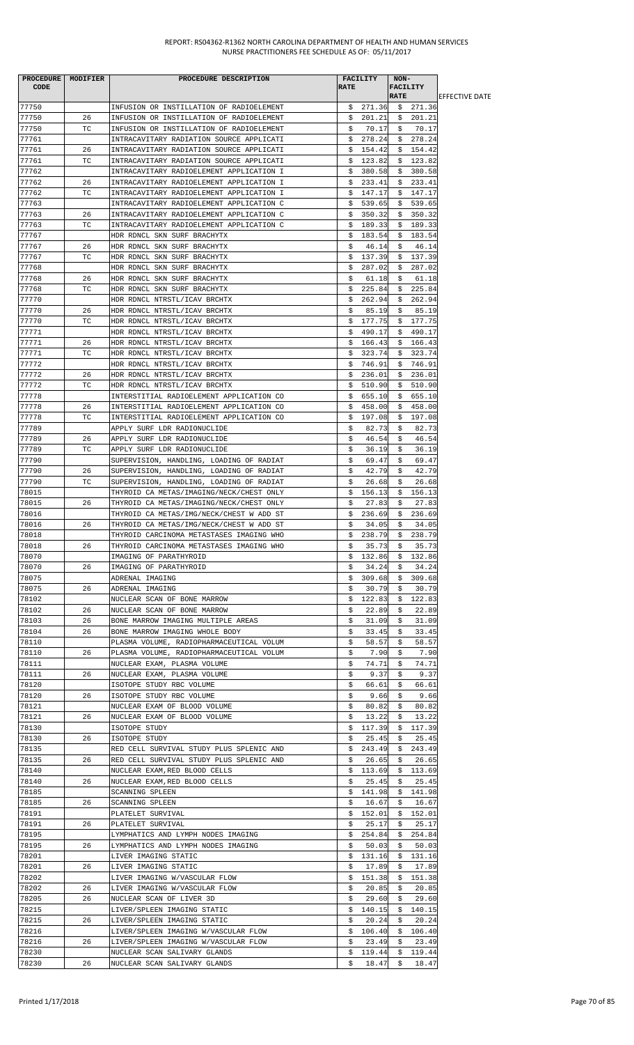REPORT: RS04362-R1362 NORTH CAROLINA DEPARTMENT OF HEALTH AND HUMAN SERVICES
NURSE PRACTITIONERS FEE SCHEDULE AS OF: 05/11/2017

| PROCEDURE CODE | MODIFIER | PROCEDURE DESCRIPTION | FACILITY RATE | NON-FACILITY RATE | EFFECTIVE DATE |
|---|---|---|---|---|---|
| 77750 | | INFUSION OR INSTILLATION OF RADIOELEMENT | $ 271.36 | $ 271.36 | |
| 77750 | 26 | INFUSION OR INSTILLATION OF RADIOELEMENT | $ 201.21 | $ 201.21 | |
| 77750 | TC | INFUSION OR INSTILLATION OF RADIOELEMENT | $ 70.17 | $ 70.17 | |
| 77761 | | INTRACAVITARY RADIATION SOURCE APPLICATI | $ 278.24 | $ 278.24 | |
| 77761 | 26 | INTRACAVITARY RADIATION SOURCE APPLICATI | $ 154.42 | $ 154.42 | |
| 77761 | TC | INTRACAVITARY RADIATION SOURCE APPLICATI | $ 123.82 | $ 123.82 | |
| 77762 | | INTRACAVITARY RADIOELEMENT APPLICATION I | $ 380.58 | $ 380.58 | |
| 77762 | 26 | INTRACAVITARY RADIOELEMENT APPLICATION I | $ 233.41 | $ 233.41 | |
| 77762 | TC | INTRACAVITARY RADIOELEMENT APPLICATION I | $ 147.17 | $ 147.17 | |
| 77763 | | INTRACAVITARY RADIOELEMENT APPLICATION C | $ 539.65 | $ 539.65 | |
| 77763 | 26 | INTRACAVITARY RADIOELEMENT APPLICATION C | $ 350.32 | $ 350.32 | |
| 77763 | TC | INTRACAVITARY RADIOELEMENT APPLICATION C | $ 189.33 | $ 189.33 | |
| 77767 | | HDR RDNCL SKN SURF BRACHYTX | $ 183.54 | $ 183.54 | |
| 77767 | 26 | HDR RDNCL SKN SURF BRACHYTX | $ 46.14 | $ 46.14 | |
| 77767 | TC | HDR RDNCL SKN SURF BRACHYTX | $ 137.39 | $ 137.39 | |
| 77768 | | HDR RDNCL SKN SURF BRACHYTX | $ 287.02 | $ 287.02 | |
| 77768 | 26 | HDR RDNCL SKN SURF BRACHYTX | $ 61.18 | $ 61.18 | |
| 77768 | TC | HDR RDNCL SKN SURF BRACHYTX | $ 225.84 | $ 225.84 | |
| 77770 | | HDR RDNCL NTRSTL/ICAV BRCHTX | $ 262.94 | $ 262.94 | |
| 77770 | 26 | HDR RDNCL NTRSTL/ICAV BRCHTX | $ 85.19 | $ 85.19 | |
| 77770 | TC | HDR RDNCL NTRSTL/ICAV BRCHTX | $ 177.75 | $ 177.75 | |
| 77771 | | HDR RDNCL NTRSTL/ICAV BRCHTX | $ 490.17 | $ 490.17 | |
| 77771 | 26 | HDR RDNCL NTRSTL/ICAV BRCHTX | $ 166.43 | $ 166.43 | |
| 77771 | TC | HDR RDNCL NTRSTL/ICAV BRCHTX | $ 323.74 | $ 323.74 | |
| 77772 | | HDR RDNCL NTRSTL/ICAV BRCHTX | $ 746.91 | $ 746.91 | |
| 77772 | 26 | HDR RDNCL NTRSTL/ICAV BRCHTX | $ 236.01 | $ 236.01 | |
| 77772 | TC | HDR RDNCL NTRSTL/ICAV BRCHTX | $ 510.90 | $ 510.90 | |
| 77778 | | INTERSTITIAL RADIOELEMENT APPLICATION CO | $ 655.10 | $ 655.10 | |
| 77778 | 26 | INTERSTITIAL RADIOELEMENT APPLICATION CO | $ 458.00 | $ 458.00 | |
| 77778 | TC | INTERSTITIAL RADIOELEMENT APPLICATION CO | $ 197.08 | $ 197.08 | |
| 77789 | | APPLY SURF LDR RADIONUCLIDE | $ 82.73 | $ 82.73 | |
| 77789 | 26 | APPLY SURF LDR RADIONUCLIDE | $ 46.54 | $ 46.54 | |
| 77789 | TC | APPLY SURF LDR RADIONUCLIDE | $ 36.19 | $ 36.19 | |
| 77790 | | SUPERVISION, HANDLING, LOADING OF RADIAT | $ 69.47 | $ 69.47 | |
| 77790 | 26 | SUPERVISION, HANDLING, LOADING OF RADIAT | $ 42.79 | $ 42.79 | |
| 77790 | TC | SUPERVISION, HANDLING, LOADING OF RADIAT | $ 26.68 | $ 26.68 | |
| 78015 | | THYROID CA METAS/IMAGING/NECK/CHEST ONLY | $ 156.13 | $ 156.13 | |
| 78015 | 26 | THYROID CA METAS/IMAGING/NECK/CHEST ONLY | $ 27.83 | $ 27.83 | |
| 78016 | | THYROID CA METAS/IMG/NECK/CHEST W ADD ST | $ 236.69 | $ 236.69 | |
| 78016 | 26 | THYROID CA METAS/IMG/NECK/CHEST W ADD ST | $ 34.05 | $ 34.05 | |
| 78018 | | THYROID CARCINOMA METASTASES IMAGING WHO | $ 238.79 | $ 238.79 | |
| 78018 | 26 | THYROID CARCINOMA METASTASES IMAGING WHO | $ 35.73 | $ 35.73 | |
| 78070 | | IMAGING OF PARATHYROID | $ 132.86 | $ 132.86 | |
| 78070 | 26 | IMAGING OF PARATHYROID | $ 34.24 | $ 34.24 | |
| 78075 | | ADRENAL IMAGING | $ 309.68 | $ 309.68 | |
| 78075 | 26 | ADRENAL IMAGING | $ 30.79 | $ 30.79 | |
| 78102 | | NUCLEAR SCAN OF BONE MARROW | $ 122.83 | $ 122.83 | |
| 78102 | 26 | NUCLEAR SCAN OF BONE MARROW | $ 22.89 | $ 22.89 | |
| 78103 | 26 | BONE MARROW IMAGING MULTIPLE AREAS | $ 31.09 | $ 31.09 | |
| 78104 | 26 | BONE MARROW IMAGING WHOLE BODY | $ 33.45 | $ 33.45 | |
| 78110 | | PLASMA VOLUME, RADIOPHARMACEUTICAL VOLUM | $ 58.57 | $ 58.57 | |
| 78110 | 26 | PLASMA VOLUME, RADIOPHARMACEUTICAL VOLUM | $ 7.90 | $ 7.90 | |
| 78111 | | NUCLEAR EXAM, PLASMA VOLUME | $ 74.71 | $ 74.71 | |
| 78111 | 26 | NUCLEAR EXAM, PLASMA VOLUME | $ 9.37 | $ 9.37 | |
| 78120 | | ISOTOPE STUDY RBC VOLUME | $ 66.61 | $ 66.61 | |
| 78120 | 26 | ISOTOPE STUDY RBC VOLUME | $ 9.66 | $ 9.66 | |
| 78121 | | NUCLEAR EXAM OF BLOOD VOLUME | $ 80.82 | $ 80.82 | |
| 78121 | 26 | NUCLEAR EXAM OF BLOOD VOLUME | $ 13.22 | $ 13.22 | |
| 78130 | | ISOTOPE STUDY | $ 117.39 | $ 117.39 | |
| 78130 | 26 | ISOTOPE STUDY | $ 25.45 | $ 25.45 | |
| 78135 | | RED CELL SURVIVAL STUDY PLUS SPLENIC AND | $ 243.49 | $ 243.49 | |
| 78135 | 26 | RED CELL SURVIVAL STUDY PLUS SPLENIC AND | $ 26.65 | $ 26.65 | |
| 78140 | | NUCLEAR EXAM,RED BLOOD CELLS | $ 113.69 | $ 113.69 | |
| 78140 | 26 | NUCLEAR EXAM,RED BLOOD CELLS | $ 25.45 | $ 25.45 | |
| 78185 | | SCANNING SPLEEN | $ 141.98 | $ 141.98 | |
| 78185 | 26 | SCANNING SPLEEN | $ 16.67 | $ 16.67 | |
| 78191 | | PLATELET SURVIVAL | $ 152.01 | $ 152.01 | |
| 78191 | 26 | PLATELET SURVIVAL | $ 25.17 | $ 25.17 | |
| 78195 | | LYMPHATICS AND LYMPH NODES IMAGING | $ 254.84 | $ 254.84 | |
| 78195 | 26 | LYMPHATICS AND LYMPH NODES IMAGING | $ 50.03 | $ 50.03 | |
| 78201 | | LIVER IMAGING STATIC | $ 131.16 | $ 131.16 | |
| 78201 | 26 | LIVER IMAGING STATIC | $ 17.89 | $ 17.89 | |
| 78202 | | LIVER IMAGING W/VASCULAR FLOW | $ 151.38 | $ 151.38 | |
| 78202 | 26 | LIVER IMAGING W/VASCULAR FLOW | $ 20.85 | $ 20.85 | |
| 78205 | 26 | NUCLEAR SCAN OF LIVER 3D | $ 29.60 | $ 29.60 | |
| 78215 | | LIVER/SPLEEN IMAGING STATIC | $ 140.15 | $ 140.15 | |
| 78215 | 26 | LIVER/SPLEEN IMAGING STATIC | $ 20.24 | $ 20.24 | |
| 78216 | | LIVER/SPLEEN IMAGING W/VASCULAR FLOW | $ 106.40 | $ 106.40 | |
| 78216 | 26 | LIVER/SPLEEN IMAGING W/VASCULAR FLOW | $ 23.49 | $ 23.49 | |
| 78230 | | NUCLEAR SCAN SALIVARY GLANDS | $ 119.44 | $ 119.44 | |
| 78230 | 26 | NUCLEAR SCAN SALIVARY GLANDS | $ 18.47 | $ 18.47 | |

Printed 1/17/2018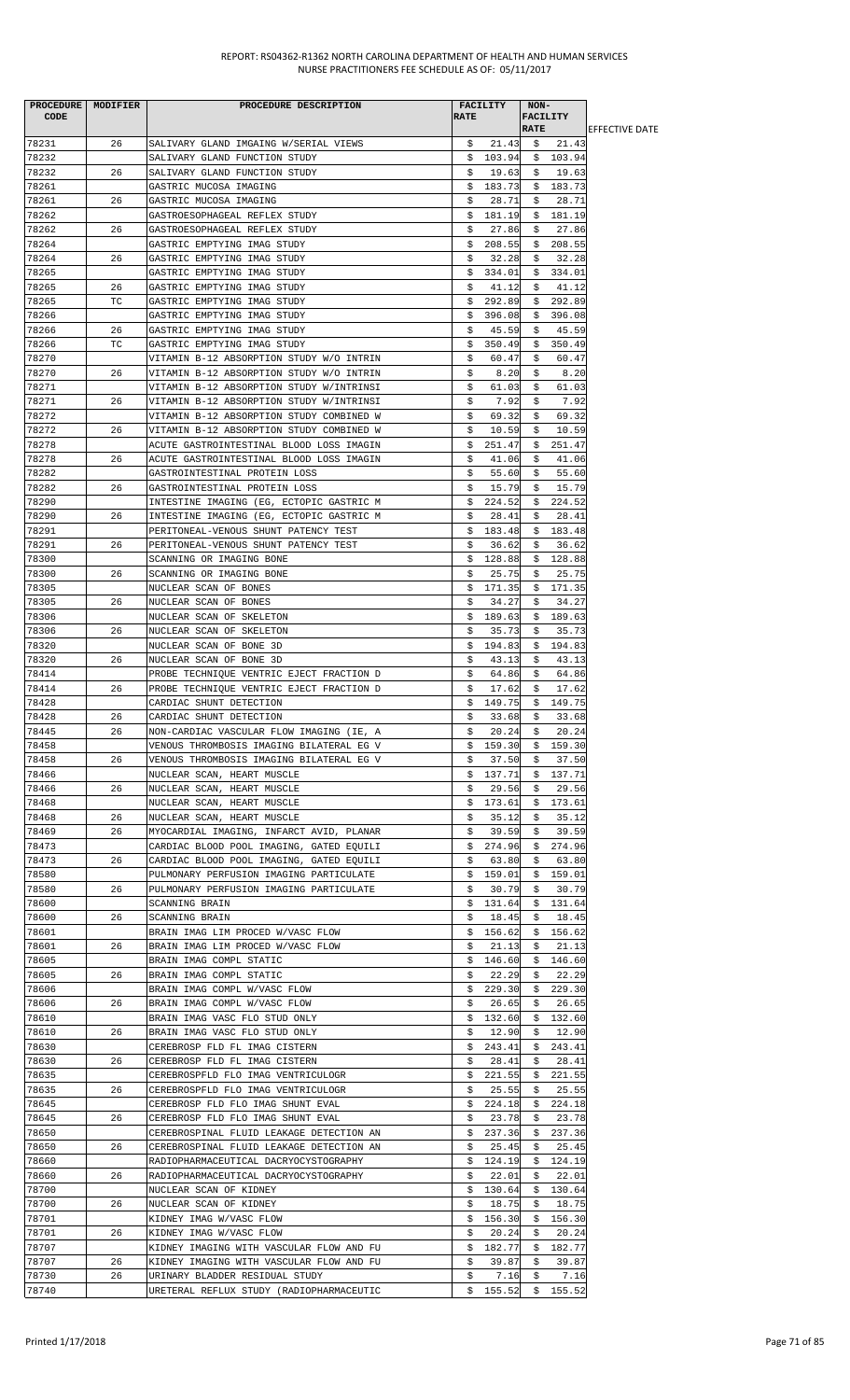REPORT: RS04362-R1362 NORTH CAROLINA DEPARTMENT OF HEALTH AND HUMAN SERVICES
NURSE PRACTITIONERS FEE SCHEDULE AS OF: 05/11/2017

| PROCEDURE CODE | MODIFIER | PROCEDURE DESCRIPTION | FACILITY RATE | NON-FACILITY RATE | EFFECTIVE DATE |
|---|---|---|---|---|---|
| 78231 | 26 | SALIVARY GLAND IMGAING W/SERIAL VIEWS | $ 21.43 | $ 21.43 | |
| 78232 | | SALIVARY GLAND FUNCTION STUDY | $ 103.94 | $ 103.94 | |
| 78232 | 26 | SALIVARY GLAND FUNCTION STUDY | $ 19.63 | $ 19.63 | |
| 78261 | | GASTRIC MUCOSA IMAGING | $ 183.73 | $ 183.73 | |
| 78261 | 26 | GASTRIC MUCOSA IMAGING | $ 28.71 | $ 28.71 | |
| 78262 | | GASTROESOPHAGEAL REFLEX STUDY | $ 181.19 | $ 181.19 | |
| 78262 | 26 | GASTROESOPHAGEAL REFLEX STUDY | $ 27.86 | $ 27.86 | |
| 78264 | | GASTRIC EMPTYING IMAG STUDY | $ 208.55 | $ 208.55 | |
| 78264 | 26 | GASTRIC EMPTYING IMAG STUDY | $ 32.28 | $ 32.28 | |
| 78265 | | GASTRIC EMPTYING IMAG STUDY | $ 334.01 | $ 334.01 | |
| 78265 | 26 | GASTRIC EMPTYING IMAG STUDY | $ 41.12 | $ 41.12 | |
| 78265 | TC | GASTRIC EMPTYING IMAG STUDY | $ 292.89 | $ 292.89 | |
| 78266 | | GASTRIC EMPTYING IMAG STUDY | $ 396.08 | $ 396.08 | |
| 78266 | 26 | GASTRIC EMPTYING IMAG STUDY | $ 45.59 | $ 45.59 | |
| 78266 | TC | GASTRIC EMPTYING IMAG STUDY | $ 350.49 | $ 350.49 | |
| 78270 | | VITAMIN B-12 ABSORPTION STUDY W/O INTRIN | $ 60.47 | $ 60.47 | |
| 78270 | 26 | VITAMIN B-12 ABSORPTION STUDY W/O INTRIN | $ 8.20 | $ 8.20 | |
| 78271 | | VITAMIN B-12 ABSORPTION STUDY W/INTRINSI | $ 61.03 | $ 61.03 | |
| 78271 | 26 | VITAMIN B-12 ABSORPTION STUDY W/INTRINSI | $ 7.92 | $ 7.92 | |
| 78272 | | VITAMIN B-12 ABSORPTION STUDY COMBINED W | $ 69.32 | $ 69.32 | |
| 78272 | 26 | VITAMIN B-12 ABSORPTION STUDY COMBINED W | $ 10.59 | $ 10.59 | |
| 78278 | | ACUTE GASTROINTESTINAL BLOOD LOSS IMAGIN | $ 251.47 | $ 251.47 | |
| 78278 | 26 | ACUTE GASTROINTESTINAL BLOOD LOSS IMAGIN | $ 41.06 | $ 41.06 | |
| 78282 | | GASTROINTESTINAL PROTEIN LOSS | $ 55.60 | $ 55.60 | |
| 78282 | 26 | GASTROINTESTINAL PROTEIN LOSS | $ 15.79 | $ 15.79 | |
| 78290 | | INTESTINE IMAGING (EG, ECTOPIC GASTRIC M | $ 224.52 | $ 224.52 | |
| 78290 | 26 | INTESTINE IMAGING (EG, ECTOPIC GASTRIC M | $ 28.41 | $ 28.41 | |
| 78291 | | PERITONEAL-VENOUS SHUNT PATENCY TEST | $ 183.48 | $ 183.48 | |
| 78291 | 26 | PERITONEAL-VENOUS SHUNT PATENCY TEST | $ 36.62 | $ 36.62 | |
| 78300 | | SCANNING OR IMAGING BONE | $ 128.88 | $ 128.88 | |
| 78300 | 26 | SCANNING OR IMAGING BONE | $ 25.75 | $ 25.75 | |
| 78305 | | NUCLEAR SCAN OF BONES | $ 171.35 | $ 171.35 | |
| 78305 | 26 | NUCLEAR SCAN OF BONES | $ 34.27 | $ 34.27 | |
| 78306 | | NUCLEAR SCAN OF SKELETON | $ 189.63 | $ 189.63 | |
| 78306 | 26 | NUCLEAR SCAN OF SKELETON | $ 35.73 | $ 35.73 | |
| 78320 | | NUCLEAR SCAN OF BONE 3D | $ 194.83 | $ 194.83 | |
| 78320 | 26 | NUCLEAR SCAN OF BONE 3D | $ 43.13 | $ 43.13 | |
| 78414 | | PROBE TECHNIQUE VENTRIC EJECT FRACTION D | $ 64.86 | $ 64.86 | |
| 78414 | 26 | PROBE TECHNIQUE VENTRIC EJECT FRACTION D | $ 17.62 | $ 17.62 | |
| 78428 | | CARDIAC SHUNT DETECTION | $ 149.75 | $ 149.75 | |
| 78428 | 26 | CARDIAC SHUNT DETECTION | $ 33.68 | $ 33.68 | |
| 78445 | 26 | NON-CARDIAC VASCULAR FLOW IMAGING (IE, A | $ 20.24 | $ 20.24 | |
| 78458 | | VENOUS THROMBOSIS IMAGING BILATERAL EG V | $ 159.30 | $ 159.30 | |
| 78458 | 26 | VENOUS THROMBOSIS IMAGING BILATERAL EG V | $ 37.50 | $ 37.50 | |
| 78466 | | NUCLEAR SCAN, HEART MUSCLE | $ 137.71 | $ 137.71 | |
| 78466 | 26 | NUCLEAR SCAN, HEART MUSCLE | $ 29.56 | $ 29.56 | |
| 78468 | | NUCLEAR SCAN, HEART MUSCLE | $ 173.61 | $ 173.61 | |
| 78468 | 26 | NUCLEAR SCAN, HEART MUSCLE | $ 35.12 | $ 35.12 | |
| 78469 | 26 | MYOCARDIAL IMAGING, INFARCT AVID, PLANAR | $ 39.59 | $ 39.59 | |
| 78473 | | CARDIAC BLOOD POOL IMAGING, GATED EQUILI | $ 274.96 | $ 274.96 | |
| 78473 | 26 | CARDIAC BLOOD POOL IMAGING, GATED EQUILI | $ 63.80 | $ 63.80 | |
| 78580 | | PULMONARY PERFUSION IMAGING PARTICULATE | $ 159.01 | $ 159.01 | |
| 78580 | 26 | PULMONARY PERFUSION IMAGING PARTICULATE | $ 30.79 | $ 30.79 | |
| 78600 | | SCANNING BRAIN | $ 131.64 | $ 131.64 | |
| 78600 | 26 | SCANNING BRAIN | $ 18.45 | $ 18.45 | |
| 78601 | | BRAIN IMAG LIM PROCED W/VASC FLOW | $ 156.62 | $ 156.62 | |
| 78601 | 26 | BRAIN IMAG LIM PROCED W/VASC FLOW | $ 21.13 | $ 21.13 | |
| 78605 | | BRAIN IMAG COMPL STATIC | $ 146.60 | $ 146.60 | |
| 78605 | 26 | BRAIN IMAG COMPL STATIC | $ 22.29 | $ 22.29 | |
| 78606 | | BRAIN IMAG COMPL W/VASC FLOW | $ 229.30 | $ 229.30 | |
| 78606 | 26 | BRAIN IMAG COMPL W/VASC FLOW | $ 26.65 | $ 26.65 | |
| 78610 | | BRAIN IMAG VASC FLO STUD ONLY | $ 132.60 | $ 132.60 | |
| 78610 | 26 | BRAIN IMAG VASC FLO STUD ONLY | $ 12.90 | $ 12.90 | |
| 78630 | | CEREBROSP FLD FL IMAG CISTERN | $ 243.41 | $ 243.41 | |
| 78630 | 26 | CEREBROSP FLD FL IMAG CISTERN | $ 28.41 | $ 28.41 | |
| 78635 | | CEREBROSPFLD FLO IMAG VENTRICULOGR | $ 221.55 | $ 221.55 | |
| 78635 | 26 | CEREBROSPFLD FLO IMAG VENTRICULOGR | $ 25.55 | $ 25.55 | |
| 78645 | | CEREBROSP FLD FLO IMAG SHUNT EVAL | $ 224.18 | $ 224.18 | |
| 78645 | 26 | CEREBROSP FLD FLO IMAG SHUNT EVAL | $ 23.78 | $ 23.78 | |
| 78650 | | CEREBROSPINAL FLUID LEAKAGE DETECTION AN | $ 237.36 | $ 237.36 | |
| 78650 | 26 | CEREBROSPINAL FLUID LEAKAGE DETECTION AN | $ 25.45 | $ 25.45 | |
| 78660 | | RADIOPHARMACEUTICAL DACRYOCYSTOGRAPHY | $ 124.19 | $ 124.19 | |
| 78660 | 26 | RADIOPHARMACEUTICAL DACRYOCYSTOGRAPHY | $ 22.01 | $ 22.01 | |
| 78700 | | NUCLEAR SCAN OF KIDNEY | $ 130.64 | $ 130.64 | |
| 78700 | 26 | NUCLEAR SCAN OF KIDNEY | $ 18.75 | $ 18.75 | |
| 78701 | | KIDNEY IMAG W/VASC FLOW | $ 156.30 | $ 156.30 | |
| 78701 | 26 | KIDNEY IMAG W/VASC FLOW | $ 20.24 | $ 20.24 | |
| 78707 | | KIDNEY IMAGING WITH VASCULAR FLOW AND FU | $ 182.77 | $ 182.77 | |
| 78707 | 26 | KIDNEY IMAGING WITH VASCULAR FLOW AND FU | $ 39.87 | $ 39.87 | |
| 78730 | 26 | URINARY BLADDER RESIDUAL STUDY | $ 7.16 | $ 7.16 | |
| 78740 | | URETERAL REFLUX STUDY (RADIOPHARMACEUTIC | $ 155.52 | $ 155.52 | |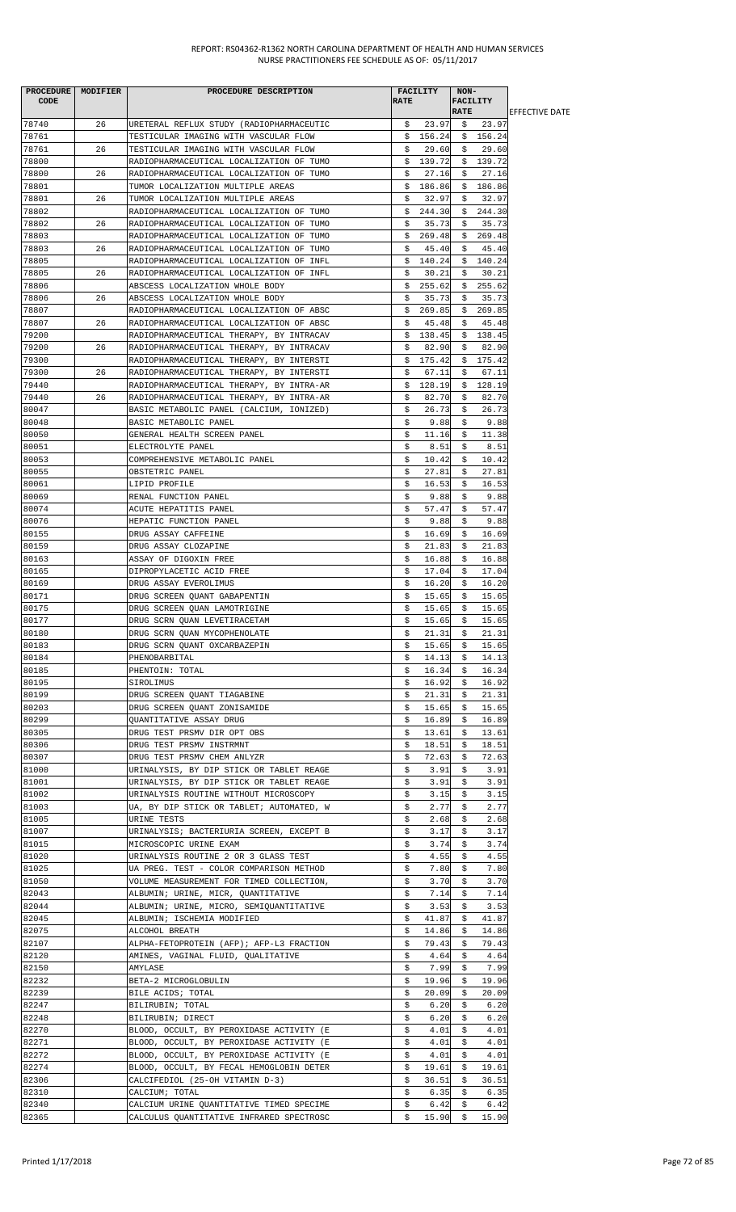REPORT: RS04362-R1362 NORTH CAROLINA DEPARTMENT OF HEALTH AND HUMAN SERVICES
NURSE PRACTITIONERS FEE SCHEDULE AS OF: 05/11/2017

| PROCEDURE CODE | MODIFIER | PROCEDURE DESCRIPTION | FACILITY RATE | NON-FACILITY RATE | EFFECTIVE DATE |
|---|---|---|---|---|---|
| 78740 | 26 | URETERAL REFLUX STUDY (RADIOPHARMACEUTIC | $ 23.97 | $ 23.97 | |
| 78761 | | TESTICULAR IMAGING WITH VASCULAR FLOW | $ 156.24 | $ 156.24 | |
| 78761 | 26 | TESTICULAR IMAGING WITH VASCULAR FLOW | $ 29.60 | $ 29.60 | |
| 78800 | | RADIOPHARMACEUTICAL LOCALIZATION OF TUMO | $ 139.72 | $ 139.72 | |
| 78800 | 26 | RADIOPHARMACEUTICAL LOCALIZATION OF TUMO | $ 27.16 | $ 27.16 | |
| 78801 | | TUMOR LOCALIZATION MULTIPLE AREAS | $ 186.86 | $ 186.86 | |
| 78801 | 26 | TUMOR LOCALIZATION MULTIPLE AREAS | $ 32.97 | $ 32.97 | |
| 78802 | | RADIOPHARMACEUTICAL LOCALIZATION OF TUMO | $ 244.30 | $ 244.30 | |
| 78802 | 26 | RADIOPHARMACEUTICAL LOCALIZATION OF TUMO | $ 35.73 | $ 35.73 | |
| 78803 | | RADIOPHARMACEUTICAL LOCALIZATION OF TUMO | $ 269.48 | $ 269.48 | |
| 78803 | 26 | RADIOPHARMACEUTICAL LOCALIZATION OF TUMO | $ 45.40 | $ 45.40 | |
| 78805 | | RADIOPHARMACEUTICAL LOCALIZATION OF INFL | $ 140.24 | $ 140.24 | |
| 78805 | 26 | RADIOPHARMACEUTICAL LOCALIZATION OF INFL | $ 30.21 | $ 30.21 | |
| 78806 | | ABSCESS LOCALIZATION WHOLE BODY | $ 255.62 | $ 255.62 | |
| 78806 | 26 | ABSCESS LOCALIZATION WHOLE BODY | $ 35.73 | $ 35.73 | |
| 78807 | | RADIOPHARMACEUTICAL LOCALIZATION OF ABSC | $ 269.85 | $ 269.85 | |
| 78807 | 26 | RADIOPHARMACEUTICAL LOCALIZATION OF ABSC | $ 45.48 | $ 45.48 | |
| 79200 | | RADIOPHARMACEUTICAL THERAPY, BY INTRACAV | $ 138.45 | $ 138.45 | |
| 79200 | 26 | RADIOPHARMACEUTICAL THERAPY, BY INTRACAV | $ 82.90 | $ 82.90 | |
| 79300 | | RADIOPHARMACEUTICAL THERAPY, BY INTERSTI | $ 175.42 | $ 175.42 | |
| 79300 | 26 | RADIOPHARMACEUTICAL THERAPY, BY INTERSTI | $ 67.11 | $ 67.11 | |
| 79440 | | RADIOPHARMACEUTICAL THERAPY, BY INTRA-AR | $ 128.19 | $ 128.19 | |
| 79440 | 26 | RADIOPHARMACEUTICAL THERAPY, BY INTRA-AR | $ 82.70 | $ 82.70 | |
| 80047 | | BASIC METABOLIC PANEL (CALCIUM, IONIZED) | $ 26.73 | $ 26.73 | |
| 80048 | | BASIC METABOLIC PANEL | $ 9.88 | $ 9.88 | |
| 80050 | | GENERAL HEALTH SCREEN PANEL | $ 11.16 | $ 11.38 | |
| 80051 | | ELECTROLYTE PANEL | $ 8.51 | $ 8.51 | |
| 80053 | | COMPREHENSIVE METABOLIC PANEL | $ 10.42 | $ 10.42 | |
| 80055 | | OBSTETRIC PANEL | $ 27.81 | $ 27.81 | |
| 80061 | | LIPID PROFILE | $ 16.53 | $ 16.53 | |
| 80069 | | RENAL FUNCTION PANEL | $ 9.88 | $ 9.88 | |
| 80074 | | ACUTE HEPATITIS PANEL | $ 57.47 | $ 57.47 | |
| 80076 | | HEPATIC FUNCTION PANEL | $ 9.88 | $ 9.88 | |
| 80155 | | DRUG ASSAY CAFFEINE | $ 16.69 | $ 16.69 | |
| 80159 | | DRUG ASSAY CLOZAPINE | $ 21.83 | $ 21.83 | |
| 80163 | | ASSAY OF DIGOXIN FREE | $ 16.88 | $ 16.88 | |
| 80165 | | DIPROPYLACETIC ACID FREE | $ 17.04 | $ 17.04 | |
| 80169 | | DRUG ASSAY EVEROLIMUS | $ 16.20 | $ 16.20 | |
| 80171 | | DRUG SCREEN QUANT GABAPENTIN | $ 15.65 | $ 15.65 | |
| 80175 | | DRUG SCREEN QUAN LAMOTRIGINE | $ 15.65 | $ 15.65 | |
| 80177 | | DRUG SCRN QUAN LEVETIRACETAM | $ 15.65 | $ 15.65 | |
| 80180 | | DRUG SCRN QUAN MYCOPHENOLATE | $ 21.31 | $ 21.31 | |
| 80183 | | DRUG SCRN QUANT OXCARBAZEPIN | $ 15.65 | $ 15.65 | |
| 80184 | | PHENOBARBITAL | $ 14.13 | $ 14.13 | |
| 80185 | | PHENTOIN: TOTAL | $ 16.34 | $ 16.34 | |
| 80195 | | SIROLIMUS | $ 16.92 | $ 16.92 | |
| 80199 | | DRUG SCREEN QUANT TIAGABINE | $ 21.31 | $ 21.31 | |
| 80203 | | DRUG SCREEN QUANT ZONISAMIDE | $ 15.65 | $ 15.65 | |
| 80299 | | QUANTITATIVE ASSAY DRUG | $ 16.89 | $ 16.89 | |
| 80305 | | DRUG TEST PRSMV DIR OPT OBS | $ 13.61 | $ 13.61 | |
| 80306 | | DRUG TEST PRSMV INSTRMNT | $ 18.51 | $ 18.51 | |
| 80307 | | DRUG TEST PRSMV CHEM ANLYZR | $ 72.63 | $ 72.63 | |
| 81000 | | URINALYSIS, BY DIP STICK OR TABLET REAGE | $ 3.91 | $ 3.91 | |
| 81001 | | URINALYSIS, BY DIP STICK OR TABLET REAGE | $ 3.91 | $ 3.91 | |
| 81002 | | URINALYSIS ROUTINE WITHOUT MICROSCOPY | $ 3.15 | $ 3.15 | |
| 81003 | | UA, BY DIP STICK OR TABLET; AUTOMATED, W | $ 2.77 | $ 2.77 | |
| 81005 | | URINE TESTS | $ 2.68 | $ 2.68 | |
| 81007 | | URINALYSIS; BACTERIURIA SCREEN, EXCEPT B | $ 3.17 | $ 3.17 | |
| 81015 | | MICROSCOPIC URINE EXAM | $ 3.74 | $ 3.74 | |
| 81020 | | URINALYSIS ROUTINE 2 OR 3 GLASS TEST | $ 4.55 | $ 4.55 | |
| 81025 | | UA PREG. TEST - COLOR COMPARISON METHOD | $ 7.80 | $ 7.80 | |
| 81050 | | VOLUME MEASUREMENT FOR TIMED COLLECTION, | $ 3.70 | $ 3.70 | |
| 82043 | | ALBUMIN; URINE, MICR, QUANTITATIVE | $ 7.14 | $ 7.14 | |
| 82044 | | ALBUMIN; URINE, MICRO, SEMIQUANTITATIVE | $ 3.53 | $ 3.53 | |
| 82045 | | ALBUMIN; ISCHEMIA MODIFIED | $ 41.87 | $ 41.87 | |
| 82075 | | ALCOHOL BREATH | $ 14.86 | $ 14.86 | |
| 82107 | | ALPHA-FETOPROTEIN (AFP); AFP-L3 FRACTION | $ 79.43 | $ 79.43 | |
| 82120 | | AMINES, VAGINAL FLUID, QUALITATIVE | $ 4.64 | $ 4.64 | |
| 82150 | | AMYLASE | $ 7.99 | $ 7.99 | |
| 82232 | | BETA-2 MICROGLOBULIN | $ 19.96 | $ 19.96 | |
| 82239 | | BILE ACIDS; TOTAL | $ 20.09 | $ 20.09 | |
| 82247 | | BILIRUBIN; TOTAL | $ 6.20 | $ 6.20 | |
| 82248 | | BILIRUBIN; DIRECT | $ 6.20 | $ 6.20 | |
| 82270 | | BLOOD, OCCULT, BY PEROXIDASE ACTIVITY (E | $ 4.01 | $ 4.01 | |
| 82271 | | BLOOD, OCCULT, BY PEROXIDASE ACTIVITY (E | $ 4.01 | $ 4.01 | |
| 82272 | | BLOOD, OCCULT, BY PEROXIDASE ACTIVITY (E | $ 4.01 | $ 4.01 | |
| 82274 | | BLOOD, OCCULT, BY FECAL HEMOGLOBIN DETER | $ 19.61 | $ 19.61 | |
| 82306 | | CALCIFEDIOL (25-OH VITAMIN D-3) | $ 36.51 | $ 36.51 | |
| 82310 | | CALCIUM; TOTAL | $ 6.35 | $ 6.35 | |
| 82340 | | CALCIUM URINE QUANTITATIVE TIMED SPECIME | $ 6.42 | $ 6.42 | |
| 82365 | | CALCULUS QUANTITATIVE INFRARED SPECTROSC | $ 15.90 | $ 15.90 | |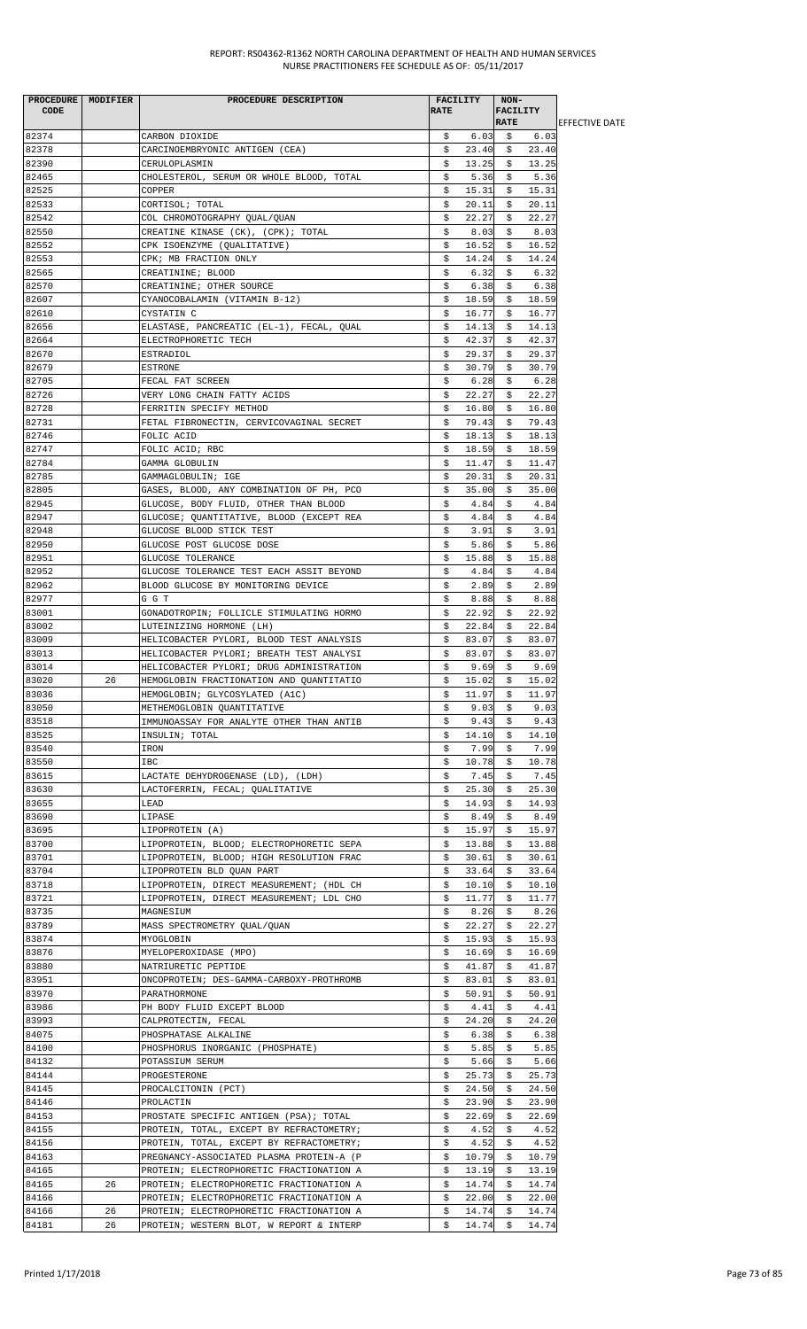REPORT: RS04362-R1362 NORTH CAROLINA DEPARTMENT OF HEALTH AND HUMAN SERVICES
NURSE PRACTITIONERS FEE SCHEDULE AS OF: 05/11/2017

| PROCEDURE CODE | MODIFIER | PROCEDURE DESCRIPTION | FACILITY RATE | NON-FACILITY RATE | EFFECTIVE DATE |
|---|---|---|---|---|---|
| 82374 | | CARBON DIOXIDE | $ 6.03 | $ 6.03 | |
| 82378 | | CARCINOEMBRYONIC ANTIGEN (CEA) | $ 23.40 | $ 23.40 | |
| 82390 | | CERULOPLASMIN | $ 13.25 | $ 13.25 | |
| 82465 | | CHOLESTEROL, SERUM OR WHOLE BLOOD, TOTAL | $ 5.36 | $ 5.36 | |
| 82525 | | COPPER | $ 15.31 | $ 15.31 | |
| 82533 | | CORTISOL; TOTAL | $ 20.11 | $ 20.11 | |
| 82542 | | COL CHROMOTOGRAPHY QUAL/QUAN | $ 22.27 | $ 22.27 | |
| 82550 | | CREATINE KINASE (CK), (CPK); TOTAL | $ 8.03 | $ 8.03 | |
| 82552 | | CPK ISOENZYME (QUALITATIVE) | $ 16.52 | $ 16.52 | |
| 82553 | | CPK; MB FRACTION ONLY | $ 14.24 | $ 14.24 | |
| 82565 | | CREATININE; BLOOD | $ 6.32 | $ 6.32 | |
| 82570 | | CREATININE; OTHER SOURCE | $ 6.38 | $ 6.38 | |
| 82607 | | CYANOCOBALAMIN (VITAMIN B-12) | $ 18.59 | $ 18.59 | |
| 82610 | | CYSTATIN C | $ 16.77 | $ 16.77 | |
| 82656 | | ELASTASE, PANCREATIC (EL-1), FECAL, QUAL | $ 14.13 | $ 14.13 | |
| 82664 | | ELECTROPHORETIC TECH | $ 42.37 | $ 42.37 | |
| 82670 | | ESTRADIOL | $ 29.37 | $ 29.37 | |
| 82679 | | ESTRONE | $ 30.79 | $ 30.79 | |
| 82705 | | FECAL FAT SCREEN | $ 6.28 | $ 6.28 | |
| 82726 | | VERY LONG CHAIN FATTY ACIDS | $ 22.27 | $ 22.27 | |
| 82728 | | FERRITIN SPECIFY METHOD | $ 16.80 | $ 16.80 | |
| 82731 | | FETAL FIBRONECTIN, CERVICOVAGINAL SECRET | $ 79.43 | $ 79.43 | |
| 82746 | | FOLIC ACID | $ 18.13 | $ 18.13 | |
| 82747 | | FOLIC ACID; RBC | $ 18.59 | $ 18.59 | |
| 82784 | | GAMMA GLOBULIN | $ 11.47 | $ 11.47 | |
| 82785 | | GAMMAGLOBULIN; IGE | $ 20.31 | $ 20.31 | |
| 82805 | | GASES, BLOOD, ANY COMBINATION OF PH, PCO | $ 35.00 | $ 35.00 | |
| 82945 | | GLUCOSE, BODY FLUID, OTHER THAN BLOOD | $ 4.84 | $ 4.84 | |
| 82947 | | GLUCOSE; QUANTITATIVE, BLOOD (EXCEPT REA | $ 4.84 | $ 4.84 | |
| 82948 | | GLUCOSE BLOOD STICK TEST | $ 3.91 | $ 3.91 | |
| 82950 | | GLUCOSE POST GLUCOSE DOSE | $ 5.86 | $ 5.86 | |
| 82951 | | GLUCOSE TOLERANCE | $ 15.88 | $ 15.88 | |
| 82952 | | GLUCOSE TOLERANCE TEST EACH ASSIT BEYOND | $ 4.84 | $ 4.84 | |
| 82962 | | BLOOD GLUCOSE BY MONITORING DEVICE | $ 2.89 | $ 2.89 | |
| 82977 | | G G T | $ 8.88 | $ 8.88 | |
| 83001 | | GONADOTROPIN; FOLLICLE STIMULATING HORMO | $ 22.92 | $ 22.92 | |
| 83002 | | LUTEINIZING HORMONE (LH) | $ 22.84 | $ 22.84 | |
| 83009 | | HELICOBACTER PYLORI, BLOOD TEST ANALYSIS | $ 83.07 | $ 83.07 | |
| 83013 | | HELICOBACTER PYLORI; BREATH TEST ANALYSI | $ 83.07 | $ 83.07 | |
| 83014 | | HELICOBACTER PYLORI; DRUG ADMINISTRATION | $ 9.69 | $ 9.69 | |
| 83020 | 26 | HEMOGLOBIN FRACTIONATION AND QUANTITATIO | $ 15.02 | $ 15.02 | |
| 83036 | | HEMOGLOBIN; GLYCOSYLATED (A1C) | $ 11.97 | $ 11.97 | |
| 83050 | | METHEMOGLOBIN QUANTITATIVE | $ 9.03 | $ 9.03 | |
| 83518 | | IMMUNOASSAY FOR ANALYTE OTHER THAN ANTIB | $ 9.43 | $ 9.43 | |
| 83525 | | INSULIN; TOTAL | $ 14.10 | $ 14.10 | |
| 83540 | | IRON | $ 7.99 | $ 7.99 | |
| 83550 | | IBC | $ 10.78 | $ 10.78 | |
| 83615 | | LACTATE DEHYDROGENASE (LD), (LDH) | $ 7.45 | $ 7.45 | |
| 83630 | | LACTOFERRIN, FECAL; QUALITATIVE | $ 25.30 | $ 25.30 | |
| 83655 | | LEAD | $ 14.93 | $ 14.93 | |
| 83690 | | LIPASE | $ 8.49 | $ 8.49 | |
| 83695 | | LIPOPROTEIN (A) | $ 15.97 | $ 15.97 | |
| 83700 | | LIPOPROTEIN, BLOOD; ELECTROPHORETIC SEPA | $ 13.88 | $ 13.88 | |
| 83701 | | LIPOPROTEIN, BLOOD; HIGH RESOLUTION FRAC | $ 30.61 | $ 30.61 | |
| 83704 | | LIPOPROTEIN BLD QUAN PART | $ 33.64 | $ 33.64 | |
| 83718 | | LIPOPROTEIN, DIRECT MEASUREMENT; (HDL CH | $ 10.10 | $ 10.10 | |
| 83721 | | LIPOPROTEIN, DIRECT MEASUREMENT; LDL CHO | $ 11.77 | $ 11.77 | |
| 83735 | | MAGNESIUM | $ 8.26 | $ 8.26 | |
| 83789 | | MASS SPECTROMETRY QUAL/QUAN | $ 22.27 | $ 22.27 | |
| 83874 | | MYOGLOBIN | $ 15.93 | $ 15.93 | |
| 83876 | | MYELOPEROXIDASE (MPO) | $ 16.69 | $ 16.69 | |
| 83880 | | NATRIURETIC PEPTIDE | $ 41.87 | $ 41.87 | |
| 83951 | | ONCOPROTEIN; DES-GAMMA-CARBOXY-PROTHROMB | $ 83.01 | $ 83.01 | |
| 83970 | | PARATHORMONE | $ 50.91 | $ 50.91 | |
| 83986 | | PH BODY FLUID EXCEPT BLOOD | $ 4.41 | $ 4.41 | |
| 83993 | | CALPROTECTIN, FECAL | $ 24.20 | $ 24.20 | |
| 84075 | | PHOSPHATASE ALKALINE | $ 6.38 | $ 6.38 | |
| 84100 | | PHOSPHORUS INORGANIC (PHOSPHATE) | $ 5.85 | $ 5.85 | |
| 84132 | | POTASSIUM SERUM | $ 5.66 | $ 5.66 | |
| 84144 | | PROGESTERONE | $ 25.73 | $ 25.73 | |
| 84145 | | PROCALCITONIN (PCT) | $ 24.50 | $ 24.50 | |
| 84146 | | PROLACTIN | $ 23.90 | $ 23.90 | |
| 84153 | | PROSTATE SPECIFIC ANTIGEN (PSA); TOTAL | $ 22.69 | $ 22.69 | |
| 84155 | | PROTEIN, TOTAL, EXCEPT BY REFRACTOMETRY; | $ 4.52 | $ 4.52 | |
| 84156 | | PROTEIN, TOTAL, EXCEPT BY REFRACTOMETRY; | $ 4.52 | $ 4.52 | |
| 84163 | | PREGNANCY-ASSOCIATED PLASMA PROTEIN-A (P | $ 10.79 | $ 10.79 | |
| 84165 | | PROTEIN; ELECTROPHORETIC FRACTIONATION A | $ 13.19 | $ 13.19 | |
| 84165 | 26 | PROTEIN; ELECTROPHORETIC FRACTIONATION A | $ 14.74 | $ 14.74 | |
| 84166 | | PROTEIN; ELECTROPHORETIC FRACTIONATION A | $ 22.00 | $ 22.00 | |
| 84166 | 26 | PROTEIN; ELECTROPHORETIC FRACTIONATION A | $ 14.74 | $ 14.74 | |
| 84181 | 26 | PROTEIN; WESTERN BLOT, W REPORT & INTERP | $ 14.74 | $ 14.74 | |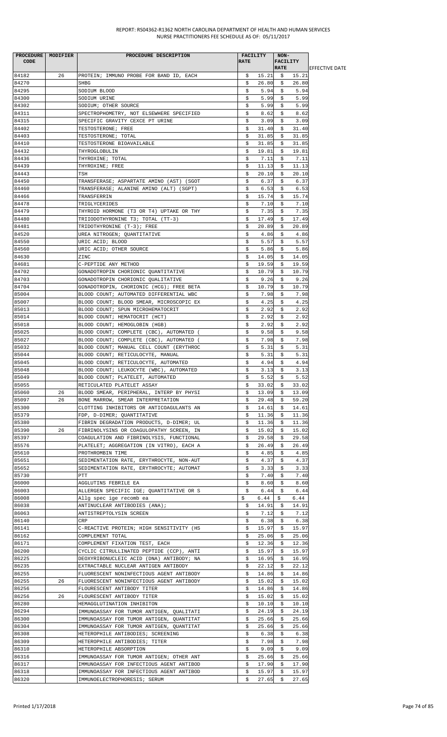REPORT: RS04362-R1362 NORTH CAROLINA DEPARTMENT OF HEALTH AND HUMAN SERVICES
NURSE PRACTITIONERS FEE SCHEDULE AS OF: 05/11/2017

| PROCEDURE CODE | MODIFIER | PROCEDURE DESCRIPTION | FACILITY RATE | NON-FACILITY RATE | EFFECTIVE DATE |
|---|---|---|---|---|---|
| 84182 | 26 | PROTEIN; IMMUNO PROBE FOR BAND ID, EACH | $ 15.21 | $ 15.21 | |
| 84270 | | SHBG | $ 26.80 | $ 26.80 | |
| 84295 | | SODIUM BLOOD | $ 5.94 | $ 5.94 | |
| 84300 | | SODIUM URINE | $ 5.99 | $ 5.99 | |
| 84302 | | SODIUM; OTHER SOURCE | $ 5.99 | $ 5.99 | |
| 84311 | | SPECTROPHOMETRY, NOT ELSEWHERE SPECIFIED | $ 8.62 | $ 8.62 | |
| 84315 | | SPECIFIC GRAVITY CEXCE PT URINE | $ 3.09 | $ 3.09 | |
| 84402 | | TESTOSTERONE; FREE | $ 31.40 | $ 31.40 | |
| 84403 | | TESTOSTERONE; TOTAL | $ 31.85 | $ 31.85 | |
| 84410 | | TESTOSTERONE BIOAVAILABLE | $ 31.85 | $ 31.85 | |
| 84432 | | THYROGLOBULIN | $ 19.81 | $ 19.81 | |
| 84436 | | THYROXINE; TOTAL | $ 7.11 | $ 7.11 | |
| 84439 | | THYROXINE; FREE | $ 11.13 | $ 11.13 | |
| 84443 | | TSH | $ 20.10 | $ 20.10 | |
| 84450 | | TRANSFERASE; ASPARTATE AMINO (AST) (SGOT | $ 6.37 | $ 6.37 | |
| 84460 | | TRANSFERASE; ALANINE AMINO (ALT) (SGPT) | $ 6.53 | $ 6.53 | |
| 84466 | | TRANSFERRIN | $ 15.74 | $ 15.74 | |
| 84478 | | TRIGLYCERIDES | $ 7.10 | $ 7.10 | |
| 84479 | | THYROID HORMONE (T3 OR T4) UPTAKE OR THY | $ 7.35 | $ 7.35 | |
| 84480 | | TRIIODOTHYRONINE T3; TOTAL (TT-3) | $ 17.49 | $ 17.49 | |
| 84481 | | TRIDOTHYRONINE (T-3); FREE | $ 20.89 | $ 20.89 | |
| 84520 | | UREA NITROGEN; QUANTITATIVE | $ 4.86 | $ 4.86 | |
| 84550 | | URIC ACID; BLOOD | $ 5.57 | $ 5.57 | |
| 84560 | | URIC ACID; OTHER SOURCE | $ 5.86 | $ 5.86 | |
| 84630 | | ZINC | $ 14.05 | $ 14.05 | |
| 84681 | | C-PEPTIDE ANY METHOD | $ 19.59 | $ 19.59 | |
| 84702 | | GONADOTROPIN CHORIONIC QUANTITATIVE | $ 10.79 | $ 10.79 | |
| 84703 | | GONADOTROPIN CHORIONIC QUALITATIVE | $ 9.26 | $ 9.26 | |
| 84704 | | GONADOTROPIN, CHORIONIC (HCG); FREE BETA | $ 10.79 | $ 10.79 | |
| 85004 | | BLOOD COUNT; AUTOMATED DIFFERENTIAL WBC | $ 7.98 | $ 7.98 | |
| 85007 | | BLOOD COUNT; BLOOD SMEAR, MICROSCOPIC EX | $ 4.25 | $ 4.25 | |
| 85013 | | BLOOD COUNT; SPUN MICROHEMATOCRIT | $ 2.92 | $ 2.92 | |
| 85014 | | BLOOD COUNT; HEMATOCRIT (HCT) | $ 2.92 | $ 2.92 | |
| 85018 | | BLOOD COUNT; HEMOGLOBIN (HGB) | $ 2.92 | $ 2.92 | |
| 85025 | | BLOOD COUNT; COMPLETE (CBC), AUTOMATED ( | $ 9.58 | $ 9.58 | |
| 85027 | | BLOOD COUNT; COMPLETE (CBC), AUTOMATED ( | $ 7.98 | $ 7.98 | |
| 85032 | | BLOOD COUNT; MANUAL CELL COUNT (ERYTHROC | $ 5.31 | $ 5.31 | |
| 85044 | | BLOOD COUNT; RETICULOCYTE, MANUAL | $ 5.31 | $ 5.31 | |
| 85045 | | BLOOD COUNT; RETICULOCYTE, AUTOMATED | $ 4.94 | $ 4.94 | |
| 85048 | | BLOOD COUNT; LEUKOCYTE (WBC), AUTOMATED | $ 3.13 | $ 3.13 | |
| 85049 | | BLOOD COUNT; PLATELET, AUTOMATED | $ 5.52 | $ 5.52 | |
| 85055 | | RETICULATED PLATELET ASSAY | $ 33.02 | $ 33.02 | |
| 85060 | 26 | BLOOD SMEAR, PERIPHERAL, INTERP BY PHYSI | $ 13.09 | $ 13.09 | |
| 85097 | 26 | BONE MARROW, SMEAR INTERPRETATION | $ 29.48 | $ 59.20 | |
| 85300 | | CLOTTING INHIBITORS OR ANTICOAGULANTS AN | $ 14.61 | $ 14.61 | |
| 85379 | | FDP, D-DIMER; QUANTITATIVE | $ 11.36 | $ 11.36 | |
| 85380 | | FIBRIN DEGRADATION PRODUCTS, D-DIMER; UL | $ 11.36 | $ 11.36 | |
| 85390 | 26 | FIBRINOLYSINS OR COAGULOPATHY SCREEN, IN | $ 15.02 | $ 15.02 | |
| 85397 | | COAGULATION AND FIBRINOLYSIS, FUNCTIONAL | $ 29.58 | $ 29.58 | |
| 85576 | | PLATELET; AGGREGATION (IN VITRO), EACH A | $ 26.49 | $ 26.49 | |
| 85610 | | PROTHROMBIN TIME | $ 4.85 | $ 4.85 | |
| 85651 | | SEDIMENTATION RATE, ERYTHROCYTE, NON-AUT | $ 4.37 | $ 4.37 | |
| 85652 | | SEDIMENTATION RATE, ERYTHROCYTE; AUTOMAT | $ 3.33 | $ 3.33 | |
| 85730 | | PTT | $ 7.40 | $ 7.40 | |
| 86000 | | AGGLUTINS FEBRILE EA | $ 8.60 | $ 8.60 | |
| 86003 | | ALLERGEN SPECIFIC IGE; QUANTITATIVE OR S | $ 6.44 | $ 6.44 | |
| 86008 | | Allg spec ige recomb ea | $ 6.44 | $ 6.44 | |
| 86038 | | ANTINUCLEAR ANTIBODIES (ANA); | $ 14.91 | $ 14.91 | |
| 86063 | | ANTISTREPTOLYSIN SCREEN | $ 7.12 | $ 7.12 | |
| 86140 | | CRP | $ 6.38 | $ 6.38 | |
| 86141 | | C-REACTIVE PROTEIN; HIGH SENSITIVITY (HS | $ 15.97 | $ 15.97 | |
| 86162 | | COMPLEMENT TOTAL | $ 25.06 | $ 25.06 | |
| 86171 | | COMPLEMENT FIXATION TEST, EACH | $ 12.36 | $ 12.36 | |
| 86200 | | CYCLIC CITRULLINATED PEPTIDE (CCP), ANTI | $ 15.97 | $ 15.97 | |
| 86225 | | DEOXYRIBONUCLEIC ACID (DNA) ANTIBODY; NA | $ 16.95 | $ 16.95 | |
| 86235 | | EXTRACTABLE NUCLEAR ANTIGEN ANTIBODY | $ 22.12 | $ 22.12 | |
| 86255 | | FLUORESCENT NONINFECTIOUS AGENT ANTIBODY | $ 14.86 | $ 14.86 | |
| 86255 | 26 | FLUORESCENT NONINFECTIOUS AGENT ANTIBODY | $ 15.02 | $ 15.02 | |
| 86256 | | FLOURESCENT ANTIBODY TITER | $ 14.86 | $ 14.86 | |
| 86256 | 26 | FLOURESCENT ANTIBODY TITER | $ 15.02 | $ 15.02 | |
| 86280 | | HEMAGGLUTINATION INHIBITON | $ 10.10 | $ 10.10 | |
| 86294 | | IMMUNOASSAY FOR TUMOR ANTIGEN, QUALITATI | $ 24.19 | $ 24.19 | |
| 86300 | | IMMUNOASSAY FOR TUMOR ANTIGEN, QUANTITAT | $ 25.66 | $ 25.66 | |
| 86304 | | IMMUNOASSAY FOR TUMOR ANTIGEN, QUANTITAT | $ 25.66 | $ 25.66 | |
| 86308 | | HETEROPHILE ANTIBODIES; SCREENING | $ 6.38 | $ 6.38 | |
| 86309 | | HETEROPHILE ANTIBODIES; TITER | $ 7.98 | $ 7.98 | |
| 86310 | | HETEROPHILE ABSORPTION | $ 9.09 | $ 9.09 | |
| 86316 | | IMMUNOASSAY FOR TUMOR ANTIGEN; OTHER ANT | $ 25.66 | $ 25.66 | |
| 86317 | | IMMUNOASSAY FOR INFECTIOUS AGENT ANTIBOD | $ 17.90 | $ 17.90 | |
| 86318 | | IMMUNOASSAY FOR INFECTIOUS AGENT ANTIBOD | $ 15.97 | $ 15.97 | |
| 86320 | | IMMUNOELECTROPHORESIS; SERUM | $ 27.65 | $ 27.65 | |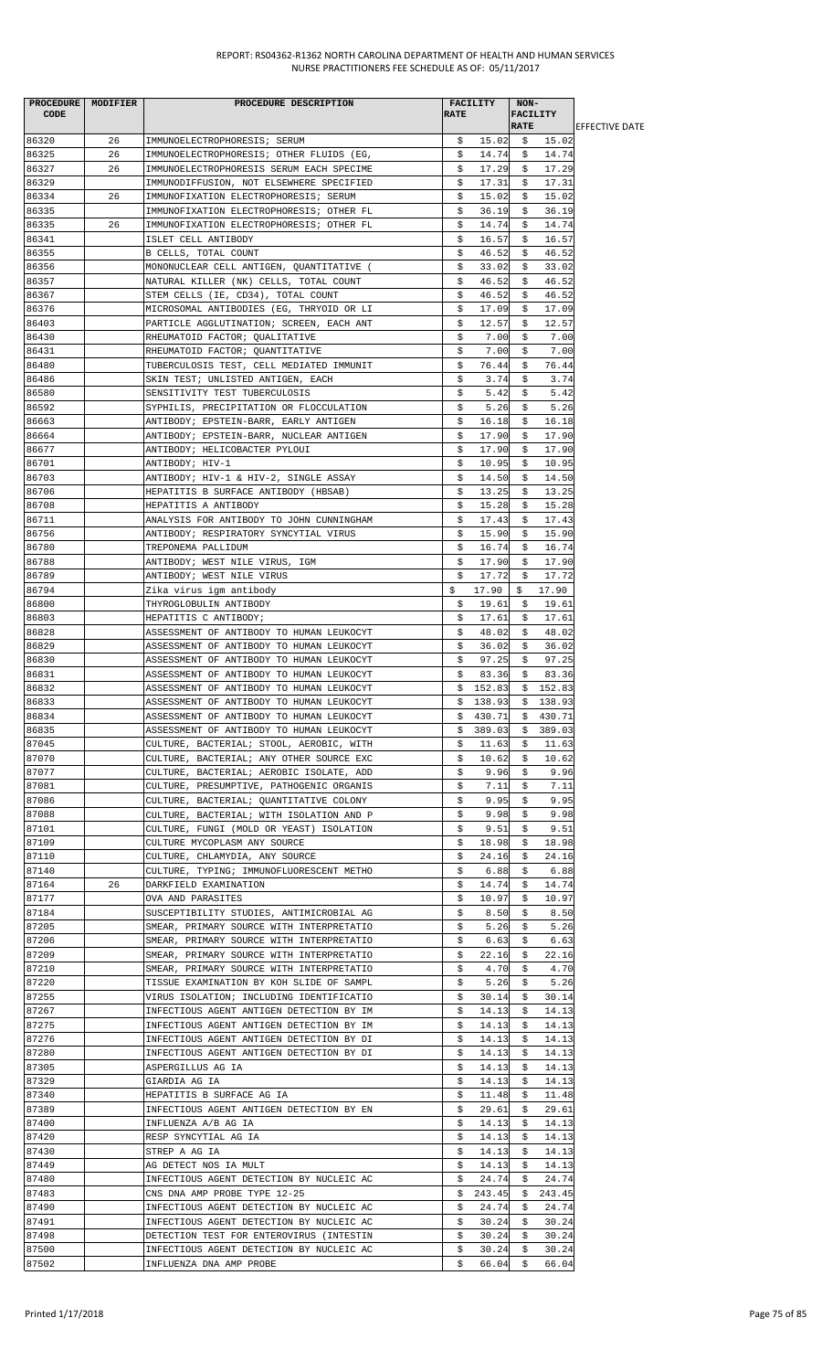| PROCEDURE CODE | MODIFIER | PROCEDURE DESCRIPTION | FACILITY RATE | NON-FACILITY RATE | EFFECTIVE DATE |
|---|---|---|---|---|---|
| 86320 | 26 | IMMUNOELECTROPHORESIS; SERUM | $ 15.02 | $ 15.02 | |
| 86325 | 26 | IMMUNOELECTROPHORESIS; OTHER FLUIDS (EG, | $ 14.74 | $ 14.74 | |
| 86327 | 26 | IMMUNOELECTROPHORESIS SERUM EACH SPECIME | $ 17.29 | $ 17.29 | |
| 86329 | | IMMUNODIFFUSION, NOT ELSEWHERE SPECIFIED | $ 17.31 | $ 17.31 | |
| 86334 | 26 | IMMUNOFIXATION ELECTROPHORESIS; SERUM | $ 15.02 | $ 15.02 | |
| 86335 | | IMMUNOFIXATION ELECTROPHORESIS; OTHER FL | $ 36.19 | $ 36.19 | |
| 86335 | 26 | IMMUNOFIXATION ELECTROPHORESIS; OTHER FL | $ 14.74 | $ 14.74 | |
| 86341 | | ISLET CELL ANTIBODY | $ 16.57 | $ 16.57 | |
| 86355 | | B CELLS, TOTAL COUNT | $ 46.52 | $ 46.52 | |
| 86356 | | MONONUCLEAR CELL ANTIGEN, QUANTITATIVE ( | $ 33.02 | $ 33.02 | |
| 86357 | | NATURAL KILLER (NK) CELLS, TOTAL COUNT | $ 46.52 | $ 46.52 | |
| 86367 | | STEM CELLS (IE, CD34), TOTAL COUNT | $ 46.52 | $ 46.52 | |
| 86376 | | MICROSOMAL ANTIBODIES (EG, THRYOID OR LI | $ 17.09 | $ 17.09 | |
| 86403 | | PARTICLE AGGLUTINATION; SCREEN, EACH ANT | $ 12.57 | $ 12.57 | |
| 86430 | | RHEUMATOID FACTOR; QUALITATIVE | $ 7.00 | $ 7.00 | |
| 86431 | | RHEUMATOID FACTOR; QUANTITATIVE | $ 7.00 | $ 7.00 | |
| 86480 | | TUBERCULOSIS TEST, CELL MEDIATED IMMUNIT | $ 76.44 | $ 76.44 | |
| 86486 | | SKIN TEST; UNLISTED ANTIGEN, EACH | $ 3.74 | $ 3.74 | |
| 86580 | | SENSITIVITY TEST TUBERCULOSIS | $ 5.42 | $ 5.42 | |
| 86592 | | SYPHILIS, PRECIPITATION OR FLOCCULATION | $ 5.26 | $ 5.26 | |
| 86663 | | ANTIBODY; EPSTEIN-BARR, EARLY ANTIGEN | $ 16.18 | $ 16.18 | |
| 86664 | | ANTIBODY; EPSTEIN-BARR, NUCLEAR ANTIGEN | $ 17.90 | $ 17.90 | |
| 86677 | | ANTIBODY; HELICOBACTER PYLOUI | $ 17.90 | $ 17.90 | |
| 86701 | | ANTIBODY; HIV-1 | $ 10.95 | $ 10.95 | |
| 86703 | | ANTIBODY; HIV-1 & HIV-2, SINGLE ASSAY | $ 14.50 | $ 14.50 | |
| 86706 | | HEPATITIS B SURFACE ANTIBODY (HBSAB) | $ 13.25 | $ 13.25 | |
| 86708 | | HEPATITIS A ANTIBODY | $ 15.28 | $ 15.28 | |
| 86711 | | ANALYSIS FOR ANTIBODY TO JOHN CUNNINGHAM | $ 17.43 | $ 17.43 | |
| 86756 | | ANTIBODY; RESPIRATORY SYNCYTIAL VIRUS | $ 15.90 | $ 15.90 | |
| 86780 | | TREPONEMA PALLIDUM | $ 16.74 | $ 16.74 | |
| 86788 | | ANTIBODY; WEST NILE VIRUS, IGM | $ 17.90 | $ 17.90 | |
| 86789 | | ANTIBODY; WEST NILE VIRUS | $ 17.72 | $ 17.72 | |
| 86794 | | Zika virus igm antibody | $ 17.90 | $ 17.90 | |
| 86800 | | THYROGLOBULIN ANTIBODY | $ 19.61 | $ 19.61 | |
| 86803 | | HEPATITIS C ANTIBODY; | $ 17.61 | $ 17.61 | |
| 86828 | | ASSESSMENT OF ANTIBODY TO HUMAN LEUKOCYT | $ 48.02 | $ 48.02 | |
| 86829 | | ASSESSMENT OF ANTIBODY TO HUMAN LEUKOCYT | $ 36.02 | $ 36.02 | |
| 86830 | | ASSESSMENT OF ANTIBODY TO HUMAN LEUKOCYT | $ 97.25 | $ 97.25 | |
| 86831 | | ASSESSMENT OF ANTIBODY TO HUMAN LEUKOCYT | $ 83.36 | $ 83.36 | |
| 86832 | | ASSESSMENT OF ANTIBODY TO HUMAN LEUKOCYT | $ 152.83 | $ 152.83 | |
| 86833 | | ASSESSMENT OF ANTIBODY TO HUMAN LEUKOCYT | $ 138.93 | $ 138.93 | |
| 86834 | | ASSESSMENT OF ANTIBODY TO HUMAN LEUKOCYT | $ 430.71 | $ 430.71 | |
| 86835 | | ASSESSMENT OF ANTIBODY TO HUMAN LEUKOCYT | $ 389.03 | $ 389.03 | |
| 87045 | | CULTURE, BACTERIAL; STOOL, AEROBIC, WITH | $ 11.63 | $ 11.63 | |
| 87070 | | CULTURE, BACTERIAL; ANY OTHER SOURCE EXC | $ 10.62 | $ 10.62 | |
| 87077 | | CULTURE, BACTERIAL; AEROBIC ISOLATE, ADD | $ 9.96 | $ 9.96 | |
| 87081 | | CULTURE, PRESUMPTIVE, PATHOGENIC ORGANIS | $ 7.11 | $ 7.11 | |
| 87086 | | CULTURE, BACTERIAL; QUANTITATIVE COLONY | $ 9.95 | $ 9.95 | |
| 87088 | | CULTURE, BACTERIAL; WITH ISOLATION AND P | $ 9.98 | $ 9.98 | |
| 87101 | | CULTURE, FUNGI (MOLD OR YEAST) ISOLATION | $ 9.51 | $ 9.51 | |
| 87109 | | CULTURE MYCOPLASM ANY SOURCE | $ 18.98 | $ 18.98 | |
| 87110 | | CULTURE, CHLAMYDIA, ANY SOURCE | $ 24.16 | $ 24.16 | |
| 87140 | | CULTURE, TYPING; IMMUNOFLUORESCENT METHO | $ 6.88 | $ 6.88 | |
| 87164 | 26 | DARKFIELD EXAMINATION | $ 14.74 | $ 14.74 | |
| 87177 | | OVA AND PARASITES | $ 10.97 | $ 10.97 | |
| 87184 | | SUSCEPTIBILITY STUDIES, ANTIMICROBIAL AG | $ 8.50 | $ 8.50 | |
| 87205 | | SMEAR, PRIMARY SOURCE WITH INTERPRETATIO | $ 5.26 | $ 5.26 | |
| 87206 | | SMEAR, PRIMARY SOURCE WITH INTERPRETATIO | $ 6.63 | $ 6.63 | |
| 87209 | | SMEAR, PRIMARY SOURCE WITH INTERPRETATIO | $ 22.16 | $ 22.16 | |
| 87210 | | SMEAR, PRIMARY SOURCE WITH INTERPRETATIO | $ 4.70 | $ 4.70 | |
| 87220 | | TISSUE EXAMINATION BY KOH SLIDE OF SAMPL | $ 5.26 | $ 5.26 | |
| 87255 | | VIRUS ISOLATION; INCLUDING IDENTIFICATIO | $ 30.14 | $ 30.14 | |
| 87267 | | INFECTIOUS AGENT ANTIGEN DETECTION BY IM | $ 14.13 | $ 14.13 | |
| 87275 | | INFECTIOUS AGENT ANTIGEN DETECTION BY IM | $ 14.13 | $ 14.13 | |
| 87276 | | INFECTIOUS AGENT ANTIGEN DETECTION BY DI | $ 14.13 | $ 14.13 | |
| 87280 | | INFECTIOUS AGENT ANTIGEN DETECTION BY DI | $ 14.13 | $ 14.13 | |
| 87305 | | ASPERGILLUS AG IA | $ 14.13 | $ 14.13 | |
| 87329 | | GIARDIA AG IA | $ 14.13 | $ 14.13 | |
| 87340 | | HEPATITIS B SURFACE AG IA | $ 11.48 | $ 11.48 | |
| 87389 | | INFECTIOUS AGENT ANTIGEN DETECTION BY EN | $ 29.61 | $ 29.61 | |
| 87400 | | INFLUENZA A/B AG IA | $ 14.13 | $ 14.13 | |
| 87420 | | RESP SYNCYTIAL AG IA | $ 14.13 | $ 14.13 | |
| 87430 | | STREP A AG IA | $ 14.13 | $ 14.13 | |
| 87449 | | AG DETECT NOS IA MULT | $ 14.13 | $ 14.13 | |
| 87480 | | INFECTIOUS AGENT DETECTION BY NUCLEIC AC | $ 24.74 | $ 24.74 | |
| 87483 | | CNS DNA AMP PROBE TYPE 12-25 | $ 243.45 | $ 243.45 | |
| 87490 | | INFECTIOUS AGENT DETECTION BY NUCLEIC AC | $ 24.74 | $ 24.74 | |
| 87491 | | INFECTIOUS AGENT DETECTION BY NUCLEIC AC | $ 30.24 | $ 30.24 | |
| 87498 | | DETECTION TEST FOR ENTEROVIRUS (INTESTIN | $ 30.24 | $ 30.24 | |
| 87500 | | INFECTIOUS AGENT DETECTION BY NUCLEIC AC | $ 30.24 | $ 30.24 | |
| 87502 | | INFLUENZA DNA AMP PROBE | $ 66.04 | $ 66.04 | |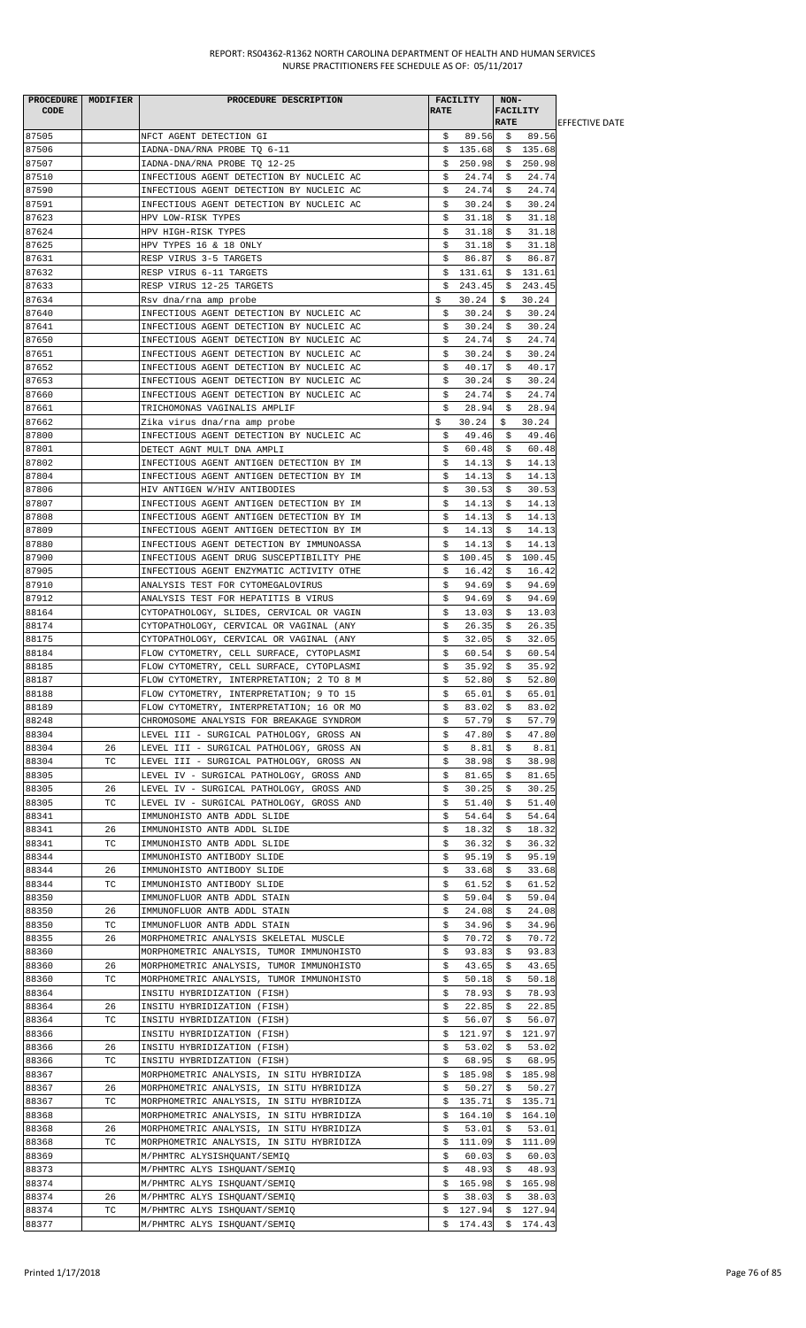REPORT: RS04362-R1362 NORTH CAROLINA DEPARTMENT OF HEALTH AND HUMAN SERVICES
NURSE PRACTITIONERS FEE SCHEDULE AS OF: 05/11/2017

| PROCEDURE CODE | MODIFIER | PROCEDURE DESCRIPTION | FACILITY RATE | NON-FACILITY RATE | EFFECTIVE DATE |
|---|---|---|---|---|---|
| 87505 | | NFCT AGENT DETECTION GI | $ 89.56 | $ 89.56 | |
| 87506 | | IADNA-DNA/RNA PROBE TQ 6-11 | $ 135.68 | $ 135.68 | |
| 87507 | | IADNA-DNA/RNA PROBE TQ 12-25 | $ 250.98 | $ 250.98 | |
| 87510 | | INFECTIOUS AGENT DETECTION BY NUCLEIC AC | $ 24.74 | $ 24.74 | |
| 87590 | | INFECTIOUS AGENT DETECTION BY NUCLEIC AC | $ 24.74 | $ 24.74 | |
| 87591 | | INFECTIOUS AGENT DETECTION BY NUCLEIC AC | $ 30.24 | $ 30.24 | |
| 87623 | | HPV LOW-RISK TYPES | $ 31.18 | $ 31.18 | |
| 87624 | | HPV HIGH-RISK TYPES | $ 31.18 | $ 31.18 | |
| 87625 | | HPV TYPES 16 & 18 ONLY | $ 31.18 | $ 31.18 | |
| 87631 | | RESP VIRUS 3-5 TARGETS | $ 86.87 | $ 86.87 | |
| 87632 | | RESP VIRUS 6-11 TARGETS | $ 131.61 | $ 131.61 | |
| 87633 | | RESP VIRUS 12-25 TARGETS | $ 243.45 | $ 243.45 | |
| 87634 | | Rsv dna/rna amp probe | $ 30.24 | $ 30.24 | |
| 87640 | | INFECTIOUS AGENT DETECTION BY NUCLEIC AC | $ 30.24 | $ 30.24 | |
| 87641 | | INFECTIOUS AGENT DETECTION BY NUCLEIC AC | $ 30.24 | $ 30.24 | |
| 87650 | | INFECTIOUS AGENT DETECTION BY NUCLEIC AC | $ 24.74 | $ 24.74 | |
| 87651 | | INFECTIOUS AGENT DETECTION BY NUCLEIC AC | $ 30.24 | $ 30.24 | |
| 87652 | | INFECTIOUS AGENT DETECTION BY NUCLEIC AC | $ 40.17 | $ 40.17 | |
| 87653 | | INFECTIOUS AGENT DETECTION BY NUCLEIC AC | $ 30.24 | $ 30.24 | |
| 87660 | | INFECTIOUS AGENT DETECTION BY NUCLEIC AC | $ 24.74 | $ 24.74 | |
| 87661 | | TRICHOMONAS VAGINALIS AMPLIF | $ 28.94 | $ 28.94 | |
| 87662 | | Zika virus dna/rna amp probe | $ 30.24 | $ 30.24 | |
| 87800 | | INFECTIOUS AGENT DETECTION BY NUCLEIC AC | $ 49.46 | $ 49.46 | |
| 87801 | | DETECT AGNT MULT DNA AMPLI | $ 60.48 | $ 60.48 | |
| 87802 | | INFECTIOUS AGENT ANTIGEN DETECTION BY IM | $ 14.13 | $ 14.13 | |
| 87804 | | INFECTIOUS AGENT ANTIGEN DETECTION BY IM | $ 14.13 | $ 14.13 | |
| 87806 | | HIV ANTIGEN W/HIV ANTIBODIES | $ 30.53 | $ 30.53 | |
| 87807 | | INFECTIOUS AGENT ANTIGEN DETECTION BY IM | $ 14.13 | $ 14.13 | |
| 87808 | | INFECTIOUS AGENT ANTIGEN DETECTION BY IM | $ 14.13 | $ 14.13 | |
| 87809 | | INFECTIOUS AGENT ANTIGEN DETECTION BY IM | $ 14.13 | $ 14.13 | |
| 87880 | | INFECTIOUS AGENT DETECTION BY IMMUNOASSA | $ 14.13 | $ 14.13 | |
| 87900 | | INFECTIOUS AGENT DRUG SUSCEPTIBILITY PHE | $ 100.45 | $ 100.45 | |
| 87905 | | INFECTIOUS AGENT ENZYMATIC ACTIVITY OTHE | $ 16.42 | $ 16.42 | |
| 87910 | | ANALYSIS TEST FOR CYTOMEGALOVIRUS | $ 94.69 | $ 94.69 | |
| 87912 | | ANALYSIS TEST FOR HEPATITIS B VIRUS | $ 94.69 | $ 94.69 | |
| 88164 | | CYTOPATHOLOGY, SLIDES, CERVICAL OR VAGIN | $ 13.03 | $ 13.03 | |
| 88174 | | CYTOPATHOLOGY, CERVICAL OR VAGINAL (ANY | $ 26.35 | $ 26.35 | |
| 88175 | | CYTOPATHOLOGY, CERVICAL OR VAGINAL (ANY | $ 32.05 | $ 32.05 | |
| 88184 | | FLOW CYTOMETRY, CELL SURFACE, CYTOPLASMI | $ 60.54 | $ 60.54 | |
| 88185 | | FLOW CYTOMETRY, CELL SURFACE, CYTOPLASMI | $ 35.92 | $ 35.92 | |
| 88187 | | FLOW CYTOMETRY, INTERPRETATION; 2 TO 8 M | $ 52.80 | $ 52.80 | |
| 88188 | | FLOW CYTOMETRY, INTERPRETATION; 9 TO 15 | $ 65.01 | $ 65.01 | |
| 88189 | | FLOW CYTOMETRY, INTERPRETATION; 16 OR MO | $ 83.02 | $ 83.02 | |
| 88248 | | CHROMOSOME ANALYSIS FOR BREAKAGE SYNDROM | $ 57.79 | $ 57.79 | |
| 88304 | | LEVEL III - SURGICAL PATHOLOGY, GROSS AN | $ 47.80 | $ 47.80 | |
| 88304 | 26 | LEVEL III - SURGICAL PATHOLOGY, GROSS AN | $ 8.81 | $ 8.81 | |
| 88304 | TC | LEVEL III - SURGICAL PATHOLOGY, GROSS AN | $ 38.98 | $ 38.98 | |
| 88305 | | LEVEL IV - SURGICAL PATHOLOGY, GROSS AND | $ 81.65 | $ 81.65 | |
| 88305 | 26 | LEVEL IV - SURGICAL PATHOLOGY, GROSS AND | $ 30.25 | $ 30.25 | |
| 88305 | TC | LEVEL IV - SURGICAL PATHOLOGY, GROSS AND | $ 51.40 | $ 51.40 | |
| 88341 | | IMMUNOHISTO ANTB ADDL SLIDE | $ 54.64 | $ 54.64 | |
| 88341 | 26 | IMMUNOHISTO ANTB ADDL SLIDE | $ 18.32 | $ 18.32 | |
| 88341 | TC | IMMUNOHISTO ANTB ADDL SLIDE | $ 36.32 | $ 36.32 | |
| 88344 | | IMMUNOHISTO ANTIBODY SLIDE | $ 95.19 | $ 95.19 | |
| 88344 | 26 | IMMUNOHISTO ANTIBODY SLIDE | $ 33.68 | $ 33.68 | |
| 88344 | TC | IMMUNOHISTO ANTIBODY SLIDE | $ 61.52 | $ 61.52 | |
| 88350 | | IMMUNOFLUOR ANTB ADDL STAIN | $ 59.04 | $ 59.04 | |
| 88350 | 26 | IMMUNOFLUOR ANTB ADDL STAIN | $ 24.08 | $ 24.08 | |
| 88350 | TC | IMMUNOFLUOR ANTB ADDL STAIN | $ 34.96 | $ 34.96 | |
| 88355 | 26 | MORPHOMETRIC ANALYSIS SKELETAL MUSCLE | $ 70.72 | $ 70.72 | |
| 88360 | | MORPHOMETRIC ANALYSIS, TUMOR IMMUNOHISTO | $ 93.83 | $ 93.83 | |
| 88360 | 26 | MORPHOMETRIC ANALYSIS, TUMOR IMMUNOHISTO | $ 43.65 | $ 43.65 | |
| 88360 | TC | MORPHOMETRIC ANALYSIS, TUMOR IMMUNOHISTO | $ 50.18 | $ 50.18 | |
| 88364 | | INSITU HYBRIDIZATION (FISH) | $ 78.93 | $ 78.93 | |
| 88364 | 26 | INSITU HYBRIDIZATION (FISH) | $ 22.85 | $ 22.85 | |
| 88364 | TC | INSITU HYBRIDIZATION (FISH) | $ 56.07 | $ 56.07 | |
| 88366 | | INSITU HYBRIDIZATION (FISH) | $ 121.97 | $ 121.97 | |
| 88366 | 26 | INSITU HYBRIDIZATION (FISH) | $ 53.02 | $ 53.02 | |
| 88366 | TC | INSITU HYBRIDIZATION (FISH) | $ 68.95 | $ 68.95 | |
| 88367 | | MORPHOMETRIC ANALYSIS, IN SITU HYBRIDIZA | $ 185.98 | $ 185.98 | |
| 88367 | 26 | MORPHOMETRIC ANALYSIS, IN SITU HYBRIDIZA | $ 50.27 | $ 50.27 | |
| 88367 | TC | MORPHOMETRIC ANALYSIS, IN SITU HYBRIDIZA | $ 135.71 | $ 135.71 | |
| 88368 | | MORPHOMETRIC ANALYSIS, IN SITU HYBRIDIZA | $ 164.10 | $ 164.10 | |
| 88368 | 26 | MORPHOMETRIC ANALYSIS, IN SITU HYBRIDIZA | $ 53.01 | $ 53.01 | |
| 88368 | TC | MORPHOMETRIC ANALYSIS, IN SITU HYBRIDIZA | $ 111.09 | $ 111.09 | |
| 88369 | | M/PHMTRC ALYSISHQUANT/SEMIQ | $ 60.03 | $ 60.03 | |
| 88373 | | M/PHMTRC ALYS ISHQUANT/SEMIQ | $ 48.93 | $ 48.93 | |
| 88374 | | M/PHMTRC ALYS ISHQUANT/SEMIQ | $ 165.98 | $ 165.98 | |
| 88374 | 26 | M/PHMTRC ALYS ISHQUANT/SEMIQ | $ 38.03 | $ 38.03 | |
| 88374 | TC | M/PHMTRC ALYS ISHQUANT/SEMIQ | $ 127.94 | $ 127.94 | |
| 88377 | | M/PHMTRC ALYS ISHQUANT/SEMIQ | $ 174.43 | $ 174.43 | |

Printed 1/17/2018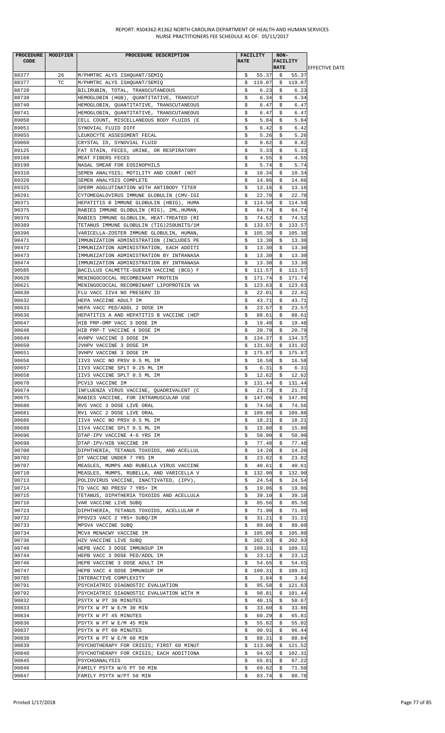| PROCEDURE CODE | MODIFIER | PROCEDURE DESCRIPTION | FACILITY RATE | NON-FACILITY RATE | EFFECTIVE DATE |
|---|---|---|---|---|---|
| 88377 | 26 | M/PHMTRC ALYS ISHQUANT/SEMIQ | $ 55.37 | $ 55.37 | |
| 88377 | TC | M/PHMTRC ALYS ISHQUANT/SEMIQ | $ 119.07 | $ 119.07 | |
| 88720 | | BILIRUBIN, TOTAL, TRANSCUTANEOUS | $ 6.23 | $ 6.23 | |
| 88738 | | HEMOGLOBIN (HGB), QUANTITATIVE, TRANSCUT | $ 6.34 | $ 6.34 | |
| 88740 | | HEMOGLOBIN, QUANTITATIVE, TRANSCUTANEOUS | $ 6.47 | $ 6.47 | |
| 88741 | | HEMOGLOBIN, QUANTITATIVE, TRANSCUTANEOUS | $ 6.47 | $ 6.47 | |
| 89050 | | CELL COUNT, MISCELLANEOUS BODY FLUIDS (E | $ 5.84 | $ 5.84 | |
| 89051 | | SYNOVIAL FLUID DIFF | $ 6.42 | $ 6.42 | |
| 89055 | | LEUKOCYTE ASSESSMENT FECAL | $ 5.26 | $ 5.26 | |
| 89060 | | CRYSTAL ID, SYNOVIAL FLUID | $ 8.82 | $ 8.82 | |
| 89125 | | FAT STAIN, FECES, URINE, OR RESPIRATORY | $ 5.33 | $ 5.33 | |
| 89160 | | MEAT FIBERS FECES | $ 4.55 | $ 4.55 | |
| 89190 | | NASAL SMEAR FOR EOSINOPHILS | $ 5.74 | $ 5.74 | |
| 89310 | | SEMEN ANALYSIS; MOTILITY AND COUNT (NOT | $ 10.34 | $ 10.34 | |
| 89320 | | SEMEN ANALYSIS COMPLETE | $ 14.86 | $ 14.86 | |
| 89325 | | SPERM AGGLUTINATION WITH ANTIBODY TITER | $ 13.16 | $ 13.16 | |
| 90291 | | CYTOMEGALOVIRUS IMMUNE GLOBULIN (CMV-IGI | $ 22.70 | $ 22.70 | |
| 90371 | | HEPATITIS B IMMUNE GLOBULIN (HBIG), HUMA | $ 114.50 | $ 114.50 | |
| 90375 | | RABIES IMMUNE GLOBULIN (RIG), 2ML,HUMAN, | $ 64.74 | $ 64.74 | |
| 90376 | | RABIES IMMUNE GLOBULIN, HEAT-TREATED (RI | $ 74.52 | $ 74.52 | |
| 90389 | | TETANUS IMMUNE GLOBULIN (TIG)250UNITS/1M | $ 133.57 | $ 133.57 | |
| 90396 | | VARICELLA-ZOSTER IMMUNE GLOBULIN, HUMAN, | $ 105.38 | $ 105.38 | |
| 90471 | | IMMUNIZATION ADMINISTRATION (INCLUDES PE | $ 13.30 | $ 13.30 | |
| 90472 | | IMMUNIZATION ADMINISTRATION, EACH ADDITI | $ 13.30 | $ 13.30 | |
| 90473 | | IMMUNIZATION ADMINISTRATION BY INTRANASA | $ 13.30 | $ 13.30 | |
| 90474 | | IMMUNIZATION ADMINISTRATION BY INTRANASA | $ 13.30 | $ 13.30 | |
| 90585 | | BACILLUS CALMETTE-GUERIN VACCINE (BCG) F | $ 111.57 | $ 111.57 | |
| 90620 | | MENINGOCOCCAL RECOMBINANT PROTEIN | $ 171.74 | $ 171.74 | |
| 90621 | | MENINGOCOCCAL RECOMBINANT LIPOPROTEIN VA | $ 123.63 | $ 123.63 | |
| 90630 | | FLU VACC IIV4 NO PRESERV ID | $ 22.01 | $ 22.01 | |
| 90632 | | HEPA VACCINE ADULT IM | $ 43.71 | $ 43.71 | |
| 90633 | | HEPA VACC PED/ADOL 2 DOSE IM | $ 23.57 | $ 23.57 | |
| 90636 | | HEPATITIS A AND HEPATITIS B VACCINE (HEP | $ 88.61 | $ 88.61 | |
| 90647 | | HIB PRP-OMP VACC 3 DOSE IM | $ 19.48 | $ 19.48 | |
| 90648 | | HIB PRP-T VACCINE 4 DOSE IM | $ 20.79 | $ 20.79 | |
| 90649 | | 4VHPV VACCINE 3 DOSE IM | $ 134.37 | $ 134.37 | |
| 90650 | | 2VHPV VACCINE 3 DOSE IM | $ 131.92 | $ 131.92 | |
| 90651 | | 9VHPV VACCINE 3 DOSE IM | $ 175.87 | $ 175.87 | |
| 90656 | | IIV3 VACC NO PRSV 0.5 ML IM | $ 16.58 | $ 16.58 | |
| 90657 | | IIV3 VACCINE SPLT 0.25 ML IM | $ 6.31 | $ 6.31 | |
| 90658 | | IIV3 VACCINE SPLT 0.5 ML IM | $ 12.62 | $ 12.62 | |
| 90670 | | PCV13 VACCINE IM | $ 131.44 | $ 131.44 | |
| 90674 | | INFLUENZA VIRUS VACCINE, QUADRIVALENT (C | $ 21.73 | $ 21.73 | |
| 90675 | | RABIES VACCINE, FOR INTRAMUSCULAR USE | $ 147.06 | $ 147.06 | |
| 90680 | | RV5 VACC 3 DOSE LIVE ORAL | $ 74.56 | $ 74.56 | |
| 90681 | | RV1 VACC 2 DOSE LIVE ORAL | $ 109.88 | $ 109.88 | |
| 90686 | | IIV4 VACC NO PRSV 0.5 ML IM | $ 18.21 | $ 18.21 | |
| 90688 | | IIV4 VACCINE SPLT 0.5 ML IM | $ 15.80 | $ 15.80 | |
| 90696 | | DTAP-IPV VACCINE 4-6 YRS IM | $ 50.90 | $ 50.90 | |
| 90698 | | DTAP-IPV/HIB VACCINE IM | $ 77.48 | $ 77.48 | |
| 90700 | | DIPHTHERIA, TETANUS TOXOIDS, AND ACELLUL | $ 14.20 | $ 14.20 | |
| 90702 | | DT VACCINE UNDER 7 YRS IM | $ 23.82 | $ 23.82 | |
| 90707 | | MEASLES, MUMPS AND RUBELLA VIRUS VACCINE | $ 40.61 | $ 40.61 | |
| 90710 | | MEASLES, MUMPS, RUBELLA, AND VARICELLA V | $ 132.90 | $ 132.90 | |
| 90713 | | POLIOVIRUS VACCINE, INACTIVATED, (IPV), | $ 24.54 | $ 24.54 | |
| 90714 | | TD VACC NO PRESV 7 YRS+ IM | $ 19.06 | $ 19.06 | |
| 90715 | | TETANUS, DIPHTHERIA TOXOIDS AND ACELLULA | $ 39.10 | $ 39.10 | |
| 90716 | | VAR VACCINE LIVE SUBQ | $ 85.56 | $ 85.56 | |
| 90723 | | DIPHTHERIA, TETANUS TOXOIDS, ACELLULAR P | $ 71.90 | $ 71.90 | |
| 90732 | | PPSV23 VACC 2 YRS+ SUBQ/IM | $ 31.21 | $ 31.21 | |
| 90733 | | MPSV4 VACCINE SUBQ | $ 89.60 | $ 89.60 | |
| 90734 | | MCV4 MENACWY VACCINE IM | $ 105.80 | $ 105.80 | |
| 90736 | | HZV VACCINE LIVE SUBQ | $ 202.93 | $ 202.93 | |
| 90740 | | HEPB VACC 3 DOSE IMMUNSUP IM | $ 109.31 | $ 109.31 | |
| 90744 | | HEPB VACC 3 DOSE PED/ADOL IM | $ 23.12 | $ 23.12 | |
| 90746 | | HEPB VACCINE 3 DOSE ADULT IM | $ 54.65 | $ 54.65 | |
| 90747 | | HEPB VACC 4 DOSE IMMUNSUP IM | $ 109.31 | $ 109.31 | |
| 90785 | | INTERACTIVE COMPLEXITY | $ 3.84 | $ 3.84 | |
| 90791 | | PSYCHIATRIC DIAGNOSTIC EVALUATION | $ 95.58 | $ 121.63 | |
| 90792 | | PSYCHIATRIC DIAGNOSTIC EVALUATION WITH M | $ 98.81 | $ 101.44 | |
| 90832 | | PSYTX W PT 30 MINUTES | $ 40.15 | $ 50.67 | |
| 90833 | | PSYTX W PT W E/M 30 MIN | $ 33.60 | $ 33.86 | |
| 90834 | | PSYTX W PT 45 MINUTES | $ 60.29 | $ 65.81 | |
| 90836 | | PSYTX W PT W E/M 45 MIN | $ 55.02 | $ 55.02 | |
| 90837 | | PSYTX W PT 60 MINUTES | $ 90.91 | $ 96.44 | |
| 90838 | | PSYTX W PT W E/M 60 MIN | $ 88.31 | $ 88.84 | |
| 90839 | | PSYCHOTHERAPY FOR CRISIS; FIRST 60 MINUT | $ 113.90 | $ 121.52 | |
| 90840 | | PSYCHOTHERAPY FOR CRISIS; EACH ADDITIONA | $ 94.92 | $ 102.31 | |
| 90845 | | PSYCHOANALYSIS | $ 65.81 | $ 67.22 | |
| 90846 | | FAMILY PSYTX W/O PT 50 MIN | $ 69.82 | $ 71.50 | |
| 90847 | | FAMILY PSYTX W/PT 50 MIN | $ 83.74 | $ 88.78 | |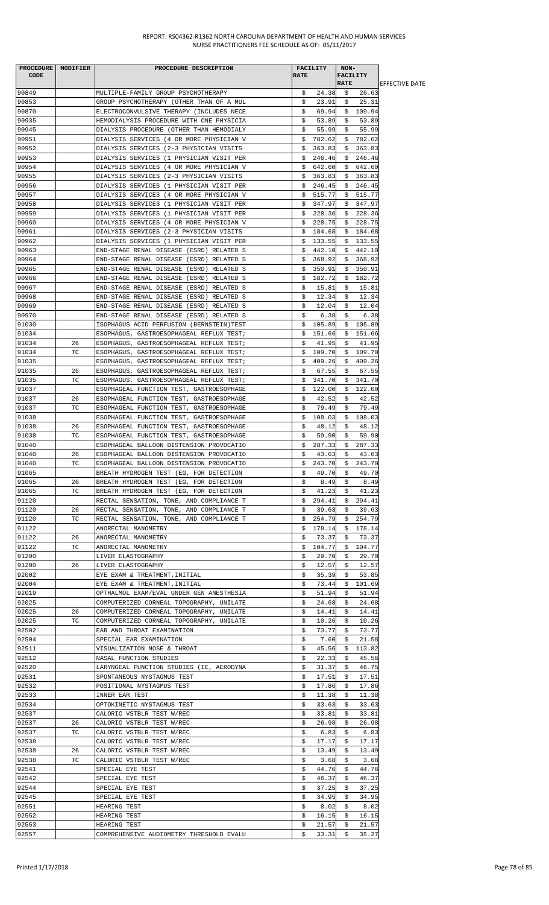REPORT: RS04362-R1362 NORTH CAROLINA DEPARTMENT OF HEALTH AND HUMAN SERVICES
NURSE PRACTITIONERS FEE SCHEDULE AS OF: 05/11/2017

| PROCEDURE CODE | MODIFIER | PROCEDURE DESCRIPTION | FACILITY RATE | NON-FACILITY RATE | EFFECTIVE DATE |
|---|---|---|---|---|---|
| 90849 | | MULTIPLE-FAMILY GROUP PSYCHOTHERAPY | $ 24.38 | $ 26.63 | |
| 90853 | | GROUP PSYCHOTHERAPY (OTHER THAN OF A MUL | $ 23.91 | $ 25.31 | |
| 90870 | | ELECTROCONVULSIVE THERAPY (INCLUDES NECE | $ 69.94 | $ 109.94 | |
| 90935 | | HEMODIALYSIS PROCEDURE WITH ONE PHYSICIA | $ 53.89 | $ 53.89 | |
| 90945 | | DIALYSIS PROCEDURE (OTHER THAN HEMODIALY | $ 55.99 | $ 55.99 | |
| 90951 | | DIALYSIS SERVICES (4 OR MORE PHYSICIAN V | $ 782.62 | $ 782.62 | |
| 90952 | | DIALYSIS SERVICES (2-3 PHYSICIAN VISITS | $ 363.83 | $ 363.83 | |
| 90953 | | DIALYSIS SERVICES (1 PHYSICIAN VISIT PER | $ 246.46 | $ 246.46 | |
| 90954 | | DIALYSIS SERVICES (4 OR MORE PHYSICIAN V | $ 642.60 | $ 642.60 | |
| 90955 | | DIALYSIS SERVICES (2-3 PHYSICIAN VISITS | $ 363.83 | $ 363.83 | |
| 90956 | | DIALYSIS SERVICES (1 PHYSICIAN VISIT PER | $ 246.45 | $ 246.45 | |
| 90957 | | DIALYSIS SERVICES (4 OR MORE PHYSICIAN V | $ 515.77 | $ 515.77 | |
| 90958 | | DIALYSIS SERVICES (1 PHYSICIAN VISIT PER | $ 347.97 | $ 347.97 | |
| 90959 | | DIALYSIS SERVICES (1 PHYSICIAN VISIT PER | $ 228.36 | $ 228.36 | |
| 90960 | | DIALYSIS SERVICES (4 OR MORE PHYSICIAN V | $ 228.75 | $ 228.75 | |
| 90961 | | DIALYSIS SERVICES (2-3 PHYSICIAN VISITS | $ 184.68 | $ 184.68 | |
| 90962 | | DIALYSIS SERVICES (1 PHYSICIAN VISIT PER | $ 133.55 | $ 133.55 | |
| 90963 | | END-STAGE RENAL DISEASE (ESRD) RELATED S | $ 442.10 | $ 442.10 | |
| 90964 | | END-STAGE RENAL DISEASE (ESRD) RELATED S | $ 368.92 | $ 368.92 | |
| 90965 | | END-STAGE RENAL DISEASE (ESRD) RELATED S | $ 350.91 | $ 350.91 | |
| 90966 | | END-STAGE RENAL DISEASE (ESRD) RELATED S | $ 182.72 | $ 182.72 | |
| 90967 | | END-STAGE RENAL DISEASE (ESRD) RELATED S | $ 15.81 | $ 15.81 | |
| 90968 | | END-STAGE RENAL DISEASE (ESRD) RELATED S | $ 12.34 | $ 12.34 | |
| 90969 | | END-STAGE RENAL DISEASE (ESRD) RELATED S | $ 12.04 | $ 12.04 | |
| 90970 | | END-STAGE RENAL DISEASE (ESRD) RELATED S | $ 6.38 | $ 6.38 | |
| 91030 | | ISOPHAGUS ACID PERFUSION (BERNSTEIN)TEST | $ 105.89 | $ 105.89 | |
| 91034 | | ESOPHAGUS, GASTROESOPHAGEAL REFLUX TEST; | $ 151.66 | $ 151.66 | |
| 91034 | 26 | ESOPHAGUS, GASTROESOPHAGEAL REFLUX TEST; | $ 41.95 | $ 41.95 | |
| 91034 | TC | ESOPHAGUS, GASTROESOPHAGEAL REFLUX TEST; | $ 109.70 | $ 109.70 | |
| 91035 | | ESOPHAGUS, GASTROESOPHAGEAL REFLUX TEST; | $ 409.26 | $ 409.26 | |
| 91035 | 26 | ESOPHAGUS, GASTROESOPHAGEAL REFLUX TEST; | $ 67.55 | $ 67.55 | |
| 91035 | TC | ESOPHAGUS, GASTROESOPHAGEAL REFLUX TEST; | $ 341.70 | $ 341.70 | |
| 91037 | | ESOPHAGEAL FUNCTION TEST, GASTROESOPHAGE | $ 122.00 | $ 122.00 | |
| 91037 | 26 | ESOPHAGEAL FUNCTION TEST, GASTROESOPHAGE | $ 42.52 | $ 42.52 | |
| 91037 | TC | ESOPHAGEAL FUNCTION TEST, GASTROESOPHAGE | $ 79.49 | $ 79.49 | |
| 91038 | | ESOPHAGEAL FUNCTION TEST, GASTROESOPHAGE | $ 108.03 | $ 108.03 | |
| 91038 | 26 | ESOPHAGEAL FUNCTION TEST, GASTROESOPHAGE | $ 48.12 | $ 48.12 | |
| 91038 | TC | ESOPHAGEAL FUNCTION TEST, GASTROESOPHAGE | $ 59.90 | $ 59.90 | |
| 91040 | | ESOPHAGEAL BALLOON DISTENSION PROVOCATIO | $ 287.33 | $ 287.33 | |
| 91040 | 26 | ESOPHAGEAL BALLOON DISTENSION PROVOCATIO | $ 43.63 | $ 43.63 | |
| 91040 | TC | ESOPHAGEAL BALLOON DISTENSION PROVOCATIO | $ 243.70 | $ 243.70 | |
| 91065 | | BREATH HYDROGEN TEST (EG, FOR DETECTION | $ 49.70 | $ 49.70 | |
| 91065 | 26 | BREATH HYDROGEN TEST (EG, FOR DETECTION | $ 8.49 | $ 8.49 | |
| 91065 | TC | BREATH HYDROGEN TEST (EG, FOR DETECTION | $ 41.23 | $ 41.23 | |
| 91120 | | RECTAL SENSATION, TONE, AND COMPLIANCE T | $ 294.41 | $ 294.41 | |
| 91120 | 26 | RECTAL SENSATION, TONE, AND COMPLIANCE T | $ 39.63 | $ 39.63 | |
| 91120 | TC | RECTAL SENSATION, TONE, AND COMPLIANCE T | $ 254.79 | $ 254.79 | |
| 91122 | | ANORECTAL MANOMETRY | $ 178.14 | $ 178.14 | |
| 91122 | 26 | ANORECTAL MANOMETRY | $ 73.37 | $ 73.37 | |
| 91122 | TC | ANORECTAL MANOMETRY | $ 104.77 | $ 104.77 | |
| 91200 | | LIVER ELASTOGRAPHY | $ 29.70 | $ 29.70 | |
| 91200 | 26 | LIVER ELASTOGRAPHY | $ 12.57 | $ 12.57 | |
| 92002 | | EYE EXAM & TREATMENT, INITIAL | $ 35.39 | $ 53.85 | |
| 92004 | | EYE EXAM & TREATMENT, INITIAL | $ 73.44 | $ 101.69 | |
| 92019 | | OPTHALMOL EXAM/EVAL UNDER GEN ANESTHESIA | $ 51.94 | $ 51.94 | |
| 92025 | | COMPUTERIZED CORNEAL TOPOGRAPHY, UNILATE | $ 24.68 | $ 24.68 | |
| 92025 | 26 | COMPUTERIZED CORNEAL TOPOGRAPHY, UNILATE | $ 14.41 | $ 14.41 | |
| 92025 | TC | COMPUTERIZED CORNEAL TOPOGRAPHY, UNILATE | $ 10.26 | $ 10.26 | |
| 92502 | | EAR AND THROAT EXAMINATION | $ 73.77 | $ 73.77 | |
| 92504 | | SPECIAL EAR EXAMINATION | $ 7.60 | $ 21.58 | |
| 92511 | | VISUALIZATION NOSE & THROAT | $ 45.56 | $ 113.82 | |
| 92512 | | NASAL FUNCTION STUDIES | $ 22.33 | $ 45.56 | |
| 92520 | | LARYNGEAL FUNCTION STUDIES (IE, AERODYNA | $ 31.37 | $ 46.75 | |
| 92531 | | SPONTANEOUS NYSTAGMUS TEST | $ 17.51 | $ 17.51 | |
| 92532 | | POSITIONAL NYSTAGMUS TEST | $ 17.86 | $ 17.86 | |
| 92533 | | INNER EAR TEST | $ 11.38 | $ 11.38 | |
| 92534 | | OPTOKINETIC NYSTAGMUS TEST | $ 33.63 | $ 33.63 | |
| 92537 | | CALORIC VSTBLR TEST W/REC | $ 33.81 | $ 33.81 | |
| 92537 | 26 | CALORIC VSTBLR TEST W/REC | $ 26.98 | $ 26.98 | |
| 92537 | TC | CALORIC VSTBLR TEST W/REC | $ 6.83 | $ 6.83 | |
| 92538 | | CALORIC VSTBLR TEST W/REC | $ 17.17 | $ 17.17 | |
| 92538 | 26 | CALORIC VSTBLR TEST W/REC | $ 13.49 | $ 13.49 | |
| 92538 | TC | CALORIC VSTBLR TEST W/REC | $ 3.68 | $ 3.68 | |
| 92541 | | SPECIAL EYE TEST | $ 44.76 | $ 44.76 | |
| 92542 | | SPECIAL EYE TEST | $ 46.37 | $ 46.37 | |
| 92544 | | SPECIAL EYE TEST | $ 37.25 | $ 37.25 | |
| 92545 | | SPECIAL EYE TEST | $ 34.95 | $ 34.95 | |
| 92551 | | HEARING TEST | $ 8.02 | $ 8.02 | |
| 92552 | | HEARING TEST | $ 16.15 | $ 16.15 | |
| 92553 | | HEARING TEST | $ 21.57 | $ 21.57 | |
| 92557 | | COMPREHENSIVE AUDIOMETRY THRESHOLD EVALU | $ 33.31 | $ 35.27 | |

Printed 1/17/2018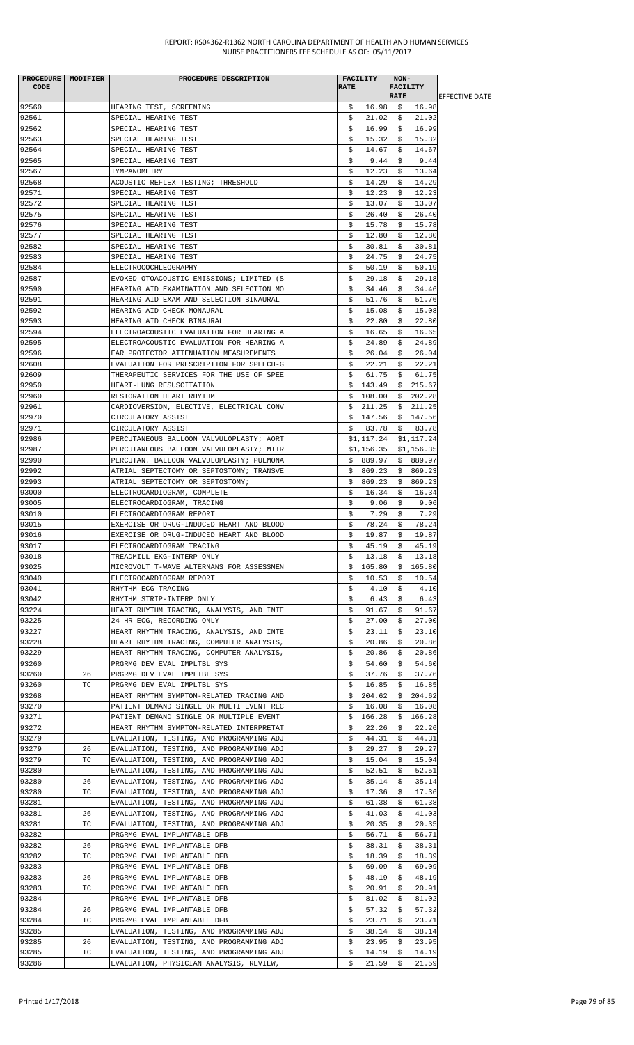REPORT: RS04362-R1362 NORTH CAROLINA DEPARTMENT OF HEALTH AND HUMAN SERVICES
NURSE PRACTITIONERS FEE SCHEDULE AS OF: 05/11/2017

| PROCEDURE CODE | MODIFIER | PROCEDURE DESCRIPTION | FACILITY RATE | NON-FACILITY RATE | EFFECTIVE DATE |
|---|---|---|---|---|---|
| 92560 | | HEARING TEST, SCREENING | $ 16.98 | $ 16.98 | |
| 92561 | | SPECIAL HEARING TEST | $ 21.02 | $ 21.02 | |
| 92562 | | SPECIAL HEARING TEST | $ 16.99 | $ 16.99 | |
| 92563 | | SPECIAL HEARING TEST | $ 15.32 | $ 15.32 | |
| 92564 | | SPECIAL HEARING TEST | $ 14.67 | $ 14.67 | |
| 92565 | | SPECIAL HEARING TEST | $ 9.44 | $ 9.44 | |
| 92567 | | TYMPANOMETRY | $ 12.23 | $ 13.64 | |
| 92568 | | ACOUSTIC REFLEX TESTING; THRESHOLD | $ 14.29 | $ 14.29 | |
| 92571 | | SPECIAL HEARING TEST | $ 12.23 | $ 12.23 | |
| 92572 | | SPECIAL HEARING TEST | $ 13.07 | $ 13.07 | |
| 92575 | | SPECIAL HEARING TEST | $ 26.40 | $ 26.40 | |
| 92576 | | SPECIAL HEARING TEST | $ 15.78 | $ 15.78 | |
| 92577 | | SPECIAL HEARING TEST | $ 12.80 | $ 12.80 | |
| 92582 | | SPECIAL HEARING TEST | $ 30.81 | $ 30.81 | |
| 92583 | | SPECIAL HEARING TEST | $ 24.75 | $ 24.75 | |
| 92584 | | ELECTROCOCHLEOGRAPHY | $ 50.19 | $ 50.19 | |
| 92587 | | EVOKED OTOACOUSTIC EMISSIONS; LIMITED (S | $ 29.18 | $ 29.18 | |
| 92590 | | HEARING AID EXAMINATION AND SELECTION MO | $ 34.46 | $ 34.46 | |
| 92591 | | HEARING AID EXAM AND SELECTION BINAURAL | $ 51.76 | $ 51.76 | |
| 92592 | | HEARING AID CHECK MONAURAL | $ 15.08 | $ 15.08 | |
| 92593 | | HEARING AID CHECK BINAURAL | $ 22.80 | $ 22.80 | |
| 92594 | | ELECTROACOUSTIC EVALUATION FOR HEARING A | $ 16.65 | $ 16.65 | |
| 92595 | | ELECTROACOUSTIC EVALUATION FOR HEARING A | $ 24.89 | $ 24.89 | |
| 92596 | | EAR PROTECTOR ATTENUATION MEASUREMENTS | $ 26.04 | $ 26.04 | |
| 92608 | | EVALUATION FOR PRESCRIPTION FOR SPEECH-G | $ 22.21 | $ 22.21 | |
| 92609 | | THERAPEUTIC SERVICES FOR THE USE OF SPEE | $ 61.75 | $ 61.75 | |
| 92950 | | HEART-LUNG RESUSCITATION | $ 143.49 | $ 215.67 | |
| 92960 | | RESTORATION HEART RHYTHM | $ 108.00 | $ 202.28 | |
| 92961 | | CARDIOVERSION, ELECTIVE, ELECTRICAL CONV | $ 211.25 | $ 211.25 | |
| 92970 | | CIRCULATORY ASSIST | $ 147.56 | $ 147.56 | |
| 92971 | | CIRCULATORY ASSIST | $ 83.78 | $ 83.78 | |
| 92986 | | PERCUTANEOUS BALLOON VALVULOPLASTY; AORT | $1,117.24 | $1,117.24 | |
| 92987 | | PERCUTANEOUS BALLOON VALVULOPLASTY; MITR | $1,156.35 | $1,156.35 | |
| 92990 | | PERCUTAN. BALLOON VALVULOPLASTY; PULMONA | $ 889.97 | $ 889.97 | |
| 92992 | | ATRIAL SEPTECTOMY OR SEPTOSTOMY; TRANSVE | $ 869.23 | $ 869.23 | |
| 92993 | | ATRIAL SEPTECTOMY OR SEPTOSTOMY; | $ 869.23 | $ 869.23 | |
| 93000 | | ELECTROCARDIOGRAM, COMPLETE | $ 16.34 | $ 16.34 | |
| 93005 | | ELECTROCARDIOGRAM, TRACING | $ 9.06 | $ 9.06 | |
| 93010 | | ELECTROCARDIOGRAM REPORT | $ 7.29 | $ 7.29 | |
| 93015 | | EXERCISE OR DRUG-INDUCED HEART AND BLOOD | $ 78.24 | $ 78.24 | |
| 93016 | | EXERCISE OR DRUG-INDUCED HEART AND BLOOD | $ 19.87 | $ 19.87 | |
| 93017 | | ELECTROCARDIOGRAM TRACING | $ 45.19 | $ 45.19 | |
| 93018 | | TREADMILL EKG-INTERP ONLY | $ 13.18 | $ 13.18 | |
| 93025 | | MICROVOLT T-WAVE ALTERNANS FOR ASSESSMEN | $ 165.80 | $ 165.80 | |
| 93040 | | ELECTROCARDIOGRAM REPORT | $ 10.53 | $ 10.54 | |
| 93041 | | RHYTHM ECG TRACING | $ 4.10 | $ 4.10 | |
| 93042 | | RHYTHM STRIP-INTERP ONLY | $ 6.43 | $ 6.43 | |
| 93224 | | HEART RHYTHM TRACING, ANALYSIS, AND INTE | $ 91.67 | $ 91.67 | |
| 93225 | | 24 HR ECG, RECORDING ONLY | $ 27.00 | $ 27.00 | |
| 93227 | | HEART RHYTHM TRACING, ANALYSIS, AND INTE | $ 23.11 | $ 23.10 | |
| 93228 | | HEART RHYTHM TRACING, COMPUTER ANALYSIS, | $ 20.86 | $ 20.86 | |
| 93229 | | HEART RHYTHM TRACING, COMPUTER ANALYSIS, | $ 20.86 | $ 20.86 | |
| 93260 | | PRGRMG DEV EVAL IMPLTBL SYS | $ 54.60 | $ 54.60 | |
| 93260 | 26 | PRGRMG DEV EVAL IMPLTBL SYS | $ 37.76 | $ 37.76 | |
| 93260 | TC | PRGRMG DEV EVAL IMPLTBL SYS | $ 16.85 | $ 16.85 | |
| 93268 | | HEART RHYTHM SYMPTOM-RELATED TRACING AND | $ 204.62 | $ 204.62 | |
| 93270 | | PATIENT DEMAND SINGLE OR MULTI EVENT REC | $ 16.08 | $ 16.08 | |
| 93271 | | PATIENT DEMAND SINGLE OR MULTIPLE EVENT | $ 166.28 | $ 166.28 | |
| 93272 | | HEART RHYTHM SYMPTOM-RELATED INTERPRETAT | $ 22.26 | $ 22.26 | |
| 93279 | | EVALUATION, TESTING, AND PROGRAMMING ADJ | $ 44.31 | $ 44.31 | |
| 93279 | 26 | EVALUATION, TESTING, AND PROGRAMMING ADJ | $ 29.27 | $ 29.27 | |
| 93279 | TC | EVALUATION, TESTING, AND PROGRAMMING ADJ | $ 15.04 | $ 15.04 | |
| 93280 | | EVALUATION, TESTING, AND PROGRAMMING ADJ | $ 52.51 | $ 52.51 | |
| 93280 | 26 | EVALUATION, TESTING, AND PROGRAMMING ADJ | $ 35.14 | $ 35.14 | |
| 93280 | TC | EVALUATION, TESTING, AND PROGRAMMING ADJ | $ 17.36 | $ 17.36 | |
| 93281 | | EVALUATION, TESTING, AND PROGRAMMING ADJ | $ 61.38 | $ 61.38 | |
| 93281 | 26 | EVALUATION, TESTING, AND PROGRAMMING ADJ | $ 41.03 | $ 41.03 | |
| 93281 | TC | EVALUATION, TESTING, AND PROGRAMMING ADJ | $ 20.35 | $ 20.35 | |
| 93282 | | PRGRMG EVAL IMPLANTABLE DFB | $ 56.71 | $ 56.71 | |
| 93282 | 26 | PRGRMG EVAL IMPLANTABLE DFB | $ 38.31 | $ 38.31 | |
| 93282 | TC | PRGRMG EVAL IMPLANTABLE DFB | $ 18.39 | $ 18.39 | |
| 93283 | | PRGRMG EVAL IMPLANTABLE DFB | $ 69.09 | $ 69.09 | |
| 93283 | 26 | PRGRMG EVAL IMPLANTABLE DFB | $ 48.19 | $ 48.19 | |
| 93283 | TC | PRGRMG EVAL IMPLANTABLE DFB | $ 20.91 | $ 20.91 | |
| 93284 | | PRGRMG EVAL IMPLANTABLE DFB | $ 81.02 | $ 81.02 | |
| 93284 | 26 | PRGRMG EVAL IMPLANTABLE DFB | $ 57.32 | $ 57.32 | |
| 93284 | TC | PRGRMG EVAL IMPLANTABLE DFB | $ 23.71 | $ 23.71 | |
| 93285 | | EVALUATION, TESTING, AND PROGRAMMING ADJ | $ 38.14 | $ 38.14 | |
| 93285 | 26 | EVALUATION, TESTING, AND PROGRAMMING ADJ | $ 23.95 | $ 23.95 | |
| 93285 | TC | EVALUATION, TESTING, AND PROGRAMMING ADJ | $ 14.19 | $ 14.19 | |
| 93286 | | EVALUATION, PHYSICIAN ANALYSIS, REVIEW, | $ 21.59 | $ 21.59 | |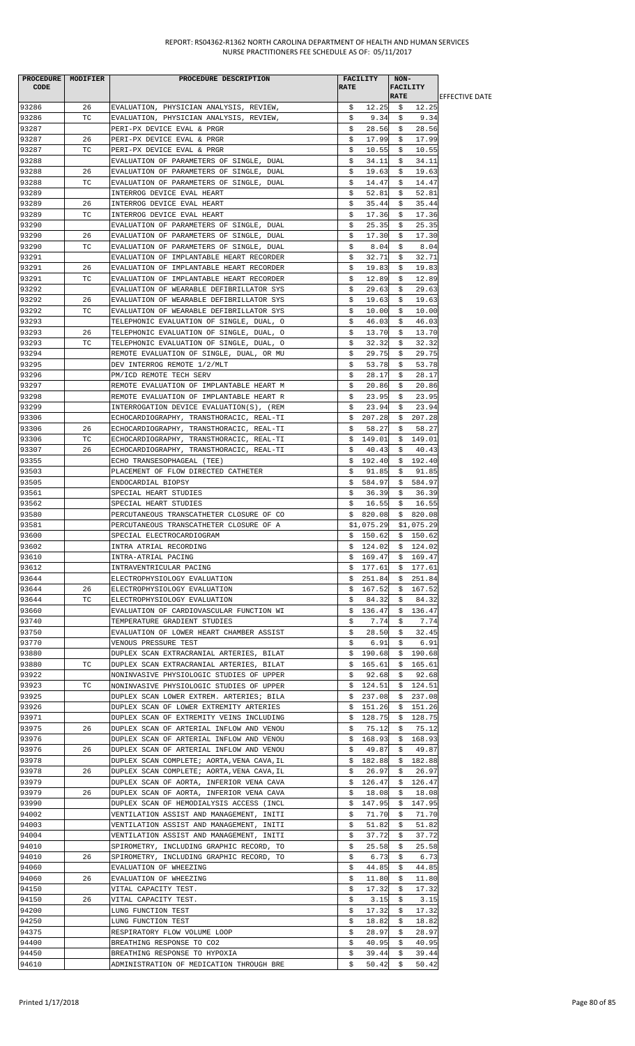REPORT: RS04362-R1362 NORTH CAROLINA DEPARTMENT OF HEALTH AND HUMAN SERVICES
NURSE PRACTITIONERS FEE SCHEDULE AS OF: 05/11/2017

| PROCEDURE CODE | MODIFIER | PROCEDURE DESCRIPTION | FACILITY RATE | NON-FACILITY RATE | EFFECTIVE DATE |
|---|---|---|---|---|---|
| 93286 | 26 | EVALUATION, PHYSICIAN ANALYSIS, REVIEW, | $ 12.25 | $ 12.25 | |
| 93286 | TC | EVALUATION, PHYSICIAN ANALYSIS, REVIEW, | $ 9.34 | $ 9.34 | |
| 93287 | | PERI-PX DEVICE EVAL & PRGR | $ 28.56 | $ 28.56 | |
| 93287 | 26 | PERI-PX DEVICE EVAL & PRGR | $ 17.99 | $ 17.99 | |
| 93287 | TC | PERI-PX DEVICE EVAL & PRGR | $ 10.55 | $ 10.55 | |
| 93288 | | EVALUATION OF PARAMETERS OF SINGLE, DUAL | $ 34.11 | $ 34.11 | |
| 93288 | 26 | EVALUATION OF PARAMETERS OF SINGLE, DUAL | $ 19.63 | $ 19.63 | |
| 93288 | TC | EVALUATION OF PARAMETERS OF SINGLE, DUAL | $ 14.47 | $ 14.47 | |
| 93289 | | INTERROG DEVICE EVAL HEART | $ 52.81 | $ 52.81 | |
| 93289 | 26 | INTERROG DEVICE EVAL HEART | $ 35.44 | $ 35.44 | |
| 93289 | TC | INTERROG DEVICE EVAL HEART | $ 17.36 | $ 17.36 | |
| 93290 | | EVALUATION OF PARAMETERS OF SINGLE, DUAL | $ 25.35 | $ 25.35 | |
| 93290 | 26 | EVALUATION OF PARAMETERS OF SINGLE, DUAL | $ 17.30 | $ 17.30 | |
| 93290 | TC | EVALUATION OF PARAMETERS OF SINGLE, DUAL | $ 8.04 | $ 8.04 | |
| 93291 | | EVALUATION OF IMPLANTABLE HEART RECORDER | $ 32.71 | $ 32.71 | |
| 93291 | 26 | EVALUATION OF IMPLANTABLE HEART RECORDER | $ 19.83 | $ 19.83 | |
| 93291 | TC | EVALUATION OF IMPLANTABLE HEART RECORDER | $ 12.89 | $ 12.89 | |
| 93292 | | EVALUATION OF WEARABLE DEFIBRILLATOR SYS | $ 29.63 | $ 29.63 | |
| 93292 | 26 | EVALUATION OF WEARABLE DEFIBRILLATOR SYS | $ 19.63 | $ 19.63 | |
| 93292 | TC | EVALUATION OF WEARABLE DEFIBRILLATOR SYS | $ 10.00 | $ 10.00 | |
| 93293 | | TELEPHONIC EVALUATION OF SINGLE, DUAL, O | $ 46.03 | $ 46.03 | |
| 93293 | 26 | TELEPHONIC EVALUATION OF SINGLE, DUAL, O | $ 13.70 | $ 13.70 | |
| 93293 | TC | TELEPHONIC EVALUATION OF SINGLE, DUAL, O | $ 32.32 | $ 32.32 | |
| 93294 | | REMOTE EVALUATION OF SINGLE, DUAL, OR MU | $ 29.75 | $ 29.75 | |
| 93295 | | DEV INTERROG REMOTE 1/2/MLT | $ 53.78 | $ 53.78 | |
| 93296 | | PM/ICD REMOTE TECH SERV | $ 28.17 | $ 28.17 | |
| 93297 | | REMOTE EVALUATION OF IMPLANTABLE HEART M | $ 20.86 | $ 20.86 | |
| 93298 | | REMOTE EVALUATION OF IMPLANTABLE HEART R | $ 23.95 | $ 23.95 | |
| 93299 | | INTERROGATION DEVICE EVALUATION(S), (REM | $ 23.94 | $ 23.94 | |
| 93306 | | ECHOCARDIOGRAPHY, TRANSTHORACIC, REAL-TI | $ 207.28 | $ 207.28 | |
| 93306 | 26 | ECHOCARDIOGRAPHY, TRANSTHORACIC, REAL-TI | $ 58.27 | $ 58.27 | |
| 93306 | TC | ECHOCARDIOGRAPHY, TRANSTHORACIC, REAL-TI | $ 149.01 | $ 149.01 | |
| 93307 | 26 | ECHOCARDIOGRAPHY, TRANSTHORACIC, REAL-TI | $ 40.43 | $ 40.43 | |
| 93355 | | ECHO TRANSESOPHAGEAL (TEE) | $ 192.40 | $ 192.40 | |
| 93503 | | PLACEMENT OF FLOW DIRECTED CATHETER | $ 91.85 | $ 91.85 | |
| 93505 | | ENDOCARDIAL BIOPSY | $ 584.97 | $ 584.97 | |
| 93561 | | SPECIAL HEART STUDIES | $ 36.39 | $ 36.39 | |
| 93562 | | SPECIAL HEART STUDIES | $ 16.55 | $ 16.55 | |
| 93580 | | PERCUTANEOUS TRANSCATHETER CLOSURE OF CO | $ 820.08 | $ 820.08 | |
| 93581 | | PERCUTANEOUS TRANSCATHETER CLOSURE OF A | $1,075.29 | $1,075.29 | |
| 93600 | | SPECIAL ELECTROCARDIOGRAM | $ 150.62 | $ 150.62 | |
| 93602 | | INTRA ATRIAL RECORDING | $ 124.02 | $ 124.02 | |
| 93610 | | INTRA-ATRIAL PACING | $ 169.47 | $ 169.47 | |
| 93612 | | INTRAVENTRICULAR PACING | $ 177.61 | $ 177.61 | |
| 93644 | | ELECTROPHYSIOLOGY EVALUATION | $ 251.84 | $ 251.84 | |
| 93644 | 26 | ELECTROPHYSIOLOGY EVALUATION | $ 167.52 | $ 167.52 | |
| 93644 | TC | ELECTROPHYSIOLOGY EVALUATION | $ 84.32 | $ 84.32 | |
| 93660 | | EVALUATION OF CARDIOVASCULAR FUNCTION WI | $ 136.47 | $ 136.47 | |
| 93740 | | TEMPERATURE GRADIENT STUDIES | $ 7.74 | $ 7.74 | |
| 93750 | | EVALUATION OF LOWER HEART CHAMBER ASSIST | $ 28.50 | $ 32.45 | |
| 93770 | | VENOUS PRESSURE TEST | $ 6.91 | $ 6.91 | |
| 93880 | | DUPLEX SCAN EXTRACRANIAL ARTERIES, BILAT | $ 190.68 | $ 190.68 | |
| 93880 | TC | DUPLEX SCAN EXTRACRANIAL ARTERIES, BILAT | $ 165.61 | $ 165.61 | |
| 93922 | | NONINVASIVE PHYSIOLOGIC STUDIES OF UPPER | $ 92.68 | $ 92.68 | |
| 93923 | TC | NONINVASIVE PHYSIOLOGIC STUDIES OF UPPER | $ 124.51 | $ 124.51 | |
| 93925 | | DUPLEX SCAN LOWER EXTREM. ARTERIES; BILA | $ 237.08 | $ 237.08 | |
| 93926 | | DUPLEX SCAN OF LOWER EXTREMITY ARTERIES | $ 151.26 | $ 151.26 | |
| 93971 | | DUPLEX SCAN OF EXTREMITY VEINS INCLUDING | $ 128.75 | $ 128.75 | |
| 93975 | 26 | DUPLEX SCAN OF ARTERIAL INFLOW AND VENOU | $ 75.12 | $ 75.12 | |
| 93976 | | DUPLEX SCAN OF ARTERIAL INFLOW AND VENOU | $ 168.93 | $ 168.93 | |
| 93976 | 26 | DUPLEX SCAN OF ARTERIAL INFLOW AND VENOU | $ 49.87 | $ 49.87 | |
| 93978 | | DUPLEX SCAN COMPLETE; AORTA,VENA CAVA,IL | $ 182.88 | $ 182.88 | |
| 93978 | 26 | DUPLEX SCAN COMPLETE; AORTA,VENA CAVA,IL | $ 26.97 | $ 26.97 | |
| 93979 | | DUPLEX SCAN OF AORTA, INFERIOR VENA CAVA | $ 126.47 | $ 126.47 | |
| 93979 | 26 | DUPLEX SCAN OF AORTA, INFERIOR VENA CAVA | $ 18.08 | $ 18.08 | |
| 93990 | | DUPLEX SCAN OF HEMODIALYSIS ACCESS (INCL | $ 147.95 | $ 147.95 | |
| 94002 | | VENTILATION ASSIST AND MANAGEMENT, INITI | $ 71.70 | $ 71.70 | |
| 94003 | | VENTILATION ASSIST AND MANAGEMENT, INITI | $ 51.82 | $ 51.82 | |
| 94004 | | VENTILATION ASSIST AND MANAGEMENT, INITI | $ 37.72 | $ 37.72 | |
| 94010 | | SPIROMETRY, INCLUDING GRAPHIC RECORD, TO | $ 25.58 | $ 25.58 | |
| 94010 | 26 | SPIROMETRY, INCLUDING GRAPHIC RECORD, TO | $ 6.73 | $ 6.73 | |
| 94060 | | EVALUATION OF WHEEZING | $ 44.85 | $ 44.85 | |
| 94060 | 26 | EVALUATION OF WHEEZING | $ 11.80 | $ 11.80 | |
| 94150 | | VITAL CAPACITY TEST. | $ 17.32 | $ 17.32 | |
| 94150 | 26 | VITAL CAPACITY TEST. | $ 3.15 | $ 3.15 | |
| 94200 | | LUNG FUNCTION TEST | $ 17.32 | $ 17.32 | |
| 94250 | | LUNG FUNCTION TEST | $ 18.82 | $ 18.82 | |
| 94375 | | RESPIRATORY FLOW VOLUME LOOP | $ 28.97 | $ 28.97 | |
| 94400 | | BREATHING RESPONSE TO CO2 | $ 40.95 | $ 40.95 | |
| 94450 | | BREATHING RESPONSE TO HYPOXIA | $ 39.44 | $ 39.44 | |
| 94610 | | ADMINISTRATION OF MEDICATION THROUGH BRE | $ 50.42 | $ 50.42 | |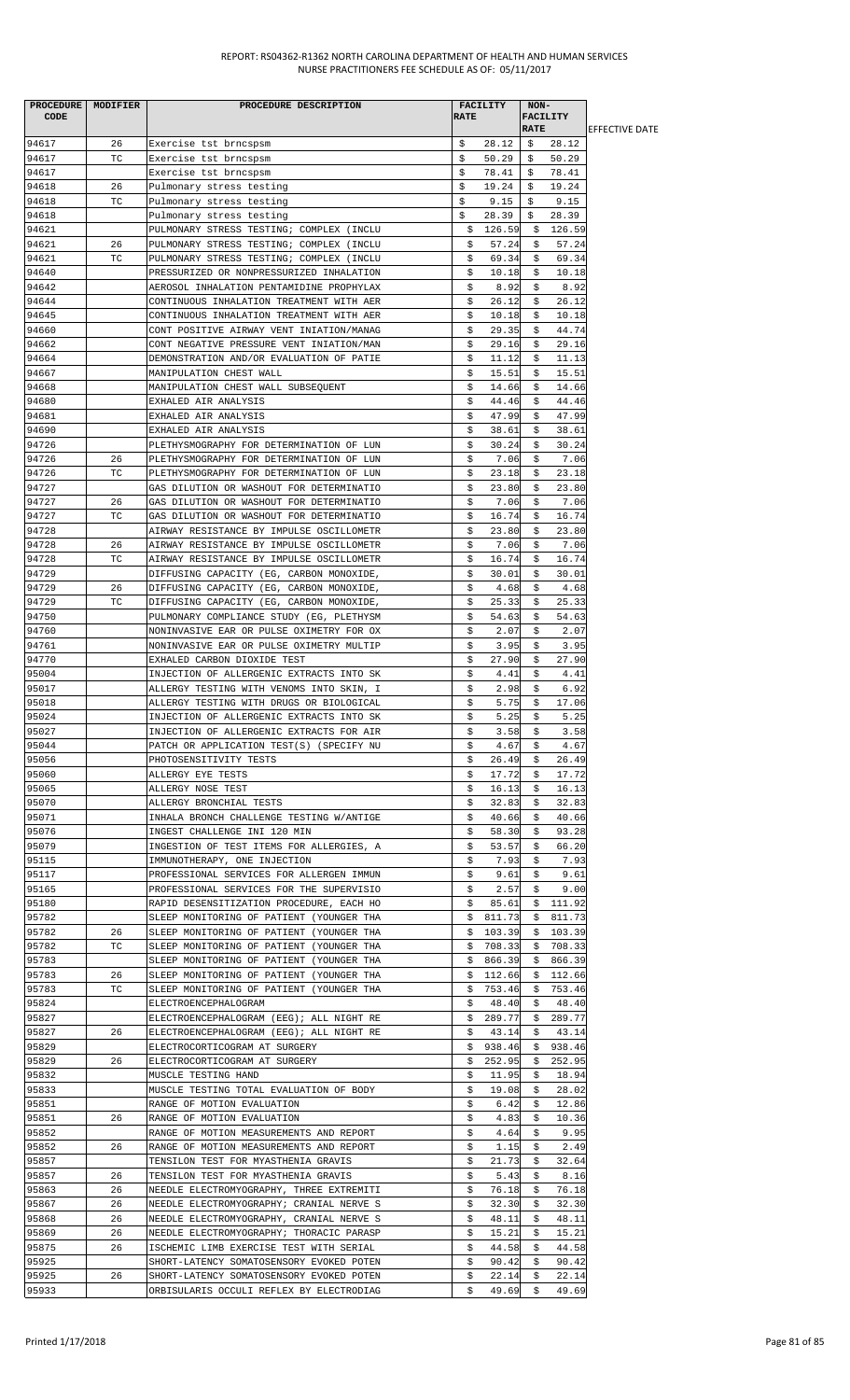REPORT: RS04362-R1362 NORTH CAROLINA DEPARTMENT OF HEALTH AND HUMAN SERVICES
NURSE PRACTITIONERS FEE SCHEDULE AS OF: 05/11/2017

| PROCEDURE CODE | MODIFIER | PROCEDURE DESCRIPTION | FACILITY RATE | NON-FACILITY RATE | EFFECTIVE DATE |
|---|---|---|---|---|---|
| 94617 | 26 | Exercise tst brncspsm | $ 28.12 | $ 28.12 | |
| 94617 | TC | Exercise tst brncspsm | $ 50.29 | $ 50.29 | |
| 94617 | | Exercise tst brncspsm | $ 78.41 | $ 78.41 | |
| 94618 | 26 | Pulmonary stress testing | $ 19.24 | $ 19.24 | |
| 94618 | TC | Pulmonary stress testing | $ 9.15 | $ 9.15 | |
| 94618 | | Pulmonary stress testing | $ 28.39 | $ 28.39 | |
| 94621 | | PULMONARY STRESS TESTING; COMPLEX (INCLU | $ 126.59 | $ 126.59 | |
| 94621 | 26 | PULMONARY STRESS TESTING; COMPLEX (INCLU | $ 57.24 | $ 57.24 | |
| 94621 | TC | PULMONARY STRESS TESTING; COMPLEX (INCLU | $ 69.34 | $ 69.34 | |
| 94640 | | PRESSURIZED OR NONPRESSURIZED INHALATION | $ 10.18 | $ 10.18 | |
| 94642 | | AEROSOL INHALATION PENTAMIDINE PROPHYLAX | $ 8.92 | $ 8.92 | |
| 94644 | | CONTINUOUS INHALATION TREATMENT WITH AER | $ 26.12 | $ 26.12 | |
| 94645 | | CONTINUOUS INHALATION TREATMENT WITH AER | $ 10.18 | $ 10.18 | |
| 94660 | | CONT POSITIVE AIRWAY VENT INIATION/MANAG | $ 29.35 | $ 44.74 | |
| 94662 | | CONT NEGATIVE PRESSURE VENT INIATION/MAN | $ 29.16 | $ 29.16 | |
| 94664 | | DEMONSTRATION AND/OR EVALUATION OF PATIE | $ 11.12 | $ 11.13 | |
| 94667 | | MANIPULATION CHEST WALL | $ 15.51 | $ 15.51 | |
| 94668 | | MANIPULATION CHEST WALL SUBSEQUENT | $ 14.66 | $ 14.66 | |
| 94680 | | EXHALED AIR ANALYSIS | $ 44.46 | $ 44.46 | |
| 94681 | | EXHALED AIR ANALYSIS | $ 47.99 | $ 47.99 | |
| 94690 | | EXHALED AIR ANALYSIS | $ 38.61 | $ 38.61 | |
| 94726 | | PLETHYSMOGRAPHY FOR DETERMINATION OF LUN | $ 30.24 | $ 30.24 | |
| 94726 | 26 | PLETHYSMOGRAPHY FOR DETERMINATION OF LUN | $ 7.06 | $ 7.06 | |
| 94726 | TC | PLETHYSMOGRAPHY FOR DETERMINATION OF LUN | $ 23.18 | $ 23.18 | |
| 94727 | | GAS DILUTION OR WASHOUT FOR DETERMINATIO | $ 23.80 | $ 23.80 | |
| 94727 | 26 | GAS DILUTION OR WASHOUT FOR DETERMINATIO | $ 7.06 | $ 7.06 | |
| 94727 | TC | GAS DILUTION OR WASHOUT FOR DETERMINATIO | $ 16.74 | $ 16.74 | |
| 94728 | | AIRWAY RESISTANCE BY IMPULSE OSCILLOMETR | $ 23.80 | $ 23.80 | |
| 94728 | 26 | AIRWAY RESISTANCE BY IMPULSE OSCILLOMETR | $ 7.06 | $ 7.06 | |
| 94728 | TC | AIRWAY RESISTANCE BY IMPULSE OSCILLOMETR | $ 16.74 | $ 16.74 | |
| 94729 | | DIFFUSING CAPACITY (EG, CARBON MONOXIDE, | $ 30.01 | $ 30.01 | |
| 94729 | 26 | DIFFUSING CAPACITY (EG, CARBON MONOXIDE, | $ 4.68 | $ 4.68 | |
| 94729 | TC | DIFFUSING CAPACITY (EG, CARBON MONOXIDE, | $ 25.33 | $ 25.33 | |
| 94750 | | PULMONARY COMPLIANCE STUDY (EG, PLETHYSM | $ 54.63 | $ 54.63 | |
| 94760 | | NONINVASIVE EAR OR PULSE OXIMETRY FOR OX | $ 2.07 | $ 2.07 | |
| 94761 | | NONINVASIVE EAR OR PULSE OXIMETRY MULTIP | $ 3.95 | $ 3.95 | |
| 94770 | | EXHALED CARBON DIOXIDE TEST | $ 27.90 | $ 27.90 | |
| 95004 | | INJECTION OF ALLERGENIC EXTRACTS INTO SK | $ 4.41 | $ 4.41 | |
| 95017 | | ALLERGY TESTING WITH VENOMS INTO SKIN, I | $ 2.98 | $ 6.92 | |
| 95018 | | ALLERGY TESTING WITH DRUGS OR BIOLOGICAL | $ 5.75 | $ 17.06 | |
| 95024 | | INJECTION OF ALLERGENIC EXTRACTS INTO SK | $ 5.25 | $ 5.25 | |
| 95027 | | INJECTION OF ALLERGENIC EXTRACTS FOR AIR | $ 3.58 | $ 3.58 | |
| 95044 | | PATCH OR APPLICATION TEST(S) (SPECIFY NU | $ 4.67 | $ 4.67 | |
| 95056 | | PHOTOSENSITIVITY TESTS | $ 26.49 | $ 26.49 | |
| 95060 | | ALLERGY EYE TESTS | $ 17.72 | $ 17.72 | |
| 95065 | | ALLERGY NOSE TEST | $ 16.13 | $ 16.13 | |
| 95070 | | ALLERGY BRONCHIAL TESTS | $ 32.83 | $ 32.83 | |
| 95071 | | INHALA BRONCH CHALLENGE TESTING W/ANTIGE | $ 40.66 | $ 40.66 | |
| 95076 | | INGEST CHALLENGE INI 120 MIN | $ 58.30 | $ 93.28 | |
| 95079 | | INGESTION OF TEST ITEMS FOR ALLERGIES, A | $ 53.57 | $ 66.20 | |
| 95115 | | IMMUNOTHERAPY, ONE INJECTION | $ 7.93 | $ 7.93 | |
| 95117 | | PROFESSIONAL SERVICES FOR ALLERGEN IMMUN | $ 9.61 | $ 9.61 | |
| 95165 | | PROFESSIONAL SERVICES FOR THE SUPERVISIO | $ 2.57 | $ 9.00 | |
| 95180 | | RAPID DESENSITIZATION PROCEDURE, EACH HO | $ 85.61 | $ 111.92 | |
| 95782 | | SLEEP MONITORING OF PATIENT (YOUNGER THA | $ 811.73 | $ 811.73 | |
| 95782 | 26 | SLEEP MONITORING OF PATIENT (YOUNGER THA | $ 103.39 | $ 103.39 | |
| 95782 | TC | SLEEP MONITORING OF PATIENT (YOUNGER THA | $ 708.33 | $ 708.33 | |
| 95783 | | SLEEP MONITORING OF PATIENT (YOUNGER THA | $ 866.39 | $ 866.39 | |
| 95783 | 26 | SLEEP MONITORING OF PATIENT (YOUNGER THA | $ 112.66 | $ 112.66 | |
| 95783 | TC | SLEEP MONITORING OF PATIENT (YOUNGER THA | $ 753.46 | $ 753.46 | |
| 95824 | | ELECTROENCEPHALOGRAM | $ 48.40 | $ 48.40 | |
| 95827 | | ELECTROENCEPHALOGRAM (EEG); ALL NIGHT RE | $ 289.77 | $ 289.77 | |
| 95827 | 26 | ELECTROENCEPHALOGRAM (EEG); ALL NIGHT RE | $ 43.14 | $ 43.14 | |
| 95829 | | ELECTROCORTICOGRAM AT SURGERY | $ 938.46 | $ 938.46 | |
| 95829 | 26 | ELECTROCORTICOGRAM AT SURGERY | $ 252.95 | $ 252.95 | |
| 95832 | | MUSCLE TESTING HAND | $ 11.95 | $ 18.94 | |
| 95833 | | MUSCLE TESTING TOTAL EVALUATION OF BODY | $ 19.08 | $ 28.02 | |
| 95851 | | RANGE OF MOTION EVALUATION | $ 6.42 | $ 12.86 | |
| 95851 | 26 | RANGE OF MOTION EVALUATION | $ 4.83 | $ 10.36 | |
| 95852 | | RANGE OF MOTION MEASUREMENTS AND REPORT | $ 4.64 | $ 9.95 | |
| 95852 | 26 | RANGE OF MOTION MEASUREMENTS AND REPORT | $ 1.15 | $ 2.49 | |
| 95857 | | TENSILON TEST FOR MYASTHENIA GRAVIS | $ 21.73 | $ 32.64 | |
| 95857 | 26 | TENSILON TEST FOR MYASTHENIA GRAVIS | $ 5.43 | $ 8.16 | |
| 95863 | 26 | NEEDLE ELECTROMYOGRAPHY, THREE EXTREMITI | $ 76.18 | $ 76.18 | |
| 95867 | 26 | NEEDLE ELECTROMYOGRAPHY; CRANIAL NERVE S | $ 32.30 | $ 32.30 | |
| 95868 | 26 | NEEDLE ELECTROMYOGRAPHY, CRANIAL NERVE S | $ 48.11 | $ 48.11 | |
| 95869 | 26 | NEEDLE ELECTROMYOGRAPHY; THORACIC PARASP | $ 15.21 | $ 15.21 | |
| 95875 | 26 | ISCHEMIC LIMB EXERCISE TEST WITH SERIAL | $ 44.58 | $ 44.58 | |
| 95925 | | SHORT-LATENCY SOMATOSENSORY EVOKED POTEN | $ 90.42 | $ 90.42 | |
| 95925 | 26 | SHORT-LATENCY SOMATOSENSORY EVOKED POTEN | $ 22.14 | $ 22.14 | |
| 95933 | | ORBISULARIS OCCULI REFLEX BY ELECTRODIAG | $ 49.69 | $ 49.69 | |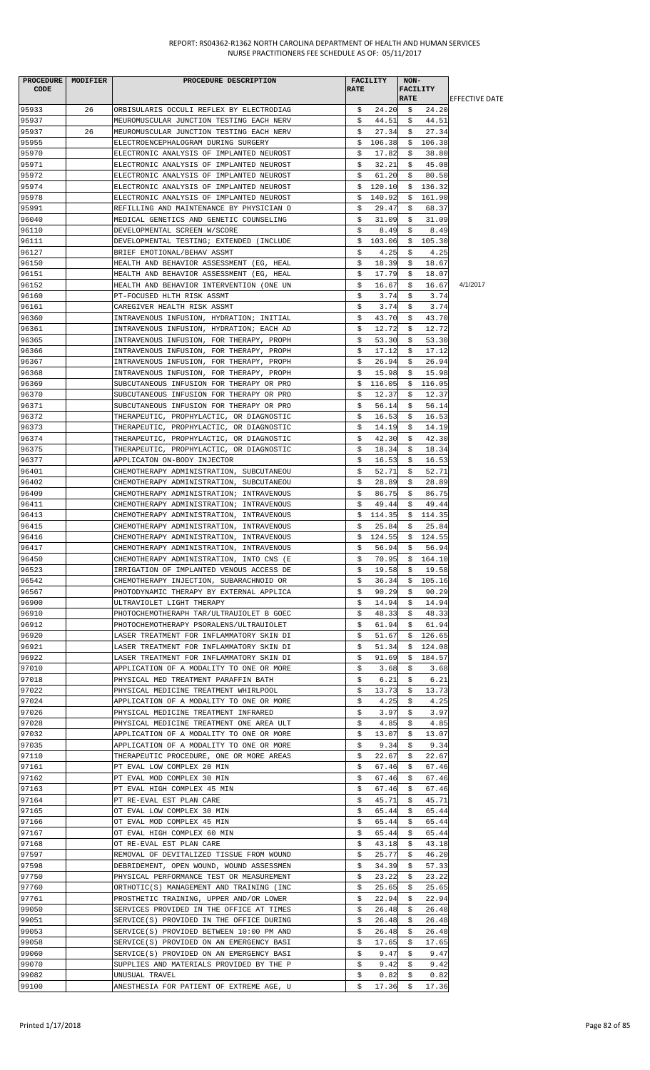| PROCEDURE CODE | MODIFIER | PROCEDURE DESCRIPTION | FACILITY RATE | NON-FACILITY RATE | EFFECTIVE DATE |
|---|---|---|---|---|---|
| 95933 | 26 | ORBISULARIS OCCULI REFLEX BY ELECTRODIAG | $ 24.20 | $ 24.20 | |
| 95937 | | MEUROMUSCULAR JUNCTION TESTING EACH NERV | $ 44.51 | $ 44.51 | |
| 95937 | 26 | MEUROMUSCULAR JUNCTION TESTING EACH NERV | $ 27.34 | $ 27.34 | |
| 95955 | | ELECTROENCEPHALOGRAM DURING SURGERY | $ 106.38 | $ 106.38 | |
| 95970 | | ELECTRONIC ANALYSIS OF IMPLANTED NEUROST | $ 17.82 | $ 38.80 | |
| 95971 | | ELECTRONIC ANALYSIS OF IMPLANTED NEUROST | $ 32.21 | $ 45.08 | |
| 95972 | | ELECTRONIC ANALYSIS OF IMPLANTED NEUROST | $ 61.20 | $ 80.50 | |
| 95974 | | ELECTRONIC ANALYSIS OF IMPLANTED NEUROST | $ 120.10 | $ 136.32 | |
| 95978 | | ELECTRONIC ANALYSIS OF IMPLANTED NEUROST | $ 140.92 | $ 161.90 | |
| 95991 | | REFILLING AND MAINTENANCE BY PHYSICIAN O | $ 29.47 | $ 68.37 | |
| 96040 | | MEDICAL GENETICS AND GENETIC COUNSELING | $ 31.09 | $ 31.09 | |
| 96110 | | DEVELOPMENTAL SCREEN W/SCORE | $ 8.49 | $ 8.49 | |
| 96111 | | DEVELOPMENTAL TESTING; EXTENDED (INCLUDE | $ 103.06 | $ 105.30 | |
| 96127 | | BRIEF EMOTIONAL/BEHAV ASSMT | $ 4.25 | $ 4.25 | |
| 96150 | | HEALTH AND BEHAVIOR ASSESSMENT (EG, HEAL | $ 18.39 | $ 18.67 | |
| 96151 | | HEALTH AND BEHAVIOR ASSESSMENT (EG, HEAL | $ 17.79 | $ 18.07 | |
| 96152 | | HEALTH AND BEHAVIOR INTERVENTION (ONE UN | $ 16.67 | $ 16.67 | 4/1/2017 |
| 96160 | | PT-FOCUSED HLTH RISK ASSMT | $ 3.74 | $ 3.74 | |
| 96161 | | CAREGIVER HEALTH RISK ASSMT | $ 3.74 | $ 3.74 | |
| 96360 | | INTRAVENOUS INFUSION, HYDRATION; INITIAL | $ 43.70 | $ 43.70 | |
| 96361 | | INTRAVENOUS INFUSION, HYDRATION; EACH AD | $ 12.72 | $ 12.72 | |
| 96365 | | INTRAVENOUS INFUSION, FOR THERAPY, PROPH | $ 53.30 | $ 53.30 | |
| 96366 | | INTRAVENOUS INFUSION, FOR THERAPY, PROPH | $ 17.12 | $ 17.12 | |
| 96367 | | INTRAVENOUS INFUSION, FOR THERAPY, PROPH | $ 26.94 | $ 26.94 | |
| 96368 | | INTRAVENOUS INFUSION, FOR THERAPY, PROPH | $ 15.98 | $ 15.98 | |
| 96369 | | SUBCUTANEOUS INFUSION FOR THERAPY OR PRO | $ 116.05 | $ 116.05 | |
| 96370 | | SUBCUTANEOUS INFUSION FOR THERAPY OR PRO | $ 12.37 | $ 12.37 | |
| 96371 | | SUBCUTANEOUS INFUSION FOR THERAPY OR PRO | $ 56.14 | $ 56.14 | |
| 96372 | | THERAPEUTIC, PROPHYLACTIC, OR DIAGNOSTIC | $ 16.53 | $ 16.53 | |
| 96373 | | THERAPEUTIC, PROPHYLACTIC, OR DIAGNOSTIC | $ 14.19 | $ 14.19 | |
| 96374 | | THERAPEUTIC, PROPHYLACTIC, OR DIAGNOSTIC | $ 42.30 | $ 42.30 | |
| 96375 | | THERAPEUTIC, PROPHYLACTIC, OR DIAGNOSTIC | $ 18.34 | $ 18.34 | |
| 96377 | | APPLICATON ON-BODY INJECTOR | $ 16.53 | $ 16.53 | |
| 96401 | | CHEMOTHERAPY ADMINISTRATION, SUBCUTANEOU | $ 52.71 | $ 52.71 | |
| 96402 | | CHEMOTHERAPY ADMINISTRATION, SUBCUTANEOU | $ 28.89 | $ 28.89 | |
| 96409 | | CHEMOTHERAPY ADMINISTRATION; INTRAVENOUS | $ 86.75 | $ 86.75 | |
| 96411 | | CHEMOTHERAPY ADMINISTRATION; INTRAVENOUS | $ 49.44 | $ 49.44 | |
| 96413 | | CHEMOTHERAPY ADMINISTRATION, INTRAVENOUS | $ 114.35 | $ 114.35 | |
| 96415 | | CHEMOTHERAPY ADMINISTRATION, INTRAVENOUS | $ 25.84 | $ 25.84 | |
| 96416 | | CHEMOTHERAPY ADMINISTRATION, INTRAVENOUS | $ 124.55 | $ 124.55 | |
| 96417 | | CHEMOTHERAPY ADMINISTRATION, INTRAVENOUS | $ 56.94 | $ 56.94 | |
| 96450 | | CHEMOTHERAPY ADMINISTRATION, INTO CNS (E | $ 70.95 | $ 164.10 | |
| 96523 | | IRRIGATION OF IMPLANTED VENOUS ACCESS DE | $ 19.58 | $ 19.58 | |
| 96542 | | CHEMOTHERAPY INJECTION, SUBARACHNOID OR | $ 36.34 | $ 105.16 | |
| 96567 | | PHOTODYNAMIC THERAPY BY EXTERNAL APPLICA | $ 90.29 | $ 90.29 | |
| 96900 | | ULTRAVIOLET LIGHT THERAPY | $ 14.94 | $ 14.94 | |
| 96910 | | PHOTOCHEMOTHERAPH TAR/ULTRAUIOLET B GOEC | $ 48.33 | $ 48.33 | |
| 96912 | | PHOTOCHEMOTHERAPY PSORALENS/ULTRAUIOLET | $ 61.94 | $ 61.94 | |
| 96920 | | LASER TREATMENT FOR INFLAMMATORY SKIN DI | $ 51.67 | $ 126.65 | |
| 96921 | | LASER TREATMENT FOR INFLAMMATORY SKIN DI | $ 51.34 | $ 124.08 | |
| 96922 | | LASER TREATMENT FOR INFLAMMATORY SKIN DI | $ 91.69 | $ 184.57 | |
| 97010 | | APPLICATION OF A MODALITY TO ONE OR MORE | $ 3.68 | $ 3.68 | |
| 97018 | | PHYSICAL MED TREATMENT PARAFFIN BATH | $ 6.21 | $ 6.21 | |
| 97022 | | PHYSICAL MEDICINE TREATMENT WHIRLPOOL | $ 13.73 | $ 13.73 | |
| 97024 | | APPLICATION OF A MODALITY TO ONE OR MORE | $ 4.25 | $ 4.25 | |
| 97026 | | PHYSICAL MEDICINE TREATMENT INFRARED | $ 3.97 | $ 3.97 | |
| 97028 | | PHYSICAL MEDICINE TREATMENT ONE AREA ULT | $ 4.85 | $ 4.85 | |
| 97032 | | APPLICATION OF A MODALITY TO ONE OR MORE | $ 13.07 | $ 13.07 | |
| 97035 | | APPLICATION OF A MODALITY TO ONE OR MORE | $ 9.34 | $ 9.34 | |
| 97110 | | THERAPEUTIC PROCEDURE, ONE OR MORE AREAS | $ 22.67 | $ 22.67 | |
| 97161 | | PT EVAL LOW COMPLEX 20 MIN | $ 67.46 | $ 67.46 | |
| 97162 | | PT EVAL MOD COMPLEX 30 MIN | $ 67.46 | $ 67.46 | |
| 97163 | | PT EVAL HIGH COMPLEX 45 MIN | $ 67.46 | $ 67.46 | |
| 97164 | | PT RE-EVAL EST PLAN CARE | $ 45.71 | $ 45.71 | |
| 97165 | | OT EVAL LOW COMPLEX 30 MIN | $ 65.44 | $ 65.44 | |
| 97166 | | OT EVAL MOD COMPLEX 45 MIN | $ 65.44 | $ 65.44 | |
| 97167 | | OT EVAL HIGH COMPLEX 60 MIN | $ 65.44 | $ 65.44 | |
| 97168 | | OT RE-EVAL EST PLAN CARE | $ 43.18 | $ 43.18 | |
| 97597 | | REMOVAL OF DEVITALIZED TISSUE FROM WOUND | $ 25.77 | $ 46.20 | |
| 97598 | | DEBRIDEMENT, OPEN WOUND, WOUND ASSESSMEN | $ 34.39 | $ 57.33 | |
| 97750 | | PHYSICAL PERFORMANCE TEST OR MEASUREMENT | $ 23.22 | $ 23.22 | |
| 97760 | | ORTHOTIC(S) MANAGEMENT AND TRAINING (INC | $ 25.65 | $ 25.65 | |
| 97761 | | PROSTHETIC TRAINING, UPPER AND/OR LOWER | $ 22.94 | $ 22.94 | |
| 99050 | | SERVICES PROVIDED IN THE OFFICE AT TIMES | $ 26.48 | $ 26.48 | |
| 99051 | | SERVICE(S) PROVIDED IN THE OFFICE DURING | $ 26.48 | $ 26.48 | |
| 99053 | | SERVICE(S) PROVIDED BETWEEN 10:00 PM AND | $ 26.48 | $ 26.48 | |
| 99058 | | SERVICE(S) PROVIDED ON AN EMERGENCY BASI | $ 17.65 | $ 17.65 | |
| 99060 | | SERVICE(S) PROVIDED ON AN EMERGENCY BASI | $ 9.47 | $ 9.47 | |
| 99070 | | SUPPLIES AND MATERIALS PROVIDED BY THE P | $ 9.42 | $ 9.42 | |
| 99082 | | UNUSUAL TRAVEL | $ 0.82 | $ 0.82 | |
| 99100 | | ANESTHESIA FOR PATIENT OF EXTREME AGE, U | $ 17.36 | $ 17.36 | |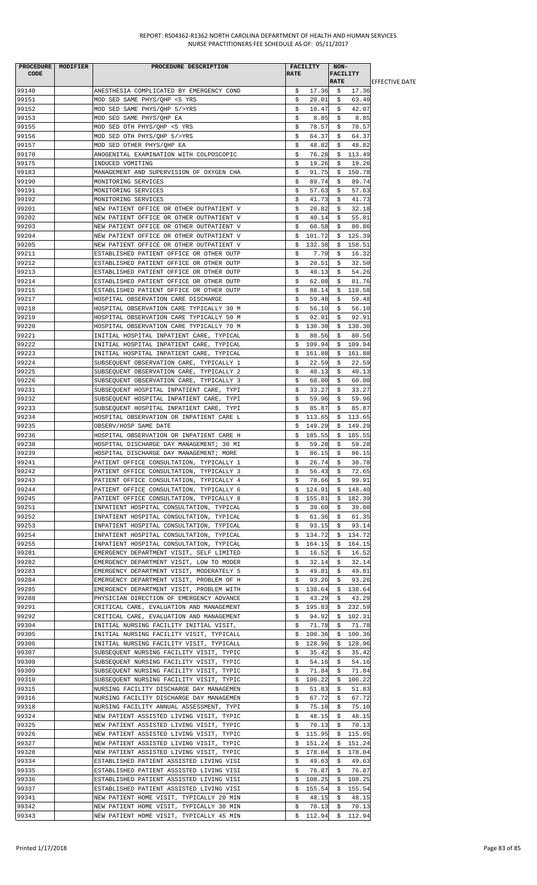| PROCEDURE CODE | MODIFIER | PROCEDURE DESCRIPTION | FACILITY RATE | NON-FACILITY RATE | EFFECTIVE DATE |
|---|---|---|---|---|---|
| 99140 | | ANESTHESIA COMPLICATED BY EMERGENCY COND | $ 17.36 | $ 17.36 | |
| 99151 | | MOD SED SAME PHYS/QHP <5 YRS | $ 20.01 | $ 63.40 | |
| 99152 | | MOD SED SAME PHYS/QHP 5/>YRS | $ 10.47 | $ 42.07 | |
| 99153 | | MOD SED SAME PHYS/QHP EA | $ 8.85 | $ 8.85 | |
| 99155 | | MOD SED OTH PHYS/QHP <5 YRS | $ 78.57 | $ 78.57 | |
| 99156 | | MOD SED OTH PHYS/QHP 5/>YRS | $ 64.37 | $ 64.37 | |
| 99157 | | MOD SED OTHER PHYS/QHP EA | $ 48.82 | $ 48.82 | |
| 99170 | | ANOGENITAL EXAMINATION WITH COLPOSCOPIC | $ 76.28 | $ 113.49 | |
| 99175 | | INDUCED VOMITING | $ 19.26 | $ 19.26 | |
| 99183 | | MANAGEMENT AND SUPERVISION OF OXYGEN CHA | $ 91.75 | $ 150.78 | |
| 99190 | | MONITORING SERVICES | $ 89.74 | $ 89.74 | |
| 99191 | | MONITORING SERVICES | $ 57.63 | $ 57.63 | |
| 99192 | | MONITORING SERVICES | $ 41.73 | $ 41.73 | |
| 99201 | | NEW PATIENT OFFICE OR OTHER OUTPATIENT V | $ 20.82 | $ 32.18 | |
| 99202 | | NEW PATIENT OFFICE OR OTHER OUTPATIENT V | $ 40.14 | $ 55.81 | |
| 99203 | | NEW PATIENT OFFICE OR OTHER OUTPATIENT V | $ 60.58 | $ 80.86 | |
| 99204 | | NEW PATIENT OFFICE OR OTHER OUTPATIENT V | $ 101.72 | $ 125.39 | |
| 99205 | | NEW PATIENT OFFICE OR OTHER OUTPATIENT V | $ 132.38 | $ 158.51 | |
| 99211 | | ESTABLISHED PATIENT OFFICE OR OTHER OUTP | $ 7.70 | $ 16.32 | |
| 99212 | | ESTABLISHED PATIENT OFFICE OR OTHER OUTP | $ 20.51 | $ 32.50 | |
| 99213 | | ESTABLISHED PATIENT OFFICE OR OTHER OUTP | $ 40.13 | $ 54.26 | |
| 99214 | | ESTABLISHED PATIENT OFFICE OR OTHER OUTP | $ 62.08 | $ 81.76 | |
| 99215 | | ESTABLISHED PATIENT OFFICE OR OTHER OUTP | $ 88.14 | $ 110.58 | |
| 99217 | | HOSPITAL OBSERVATION CARE DISCHARGE | $ 59.48 | $ 59.48 | |
| 99218 | | HOSPITAL OBSERVATION CARE TYPICALLY 30 M | $ 56.10 | $ 56.10 | |
| 99219 | | HOSPITAL OBSERVATION CARE TYPICALLY 50 M | $ 92.91 | $ 92.91 | |
| 99220 | | HOSPITAL OBSERVATION CARE TYPICALLY 70 M | $ 130.30 | $ 130.30 | |
| 99221 | | INITIAL HOSPITAL INPATIENT CARE, TYPICAL | $ 80.56 | $ 80.56 | |
| 99222 | | INITIAL HOSPITAL INPATIENT CARE, TYPICAL | $ 109.94 | $ 109.94 | |
| 99223 | | INITIAL HOSPITAL INPATIENT CARE, TYPICAL | $ 161.88 | $ 161.88 | |
| 99224 | | SUBSEQUENT OBSERVATION CARE, TYPICALLY 1 | $ 22.59 | $ 22.59 | |
| 99225 | | SUBSEQUENT OBSERVATION CARE, TYPICALLY 2 | $ 40.13 | $ 40.13 | |
| 99226 | | SUBSEQUENT OBSERVATION CARE, TYPICALLY 3 | $ 60.00 | $ 60.00 | |
| 99231 | | SUBSEQUENT HOSPITAL INPATIENT CARE, TYPI | $ 33.27 | $ 33.27 | |
| 99232 | | SUBSEQUENT HOSPITAL INPATIENT CARE, TYPI | $ 59.96 | $ 59.96 | |
| 99233 | | SUBSEQUENT HOSPITAL INPATIENT CARE, TYPI | $ 85.87 | $ 85.87 | |
| 99234 | | HOSPITAL OBSERVATION OR INPATIENT CARE L | $ 113.65 | $ 113.65 | |
| 99235 | | OBSERV/HOSP SAME DATE | $ 149.29 | $ 149.29 | |
| 99236 | | HOSPITAL OBSERVATION OR INPATIENT CARE H | $ 185.55 | $ 185.55 | |
| 99238 | | HOSPITAL DISCHARGE DAY MANAGEMENT; 30 MI | $ 59.28 | $ 59.28 | |
| 99239 | | HOSPITAL DISCHARGE DAY MANAGEMENT; MORE | $ 86.15 | $ 86.15 | |
| 99241 | | PATIENT OFFICE CONSULTATION, TYPICALLY 1 | $ 26.74 | $ 38.78 | |
| 99242 | | PATIENT OFFICE CONSULTATION, TYPICALLY 3 | $ 56.43 | $ 72.65 | |
| 99243 | | PATIENT OFFICE CONSULTATION, TYPICALLY 4 | $ 78.66 | $ 99.91 | |
| 99244 | | PATIENT OFFICE CONSULTATION, TYPICALLY 6 | $ 124.91 | $ 148.40 | |
| 99245 | | PATIENT OFFICE CONSULTATION, TYPICALLY 8 | $ 155.81 | $ 182.39 | |
| 99251 | | INPATIENT HOSPITAL CONSULTATION, TYPICAL | $ 39.60 | $ 39.60 | |
| 99252 | | INPATIENT HOSPITAL CONSULTATION, TYPICAL | $ 61.36 | $ 61.35 | |
| 99253 | | INPATIENT HOSPITAL CONSULTATION, TYPICAL | $ 93.15 | $ 93.14 | |
| 99254 | | INPATIENT HOSPITAL CONSULTATION, TYPICAL | $ 134.72 | $ 134.72 | |
| 99255 | | INPATIENT HOSPITAL CONSULTATION, TYPICAL | $ 164.15 | $ 164.15 | |
| 99281 | | EMERGENCY DEPARTMENT VISIT, SELF LIMITED | $ 16.52 | $ 16.52 | |
| 99282 | | EMERGENCY DEPARTMENT VISIT, LOW TO MODER | $ 32.14 | $ 32.14 | |
| 99283 | | EMERGENCY DEPARTMENT VISIT, MODERATELY S | $ 49.81 | $ 49.81 | |
| 99284 | | EMERGENCY DEPARTMENT VISIT, PROBLEM OF H | $ 93.26 | $ 93.26 | |
| 99285 | | EMERGENCY DEPARTMENT VISIT, PROBLEM WITH | $ 138.64 | $ 138.64 | |
| 99288 | | PHYSICIAN DIRECTION OF EMERGENCY ADVANCE | $ 43.29 | $ 43.29 | |
| 99291 | | CRITICAL CARE, EVALUATION AND MANAGEMENT | $ 195.83 | $ 232.59 | |
| 99292 | | CRITICAL CARE, EVALUATION AND MANAGEMENT | $ 94.92 | $ 102.31 | |
| 99304 | | INITIAL NURSING FACILITY INITIAL VISIT, | $ 71.78 | $ 71.78 | |
| 99305 | | INITIAL NURSING FACILITY VISIT, TYPICALL | $ 100.36 | $ 100.36 | |
| 99306 | | INITIAL NURSING FACILITY VISIT, TYPICALL | $ 128.96 | $ 128.96 | |
| 99307 | | SUBSEQUENT NURSING FACILITY VISIT, TYPIC | $ 35.42 | $ 35.42 | |
| 99308 | | SUBSEQUENT NURSING FACILITY VISIT, TYPIC | $ 54.16 | $ 54.16 | |
| 99309 | | SUBSEQUENT NURSING FACILITY VISIT, TYPIC | $ 71.84 | $ 71.84 | |
| 99310 | | SUBSEQUENT NURSING FACILITY VISIT, TYPIC | $ 106.22 | $ 106.22 | |
| 99315 | | NURSING FACILITY DISCHARGE DAY MANAGEMEN | $ 51.83 | $ 51.83 | |
| 99316 | | NURSING FACILITY DISCHARGE DAY MANAGEMEN | $ 67.72 | $ 67.72 | |
| 99318 | | NURSING FACILITY ANNUAL ASSESSMENT, TYPI | $ 75.10 | $ 75.10 | |
| 99324 | | NEW PATIENT ASSISTED LIVING VISIT, TYPIC | $ 48.15 | $ 48.15 | |
| 99325 | | NEW PATIENT ASSISTED LIVING VISIT, TYPIC | $ 70.13 | $ 70.13 | |
| 99326 | | NEW PATIENT ASSISTED LIVING VISIT, TYPIC | $ 115.95 | $ 115.95 | |
| 99327 | | NEW PATIENT ASSISTED LIVING VISIT, TYPIC | $ 151.24 | $ 151.24 | |
| 99328 | | NEW PATIENT ASSISTED LIVING VISIT, TYPIC | $ 178.04 | $ 178.04 | |
| 99334 | | ESTABLISHED PATIENT ASSISTED LIVING VISI | $ 49.63 | $ 49.63 | |
| 99335 | | ESTABLISHED PATIENT ASSISTED LIVING VISI | $ 76.87 | $ 76.87 | |
| 99336 | | ESTABLISHED PATIENT ASSISTED LIVING VISI | $ 108.25 | $ 108.25 | |
| 99337 | | ESTABLISHED PATIENT ASSISTED LIVING VISI | $ 155.54 | $ 155.54 | |
| 99341 | | NEW PATIENT HOME VISIT, TYPICALLY 20 MIN | $ 48.15 | $ 48.15 | |
| 99342 | | NEW PATIENT HOME VISIT, TYPICALLY 30 MIN | $ 70.13 | $ 70.13 | |
| 99343 | | NEW PATIENT HOME VISIT, TYPICALLY 45 MIN | $ 112.94 | $ 112.94 | |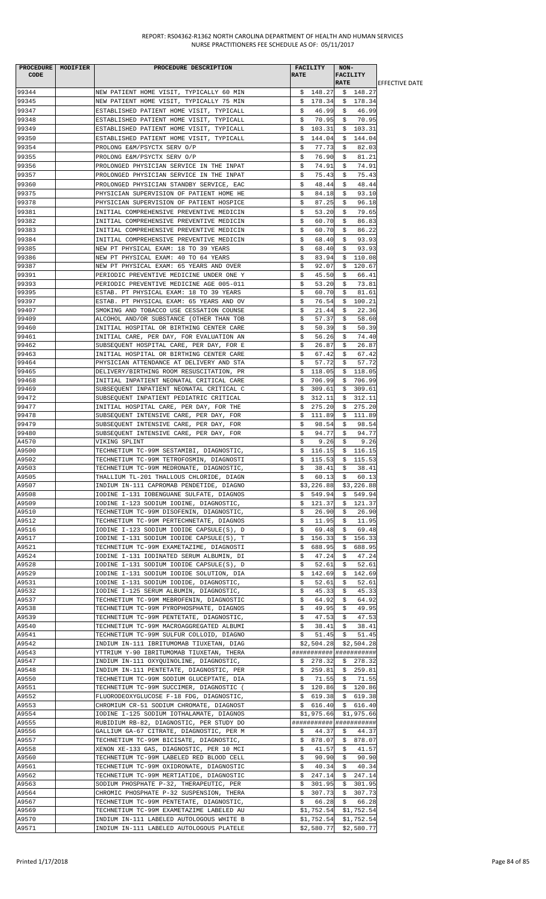REPORT: RS04362-R1362 NORTH CAROLINA DEPARTMENT OF HEALTH AND HUMAN SERVICES
NURSE PRACTITIONERS FEE SCHEDULE AS OF: 05/11/2017

| PROCEDURE CODE | MODIFIER | PROCEDURE DESCRIPTION | FACILITY RATE | NON-FACILITY RATE | EFFECTIVE DATE |
|---|---|---|---|---|---|
| 99344 | | NEW PATIENT HOME VISIT, TYPICALLY 60 MIN | $ 148.27 | $ 148.27 | |
| 99345 | | NEW PATIENT HOME VISIT, TYPICALLY 75 MIN | $ 178.34 | $ 178.34 | |
| 99347 | | ESTABLISHED PATIENT HOME VISIT, TYPICALL | $ 46.99 | $ 46.99 | |
| 99348 | | ESTABLISHED PATIENT HOME VISIT, TYPICALL | $ 70.95 | $ 70.95 | |
| 99349 | | ESTABLISHED PATIENT HOME VISIT, TYPICALL | $ 103.31 | $ 103.31 | |
| 99350 | | ESTABLISHED PATIENT HOME VISIT, TYPICALL | $ 144.04 | $ 144.04 | |
| 99354 | | PROLONG E&M/PSYCTX SERV O/P | $ 77.73 | $ 82.03 | |
| 99355 | | PROLONG E&M/PSYCTX SERV O/P | $ 76.90 | $ 81.21 | |
| 99356 | | PROLONGED PHYSICIAN SERVICE IN THE INPAT | $ 74.91 | $ 74.91 | |
| 99357 | | PROLONGED PHYSICIAN SERVICE IN THE INPAT | $ 75.43 | $ 75.43 | |
| 99360 | | PROLONGED PHYSICIAN STANDBY SERVICE, EAC | $ 48.44 | $ 48.44 | |
| 99375 | | PHYSICIAN SUPERVISION OF PATIENT HOME HE | $ 84.18 | $ 93.10 | |
| 99378 | | PHYSICIAN SUPERVISION OF PATIENT HOSPICE | $ 87.25 | $ 96.18 | |
| 99381 | | INITIAL COMPREHENSIVE PREVENTIVE MEDICIN | $ 53.20 | $ 79.65 | |
| 99382 | | INITIAL COMPREHENSIVE PREVENTIVE MEDICIN | $ 60.70 | $ 86.83 | |
| 99383 | | INITIAL COMPREHENSIVE PREVENTIVE MEDICIN | $ 60.70 | $ 86.22 | |
| 99384 | | INITIAL COMPREHENSIVE PREVENTIVE MEDICIN | $ 68.40 | $ 93.93 | |
| 99385 | | NEW PT PHYSICAL EXAM: 18 TO 39 YEARS | $ 68.40 | $ 93.93 | |
| 99386 | | NEW PT PHYSICAL EXAM: 40 TO 64 YEARS | $ 83.94 | $ 110.08 | |
| 99387 | | NEW PT PHYSICAL EXAM: 65 YEARS AND OVER | $ 92.07 | $ 120.67 | |
| 99391 | | PERIODIC PREVENTIVE MEDICINE UNDER ONE Y | $ 45.50 | $ 66.41 | |
| 99393 | | PERIODIC PREVENTIVE MEDICINE AGE 005-011 | $ 53.20 | $ 73.81 | |
| 99395 | | ESTAB. PT PHYSICAL EXAM: 18 TO 39 YEARS | $ 60.70 | $ 81.61 | |
| 99397 | | ESTAB. PT PHYSICAL EXAM: 65 YEARS AND OV | $ 76.54 | $ 100.21 | |
| 99407 | | SMOKING AND TOBACCO USE CESSATION COUNSE | $ 21.44 | $ 22.36 | |
| 99409 | | ALCOHOL AND/OR SUBSTANCE (OTHER THAN TOB | $ 57.37 | $ 58.60 | |
| 99460 | | INITIAL HOSPITAL OR BIRTHING CENTER CARE | $ 50.39 | $ 50.39 | |
| 99461 | | INITIAL CARE, PER DAY, FOR EVALUATION AN | $ 56.26 | $ 74.40 | |
| 99462 | | SUBSEQUENT HOSPITAL CARE, PER DAY, FOR E | $ 26.87 | $ 26.87 | |
| 99463 | | INITIAL HOSPITAL OR BIRTHING CENTER CARE | $ 67.42 | $ 67.42 | |
| 99464 | | PHYSICIAN ATTENDANCE AT DELIVERY AND STA | $ 57.72 | $ 57.72 | |
| 99465 | | DELIVERY/BIRTHING ROOM RESUSCITATION, PR | $ 118.05 | $ 118.05 | |
| 99468 | | INITIAL INPATIENT NEONATAL CRITICAL CARE | $ 706.99 | $ 706.99 | |
| 99469 | | SUBSEQUENT INPATIENT NEONATAL CRITICAL C | $ 309.61 | $ 309.61 | |
| 99472 | | SUBSEQUENT INPATIENT PEDIATRIC CRITICAL | $ 312.11 | $ 312.11 | |
| 99477 | | INITIAL HOSPITAL CARE, PER DAY, FOR THE | $ 275.20 | $ 275.20 | |
| 99478 | | SUBSEQUENT INTENSIVE CARE, PER DAY, FOR | $ 111.89 | $ 111.89 | |
| 99479 | | SUBSEQUENT INTENSIVE CARE, PER DAY, FOR | $ 98.54 | $ 98.54 | |
| 99480 | | SUBSEQUENT INTENSIVE CARE, PER DAY, FOR | $ 94.77 | $ 94.77 | |
| A4570 | | VIKING SPLINT | $ 9.26 | $ 9.26 | |
| A9500 | | TECHNETIUM TC-99M SESTAMIBI, DIAGNOSTIC, | $ 116.15 | $ 116.15 | |
| A9502 | | TECHNETIUM TC-99M TETROFOSMIN, DIAGNOSTI | $ 115.53 | $ 115.53 | |
| A9503 | | TECHNETIUM TC-99M MEDRONATE, DIAGNOSTIC, | $ 38.41 | $ 38.41 | |
| A9505 | | THALLIUM TL-201 THALLOUS CHLORIDE, DIAGN | $ 60.13 | $ 60.13 | |
| A9507 | | INDIUM IN-111 CAPROMAB PENDETIDE, DIAGNO | $3,226.88 | $3,226.88 | |
| A9508 | | IODINE I-131 IOBENGUANE SULFATE, DIAGNOS | $ 549.94 | $ 549.94 | |
| A9509 | | IODINE I-123 SODIUM IODINE, DIAGNOSTIC, | $ 121.37 | $ 121.37 | |
| A9510 | | TECHNETIUM TC-99M DISOFENIN, DIAGNOSTIC, | $ 26.90 | $ 26.90 | |
| A9512 | | TECHNETIUM TC-99M PERTECHNETATE, DIAGNOS | $ 11.95 | $ 11.95 | |
| A9516 | | IODINE I-123 SODIUM IODIDE CAPSULE(S), D | $ 69.48 | $ 69.48 | |
| A9517 | | IODINE I-131 SODIUM IODIDE CAPSULE(S), T | $ 156.33 | $ 156.33 | |
| A9521 | | TECHNETIUM TC-99M EXAMETAZIME, DIAGNOSTI | $ 688.95 | $ 688.95 | |
| A9524 | | IODINE I-131 IODINATED SERUM ALBUMIN, DI | $ 47.24 | $ 47.24 | |
| A9528 | | IODINE I-131 SODIUM IODIDE CAPSULE(S), D | $ 52.61 | $ 52.61 | |
| A9529 | | IODINE I-131 SODIUM IODIDE SOLUTION, DIA | $ 142.69 | $ 142.69 | |
| A9531 | | IODINE I-131 SODIUM IODIDE, DIAGNOSTIC, | $ 52.61 | $ 52.61 | |
| A9532 | | IODINE I-125 SERUM ALBUMIN, DIAGNOSTIC, | $ 45.33 | $ 45.33 | |
| A9537 | | TECHNETIUM TC-99M MEBROFENIN, DIAGNOSTIC | $ 64.92 | $ 64.92 | |
| A9538 | | TECHNETIUM TC-99M PYROPHOSPHATE, DIAGNOS | $ 49.95 | $ 49.95 | |
| A9539 | | TECHNETIUM TC-99M PENTETATE, DIAGNOSTIC, | $ 47.53 | $ 47.53 | |
| A9540 | | TECHNETIUM TC-99M MACROAGGREGATED ALBUMI | $ 38.41 | $ 38.41 | |
| A9541 | | TECHNETIUM TC-99M SULFUR COLLOID, DIAGNO | $ 51.45 | $ 51.45 | |
| A9542 | | INDIUM IN-111 IBRITUMOMAB TIUXETAN, DIAG | $2,504.28 | $2,504.28 | |
| A9543 | | YTTRIUM Y-90 IBRITUMOMAB TIUXETAN, THERA | ########### | ########### | |
| A9547 | | INDIUM IN-111 OXYQUINOLINE, DIAGNOSTIC, | $ 278.32 | $ 278.32 | |
| A9548 | | INDIUM IN-111 PENTETATE, DIAGNOSTIC, PER | $ 259.81 | $ 259.81 | |
| A9550 | | TECHNETIUM TC-99M SODIUM GLUCEPTATE, DIA | $ 71.55 | $ 71.55 | |
| A9551 | | TECHNETIUM TC-99M SUCCIMER, DIAGNOSTIC ( | $ 120.86 | $ 120.86 | |
| A9552 | | FLUORODEOXYGLUCOSE F-18 FDG, DIAGNOSTIC, | $ 619.38 | $ 619.38 | |
| A9553 | | CHROMIUM CR-51 SODIUM CHROMATE, DIAGNOST | $ 616.40 | $ 616.40 | |
| A9554 | | IODINE I-125 SODIUM IOTHALAMATE, DIAGNOS | $1,975.66 | $1,975.66 | |
| A9555 | | RUBIDIUM RB-82, DIAGNOSTIC, PER STUDY DO | ########### | ########### | |
| A9556 | | GALLIUM GA-67 CITRATE, DIAGNOSTIC, PER M | $ 44.37 | $ 44.37 | |
| A9557 | | TECHNETIUM TC-99M BICISATE, DIAGNOSTIC, | $ 878.07 | $ 878.07 | |
| A9558 | | XENON XE-133 GAS, DIAGNOSTIC, PER 10 MCI | $ 41.57 | $ 41.57 | |
| A9560 | | TECHNETIUM TC-99M LABELED RED BLOOD CELL | $ 90.90 | $ 90.90 | |
| A9561 | | TECHNETIUM TC-99M OXIDRONATE, DIAGNOSTIC | $ 40.34 | $ 40.34 | |
| A9562 | | TECHNETIUM TC-99M MERTIATIDE, DIAGNOSTIC | $ 247.14 | $ 247.14 | |
| A9563 | | SODIUM PHOSPHATE P-32, THERAPEUTIC, PER | $ 301.95 | $ 301.95 | |
| A9564 | | CHROMIC PHOSPHATE P-32 SUSPENSION, THERA | $ 307.73 | $ 307.73 | |
| A9567 | | TECHNETIUM TC-99M PENTETATE, DIAGNOSTIC, | $ 66.28 | $ 66.28 | |
| A9569 | | TECHNETIUM TC-99M EXAMETAZIME LABELED AU | $1,752.54 | $1,752.54 | |
| A9570 | | INDIUM IN-111 LABELED AUTOLOGOUS WHITE B | $1,752.54 | $1,752.54 | |
| A9571 | | INDIUM IN-111 LABELED AUTOLOGOUS PLATELE | $2,580.77 | $2,580.77 | |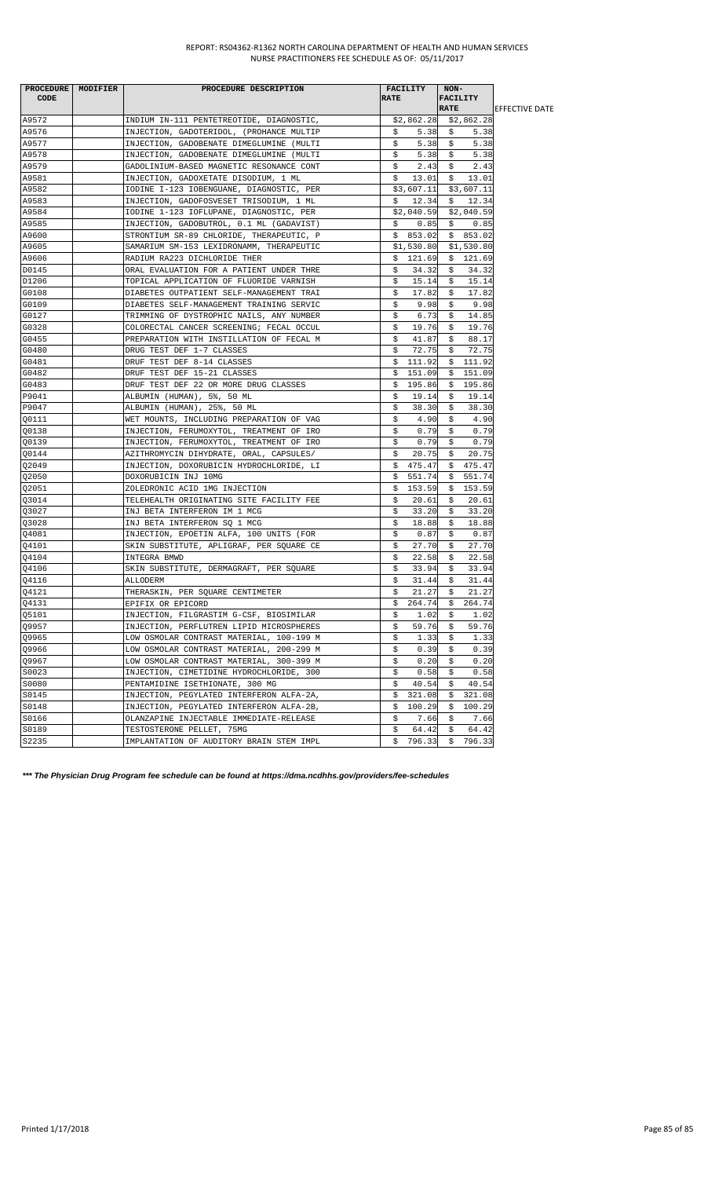REPORT: RS04362-R1362 NORTH CAROLINA DEPARTMENT OF HEALTH AND HUMAN SERVICES
NURSE PRACTITIONERS FEE SCHEDULE AS OF: 05/11/2017

| PROCEDURE CODE | MODIFIER | PROCEDURE DESCRIPTION | FACILITY RATE | NON-FACILITY RATE | EFFECTIVE DATE |
|---|---|---|---|---|---|
| A9572 | | INDIUM IN-111 PENTETREOTIDE, DIAGNOSTIC, | $2,862.28 | $2,862.28 | |
| A9576 | | INJECTION, GADOTERIDOL, (PROHANCE MULTIP | $ 5.38 | $ 5.38 | |
| A9577 | | INJECTION, GADOBENATE DIMEGLUMINE (MULTI | $ 5.38 | $ 5.38 | |
| A9578 | | INJECTION, GADOBENATE DIMEGLUMINE (MULTI | $ 5.38 | $ 5.38 | |
| A9579 | | GADOLINIUM-BASED MAGNETIC RESONANCE CONT | $ 2.43 | $ 2.43 | |
| A9581 | | INJECTION, GADOXETATE DISODIUM, 1 ML | $ 13.01 | $ 13.01 | |
| A9582 | | IODINE I-123 IOBENGUANE, DIAGNOSTIC, PER | $3,607.11 | $3,607.11 | |
| A9583 | | INJECTION, GADOFOSVESET TRISODIUM, 1 ML | $ 12.34 | $ 12.34 | |
| A9584 | | IODINE 1-123 IOFLUPANE, DIAGNOSTIC, PER | $2,040.59 | $2,040.59 | |
| A9585 | | INJECTION, GADOBUTROL, 0.1 ML (GADAVIST) | $ 0.85 | $ 0.85 | |
| A9600 | | STRONTIUM SR-89 CHLORIDE, THERAPEUTIC, P | $ 853.02 | $ 853.02 | |
| A9605 | | SAMARIUM SM-153 LEXIDRONAMM, THERAPEUTIC | $1,530.80 | $1,530.80 | |
| A9606 | | RADIUM RA223 DICHLORIDE THER | $ 121.69 | $ 121.69 | |
| D0145 | | ORAL EVALUATION FOR A PATIENT UNDER THRE | $ 34.32 | $ 34.32 | |
| D1206 | | TOPICAL APPLICATION OF FLUORIDE VARNISH | $ 15.14 | $ 15.14 | |
| G0108 | | DIABETES OUTPATIENT SELF-MANAGEMENT TRAI | $ 17.82 | $ 17.82 | |
| G0109 | | DIABETES SELF-MANAGEMENT TRAINING SERVIC | $ 9.98 | $ 9.98 | |
| G0127 | | TRIMMING OF DYSTROPHIC NAILS, ANY NUMBER | $ 6.73 | $ 14.85 | |
| G0328 | | COLORECTAL CANCER SCREENING; FECAL OCCUL | $ 19.76 | $ 19.76 | |
| G0455 | | PREPARATION WITH INSTILLATION OF FECAL M | $ 41.87 | $ 88.17 | |
| G0480 | | DRUG TEST DEF 1-7 CLASSES | $ 72.75 | $ 72.75 | |
| G0481 | | DRUF TEST DEF 8-14 CLASSES | $ 111.92 | $ 111.92 | |
| G0482 | | DRUF TEST DEF 15-21 CLASSES | $ 151.09 | $ 151.09 | |
| G0483 | | DRUF TEST DEF 22 OR MORE DRUG CLASSES | $ 195.86 | $ 195.86 | |
| P9041 | | ALBUMIN (HUMAN), 5%, 50 ML | $ 19.14 | $ 19.14 | |
| P9047 | | ALBUMIN (HUMAN), 25%, 50 ML | $ 38.30 | $ 38.30 | |
| Q0111 | | WET MOUNTS, INCLUDING PREPARATION OF VAG | $ 4.90 | $ 4.90 | |
| Q0138 | | INJECTION, FERUMOXYTOL, TREATMENT OF IRO | $ 0.79 | $ 0.79 | |
| Q0139 | | INJECTION, FERUMOXYTOL, TREATMENT OF IRO | $ 0.79 | $ 0.79 | |
| Q0144 | | AZITHROMYCIN DIHYDRATE, ORAL, CAPSULES/ | $ 20.75 | $ 20.75 | |
| Q2049 | | INJECTION, DOXORUBICIN HYDROCHLORIDE, LI | $ 475.47 | $ 475.47 | |
| Q2050 | | DOXORUBICIN INJ 10MG | $ 551.74 | $ 551.74 | |
| Q2051 | | ZOLEDRONIC ACID 1MG INJECTION | $ 153.59 | $ 153.59 | |
| Q3014 | | TELEHEALTH ORIGINATING SITE FACILITY FEE | $ 20.61 | $ 20.61 | |
| Q3027 | | INJ BETA INTERFERON IM 1 MCG | $ 33.20 | $ 33.20 | |
| Q3028 | | INJ BETA INTERFERON SQ 1 MCG | $ 18.88 | $ 18.88 | |
| Q4081 | | INJECTION, EPOETIN ALFA, 100 UNITS (FOR | $ 0.87 | $ 0.87 | |
| Q4101 | | SKIN SUBSTITUTE, APLIGRAF, PER SQUARE CE | $ 27.70 | $ 27.70 | |
| Q4104 | | INTEGRA BMWD | $ 22.58 | $ 22.58 | |
| Q4106 | | SKIN SUBSTITUTE, DERMAGRAFT, PER SQUARE | $ 33.94 | $ 33.94 | |
| Q4116 | | ALLODERM | $ 31.44 | $ 31.44 | |
| Q4121 | | THERASKIN, PER SQUARE CENTIMETER | $ 21.27 | $ 21.27 | |
| Q4131 | | EPIFIX OR EPICORD | $ 264.74 | $ 264.74 | |
| Q5101 | | INJECTION, FILGRASTIM G-CSF, BIOSIMILAR | $ 1.02 | $ 1.02 | |
| Q9957 | | INJECTION, PERFLUTREN LIPID MICROSPHERES | $ 59.76 | $ 59.76 | |
| Q9965 | | LOW OSMOLAR CONTRAST MATERIAL, 100-199 M | $ 1.33 | $ 1.33 | |
| Q9966 | | LOW OSMOLAR CONTRAST MATERIAL, 200-299 M | $ 0.39 | $ 0.39 | |
| Q9967 | | LOW OSMOLAR CONTRAST MATERIAL, 300-399 M | $ 0.20 | $ 0.20 | |
| S0023 | | INJECTION, CIMETIDINE HYDROCHLORIDE, 300 | $ 0.58 | $ 0.58 | |
| S0080 | | PENTAMIDINE ISETHIONATE, 300 MG | $ 40.54 | $ 40.54 | |
| S0145 | | INJECTION, PEGYLATED INTERFERON ALFA-2A, | $ 321.08 | $ 321.08 | |
| S0148 | | INJECTION, PEGYLATED INTERFERON ALFA-2B, | $ 100.29 | $ 100.29 | |
| S0166 | | OLANZAPINE INJECTABLE IMMEDIATE-RELEASE | $ 7.66 | $ 7.66 | |
| S0189 | | TESTOSTERONE PELLET, 75MG | $ 64.42 | $ 64.42 | |
| S2235 | | IMPLANTATION OF AUDITORY BRAIN STEM IMPL | $ 796.33 | $ 796.33 | |

***\*\*\* The Physician Drug Program fee schedule can be found at https://dma.ncdhhs.gov/providers/fee-schedules***

Printed 1/17/2018